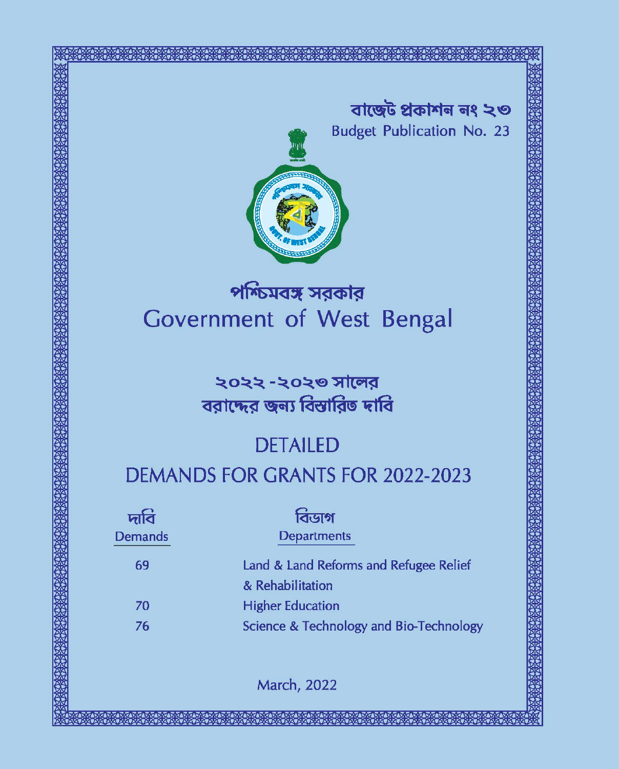বাজেট প্রকাশন নং ২৩

Budget Publication No. 23

# পশ্চিমবঙ্গ সরকার

# Government of West Bengal

## ২০২২ -২০২৩ সালের বরাদ্দের জন্য বিস্তারিত দাবি

## DETAILED DEMANDS FOR GRANTS FOR 2022-2023

| দাবি Demands | বিভাগ Departments |
|---|---|
| 69 | Land & Land Reforms and Refugee Relief & Rehabilitation |
| 70 | Higher Education |
| 76 | Science & Technology and Bio-Technology |

March, 2022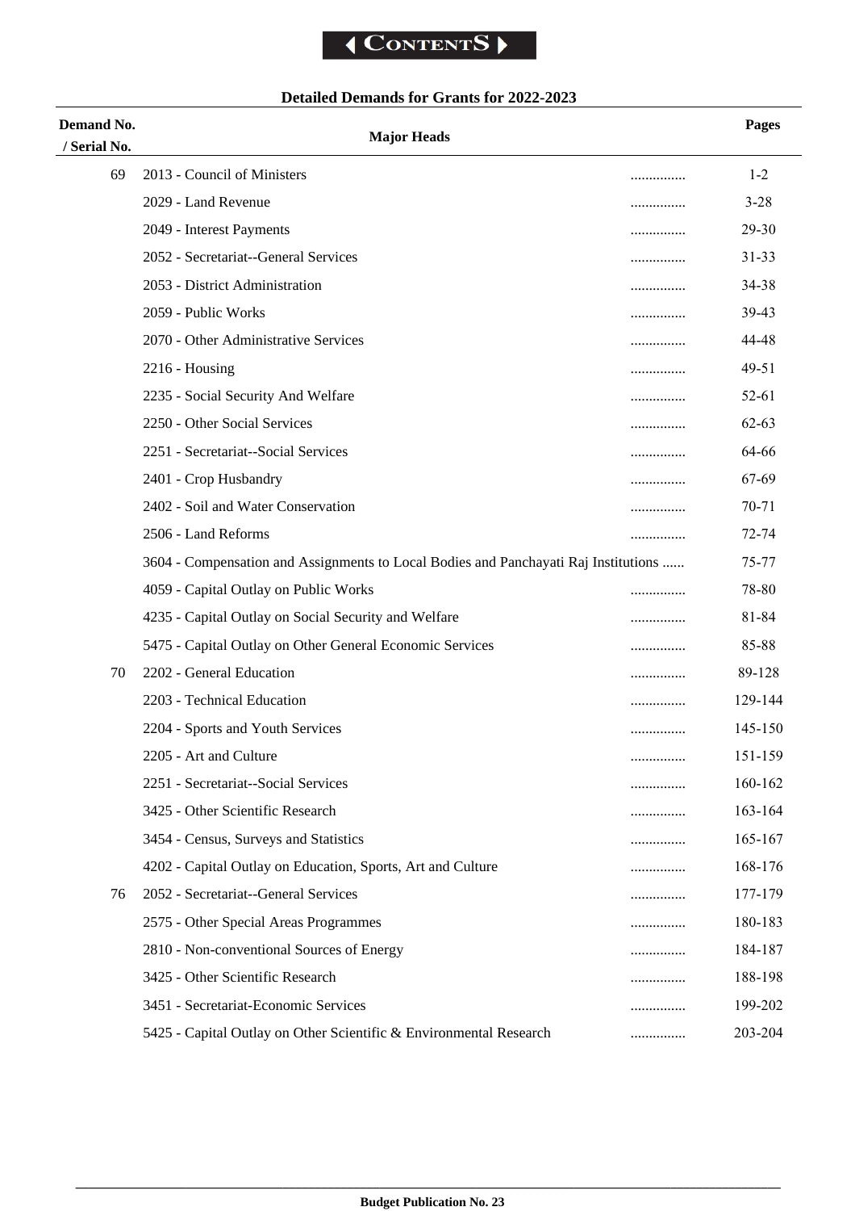# CONTENTS

## Detailed Demands for Grants for 2022-2023

| Demand No. / Serial No. | Major Heads | | Pages |
|---|---|---|---|
| 69 | 2013 - Council of Ministers | ............... | 1-2 |
| | 2029 - Land Revenue | ............... | 3-28 |
| | 2049 - Interest Payments | ............... | 29-30 |
| | 2052 - Secretariat--General Services | ............... | 31-33 |
| | 2053 - District Administration | ............... | 34-38 |
| | 2059 - Public Works | ............... | 39-43 |
| | 2070 - Other Administrative Services | ............... | 44-48 |
| | 2216 - Housing | ............... | 49-51 |
| | 2235 - Social Security And Welfare | ............... | 52-61 |
| | 2250 - Other Social Services | ............... | 62-63 |
| | 2251 - Secretariat--Social Services | ............... | 64-66 |
| | 2401 - Crop Husbandry | ............... | 67-69 |
| | 2402 - Soil and Water Conservation | ............... | 70-71 |
| | 2506 - Land Reforms | ............... | 72-74 |
| | 3604 - Compensation and Assignments to Local Bodies and Panchayati Raj Institutions | ...... | 75-77 |
| | 4059 - Capital Outlay on Public Works | ............... | 78-80 |
| | 4235 - Capital Outlay on Social Security and Welfare | ............... | 81-84 |
| | 5475 - Capital Outlay on Other General Economic Services | ............... | 85-88 |
| 70 | 2202 - General Education | ............... | 89-128 |
| | 2203 - Technical Education | ............... | 129-144 |
| | 2204 - Sports and Youth Services | ............... | 145-150 |
| | 2205 - Art and Culture | ............... | 151-159 |
| | 2251 - Secretariat--Social Services | ............... | 160-162 |
| | 3425 - Other Scientific Research | ............... | 163-164 |
| | 3454 - Census, Surveys and Statistics | ............... | 165-167 |
| | 4202 - Capital Outlay on Education, Sports, Art and Culture | ............... | 168-176 |
| 76 | 2052 - Secretariat--General Services | ............... | 177-179 |
| | 2575 - Other Special Areas Programmes | ............... | 180-183 |
| | 2810 - Non-conventional Sources of Energy | ............... | 184-187 |
| | 3425 - Other Scientific Research | ............... | 188-198 |
| | 3451 - Secretariat-Economic Services | ............... | 199-202 |
| | 5425 - Capital Outlay on Other Scientific & Environmental Research | ............... | 203-204 |

Budget Publication No. 23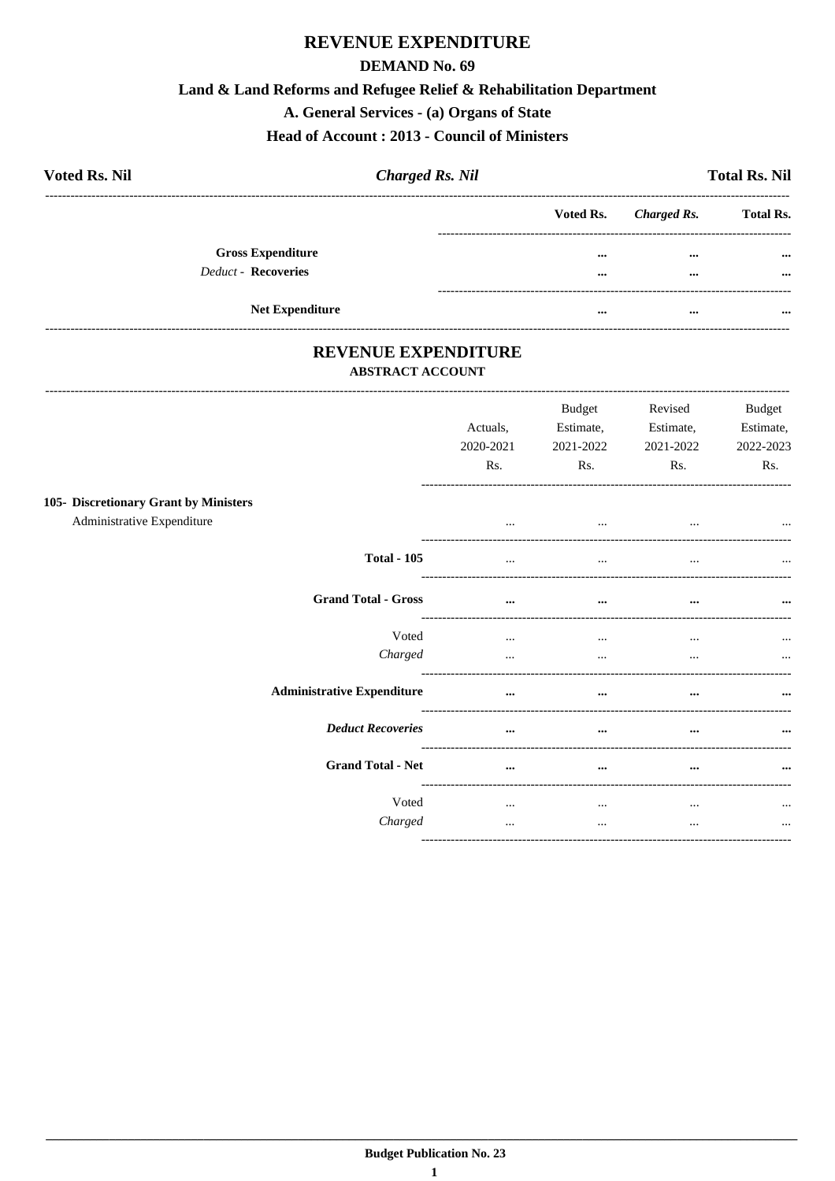# REVENUE EXPENDITURE

## DEMAND No. 69

### Land & Land Reforms and Refugee Relief & Rehabilitation Department

### A. General Services - (a) Organs of State

### Head of Account : 2013 - Council of Ministers

**Voted Rs. Nil** | ***Charged Rs. Nil*** | **Total Rs. Nil**

| | Voted Rs. | *Charged Rs.* | Total Rs. |
|---|---|---|---|
| **Gross Expenditure** | ... | ... | ... |
| *Deduct* - **Recoveries** | ... | ... | ... |
| **Net Expenditure** | ... | ... | ... |

## REVENUE EXPENDITURE

### ABSTRACT ACCOUNT

| | Actuals, 2020-2021 Rs. | Budget Estimate, 2021-2022 Rs. | Revised Estimate, 2021-2022 Rs. | Budget Estimate, 2022-2023 Rs. |
|---|---|---|---|---|
| **105- Discretionary Grant by Ministers** | | | | |
| Administrative Expenditure | ... | ... | ... | ... |
| **Total - 105** | ... | ... | ... | ... |
| **Grand Total - Gross** | ... | ... | ... | ... |
| Voted | ... | ... | ... | ... |
| *Charged* | ... | ... | ... | ... |
| **Administrative Expenditure** | ... | ... | ... | ... |
| ***Deduct Recoveries*** | ... | ... | ... | ... |
| **Grand Total - Net** | ... | ... | ... | ... |
| Voted | ... | ... | ... | ... |
| *Charged* | ... | ... | ... | ... |

**Budget Publication No. 23**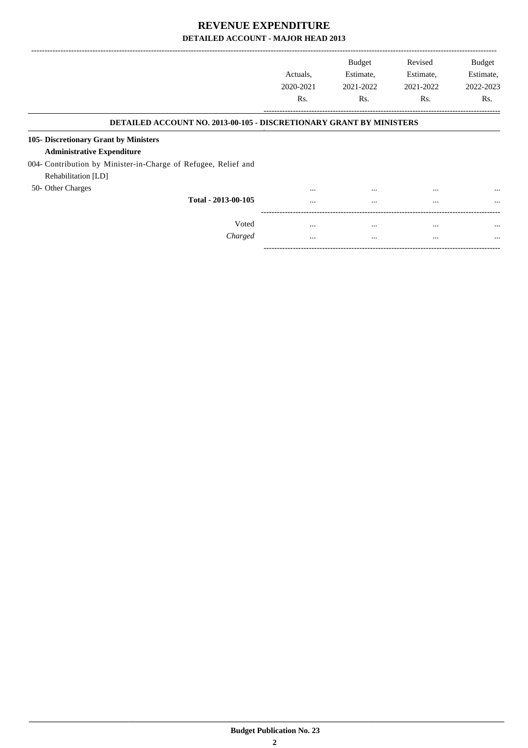# REVENUE EXPENDITURE

## DETAILED ACCOUNT - MAJOR HEAD 2013

| | Actuals, 2020-2021 Rs. | Budget Estimate, 2021-2022 Rs. | Revised Estimate, 2021-2022 Rs. | Budget Estimate, 2022-2023 Rs. |
|---|---|---|---|---|
| **DETAILED ACCOUNT NO. 2013-00-105 - DISCRETIONARY GRANT BY MINISTERS** | | | | |
| **105- Discretionary Grant by Ministers** | | | | |
| **Administrative Expenditure** | | | | |
| 004- Contribution by Minister-in-Charge of Refugee, Relief and Rehabilitation [LD] | | | | |
| 50- Other Charges | ... | ... | ... | ... |
| **Total - 2013-00-105** | ... | ... | ... | ... |
| Voted | ... | ... | ... | ... |
| *Charged* | ... | ... | ... | ... |

**Budget Publication No. 23**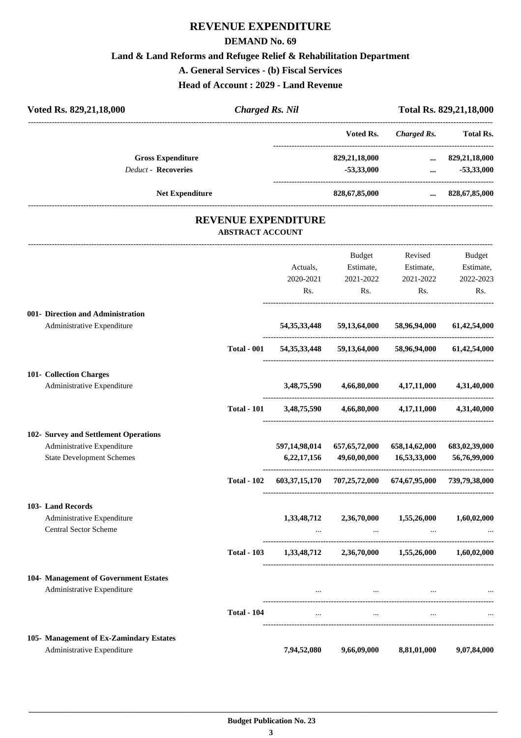# REVENUE EXPENDITURE

## DEMAND No. 69

### Land & Land Reforms and Refugee Relief & Rehabilitation Department

### A. General Services - (b) Fiscal Services

### Head of Account : 2029 - Land Revenue

| Voted Rs. 829,21,18,000 | *Charged Rs. Nil* | Total Rs. 829,21,18,000 |
|---|---|---|

| | Voted Rs. | *Charged Rs.* | Total Rs. |
|---|---|---|---|
| **Gross Expenditure** | 829,21,18,000 | ... | 829,21,18,000 |
| *Deduct* - **Recoveries** | -53,33,000 | ... | -53,33,000 |
| **Net Expenditure** | 828,67,85,000 | ... | 828,67,85,000 |

## REVENUE EXPENDITURE

### ABSTRACT ACCOUNT

| | | Actuals, 2020-2021 Rs. | Budget Estimate, 2021-2022 Rs. | Revised Estimate, 2021-2022 Rs. | Budget Estimate, 2022-2023 Rs. |
|---|---|---|---|---|---|
| **001- Direction and Administration** | | | | | |
| Administrative Expenditure | | 54,35,33,448 | 59,13,64,000 | 58,96,94,000 | 61,42,54,000 |
| | **Total - 001** | 54,35,33,448 | 59,13,64,000 | 58,96,94,000 | 61,42,54,000 |
| **101- Collection Charges** | | | | | |
| Administrative Expenditure | | 3,48,75,590 | 4,66,80,000 | 4,17,11,000 | 4,31,40,000 |
| | **Total - 101** | 3,48,75,590 | 4,66,80,000 | 4,17,11,000 | 4,31,40,000 |
| **102- Survey and Settlement Operations** | | | | | |
| Administrative Expenditure | | 597,14,98,014 | 657,65,72,000 | 658,14,62,000 | 683,02,39,000 |
| State Development Schemes | | 6,22,17,156 | 49,60,00,000 | 16,53,33,000 | 56,76,99,000 |
| | **Total - 102** | 603,37,15,170 | 707,25,72,000 | 674,67,95,000 | 739,79,38,000 |
| **103- Land Records** | | | | | |
| Administrative Expenditure | | 1,33,48,712 | 2,36,70,000 | 1,55,26,000 | 1,60,02,000 |
| Central Sector Scheme | | ... | ... | ... | ... |
| | **Total - 103** | 1,33,48,712 | 2,36,70,000 | 1,55,26,000 | 1,60,02,000 |
| **104- Management of Government Estates** | | | | | |
| Administrative Expenditure | | ... | ... | ... | ... |
| | **Total - 104** | ... | ... | ... | ... |
| **105- Management of Ex-Zamindary Estates** | | | | | |
| Administrative Expenditure | | 7,94,52,080 | 9,66,09,000 | 8,81,01,000 | 9,07,84,000 |

**Budget Publication No. 23**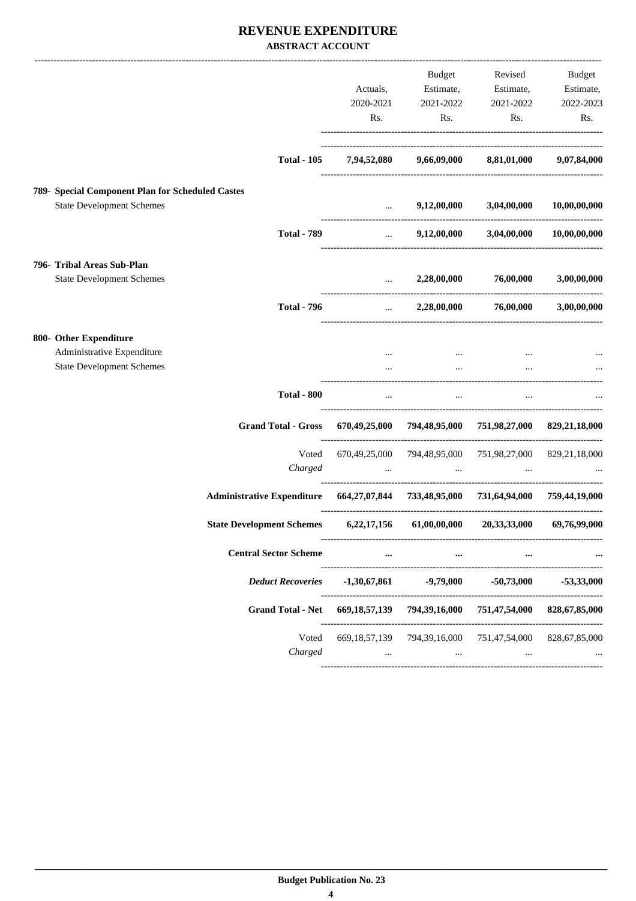# REVENUE EXPENDITURE

**ABSTRACT ACCOUNT**

| | Actuals, 2020-2021 Rs. | Budget Estimate, 2021-2022 Rs. | Revised Estimate, 2021-2022 Rs. | Budget Estimate, 2022-2023 Rs. |
|---|---|---|---|---|
| **Total - 105** | **7,94,52,080** | **9,66,09,000** | **8,81,01,000** | **9,07,84,000** |
| **789- Special Component Plan for Scheduled Castes** | | | | |
| State Development Schemes | ... | **9,12,00,000** | **3,04,00,000** | **10,00,00,000** |
| **Total - 789** | ... | **9,12,00,000** | **3,04,00,000** | **10,00,00,000** |
| **796- Tribal Areas Sub-Plan** | | | | |
| State Development Schemes | ... | **2,28,00,000** | **76,00,000** | **3,00,00,000** |
| **Total - 796** | ... | **2,28,00,000** | **76,00,000** | **3,00,00,000** |
| **800- Other Expenditure** | | | | |
| Administrative Expenditure | ... | ... | ... | ... |
| State Development Schemes | ... | ... | ... | ... |
| **Total - 800** | ... | ... | ... | ... |
| **Grand Total - Gross** | **670,49,25,000** | **794,48,95,000** | **751,98,27,000** | **829,21,18,000** |
| Voted | 670,49,25,000 | 794,48,95,000 | 751,98,27,000 | 829,21,18,000 |
| *Charged* | ... | ... | ... | ... |
| **Administrative Expenditure** | **664,27,07,844** | **733,48,95,000** | **731,64,94,000** | **759,44,19,000** |
| **State Development Schemes** | **6,22,17,156** | **61,00,00,000** | **20,33,33,000** | **69,76,99,000** |
| **Central Sector Scheme** | **...** | **...** | **...** | **...** |
| ***Deduct Recoveries*** | **-1,30,67,861** | **-9,79,000** | **-50,73,000** | **-53,33,000** |
| **Grand Total - Net** | **669,18,57,139** | **794,39,16,000** | **751,47,54,000** | **828,67,85,000** |
| Voted | 669,18,57,139 | 794,39,16,000 | 751,47,54,000 | 828,67,85,000 |
| *Charged* | ... | ... | ... | ... |

**Budget Publication No. 23**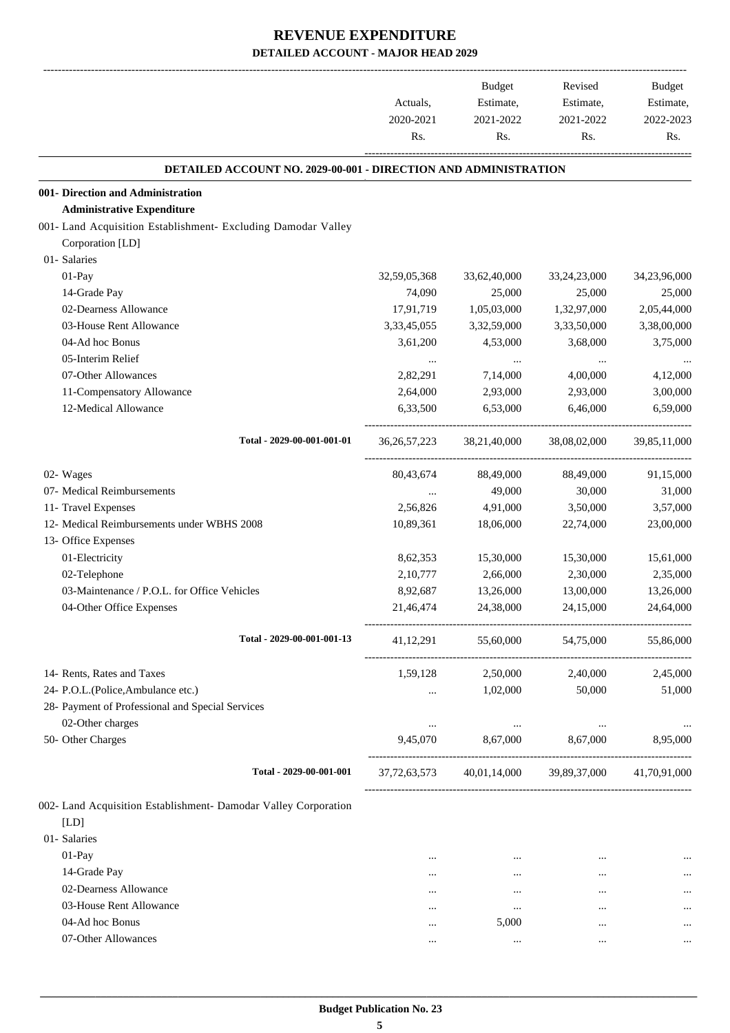# REVENUE EXPENDITURE

## DETAILED ACCOUNT - MAJOR HEAD 2029

| | Actuals, 2020-2021 Rs. | Budget Estimate, 2021-2022 Rs. | Revised Estimate, 2021-2022 Rs. | Budget Estimate, 2022-2023 Rs. |
|---|---|---|---|---|
| **DETAILED ACCOUNT NO. 2029-00-001 - DIRECTION AND ADMINISTRATION** | | | | |
| **001- Direction and Administration** | | | | |
| **Administrative Expenditure** | | | | |
| 001- Land Acquisition Establishment- Excluding Damodar Valley Corporation [LD] | | | | |
| 01- Salaries | | | | |
| 01-Pay | 32,59,05,368 | 33,62,40,000 | 33,24,23,000 | 34,23,96,000 |
| 14-Grade Pay | 74,090 | 25,000 | 25,000 | 25,000 |
| 02-Dearness Allowance | 17,91,719 | 1,05,03,000 | 1,32,97,000 | 2,05,44,000 |
| 03-House Rent Allowance | 3,33,45,055 | 3,32,59,000 | 3,33,50,000 | 3,38,00,000 |
| 04-Ad hoc Bonus | 3,61,200 | 4,53,000 | 3,68,000 | 3,75,000 |
| 05-Interim Relief | ... | ... | ... | ... |
| 07-Other Allowances | 2,82,291 | 7,14,000 | 4,00,000 | 4,12,000 |
| 11-Compensatory Allowance | 2,64,000 | 2,93,000 | 2,93,000 | 3,00,000 |
| 12-Medical Allowance | 6,33,500 | 6,53,000 | 6,46,000 | 6,59,000 |
| Total - 2029-00-001-001-01 | 36,26,57,223 | 38,21,40,000 | 38,08,02,000 | 39,85,11,000 |
| 02- Wages | 80,43,674 | 88,49,000 | 88,49,000 | 91,15,000 |
| 07- Medical Reimbursements | ... | 49,000 | 30,000 | 31,000 |
| 11- Travel Expenses | 2,56,826 | 4,91,000 | 3,50,000 | 3,57,000 |
| 12- Medical Reimbursements under WBHS 2008 | 10,89,361 | 18,06,000 | 22,74,000 | 23,00,000 |
| 13- Office Expenses | | | | |
| 01-Electricity | 8,62,353 | 15,30,000 | 15,30,000 | 15,61,000 |
| 02-Telephone | 2,10,777 | 2,66,000 | 2,30,000 | 2,35,000 |
| 03-Maintenance / P.O.L. for Office Vehicles | 8,92,687 | 13,26,000 | 13,00,000 | 13,26,000 |
| 04-Other Office Expenses | 21,46,474 | 24,38,000 | 24,15,000 | 24,64,000 |
| Total - 2029-00-001-001-13 | 41,12,291 | 55,60,000 | 54,75,000 | 55,86,000 |
| 14- Rents, Rates and Taxes | 1,59,128 | 2,50,000 | 2,40,000 | 2,45,000 |
| 24- P.O.L.(Police,Ambulance etc.) | ... | 1,02,000 | 50,000 | 51,000 |
| 28- Payment of Professional and Special Services | | | | |
| 02-Other charges | ... | ... | ... | ... |
| 50- Other Charges | 9,45,070 | 8,67,000 | 8,67,000 | 8,95,000 |
| Total - 2029-00-001-001 | 37,72,63,573 | 40,01,14,000 | 39,89,37,000 | 41,70,91,000 |
| 002- Land Acquisition Establishment- Damodar Valley Corporation [LD] | | | | |
| 01- Salaries | | | | |
| 01-Pay | ... | ... | ... | ... |
| 14-Grade Pay | ... | ... | ... | ... |
| 02-Dearness Allowance | ... | ... | ... | ... |
| 03-House Rent Allowance | ... | ... | ... | ... |
| 04-Ad hoc Bonus | ... | 5,000 | ... | ... |
| 07-Other Allowances | ... | ... | ... | ... |

Budget Publication No. 23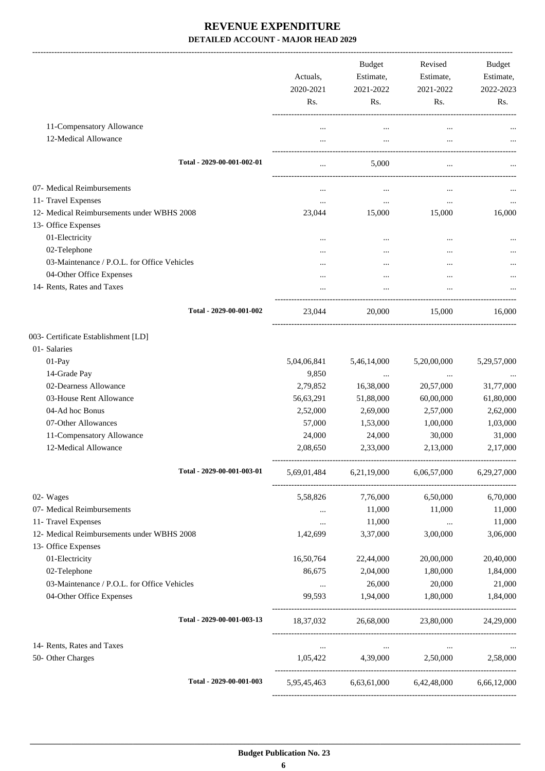# REVENUE EXPENDITURE
## DETAILED ACCOUNT - MAJOR HEAD 2029

| | Actuals, 2020-2021 Rs. | Budget Estimate, 2021-2022 Rs. | Revised Estimate, 2021-2022 Rs. | Budget Estimate, 2022-2023 Rs. |
|---|---|---|---|---|
| 11-Compensatory Allowance | ... | ... | ... | ... |
| 12-Medical Allowance | ... | ... | ... | ... |
| **Total - 2029-00-001-002-01** | ... | 5,000 | ... | ... |
| 07- Medical Reimbursements | ... | ... | ... | ... |
| 11- Travel Expenses | ... | ... | ... | ... |
| 12- Medical Reimbursements under WBHS 2008 | 23,044 | 15,000 | 15,000 | 16,000 |
| 13- Office Expenses | | | | |
| 01-Electricity | ... | ... | ... | ... |
| 02-Telephone | ... | ... | ... | ... |
| 03-Maintenance / P.O.L. for Office Vehicles | ... | ... | ... | ... |
| 04-Other Office Expenses | ... | ... | ... | ... |
| 14- Rents, Rates and Taxes | ... | ... | ... | ... |
| **Total - 2029-00-001-002** | 23,044 | 20,000 | 15,000 | 16,000 |
| 003- Certificate Establishment [LD] | | | | |
| 01- Salaries | | | | |
| 01-Pay | 5,04,06,841 | 5,46,14,000 | 5,20,00,000 | 5,29,57,000 |
| 14-Grade Pay | 9,850 | ... | ... | ... |
| 02-Dearness Allowance | 2,79,852 | 16,38,000 | 20,57,000 | 31,77,000 |
| 03-House Rent Allowance | 56,63,291 | 51,88,000 | 60,00,000 | 61,80,000 |
| 04-Ad hoc Bonus | 2,52,000 | 2,69,000 | 2,57,000 | 2,62,000 |
| 07-Other Allowances | 57,000 | 1,53,000 | 1,00,000 | 1,03,000 |
| 11-Compensatory Allowance | 24,000 | 24,000 | 30,000 | 31,000 |
| 12-Medical Allowance | 2,08,650 | 2,33,000 | 2,13,000 | 2,17,000 |
| **Total - 2029-00-001-003-01** | 5,69,01,484 | 6,21,19,000 | 6,06,57,000 | 6,29,27,000 |
| 02- Wages | 5,58,826 | 7,76,000 | 6,50,000 | 6,70,000 |
| 07- Medical Reimbursements | ... | 11,000 | 11,000 | 11,000 |
| 11- Travel Expenses | ... | 11,000 | ... | 11,000 |
| 12- Medical Reimbursements under WBHS 2008 | 1,42,699 | 3,37,000 | 3,00,000 | 3,06,000 |
| 13- Office Expenses | | | | |
| 01-Electricity | 16,50,764 | 22,44,000 | 20,00,000 | 20,40,000 |
| 02-Telephone | 86,675 | 2,04,000 | 1,80,000 | 1,84,000 |
| 03-Maintenance / P.O.L. for Office Vehicles | ... | 26,000 | 20,000 | 21,000 |
| 04-Other Office Expenses | 99,593 | 1,94,000 | 1,80,000 | 1,84,000 |
| **Total - 2029-00-001-003-13** | 18,37,032 | 26,68,000 | 23,80,000 | 24,29,000 |
| 14- Rents, Rates and Taxes | ... | ... | ... | ... |
| 50- Other Charges | 1,05,422 | 4,39,000 | 2,50,000 | 2,58,000 |
| **Total - 2029-00-001-003** | 5,95,45,463 | 6,63,61,000 | 6,42,48,000 | 6,66,12,000 |

Budget Publication No. 23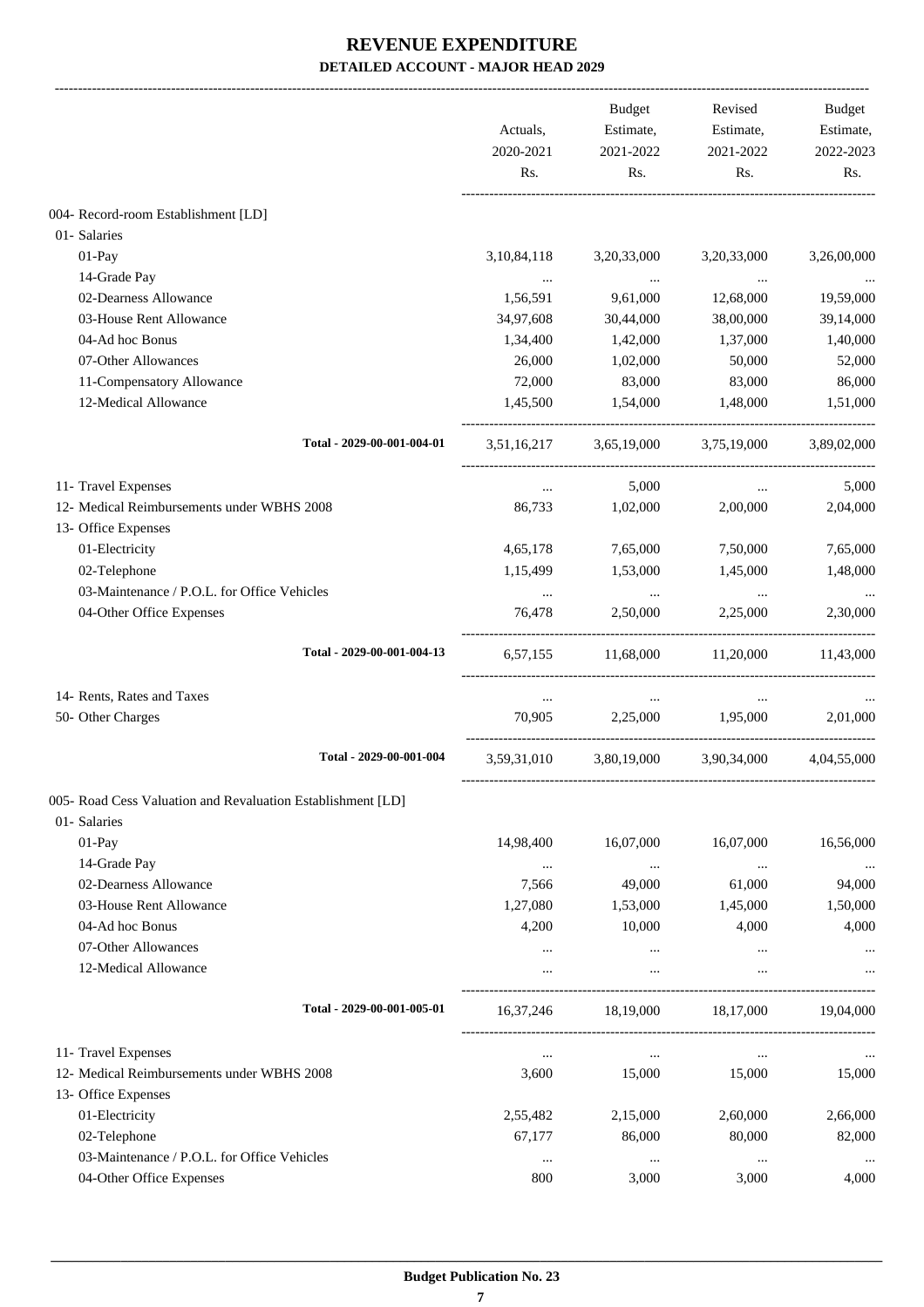# REVENUE EXPENDITURE

**DETAILED ACCOUNT - MAJOR HEAD 2029**

| | Actuals, 2020-2021 Rs. | Budget Estimate, 2021-2022 Rs. | Revised Estimate, 2021-2022 Rs. | Budget Estimate, 2022-2023 Rs. |
|---|---|---|---|---|
| 004- Record-room Establishment [LD] | | | | |
| 01- Salaries | | | | |
| 01-Pay | 3,10,84,118 | 3,20,33,000 | 3,20,33,000 | 3,26,00,000 |
| 14-Grade Pay | ... | ... | ... | ... |
| 02-Dearness Allowance | 1,56,591 | 9,61,000 | 12,68,000 | 19,59,000 |
| 03-House Rent Allowance | 34,97,608 | 30,44,000 | 38,00,000 | 39,14,000 |
| 04-Ad hoc Bonus | 1,34,400 | 1,42,000 | 1,37,000 | 1,40,000 |
| 07-Other Allowances | 26,000 | 1,02,000 | 50,000 | 52,000 |
| 11-Compensatory Allowance | 72,000 | 83,000 | 83,000 | 86,000 |
| 12-Medical Allowance | 1,45,500 | 1,54,000 | 1,48,000 | 1,51,000 |
| **Total - 2029-00-001-004-01** | 3,51,16,217 | 3,65,19,000 | 3,75,19,000 | 3,89,02,000 |
| 11- Travel Expenses | ... | 5,000 | ... | 5,000 |
| 12- Medical Reimbursements under WBHS 2008 | 86,733 | 1,02,000 | 2,00,000 | 2,04,000 |
| 13- Office Expenses | | | | |
| 01-Electricity | 4,65,178 | 7,65,000 | 7,50,000 | 7,65,000 |
| 02-Telephone | 1,15,499 | 1,53,000 | 1,45,000 | 1,48,000 |
| 03-Maintenance / P.O.L. for Office Vehicles | ... | ... | ... | ... |
| 04-Other Office Expenses | 76,478 | 2,50,000 | 2,25,000 | 2,30,000 |
| **Total - 2029-00-001-004-13** | 6,57,155 | 11,68,000 | 11,20,000 | 11,43,000 |
| 14- Rents, Rates and Taxes | ... | ... | ... | ... |
| 50- Other Charges | 70,905 | 2,25,000 | 1,95,000 | 2,01,000 |
| **Total - 2029-00-001-004** | 3,59,31,010 | 3,80,19,000 | 3,90,34,000 | 4,04,55,000 |
| 005- Road Cess Valuation and Revaluation Establishment [LD] | | | | |
| 01- Salaries | | | | |
| 01-Pay | 14,98,400 | 16,07,000 | 16,07,000 | 16,56,000 |
| 14-Grade Pay | ... | ... | ... | ... |
| 02-Dearness Allowance | 7,566 | 49,000 | 61,000 | 94,000 |
| 03-House Rent Allowance | 1,27,080 | 1,53,000 | 1,45,000 | 1,50,000 |
| 04-Ad hoc Bonus | 4,200 | 10,000 | 4,000 | 4,000 |
| 07-Other Allowances | ... | ... | ... | ... |
| 12-Medical Allowance | ... | ... | ... | ... |
| **Total - 2029-00-001-005-01** | 16,37,246 | 18,19,000 | 18,17,000 | 19,04,000 |
| 11- Travel Expenses | ... | ... | ... | ... |
| 12- Medical Reimbursements under WBHS 2008 | 3,600 | 15,000 | 15,000 | 15,000 |
| 13- Office Expenses | | | | |
| 01-Electricity | 2,55,482 | 2,15,000 | 2,60,000 | 2,66,000 |
| 02-Telephone | 67,177 | 86,000 | 80,000 | 82,000 |
| 03-Maintenance / P.O.L. for Office Vehicles | ... | ... | ... | ... |
| 04-Other Office Expenses | 800 | 3,000 | 3,000 | 4,000 |

**Budget Publication No. 23**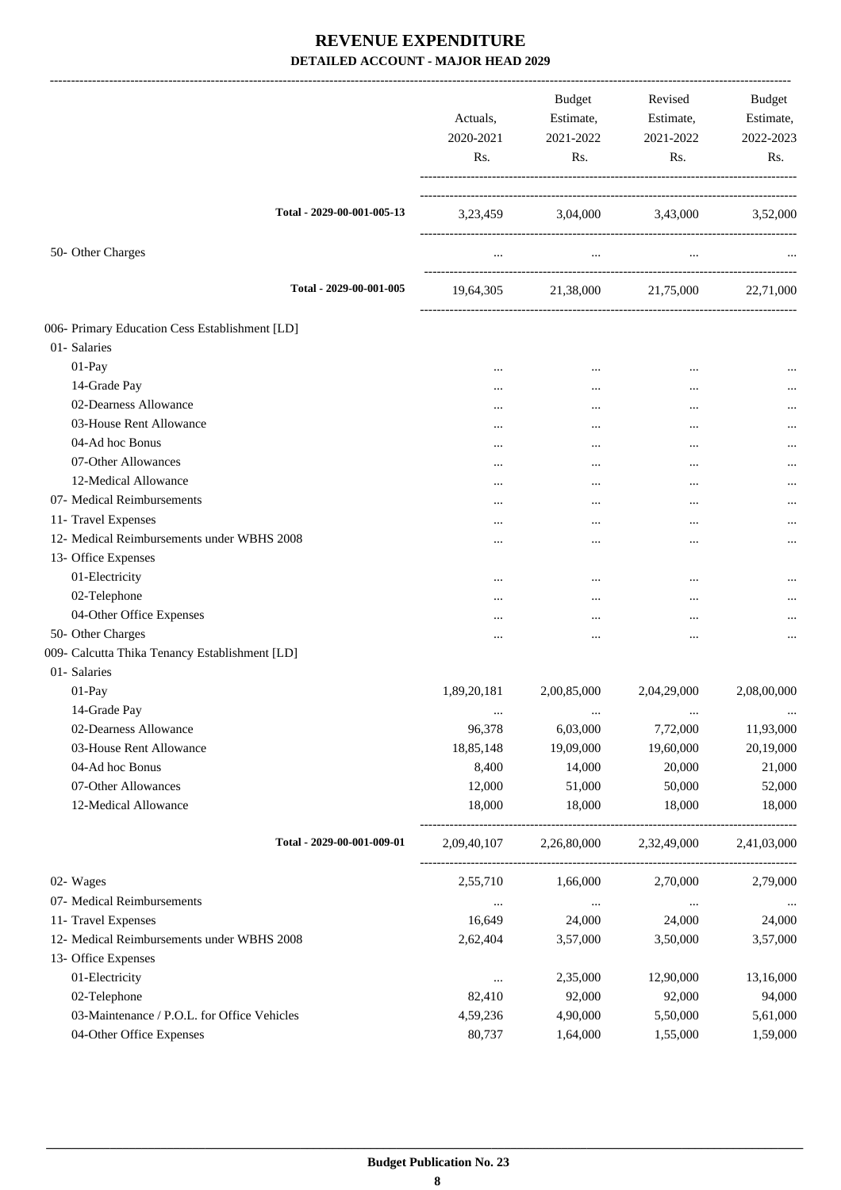# REVENUE EXPENDITURE

**DETAILED ACCOUNT - MAJOR HEAD 2029**

| | Actuals, 2020-2021 Rs. | Budget Estimate, 2021-2022 Rs. | Revised Estimate, 2021-2022 Rs. | Budget Estimate, 2022-2023 Rs. |
|---|---|---|---|---|
| Total - 2029-00-001-005-13 | 3,23,459 | 3,04,000 | 3,43,000 | 3,52,000 |
| 50- Other Charges | ... | ... | ... | ... |
| Total - 2029-00-001-005 | 19,64,305 | 21,38,000 | 21,75,000 | 22,71,000 |
| 006- Primary Education Cess Establishment [LD] | | | | |
| 01- Salaries | | | | |
| 01-Pay | ... | ... | ... | ... |
| 14-Grade Pay | ... | ... | ... | ... |
| 02-Dearness Allowance | ... | ... | ... | ... |
| 03-House Rent Allowance | ... | ... | ... | ... |
| 04-Ad hoc Bonus | ... | ... | ... | ... |
| 07-Other Allowances | ... | ... | ... | ... |
| 12-Medical Allowance | ... | ... | ... | ... |
| 07- Medical Reimbursements | ... | ... | ... | ... |
| 11- Travel Expenses | ... | ... | ... | ... |
| 12- Medical Reimbursements under WBHS 2008 | ... | ... | ... | ... |
| 13- Office Expenses | | | | |
| 01-Electricity | ... | ... | ... | ... |
| 02-Telephone | ... | ... | ... | ... |
| 04-Other Office Expenses | ... | ... | ... | ... |
| 50- Other Charges | ... | ... | ... | ... |
| 009- Calcutta Thika Tenancy Establishment [LD] | | | | |
| 01- Salaries | | | | |
| 01-Pay | 1,89,20,181 | 2,00,85,000 | 2,04,29,000 | 2,08,00,000 |
| 14-Grade Pay | ... | ... | ... | ... |
| 02-Dearness Allowance | 96,378 | 6,03,000 | 7,72,000 | 11,93,000 |
| 03-House Rent Allowance | 18,85,148 | 19,09,000 | 19,60,000 | 20,19,000 |
| 04-Ad hoc Bonus | 8,400 | 14,000 | 20,000 | 21,000 |
| 07-Other Allowances | 12,000 | 51,000 | 50,000 | 52,000 |
| 12-Medical Allowance | 18,000 | 18,000 | 18,000 | 18,000 |
| Total - 2029-00-001-009-01 | 2,09,40,107 | 2,26,80,000 | 2,32,49,000 | 2,41,03,000 |
| 02- Wages | 2,55,710 | 1,66,000 | 2,70,000 | 2,79,000 |
| 07- Medical Reimbursements | ... | ... | ... | ... |
| 11- Travel Expenses | 16,649 | 24,000 | 24,000 | 24,000 |
| 12- Medical Reimbursements under WBHS 2008 | 2,62,404 | 3,57,000 | 3,50,000 | 3,57,000 |
| 13- Office Expenses | | | | |
| 01-Electricity | ... | 2,35,000 | 12,90,000 | 13,16,000 |
| 02-Telephone | 82,410 | 92,000 | 92,000 | 94,000 |
| 03-Maintenance / P.O.L. for Office Vehicles | 4,59,236 | 4,90,000 | 5,50,000 | 5,61,000 |
| 04-Other Office Expenses | 80,737 | 1,64,000 | 1,55,000 | 1,59,000 |

**Budget Publication No. 23**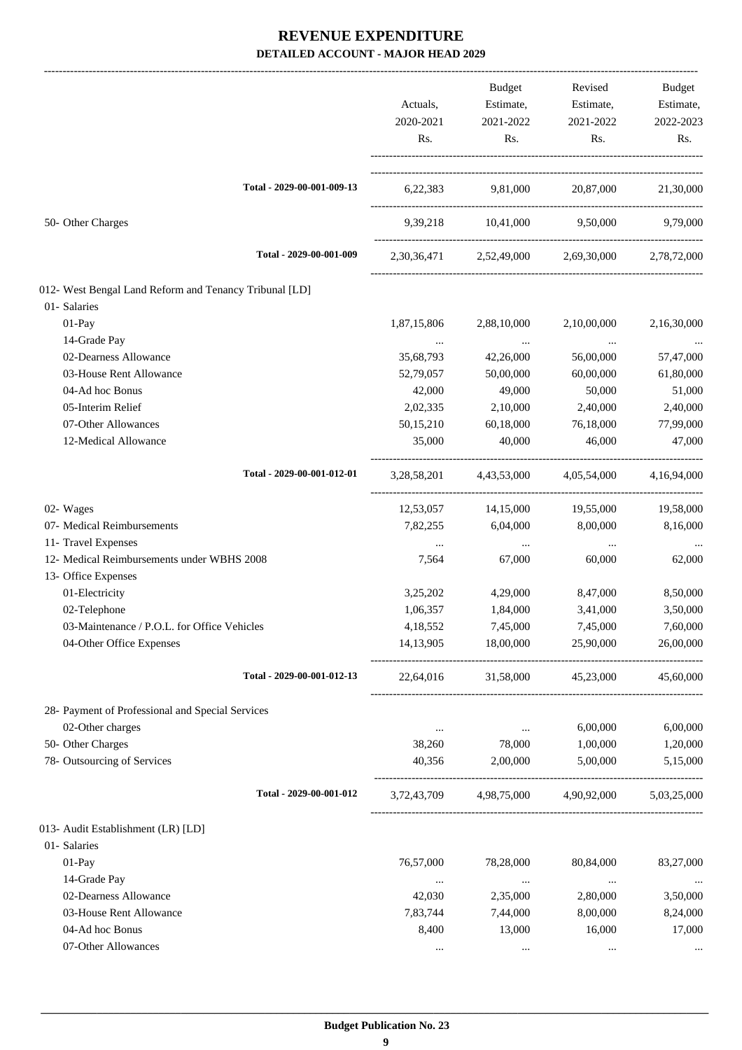# REVENUE EXPENDITURE

## DETAILED ACCOUNT - MAJOR HEAD 2029

| | Actuals, 2020-2021 Rs. | Budget Estimate, 2021-2022 Rs. | Revised Estimate, 2021-2022 Rs. | Budget Estimate, 2022-2023 Rs. |
|---|---|---|---|---|
| Total - 2029-00-001-009-13 | 6,22,383 | 9,81,000 | 20,87,000 | 21,30,000 |
| 50- Other Charges | 9,39,218 | 10,41,000 | 9,50,000 | 9,79,000 |
| Total - 2029-00-001-009 | 2,30,36,471 | 2,52,49,000 | 2,69,30,000 | 2,78,72,000 |
| 012- West Bengal Land Reform and Tenancy Tribunal [LD] | | | | |
| 01- Salaries | | | | |
| 01-Pay | 1,87,15,806 | 2,88,10,000 | 2,10,00,000 | 2,16,30,000 |
| 14-Grade Pay | ... | ... | ... | ... |
| 02-Dearness Allowance | 35,68,793 | 42,26,000 | 56,00,000 | 57,47,000 |
| 03-House Rent Allowance | 52,79,057 | 50,00,000 | 60,00,000 | 61,80,000 |
| 04-Ad hoc Bonus | 42,000 | 49,000 | 50,000 | 51,000 |
| 05-Interim Relief | 2,02,335 | 2,10,000 | 2,40,000 | 2,40,000 |
| 07-Other Allowances | 50,15,210 | 60,18,000 | 76,18,000 | 77,99,000 |
| 12-Medical Allowance | 35,000 | 40,000 | 46,000 | 47,000 |
| Total - 2029-00-001-012-01 | 3,28,58,201 | 4,43,53,000 | 4,05,54,000 | 4,16,94,000 |
| 02- Wages | 12,53,057 | 14,15,000 | 19,55,000 | 19,58,000 |
| 07- Medical Reimbursements | 7,82,255 | 6,04,000 | 8,00,000 | 8,16,000 |
| 11- Travel Expenses | ... | ... | ... | ... |
| 12- Medical Reimbursements under WBHS 2008 | 7,564 | 67,000 | 60,000 | 62,000 |
| 13- Office Expenses | | | | |
| 01-Electricity | 3,25,202 | 4,29,000 | 8,47,000 | 8,50,000 |
| 02-Telephone | 1,06,357 | 1,84,000 | 3,41,000 | 3,50,000 |
| 03-Maintenance / P.O.L. for Office Vehicles | 4,18,552 | 7,45,000 | 7,45,000 | 7,60,000 |
| 04-Other Office Expenses | 14,13,905 | 18,00,000 | 25,90,000 | 26,00,000 |
| Total - 2029-00-001-012-13 | 22,64,016 | 31,58,000 | 45,23,000 | 45,60,000 |
| 28- Payment of Professional and Special Services | | | | |
| 02-Other charges | ... | ... | 6,00,000 | 6,00,000 |
| 50- Other Charges | 38,260 | 78,000 | 1,00,000 | 1,20,000 |
| 78- Outsourcing of Services | 40,356 | 2,00,000 | 5,00,000 | 5,15,000 |
| Total - 2029-00-001-012 | 3,72,43,709 | 4,98,75,000 | 4,90,92,000 | 5,03,25,000 |
| 013- Audit Establishment (LR) [LD] | | | | |
| 01- Salaries | | | | |
| 01-Pay | 76,57,000 | 78,28,000 | 80,84,000 | 83,27,000 |
| 14-Grade Pay | ... | ... | ... | ... |
| 02-Dearness Allowance | 42,030 | 2,35,000 | 2,80,000 | 3,50,000 |
| 03-House Rent Allowance | 7,83,744 | 7,44,000 | 8,00,000 | 8,24,000 |
| 04-Ad hoc Bonus | 8,400 | 13,000 | 16,000 | 17,000 |
| 07-Other Allowances | ... | ... | ... | ... |

Budget Publication No. 23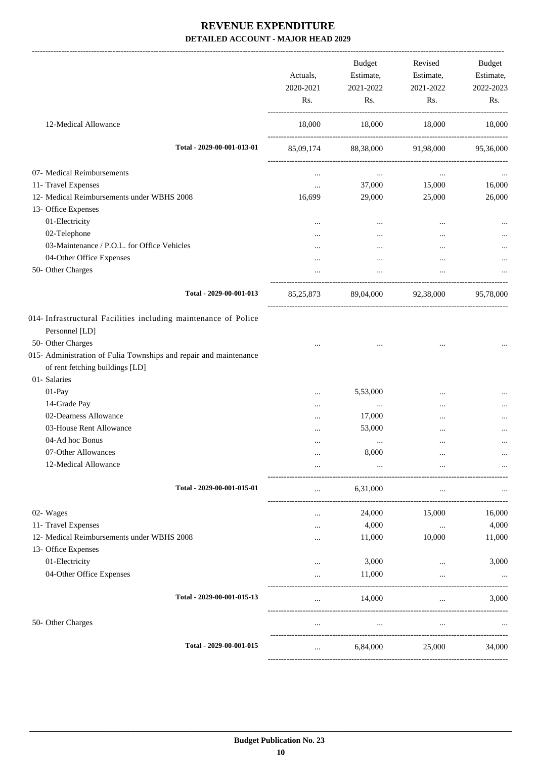# REVENUE EXPENDITURE

## DETAILED ACCOUNT - MAJOR HEAD 2029

| | Actuals, 2020-2021 Rs. | Budget Estimate, 2021-2022 Rs. | Revised Estimate, 2021-2022 Rs. | Budget Estimate, 2022-2023 Rs. |
|---|---|---|---|---|
| 12-Medical Allowance | 18,000 | 18,000 | 18,000 | 18,000 |
| **Total - 2029-00-001-013-01** | 85,09,174 | 88,38,000 | 91,98,000 | 95,36,000 |
| 07- Medical Reimbursements | ... | ... | ... | ... |
| 11- Travel Expenses | ... | 37,000 | 15,000 | 16,000 |
| 12- Medical Reimbursements under WBHS 2008 | 16,699 | 29,000 | 25,000 | 26,000 |
| 13- Office Expenses | | | | |
| 01-Electricity | ... | ... | ... | ... |
| 02-Telephone | ... | ... | ... | ... |
| 03-Maintenance / P.O.L. for Office Vehicles | ... | ... | ... | ... |
| 04-Other Office Expenses | ... | ... | ... | ... |
| 50- Other Charges | ... | ... | ... | ... |
| **Total - 2029-00-001-013** | 85,25,873 | 89,04,000 | 92,38,000 | 95,78,000 |
| 014- Infrastructural Facilities including maintenance of Police Personnel [LD] | | | | |
| 50- Other Charges | ... | ... | ... | ... |
| 015- Administration of Fulia Townships and repair and maintenance of rent fetching buildings [LD] | | | | |
| 01- Salaries | | | | |
| 01-Pay | ... | 5,53,000 | ... | ... |
| 14-Grade Pay | ... | ... | ... | ... |
| 02-Dearness Allowance | ... | 17,000 | ... | ... |
| 03-House Rent Allowance | ... | 53,000 | ... | ... |
| 04-Ad hoc Bonus | ... | ... | ... | ... |
| 07-Other Allowances | ... | 8,000 | ... | ... |
| 12-Medical Allowance | ... | ... | ... | ... |
| **Total - 2029-00-001-015-01** | ... | 6,31,000 | ... | ... |
| 02- Wages | ... | 24,000 | 15,000 | 16,000 |
| 11- Travel Expenses | ... | 4,000 | ... | 4,000 |
| 12- Medical Reimbursements under WBHS 2008 | ... | 11,000 | 10,000 | 11,000 |
| 13- Office Expenses | | | | |
| 01-Electricity | ... | 3,000 | ... | 3,000 |
| 04-Other Office Expenses | ... | 11,000 | ... | ... |
| **Total - 2029-00-001-015-13** | ... | 14,000 | ... | 3,000 |
| 50- Other Charges | ... | ... | ... | ... |
| **Total - 2029-00-001-015** | ... | 6,84,000 | 25,000 | 34,000 |

**Budget Publication No. 23**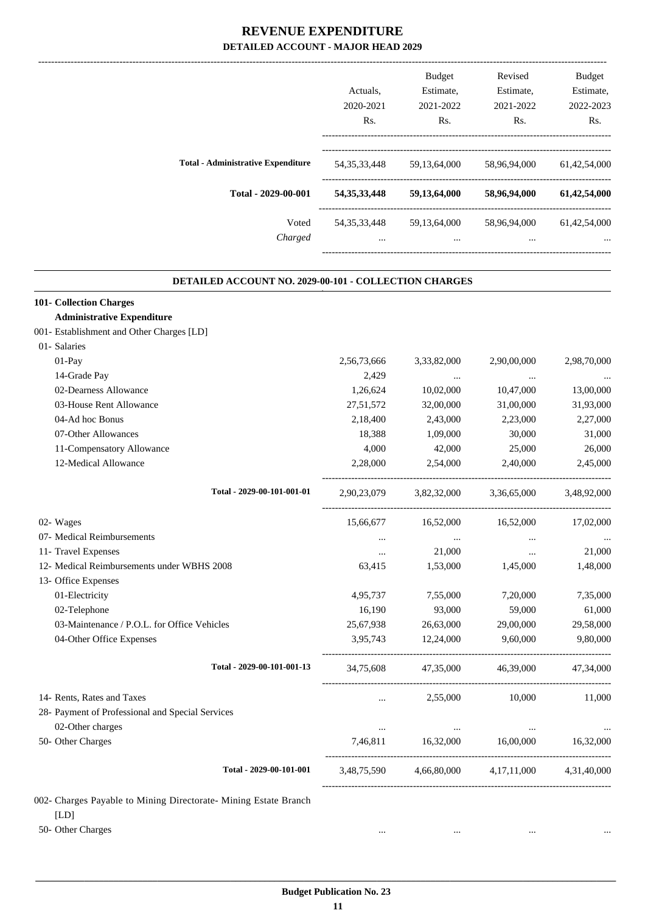# REVENUE EXPENDITURE

## DETAILED ACCOUNT - MAJOR HEAD 2029

| | Actuals, 2020-2021 Rs. | Budget Estimate, 2021-2022 Rs. | Revised Estimate, 2021-2022 Rs. | Budget Estimate, 2022-2023 Rs. |
|---|---|---|---|---|
| **Total - Administrative Expenditure** | 54,35,33,448 | 59,13,64,000 | 58,96,94,000 | 61,42,54,000 |
| **Total - 2029-00-001** | **54,35,33,448** | **59,13,64,000** | **58,96,94,000** | **61,42,54,000** |
| Voted | 54,35,33,448 | 59,13,64,000 | 58,96,94,000 | 61,42,54,000 |
| *Charged* | ... | ... | ... | ... |

### DETAILED ACCOUNT NO. 2029-00-101 - COLLECTION CHARGES

| | Actuals, 2020-2021 Rs. | Budget Estimate, 2021-2022 Rs. | Revised Estimate, 2021-2022 Rs. | Budget Estimate, 2022-2023 Rs. |
|---|---|---|---|---|
| **101- Collection Charges** | | | | |
| **Administrative Expenditure** | | | | |
| 001- Establishment and Other Charges [LD] | | | | |
| 01- Salaries | | | | |
| 01-Pay | 2,56,73,666 | 3,33,82,000 | 2,90,00,000 | 2,98,70,000 |
| 14-Grade Pay | 2,429 | ... | ... | ... |
| 02-Dearness Allowance | 1,26,624 | 10,02,000 | 10,47,000 | 13,00,000 |
| 03-House Rent Allowance | 27,51,572 | 32,00,000 | 31,00,000 | 31,93,000 |
| 04-Ad hoc Bonus | 2,18,400 | 2,43,000 | 2,23,000 | 2,27,000 |
| 07-Other Allowances | 18,388 | 1,09,000 | 30,000 | 31,000 |
| 11-Compensatory Allowance | 4,000 | 42,000 | 25,000 | 26,000 |
| 12-Medical Allowance | 2,28,000 | 2,54,000 | 2,40,000 | 2,45,000 |
| **Total - 2029-00-101-001-01** | 2,90,23,079 | 3,82,32,000 | 3,36,65,000 | 3,48,92,000 |
| 02- Wages | 15,66,677 | 16,52,000 | 16,52,000 | 17,02,000 |
| 07- Medical Reimbursements | ... | ... | ... | ... |
| 11- Travel Expenses | ... | 21,000 | ... | 21,000 |
| 12- Medical Reimbursements under WBHS 2008 | 63,415 | 1,53,000 | 1,45,000 | 1,48,000 |
| 13- Office Expenses | | | | |
| 01-Electricity | 4,95,737 | 7,55,000 | 7,20,000 | 7,35,000 |
| 02-Telephone | 16,190 | 93,000 | 59,000 | 61,000 |
| 03-Maintenance / P.O.L. for Office Vehicles | 25,67,938 | 26,63,000 | 29,00,000 | 29,58,000 |
| 04-Other Office Expenses | 3,95,743 | 12,24,000 | 9,60,000 | 9,80,000 |
| **Total - 2029-00-101-001-13** | 34,75,608 | 47,35,000 | 46,39,000 | 47,34,000 |
| 14- Rents, Rates and Taxes | ... | 2,55,000 | 10,000 | 11,000 |
| 28- Payment of Professional and Special Services | | | | |
| 02-Other charges | ... | ... | ... | ... |
| 50- Other Charges | 7,46,811 | 16,32,000 | 16,00,000 | 16,32,000 |
| **Total - 2029-00-101-001** | 3,48,75,590 | 4,66,80,000 | 4,17,11,000 | 4,31,40,000 |
| 002- Charges Payable to Mining Directorate- Mining Estate Branch [LD] | | | | |
| 50- Other Charges | ... | ... | ... | ... |

Budget Publication No. 23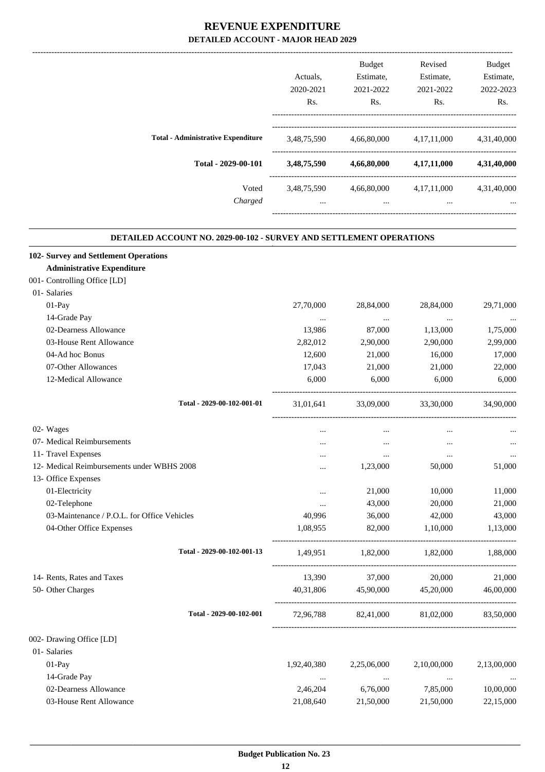# REVENUE EXPENDITURE

## DETAILED ACCOUNT - MAJOR HEAD 2029

| | Actuals, 2020-2021 Rs. | Budget Estimate, 2021-2022 Rs. | Revised Estimate, 2021-2022 Rs. | Budget Estimate, 2022-2023 Rs. |
|---|---|---|---|---|
| **Total - Administrative Expenditure** | 3,48,75,590 | 4,66,80,000 | 4,17,11,000 | 4,31,40,000 |
| **Total - 2029-00-101** | **3,48,75,590** | **4,66,80,000** | **4,17,11,000** | **4,31,40,000** |
| Voted | 3,48,75,590 | 4,66,80,000 | 4,17,11,000 | 4,31,40,000 |
| *Charged* | ... | ... | ... | ... |

### DETAILED ACCOUNT NO. 2029-00-102 - SURVEY AND SETTLEMENT OPERATIONS

| | Actuals, 2020-2021 Rs. | Budget Estimate, 2021-2022 Rs. | Revised Estimate, 2021-2022 Rs. | Budget Estimate, 2022-2023 Rs. |
|---|---|---|---|---|
| **102- Survey and Settlement Operations** | | | | |
| **Administrative Expenditure** | | | | |
| 001- Controlling Office [LD] | | | | |
| 01- Salaries | | | | |
| 01-Pay | 27,70,000 | 28,84,000 | 28,84,000 | 29,71,000 |
| 14-Grade Pay | ... | ... | ... | ... |
| 02-Dearness Allowance | 13,986 | 87,000 | 1,13,000 | 1,75,000 |
| 03-House Rent Allowance | 2,82,012 | 2,90,000 | 2,90,000 | 2,99,000 |
| 04-Ad hoc Bonus | 12,600 | 21,000 | 16,000 | 17,000 |
| 07-Other Allowances | 17,043 | 21,000 | 21,000 | 22,000 |
| 12-Medical Allowance | 6,000 | 6,000 | 6,000 | 6,000 |
| **Total - 2029-00-102-001-01** | 31,01,641 | 33,09,000 | 33,30,000 | 34,90,000 |
| 02- Wages | ... | ... | ... | ... |
| 07- Medical Reimbursements | ... | ... | ... | ... |
| 11- Travel Expenses | ... | ... | ... | ... |
| 12- Medical Reimbursements under WBHS 2008 | ... | 1,23,000 | 50,000 | 51,000 |
| 13- Office Expenses | | | | |
| 01-Electricity | ... | 21,000 | 10,000 | 11,000 |
| 02-Telephone | ... | 43,000 | 20,000 | 21,000 |
| 03-Maintenance / P.O.L. for Office Vehicles | 40,996 | 36,000 | 42,000 | 43,000 |
| 04-Other Office Expenses | 1,08,955 | 82,000 | 1,10,000 | 1,13,000 |
| **Total - 2029-00-102-001-13** | 1,49,951 | 1,82,000 | 1,82,000 | 1,88,000 |
| 14- Rents, Rates and Taxes | 13,390 | 37,000 | 20,000 | 21,000 |
| 50- Other Charges | 40,31,806 | 45,90,000 | 45,20,000 | 46,00,000 |
| **Total - 2029-00-102-001** | 72,96,788 | 82,41,000 | 81,02,000 | 83,50,000 |
| 002- Drawing Office [LD] | | | | |
| 01- Salaries | | | | |
| 01-Pay | 1,92,40,380 | 2,25,06,000 | 2,10,00,000 | 2,13,00,000 |
| 14-Grade Pay | ... | ... | ... | ... |
| 02-Dearness Allowance | 2,46,204 | 6,76,000 | 7,85,000 | 10,00,000 |
| 03-House Rent Allowance | 21,08,640 | 21,50,000 | 21,50,000 | 22,15,000 |

**Budget Publication No. 23**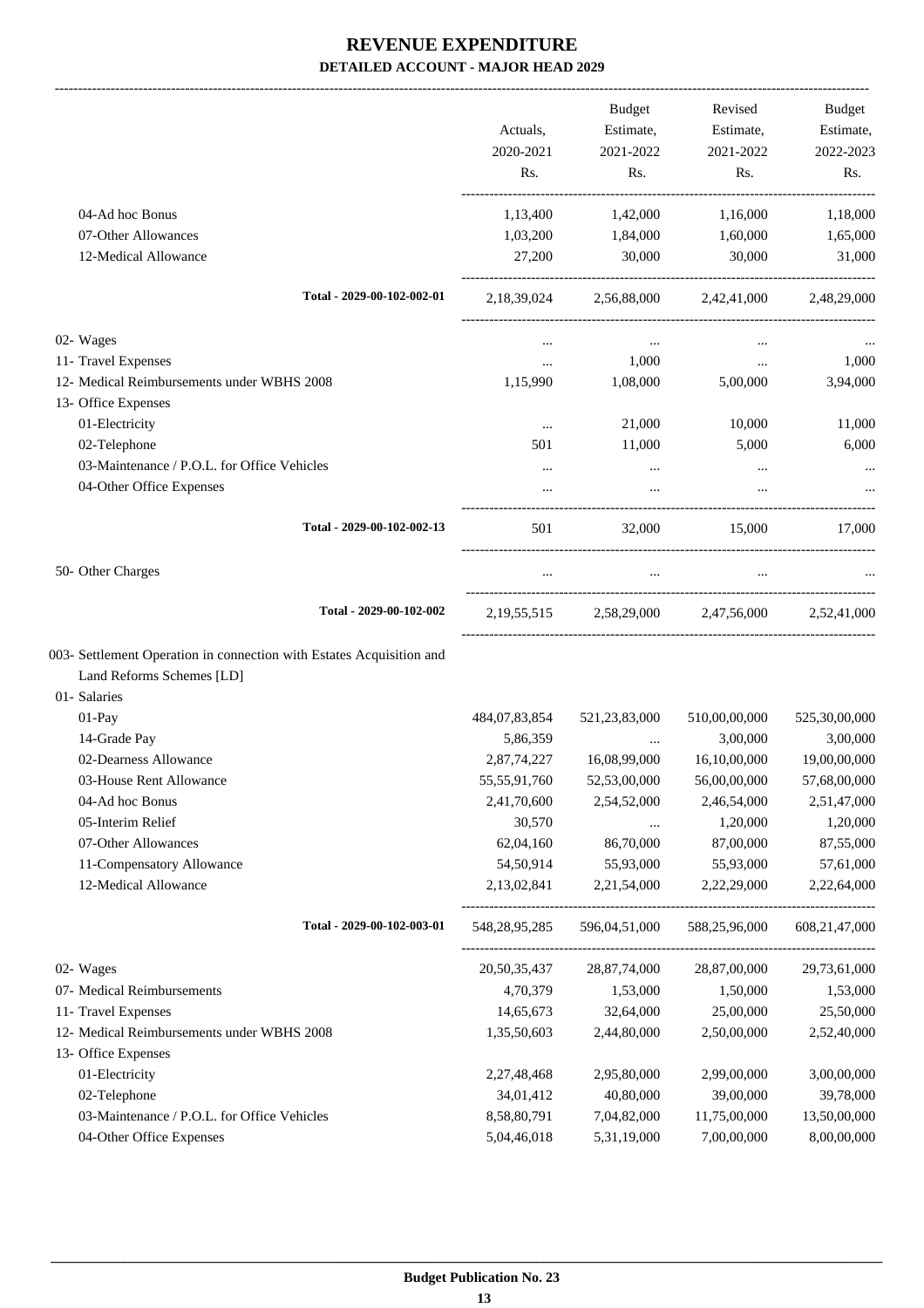# REVENUE EXPENDITURE

## DETAILED ACCOUNT - MAJOR HEAD 2029

| | Actuals, 2020-2021 Rs. | Budget Estimate, 2021-2022 Rs. | Revised Estimate, 2021-2022 Rs. | Budget Estimate, 2022-2023 Rs. |
|---|---|---|---|---|
| 04-Ad hoc Bonus | 1,13,400 | 1,42,000 | 1,16,000 | 1,18,000 |
| 07-Other Allowances | 1,03,200 | 1,84,000 | 1,60,000 | 1,65,000 |
| 12-Medical Allowance | 27,200 | 30,000 | 30,000 | 31,000 |
| **Total - 2029-00-102-002-01** | 2,18,39,024 | 2,56,88,000 | 2,42,41,000 | 2,48,29,000 |
| 02- Wages | ... | ... | ... | ... |
| 11- Travel Expenses | ... | 1,000 | ... | 1,000 |
| 12- Medical Reimbursements under WBHS 2008 | 1,15,990 | 1,08,000 | 5,00,000 | 3,94,000 |
| 13- Office Expenses | | | | |
| 01-Electricity | ... | 21,000 | 10,000 | 11,000 |
| 02-Telephone | 501 | 11,000 | 5,000 | 6,000 |
| 03-Maintenance / P.O.L. for Office Vehicles | ... | ... | ... | ... |
| 04-Other Office Expenses | ... | ... | ... | ... |
| **Total - 2029-00-102-002-13** | 501 | 32,000 | 15,000 | 17,000 |
| 50- Other Charges | ... | ... | ... | ... |
| **Total - 2029-00-102-002** | 2,19,55,515 | 2,58,29,000 | 2,47,56,000 | 2,52,41,000 |
| 003- Settlement Operation in connection with Estates Acquisition and Land Reforms Schemes [LD] | | | | |
| 01- Salaries | | | | |
| 01-Pay | 484,07,83,854 | 521,23,83,000 | 510,00,00,000 | 525,30,00,000 |
| 14-Grade Pay | 5,86,359 | ... | 3,00,000 | 3,00,000 |
| 02-Dearness Allowance | 2,87,74,227 | 16,08,99,000 | 16,10,00,000 | 19,00,00,000 |
| 03-House Rent Allowance | 55,55,91,760 | 52,53,00,000 | 56,00,00,000 | 57,68,00,000 |
| 04-Ad hoc Bonus | 2,41,70,600 | 2,54,52,000 | 2,46,54,000 | 2,51,47,000 |
| 05-Interim Relief | 30,570 | ... | 1,20,000 | 1,20,000 |
| 07-Other Allowances | 62,04,160 | 86,70,000 | 87,00,000 | 87,55,000 |
| 11-Compensatory Allowance | 54,50,914 | 55,93,000 | 55,93,000 | 57,61,000 |
| 12-Medical Allowance | 2,13,02,841 | 2,21,54,000 | 2,22,29,000 | 2,22,64,000 |
| **Total - 2029-00-102-003-01** | 548,28,95,285 | 596,04,51,000 | 588,25,96,000 | 608,21,47,000 |
| 02- Wages | 20,50,35,437 | 28,87,74,000 | 28,87,00,000 | 29,73,61,000 |
| 07- Medical Reimbursements | 4,70,379 | 1,53,000 | 1,50,000 | 1,53,000 |
| 11- Travel Expenses | 14,65,673 | 32,64,000 | 25,00,000 | 25,50,000 |
| 12- Medical Reimbursements under WBHS 2008 | 1,35,50,603 | 2,44,80,000 | 2,50,00,000 | 2,52,40,000 |
| 13- Office Expenses | | | | |
| 01-Electricity | 2,27,48,468 | 2,95,80,000 | 2,99,00,000 | 3,00,00,000 |
| 02-Telephone | 34,01,412 | 40,80,000 | 39,00,000 | 39,78,000 |
| 03-Maintenance / P.O.L. for Office Vehicles | 8,58,80,791 | 7,04,82,000 | 11,75,00,000 | 13,50,00,000 |
| 04-Other Office Expenses | 5,04,46,018 | 5,31,19,000 | 7,00,00,000 | 8,00,00,000 |

**Budget Publication No. 23**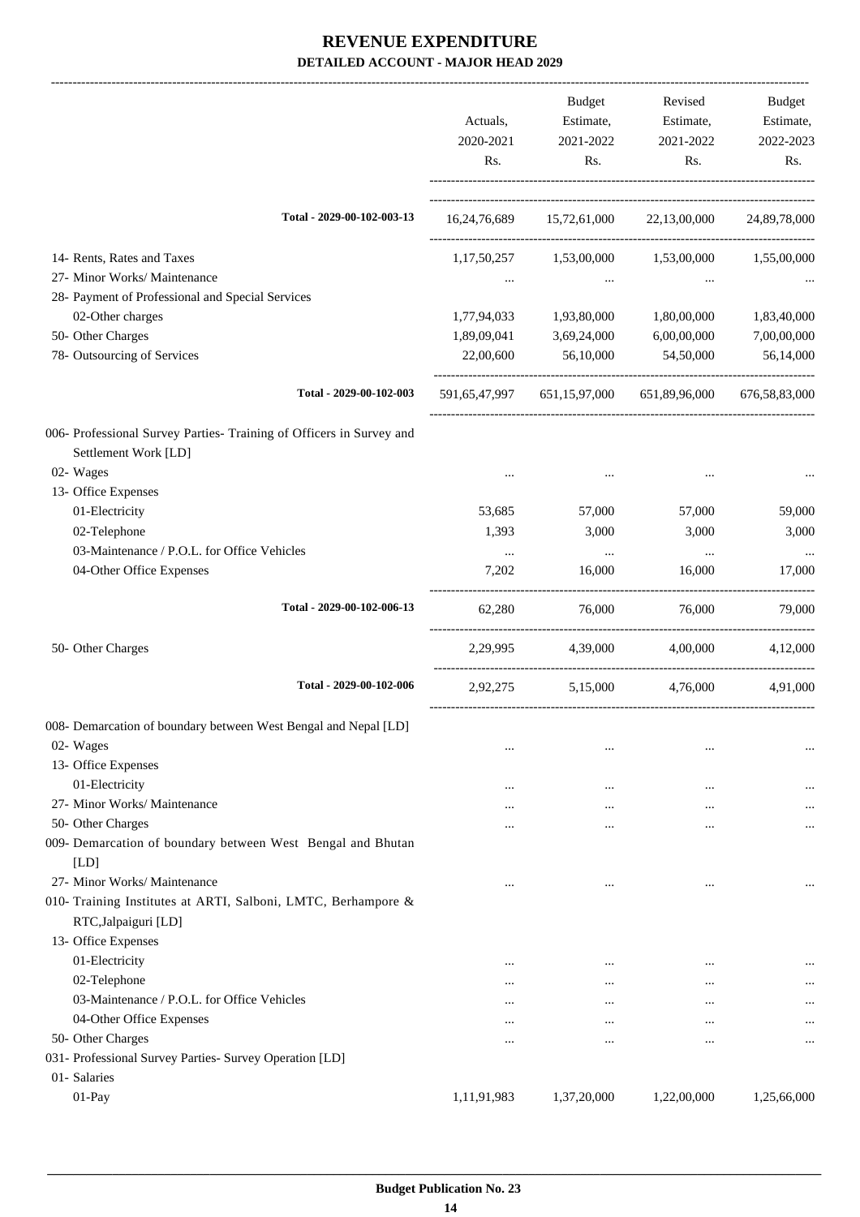# REVENUE EXPENDITURE

## DETAILED ACCOUNT - MAJOR HEAD 2029

| | Actuals, 2020-2021 Rs. | Budget Estimate, 2021-2022 Rs. | Revised Estimate, 2021-2022 Rs. | Budget Estimate, 2022-2023 Rs. |
|---|---|---|---|---|
| Total - 2029-00-102-003-13 | 16,24,76,689 | 15,72,61,000 | 22,13,00,000 | 24,89,78,000 |
| 14- Rents, Rates and Taxes | 1,17,50,257 | 1,53,00,000 | 1,53,00,000 | 1,55,00,000 |
| 27- Minor Works/ Maintenance | ... | ... | ... | ... |
| 28- Payment of Professional and Special Services | | | | |
| 02-Other charges | 1,77,94,033 | 1,93,80,000 | 1,80,00,000 | 1,83,40,000 |
| 50- Other Charges | 1,89,09,041 | 3,69,24,000 | 6,00,00,000 | 7,00,00,000 |
| 78- Outsourcing of Services | 22,00,600 | 56,10,000 | 54,50,000 | 56,14,000 |
| Total - 2029-00-102-003 | 591,65,47,997 | 651,15,97,000 | 651,89,96,000 | 676,58,83,000 |
| 006- Professional Survey Parties- Training of Officers in Survey and Settlement Work [LD] | | | | |
| 02- Wages | ... | ... | ... | ... |
| 13- Office Expenses | | | | |
| 01-Electricity | 53,685 | 57,000 | 57,000 | 59,000 |
| 02-Telephone | 1,393 | 3,000 | 3,000 | 3,000 |
| 03-Maintenance / P.O.L. for Office Vehicles | ... | ... | ... | ... |
| 04-Other Office Expenses | 7,202 | 16,000 | 16,000 | 17,000 |
| Total - 2029-00-102-006-13 | 62,280 | 76,000 | 76,000 | 79,000 |
| 50- Other Charges | 2,29,995 | 4,39,000 | 4,00,000 | 4,12,000 |
| Total - 2029-00-102-006 | 2,92,275 | 5,15,000 | 4,76,000 | 4,91,000 |
| 008- Demarcation of boundary between West Bengal and Nepal [LD] | | | | |
| 02- Wages | ... | ... | ... | ... |
| 13- Office Expenses | | | | |
| 01-Electricity | ... | ... | ... | ... |
| 27- Minor Works/ Maintenance | ... | ... | ... | ... |
| 50- Other Charges | ... | ... | ... | ... |
| 009- Demarcation of boundary between West Bengal and Bhutan [LD] | | | | |
| 27- Minor Works/ Maintenance | ... | ... | ... | ... |
| 010- Training Institutes at ARTI, Salboni, LMTC, Berhampore & RTC,Jalpaiguri [LD] | | | | |
| 13- Office Expenses | | | | |
| 01-Electricity | ... | ... | ... | ... |
| 02-Telephone | ... | ... | ... | ... |
| 03-Maintenance / P.O.L. for Office Vehicles | ... | ... | ... | ... |
| 04-Other Office Expenses | ... | ... | ... | ... |
| 50- Other Charges | ... | ... | ... | ... |
| 031- Professional Survey Parties- Survey Operation [LD] | | | | |
| 01- Salaries | | | | |
| 01-Pay | 1,11,91,983 | 1,37,20,000 | 1,22,00,000 | 1,25,66,000 |

**Budget Publication No. 23**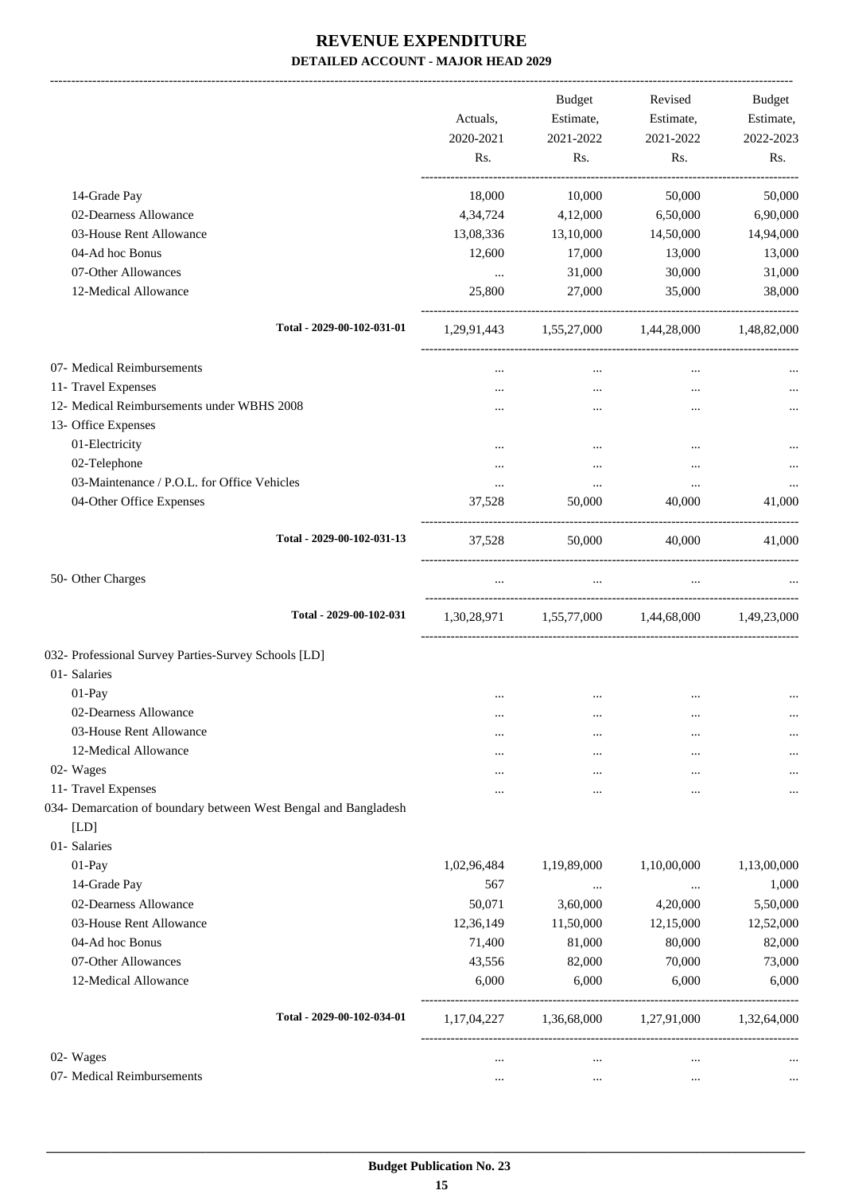# REVENUE EXPENDITURE

## DETAILED ACCOUNT - MAJOR HEAD 2029

| | Actuals, 2020-2021 Rs. | Budget Estimate, 2021-2022 Rs. | Revised Estimate, 2021-2022 Rs. | Budget Estimate, 2022-2023 Rs. |
|---|---|---|---|---|
| 14-Grade Pay | 18,000 | 10,000 | 50,000 | 50,000 |
| 02-Dearness Allowance | 4,34,724 | 4,12,000 | 6,50,000 | 6,90,000 |
| 03-House Rent Allowance | 13,08,336 | 13,10,000 | 14,50,000 | 14,94,000 |
| 04-Ad hoc Bonus | 12,600 | 17,000 | 13,000 | 13,000 |
| 07-Other Allowances | ... | 31,000 | 30,000 | 31,000 |
| 12-Medical Allowance | 25,800 | 27,000 | 35,000 | 38,000 |
| **Total - 2029-00-102-031-01** | 1,29,91,443 | 1,55,27,000 | 1,44,28,000 | 1,48,82,000 |
| 07- Medical Reimbursements | ... | ... | ... | ... |
| 11- Travel Expenses | ... | ... | ... | ... |
| 12- Medical Reimbursements under WBHS 2008 | ... | ... | ... | ... |
| 13- Office Expenses | | | | |
| 01-Electricity | ... | ... | ... | ... |
| 02-Telephone | ... | ... | ... | ... |
| 03-Maintenance / P.O.L. for Office Vehicles | ... | ... | ... | ... |
| 04-Other Office Expenses | 37,528 | 50,000 | 40,000 | 41,000 |
| **Total - 2029-00-102-031-13** | 37,528 | 50,000 | 40,000 | 41,000 |
| 50- Other Charges | ... | ... | ... | ... |
| **Total - 2029-00-102-031** | 1,30,28,971 | 1,55,77,000 | 1,44,68,000 | 1,49,23,000 |
| 032- Professional Survey Parties-Survey Schools [LD] | | | | |
| 01- Salaries | | | | |
| 01-Pay | ... | ... | ... | ... |
| 02-Dearness Allowance | ... | ... | ... | ... |
| 03-House Rent Allowance | ... | ... | ... | ... |
| 12-Medical Allowance | ... | ... | ... | ... |
| 02- Wages | ... | ... | ... | ... |
| 11- Travel Expenses | ... | ... | ... | ... |
| 034- Demarcation of boundary between West Bengal and Bangladesh [LD] | | | | |
| 01- Salaries | | | | |
| 01-Pay | 1,02,96,484 | 1,19,89,000 | 1,10,00,000 | 1,13,00,000 |
| 14-Grade Pay | 567 | ... | ... | 1,000 |
| 02-Dearness Allowance | 50,071 | 3,60,000 | 4,20,000 | 5,50,000 |
| 03-House Rent Allowance | 12,36,149 | 11,50,000 | 12,15,000 | 12,52,000 |
| 04-Ad hoc Bonus | 71,400 | 81,000 | 80,000 | 82,000 |
| 07-Other Allowances | 43,556 | 82,000 | 70,000 | 73,000 |
| 12-Medical Allowance | 6,000 | 6,000 | 6,000 | 6,000 |
| **Total - 2029-00-102-034-01** | 1,17,04,227 | 1,36,68,000 | 1,27,91,000 | 1,32,64,000 |
| 02- Wages | ... | ... | ... | ... |
| 07- Medical Reimbursements | ... | ... | ... | ... |

**Budget Publication No. 23**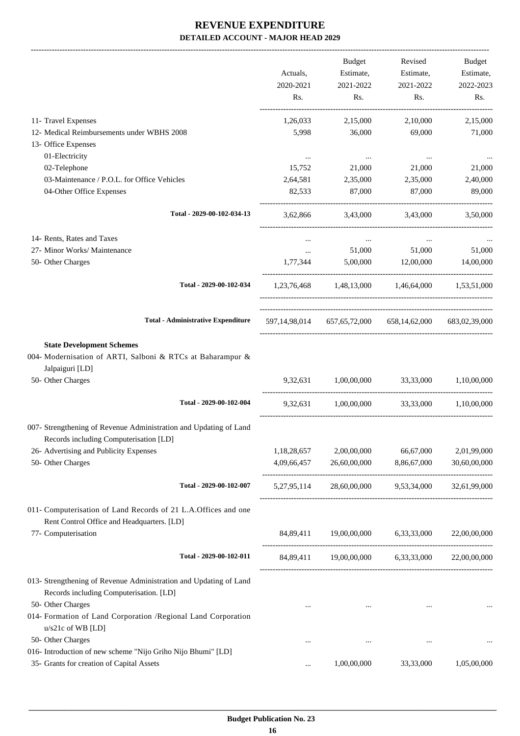# REVENUE EXPENDITURE

## DETAILED ACCOUNT - MAJOR HEAD 2029

| | Actuals, 2020-2021 Rs. | Budget Estimate, 2021-2022 Rs. | Revised Estimate, 2021-2022 Rs. | Budget Estimate, 2022-2023 Rs. |
|---|---|---|---|---|
| 11- Travel Expenses | 1,26,033 | 2,15,000 | 2,10,000 | 2,15,000 |
| 12- Medical Reimbursements under WBHS 2008 | 5,998 | 36,000 | 69,000 | 71,000 |
| 13- Office Expenses | | | | |
| 01-Electricity | ... | ... | ... | ... |
| 02-Telephone | 15,752 | 21,000 | 21,000 | 21,000 |
| 03-Maintenance / P.O.L. for Office Vehicles | 2,64,581 | 2,35,000 | 2,35,000 | 2,40,000 |
| 04-Other Office Expenses | 82,533 | 87,000 | 87,000 | 89,000 |
| **Total - 2029-00-102-034-13** | 3,62,866 | 3,43,000 | 3,43,000 | 3,50,000 |
| 14- Rents, Rates and Taxes | ... | ... | ... | ... |
| 27- Minor Works/ Maintenance | ... | 51,000 | 51,000 | 51,000 |
| 50- Other Charges | 1,77,344 | 5,00,000 | 12,00,000 | 14,00,000 |
| **Total - 2029-00-102-034** | 1,23,76,468 | 1,48,13,000 | 1,46,64,000 | 1,53,51,000 |
| **Total - Administrative Expenditure** | 597,14,98,014 | 657,65,72,000 | 658,14,62,000 | 683,02,39,000 |
| **State Development Schemes** | | | | |
| 004- Modernisation of ARTI, Salboni & RTCs at Baharampur & Jalpaiguri [LD] | | | | |
| 50- Other Charges | 9,32,631 | 1,00,00,000 | 33,33,000 | 1,10,00,000 |
| **Total - 2029-00-102-004** | 9,32,631 | 1,00,00,000 | 33,33,000 | 1,10,00,000 |
| 007- Strengthening of Revenue Administration and Updating of Land Records including Computerisation [LD] | | | | |
| 26- Advertising and Publicity Expenses | 1,18,28,657 | 2,00,00,000 | 66,67,000 | 2,01,99,000 |
| 50- Other Charges | 4,09,66,457 | 26,60,00,000 | 8,86,67,000 | 30,60,00,000 |
| **Total - 2029-00-102-007** | 5,27,95,114 | 28,60,00,000 | 9,53,34,000 | 32,61,99,000 |
| 011- Computerisation of Land Records of 21 L.A.Offices and one Rent Control Office and Headquarters. [LD] | | | | |
| 77- Computerisation | 84,89,411 | 19,00,00,000 | 6,33,33,000 | 22,00,00,000 |
| **Total - 2029-00-102-011** | 84,89,411 | 19,00,00,000 | 6,33,33,000 | 22,00,00,000 |
| 013- Strengthening of Revenue Administration and Updating of Land Records including Computerisation. [LD] | | | | |
| 50- Other Charges | ... | ... | ... | ... |
| 014- Formation of Land Corporation /Regional Land Corporation u/s21c of WB [LD] | | | | |
| 50- Other Charges | ... | ... | ... | ... |
| 016- Introduction of new scheme "Nijo Griho Nijo Bhumi" [LD] | | | | |
| 35- Grants for creation of Capital Assets | ... | 1,00,00,000 | 33,33,000 | 1,05,00,000 |

Budget Publication No. 23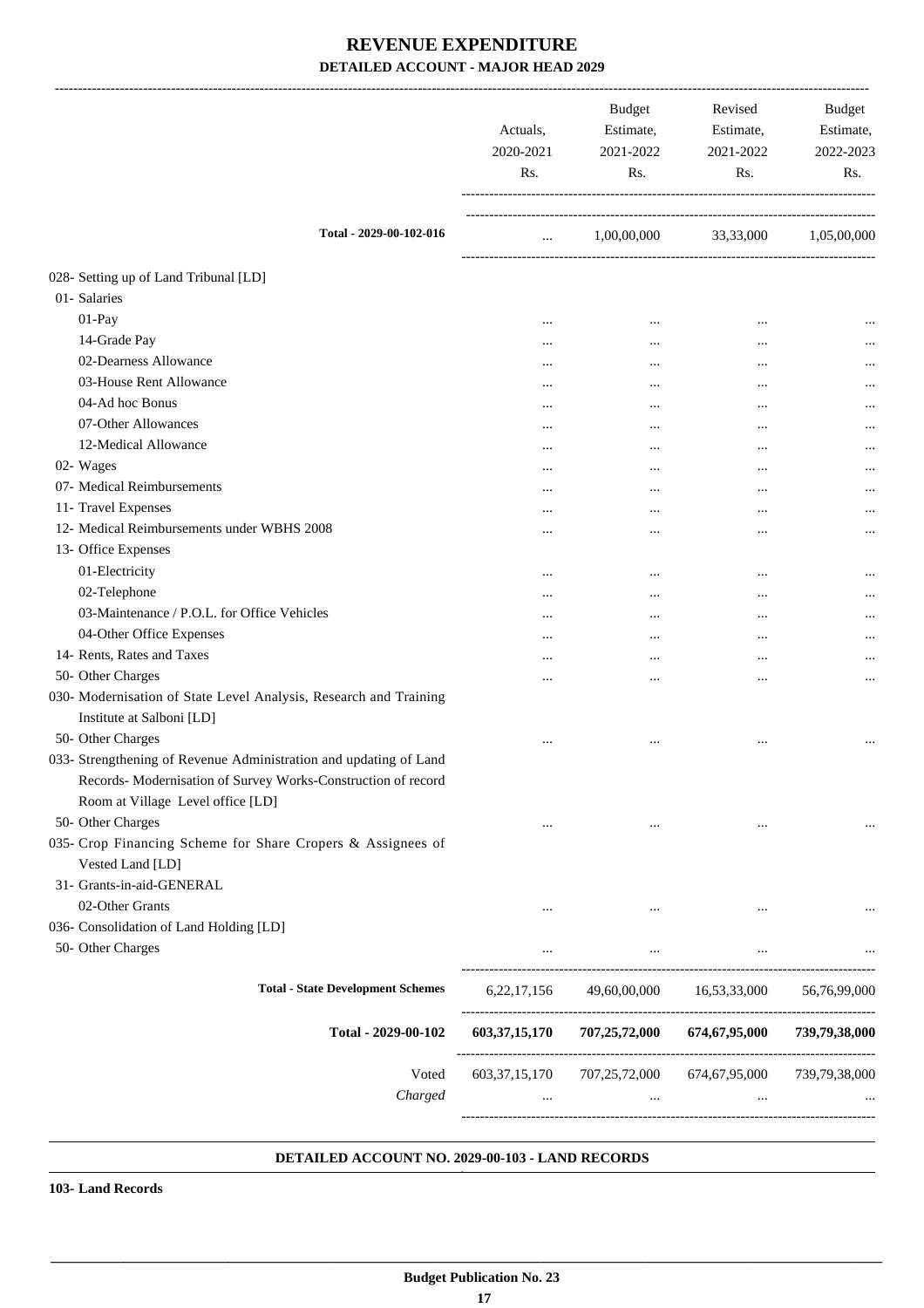# REVENUE EXPENDITURE

## DETAILED ACCOUNT - MAJOR HEAD 2029

| | Actuals, 2020-2021 Rs. | Budget Estimate, 2021-2022 Rs. | Revised Estimate, 2021-2022 Rs. | Budget Estimate, 2022-2023 Rs. |
|---|---|---|---|---|
| **Total - 2029-00-102-016** | ... | 1,00,00,000 | 33,33,000 | 1,05,00,000 |
| 028- Setting up of Land Tribunal [LD] | | | | |
| 01- Salaries | | | | |
| 01-Pay | ... | ... | ... | ... |
| 14-Grade Pay | ... | ... | ... | ... |
| 02-Dearness Allowance | ... | ... | ... | ... |
| 03-House Rent Allowance | ... | ... | ... | ... |
| 04-Ad hoc Bonus | ... | ... | ... | ... |
| 07-Other Allowances | ... | ... | ... | ... |
| 12-Medical Allowance | ... | ... | ... | ... |
| 02- Wages | ... | ... | ... | ... |
| 07- Medical Reimbursements | ... | ... | ... | ... |
| 11- Travel Expenses | ... | ... | ... | ... |
| 12- Medical Reimbursements under WBHS 2008 | ... | ... | ... | ... |
| 13- Office Expenses | | | | |
| 01-Electricity | ... | ... | ... | ... |
| 02-Telephone | ... | ... | ... | ... |
| 03-Maintenance / P.O.L. for Office Vehicles | ... | ... | ... | ... |
| 04-Other Office Expenses | ... | ... | ... | ... |
| 14- Rents, Rates and Taxes | ... | ... | ... | ... |
| 50- Other Charges | ... | ... | ... | ... |
| 030- Modernisation of State Level Analysis, Research and Training Institute at Salboni [LD] | | | | |
| 50- Other Charges | ... | ... | ... | ... |
| 033- Strengthening of Revenue Administration and updating of Land Records- Modernisation of Survey Works-Construction of record Room at Village Level office [LD] | | | | |
| 50- Other Charges | ... | ... | ... | ... |
| 035- Crop Financing Scheme for Share Cropers & Assignees of Vested Land [LD] | | | | |
| 31- Grants-in-aid-GENERAL | | | | |
| 02-Other Grants | ... | ... | ... | ... |
| 036- Consolidation of Land Holding [LD] | | | | |
| 50- Other Charges | ... | ... | ... | ... |
| **Total - State Development Schemes** | 6,22,17,156 | 49,60,00,000 | 16,53,33,000 | 56,76,99,000 |
| **Total - 2029-00-102** | **603,37,15,170** | **707,25,72,000** | **674,67,95,000** | **739,79,38,000** |
| Voted | 603,37,15,170 | 707,25,72,000 | 674,67,95,000 | 739,79,38,000 |
| *Charged* | ... | ... | ... | ... |

### DETAILED ACCOUNT NO. 2029-00-103 - LAND RECORDS

**103- Land Records**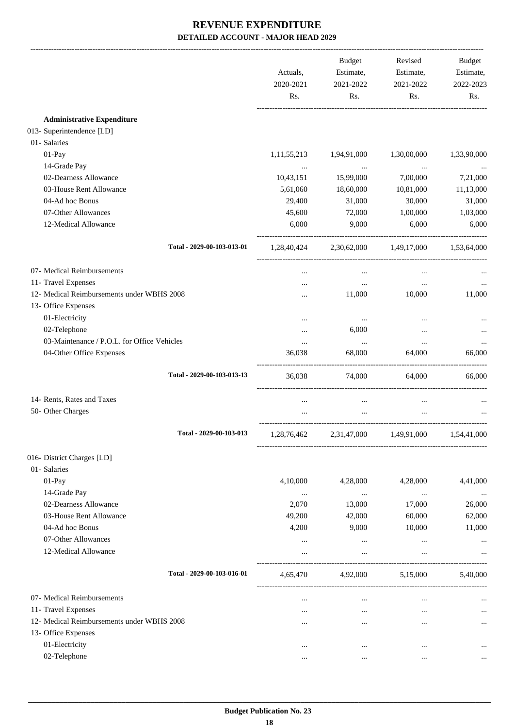# REVENUE EXPENDITURE

## DETAILED ACCOUNT - MAJOR HEAD 2029

| | Actuals, 2020-2021 Rs. | Budget Estimate, 2021-2022 Rs. | Revised Estimate, 2021-2022 Rs. | Budget Estimate, 2022-2023 Rs. |
|---|---|---|---|---|
| **Administrative Expenditure** | | | | |
| 013- Superintendence [LD] | | | | |
| 01- Salaries | | | | |
| 01-Pay | 1,11,55,213 | 1,94,91,000 | 1,30,00,000 | 1,33,90,000 |
| 14-Grade Pay | ... | ... | ... | ... |
| 02-Dearness Allowance | 10,43,151 | 15,99,000 | 7,00,000 | 7,21,000 |
| 03-House Rent Allowance | 5,61,060 | 18,60,000 | 10,81,000 | 11,13,000 |
| 04-Ad hoc Bonus | 29,400 | 31,000 | 30,000 | 31,000 |
| 07-Other Allowances | 45,600 | 72,000 | 1,00,000 | 1,03,000 |
| 12-Medical Allowance | 6,000 | 9,000 | 6,000 | 6,000 |
| **Total - 2029-00-103-013-01** | 1,28,40,424 | 2,30,62,000 | 1,49,17,000 | 1,53,64,000 |
| 07- Medical Reimbursements | ... | ... | ... | ... |
| 11- Travel Expenses | ... | ... | ... | ... |
| 12- Medical Reimbursements under WBHS 2008 | ... | 11,000 | 10,000 | 11,000 |
| 13- Office Expenses | | | | |
| 01-Electricity | ... | ... | ... | ... |
| 02-Telephone | ... | 6,000 | ... | ... |
| 03-Maintenance / P.O.L. for Office Vehicles | ... | ... | ... | ... |
| 04-Other Office Expenses | 36,038 | 68,000 | 64,000 | 66,000 |
| **Total - 2029-00-103-013-13** | 36,038 | 74,000 | 64,000 | 66,000 |
| 14- Rents, Rates and Taxes | ... | ... | ... | ... |
| 50- Other Charges | ... | ... | ... | ... |
| **Total - 2029-00-103-013** | 1,28,76,462 | 2,31,47,000 | 1,49,91,000 | 1,54,41,000 |
| 016- District Charges [LD] | | | | |
| 01- Salaries | | | | |
| 01-Pay | 4,10,000 | 4,28,000 | 4,28,000 | 4,41,000 |
| 14-Grade Pay | ... | ... | ... | ... |
| 02-Dearness Allowance | 2,070 | 13,000 | 17,000 | 26,000 |
| 03-House Rent Allowance | 49,200 | 42,000 | 60,000 | 62,000 |
| 04-Ad hoc Bonus | 4,200 | 9,000 | 10,000 | 11,000 |
| 07-Other Allowances | ... | ... | ... | ... |
| 12-Medical Allowance | ... | ... | ... | ... |
| **Total - 2029-00-103-016-01** | 4,65,470 | 4,92,000 | 5,15,000 | 5,40,000 |
| 07- Medical Reimbursements | ... | ... | ... | ... |
| 11- Travel Expenses | ... | ... | ... | ... |
| 12- Medical Reimbursements under WBHS 2008 | ... | ... | ... | ... |
| 13- Office Expenses | | | | |
| 01-Electricity | ... | ... | ... | ... |
| 02-Telephone | ... | ... | ... | ... |

**Budget Publication No. 23**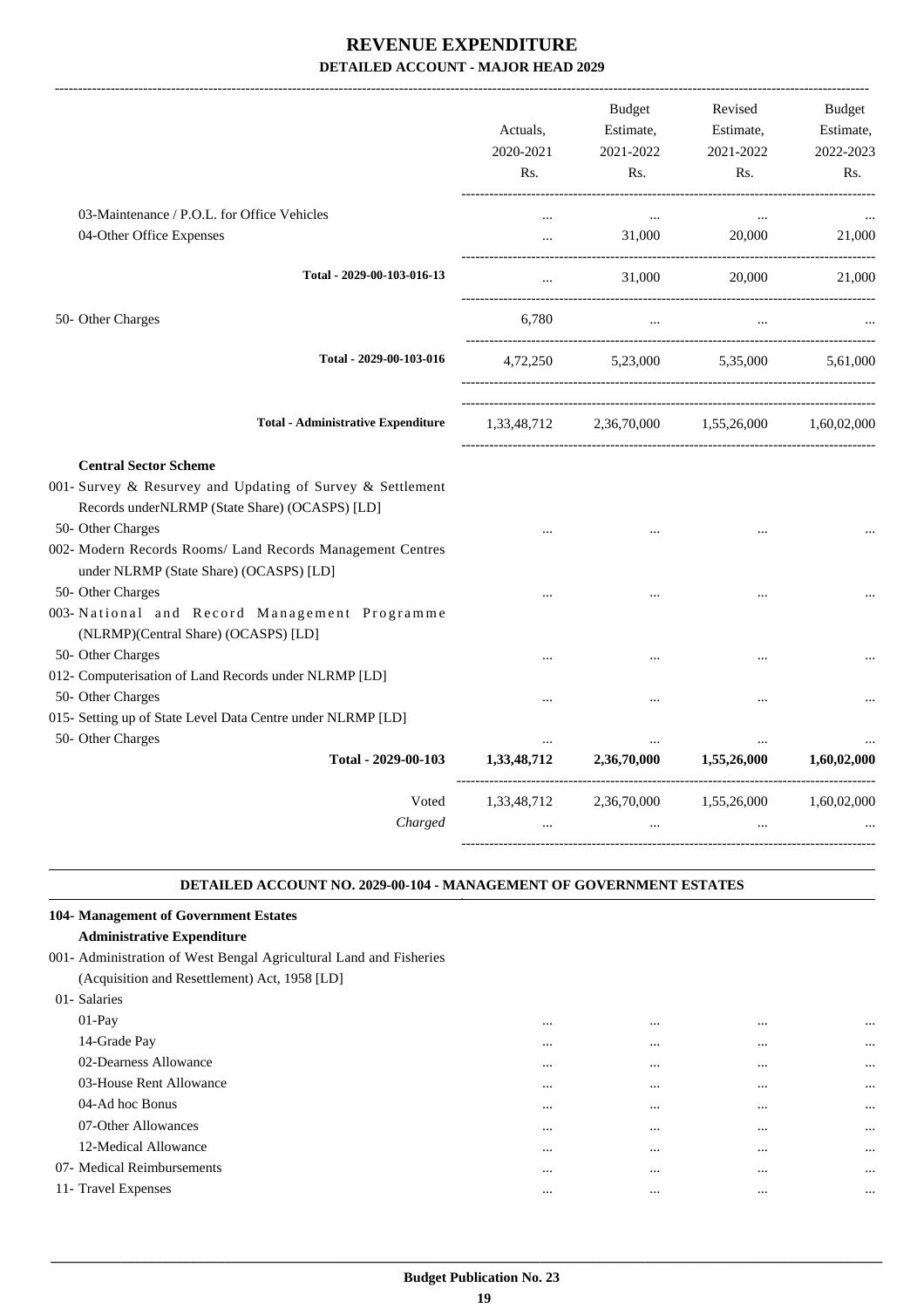# REVENUE EXPENDITURE

### DETAILED ACCOUNT - MAJOR HEAD 2029

| | Actuals, 2020-2021 Rs. | Budget Estimate, 2021-2022 Rs. | Revised Estimate, 2021-2022 Rs. | Budget Estimate, 2022-2023 Rs. |
|---|---|---|---|---|
| 03-Maintenance / P.O.L. for Office Vehicles | ... | ... | ... | ... |
| 04-Other Office Expenses | ... | 31,000 | 20,000 | 21,000 |
| **Total - 2029-00-103-016-13** | ... | 31,000 | 20,000 | 21,000 |
| 50- Other Charges | 6,780 | ... | ... | ... |
| **Total - 2029-00-103-016** | 4,72,250 | 5,23,000 | 5,35,000 | 5,61,000 |
| **Total - Administrative Expenditure** | 1,33,48,712 | 2,36,70,000 | 1,55,26,000 | 1,60,02,000 |
| **Central Sector Scheme** | | | | |
| 001- Survey & Resurvey and Updating of Survey & Settlement Records underNLRMP (State Share) (OCASPS) [LD] | | | | |
| 50- Other Charges | ... | ... | ... | ... |
| 002- Modern Records Rooms/ Land Records Management Centres under NLRMP (State Share) (OCASPS) [LD] | | | | |
| 50- Other Charges | ... | ... | ... | ... |
| 003- National and Record Management Programme (NLRMP)(Central Share) (OCASPS) [LD] | | | | |
| 50- Other Charges | ... | ... | ... | ... |
| 012- Computerisation of Land Records under NLRMP [LD] | | | | |
| 50- Other Charges | ... | ... | ... | ... |
| 015- Setting up of State Level Data Centre under NLRMP [LD] | | | | |
| 50- Other Charges | ... | ... | ... | ... |
| **Total - 2029-00-103** | **1,33,48,712** | **2,36,70,000** | **1,55,26,000** | **1,60,02,000** |
| Voted | 1,33,48,712 | 2,36,70,000 | 1,55,26,000 | 1,60,02,000 |
| *Charged* | ... | ... | ... | ... |

### DETAILED ACCOUNT NO. 2029-00-104 - MANAGEMENT OF GOVERNMENT ESTATES

| | Actuals, 2020-2021 Rs. | Budget Estimate, 2021-2022 Rs. | Revised Estimate, 2021-2022 Rs. | Budget Estimate, 2022-2023 Rs. |
|---|---|---|---|---|
| **104- Management of Government Estates** | | | | |
| **Administrative Expenditure** | | | | |
| 001- Administration of West Bengal Agricultural Land and Fisheries (Acquisition and Resettlement) Act, 1958 [LD] | | | | |
| 01- Salaries | | | | |
| 01-Pay | ... | ... | ... | ... |
| 14-Grade Pay | ... | ... | ... | ... |
| 02-Dearness Allowance | ... | ... | ... | ... |
| 03-House Rent Allowance | ... | ... | ... | ... |
| 04-Ad hoc Bonus | ... | ... | ... | ... |
| 07-Other Allowances | ... | ... | ... | ... |
| 12-Medical Allowance | ... | ... | ... | ... |
| 07- Medical Reimbursements | ... | ... | ... | ... |
| 11- Travel Expenses | ... | ... | ... | ... |

**Budget Publication No. 23**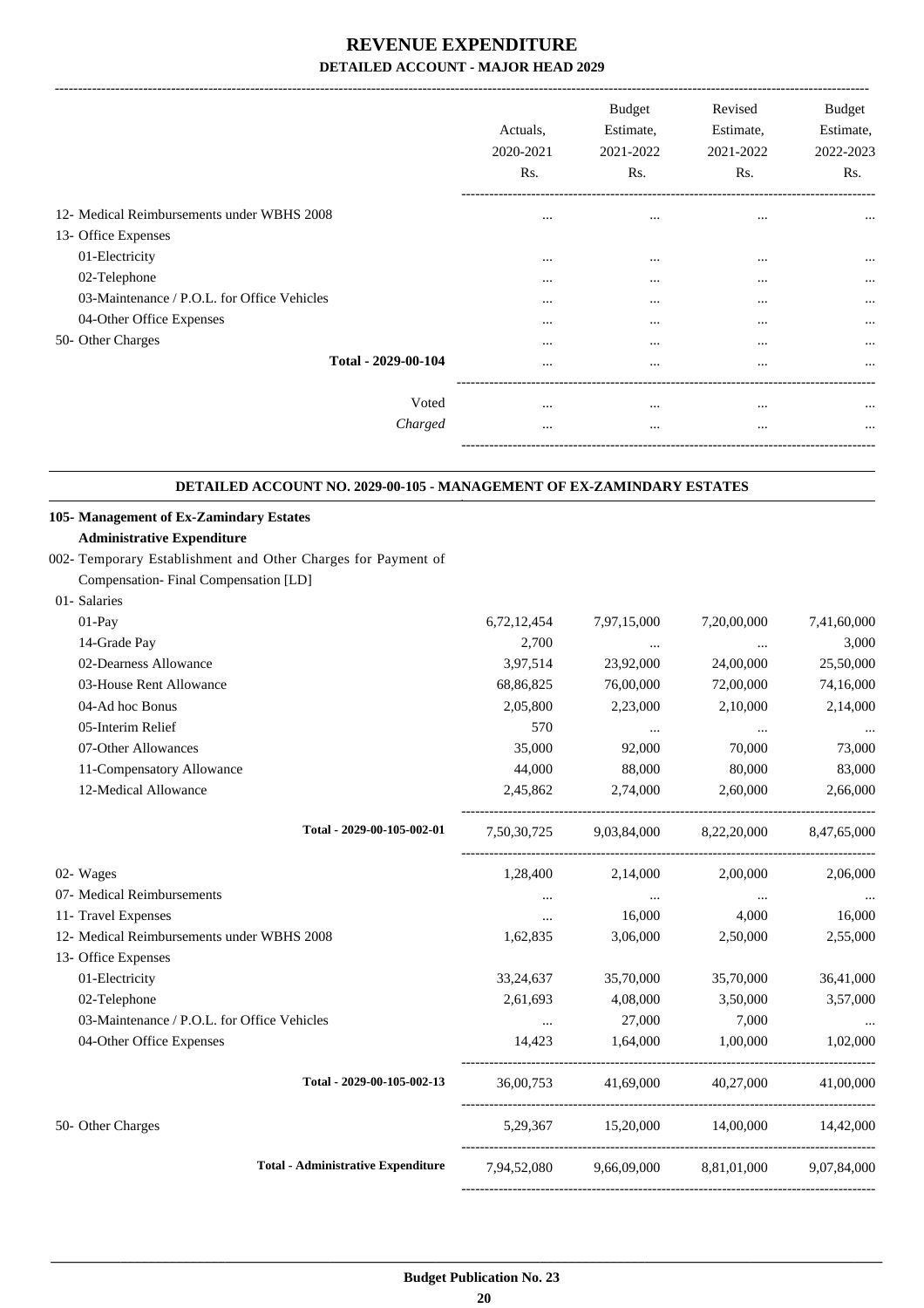# REVENUE EXPENDITURE

## DETAILED ACCOUNT - MAJOR HEAD 2029

| | Actuals, 2020-2021 Rs. | Budget Estimate, 2021-2022 Rs. | Revised Estimate, 2021-2022 Rs. | Budget Estimate, 2022-2023 Rs. |
|---|---|---|---|---|
| 12- Medical Reimbursements under WBHS 2008 | ... | ... | ... | ... |
| 13- Office Expenses | | | | |
| 01-Electricity | ... | ... | ... | ... |
| 02-Telephone | ... | ... | ... | ... |
| 03-Maintenance / P.O.L. for Office Vehicles | ... | ... | ... | ... |
| 04-Other Office Expenses | ... | ... | ... | ... |
| 50- Other Charges | ... | ... | ... | ... |
| **Total - 2029-00-104** | ... | ... | ... | ... |
| Voted | ... | ... | ... | ... |
| *Charged* | ... | ... | ... | ... |

### DETAILED ACCOUNT NO. 2029-00-105 - MANAGEMENT OF EX-ZAMINDARY ESTATES

| | Actuals, 2020-2021 Rs. | Budget Estimate, 2021-2022 Rs. | Revised Estimate, 2021-2022 Rs. | Budget Estimate, 2022-2023 Rs. |
|---|---|---|---|---|
| **105- Management of Ex-Zamindary Estates** | | | | |
| **Administrative Expenditure** | | | | |
| 002- Temporary Establishment and Other Charges for Payment of Compensation- Final Compensation [LD] | | | | |
| 01- Salaries | | | | |
| 01-Pay | 6,72,12,454 | 7,97,15,000 | 7,20,00,000 | 7,41,60,000 |
| 14-Grade Pay | 2,700 | ... | ... | 3,000 |
| 02-Dearness Allowance | 3,97,514 | 23,92,000 | 24,00,000 | 25,50,000 |
| 03-House Rent Allowance | 68,86,825 | 76,00,000 | 72,00,000 | 74,16,000 |
| 04-Ad hoc Bonus | 2,05,800 | 2,23,000 | 2,10,000 | 2,14,000 |
| 05-Interim Relief | 570 | ... | ... | ... |
| 07-Other Allowances | 35,000 | 92,000 | 70,000 | 73,000 |
| 11-Compensatory Allowance | 44,000 | 88,000 | 80,000 | 83,000 |
| 12-Medical Allowance | 2,45,862 | 2,74,000 | 2,60,000 | 2,66,000 |
| **Total - 2029-00-105-002-01** | 7,50,30,725 | 9,03,84,000 | 8,22,20,000 | 8,47,65,000 |
| 02- Wages | 1,28,400 | 2,14,000 | 2,00,000 | 2,06,000 |
| 07- Medical Reimbursements | ... | ... | ... | ... |
| 11- Travel Expenses | ... | 16,000 | 4,000 | 16,000 |
| 12- Medical Reimbursements under WBHS 2008 | 1,62,835 | 3,06,000 | 2,50,000 | 2,55,000 |
| 13- Office Expenses | | | | |
| 01-Electricity | 33,24,637 | 35,70,000 | 35,70,000 | 36,41,000 |
| 02-Telephone | 2,61,693 | 4,08,000 | 3,50,000 | 3,57,000 |
| 03-Maintenance / P.O.L. for Office Vehicles | ... | 27,000 | 7,000 | ... |
| 04-Other Office Expenses | 14,423 | 1,64,000 | 1,00,000 | 1,02,000 |
| **Total - 2029-00-105-002-13** | 36,00,753 | 41,69,000 | 40,27,000 | 41,00,000 |
| 50- Other Charges | 5,29,367 | 15,20,000 | 14,00,000 | 14,42,000 |
| **Total - Administrative Expenditure** | 7,94,52,080 | 9,66,09,000 | 8,81,01,000 | 9,07,84,000 |

**Budget Publication No. 23**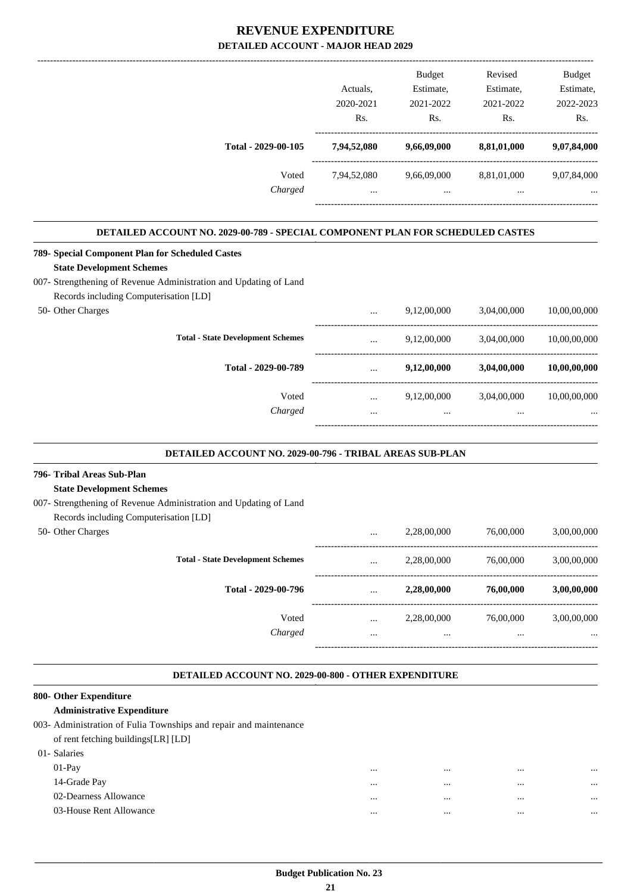# REVENUE EXPENDITURE

## DETAILED ACCOUNT - MAJOR HEAD 2029

| | Actuals, 2020-2021 Rs. | Budget Estimate, 2021-2022 Rs. | Revised Estimate, 2021-2022 Rs. | Budget Estimate, 2022-2023 Rs. |
|---|---|---|---|---|
| **Total - 2029-00-105** | **7,94,52,080** | **9,66,09,000** | **8,81,01,000** | **9,07,84,000** |
| Voted | 7,94,52,080 | 9,66,09,000 | 8,81,01,000 | 9,07,84,000 |
| *Charged* | ... | ... | ... | ... |

### DETAILED ACCOUNT NO. 2029-00-789 - SPECIAL COMPONENT PLAN FOR SCHEDULED CASTES

| | Actuals, 2020-2021 Rs. | Budget Estimate, 2021-2022 Rs. | Revised Estimate, 2021-2022 Rs. | Budget Estimate, 2022-2023 Rs. |
|---|---|---|---|---|
| **789- Special Component Plan for Scheduled Castes** | | | | |
| **State Development Schemes** | | | | |
| 007- Strengthening of Revenue Administration and Updating of Land Records including Computerisation [LD] | | | | |
| 50- Other Charges | ... | 9,12,00,000 | 3,04,00,000 | 10,00,00,000 |
| **Total - State Development Schemes** | ... | 9,12,00,000 | 3,04,00,000 | 10,00,00,000 |
| **Total - 2029-00-789** | ... | **9,12,00,000** | **3,04,00,000** | **10,00,00,000** |
| Voted | ... | 9,12,00,000 | 3,04,00,000 | 10,00,00,000 |
| *Charged* | ... | ... | ... | ... |

### DETAILED ACCOUNT NO. 2029-00-796 - TRIBAL AREAS SUB-PLAN

| | Actuals, 2020-2021 Rs. | Budget Estimate, 2021-2022 Rs. | Revised Estimate, 2021-2022 Rs. | Budget Estimate, 2022-2023 Rs. |
|---|---|---|---|---|
| **796- Tribal Areas Sub-Plan** | | | | |
| **State Development Schemes** | | | | |
| 007- Strengthening of Revenue Administration and Updating of Land Records including Computerisation [LD] | | | | |
| 50- Other Charges | ... | 2,28,00,000 | 76,00,000 | 3,00,00,000 |
| **Total - State Development Schemes** | ... | 2,28,00,000 | 76,00,000 | 3,00,00,000 |
| **Total - 2029-00-796** | ... | **2,28,00,000** | **76,00,000** | **3,00,00,000** |
| Voted | ... | 2,28,00,000 | 76,00,000 | 3,00,00,000 |
| *Charged* | ... | ... | ... | ... |

### DETAILED ACCOUNT NO. 2029-00-800 - OTHER EXPENDITURE

| | Actuals, 2020-2021 Rs. | Budget Estimate, 2021-2022 Rs. | Revised Estimate, 2021-2022 Rs. | Budget Estimate, 2022-2023 Rs. |
|---|---|---|---|---|
| **800- Other Expenditure** | | | | |
| **Administrative Expenditure** | | | | |
| 003- Administration of Fulia Townships and repair and maintenance of rent fetching buildings[LR] [LD] | | | | |
| 01- Salaries | | | | |
| 01-Pay | ... | ... | ... | ... |
| 14-Grade Pay | ... | ... | ... | ... |
| 02-Dearness Allowance | ... | ... | ... | ... |
| 03-House Rent Allowance | ... | ... | ... | ... |

Budget Publication No. 23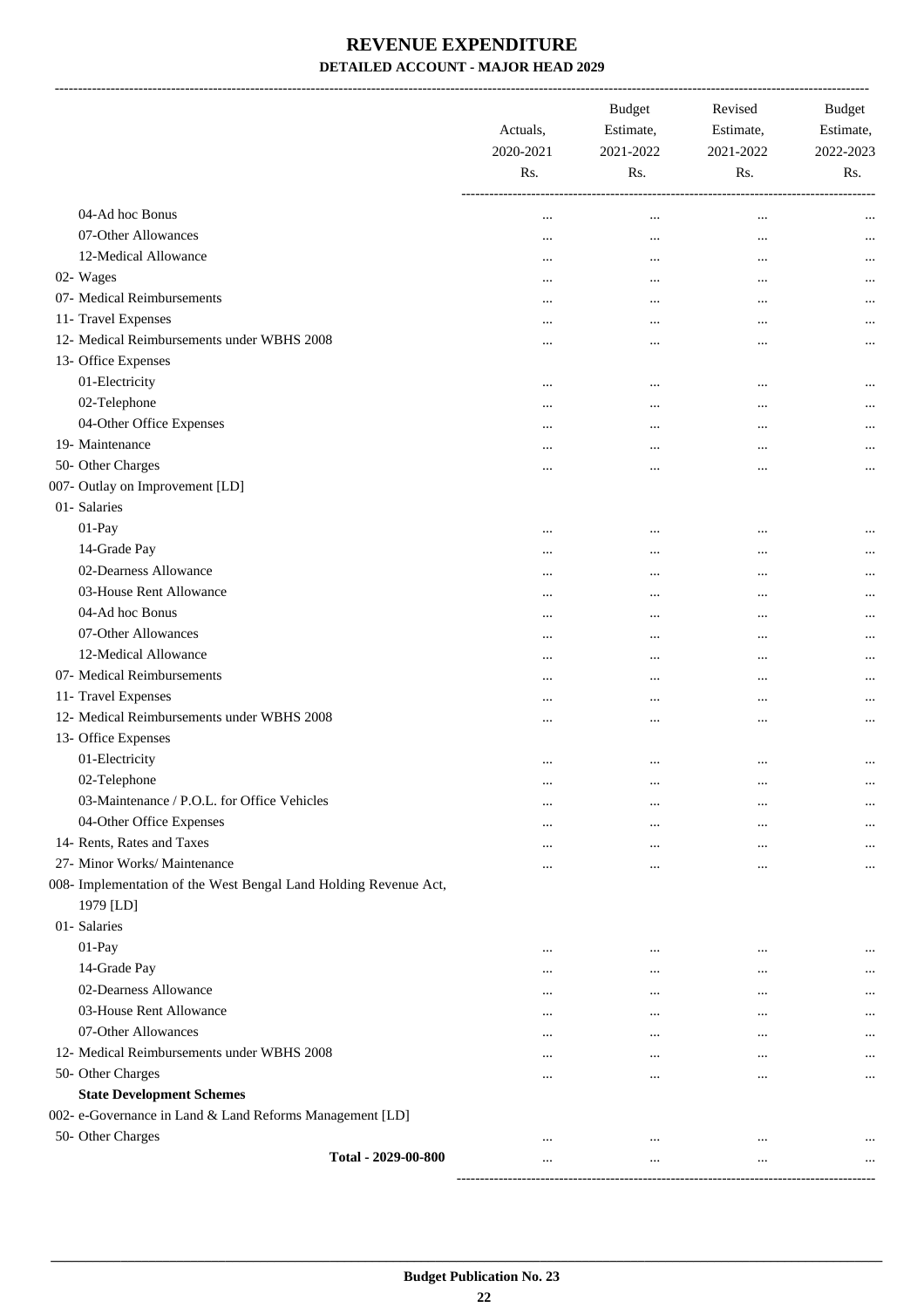# REVENUE EXPENDITURE

## DETAILED ACCOUNT - MAJOR HEAD 2029

| | Actuals, 2020-2021 Rs. | Budget Estimate, 2021-2022 Rs. | Revised Estimate, 2021-2022 Rs. | Budget Estimate, 2022-2023 Rs. |
|---|---|---|---|---|
| 04-Ad hoc Bonus | ... | ... | ... | ... |
| 07-Other Allowances | ... | ... | ... | ... |
| 12-Medical Allowance | ... | ... | ... | ... |
| 02- Wages | ... | ... | ... | ... |
| 07- Medical Reimbursements | ... | ... | ... | ... |
| 11- Travel Expenses | ... | ... | ... | ... |
| 12- Medical Reimbursements under WBHS 2008 | ... | ... | ... | ... |
| 13- Office Expenses | | | | |
| 01-Electricity | ... | ... | ... | ... |
| 02-Telephone | ... | ... | ... | ... |
| 04-Other Office Expenses | ... | ... | ... | ... |
| 19- Maintenance | ... | ... | ... | ... |
| 50- Other Charges | ... | ... | ... | ... |
| 007- Outlay on Improvement [LD] | | | | |
| 01- Salaries | | | | |
| 01-Pay | ... | ... | ... | ... |
| 14-Grade Pay | ... | ... | ... | ... |
| 02-Dearness Allowance | ... | ... | ... | ... |
| 03-House Rent Allowance | ... | ... | ... | ... |
| 04-Ad hoc Bonus | ... | ... | ... | ... |
| 07-Other Allowances | ... | ... | ... | ... |
| 12-Medical Allowance | ... | ... | ... | ... |
| 07- Medical Reimbursements | ... | ... | ... | ... |
| 11- Travel Expenses | ... | ... | ... | ... |
| 12- Medical Reimbursements under WBHS 2008 | ... | ... | ... | ... |
| 13- Office Expenses | | | | |
| 01-Electricity | ... | ... | ... | ... |
| 02-Telephone | ... | ... | ... | ... |
| 03-Maintenance / P.O.L. for Office Vehicles | ... | ... | ... | ... |
| 04-Other Office Expenses | ... | ... | ... | ... |
| 14- Rents, Rates and Taxes | ... | ... | ... | ... |
| 27- Minor Works/ Maintenance | ... | ... | ... | ... |
| 008- Implementation of the West Bengal Land Holding Revenue Act, 1979 [LD] | | | | |
| 01- Salaries | | | | |
| 01-Pay | ... | ... | ... | ... |
| 14-Grade Pay | ... | ... | ... | ... |
| 02-Dearness Allowance | ... | ... | ... | ... |
| 03-House Rent Allowance | ... | ... | ... | ... |
| 07-Other Allowances | ... | ... | ... | ... |
| 12- Medical Reimbursements under WBHS 2008 | ... | ... | ... | ... |
| 50- Other Charges | ... | ... | ... | ... |
| **State Development Schemes** | | | | |
| 002- e-Governance in Land & Land Reforms Management [LD] | | | | |
| 50- Other Charges | ... | ... | ... | ... |
| **Total - 2029-00-800** | ... | ... | ... | ... |

**Budget Publication No. 23**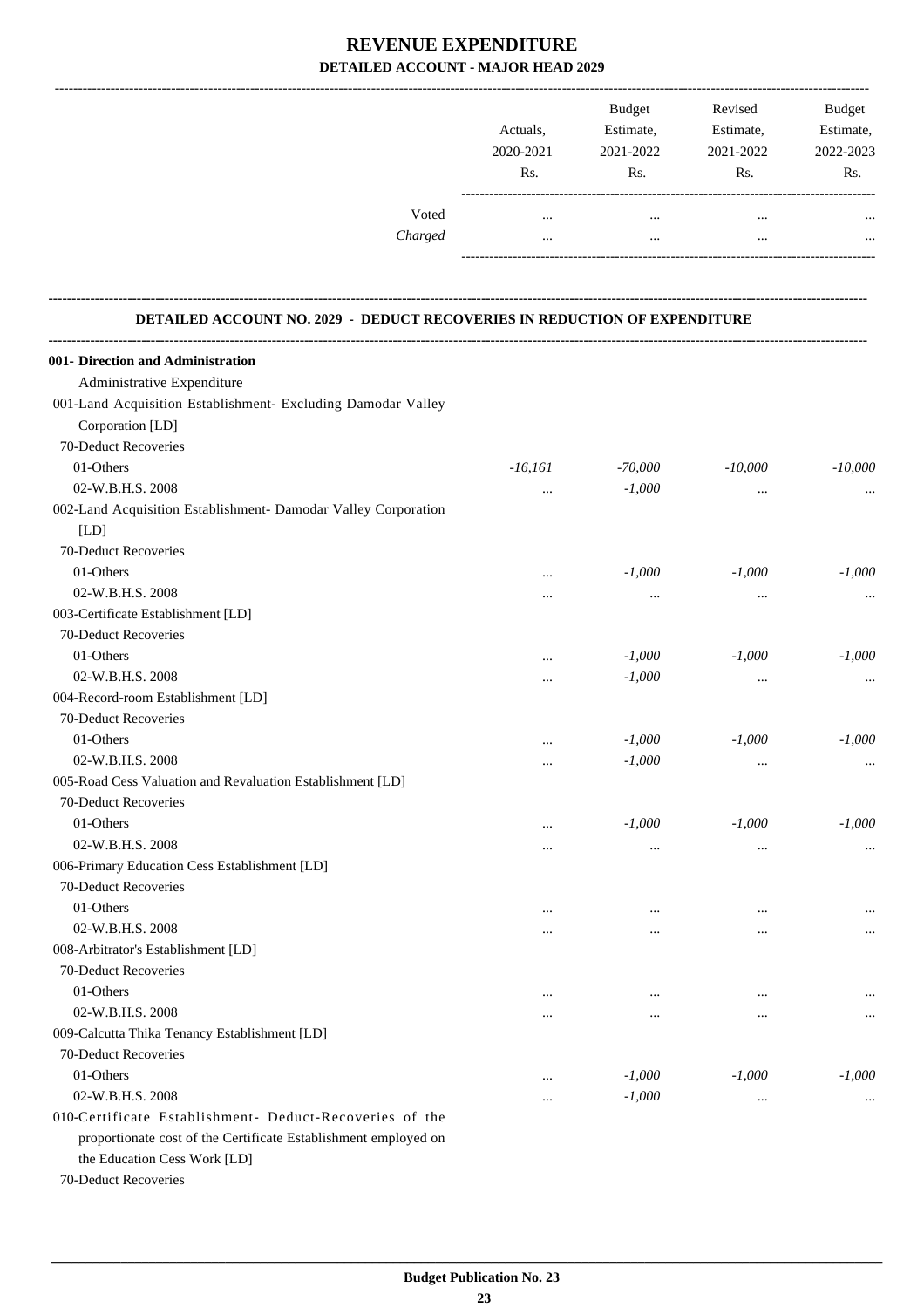# REVENUE EXPENDITURE

## DETAILED ACCOUNT - MAJOR HEAD 2029

| | Actuals, 2020-2021 Rs. | Budget Estimate, 2021-2022 Rs. | Revised Estimate, 2021-2022 Rs. | Budget Estimate, 2022-2023 Rs. |
|---|---|---|---|---|
| Voted | ... | ... | ... | ... |
| *Charged* | ... | ... | ... | ... |

### DETAILED ACCOUNT NO. 2029 - DEDUCT RECOVERIES IN REDUCTION OF EXPENDITURE

| | Actuals, 2020-2021 Rs. | Budget Estimate, 2021-2022 Rs. | Revised Estimate, 2021-2022 Rs. | Budget Estimate, 2022-2023 Rs. |
|---|---|---|---|---|
| **001- Direction and Administration** | | | | |
| Administrative Expenditure | | | | |
| 001-Land Acquisition Establishment- Excluding Damodar Valley Corporation [LD] | | | | |
| 70-Deduct Recoveries | | | | |
| 01-Others | *-16,161* | *-70,000* | *-10,000* | *-10,000* |
| 02-W.B.H.S. 2008 | ... | *-1,000* | ... | ... |
| 002-Land Acquisition Establishment- Damodar Valley Corporation [LD] | | | | |
| 70-Deduct Recoveries | | | | |
| 01-Others | ... | *-1,000* | *-1,000* | *-1,000* |
| 02-W.B.H.S. 2008 | ... | ... | ... | ... |
| 003-Certificate Establishment [LD] | | | | |
| 70-Deduct Recoveries | | | | |
| 01-Others | ... | *-1,000* | *-1,000* | *-1,000* |
| 02-W.B.H.S. 2008 | ... | *-1,000* | ... | ... |
| 004-Record-room Establishment [LD] | | | | |
| 70-Deduct Recoveries | | | | |
| 01-Others | ... | *-1,000* | *-1,000* | *-1,000* |
| 02-W.B.H.S. 2008 | ... | *-1,000* | ... | ... |
| 005-Road Cess Valuation and Revaluation Establishment [LD] | | | | |
| 70-Deduct Recoveries | | | | |
| 01-Others | ... | *-1,000* | *-1,000* | *-1,000* |
| 02-W.B.H.S. 2008 | ... | ... | ... | ... |
| 006-Primary Education Cess Establishment [LD] | | | | |
| 70-Deduct Recoveries | | | | |
| 01-Others | ... | ... | ... | ... |
| 02-W.B.H.S. 2008 | ... | ... | ... | ... |
| 008-Arbitrator's Establishment [LD] | | | | |
| 70-Deduct Recoveries | | | | |
| 01-Others | ... | ... | ... | ... |
| 02-W.B.H.S. 2008 | ... | ... | ... | ... |
| 009-Calcutta Thika Tenancy Establishment [LD] | | | | |
| 70-Deduct Recoveries | | | | |
| 01-Others | ... | *-1,000* | *-1,000* | *-1,000* |
| 02-W.B.H.S. 2008 | ... | *-1,000* | ... | ... |
| 010-Certificate Establishment- Deduct-Recoveries of the proportionate cost of the Certificate Establishment employed on the Education Cess Work [LD] | | | | |
| 70-Deduct Recoveries | | | | |

**Budget Publication No. 23**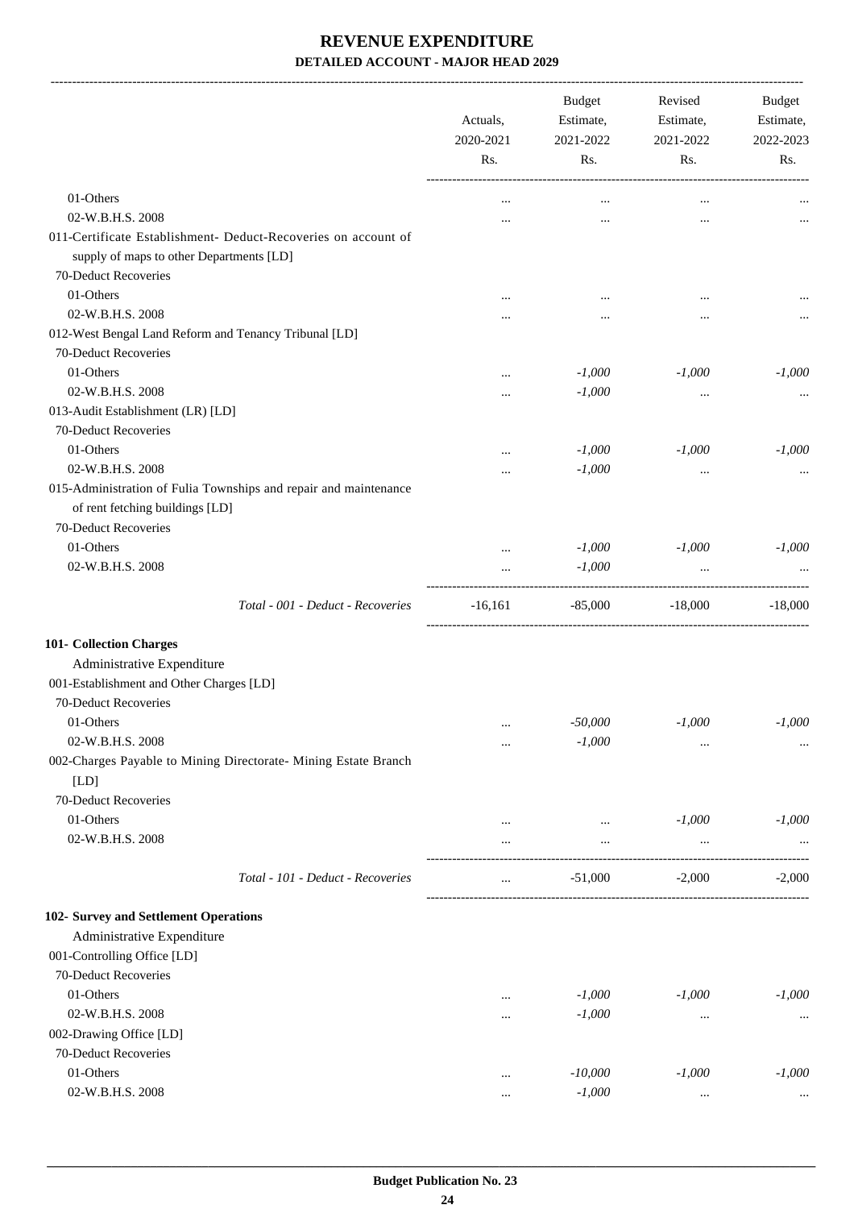# REVENUE EXPENDITURE

**DETAILED ACCOUNT - MAJOR HEAD 2029**

| | Actuals, 2020-2021 Rs. | Budget Estimate, 2021-2022 Rs. | Revised Estimate, 2021-2022 Rs. | Budget Estimate, 2022-2023 Rs. |
|---|---|---|---|---|
| 01-Others | ... | ... | ... | ... |
| 02-W.B.H.S. 2008 | ... | ... | ... | ... |
| 011-Certificate Establishment- Deduct-Recoveries on account of supply of maps to other Departments [LD] | | | | |
| 70-Deduct Recoveries | | | | |
| 01-Others | ... | ... | ... | ... |
| 02-W.B.H.S. 2008 | ... | ... | ... | ... |
| 012-West Bengal Land Reform and Tenancy Tribunal [LD] | | | | |
| 70-Deduct Recoveries | | | | |
| 01-Others | ... | *-1,000* | *-1,000* | *-1,000* |
| 02-W.B.H.S. 2008 | ... | *-1,000* | ... | ... |
| 013-Audit Establishment (LR) [LD] | | | | |
| 70-Deduct Recoveries | | | | |
| 01-Others | ... | *-1,000* | *-1,000* | *-1,000* |
| 02-W.B.H.S. 2008 | ... | *-1,000* | ... | ... |
| 015-Administration of Fulia Townships and repair and maintenance of rent fetching buildings [LD] | | | | |
| 70-Deduct Recoveries | | | | |
| 01-Others | ... | *-1,000* | *-1,000* | *-1,000* |
| 02-W.B.H.S. 2008 | ... | *-1,000* | ... | ... |
| *Total - 001 - Deduct - Recoveries* | -16,161 | -85,000 | -18,000 | -18,000 |
| **101- Collection Charges** | | | | |
| Administrative Expenditure | | | | |
| 001-Establishment and Other Charges [LD] | | | | |
| 70-Deduct Recoveries | | | | |
| 01-Others | ... | *-50,000* | *-1,000* | *-1,000* |
| 02-W.B.H.S. 2008 | ... | *-1,000* | ... | ... |
| 002-Charges Payable to Mining Directorate- Mining Estate Branch [LD] | | | | |
| 70-Deduct Recoveries | | | | |
| 01-Others | ... | ... | *-1,000* | *-1,000* |
| 02-W.B.H.S. 2008 | ... | ... | ... | ... |
| *Total - 101 - Deduct - Recoveries* | ... | -51,000 | -2,000 | -2,000 |
| **102- Survey and Settlement Operations** | | | | |
| Administrative Expenditure | | | | |
| 001-Controlling Office [LD] | | | | |
| 70-Deduct Recoveries | | | | |
| 01-Others | ... | *-1,000* | *-1,000* | *-1,000* |
| 02-W.B.H.S. 2008 | ... | *-1,000* | ... | ... |
| 002-Drawing Office [LD] | | | | |
| 70-Deduct Recoveries | | | | |
| 01-Others | ... | *-10,000* | *-1,000* | *-1,000* |
| 02-W.B.H.S. 2008 | ... | *-1,000* | ... | ... |

**Budget Publication No. 23**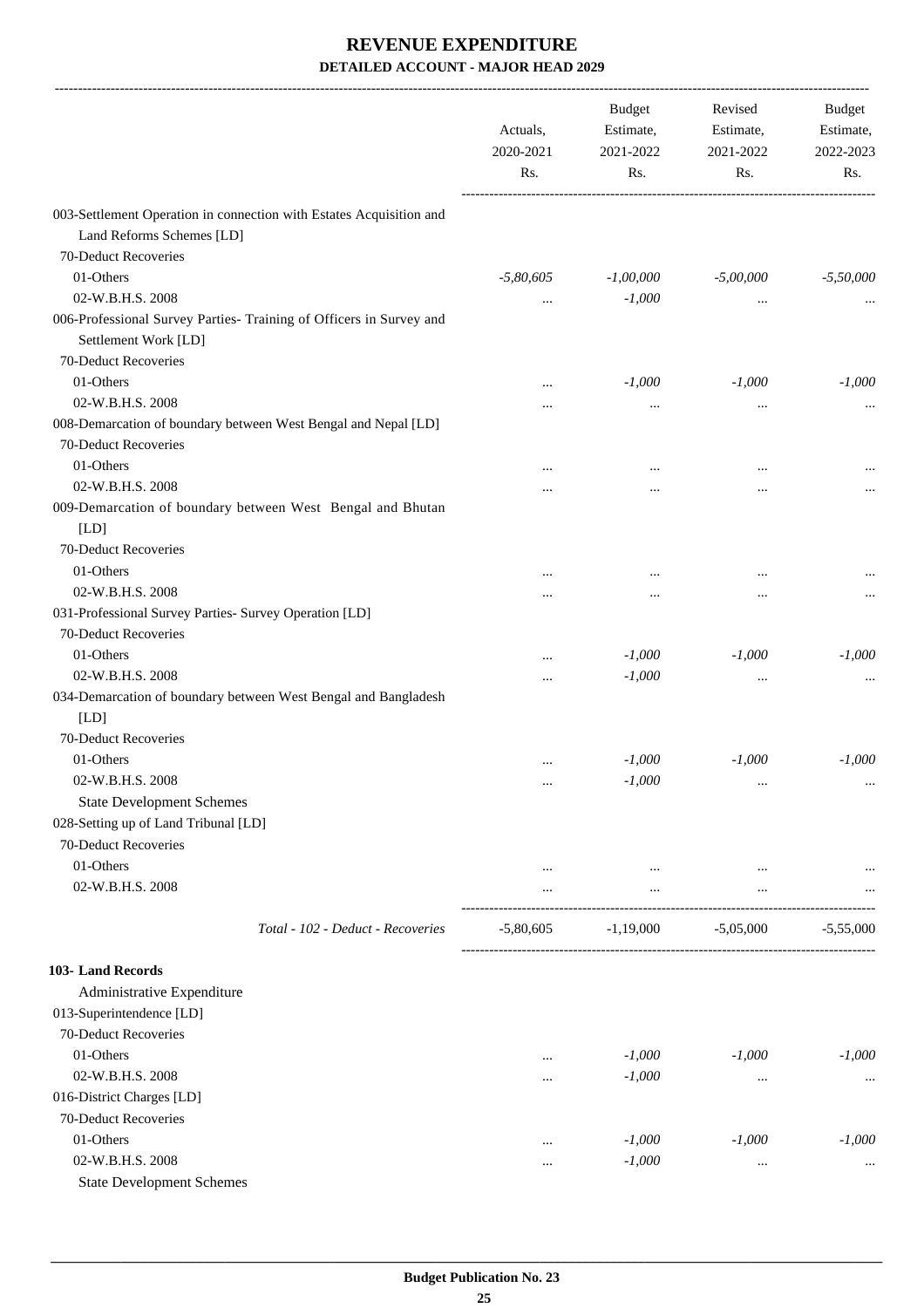# REVENUE EXPENDITURE

## DETAILED ACCOUNT - MAJOR HEAD 2029

| | Actuals, 2020-2021 Rs. | Budget Estimate, 2021-2022 Rs. | Revised Estimate, 2021-2022 Rs. | Budget Estimate, 2022-2023 Rs. |
|---|---|---|---|---|
| 003-Settlement Operation in connection with Estates Acquisition and Land Reforms Schemes [LD] | | | | |
| 70-Deduct Recoveries | | | | |
| 01-Others | *-5,80,605* | *-1,00,000* | *-5,00,000* | *-5,50,000* |
| 02-W.B.H.S. 2008 | ... | *-1,000* | ... | ... |
| 006-Professional Survey Parties- Training of Officers in Survey and Settlement Work [LD] | | | | |
| 70-Deduct Recoveries | | | | |
| 01-Others | ... | *-1,000* | *-1,000* | *-1,000* |
| 02-W.B.H.S. 2008 | ... | ... | ... | ... |
| 008-Demarcation of boundary between West Bengal and Nepal [LD] | | | | |
| 70-Deduct Recoveries | | | | |
| 01-Others | ... | ... | ... | ... |
| 02-W.B.H.S. 2008 | ... | ... | ... | ... |
| 009-Demarcation of boundary between West Bengal and Bhutan [LD] | | | | |
| 70-Deduct Recoveries | | | | |
| 01-Others | ... | ... | ... | ... |
| 02-W.B.H.S. 2008 | ... | ... | ... | ... |
| 031-Professional Survey Parties- Survey Operation [LD] | | | | |
| 70-Deduct Recoveries | | | | |
| 01-Others | ... | *-1,000* | *-1,000* | *-1,000* |
| 02-W.B.H.S. 2008 | ... | *-1,000* | ... | ... |
| 034-Demarcation of boundary between West Bengal and Bangladesh [LD] | | | | |
| 70-Deduct Recoveries | | | | |
| 01-Others | ... | *-1,000* | *-1,000* | *-1,000* |
| 02-W.B.H.S. 2008 | ... | *-1,000* | ... | ... |
| State Development Schemes | | | | |
| 028-Setting up of Land Tribunal [LD] | | | | |
| 70-Deduct Recoveries | | | | |
| 01-Others | ... | ... | ... | ... |
| 02-W.B.H.S. 2008 | ... | ... | ... | ... |
| *Total - 102 - Deduct - Recoveries* | -5,80,605 | -1,19,000 | -5,05,000 | -5,55,000 |
| **103- Land Records** | | | | |
| Administrative Expenditure | | | | |
| 013-Superintendence [LD] | | | | |
| 70-Deduct Recoveries | | | | |
| 01-Others | ... | *-1,000* | *-1,000* | *-1,000* |
| 02-W.B.H.S. 2008 | ... | *-1,000* | ... | ... |
| 016-District Charges [LD] | | | | |
| 70-Deduct Recoveries | | | | |
| 01-Others | ... | *-1,000* | *-1,000* | *-1,000* |
| 02-W.B.H.S. 2008 | ... | *-1,000* | ... | ... |
| State Development Schemes | | | | |

Budget Publication No. 23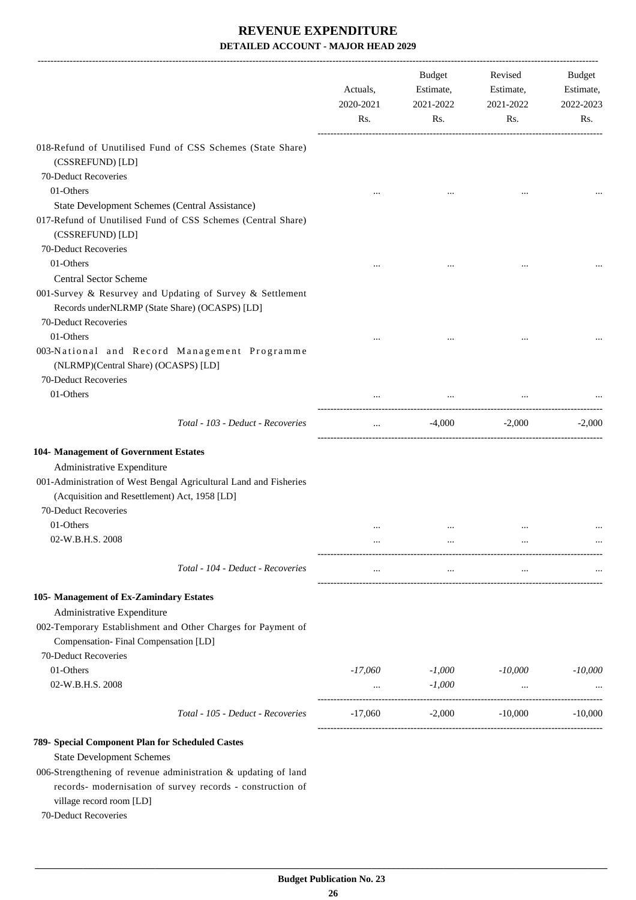# REVENUE EXPENDITURE

## DETAILED ACCOUNT - MAJOR HEAD 2029

| | Actuals, 2020-2021 Rs. | Budget Estimate, 2021-2022 Rs. | Revised Estimate, 2021-2022 Rs. | Budget Estimate, 2022-2023 Rs. |
|---|---|---|---|---|
| 018-Refund of Unutilised Fund of CSS Schemes (State Share) (CSSREFUND) [LD] | | | | |
| 70-Deduct Recoveries | | | | |
| 01-Others | ... | ... | ... | ... |
| State Development Schemes (Central Assistance) | | | | |
| 017-Refund of Unutilised Fund of CSS Schemes (Central Share) (CSSREFUND) [LD] | | | | |
| 70-Deduct Recoveries | | | | |
| 01-Others | ... | ... | ... | ... |
| Central Sector Scheme | | | | |
| 001-Survey & Resurvey and Updating of Survey & Settlement Records underNLRMP (State Share) (OCASPS) [LD] | | | | |
| 70-Deduct Recoveries | | | | |
| 01-Others | ... | ... | ... | ... |
| 003-National and Record Management Programme (NLRMP)(Central Share) (OCASPS) [LD] | | | | |
| 70-Deduct Recoveries | | | | |
| 01-Others | ... | ... | ... | ... |
| *Total - 103 - Deduct - Recoveries* | ... | -4,000 | -2,000 | -2,000 |
| **104- Management of Government Estates** | | | | |
| Administrative Expenditure | | | | |
| 001-Administration of West Bengal Agricultural Land and Fisheries (Acquisition and Resettlement) Act, 1958 [LD] | | | | |
| 70-Deduct Recoveries | | | | |
| 01-Others | ... | ... | ... | ... |
| 02-W.B.H.S. 2008 | ... | ... | ... | ... |
| *Total - 104 - Deduct - Recoveries* | ... | ... | ... | ... |
| **105- Management of Ex-Zamindary Estates** | | | | |
| Administrative Expenditure | | | | |
| 002-Temporary Establishment and Other Charges for Payment of Compensation- Final Compensation [LD] | | | | |
| 70-Deduct Recoveries | | | | |
| 01-Others | *-17,060* | *-1,000* | *-10,000* | *-10,000* |
| 02-W.B.H.S. 2008 | ... | *-1,000* | ... | ... |
| *Total - 105 - Deduct - Recoveries* | -17,060 | -2,000 | -10,000 | -10,000 |
| **789- Special Component Plan for Scheduled Castes** | | | | |
| State Development Schemes | | | | |
| 006-Strengthening of revenue administration & updating of land records- modernisation of survey records - construction of village record room [LD] | | | | |
| 70-Deduct Recoveries | | | | |

Budget Publication No. 23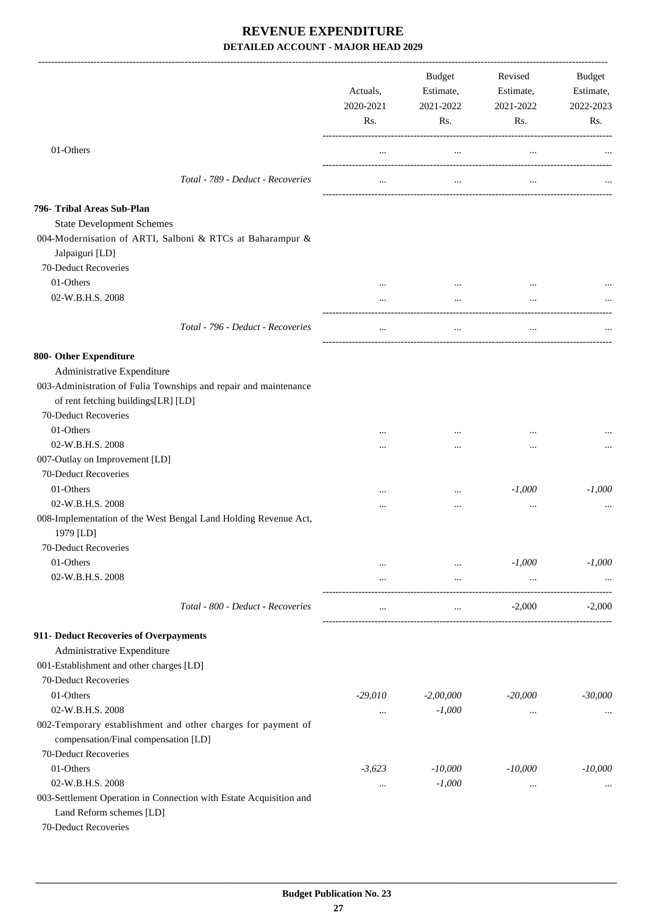# REVENUE EXPENDITURE

## DETAILED ACCOUNT - MAJOR HEAD 2029

| | Actuals, 2020-2021 Rs. | Budget Estimate, 2021-2022 Rs. | Revised Estimate, 2021-2022 Rs. | Budget Estimate, 2022-2023 Rs. |
|---|---|---|---|---|
| 01-Others | ... | ... | ... | ... |
| *Total - 789 - Deduct - Recoveries* | ... | ... | ... | ... |
| **796- Tribal Areas Sub-Plan** | | | | |
| State Development Schemes | | | | |
| 004-Modernisation of ARTI, Salboni & RTCs at Baharampur & Jalpaiguri [LD] | | | | |
| 70-Deduct Recoveries | | | | |
| 01-Others | ... | ... | ... | ... |
| 02-W.B.H.S. 2008 | ... | ... | ... | ... |
| *Total - 796 - Deduct - Recoveries* | ... | ... | ... | ... |
| **800- Other Expenditure** | | | | |
| Administrative Expenditure | | | | |
| 003-Administration of Fulia Townships and repair and maintenance of rent fetching buildings[LR] [LD] | | | | |
| 70-Deduct Recoveries | | | | |
| 01-Others | ... | ... | ... | ... |
| 02-W.B.H.S. 2008 | ... | ... | ... | ... |
| 007-Outlay on Improvement [LD] | | | | |
| 70-Deduct Recoveries | | | | |
| 01-Others | ... | ... | *-1,000* | *-1,000* |
| 02-W.B.H.S. 2008 | ... | ... | ... | ... |
| 008-Implementation of the West Bengal Land Holding Revenue Act, 1979 [LD] | | | | |
| 70-Deduct Recoveries | | | | |
| 01-Others | ... | ... | *-1,000* | *-1,000* |
| 02-W.B.H.S. 2008 | ... | ... | ... | ... |
| *Total - 800 - Deduct - Recoveries* | ... | ... | -2,000 | -2,000 |
| **911- Deduct Recoveries of Overpayments** | | | | |
| Administrative Expenditure | | | | |
| 001-Establishment and other charges [LD] | | | | |
| 70-Deduct Recoveries | | | | |
| 01-Others | *-29,010* | *-2,00,000* | *-20,000* | *-30,000* |
| 02-W.B.H.S. 2008 | ... | *-1,000* | ... | ... |
| 002-Temporary establishment and other charges for payment of compensation/Final compensation [LD] | | | | |
| 70-Deduct Recoveries | | | | |
| 01-Others | *-3,623* | *-10,000* | *-10,000* | *-10,000* |
| 02-W.B.H.S. 2008 | ... | *-1,000* | ... | ... |
| 003-Settlement Operation in Connection with Estate Acquisition and Land Reform schemes [LD] | | | | |
| 70-Deduct Recoveries | | | | |

**Budget Publication No. 23**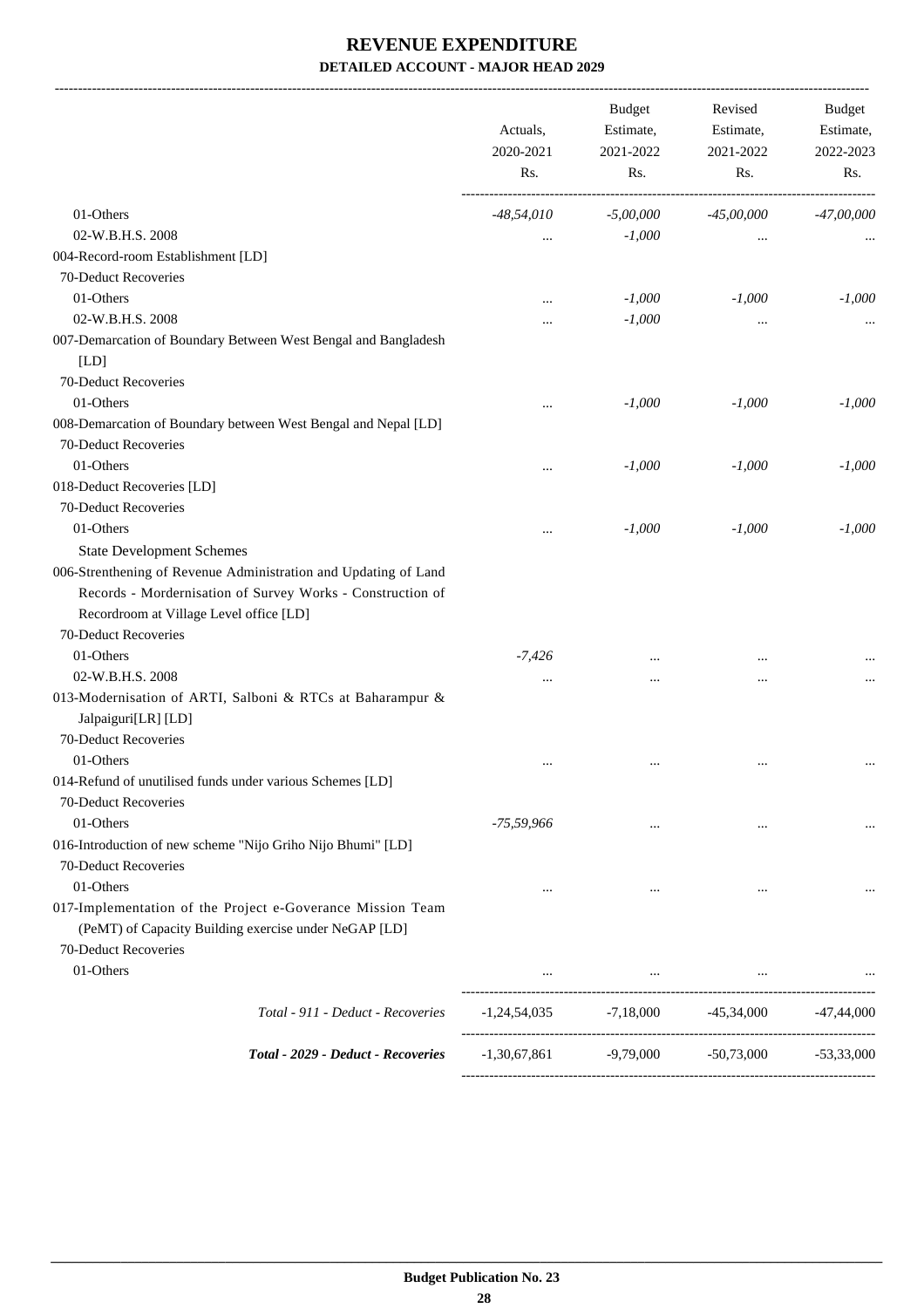# REVENUE EXPENDITURE

## DETAILED ACCOUNT - MAJOR HEAD 2029

| | Actuals, 2020-2021 Rs. | Budget Estimate, 2021-2022 Rs. | Revised Estimate, 2021-2022 Rs. | Budget Estimate, 2022-2023 Rs. |
|---|---|---|---|---|
| 01-Others | *-48,54,010* | *-5,00,000* | *-45,00,000* | *-47,00,000* |
| 02-W.B.H.S. 2008 | ... | *-1,000* | ... | ... |
| 004-Record-room Establishment [LD] | | | | |
| 70-Deduct Recoveries | | | | |
| 01-Others | ... | *-1,000* | *-1,000* | *-1,000* |
| 02-W.B.H.S. 2008 | ... | *-1,000* | ... | ... |
| 007-Demarcation of Boundary Between West Bengal and Bangladesh [LD] | | | | |
| 70-Deduct Recoveries | | | | |
| 01-Others | ... | *-1,000* | *-1,000* | *-1,000* |
| 008-Demarcation of Boundary between West Bengal and Nepal [LD] | | | | |
| 70-Deduct Recoveries | | | | |
| 01-Others | ... | *-1,000* | *-1,000* | *-1,000* |
| 018-Deduct Recoveries [LD] | | | | |
| 70-Deduct Recoveries | | | | |
| 01-Others | ... | *-1,000* | *-1,000* | *-1,000* |
| State Development Schemes | | | | |
| 006-Strenthening of Revenue Administration and Updating of Land Records - Mordernisation of Survey Works - Construction of Recordroom at Village Level office [LD] | | | | |
| 70-Deduct Recoveries | | | | |
| 01-Others | *-7,426* | ... | ... | ... |
| 02-W.B.H.S. 2008 | ... | ... | ... | ... |
| 013-Modernisation of ARTI, Salboni & RTCs at Baharampur & Jalpaiguri[LR] [LD] | | | | |
| 70-Deduct Recoveries | | | | |
| 01-Others | ... | ... | ... | ... |
| 014-Refund of unutilised funds under various Schemes [LD] | | | | |
| 70-Deduct Recoveries | | | | |
| 01-Others | *-75,59,966* | ... | ... | ... |
| 016-Introduction of new scheme "Nijo Griho Nijo Bhumi" [LD] | | | | |
| 70-Deduct Recoveries | | | | |
| 01-Others | ... | ... | ... | ... |
| 017-Implementation of the Project e-Goverance Mission Team (PeMT) of Capacity Building exercise under NeGAP [LD] | | | | |
| 70-Deduct Recoveries | | | | |
| 01-Others | ... | ... | ... | ... |
| *Total - 911 - Deduct - Recoveries* | -1,24,54,035 | -7,18,000 | -45,34,000 | -47,44,000 |
| ***Total - 2029 - Deduct - Recoveries*** | -1,30,67,861 | -9,79,000 | -50,73,000 | -53,33,000 |

**Budget Publication No. 23**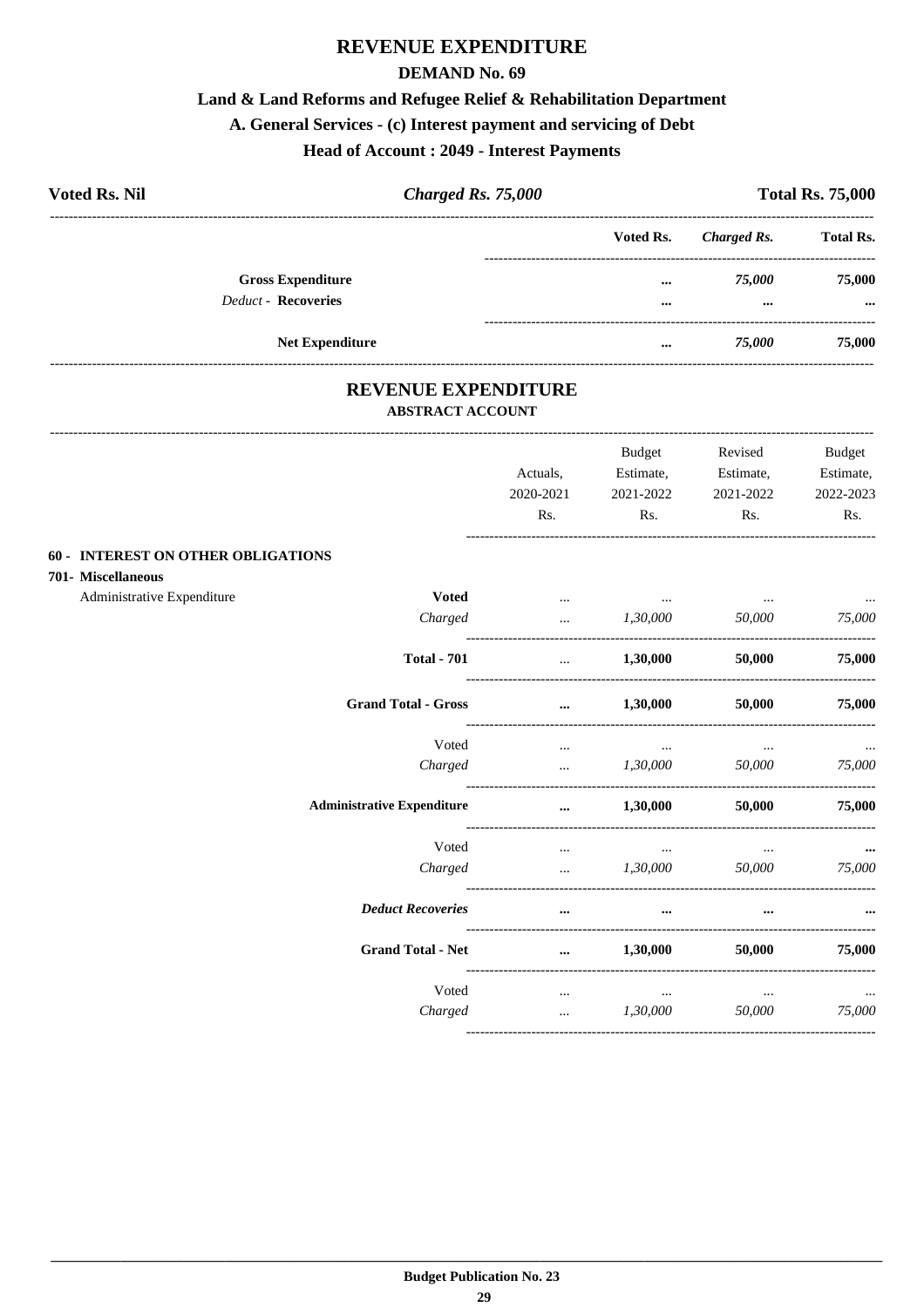# REVENUE EXPENDITURE

## DEMAND No. 69

### Land & Land Reforms and Refugee Relief & Rehabilitation Department

### A. General Services - (c) Interest payment and servicing of Debt

### Head of Account : 2049 - Interest Payments

**Voted Rs. Nil** | ***Charged Rs. 75,000*** | **Total Rs. 75,000**

| | Voted Rs. | *Charged Rs.* | Total Rs. |
|---|---|---|---|
| **Gross Expenditure** | ... | *75,000* | 75,000 |
| *Deduct* - **Recoveries** | ... | ... | ... |
| **Net Expenditure** | ... | *75,000* | 75,000 |

## REVENUE EXPENDITURE

### ABSTRACT ACCOUNT

| | | Actuals, 2020-2021 Rs. | Budget Estimate, 2021-2022 Rs. | Revised Estimate, 2021-2022 Rs. | Budget Estimate, 2022-2023 Rs. |
|---|---|---|---|---|---|
| **60 - INTEREST ON OTHER OBLIGATIONS** | | | | | |
| **701- Miscellaneous** | | | | | |
| Administrative Expenditure | **Voted** | ... | ... | ... | ... |
| | *Charged* | ... | *1,30,000* | *50,000* | *75,000* |
| | **Total - 701** | ... | **1,30,000** | **50,000** | **75,000** |
| | **Grand Total - Gross** | ... | **1,30,000** | **50,000** | **75,000** |
| | Voted | ... | ... | ... | ... |
| | *Charged* | ... | *1,30,000* | *50,000* | *75,000* |
| | **Administrative Expenditure** | ... | **1,30,000** | **50,000** | **75,000** |
| | Voted | ... | ... | ... | ... |
| | *Charged* | ... | *1,30,000* | *50,000* | *75,000* |
| | ***Deduct Recoveries*** | ... | ... | ... | ... |
| | **Grand Total - Net** | ... | **1,30,000** | **50,000** | **75,000** |
| | Voted | ... | ... | ... | ... |
| | *Charged* | ... | *1,30,000* | *50,000* | *75,000* |

**Budget Publication No. 23**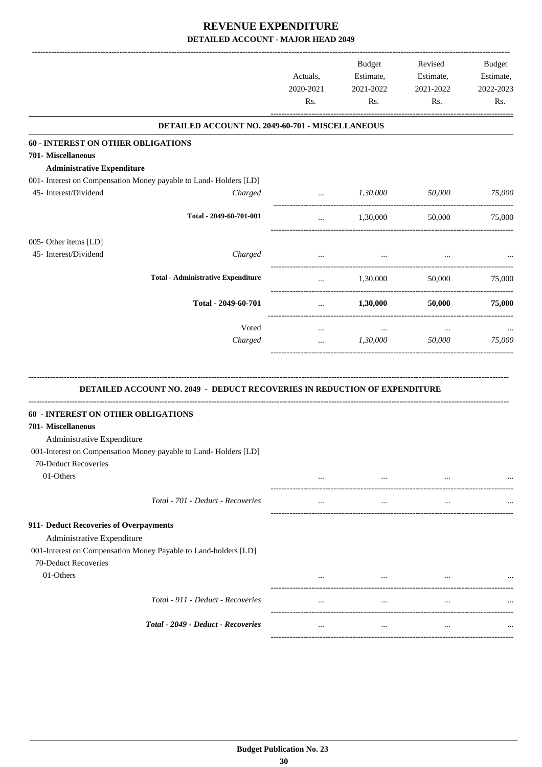# REVENUE EXPENDITURE
## DETAILED ACCOUNT - MAJOR HEAD 2049

| | | Actuals, 2020-2021 Rs. | Budget Estimate, 2021-2022 Rs. | Revised Estimate, 2021-2022 Rs. | Budget Estimate, 2022-2023 Rs. |
|---|---|---|---|---|---|
| **DETAILED ACCOUNT NO. 2049-60-701 - MISCELLANEOUS** | | | | | |
| **60 - INTEREST ON OTHER OBLIGATIONS** | | | | | |
| **701- Miscellaneous** | | | | | |
| **Administrative Expenditure** | | | | | |
| 001- Interest on Compensation Money payable to Land- Holders [LD] | | | | | |
| 45- Interest/Dividend | *Charged* | ... | *1,30,000* | *50,000* | *75,000* |
| **Total - 2049-60-701-001** | | ... | 1,30,000 | 50,000 | 75,000 |
| 005- Other items [LD] | | | | | |
| 45- Interest/Dividend | *Charged* | ... | ... | ... | ... |
| **Total - Administrative Expenditure** | | ... | 1,30,000 | 50,000 | 75,000 |
| **Total - 2049-60-701** | | ... | **1,30,000** | **50,000** | **75,000** |
| | Voted | ... | ... | ... | ... |
| | *Charged* | ... | *1,30,000* | *50,000* | *75,000* |

**DETAILED ACCOUNT NO. 2049 - DEDUCT RECOVERIES IN REDUCTION OF EXPENDITURE**

| | | Actuals, 2020-2021 Rs. | Budget Estimate, 2021-2022 Rs. | Revised Estimate, 2021-2022 Rs. | Budget Estimate, 2022-2023 Rs. |
|---|---|---|---|---|---|
| **60 - INTEREST ON OTHER OBLIGATIONS** | | | | | |
| **701- Miscellaneous** | | | | | |
| Administrative Expenditure | | | | | |
| 001-Interest on Compensation Money payable to Land- Holders [LD] | | | | | |
| 70-Deduct Recoveries | | | | | |
| 01-Others | | ... | ... | ... | ... |
| *Total - 701 - Deduct - Recoveries* | | ... | ... | ... | ... |
| **911- Deduct Recoveries of Overpayments** | | | | | |
| Administrative Expenditure | | | | | |
| 001-Interest on Compensation Money Payable to Land-holders [LD] | | | | | |
| 70-Deduct Recoveries | | | | | |
| 01-Others | | ... | ... | ... | ... |
| *Total - 911 - Deduct - Recoveries* | | ... | ... | ... | ... |
| ***Total - 2049 - Deduct - Recoveries*** | | ... | ... | ... | ... |

**Budget Publication No. 23**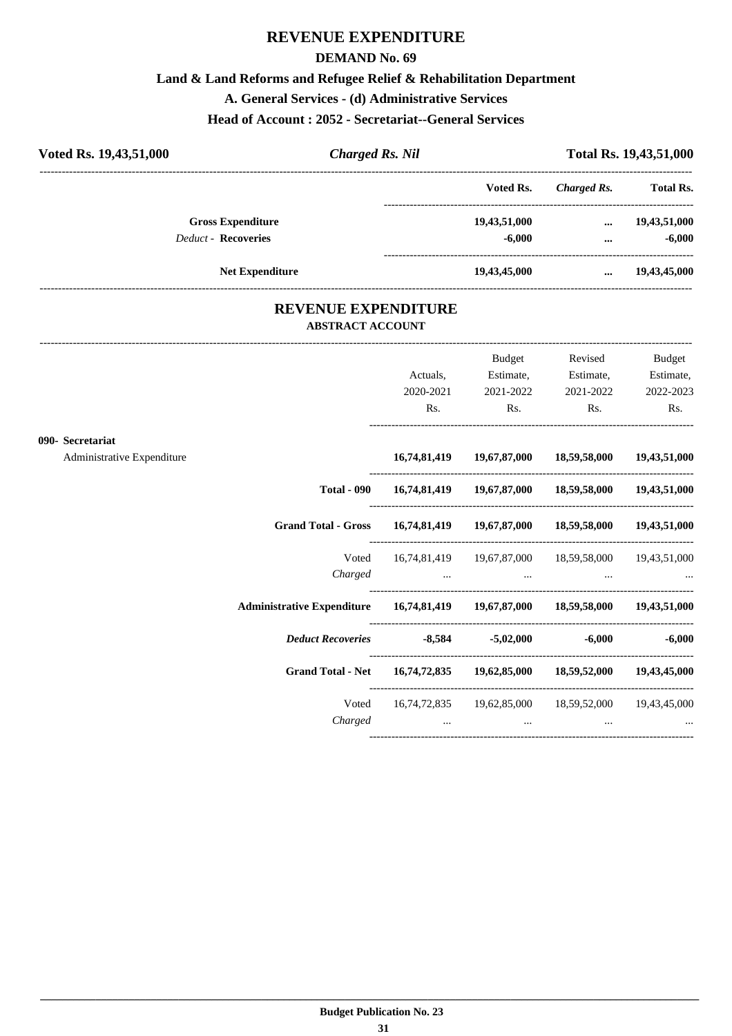# REVENUE EXPENDITURE

## DEMAND No. 69

### Land & Land Reforms and Refugee Relief & Rehabilitation Department

### A. General Services - (d) Administrative Services

### Head of Account : 2052 - Secretariat--General Services

**Voted Rs. 19,43,51,000** | ***Charged Rs. Nil*** | **Total Rs. 19,43,51,000**

| | Voted Rs. | *Charged Rs.* | Total Rs. |
|---|---|---|---|
| **Gross Expenditure** | 19,43,51,000 | ... | 19,43,51,000 |
| *Deduct* - **Recoveries** | -6,000 | ... | -6,000 |
| **Net Expenditure** | 19,43,45,000 | ... | 19,43,45,000 |

# REVENUE EXPENDITURE

### ABSTRACT ACCOUNT

| | Actuals, 2020-2021 Rs. | Budget Estimate, 2021-2022 Rs. | Revised Estimate, 2021-2022 Rs. | Budget Estimate, 2022-2023 Rs. |
|---|---|---|---|---|
| **090- Secretariat** | | | | |
| Administrative Expenditure | **16,74,81,419** | **19,67,87,000** | **18,59,58,000** | **19,43,51,000** |
| **Total - 090** | **16,74,81,419** | **19,67,87,000** | **18,59,58,000** | **19,43,51,000** |
| **Grand Total - Gross** | **16,74,81,419** | **19,67,87,000** | **18,59,58,000** | **19,43,51,000** |
| Voted | 16,74,81,419 | 19,67,87,000 | 18,59,58,000 | 19,43,51,000 |
| *Charged* | ... | ... | ... | ... |
| **Administrative Expenditure** | **16,74,81,419** | **19,67,87,000** | **18,59,58,000** | **19,43,51,000** |
| ***Deduct Recoveries*** | **-8,584** | **-5,02,000** | **-6,000** | **-6,000** |
| **Grand Total - Net** | **16,74,72,835** | **19,62,85,000** | **18,59,52,000** | **19,43,45,000** |
| Voted | 16,74,72,835 | 19,62,85,000 | 18,59,52,000 | 19,43,45,000 |
| *Charged* | ... | ... | ... | ... |

**Budget Publication No. 23**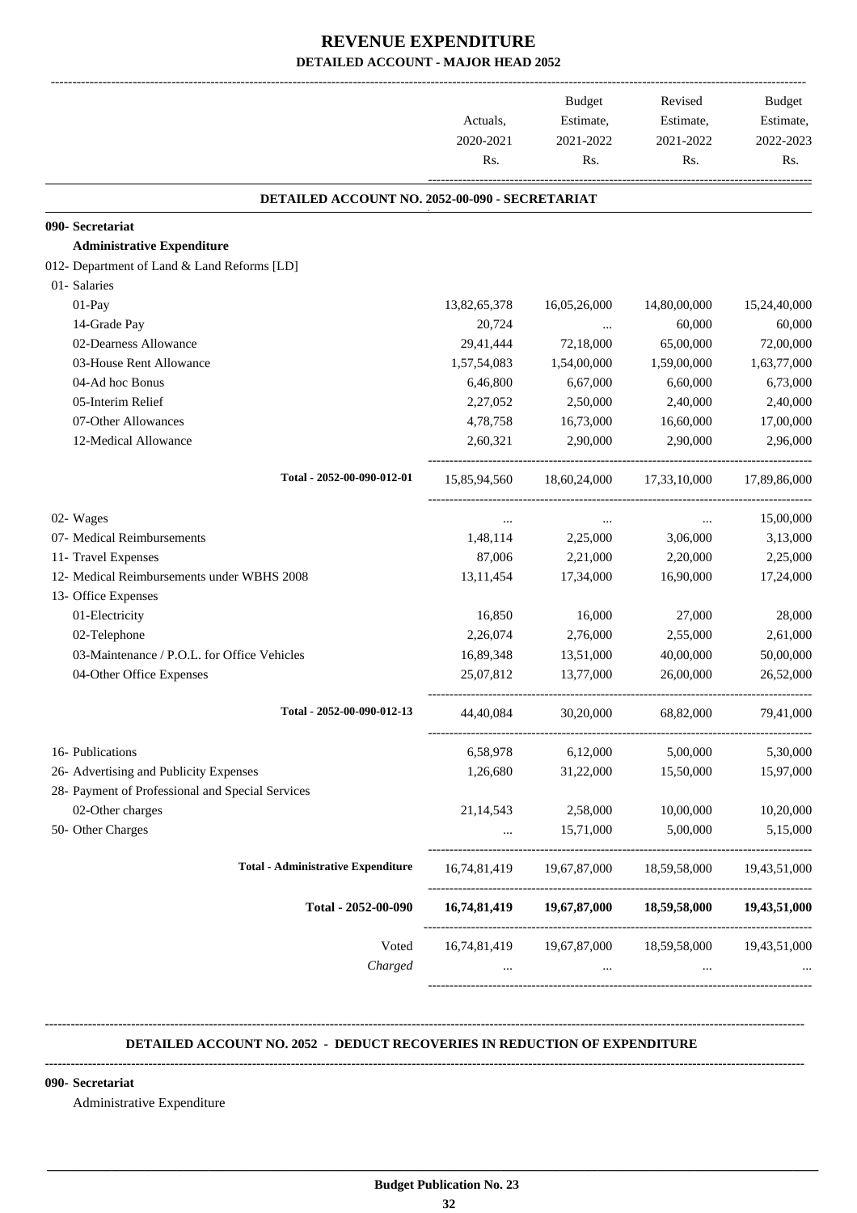# REVENUE EXPENDITURE

## DETAILED ACCOUNT - MAJOR HEAD 2052

| | Actuals, 2020-2021 Rs. | Budget Estimate, 2021-2022 Rs. | Revised Estimate, 2021-2022 Rs. | Budget Estimate, 2022-2023 Rs. |
|---|---|---|---|---|
| **DETAILED ACCOUNT NO. 2052-00-090 - SECRETARIAT** | | | | |
| **090- Secretariat** | | | | |
| **Administrative Expenditure** | | | | |
| 012- Department of Land & Land Reforms [LD] | | | | |
| 01- Salaries | | | | |
| 01-Pay | 13,82,65,378 | 16,05,26,000 | 14,80,00,000 | 15,24,40,000 |
| 14-Grade Pay | 20,724 | ... | 60,000 | 60,000 |
| 02-Dearness Allowance | 29,41,444 | 72,18,000 | 65,00,000 | 72,00,000 |
| 03-House Rent Allowance | 1,57,54,083 | 1,54,00,000 | 1,59,00,000 | 1,63,77,000 |
| 04-Ad hoc Bonus | 6,46,800 | 6,67,000 | 6,60,000 | 6,73,000 |
| 05-Interim Relief | 2,27,052 | 2,50,000 | 2,40,000 | 2,40,000 |
| 07-Other Allowances | 4,78,758 | 16,73,000 | 16,60,000 | 17,00,000 |
| 12-Medical Allowance | 2,60,321 | 2,90,000 | 2,90,000 | 2,96,000 |
| Total - 2052-00-090-012-01 | 15,85,94,560 | 18,60,24,000 | 17,33,10,000 | 17,89,86,000 |
| 02- Wages | ... | ... | ... | 15,00,000 |
| 07- Medical Reimbursements | 1,48,114 | 2,25,000 | 3,06,000 | 3,13,000 |
| 11- Travel Expenses | 87,006 | 2,21,000 | 2,20,000 | 2,25,000 |
| 12- Medical Reimbursements under WBHS 2008 | 13,11,454 | 17,34,000 | 16,90,000 | 17,24,000 |
| 13- Office Expenses | | | | |
| 01-Electricity | 16,850 | 16,000 | 27,000 | 28,000 |
| 02-Telephone | 2,26,074 | 2,76,000 | 2,55,000 | 2,61,000 |
| 03-Maintenance / P.O.L. for Office Vehicles | 16,89,348 | 13,51,000 | 40,00,000 | 50,00,000 |
| 04-Other Office Expenses | 25,07,812 | 13,77,000 | 26,00,000 | 26,52,000 |
| Total - 2052-00-090-012-13 | 44,40,084 | 30,20,000 | 68,82,000 | 79,41,000 |
| 16- Publications | 6,58,978 | 6,12,000 | 5,00,000 | 5,30,000 |
| 26- Advertising and Publicity Expenses | 1,26,680 | 31,22,000 | 15,50,000 | 15,97,000 |
| 28- Payment of Professional and Special Services | | | | |
| 02-Other charges | 21,14,543 | 2,58,000 | 10,00,000 | 10,20,000 |
| 50- Other Charges | ... | 15,71,000 | 5,00,000 | 5,15,000 |
| **Total - Administrative Expenditure** | 16,74,81,419 | 19,67,87,000 | 18,59,58,000 | 19,43,51,000 |
| **Total - 2052-00-090** | **16,74,81,419** | **19,67,87,000** | **18,59,58,000** | **19,43,51,000** |
| Voted | 16,74,81,419 | 19,67,87,000 | 18,59,58,000 | 19,43,51,000 |
| *Charged* | ... | ... | ... | ... |

**DETAILED ACCOUNT NO. 2052 - DEDUCT RECOVERIES IN REDUCTION OF EXPENDITURE**

**090- Secretariat**

Administrative Expenditure

**Budget Publication No. 23**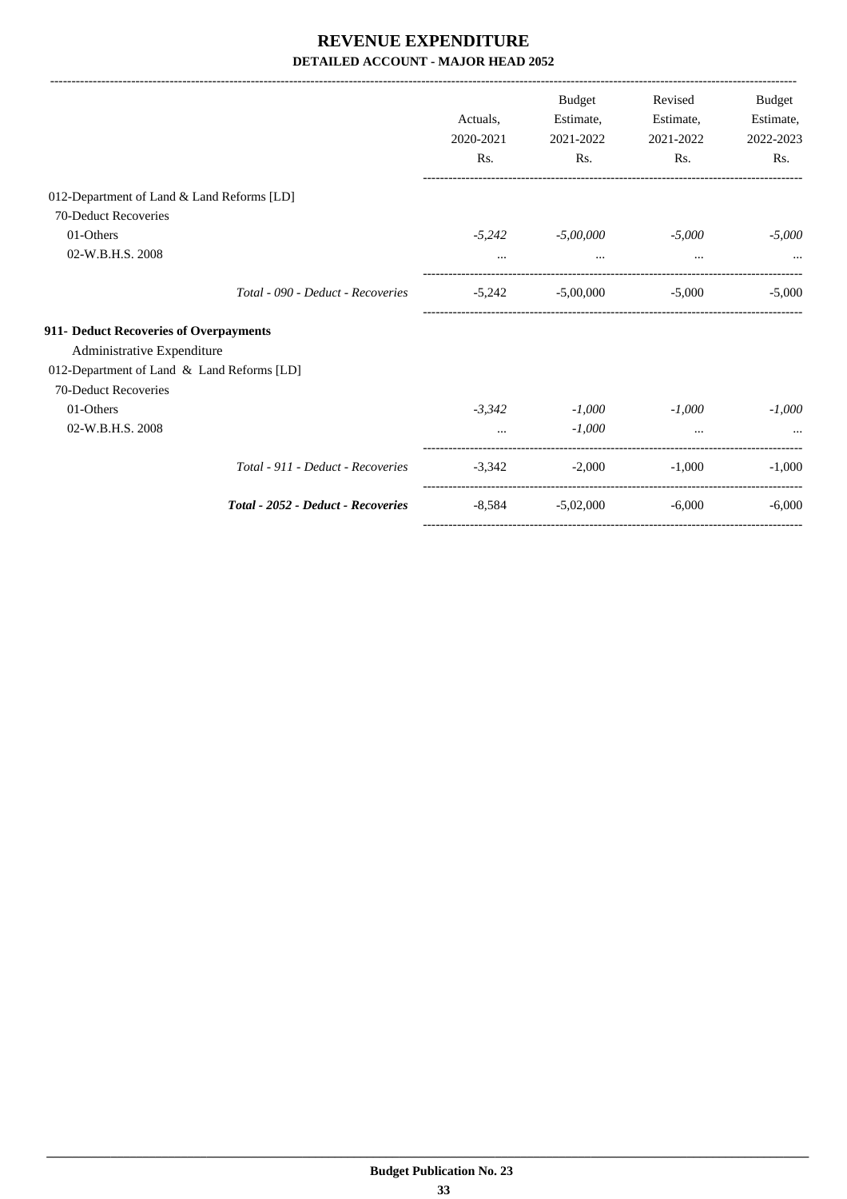# REVENUE EXPENDITURE

## DETAILED ACCOUNT - MAJOR HEAD 2052

| | Actuals, 2020-2021 Rs. | Budget Estimate, 2021-2022 Rs. | Revised Estimate, 2021-2022 Rs. | Budget Estimate, 2022-2023 Rs. |
|---|---|---|---|---|
| 012-Department of Land & Land Reforms [LD] | | | | |
| 70-Deduct Recoveries | | | | |
| 01-Others | *-5,242* | *-5,00,000* | *-5,000* | *-5,000* |
| 02-W.B.H.S. 2008 | ... | ... | ... | ... |
| *Total - 090 - Deduct - Recoveries* | -5,242 | -5,00,000 | -5,000 | -5,000 |
| **911- Deduct Recoveries of Overpayments** | | | | |
| Administrative Expenditure | | | | |
| 012-Department of Land & Land Reforms [LD] | | | | |
| 70-Deduct Recoveries | | | | |
| 01-Others | *-3,342* | *-1,000* | *-1,000* | *-1,000* |
| 02-W.B.H.S. 2008 | ... | *-1,000* | ... | ... |
| *Total - 911 - Deduct - Recoveries* | -3,342 | -2,000 | -1,000 | -1,000 |
| ***Total - 2052 - Deduct - Recoveries*** | -8,584 | -5,02,000 | -6,000 | -6,000 |

**Budget Publication No. 23**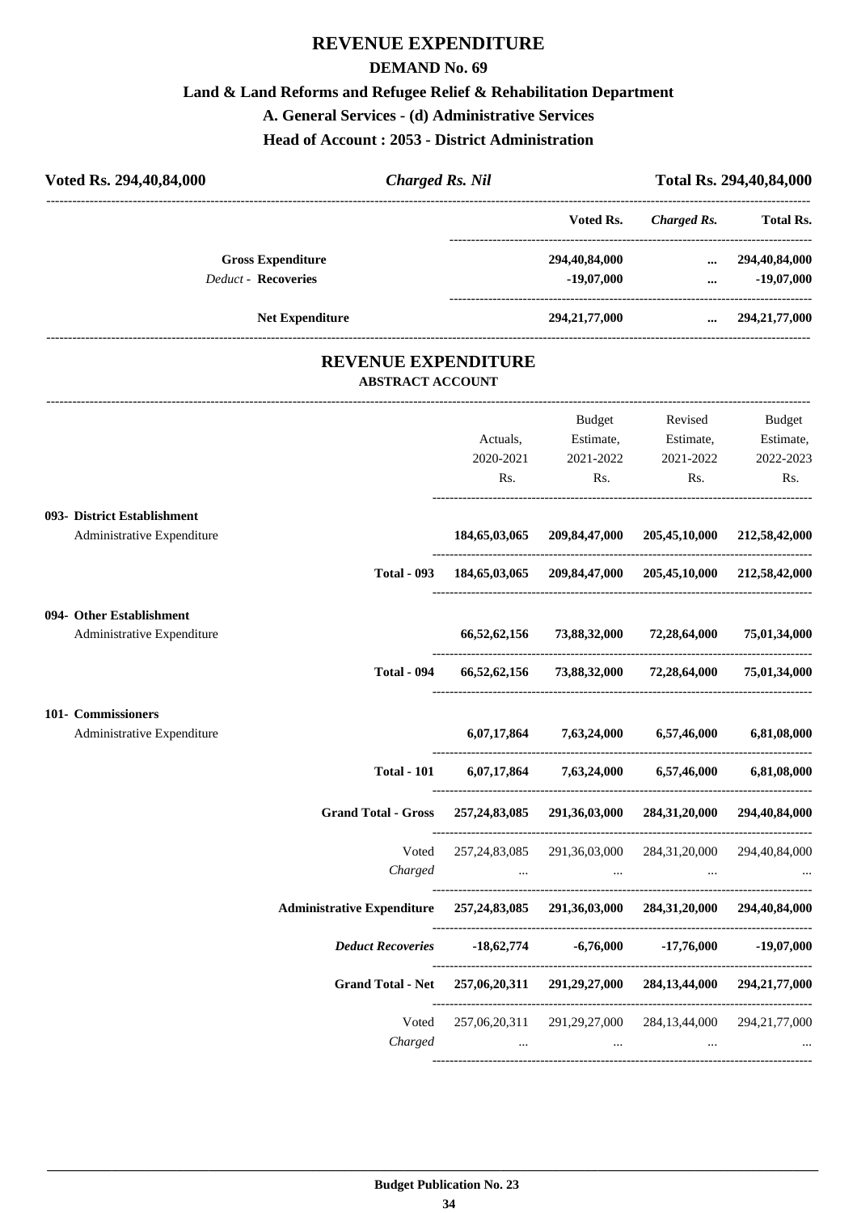# REVENUE EXPENDITURE

## DEMAND No. 69

### Land & Land Reforms and Refugee Relief & Rehabilitation Department

### A. General Services - (d) Administrative Services

### Head of Account : 2053 - District Administration

**Voted Rs. 294,40,84,000** | ***Charged Rs. Nil*** | **Total Rs. 294,40,84,000**

| | Voted Rs. | *Charged Rs.* | Total Rs. |
|---|---|---|---|
| **Gross Expenditure** | 294,40,84,000 | ... | 294,40,84,000 |
| *Deduct -* **Recoveries** | -19,07,000 | ... | -19,07,000 |
| **Net Expenditure** | 294,21,77,000 | ... | 294,21,77,000 |

## REVENUE EXPENDITURE

### ABSTRACT ACCOUNT

| | Actuals, 2020-2021 Rs. | Budget Estimate, 2021-2022 Rs. | Revised Estimate, 2021-2022 Rs. | Budget Estimate, 2022-2023 Rs. |
|---|---|---|---|---|
| **093- District Establishment** | | | | |
| Administrative Expenditure | **184,65,03,065** | **209,84,47,000** | **205,45,10,000** | **212,58,42,000** |
| **Total - 093** | **184,65,03,065** | **209,84,47,000** | **205,45,10,000** | **212,58,42,000** |
| **094- Other Establishment** | | | | |
| Administrative Expenditure | **66,52,62,156** | **73,88,32,000** | **72,28,64,000** | **75,01,34,000** |
| **Total - 094** | **66,52,62,156** | **73,88,32,000** | **72,28,64,000** | **75,01,34,000** |
| **101- Commissioners** | | | | |
| Administrative Expenditure | **6,07,17,864** | **7,63,24,000** | **6,57,46,000** | **6,81,08,000** |
| **Total - 101** | **6,07,17,864** | **7,63,24,000** | **6,57,46,000** | **6,81,08,000** |
| **Grand Total - Gross** | **257,24,83,085** | **291,36,03,000** | **284,31,20,000** | **294,40,84,000** |
| Voted | 257,24,83,085 | 291,36,03,000 | 284,31,20,000 | 294,40,84,000 |
| *Charged* | ... | ... | ... | ... |
| **Administrative Expenditure** | **257,24,83,085** | **291,36,03,000** | **284,31,20,000** | **294,40,84,000** |
| ***Deduct Recoveries*** | **-18,62,774** | **-6,76,000** | **-17,76,000** | **-19,07,000** |
| **Grand Total - Net** | **257,06,20,311** | **291,29,27,000** | **284,13,44,000** | **294,21,77,000** |
| Voted | 257,06,20,311 | 291,29,27,000 | 284,13,44,000 | 294,21,77,000 |
| *Charged* | ... | ... | ... | ... |

**Budget Publication No. 23**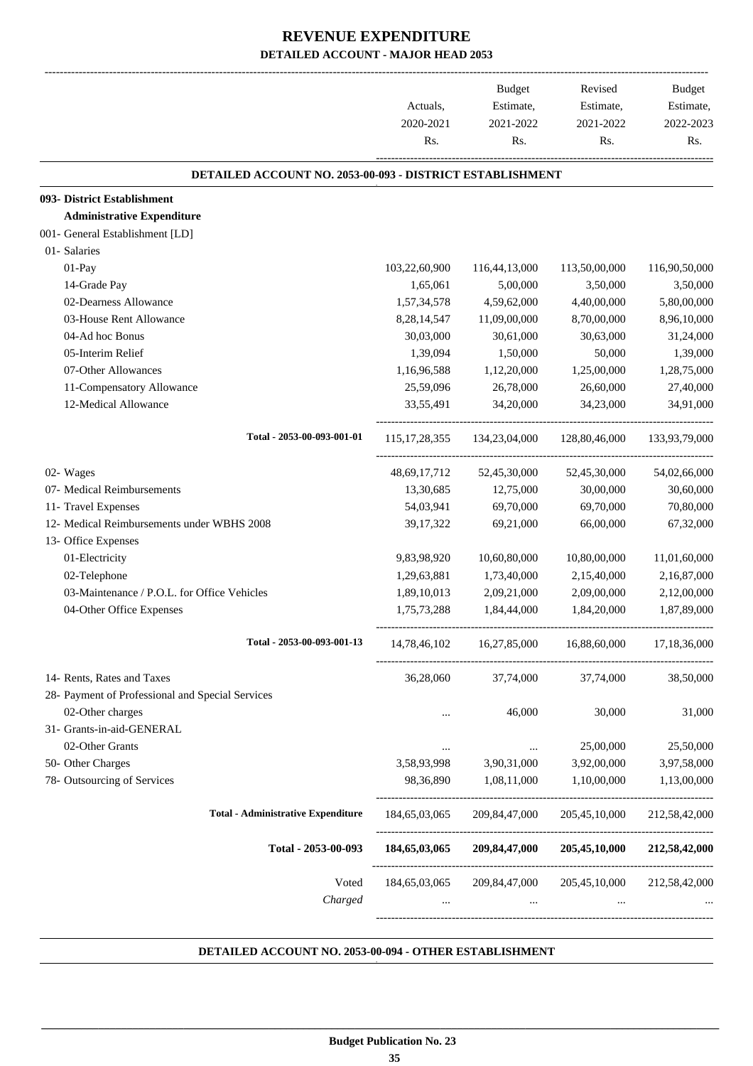# REVENUE EXPENDITURE

## DETAILED ACCOUNT - MAJOR HEAD 2053

| | Actuals, 2020-2021 Rs. | Budget Estimate, 2021-2022 Rs. | Revised Estimate, 2021-2022 Rs. | Budget Estimate, 2022-2023 Rs. |
|---|---|---|---|---|
| **DETAILED ACCOUNT NO. 2053-00-093 - DISTRICT ESTABLISHMENT** | | | | |
| **093- District Establishment** | | | | |
| **Administrative Expenditure** | | | | |
| 001- General Establishment [LD] | | | | |
| 01- Salaries | | | | |
| 01-Pay | 103,22,60,900 | 116,44,13,000 | 113,50,00,000 | 116,90,50,000 |
| 14-Grade Pay | 1,65,061 | 5,00,000 | 3,50,000 | 3,50,000 |
| 02-Dearness Allowance | 1,57,34,578 | 4,59,62,000 | 4,40,00,000 | 5,80,00,000 |
| 03-House Rent Allowance | 8,28,14,547 | 11,09,00,000 | 8,70,00,000 | 8,96,10,000 |
| 04-Ad hoc Bonus | 30,03,000 | 30,61,000 | 30,63,000 | 31,24,000 |
| 05-Interim Relief | 1,39,094 | 1,50,000 | 50,000 | 1,39,000 |
| 07-Other Allowances | 1,16,96,588 | 1,12,20,000 | 1,25,00,000 | 1,28,75,000 |
| 11-Compensatory Allowance | 25,59,096 | 26,78,000 | 26,60,000 | 27,40,000 |
| 12-Medical Allowance | 33,55,491 | 34,20,000 | 34,23,000 | 34,91,000 |
| Total - 2053-00-093-001-01 | 115,17,28,355 | 134,23,04,000 | 128,80,46,000 | 133,93,79,000 |
| 02- Wages | 48,69,17,712 | 52,45,30,000 | 52,45,30,000 | 54,02,66,000 |
| 07- Medical Reimbursements | 13,30,685 | 12,75,000 | 30,00,000 | 30,60,000 |
| 11- Travel Expenses | 54,03,941 | 69,70,000 | 69,70,000 | 70,80,000 |
| 12- Medical Reimbursements under WBHS 2008 | 39,17,322 | 69,21,000 | 66,00,000 | 67,32,000 |
| 13- Office Expenses | | | | |
| 01-Electricity | 9,83,98,920 | 10,60,80,000 | 10,80,00,000 | 11,01,60,000 |
| 02-Telephone | 1,29,63,881 | 1,73,40,000 | 2,15,40,000 | 2,16,87,000 |
| 03-Maintenance / P.O.L. for Office Vehicles | 1,89,10,013 | 2,09,21,000 | 2,09,00,000 | 2,12,00,000 |
| 04-Other Office Expenses | 1,75,73,288 | 1,84,44,000 | 1,84,20,000 | 1,87,89,000 |
| Total - 2053-00-093-001-13 | 14,78,46,102 | 16,27,85,000 | 16,88,60,000 | 17,18,36,000 |
| 14- Rents, Rates and Taxes | 36,28,060 | 37,74,000 | 37,74,000 | 38,50,000 |
| 28- Payment of Professional and Special Services | | | | |
| 02-Other charges | ... | 46,000 | 30,000 | 31,000 |
| 31- Grants-in-aid-GENERAL | | | | |
| 02-Other Grants | ... | ... | 25,00,000 | 25,50,000 |
| 50- Other Charges | 3,58,93,998 | 3,90,31,000 | 3,92,00,000 | 3,97,58,000 |
| 78- Outsourcing of Services | 98,36,890 | 1,08,11,000 | 1,10,00,000 | 1,13,00,000 |
| **Total - Administrative Expenditure** | 184,65,03,065 | 209,84,47,000 | 205,45,10,000 | 212,58,42,000 |
| **Total - 2053-00-093** | **184,65,03,065** | **209,84,47,000** | **205,45,10,000** | **212,58,42,000** |
| Voted | 184,65,03,065 | 209,84,47,000 | 205,45,10,000 | 212,58,42,000 |
| *Charged* | ... | ... | ... | ... |

**DETAILED ACCOUNT NO. 2053-00-094 - OTHER ESTABLISHMENT**

**Budget Publication No. 23**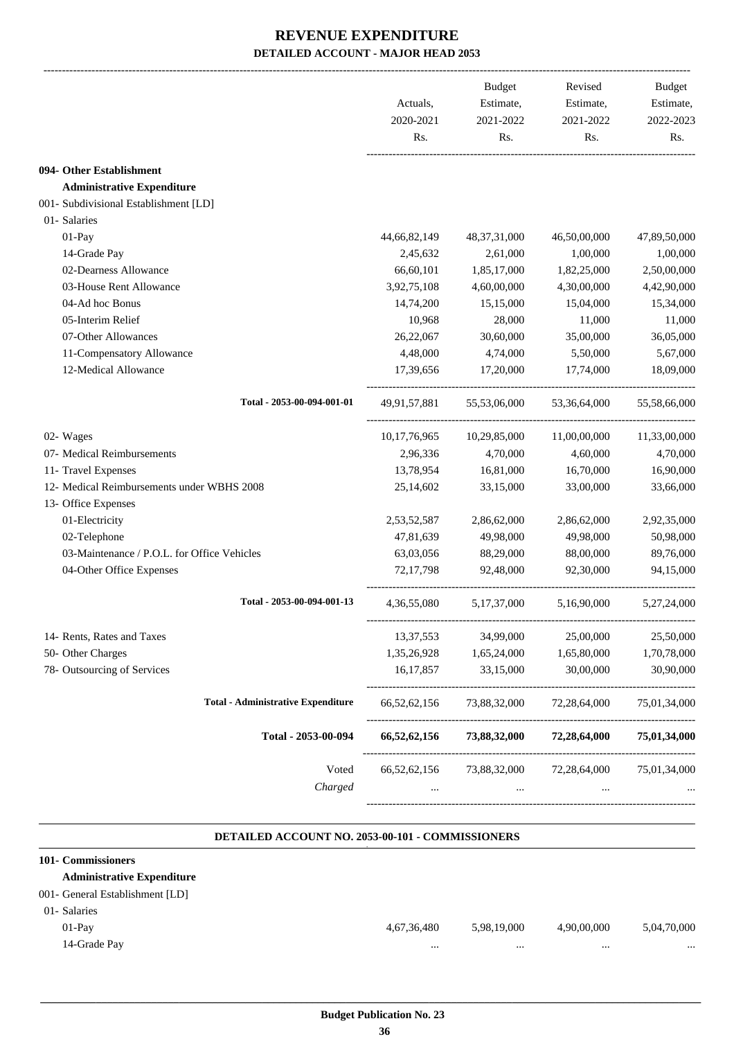# REVENUE EXPENDITURE

## DETAILED ACCOUNT - MAJOR HEAD 2053

| | Actuals, 2020-2021 Rs. | Budget Estimate, 2021-2022 Rs. | Revised Estimate, 2021-2022 Rs. | Budget Estimate, 2022-2023 Rs. |
|---|---|---|---|---|
| **094- Other Establishment** | | | | |
| **Administrative Expenditure** | | | | |
| 001- Subdivisional Establishment [LD] | | | | |
| 01- Salaries | | | | |
| 01-Pay | 44,66,82,149 | 48,37,31,000 | 46,50,00,000 | 47,89,50,000 |
| 14-Grade Pay | 2,45,632 | 2,61,000 | 1,00,000 | 1,00,000 |
| 02-Dearness Allowance | 66,60,101 | 1,85,17,000 | 1,82,25,000 | 2,50,00,000 |
| 03-House Rent Allowance | 3,92,75,108 | 4,60,00,000 | 4,30,00,000 | 4,42,90,000 |
| 04-Ad hoc Bonus | 14,74,200 | 15,15,000 | 15,04,000 | 15,34,000 |
| 05-Interim Relief | 10,968 | 28,000 | 11,000 | 11,000 |
| 07-Other Allowances | 26,22,067 | 30,60,000 | 35,00,000 | 36,05,000 |
| 11-Compensatory Allowance | 4,48,000 | 4,74,000 | 5,50,000 | 5,67,000 |
| 12-Medical Allowance | 17,39,656 | 17,20,000 | 17,74,000 | 18,09,000 |
| Total - 2053-00-094-001-01 | 49,91,57,881 | 55,53,06,000 | 53,36,64,000 | 55,58,66,000 |
| 02- Wages | 10,17,76,965 | 10,29,85,000 | 11,00,00,000 | 11,33,00,000 |
| 07- Medical Reimbursements | 2,96,336 | 4,70,000 | 4,60,000 | 4,70,000 |
| 11- Travel Expenses | 13,78,954 | 16,81,000 | 16,70,000 | 16,90,000 |
| 12- Medical Reimbursements under WBHS 2008 | 25,14,602 | 33,15,000 | 33,00,000 | 33,66,000 |
| 13- Office Expenses | | | | |
| 01-Electricity | 2,53,52,587 | 2,86,62,000 | 2,86,62,000 | 2,92,35,000 |
| 02-Telephone | 47,81,639 | 49,98,000 | 49,98,000 | 50,98,000 |
| 03-Maintenance / P.O.L. for Office Vehicles | 63,03,056 | 88,29,000 | 88,00,000 | 89,76,000 |
| 04-Other Office Expenses | 72,17,798 | 92,48,000 | 92,30,000 | 94,15,000 |
| Total - 2053-00-094-001-13 | 4,36,55,080 | 5,17,37,000 | 5,16,90,000 | 5,27,24,000 |
| 14- Rents, Rates and Taxes | 13,37,553 | 34,99,000 | 25,00,000 | 25,50,000 |
| 50- Other Charges | 1,35,26,928 | 1,65,24,000 | 1,65,80,000 | 1,70,78,000 |
| 78- Outsourcing of Services | 16,17,857 | 33,15,000 | 30,00,000 | 30,90,000 |
| **Total - Administrative Expenditure** | 66,52,62,156 | 73,88,32,000 | 72,28,64,000 | 75,01,34,000 |
| **Total - 2053-00-094** | **66,52,62,156** | **73,88,32,000** | **72,28,64,000** | **75,01,34,000** |
| Voted | 66,52,62,156 | 73,88,32,000 | 72,28,64,000 | 75,01,34,000 |
| *Charged* | ... | ... | ... | ... |

### DETAILED ACCOUNT NO. 2053-00-101 - COMMISSIONERS

| | Actuals, 2020-2021 Rs. | Budget Estimate, 2021-2022 Rs. | Revised Estimate, 2021-2022 Rs. | Budget Estimate, 2022-2023 Rs. |
|---|---|---|---|---|
| **101- Commissioners** | | | | |
| **Administrative Expenditure** | | | | |
| 001- General Establishment [LD] | | | | |
| 01- Salaries | | | | |
| 01-Pay | 4,67,36,480 | 5,98,19,000 | 4,90,00,000 | 5,04,70,000 |
| 14-Grade Pay | ... | ... | ... | ... |

Budget Publication No. 23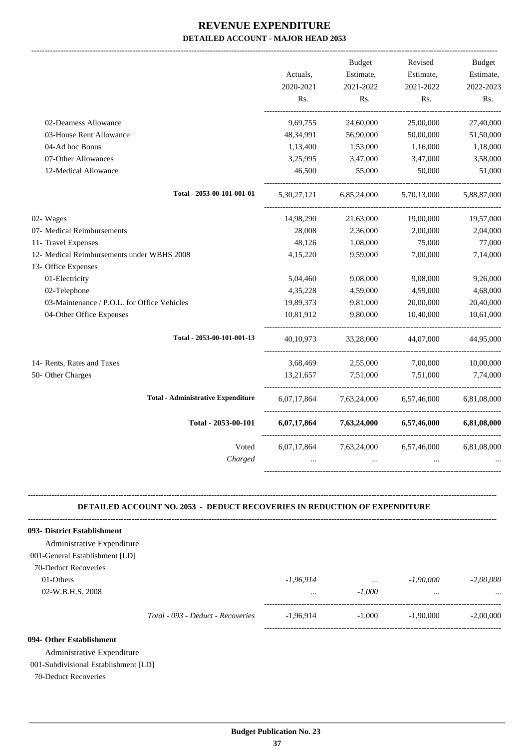# REVENUE EXPENDITURE

## DETAILED ACCOUNT - MAJOR HEAD 2053

| | Actuals, 2020-2021 Rs. | Budget Estimate, 2021-2022 Rs. | Revised Estimate, 2021-2022 Rs. | Budget Estimate, 2022-2023 Rs. |
|---|---|---|---|---|
| 02-Dearness Allowance | 9,69,755 | 24,60,000 | 25,00,000 | 27,40,000 |
| 03-House Rent Allowance | 48,34,991 | 56,90,000 | 50,00,000 | 51,50,000 |
| 04-Ad hoc Bonus | 1,13,400 | 1,53,000 | 1,16,000 | 1,18,000 |
| 07-Other Allowances | 3,25,995 | 3,47,000 | 3,47,000 | 3,58,000 |
| 12-Medical Allowance | 46,500 | 55,000 | 50,000 | 51,000 |
| Total - 2053-00-101-001-01 | 5,30,27,121 | 6,85,24,000 | 5,70,13,000 | 5,88,87,000 |
| 02- Wages | 14,98,290 | 21,63,000 | 19,00,000 | 19,57,000 |
| 07- Medical Reimbursements | 28,008 | 2,36,000 | 2,00,000 | 2,04,000 |
| 11- Travel Expenses | 48,126 | 1,08,000 | 75,000 | 77,000 |
| 12- Medical Reimbursements under WBHS 2008 | 4,15,220 | 9,59,000 | 7,00,000 | 7,14,000 |
| 13- Office Expenses | | | | |
| 01-Electricity | 5,04,460 | 9,08,000 | 9,08,000 | 9,26,000 |
| 02-Telephone | 4,35,228 | 4,59,000 | 4,59,000 | 4,68,000 |
| 03-Maintenance / P.O.L. for Office Vehicles | 19,89,373 | 9,81,000 | 20,00,000 | 20,40,000 |
| 04-Other Office Expenses | 10,81,912 | 9,80,000 | 10,40,000 | 10,61,000 |
| Total - 2053-00-101-001-13 | 40,10,973 | 33,28,000 | 44,07,000 | 44,95,000 |
| 14- Rents, Rates and Taxes | 3,68,469 | 2,55,000 | 7,00,000 | 10,00,000 |
| 50- Other Charges | 13,21,657 | 7,51,000 | 7,51,000 | 7,74,000 |
| Total - Administrative Expenditure | 6,07,17,864 | 7,63,24,000 | 6,57,46,000 | 6,81,08,000 |
| **Total - 2053-00-101** | **6,07,17,864** | **7,63,24,000** | **6,57,46,000** | **6,81,08,000** |
| Voted | 6,07,17,864 | 7,63,24,000 | 6,57,46,000 | 6,81,08,000 |
| *Charged* | ... | ... | ... | ... |

### DETAILED ACCOUNT NO. 2053 - DEDUCT RECOVERIES IN REDUCTION OF EXPENDITURE

| | Actuals, 2020-2021 Rs. | Budget Estimate, 2021-2022 Rs. | Revised Estimate, 2021-2022 Rs. | Budget Estimate, 2022-2023 Rs. |
|---|---|---|---|---|
| **093- District Establishment** | | | | |
| Administrative Expenditure | | | | |
| 001-General Establishment [LD] | | | | |
| 70-Deduct Recoveries | | | | |
| 01-Others | *-1,96,914* | *...* | *-1,90,000* | *-2,00,000* |
| 02-W.B.H.S. 2008 | *...* | *-1,000* | *...* | *...* |
| *Total - 093 - Deduct - Recoveries* | -1,96,914 | -1,000 | -1,90,000 | -2,00,000 |
| **094- Other Establishment** | | | | |
| Administrative Expenditure | | | | |
| 001-Subdivisional Establishment [LD] | | | | |
| 70-Deduct Recoveries | | | | |

Budget Publication No. 23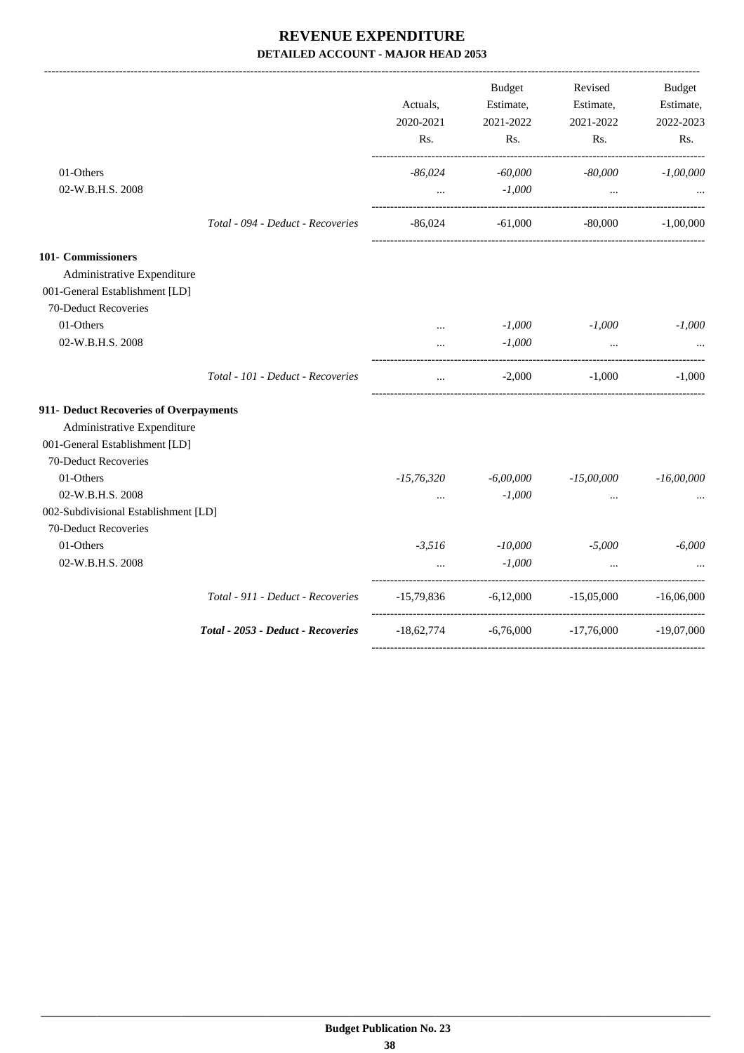# REVENUE EXPENDITURE

## DETAILED ACCOUNT - MAJOR HEAD 2053

| | Actuals, 2020-2021 Rs. | Budget Estimate, 2021-2022 Rs. | Revised Estimate, 2021-2022 Rs. | Budget Estimate, 2022-2023 Rs. |
|---|---|---|---|---|
| 01-Others | *-86,024* | *-60,000* | *-80,000* | *-1,00,000* |
| 02-W.B.H.S. 2008 | ... | *-1,000* | ... | ... |
| *Total - 094 - Deduct - Recoveries* | -86,024 | -61,000 | -80,000 | -1,00,000 |
| **101- Commissioners** | | | | |
| Administrative Expenditure | | | | |
| 001-General Establishment [LD] | | | | |
| 70-Deduct Recoveries | | | | |
| 01-Others | ... | *-1,000* | *-1,000* | *-1,000* |
| 02-W.B.H.S. 2008 | ... | *-1,000* | ... | ... |
| *Total - 101 - Deduct - Recoveries* | ... | -2,000 | -1,000 | -1,000 |
| **911- Deduct Recoveries of Overpayments** | | | | |
| Administrative Expenditure | | | | |
| 001-General Establishment [LD] | | | | |
| 70-Deduct Recoveries | | | | |
| 01-Others | *-15,76,320* | *-6,00,000* | *-15,00,000* | *-16,00,000* |
| 02-W.B.H.S. 2008 | ... | *-1,000* | ... | ... |
| 002-Subdivisional Establishment [LD] | | | | |
| 70-Deduct Recoveries | | | | |
| 01-Others | *-3,516* | *-10,000* | *-5,000* | *-6,000* |
| 02-W.B.H.S. 2008 | ... | *-1,000* | ... | ... |
| *Total - 911 - Deduct - Recoveries* | -15,79,836 | -6,12,000 | -15,05,000 | -16,06,000 |
| ***Total - 2053 - Deduct - Recoveries*** | -18,62,774 | -6,76,000 | -17,76,000 | -19,07,000 |

**Budget Publication No. 23**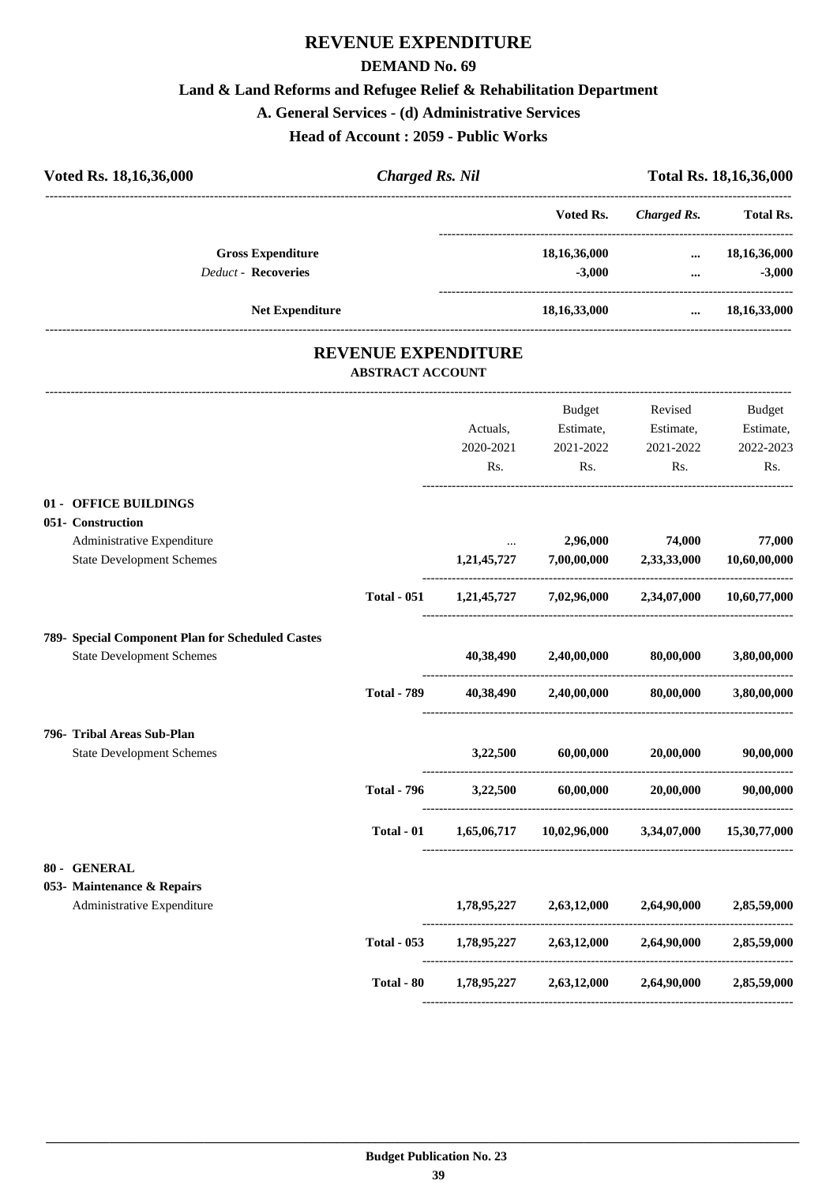# REVENUE EXPENDITURE

## DEMAND No. 69

### Land & Land Reforms and Refugee Relief & Rehabilitation Department

### A. General Services - (d) Administrative Services

### Head of Account : 2059 - Public Works

| Voted Rs. 18,16,36,000 | *Charged Rs. Nil* | Total Rs. 18,16,36,000 |
|---|---|---|

| | Voted Rs. | *Charged Rs.* | Total Rs. |
|---|---|---|---|
| **Gross Expenditure** | 18,16,36,000 | ... | 18,16,36,000 |
| *Deduct* - **Recoveries** | -3,000 | ... | -3,000 |
| **Net Expenditure** | 18,16,33,000 | ... | 18,16,33,000 |

## REVENUE EXPENDITURE

### ABSTRACT ACCOUNT

| | | Actuals, 2020-2021 Rs. | Budget Estimate, 2021-2022 Rs. | Revised Estimate, 2021-2022 Rs. | Budget Estimate, 2022-2023 Rs. |
|---|---|---|---|---|---|
| **01 - OFFICE BUILDINGS** | | | | | |
| **051- Construction** | | | | | |
| Administrative Expenditure | | ... | 2,96,000 | 74,000 | 77,000 |
| State Development Schemes | | 1,21,45,727 | 7,00,00,000 | 2,33,33,000 | 10,60,00,000 |
| | **Total - 051** | 1,21,45,727 | 7,02,96,000 | 2,34,07,000 | 10,60,77,000 |
| **789- Special Component Plan for Scheduled Castes** | | | | | |
| State Development Schemes | | 40,38,490 | 2,40,00,000 | 80,00,000 | 3,80,00,000 |
| | **Total - 789** | 40,38,490 | 2,40,00,000 | 80,00,000 | 3,80,00,000 |
| **796- Tribal Areas Sub-Plan** | | | | | |
| State Development Schemes | | 3,22,500 | 60,00,000 | 20,00,000 | 90,00,000 |
| | **Total - 796** | 3,22,500 | 60,00,000 | 20,00,000 | 90,00,000 |
| | **Total - 01** | 1,65,06,717 | 10,02,96,000 | 3,34,07,000 | 15,30,77,000 |
| **80 - GENERAL** | | | | | |
| **053- Maintenance & Repairs** | | | | | |
| Administrative Expenditure | | 1,78,95,227 | 2,63,12,000 | 2,64,90,000 | 2,85,59,000 |
| | **Total - 053** | 1,78,95,227 | 2,63,12,000 | 2,64,90,000 | 2,85,59,000 |
| | **Total - 80** | 1,78,95,227 | 2,63,12,000 | 2,64,90,000 | 2,85,59,000 |

**Budget Publication No. 23**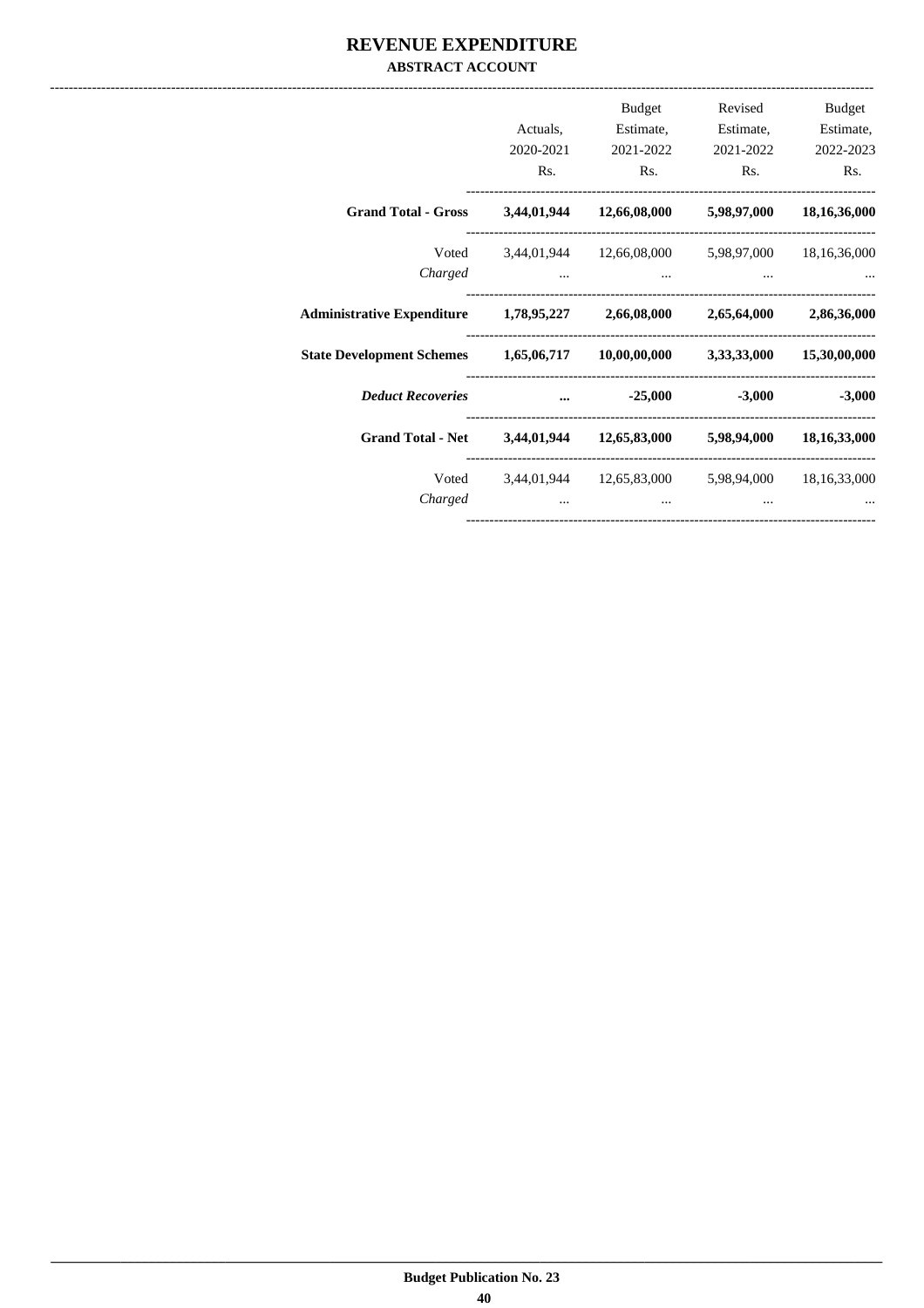# REVENUE EXPENDITURE

## ABSTRACT ACCOUNT

| | Actuals, 2020-2021 Rs. | Budget Estimate, 2021-2022 Rs. | Revised Estimate, 2021-2022 Rs. | Budget Estimate, 2022-2023 Rs. |
|---|---|---|---|---|
| **Grand Total - Gross** | **3,44,01,944** | **12,66,08,000** | **5,98,97,000** | **18,16,36,000** |
| Voted | 3,44,01,944 | 12,66,08,000 | 5,98,97,000 | 18,16,36,000 |
| *Charged* | ... | ... | ... | ... |
| **Administrative Expenditure** | **1,78,95,227** | **2,66,08,000** | **2,65,64,000** | **2,86,36,000** |
| **State Development Schemes** | **1,65,06,717** | **10,00,00,000** | **3,33,33,000** | **15,30,00,000** |
| ***Deduct Recoveries*** | **...** | **-25,000** | **-3,000** | **-3,000** |
| **Grand Total - Net** | **3,44,01,944** | **12,65,83,000** | **5,98,94,000** | **18,16,33,000** |
| Voted | 3,44,01,944 | 12,65,83,000 | 5,98,94,000 | 18,16,33,000 |
| *Charged* | ... | ... | ... | ... |

**Budget Publication No. 23**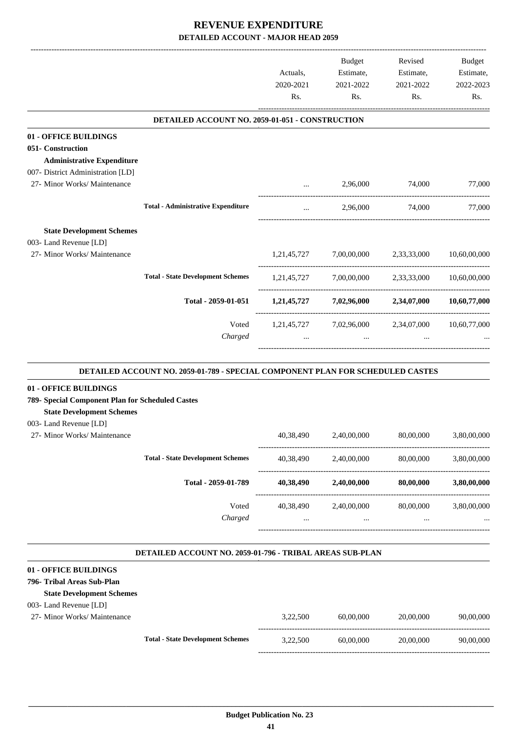# REVENUE EXPENDITURE

## DETAILED ACCOUNT - MAJOR HEAD 2059

| | | Actuals, 2020-2021 Rs. | Budget Estimate, 2021-2022 Rs. | Revised Estimate, 2021-2022 Rs. | Budget Estimate, 2022-2023 Rs. |
|---|---|---|---|---|---|
| **DETAILED ACCOUNT NO. 2059-01-051 - CONSTRUCTION** | | | | | |
| **01 - OFFICE BUILDINGS** | | | | | |
| **051- Construction** | | | | | |
| **Administrative Expenditure** | | | | | |
| 007- District Administration [LD] | | | | | |
| 27- Minor Works/ Maintenance | | ... | 2,96,000 | 74,000 | 77,000 |
| | **Total - Administrative Expenditure** | ... | 2,96,000 | 74,000 | 77,000 |
| **State Development Schemes** | | | | | |
| 003- Land Revenue [LD] | | | | | |
| 27- Minor Works/ Maintenance | | 1,21,45,727 | 7,00,00,000 | 2,33,33,000 | 10,60,00,000 |
| | **Total - State Development Schemes** | 1,21,45,727 | 7,00,00,000 | 2,33,33,000 | 10,60,00,000 |
| | **Total - 2059-01-051** | **1,21,45,727** | **7,02,96,000** | **2,34,07,000** | **10,60,77,000** |
| | Voted | 1,21,45,727 | 7,02,96,000 | 2,34,07,000 | 10,60,77,000 |
| | *Charged* | ... | ... | ... | ... |

| | | Actuals, 2020-2021 Rs. | Budget Estimate, 2021-2022 Rs. | Revised Estimate, 2021-2022 Rs. | Budget Estimate, 2022-2023 Rs. |
|---|---|---|---|---|---|
| **DETAILED ACCOUNT NO. 2059-01-789 - SPECIAL COMPONENT PLAN FOR SCHEDULED CASTES** | | | | | |
| **01 - OFFICE BUILDINGS** | | | | | |
| **789- Special Component Plan for Scheduled Castes** | | | | | |
| **State Development Schemes** | | | | | |
| 003- Land Revenue [LD] | | | | | |
| 27- Minor Works/ Maintenance | | 40,38,490 | 2,40,00,000 | 80,00,000 | 3,80,00,000 |
| | **Total - State Development Schemes** | 40,38,490 | 2,40,00,000 | 80,00,000 | 3,80,00,000 |
| | **Total - 2059-01-789** | **40,38,490** | **2,40,00,000** | **80,00,000** | **3,80,00,000** |
| | Voted | 40,38,490 | 2,40,00,000 | 80,00,000 | 3,80,00,000 |
| | *Charged* | ... | ... | ... | ... |

| | | Actuals, 2020-2021 Rs. | Budget Estimate, 2021-2022 Rs. | Revised Estimate, 2021-2022 Rs. | Budget Estimate, 2022-2023 Rs. |
|---|---|---|---|---|---|
| **DETAILED ACCOUNT NO. 2059-01-796 - TRIBAL AREAS SUB-PLAN** | | | | | |
| **01 - OFFICE BUILDINGS** | | | | | |
| **796- Tribal Areas Sub-Plan** | | | | | |
| **State Development Schemes** | | | | | |
| 003- Land Revenue [LD] | | | | | |
| 27- Minor Works/ Maintenance | | 3,22,500 | 60,00,000 | 20,00,000 | 90,00,000 |
| | **Total - State Development Schemes** | 3,22,500 | 60,00,000 | 20,00,000 | 90,00,000 |

**Budget Publication No. 23**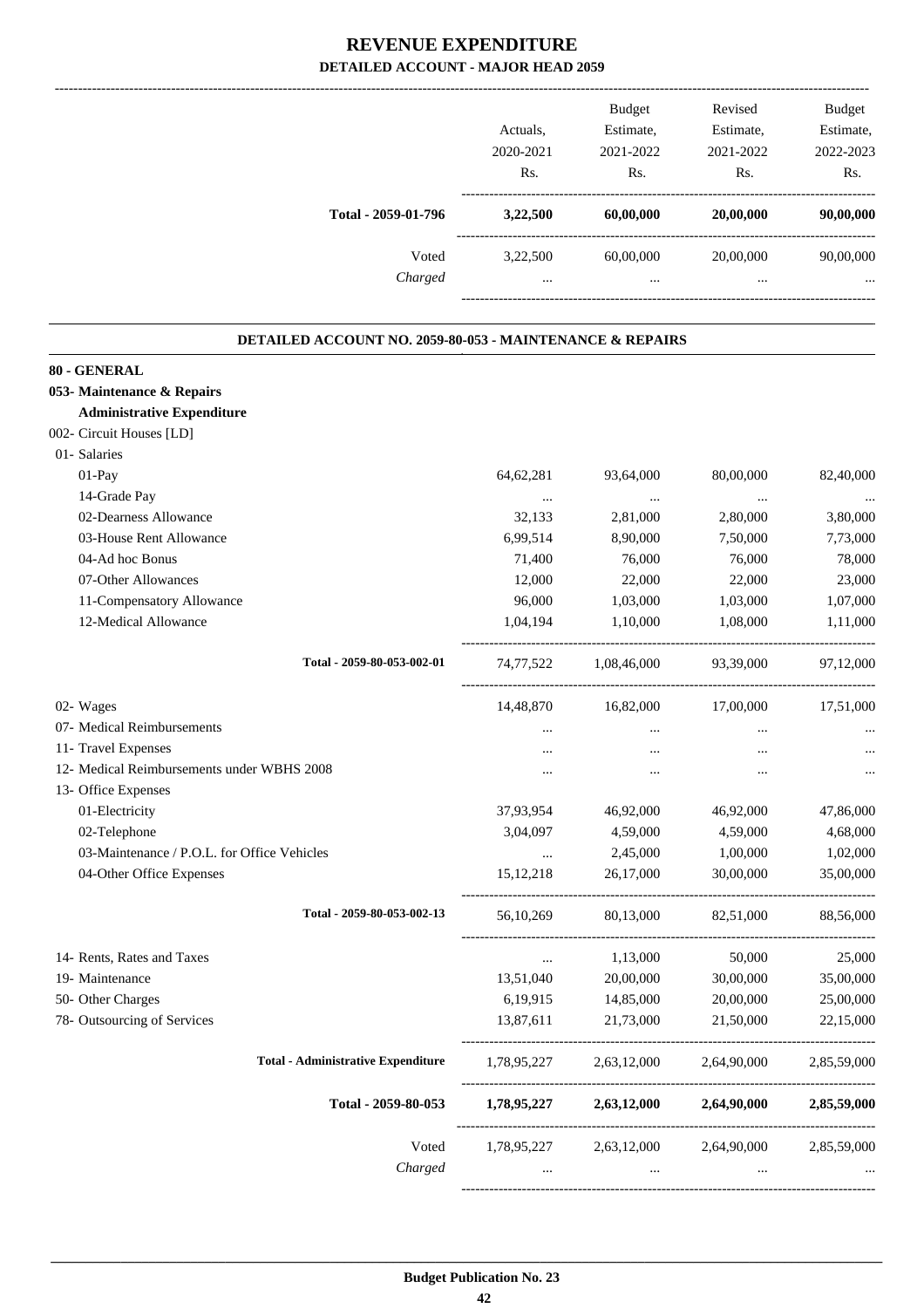# REVENUE EXPENDITURE

## DETAILED ACCOUNT - MAJOR HEAD 2059

| | Actuals, 2020-2021 Rs. | Budget Estimate, 2021-2022 Rs. | Revised Estimate, 2021-2022 Rs. | Budget Estimate, 2022-2023 Rs. |
|---|---|---|---|---|
| **Total - 2059-01-796** | **3,22,500** | **60,00,000** | **20,00,000** | **90,00,000** |
| Voted | 3,22,500 | 60,00,000 | 20,00,000 | 90,00,000 |
| *Charged* | ... | ... | ... | ... |

### DETAILED ACCOUNT NO. 2059-80-053 - MAINTENANCE & REPAIRS

| | Actuals, 2020-2021 Rs. | Budget Estimate, 2021-2022 Rs. | Revised Estimate, 2021-2022 Rs. | Budget Estimate, 2022-2023 Rs. |
|---|---|---|---|---|
| **80 - GENERAL** | | | | |
| **053- Maintenance & Repairs** | | | | |
| **Administrative Expenditure** | | | | |
| 002- Circuit Houses [LD] | | | | |
| 01- Salaries | | | | |
| 01-Pay | 64,62,281 | 93,64,000 | 80,00,000 | 82,40,000 |
| 14-Grade Pay | ... | ... | ... | ... |
| 02-Dearness Allowance | 32,133 | 2,81,000 | 2,80,000 | 3,80,000 |
| 03-House Rent Allowance | 6,99,514 | 8,90,000 | 7,50,000 | 7,73,000 |
| 04-Ad hoc Bonus | 71,400 | 76,000 | 76,000 | 78,000 |
| 07-Other Allowances | 12,000 | 22,000 | 22,000 | 23,000 |
| 11-Compensatory Allowance | 96,000 | 1,03,000 | 1,03,000 | 1,07,000 |
| 12-Medical Allowance | 1,04,194 | 1,10,000 | 1,08,000 | 1,11,000 |
| **Total - 2059-80-053-002-01** | 74,77,522 | 1,08,46,000 | 93,39,000 | 97,12,000 |
| 02- Wages | 14,48,870 | 16,82,000 | 17,00,000 | 17,51,000 |
| 07- Medical Reimbursements | ... | ... | ... | ... |
| 11- Travel Expenses | ... | ... | ... | ... |
| 12- Medical Reimbursements under WBHS 2008 | ... | ... | ... | ... |
| 13- Office Expenses | | | | |
| 01-Electricity | 37,93,954 | 46,92,000 | 46,92,000 | 47,86,000 |
| 02-Telephone | 3,04,097 | 4,59,000 | 4,59,000 | 4,68,000 |
| 03-Maintenance / P.O.L. for Office Vehicles | ... | 2,45,000 | 1,00,000 | 1,02,000 |
| 04-Other Office Expenses | 15,12,218 | 26,17,000 | 30,00,000 | 35,00,000 |
| **Total - 2059-80-053-002-13** | 56,10,269 | 80,13,000 | 82,51,000 | 88,56,000 |
| 14- Rents, Rates and Taxes | ... | 1,13,000 | 50,000 | 25,000 |
| 19- Maintenance | 13,51,040 | 20,00,000 | 30,00,000 | 35,00,000 |
| 50- Other Charges | 6,19,915 | 14,85,000 | 20,00,000 | 25,00,000 |
| 78- Outsourcing of Services | 13,87,611 | 21,73,000 | 21,50,000 | 22,15,000 |
| **Total - Administrative Expenditure** | 1,78,95,227 | 2,63,12,000 | 2,64,90,000 | 2,85,59,000 |
| **Total - 2059-80-053** | **1,78,95,227** | **2,63,12,000** | **2,64,90,000** | **2,85,59,000** |
| Voted | 1,78,95,227 | 2,63,12,000 | 2,64,90,000 | 2,85,59,000 |
| *Charged* | ... | ... | ... | ... |

**Budget Publication No. 23**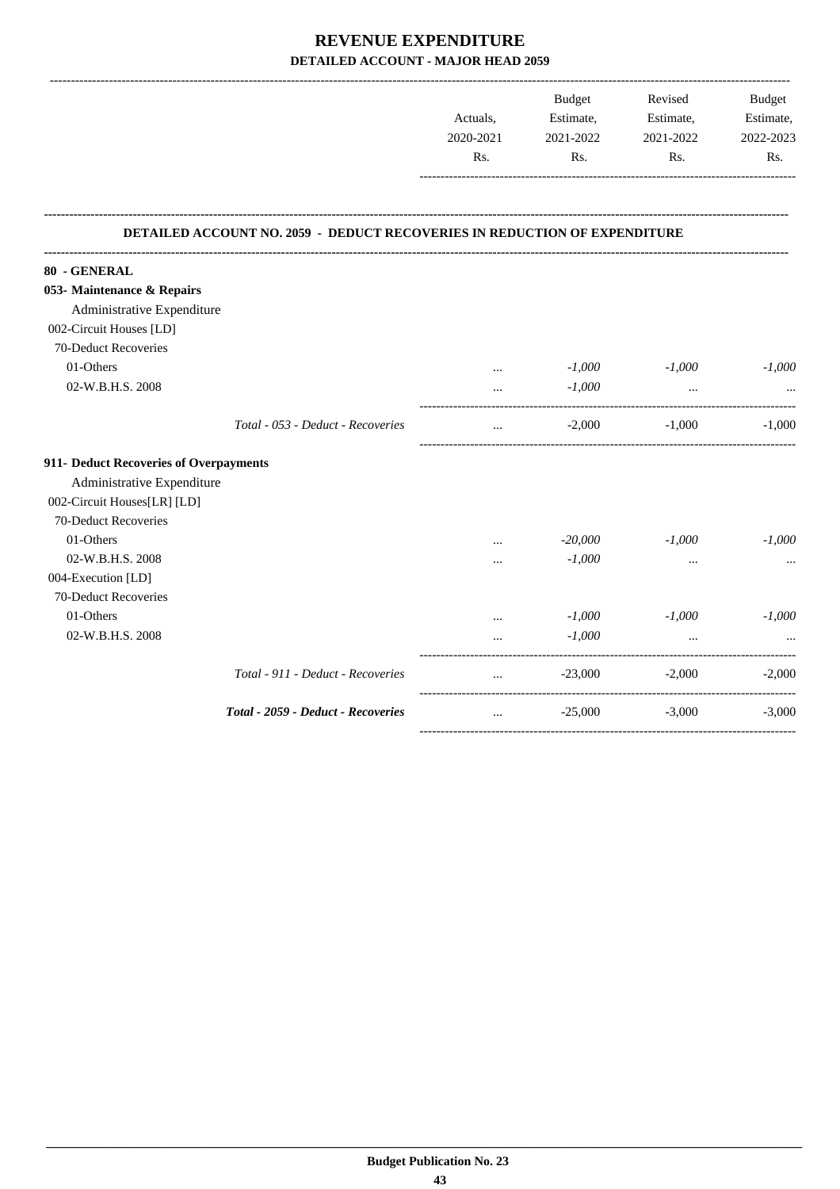# REVENUE EXPENDITURE

## DETAILED ACCOUNT - MAJOR HEAD 2059

| | Actuals, 2020-2021 Rs. | Budget Estimate, 2021-2022 Rs. | Revised Estimate, 2021-2022 Rs. | Budget Estimate, 2022-2023 Rs. |
|---|---|---|---|---|
| **DETAILED ACCOUNT NO. 2059 - DEDUCT RECOVERIES IN REDUCTION OF EXPENDITURE** | | | | |
| **80 - GENERAL** | | | | |
| **053- Maintenance & Repairs** | | | | |
| Administrative Expenditure | | | | |
| 002-Circuit Houses [LD] | | | | |
| 70-Deduct Recoveries | | | | |
| 01-Others | ... | *-1,000* | *-1,000* | *-1,000* |
| 02-W.B.H.S. 2008 | ... | *-1,000* | ... | ... |
| *Total - 053 - Deduct - Recoveries* | ... | -2,000 | -1,000 | -1,000 |
| **911- Deduct Recoveries of Overpayments** | | | | |
| Administrative Expenditure | | | | |
| 002-Circuit Houses[LR] [LD] | | | | |
| 70-Deduct Recoveries | | | | |
| 01-Others | ... | *-20,000* | *-1,000* | *-1,000* |
| 02-W.B.H.S. 2008 | ... | *-1,000* | ... | ... |
| 004-Execution [LD] | | | | |
| 70-Deduct Recoveries | | | | |
| 01-Others | ... | *-1,000* | *-1,000* | *-1,000* |
| 02-W.B.H.S. 2008 | ... | *-1,000* | ... | ... |
| *Total - 911 - Deduct - Recoveries* | ... | -23,000 | -2,000 | -2,000 |
| ***Total - 2059 - Deduct - Recoveries*** | ... | -25,000 | -3,000 | -3,000 |

**Budget Publication No. 23**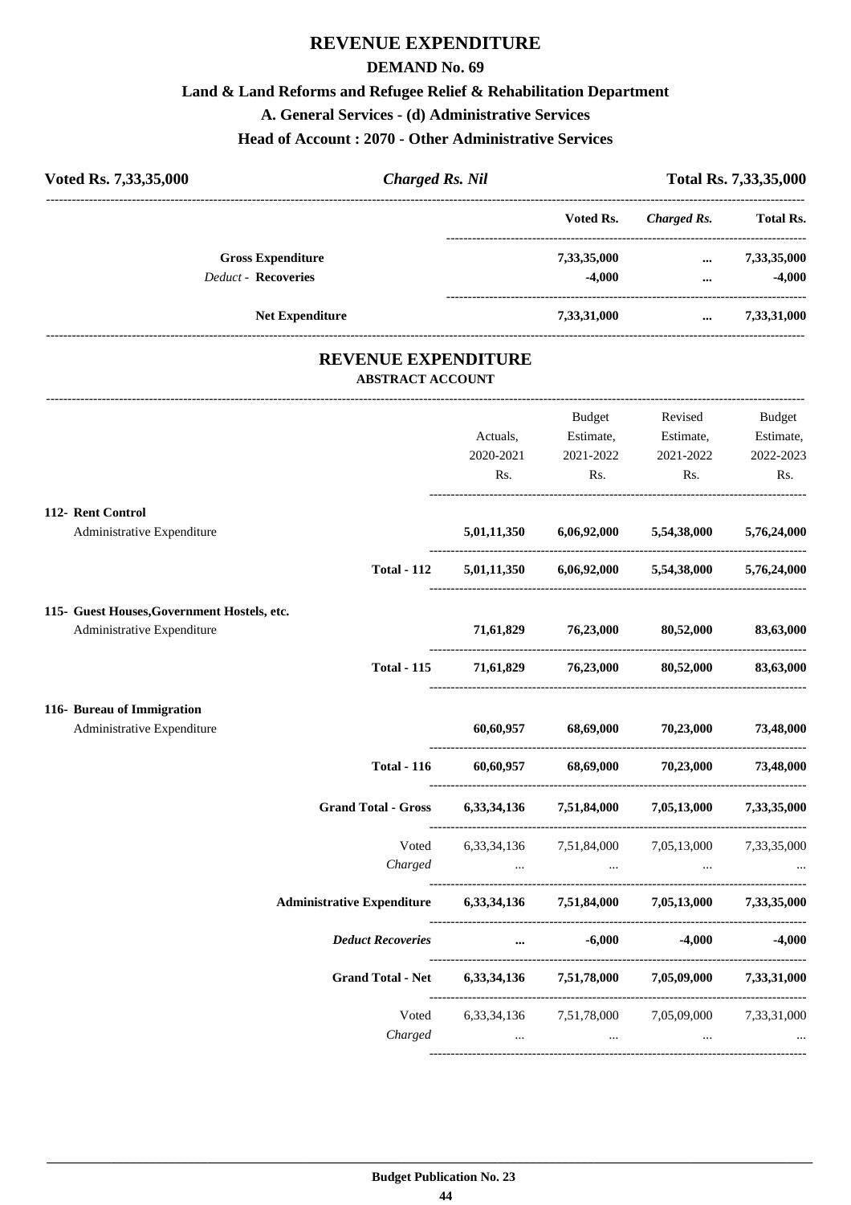# REVENUE EXPENDITURE

## DEMAND No. 69

### Land & Land Reforms and Refugee Relief & Rehabilitation Department

### A. General Services - (d) Administrative Services

### Head of Account : 2070 - Other Administrative Services

**Voted Rs. 7,33,35,000** &nbsp;&nbsp;&nbsp; ***Charged Rs. Nil*** &nbsp;&nbsp;&nbsp; **Total Rs. 7,33,35,000**

| | Voted Rs. | *Charged Rs.* | Total Rs. |
|---|---|---|---|
| **Gross Expenditure** | 7,33,35,000 | ... | 7,33,35,000 |
| *Deduct* - **Recoveries** | -4,000 | ... | -4,000 |
| **Net Expenditure** | 7,33,31,000 | ... | 7,33,31,000 |

## REVENUE EXPENDITURE

### ABSTRACT ACCOUNT

| | Actuals, 2020-2021 Rs. | Budget Estimate, 2021-2022 Rs. | Revised Estimate, 2021-2022 Rs. | Budget Estimate, 2022-2023 Rs. |
|---|---|---|---|---|
| **112- Rent Control** | | | | |
| Administrative Expenditure | **5,01,11,350** | **6,06,92,000** | **5,54,38,000** | **5,76,24,000** |
| **Total - 112** | **5,01,11,350** | **6,06,92,000** | **5,54,38,000** | **5,76,24,000** |
| **115- Guest Houses,Government Hostels, etc.** | | | | |
| Administrative Expenditure | **71,61,829** | **76,23,000** | **80,52,000** | **83,63,000** |
| **Total - 115** | **71,61,829** | **76,23,000** | **80,52,000** | **83,63,000** |
| **116- Bureau of Immigration** | | | | |
| Administrative Expenditure | **60,60,957** | **68,69,000** | **70,23,000** | **73,48,000** |
| **Total - 116** | **60,60,957** | **68,69,000** | **70,23,000** | **73,48,000** |
| **Grand Total - Gross** | **6,33,34,136** | **7,51,84,000** | **7,05,13,000** | **7,33,35,000** |
| Voted | 6,33,34,136 | 7,51,84,000 | 7,05,13,000 | 7,33,35,000 |
| *Charged* | ... | ... | ... | ... |
| **Administrative Expenditure** | **6,33,34,136** | **7,51,84,000** | **7,05,13,000** | **7,33,35,000** |
| ***Deduct Recoveries*** | **...** | **-6,000** | **-4,000** | **-4,000** |
| **Grand Total - Net** | **6,33,34,136** | **7,51,78,000** | **7,05,09,000** | **7,33,31,000** |
| Voted | 6,33,34,136 | 7,51,78,000 | 7,05,09,000 | 7,33,31,000 |
| *Charged* | ... | ... | ... | ... |

**Budget Publication No. 23**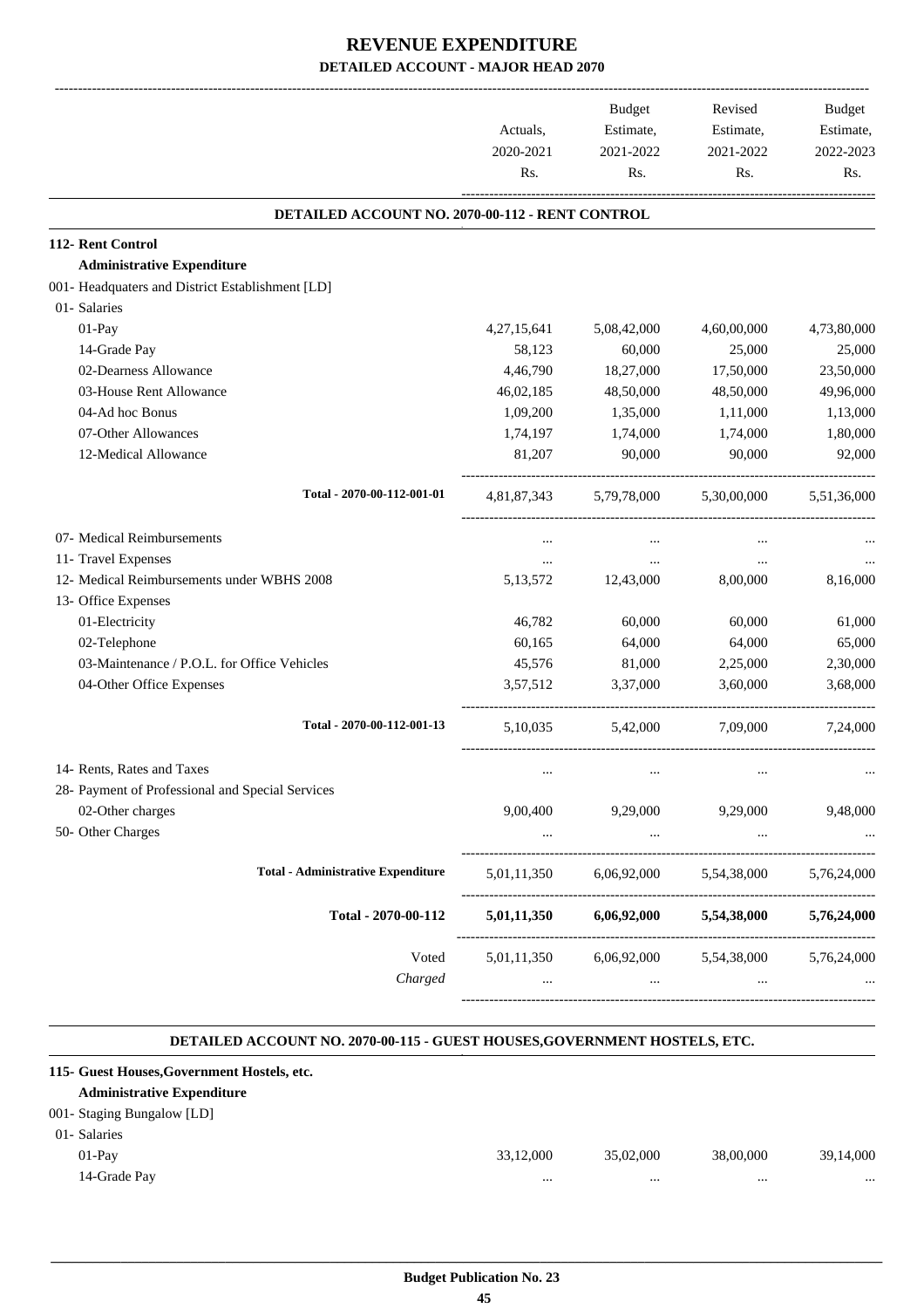# REVENUE EXPENDITURE

## DETAILED ACCOUNT - MAJOR HEAD 2070

| | Actuals, 2020-2021 Rs. | Budget Estimate, 2021-2022 Rs. | Revised Estimate, 2021-2022 Rs. | Budget Estimate, 2022-2023 Rs. |
|---|---|---|---|---|
| **DETAILED ACCOUNT NO. 2070-00-112 - RENT CONTROL** | | | | |
| **112- Rent Control** | | | | |
| **Administrative Expenditure** | | | | |
| 001- Headquaters and District Establishment [LD] | | | | |
| 01- Salaries | | | | |
| 01-Pay | 4,27,15,641 | 5,08,42,000 | 4,60,00,000 | 4,73,80,000 |
| 14-Grade Pay | 58,123 | 60,000 | 25,000 | 25,000 |
| 02-Dearness Allowance | 4,46,790 | 18,27,000 | 17,50,000 | 23,50,000 |
| 03-House Rent Allowance | 46,02,185 | 48,50,000 | 48,50,000 | 49,96,000 |
| 04-Ad hoc Bonus | 1,09,200 | 1,35,000 | 1,11,000 | 1,13,000 |
| 07-Other Allowances | 1,74,197 | 1,74,000 | 1,74,000 | 1,80,000 |
| 12-Medical Allowance | 81,207 | 90,000 | 90,000 | 92,000 |
| Total - 2070-00-112-001-01 | 4,81,87,343 | 5,79,78,000 | 5,30,00,000 | 5,51,36,000 |
| 07- Medical Reimbursements | ... | ... | ... | ... |
| 11- Travel Expenses | ... | ... | ... | ... |
| 12- Medical Reimbursements under WBHS 2008 | 5,13,572 | 12,43,000 | 8,00,000 | 8,16,000 |
| 13- Office Expenses | | | | |
| 01-Electricity | 46,782 | 60,000 | 60,000 | 61,000 |
| 02-Telephone | 60,165 | 64,000 | 64,000 | 65,000 |
| 03-Maintenance / P.O.L. for Office Vehicles | 45,576 | 81,000 | 2,25,000 | 2,30,000 |
| 04-Other Office Expenses | 3,57,512 | 3,37,000 | 3,60,000 | 3,68,000 |
| Total - 2070-00-112-001-13 | 5,10,035 | 5,42,000 | 7,09,000 | 7,24,000 |
| 14- Rents, Rates and Taxes | ... | ... | ... | ... |
| 28- Payment of Professional and Special Services | | | | |
| 02-Other charges | 9,00,400 | 9,29,000 | 9,29,000 | 9,48,000 |
| 50- Other Charges | ... | ... | ... | ... |
| Total - Administrative Expenditure | 5,01,11,350 | 6,06,92,000 | 5,54,38,000 | 5,76,24,000 |
| **Total - 2070-00-112** | **5,01,11,350** | **6,06,92,000** | **5,54,38,000** | **5,76,24,000** |
| Voted | 5,01,11,350 | 6,06,92,000 | 5,54,38,000 | 5,76,24,000 |
| *Charged* | ... | ... | ... | ... |
| **DETAILED ACCOUNT NO. 2070-00-115 - GUEST HOUSES,GOVERNMENT HOSTELS, ETC.** | | | | |
| **115- Guest Houses,Government Hostels, etc.** | | | | |
| **Administrative Expenditure** | | | | |
| 001- Staging Bungalow [LD] | | | | |
| 01- Salaries | | | | |
| 01-Pay | 33,12,000 | 35,02,000 | 38,00,000 | 39,14,000 |
| 14-Grade Pay | ... | ... | ... | ... |

Budget Publication No. 23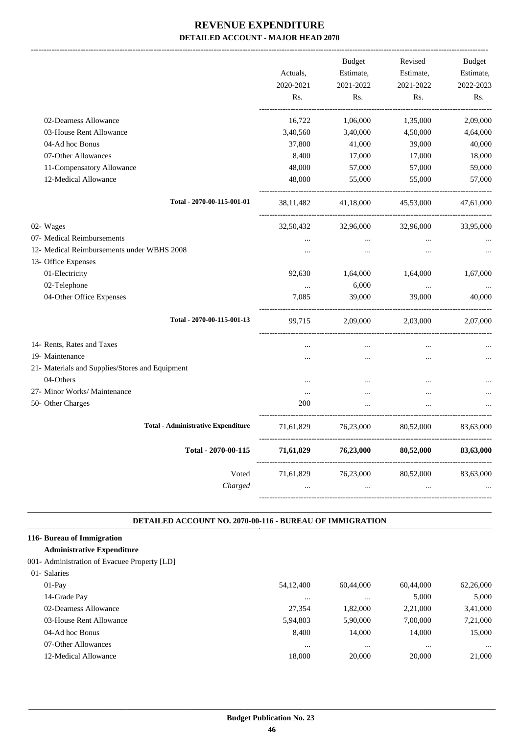# REVENUE EXPENDITURE

## DETAILED ACCOUNT - MAJOR HEAD 2070

| | Actuals, 2020-2021 Rs. | Budget Estimate, 2021-2022 Rs. | Revised Estimate, 2021-2022 Rs. | Budget Estimate, 2022-2023 Rs. |
|---|---|---|---|---|
| 02-Dearness Allowance | 16,722 | 1,06,000 | 1,35,000 | 2,09,000 |
| 03-House Rent Allowance | 3,40,560 | 3,40,000 | 4,50,000 | 4,64,000 |
| 04-Ad hoc Bonus | 37,800 | 41,000 | 39,000 | 40,000 |
| 07-Other Allowances | 8,400 | 17,000 | 17,000 | 18,000 |
| 11-Compensatory Allowance | 48,000 | 57,000 | 57,000 | 59,000 |
| 12-Medical Allowance | 48,000 | 55,000 | 55,000 | 57,000 |
| Total - 2070-00-115-001-01 | 38,11,482 | 41,18,000 | 45,53,000 | 47,61,000 |
| 02- Wages | 32,50,432 | 32,96,000 | 32,96,000 | 33,95,000 |
| 07- Medical Reimbursements | ... | ... | ... | ... |
| 12- Medical Reimbursements under WBHS 2008 | ... | ... | ... | ... |
| 13- Office Expenses | | | | |
| 01-Electricity | 92,630 | 1,64,000 | 1,64,000 | 1,67,000 |
| 02-Telephone | ... | 6,000 | ... | ... |
| 04-Other Office Expenses | 7,085 | 39,000 | 39,000 | 40,000 |
| Total - 2070-00-115-001-13 | 99,715 | 2,09,000 | 2,03,000 | 2,07,000 |
| 14- Rents, Rates and Taxes | ... | ... | ... | ... |
| 19- Maintenance | ... | ... | ... | ... |
| 21- Materials and Supplies/Stores and Equipment | | | | |
| 04-Others | ... | ... | ... | ... |
| 27- Minor Works/ Maintenance | ... | ... | ... | ... |
| 50- Other Charges | 200 | ... | ... | ... |
| **Total - Administrative Expenditure** | 71,61,829 | 76,23,000 | 80,52,000 | 83,63,000 |
| **Total - 2070-00-115** | **71,61,829** | **76,23,000** | **80,52,000** | **83,63,000** |
| Voted | 71,61,829 | 76,23,000 | 80,52,000 | 83,63,000 |
| *Charged* | ... | ... | ... | ... |

### DETAILED ACCOUNT NO. 2070-00-116 - BUREAU OF IMMIGRATION

**116- Bureau of Immigration**

**Administrative Expenditure**

| | Actuals, 2020-2021 Rs. | Budget Estimate, 2021-2022 Rs. | Revised Estimate, 2021-2022 Rs. | Budget Estimate, 2022-2023 Rs. |
|---|---|---|---|---|
| 001- Administration of Evacuee Property [LD] | | | | |
| 01- Salaries | | | | |
| 01-Pay | 54,12,400 | 60,44,000 | 60,44,000 | 62,26,000 |
| 14-Grade Pay | ... | ... | 5,000 | 5,000 |
| 02-Dearness Allowance | 27,354 | 1,82,000 | 2,21,000 | 3,41,000 |
| 03-House Rent Allowance | 5,94,803 | 5,90,000 | 7,00,000 | 7,21,000 |
| 04-Ad hoc Bonus | 8,400 | 14,000 | 14,000 | 15,000 |
| 07-Other Allowances | ... | ... | ... | ... |
| 12-Medical Allowance | 18,000 | 20,000 | 20,000 | 21,000 |

Budget Publication No. 23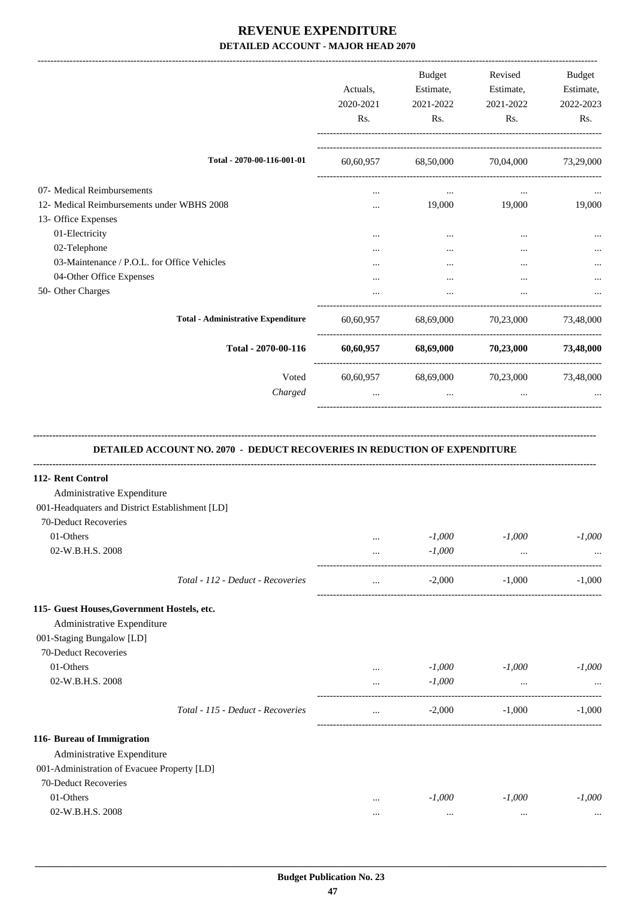# REVENUE EXPENDITURE
## DETAILED ACCOUNT - MAJOR HEAD 2070

| | Actuals, 2020-2021 Rs. | Budget Estimate, 2021-2022 Rs. | Revised Estimate, 2021-2022 Rs. | Budget Estimate, 2022-2023 Rs. |
|---|---|---|---|---|
| **Total - 2070-00-116-001-01** | 60,60,957 | 68,50,000 | 70,04,000 | 73,29,000 |
| 07- Medical Reimbursements | ... | ... | ... | ... |
| 12- Medical Reimbursements under WBHS 2008 | ... | 19,000 | 19,000 | 19,000 |
| 13- Office Expenses | | | | |
| 01-Electricity | ... | ... | ... | ... |
| 02-Telephone | ... | ... | ... | ... |
| 03-Maintenance / P.O.L. for Office Vehicles | ... | ... | ... | ... |
| 04-Other Office Expenses | ... | ... | ... | ... |
| 50- Other Charges | ... | ... | ... | ... |
| **Total - Administrative Expenditure** | 60,60,957 | 68,69,000 | 70,23,000 | 73,48,000 |
| **Total - 2070-00-116** | **60,60,957** | **68,69,000** | **70,23,000** | **73,48,000** |
| Voted | 60,60,957 | 68,69,000 | 70,23,000 | 73,48,000 |
| *Charged* | ... | ... | ... | ... |

### DETAILED ACCOUNT NO. 2070 - DEDUCT RECOVERIES IN REDUCTION OF EXPENDITURE

| | Actuals, 2020-2021 Rs. | Budget Estimate, 2021-2022 Rs. | Revised Estimate, 2021-2022 Rs. | Budget Estimate, 2022-2023 Rs. |
|---|---|---|---|---|
| **112- Rent Control** | | | | |
| Administrative Expenditure | | | | |
| 001-Headquaters and District Establishment [LD] | | | | |
| 70-Deduct Recoveries | | | | |
| 01-Others | ... | *-1,000* | *-1,000* | *-1,000* |
| 02-W.B.H.S. 2008 | ... | *-1,000* | ... | ... |
| *Total - 112 - Deduct - Recoveries* | ... | -2,000 | -1,000 | -1,000 |
| **115- Guest Houses,Government Hostels, etc.** | | | | |
| Administrative Expenditure | | | | |
| 001-Staging Bungalow [LD] | | | | |
| 70-Deduct Recoveries | | | | |
| 01-Others | ... | *-1,000* | *-1,000* | *-1,000* |
| 02-W.B.H.S. 2008 | ... | *-1,000* | ... | ... |
| *Total - 115 - Deduct - Recoveries* | ... | -2,000 | -1,000 | -1,000 |
| **116- Bureau of Immigration** | | | | |
| Administrative Expenditure | | | | |
| 001-Administration of Evacuee Property [LD] | | | | |
| 70-Deduct Recoveries | | | | |
| 01-Others | ... | *-1,000* | *-1,000* | *-1,000* |
| 02-W.B.H.S. 2008 | ... | ... | ... | ... |

Budget Publication No. 23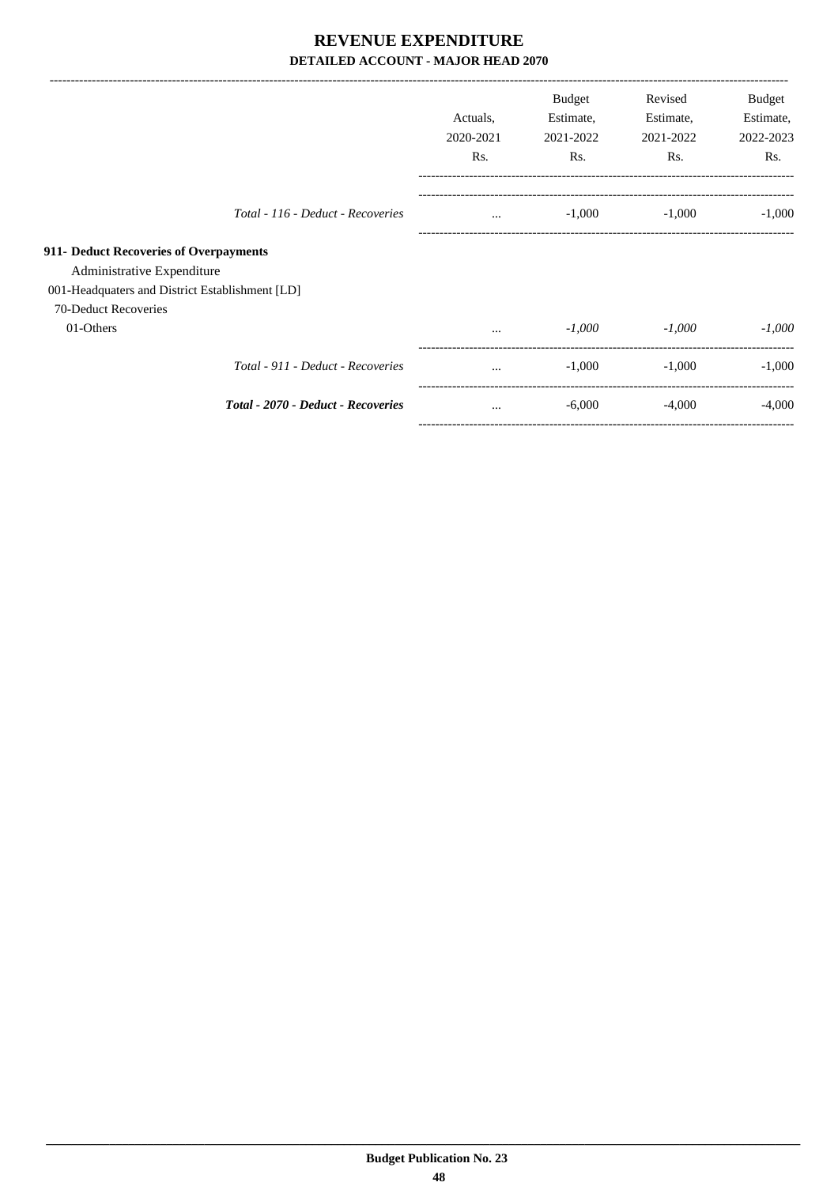# REVENUE EXPENDITURE

## DETAILED ACCOUNT - MAJOR HEAD 2070

| | Actuals, 2020-2021 Rs. | Budget Estimate, 2021-2022 Rs. | Revised Estimate, 2021-2022 Rs. | Budget Estimate, 2022-2023 Rs. |
|---|---|---|---|---|
| *Total - 116 - Deduct - Recoveries* | ... | -1,000 | -1,000 | -1,000 |
| **911- Deduct Recoveries of Overpayments** | | | | |
| Administrative Expenditure | | | | |
| 001-Headquaters and District Establishment [LD] | | | | |
| 70-Deduct Recoveries | | | | |
| 01-Others | ... | *-1,000* | *-1,000* | *-1,000* |
| *Total - 911 - Deduct - Recoveries* | ... | -1,000 | -1,000 | -1,000 |
| ***Total - 2070 - Deduct - Recoveries*** | ... | -6,000 | -4,000 | -4,000 |

**Budget Publication No. 23**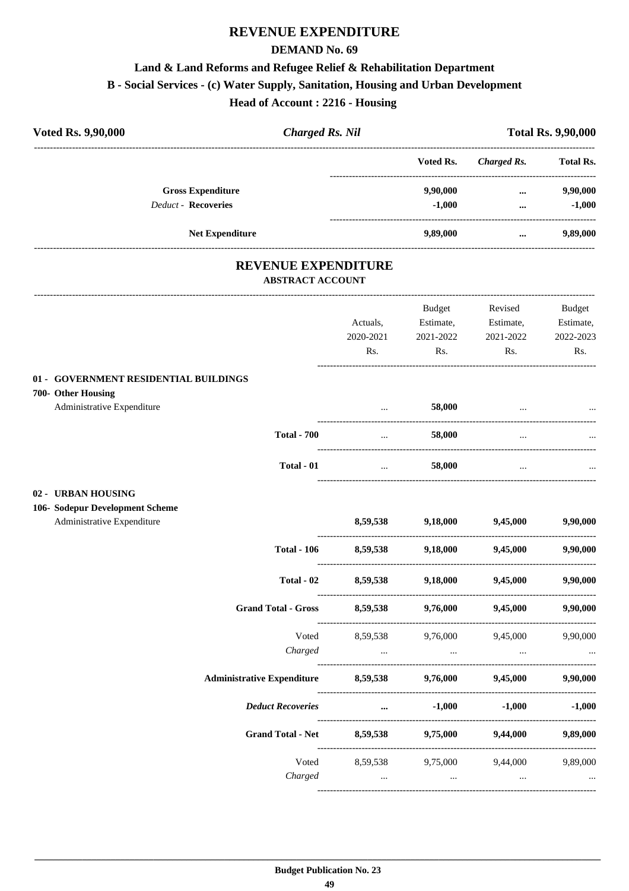# REVENUE EXPENDITURE

## DEMAND No. 69

### Land & Land Reforms and Refugee Relief & Rehabilitation Department

### B - Social Services - (c) Water Supply, Sanitation, Housing and Urban Development

### Head of Account : 2216 - Housing

**Voted Rs. 9,90,000** | ***Charged Rs. Nil*** | **Total Rs. 9,90,000**

| | Voted Rs. | *Charged Rs.* | Total Rs. |
|---|---|---|---|
| **Gross Expenditure** | **9,90,000** | **...** | **9,90,000** |
| *Deduct* - **Recoveries** | **-1,000** | **...** | **-1,000** |
| **Net Expenditure** | **9,89,000** | **...** | **9,89,000** |

## REVENUE EXPENDITURE

### ABSTRACT ACCOUNT

| | Actuals, 2020-2021 Rs. | Budget Estimate, 2021-2022 Rs. | Revised Estimate, 2021-2022 Rs. | Budget Estimate, 2022-2023 Rs. |
|---|---|---|---|---|
| **01 - GOVERNMENT RESIDENTIAL BUILDINGS** | | | | |
| **700- Other Housing** | | | | |
| Administrative Expenditure | ... | **58,000** | ... | ... |
| **Total - 700** | ... | **58,000** | ... | ... |
| **Total - 01** | ... | **58,000** | ... | ... |
| **02 - URBAN HOUSING** | | | | |
| **106- Sodepur Development Scheme** | | | | |
| Administrative Expenditure | **8,59,538** | **9,18,000** | **9,45,000** | **9,90,000** |
| **Total - 106** | **8,59,538** | **9,18,000** | **9,45,000** | **9,90,000** |
| **Total - 02** | **8,59,538** | **9,18,000** | **9,45,000** | **9,90,000** |
| **Grand Total - Gross** | **8,59,538** | **9,76,000** | **9,45,000** | **9,90,000** |
| Voted | 8,59,538 | 9,76,000 | 9,45,000 | 9,90,000 |
| *Charged* | ... | ... | ... | ... |
| **Administrative Expenditure** | **8,59,538** | **9,76,000** | **9,45,000** | **9,90,000** |
| ***Deduct Recoveries*** | **...** | **-1,000** | **-1,000** | **-1,000** |
| **Grand Total - Net** | **8,59,538** | **9,75,000** | **9,44,000** | **9,89,000** |
| Voted | 8,59,538 | 9,75,000 | 9,44,000 | 9,89,000 |
| *Charged* | ... | ... | ... | ... |

**Budget Publication No. 23**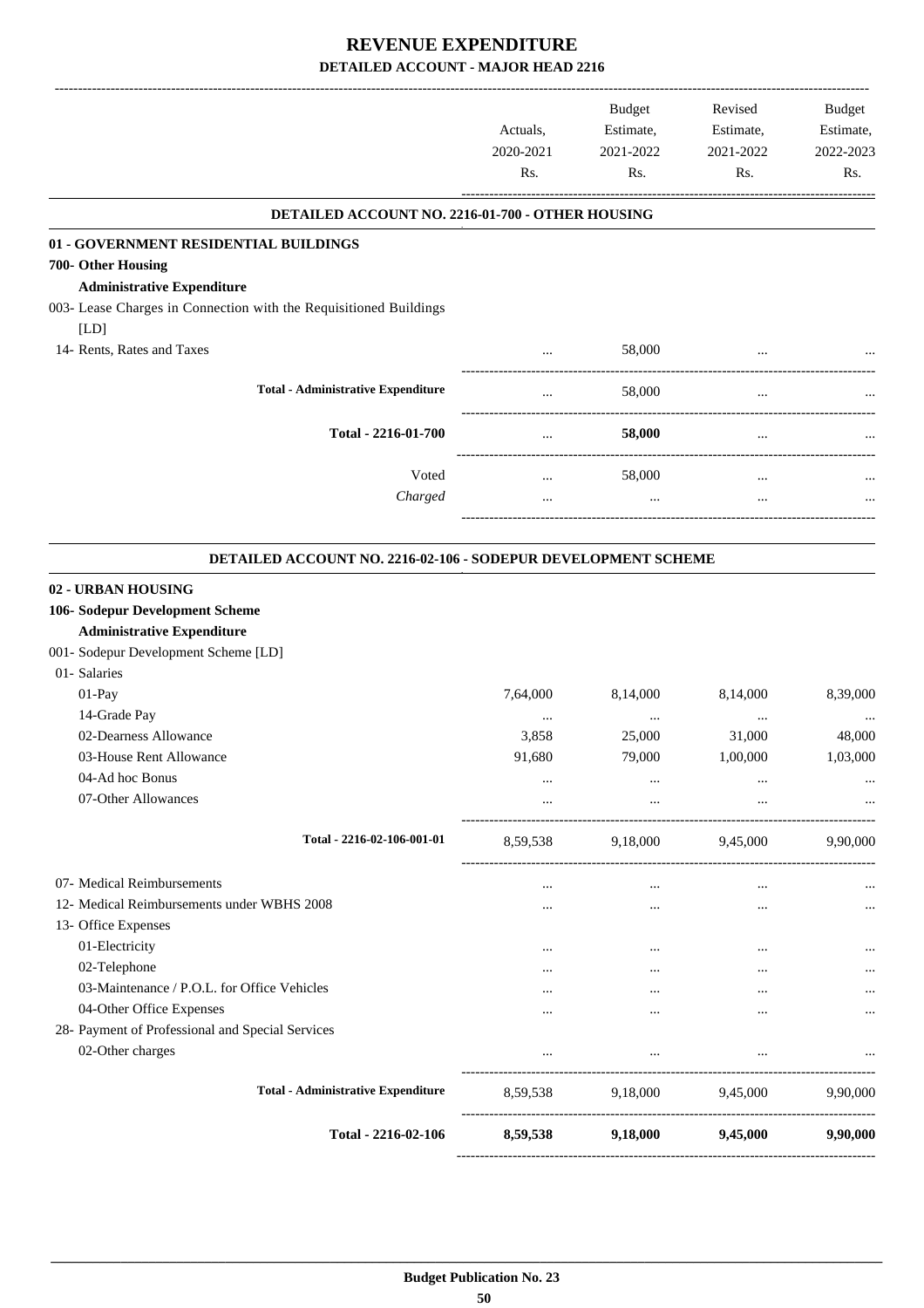# REVENUE EXPENDITURE

## DETAILED ACCOUNT - MAJOR HEAD 2216

| | Actuals, 2020-2021 Rs. | Budget Estimate, 2021-2022 Rs. | Revised Estimate, 2021-2022 Rs. | Budget Estimate, 2022-2023 Rs. |
|---|---|---|---|---|
| **DETAILED ACCOUNT NO. 2216-01-700 - OTHER HOUSING** | | | | |
| **01 - GOVERNMENT RESIDENTIAL BUILDINGS** | | | | |
| **700- Other Housing** | | | | |
| **Administrative Expenditure** | | | | |
| 003- Lease Charges in Connection with the Requisitioned Buildings [LD] | | | | |
| 14- Rents, Rates and Taxes | ... | 58,000 | ... | ... |
| **Total - Administrative Expenditure** | ... | 58,000 | ... | ... |
| **Total - 2216-01-700** | ... | **58,000** | ... | ... |
| Voted | ... | 58,000 | ... | ... |
| *Charged* | ... | ... | ... | ... |
| **DETAILED ACCOUNT NO. 2216-02-106 - SODEPUR DEVELOPMENT SCHEME** | | | | |
| **02 - URBAN HOUSING** | | | | |
| **106- Sodepur Development Scheme** | | | | |
| **Administrative Expenditure** | | | | |
| 001- Sodepur Development Scheme [LD] | | | | |
| 01- Salaries | | | | |
| 01-Pay | 7,64,000 | 8,14,000 | 8,14,000 | 8,39,000 |
| 14-Grade Pay | ... | ... | ... | ... |
| 02-Dearness Allowance | 3,858 | 25,000 | 31,000 | 48,000 |
| 03-House Rent Allowance | 91,680 | 79,000 | 1,00,000 | 1,03,000 |
| 04-Ad hoc Bonus | ... | ... | ... | ... |
| 07-Other Allowances | ... | ... | ... | ... |
| **Total - 2216-02-106-001-01** | 8,59,538 | 9,18,000 | 9,45,000 | 9,90,000 |
| 07- Medical Reimbursements | ... | ... | ... | ... |
| 12- Medical Reimbursements under WBHS 2008 | ... | ... | ... | ... |
| 13- Office Expenses | | | | |
| 01-Electricity | ... | ... | ... | ... |
| 02-Telephone | ... | ... | ... | ... |
| 03-Maintenance / P.O.L. for Office Vehicles | ... | ... | ... | ... |
| 04-Other Office Expenses | ... | ... | ... | ... |
| 28- Payment of Professional and Special Services | | | | |
| 02-Other charges | ... | ... | ... | ... |
| **Total - Administrative Expenditure** | 8,59,538 | 9,18,000 | 9,45,000 | 9,90,000 |
| **Total - 2216-02-106** | **8,59,538** | **9,18,000** | **9,45,000** | **9,90,000** |

**Budget Publication No. 23**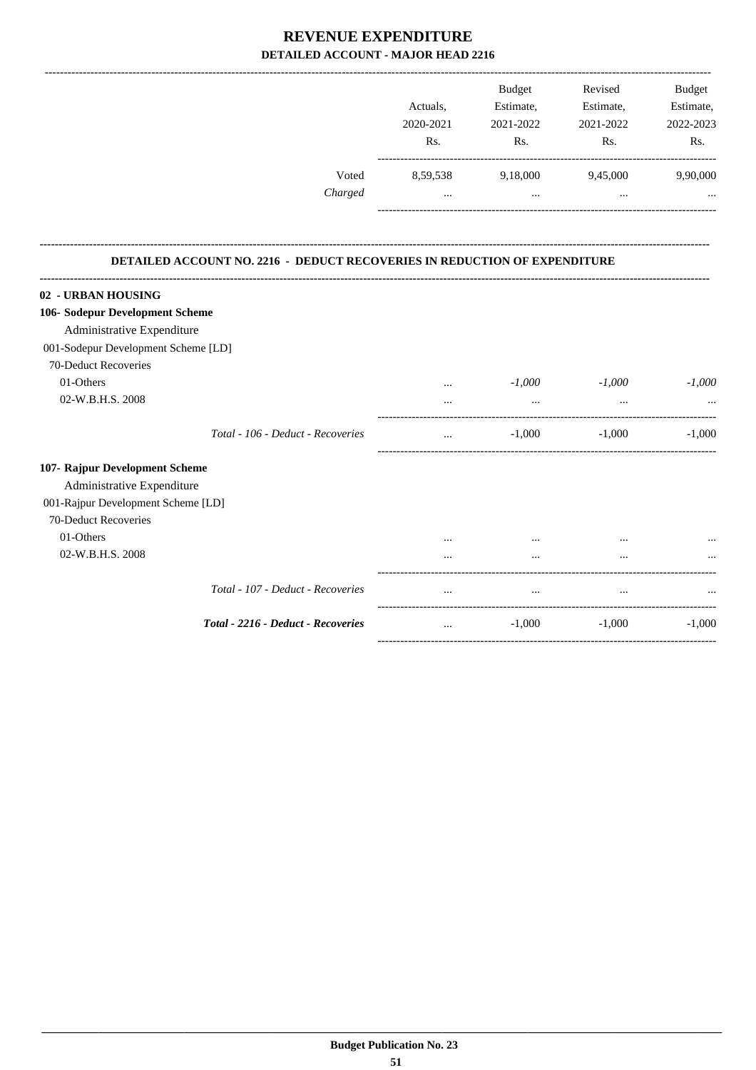# REVENUE EXPENDITURE

## DETAILED ACCOUNT - MAJOR HEAD 2216

| | Actuals, 2020-2021 Rs. | Budget Estimate, 2021-2022 Rs. | Revised Estimate, 2021-2022 Rs. | Budget Estimate, 2022-2023 Rs. |
|---|---|---|---|---|
| Voted | 8,59,538 | 9,18,000 | 9,45,000 | 9,90,000 |
| *Charged* | ... | ... | ... | ... |

### DETAILED ACCOUNT NO. 2216 - DEDUCT RECOVERIES IN REDUCTION OF EXPENDITURE

| | Actuals, 2020-2021 Rs. | Budget Estimate, 2021-2022 Rs. | Revised Estimate, 2021-2022 Rs. | Budget Estimate, 2022-2023 Rs. |
|---|---|---|---|---|
| **02 - URBAN HOUSING** | | | | |
| **106- Sodepur Development Scheme** | | | | |
| Administrative Expenditure | | | | |
| 001-Sodepur Development Scheme [LD] | | | | |
| 70-Deduct Recoveries | | | | |
| 01-Others | ... | *-1,000* | *-1,000* | *-1,000* |
| 02-W.B.H.S. 2008 | ... | ... | ... | ... |
| *Total - 106 - Deduct - Recoveries* | ... | -1,000 | -1,000 | -1,000 |
| **107- Rajpur Development Scheme** | | | | |
| Administrative Expenditure | | | | |
| 001-Rajpur Development Scheme [LD] | | | | |
| 70-Deduct Recoveries | | | | |
| 01-Others | ... | ... | ... | ... |
| 02-W.B.H.S. 2008 | ... | ... | ... | ... |
| *Total - 107 - Deduct - Recoveries* | ... | ... | ... | ... |
| ***Total - 2216 - Deduct - Recoveries*** | ... | -1,000 | -1,000 | -1,000 |

**Budget Publication No. 23**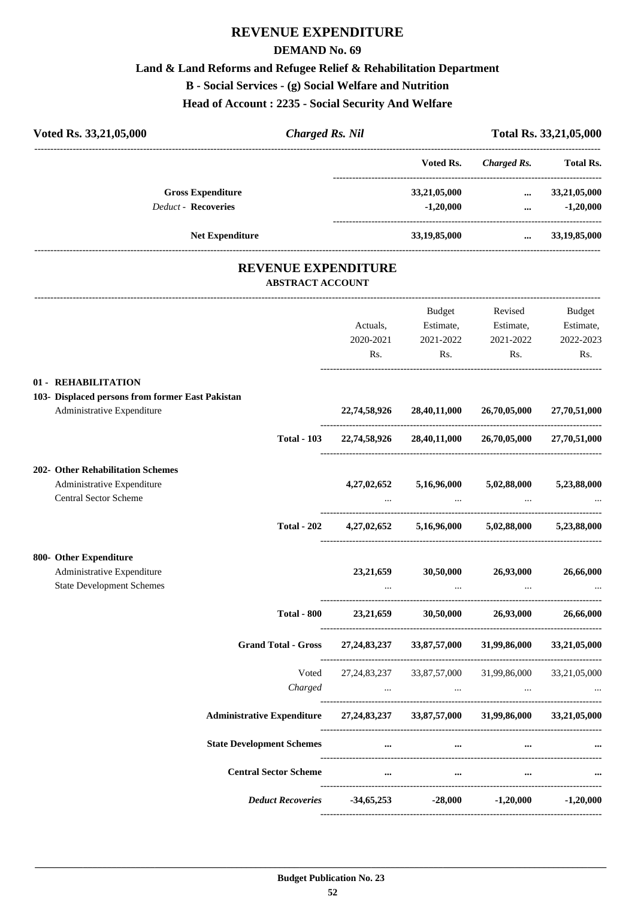# REVENUE EXPENDITURE

## DEMAND No. 69

### Land & Land Reforms and Refugee Relief & Rehabilitation Department

### B - Social Services - (g) Social Welfare and Nutrition

### Head of Account : 2235 - Social Security And Welfare

**Voted Rs. 33,21,05,000** | ***Charged Rs. Nil*** | **Total Rs. 33,21,05,000**

| | Voted Rs. | *Charged Rs.* | Total Rs. |
|---|---|---|---|
| **Gross Expenditure** | **33,21,05,000** | **...** | **33,21,05,000** |
| *Deduct* - **Recoveries** | **-1,20,000** | **...** | **-1,20,000** |
| **Net Expenditure** | **33,19,85,000** | **...** | **33,19,85,000** |

## REVENUE EXPENDITURE

### ABSTRACT ACCOUNT

| | Actuals, 2020-2021 Rs. | Budget Estimate, 2021-2022 Rs. | Revised Estimate, 2021-2022 Rs. | Budget Estimate, 2022-2023 Rs. |
|---|---|---|---|---|
| **01 - REHABILITATION** | | | | |
| **103- Displaced persons from former East Pakistan** | | | | |
| Administrative Expenditure | **22,74,58,926** | **28,40,11,000** | **26,70,05,000** | **27,70,51,000** |
| **Total - 103** | **22,74,58,926** | **28,40,11,000** | **26,70,05,000** | **27,70,51,000** |
| **202- Other Rehabilitation Schemes** | | | | |
| Administrative Expenditure | **4,27,02,652** | **5,16,96,000** | **5,02,88,000** | **5,23,88,000** |
| Central Sector Scheme | ... | ... | ... | ... |
| **Total - 202** | **4,27,02,652** | **5,16,96,000** | **5,02,88,000** | **5,23,88,000** |
| **800- Other Expenditure** | | | | |
| Administrative Expenditure | **23,21,659** | **30,50,000** | **26,93,000** | **26,66,000** |
| State Development Schemes | ... | ... | ... | ... |
| **Total - 800** | **23,21,659** | **30,50,000** | **26,93,000** | **26,66,000** |
| **Grand Total - Gross** | **27,24,83,237** | **33,87,57,000** | **31,99,86,000** | **33,21,05,000** |
| Voted | 27,24,83,237 | 33,87,57,000 | 31,99,86,000 | 33,21,05,000 |
| *Charged* | ... | ... | ... | ... |
| **Administrative Expenditure** | **27,24,83,237** | **33,87,57,000** | **31,99,86,000** | **33,21,05,000** |
| **State Development Schemes** | **...** | **...** | **...** | **...** |
| **Central Sector Scheme** | **...** | **...** | **...** | **...** |
| ***Deduct Recoveries*** | **-34,65,253** | **-28,000** | **-1,20,000** | **-1,20,000** |

**Budget Publication No. 23**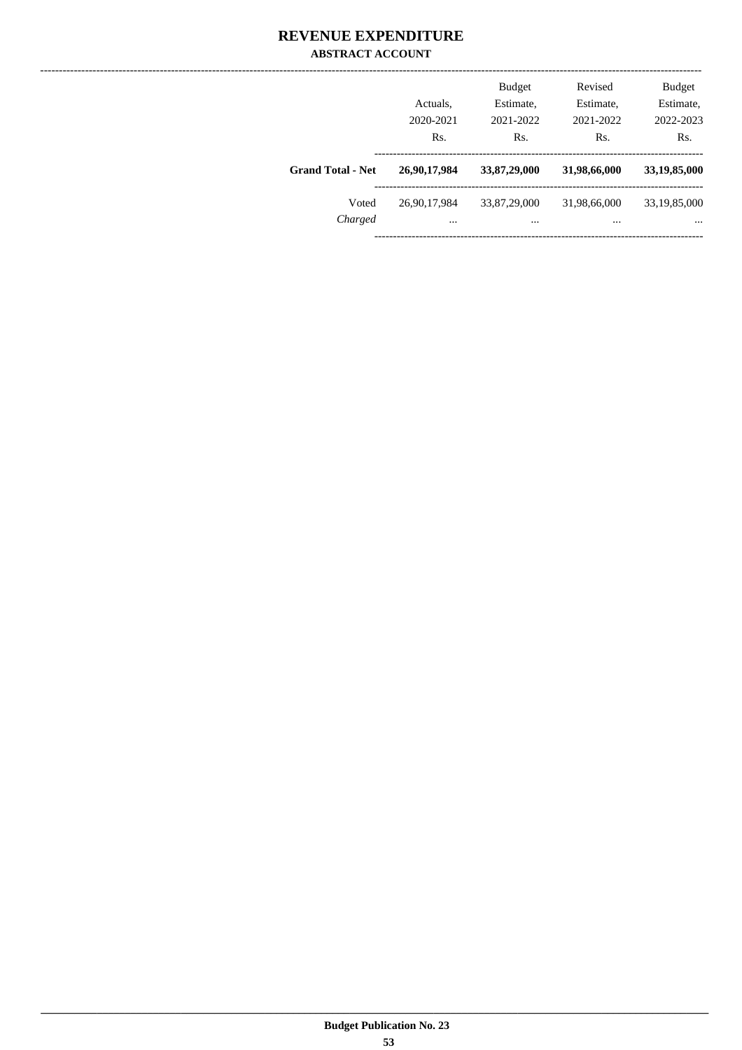# REVENUE EXPENDITURE

## ABSTRACT ACCOUNT

| | Actuals, 2020-2021 Rs. | Budget Estimate, 2021-2022 Rs. | Revised Estimate, 2021-2022 Rs. | Budget Estimate, 2022-2023 Rs. |
|---|---|---|---|---|
| **Grand Total - Net** | **26,90,17,984** | **33,87,29,000** | **31,98,66,000** | **33,19,85,000** |
| Voted | 26,90,17,984 | 33,87,29,000 | 31,98,66,000 | 33,19,85,000 |
| *Charged* | ... | ... | ... | ... |

Budget Publication No. 23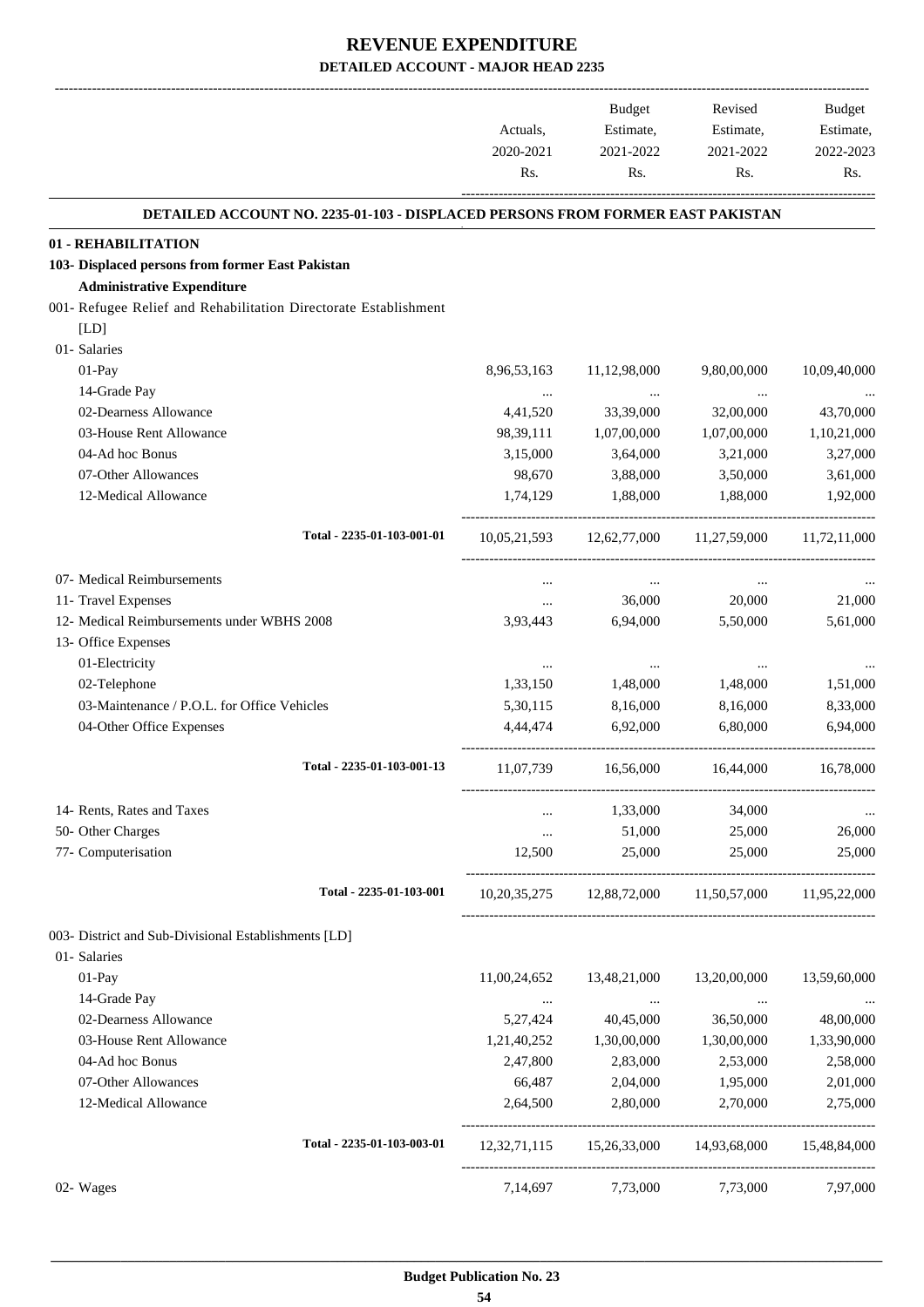# REVENUE EXPENDITURE

## DETAILED ACCOUNT - MAJOR HEAD 2235

| | Actuals, 2020-2021 Rs. | Budget Estimate, 2021-2022 Rs. | Revised Estimate, 2021-2022 Rs. | Budget Estimate, 2022-2023 Rs. |
|---|---|---|---|---|
| **DETAILED ACCOUNT NO. 2235-01-103 - DISPLACED PERSONS FROM FORMER EAST PAKISTAN** | | | | |
| **01 - REHABILITATION** | | | | |
| **103- Displaced persons from former East Pakistan** | | | | |
| **Administrative Expenditure** | | | | |
| 001- Refugee Relief and Rehabilitation Directorate Establishment [LD] | | | | |
| 01- Salaries | | | | |
| 01-Pay | 8,96,53,163 | 11,12,98,000 | 9,80,00,000 | 10,09,40,000 |
| 14-Grade Pay | ... | ... | ... | ... |
| 02-Dearness Allowance | 4,41,520 | 33,39,000 | 32,00,000 | 43,70,000 |
| 03-House Rent Allowance | 98,39,111 | 1,07,00,000 | 1,07,00,000 | 1,10,21,000 |
| 04-Ad hoc Bonus | 3,15,000 | 3,64,000 | 3,21,000 | 3,27,000 |
| 07-Other Allowances | 98,670 | 3,88,000 | 3,50,000 | 3,61,000 |
| 12-Medical Allowance | 1,74,129 | 1,88,000 | 1,88,000 | 1,92,000 |
| Total - 2235-01-103-001-01 | 10,05,21,593 | 12,62,77,000 | 11,27,59,000 | 11,72,11,000 |
| 07- Medical Reimbursements | ... | ... | ... | ... |
| 11- Travel Expenses | ... | 36,000 | 20,000 | 21,000 |
| 12- Medical Reimbursements under WBHS 2008 | 3,93,443 | 6,94,000 | 5,50,000 | 5,61,000 |
| 13- Office Expenses | | | | |
| 01-Electricity | ... | ... | ... | ... |
| 02-Telephone | 1,33,150 | 1,48,000 | 1,48,000 | 1,51,000 |
| 03-Maintenance / P.O.L. for Office Vehicles | 5,30,115 | 8,16,000 | 8,16,000 | 8,33,000 |
| 04-Other Office Expenses | 4,44,474 | 6,92,000 | 6,80,000 | 6,94,000 |
| Total - 2235-01-103-001-13 | 11,07,739 | 16,56,000 | 16,44,000 | 16,78,000 |
| 14- Rents, Rates and Taxes | ... | 1,33,000 | 34,000 | ... |
| 50- Other Charges | ... | 51,000 | 25,000 | 26,000 |
| 77- Computerisation | 12,500 | 25,000 | 25,000 | 25,000 |
| Total - 2235-01-103-001 | 10,20,35,275 | 12,88,72,000 | 11,50,57,000 | 11,95,22,000 |
| 003- District and Sub-Divisional Establishments [LD] | | | | |
| 01- Salaries | | | | |
| 01-Pay | 11,00,24,652 | 13,48,21,000 | 13,20,00,000 | 13,59,60,000 |
| 14-Grade Pay | ... | ... | ... | ... |
| 02-Dearness Allowance | 5,27,424 | 40,45,000 | 36,50,000 | 48,00,000 |
| 03-House Rent Allowance | 1,21,40,252 | 1,30,00,000 | 1,30,00,000 | 1,33,90,000 |
| 04-Ad hoc Bonus | 2,47,800 | 2,83,000 | 2,53,000 | 2,58,000 |
| 07-Other Allowances | 66,487 | 2,04,000 | 1,95,000 | 2,01,000 |
| 12-Medical Allowance | 2,64,500 | 2,80,000 | 2,70,000 | 2,75,000 |
| Total - 2235-01-103-003-01 | 12,32,71,115 | 15,26,33,000 | 14,93,68,000 | 15,48,84,000 |
| 02- Wages | 7,14,697 | 7,73,000 | 7,73,000 | 7,97,000 |

**Budget Publication No. 23**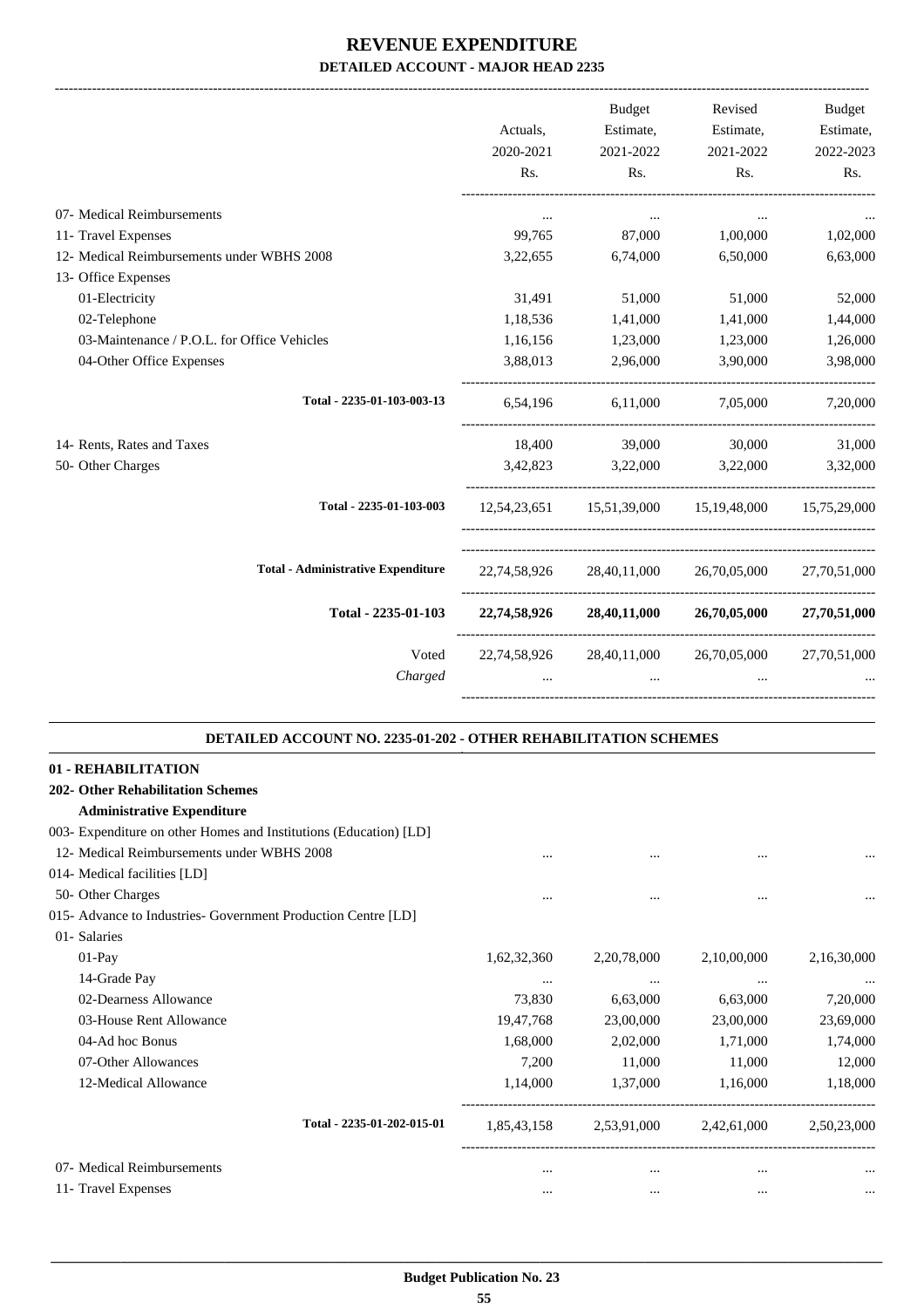# REVENUE EXPENDITURE

## DETAILED ACCOUNT - MAJOR HEAD 2235

| | Actuals, 2020-2021 Rs. | Budget Estimate, 2021-2022 Rs. | Revised Estimate, 2021-2022 Rs. | Budget Estimate, 2022-2023 Rs. |
|---|---|---|---|---|
| 07- Medical Reimbursements | ... | ... | ... | ... |
| 11- Travel Expenses | 99,765 | 87,000 | 1,00,000 | 1,02,000 |
| 12- Medical Reimbursements under WBHS 2008 | 3,22,655 | 6,74,000 | 6,50,000 | 6,63,000 |
| 13- Office Expenses | | | | |
| 01-Electricity | 31,491 | 51,000 | 51,000 | 52,000 |
| 02-Telephone | 1,18,536 | 1,41,000 | 1,41,000 | 1,44,000 |
| 03-Maintenance / P.O.L. for Office Vehicles | 1,16,156 | 1,23,000 | 1,23,000 | 1,26,000 |
| 04-Other Office Expenses | 3,88,013 | 2,96,000 | 3,90,000 | 3,98,000 |
| Total - 2235-01-103-003-13 | 6,54,196 | 6,11,000 | 7,05,000 | 7,20,000 |
| 14- Rents, Rates and Taxes | 18,400 | 39,000 | 30,000 | 31,000 |
| 50- Other Charges | 3,42,823 | 3,22,000 | 3,22,000 | 3,32,000 |
| Total - 2235-01-103-003 | 12,54,23,651 | 15,51,39,000 | 15,19,48,000 | 15,75,29,000 |
| Total - Administrative Expenditure | 22,74,58,926 | 28,40,11,000 | 26,70,05,000 | 27,70,51,000 |
| **Total - 2235-01-103** | **22,74,58,926** | **28,40,11,000** | **26,70,05,000** | **27,70,51,000** |
| Voted | 22,74,58,926 | 28,40,11,000 | 26,70,05,000 | 27,70,51,000 |
| *Charged* | ... | ... | ... | ... |

### DETAILED ACCOUNT NO. 2235-01-202 - OTHER REHABILITATION SCHEMES

| | Actuals, 2020-2021 Rs. | Budget Estimate, 2021-2022 Rs. | Revised Estimate, 2021-2022 Rs. | Budget Estimate, 2022-2023 Rs. |
|---|---|---|---|---|
| **01 - REHABILITATION** | | | | |
| **202- Other Rehabilitation Schemes** | | | | |
| **Administrative Expenditure** | | | | |
| 003- Expenditure on other Homes and Institutions (Education) [LD] | | | | |
| 12- Medical Reimbursements under WBHS 2008 | ... | ... | ... | ... |
| 014- Medical facilities [LD] | | | | |
| 50- Other Charges | ... | ... | ... | ... |
| 015- Advance to Industries- Government Production Centre [LD] | | | | |
| 01- Salaries | | | | |
| 01-Pay | 1,62,32,360 | 2,20,78,000 | 2,10,00,000 | 2,16,30,000 |
| 14-Grade Pay | ... | ... | ... | ... |
| 02-Dearness Allowance | 73,830 | 6,63,000 | 6,63,000 | 7,20,000 |
| 03-House Rent Allowance | 19,47,768 | 23,00,000 | 23,00,000 | 23,69,000 |
| 04-Ad hoc Bonus | 1,68,000 | 2,02,000 | 1,71,000 | 1,74,000 |
| 07-Other Allowances | 7,200 | 11,000 | 11,000 | 12,000 |
| 12-Medical Allowance | 1,14,000 | 1,37,000 | 1,16,000 | 1,18,000 |
| Total - 2235-01-202-015-01 | 1,85,43,158 | 2,53,91,000 | 2,42,61,000 | 2,50,23,000 |
| 07- Medical Reimbursements | ... | ... | ... | ... |
| 11- Travel Expenses | ... | ... | ... | ... |

**Budget Publication No. 23**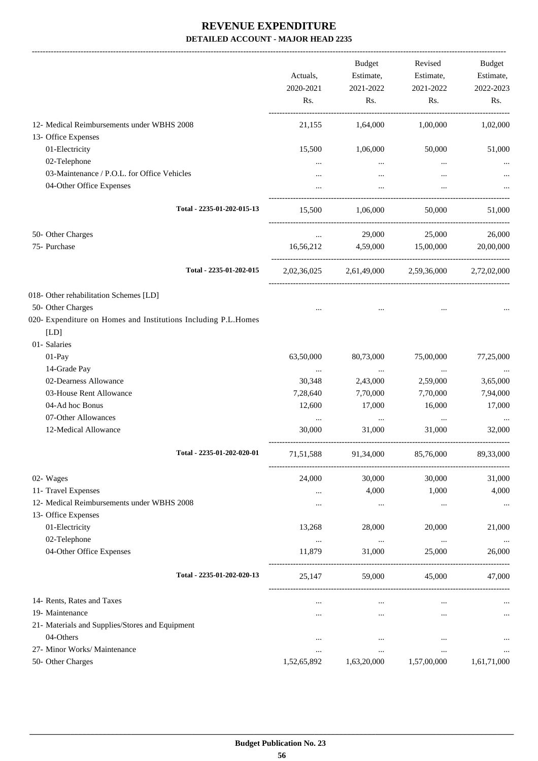# REVENUE EXPENDITURE

## DETAILED ACCOUNT - MAJOR HEAD 2235

| | Actuals, 2020-2021 Rs. | Budget Estimate, 2021-2022 Rs. | Revised Estimate, 2021-2022 Rs. | Budget Estimate, 2022-2023 Rs. |
|---|---|---|---|---|
| 12- Medical Reimbursements under WBHS 2008 | 21,155 | 1,64,000 | 1,00,000 | 1,02,000 |
| 13- Office Expenses | | | | |
| 01-Electricity | 15,500 | 1,06,000 | 50,000 | 51,000 |
| 02-Telephone | ... | ... | ... | ... |
| 03-Maintenance / P.O.L. for Office Vehicles | ... | ... | ... | ... |
| 04-Other Office Expenses | ... | ... | ... | ... |
| **Total - 2235-01-202-015-13** | 15,500 | 1,06,000 | 50,000 | 51,000 |
| 50- Other Charges | ... | 29,000 | 25,000 | 26,000 |
| 75- Purchase | 16,56,212 | 4,59,000 | 15,00,000 | 20,00,000 |
| **Total - 2235-01-202-015** | 2,02,36,025 | 2,61,49,000 | 2,59,36,000 | 2,72,02,000 |
| 018- Other rehabilitation Schemes [LD] | | | | |
| 50- Other Charges | ... | ... | ... | ... |
| 020- Expenditure on Homes and Institutions Including P.L.Homes [LD] | | | | |
| 01- Salaries | | | | |
| 01-Pay | 63,50,000 | 80,73,000 | 75,00,000 | 77,25,000 |
| 14-Grade Pay | ... | ... | ... | ... |
| 02-Dearness Allowance | 30,348 | 2,43,000 | 2,59,000 | 3,65,000 |
| 03-House Rent Allowance | 7,28,640 | 7,70,000 | 7,70,000 | 7,94,000 |
| 04-Ad hoc Bonus | 12,600 | 17,000 | 16,000 | 17,000 |
| 07-Other Allowances | ... | ... | ... | ... |
| 12-Medical Allowance | 30,000 | 31,000 | 31,000 | 32,000 |
| **Total - 2235-01-202-020-01** | 71,51,588 | 91,34,000 | 85,76,000 | 89,33,000 |
| 02- Wages | 24,000 | 30,000 | 30,000 | 31,000 |
| 11- Travel Expenses | ... | 4,000 | 1,000 | 4,000 |
| 12- Medical Reimbursements under WBHS 2008 | ... | ... | ... | ... |
| 13- Office Expenses | | | | |
| 01-Electricity | 13,268 | 28,000 | 20,000 | 21,000 |
| 02-Telephone | ... | ... | ... | ... |
| 04-Other Office Expenses | 11,879 | 31,000 | 25,000 | 26,000 |
| **Total - 2235-01-202-020-13** | 25,147 | 59,000 | 45,000 | 47,000 |
| 14- Rents, Rates and Taxes | ... | ... | ... | ... |
| 19- Maintenance | ... | ... | ... | ... |
| 21- Materials and Supplies/Stores and Equipment | | | | |
| 04-Others | ... | ... | ... | ... |
| 27- Minor Works/ Maintenance | ... | ... | ... | ... |
| 50- Other Charges | 1,52,65,892 | 1,63,20,000 | 1,57,00,000 | 1,61,71,000 |

**Budget Publication No. 23**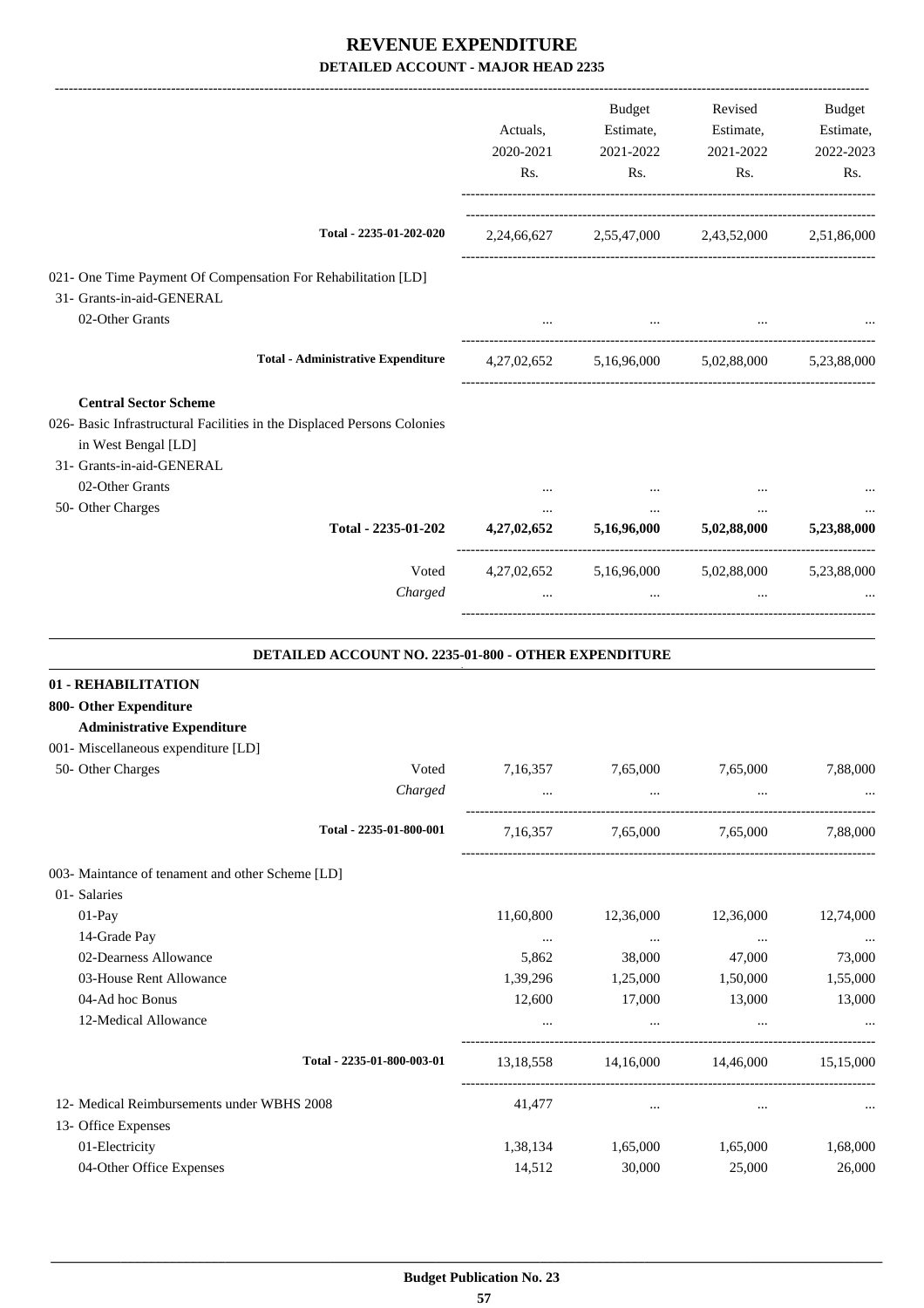# REVENUE EXPENDITURE

**DETAILED ACCOUNT - MAJOR HEAD 2235**

| | Actuals, 2020-2021 Rs. | Budget Estimate, 2021-2022 Rs. | Revised Estimate, 2021-2022 Rs. | Budget Estimate, 2022-2023 Rs. |
|---|---|---|---|---|
| Total - 2235-01-202-020 | 2,24,66,627 | 2,55,47,000 | 2,43,52,000 | 2,51,86,000 |
| 021- One Time Payment Of Compensation For Rehabilitation [LD] | | | | |
| 31- Grants-in-aid-GENERAL | | | | |
| 02-Other Grants | ... | ... | ... | ... |
| **Total - Administrative Expenditure** | 4,27,02,652 | 5,16,96,000 | 5,02,88,000 | 5,23,88,000 |
| **Central Sector Scheme** | | | | |
| 026- Basic Infrastructural Facilities in the Displaced Persons Colonies in West Bengal [LD] | | | | |
| 31- Grants-in-aid-GENERAL | | | | |
| 02-Other Grants | ... | ... | ... | ... |
| 50- Other Charges | ... | ... | ... | ... |
| **Total - 2235-01-202** | **4,27,02,652** | **5,16,96,000** | **5,02,88,000** | **5,23,88,000** |
| Voted | 4,27,02,652 | 5,16,96,000 | 5,02,88,000 | 5,23,88,000 |
| *Charged* | ... | ... | ... | ... |

**DETAILED ACCOUNT NO. 2235-01-800 - OTHER EXPENDITURE**

| | Actuals, 2020-2021 Rs. | Budget Estimate, 2021-2022 Rs. | Revised Estimate, 2021-2022 Rs. | Budget Estimate, 2022-2023 Rs. |
|---|---|---|---|---|
| **01 - REHABILITATION** | | | | |
| **800- Other Expenditure** | | | | |
| **Administrative Expenditure** | | | | |
| 001- Miscellaneous expenditure [LD] | | | | |
| 50- Other Charges — Voted | 7,16,357 | 7,65,000 | 7,65,000 | 7,88,000 |
| *Charged* | ... | ... | ... | ... |
| Total - 2235-01-800-001 | 7,16,357 | 7,65,000 | 7,65,000 | 7,88,000 |
| 003- Maintance of tenament and other Scheme [LD] | | | | |
| 01- Salaries | | | | |
| 01-Pay | 11,60,800 | 12,36,000 | 12,36,000 | 12,74,000 |
| 14-Grade Pay | ... | ... | ... | ... |
| 02-Dearness Allowance | 5,862 | 38,000 | 47,000 | 73,000 |
| 03-House Rent Allowance | 1,39,296 | 1,25,000 | 1,50,000 | 1,55,000 |
| 04-Ad hoc Bonus | 12,600 | 17,000 | 13,000 | 13,000 |
| 12-Medical Allowance | ... | ... | ... | ... |
| Total - 2235-01-800-003-01 | 13,18,558 | 14,16,000 | 14,46,000 | 15,15,000 |
| 12- Medical Reimbursements under WBHS 2008 | 41,477 | ... | ... | ... |
| 13- Office Expenses | | | | |
| 01-Electricity | 1,38,134 | 1,65,000 | 1,65,000 | 1,68,000 |
| 04-Other Office Expenses | 14,512 | 30,000 | 25,000 | 26,000 |

**Budget Publication No. 23**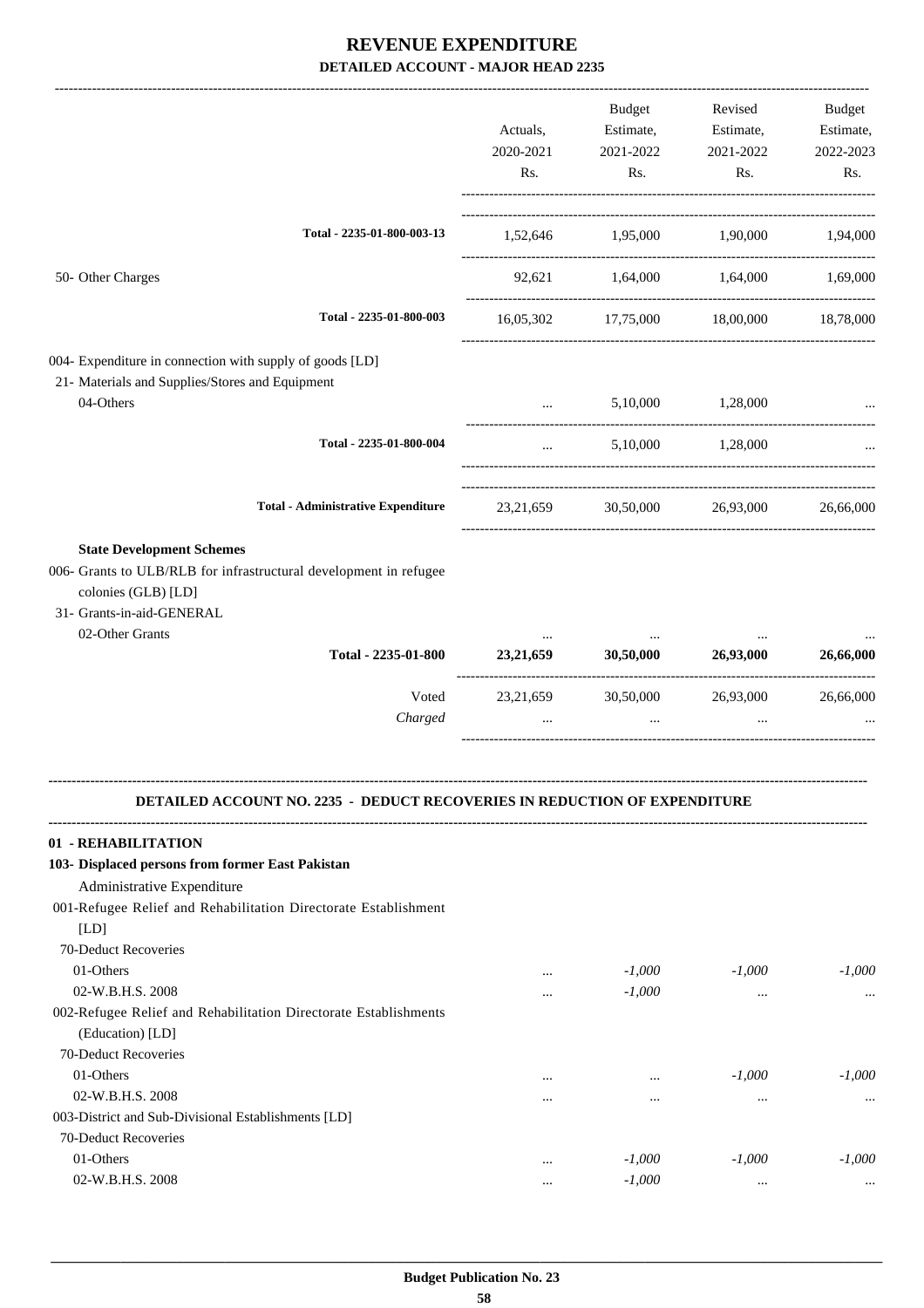# REVENUE EXPENDITURE

## DETAILED ACCOUNT - MAJOR HEAD 2235

| | Actuals, 2020-2021 Rs. | Budget Estimate, 2021-2022 Rs. | Revised Estimate, 2021-2022 Rs. | Budget Estimate, 2022-2023 Rs. |
|---|---|---|---|---|
| Total - 2235-01-800-003-13 | 1,52,646 | 1,95,000 | 1,90,000 | 1,94,000 |
| 50- Other Charges | 92,621 | 1,64,000 | 1,64,000 | 1,69,000 |
| Total - 2235-01-800-003 | 16,05,302 | 17,75,000 | 18,00,000 | 18,78,000 |
| 004- Expenditure in connection with supply of goods [LD] | | | | |
| 21- Materials and Supplies/Stores and Equipment | | | | |
| 04-Others | ... | 5,10,000 | 1,28,000 | ... |
| Total - 2235-01-800-004 | ... | 5,10,000 | 1,28,000 | ... |
| Total - Administrative Expenditure | 23,21,659 | 30,50,000 | 26,93,000 | 26,66,000 |
| **State Development Schemes** | | | | |
| 006- Grants to ULB/RLB for infrastructural development in refugee colonies (GLB) [LD] | | | | |
| 31- Grants-in-aid-GENERAL | | | | |
| 02-Other Grants | ... | ... | ... | ... |
| **Total - 2235-01-800** | **23,21,659** | **30,50,000** | **26,93,000** | **26,66,000** |
| Voted | 23,21,659 | 30,50,000 | 26,93,000 | 26,66,000 |
| *Charged* | ... | ... | ... | ... |

### DETAILED ACCOUNT NO. 2235 - DEDUCT RECOVERIES IN REDUCTION OF EXPENDITURE

| | Actuals, 2020-2021 Rs. | Budget Estimate, 2021-2022 Rs. | Revised Estimate, 2021-2022 Rs. | Budget Estimate, 2022-2023 Rs. |
|---|---|---|---|---|
| **01 - REHABILITATION** | | | | |
| **103- Displaced persons from former East Pakistan** | | | | |
| Administrative Expenditure | | | | |
| 001-Refugee Relief and Rehabilitation Directorate Establishment [LD] | | | | |
| 70-Deduct Recoveries | | | | |
| 01-Others | ... | *-1,000* | *-1,000* | *-1,000* |
| 02-W.B.H.S. 2008 | ... | *-1,000* | ... | ... |
| 002-Refugee Relief and Rehabilitation Directorate Establishments (Education) [LD] | | | | |
| 70-Deduct Recoveries | | | | |
| 01-Others | ... | ... | *-1,000* | *-1,000* |
| 02-W.B.H.S. 2008 | ... | ... | ... | ... |
| 003-District and Sub-Divisional Establishments [LD] | | | | |
| 70-Deduct Recoveries | | | | |
| 01-Others | ... | *-1,000* | *-1,000* | *-1,000* |
| 02-W.B.H.S. 2008 | ... | *-1,000* | ... | ... |

**Budget Publication No. 23**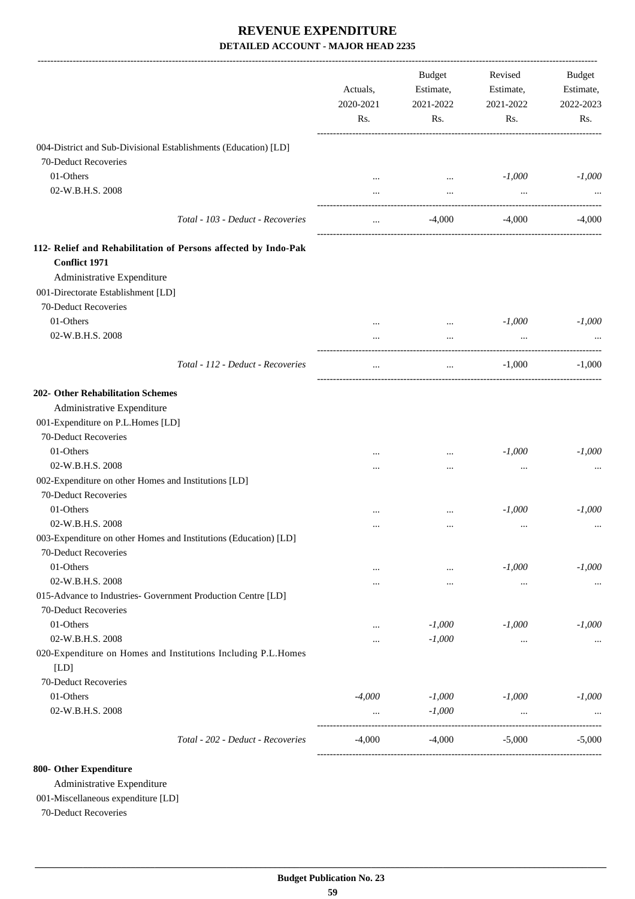# REVENUE EXPENDITURE

## DETAILED ACCOUNT - MAJOR HEAD 2235

| | Actuals, 2020-2021 Rs. | Budget Estimate, 2021-2022 Rs. | Revised Estimate, 2021-2022 Rs. | Budget Estimate, 2022-2023 Rs. |
|---|---|---|---|---|
| 004-District and Sub-Divisional Establishments (Education) [LD] | | | | |
| 70-Deduct Recoveries | | | | |
| 01-Others | ... | ... | *-1,000* | *-1,000* |
| 02-W.B.H.S. 2008 | ... | ... | ... | ... |
| *Total - 103 - Deduct - Recoveries* | ... | -4,000 | -4,000 | -4,000 |
| **112- Relief and Rehabilitation of Persons affected by Indo-Pak Conflict 1971** | | | | |
| Administrative Expenditure | | | | |
| 001-Directorate Establishment [LD] | | | | |
| 70-Deduct Recoveries | | | | |
| 01-Others | ... | ... | *-1,000* | *-1,000* |
| 02-W.B.H.S. 2008 | ... | ... | ... | ... |
| *Total - 112 - Deduct - Recoveries* | ... | ... | -1,000 | -1,000 |
| **202- Other Rehabilitation Schemes** | | | | |
| Administrative Expenditure | | | | |
| 001-Expenditure on P.L.Homes [LD] | | | | |
| 70-Deduct Recoveries | | | | |
| 01-Others | ... | ... | *-1,000* | *-1,000* |
| 02-W.B.H.S. 2008 | ... | ... | ... | ... |
| 002-Expenditure on other Homes and Institutions [LD] | | | | |
| 70-Deduct Recoveries | | | | |
| 01-Others | ... | ... | *-1,000* | *-1,000* |
| 02-W.B.H.S. 2008 | ... | ... | ... | ... |
| 003-Expenditure on other Homes and Institutions (Education) [LD] | | | | |
| 70-Deduct Recoveries | | | | |
| 01-Others | ... | ... | *-1,000* | *-1,000* |
| 02-W.B.H.S. 2008 | ... | ... | ... | ... |
| 015-Advance to Industries- Government Production Centre [LD] | | | | |
| 70-Deduct Recoveries | | | | |
| 01-Others | ... | *-1,000* | *-1,000* | *-1,000* |
| 02-W.B.H.S. 2008 | ... | *-1,000* | ... | ... |
| 020-Expenditure on Homes and Institutions Including P.L.Homes [LD] | | | | |
| 70-Deduct Recoveries | | | | |
| 01-Others | *-4,000* | *-1,000* | *-1,000* | *-1,000* |
| 02-W.B.H.S. 2008 | ... | *-1,000* | ... | ... |
| *Total - 202 - Deduct - Recoveries* | -4,000 | -4,000 | -5,000 | -5,000 |
| **800- Other Expenditure** | | | | |
| Administrative Expenditure | | | | |
| 001-Miscellaneous expenditure [LD] | | | | |
| 70-Deduct Recoveries | | | | |

Budget Publication No. 23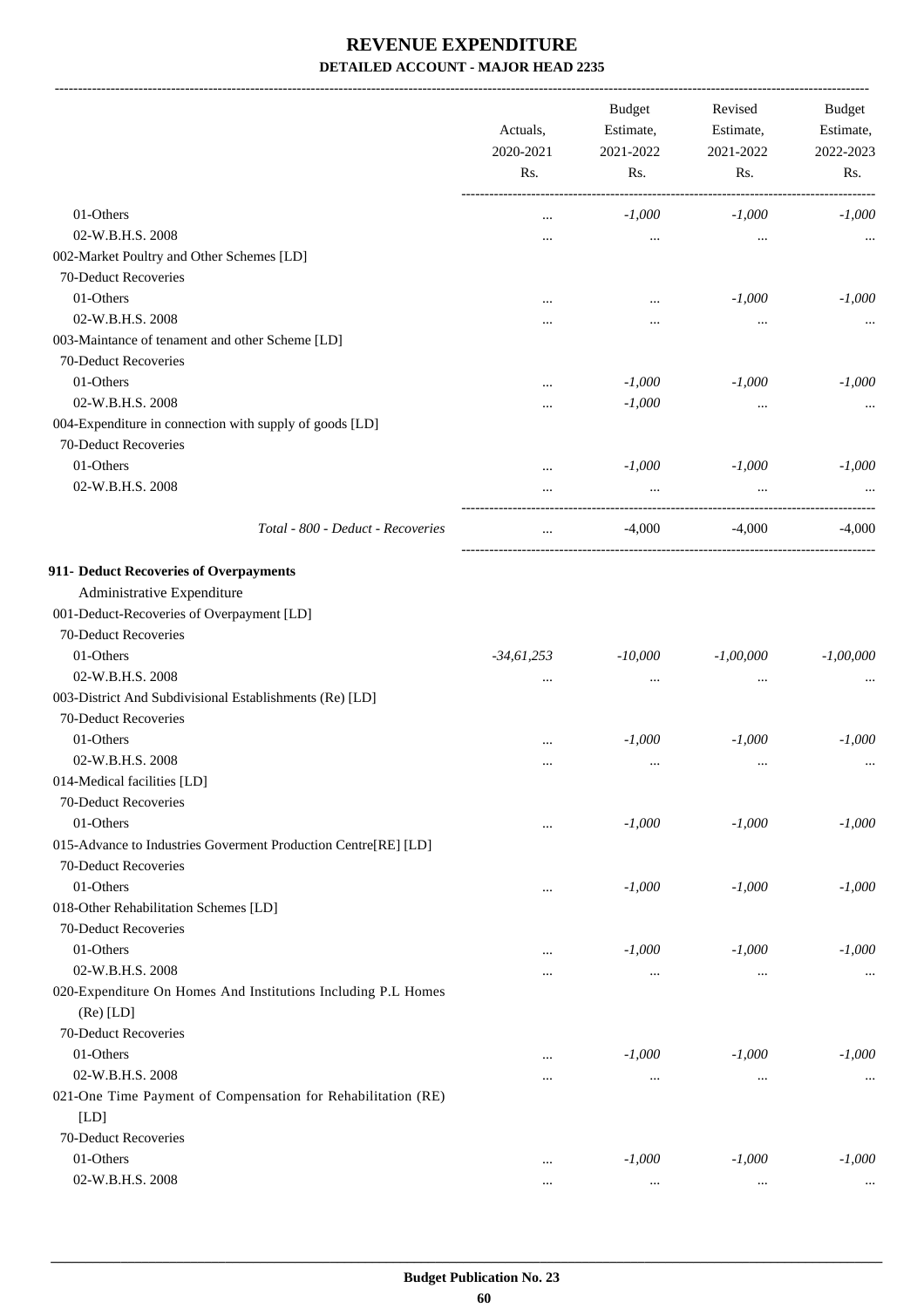# REVENUE EXPENDITURE

## DETAILED ACCOUNT - MAJOR HEAD 2235

| | Actuals, 2020-2021 Rs. | Budget Estimate, 2021-2022 Rs. | Revised Estimate, 2021-2022 Rs. | Budget Estimate, 2022-2023 Rs. |
|---|---|---|---|---|
| 01-Others | ... | *-1,000* | *-1,000* | *-1,000* |
| 02-W.B.H.S. 2008 | ... | ... | ... | ... |
| 002-Market Poultry and Other Schemes [LD] | | | | |
| 70-Deduct Recoveries | | | | |
| 01-Others | ... | ... | *-1,000* | *-1,000* |
| 02-W.B.H.S. 2008 | ... | ... | ... | ... |
| 003-Maintance of tenament and other Scheme [LD] | | | | |
| 70-Deduct Recoveries | | | | |
| 01-Others | ... | *-1,000* | *-1,000* | *-1,000* |
| 02-W.B.H.S. 2008 | ... | *-1,000* | ... | ... |
| 004-Expenditure in connection with supply of goods [LD] | | | | |
| 70-Deduct Recoveries | | | | |
| 01-Others | ... | *-1,000* | *-1,000* | *-1,000* |
| 02-W.B.H.S. 2008 | ... | ... | ... | ... |
| *Total - 800 - Deduct - Recoveries* | ... | -4,000 | -4,000 | -4,000 |
| **911- Deduct Recoveries of Overpayments** | | | | |
| Administrative Expenditure | | | | |
| 001-Deduct-Recoveries of Overpayment [LD] | | | | |
| 70-Deduct Recoveries | | | | |
| 01-Others | *-34,61,253* | *-10,000* | *-1,00,000* | *-1,00,000* |
| 02-W.B.H.S. 2008 | ... | ... | ... | ... |
| 003-District And Subdivisional Establishments (Re) [LD] | | | | |
| 70-Deduct Recoveries | | | | |
| 01-Others | ... | *-1,000* | *-1,000* | *-1,000* |
| 02-W.B.H.S. 2008 | ... | ... | ... | ... |
| 014-Medical facilities [LD] | | | | |
| 70-Deduct Recoveries | | | | |
| 01-Others | ... | *-1,000* | *-1,000* | *-1,000* |
| 015-Advance to Industries Goverment Production Centre[RE] [LD] | | | | |
| 70-Deduct Recoveries | | | | |
| 01-Others | ... | *-1,000* | *-1,000* | *-1,000* |
| 018-Other Rehabilitation Schemes [LD] | | | | |
| 70-Deduct Recoveries | | | | |
| 01-Others | ... | *-1,000* | *-1,000* | *-1,000* |
| 02-W.B.H.S. 2008 | ... | ... | ... | ... |
| 020-Expenditure On Homes And Institutions Including P.L Homes (Re) [LD] | | | | |
| 70-Deduct Recoveries | | | | |
| 01-Others | ... | *-1,000* | *-1,000* | *-1,000* |
| 02-W.B.H.S. 2008 | ... | ... | ... | ... |
| 021-One Time Payment of Compensation for Rehabilitation (RE) [LD] | | | | |
| 70-Deduct Recoveries | | | | |
| 01-Others | ... | *-1,000* | *-1,000* | *-1,000* |
| 02-W.B.H.S. 2008 | ... | ... | ... | ... |

**Budget Publication No. 23**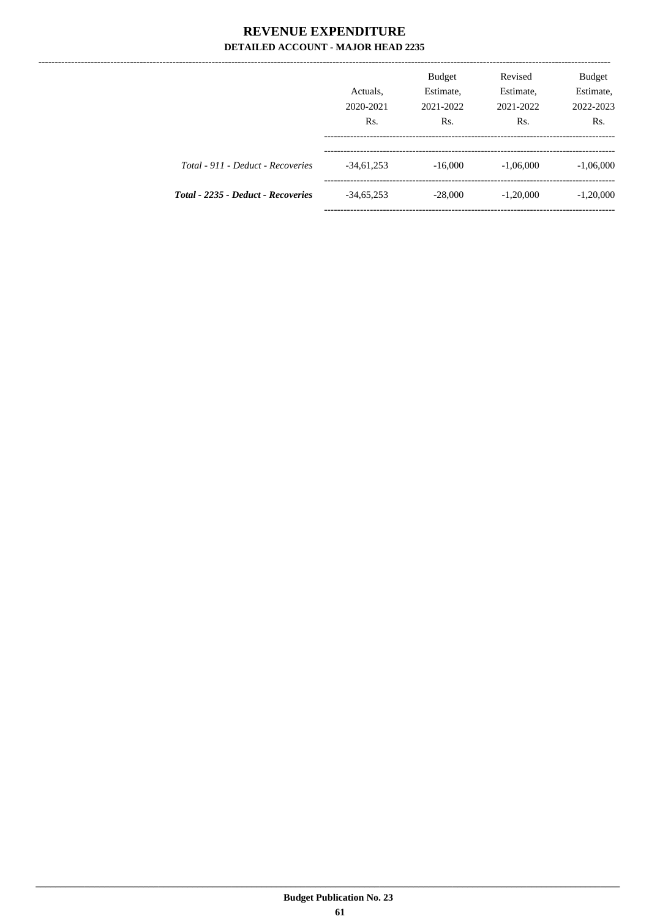# REVENUE EXPENDITURE

## DETAILED ACCOUNT - MAJOR HEAD 2235

| | Actuals, 2020-2021 Rs. | Budget Estimate, 2021-2022 Rs. | Revised Estimate, 2021-2022 Rs. | Budget Estimate, 2022-2023 Rs. |
|---|---|---|---|---|
| *Total - 911 - Deduct - Recoveries* | -34,61,253 | -16,000 | -1,06,000 | -1,06,000 |
| ***Total - 2235 - Deduct - Recoveries*** | -34,65,253 | -28,000 | -1,20,000 | -1,20,000 |

**Budget Publication No. 23**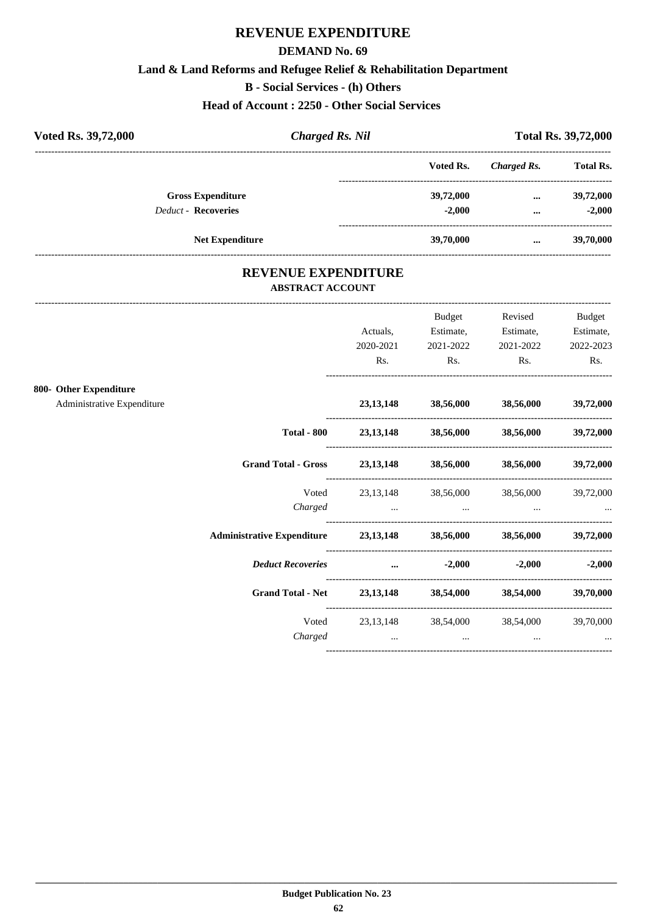# REVENUE EXPENDITURE

## DEMAND No. 69

### Land & Land Reforms and Refugee Relief & Rehabilitation Department

### B - Social Services - (h) Others

### Head of Account : 2250 - Other Social Services

**Voted Rs. 39,72,000** | ***Charged Rs. Nil*** | **Total Rs. 39,72,000**

| | Voted Rs. | *Charged Rs.* | Total Rs. |
|---|---|---|---|
| **Gross Expenditure** | **39,72,000** | **...** | **39,72,000** |
| *Deduct* - **Recoveries** | **-2,000** | **...** | **-2,000** |
| **Net Expenditure** | **39,70,000** | **...** | **39,70,000** |

## REVENUE EXPENDITURE

### ABSTRACT ACCOUNT

| | Actuals, 2020-2021 Rs. | Budget Estimate, 2021-2022 Rs. | Revised Estimate, 2021-2022 Rs. | Budget Estimate, 2022-2023 Rs. |
|---|---|---|---|---|
| **800- Other Expenditure** | | | | |
| Administrative Expenditure | **23,13,148** | **38,56,000** | **38,56,000** | **39,72,000** |
| **Total - 800** | **23,13,148** | **38,56,000** | **38,56,000** | **39,72,000** |
| **Grand Total - Gross** | **23,13,148** | **38,56,000** | **38,56,000** | **39,72,000** |
| Voted | 23,13,148 | 38,56,000 | 38,56,000 | 39,72,000 |
| *Charged* | ... | ... | ... | ... |
| **Administrative Expenditure** | **23,13,148** | **38,56,000** | **38,56,000** | **39,72,000** |
| ***Deduct Recoveries*** | **...** | **-2,000** | **-2,000** | **-2,000** |
| **Grand Total - Net** | **23,13,148** | **38,54,000** | **38,54,000** | **39,70,000** |
| Voted | 23,13,148 | 38,54,000 | 38,54,000 | 39,70,000 |
| *Charged* | ... | ... | ... | ... |

**Budget Publication No. 23**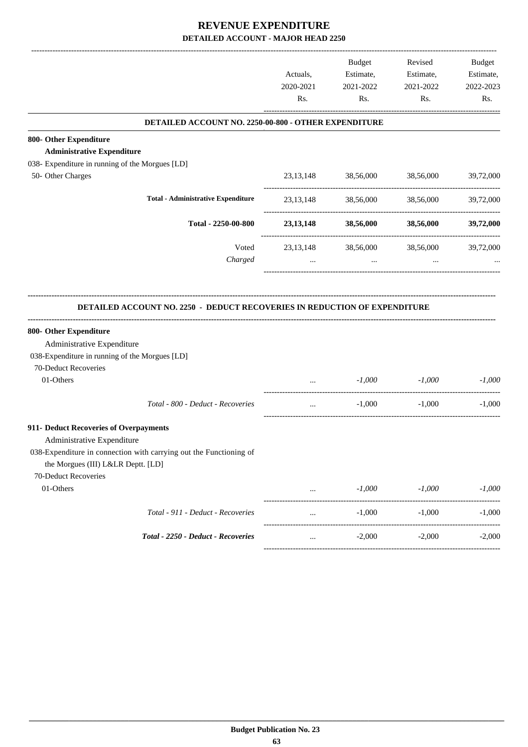# REVENUE EXPENDITURE

## DETAILED ACCOUNT - MAJOR HEAD 2250

| | Actuals, 2020-2021 Rs. | Budget Estimate, 2021-2022 Rs. | Revised Estimate, 2021-2022 Rs. | Budget Estimate, 2022-2023 Rs. |
|---|---|---|---|---|
| **DETAILED ACCOUNT NO. 2250-00-800 - OTHER EXPENDITURE** | | | | |
| **800- Other Expenditure** | | | | |
| **Administrative Expenditure** | | | | |
| 038- Expenditure in running of the Morgues [LD] | | | | |
| 50- Other Charges | 23,13,148 | 38,56,000 | 38,56,000 | 39,72,000 |
| **Total - Administrative Expenditure** | 23,13,148 | 38,56,000 | 38,56,000 | 39,72,000 |
| **Total - 2250-00-800** | **23,13,148** | **38,56,000** | **38,56,000** | **39,72,000** |
| Voted | 23,13,148 | 38,56,000 | 38,56,000 | 39,72,000 |
| *Charged* | ... | ... | ... | ... |

| | Actuals, 2020-2021 Rs. | Budget Estimate, 2021-2022 Rs. | Revised Estimate, 2021-2022 Rs. | Budget Estimate, 2022-2023 Rs. |
|---|---|---|---|---|
| **DETAILED ACCOUNT NO. 2250 - DEDUCT RECOVERIES IN REDUCTION OF EXPENDITURE** | | | | |
| **800- Other Expenditure** | | | | |
| Administrative Expenditure | | | | |
| 038-Expenditure in running of the Morgues [LD] | | | | |
| 70-Deduct Recoveries | | | | |
| 01-Others | ... | *-1,000* | *-1,000* | *-1,000* |
| *Total - 800 - Deduct - Recoveries* | ... | -1,000 | -1,000 | -1,000 |
| **911- Deduct Recoveries of Overpayments** | | | | |
| Administrative Expenditure | | | | |
| 038-Expenditure in connection with carrying out the Functioning of the Morgues (III) L&LR Deptt. [LD] | | | | |
| 70-Deduct Recoveries | | | | |
| 01-Others | ... | *-1,000* | *-1,000* | *-1,000* |
| *Total - 911 - Deduct - Recoveries* | ... | -1,000 | -1,000 | -1,000 |
| ***Total - 2250 - Deduct - Recoveries*** | ... | -2,000 | -2,000 | -2,000 |

**Budget Publication No. 23**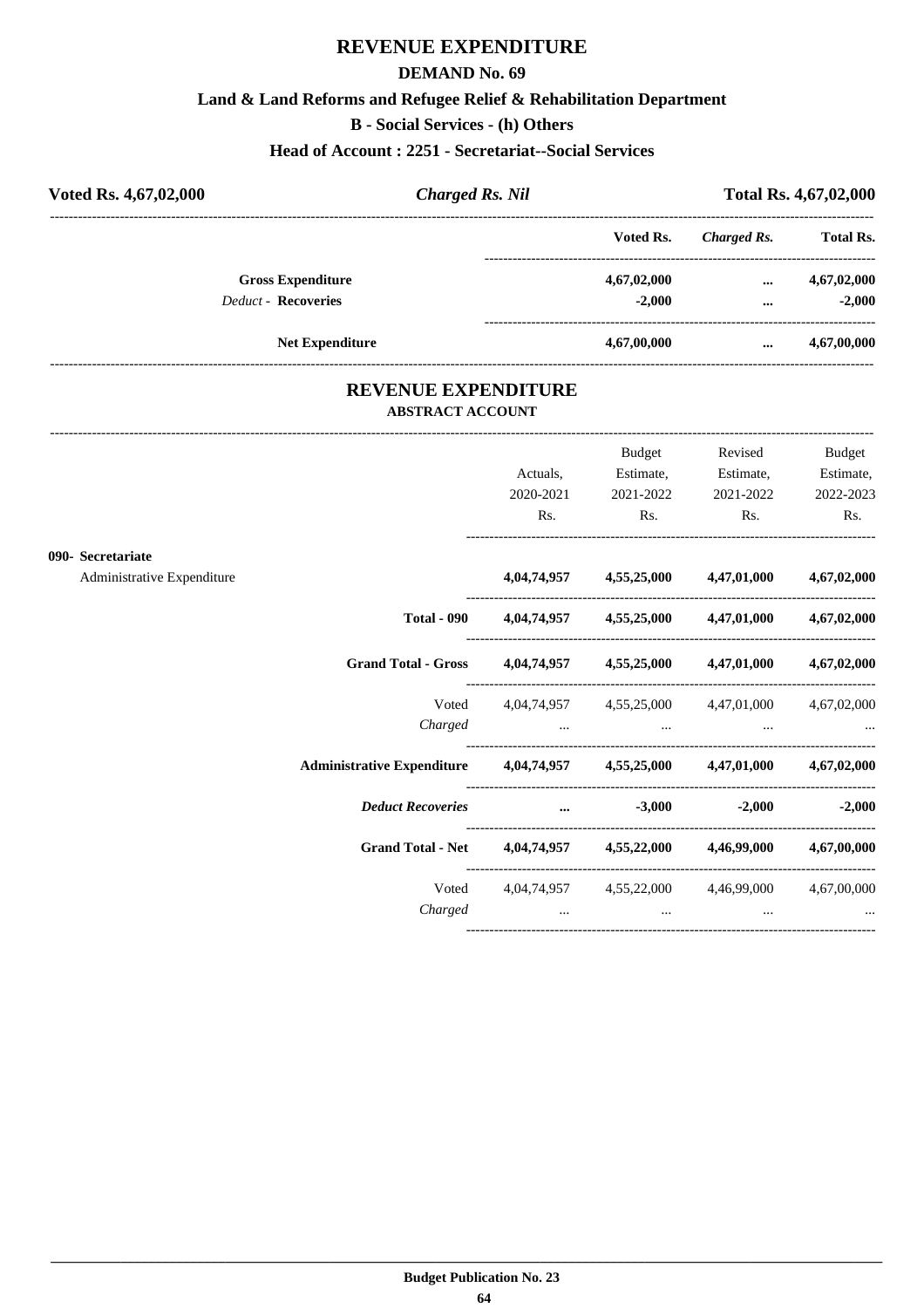# REVENUE EXPENDITURE

## DEMAND No. 69

### Land & Land Reforms and Refugee Relief & Rehabilitation Department

### B - Social Services - (h) Others

### Head of Account : 2251 - Secretariat--Social Services

**Voted Rs. 4,67,02,000** | ***Charged Rs. Nil*** | **Total Rs. 4,67,02,000**

| | Voted Rs. | *Charged Rs.* | Total Rs. |
|---|---|---|---|
| **Gross Expenditure** | **4,67,02,000** | **...** | **4,67,02,000** |
| *Deduct* - **Recoveries** | **-2,000** | **...** | **-2,000** |
| **Net Expenditure** | **4,67,00,000** | **...** | **4,67,00,000** |

## REVENUE EXPENDITURE

### ABSTRACT ACCOUNT

| | Actuals, 2020-2021 Rs. | Budget Estimate, 2021-2022 Rs. | Revised Estimate, 2021-2022 Rs. | Budget Estimate, 2022-2023 Rs. |
|---|---|---|---|---|
| **090- Secretariat** | | | | |
| Administrative Expenditure | **4,04,74,957** | **4,55,25,000** | **4,47,01,000** | **4,67,02,000** |
| **Total - 090** | **4,04,74,957** | **4,55,25,000** | **4,47,01,000** | **4,67,02,000** |
| **Grand Total - Gross** | **4,04,74,957** | **4,55,25,000** | **4,47,01,000** | **4,67,02,000** |
| Voted | 4,04,74,957 | 4,55,25,000 | 4,47,01,000 | 4,67,02,000 |
| *Charged* | ... | ... | ... | ... |
| **Administrative Expenditure** | **4,04,74,957** | **4,55,25,000** | **4,47,01,000** | **4,67,02,000** |
| ***Deduct Recoveries*** | **...** | **-3,000** | **-2,000** | **-2,000** |
| **Grand Total - Net** | **4,04,74,957** | **4,55,22,000** | **4,46,99,000** | **4,67,00,000** |
| Voted | 4,04,74,957 | 4,55,22,000 | 4,46,99,000 | 4,67,00,000 |
| *Charged* | ... | ... | ... | ... |

**Budget Publication No. 23**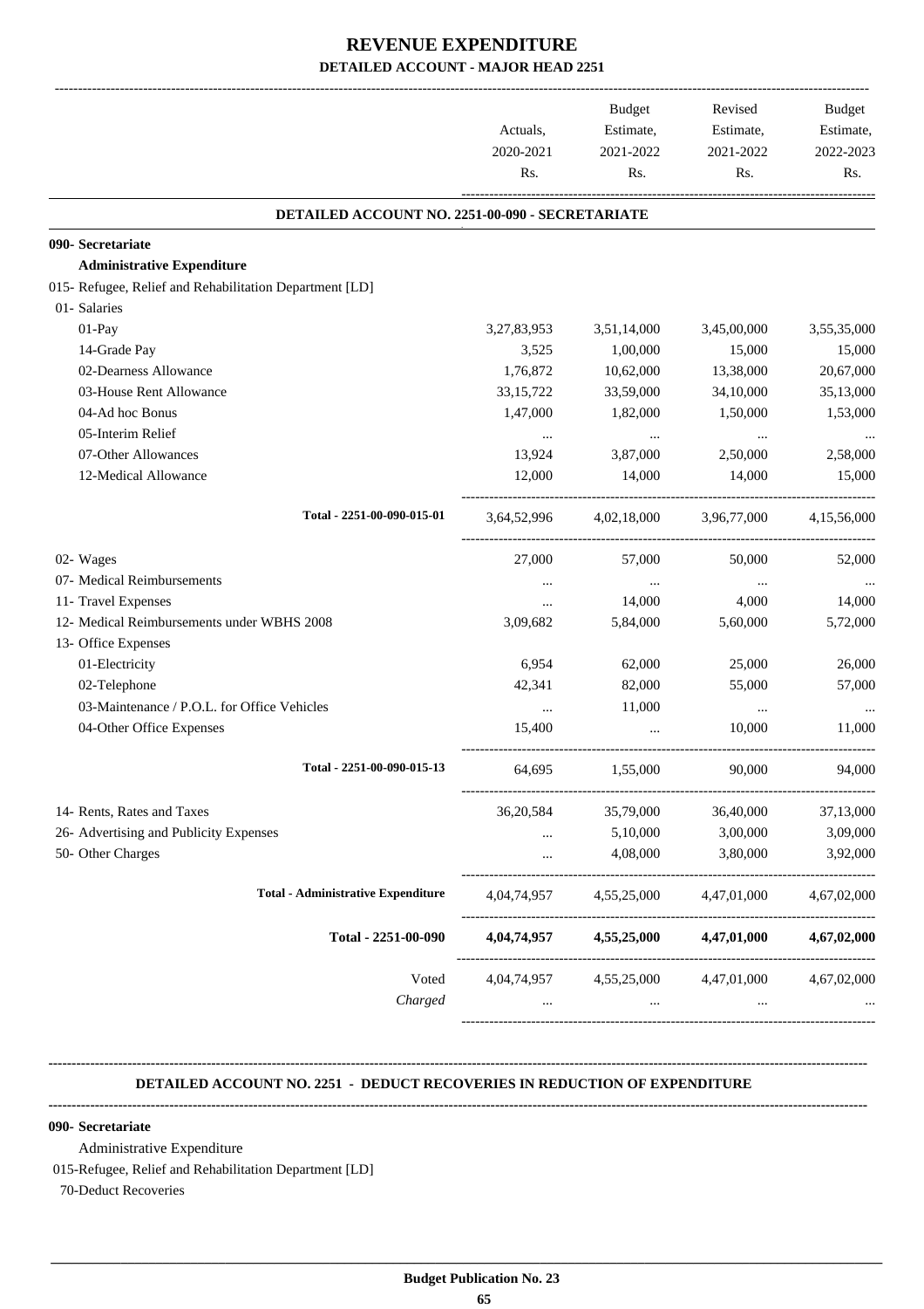# REVENUE EXPENDITURE

## DETAILED ACCOUNT - MAJOR HEAD 2251

| | Actuals, 2020-2021 Rs. | Budget Estimate, 2021-2022 Rs. | Revised Estimate, 2021-2022 Rs. | Budget Estimate, 2022-2023 Rs. |
|---|---|---|---|---|
| **DETAILED ACCOUNT NO. 2251-00-090 - SECRETARIATE** | | | | |
| **090- Secretariate** | | | | |
| **Administrative Expenditure** | | | | |
| 015- Refugee, Relief and Rehabilitation Department [LD] | | | | |
| 01- Salaries | | | | |
| 01-Pay | 3,27,83,953 | 3,51,14,000 | 3,45,00,000 | 3,55,35,000 |
| 14-Grade Pay | 3,525 | 1,00,000 | 15,000 | 15,000 |
| 02-Dearness Allowance | 1,76,872 | 10,62,000 | 13,38,000 | 20,67,000 |
| 03-House Rent Allowance | 33,15,722 | 33,59,000 | 34,10,000 | 35,13,000 |
| 04-Ad hoc Bonus | 1,47,000 | 1,82,000 | 1,50,000 | 1,53,000 |
| 05-Interim Relief | ... | ... | ... | ... |
| 07-Other Allowances | 13,924 | 3,87,000 | 2,50,000 | 2,58,000 |
| 12-Medical Allowance | 12,000 | 14,000 | 14,000 | 15,000 |
| Total - 2251-00-090-015-01 | 3,64,52,996 | 4,02,18,000 | 3,96,77,000 | 4,15,56,000 |
| 02- Wages | 27,000 | 57,000 | 50,000 | 52,000 |
| 07- Medical Reimbursements | ... | ... | ... | ... |
| 11- Travel Expenses | ... | 14,000 | 4,000 | 14,000 |
| 12- Medical Reimbursements under WBHS 2008 | 3,09,682 | 5,84,000 | 5,60,000 | 5,72,000 |
| 13- Office Expenses | | | | |
| 01-Electricity | 6,954 | 62,000 | 25,000 | 26,000 |
| 02-Telephone | 42,341 | 82,000 | 55,000 | 57,000 |
| 03-Maintenance / P.O.L. for Office Vehicles | ... | 11,000 | ... | ... |
| 04-Other Office Expenses | 15,400 | ... | 10,000 | 11,000 |
| Total - 2251-00-090-015-13 | 64,695 | 1,55,000 | 90,000 | 94,000 |
| 14- Rents, Rates and Taxes | 36,20,584 | 35,79,000 | 36,40,000 | 37,13,000 |
| 26- Advertising and Publicity Expenses | ... | 5,10,000 | 3,00,000 | 3,09,000 |
| 50- Other Charges | ... | 4,08,000 | 3,80,000 | 3,92,000 |
| **Total - Administrative Expenditure** | 4,04,74,957 | 4,55,25,000 | 4,47,01,000 | 4,67,02,000 |
| **Total - 2251-00-090** | **4,04,74,957** | **4,55,25,000** | **4,47,01,000** | **4,67,02,000** |
| Voted | 4,04,74,957 | 4,55,25,000 | 4,47,01,000 | 4,67,02,000 |
| *Charged* | ... | ... | ... | ... |

**DETAILED ACCOUNT NO. 2251 - DEDUCT RECOVERIES IN REDUCTION OF EXPENDITURE**

**090- Secretariate**

Administrative Expenditure

015-Refugee, Relief and Rehabilitation Department [LD]

70-Deduct Recoveries

**Budget Publication No. 23**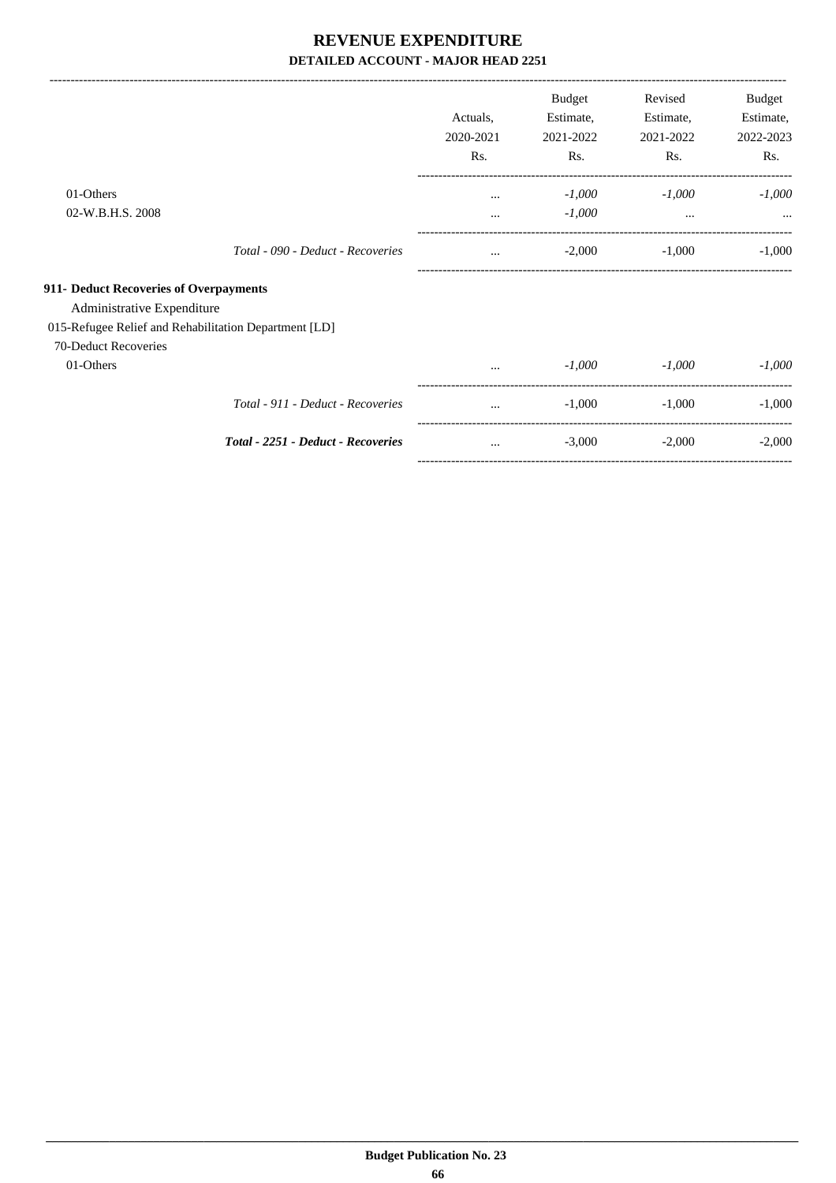# REVENUE EXPENDITURE

## DETAILED ACCOUNT - MAJOR HEAD 2251

| | Actuals, 2020-2021 Rs. | Budget Estimate, 2021-2022 Rs. | Revised Estimate, 2021-2022 Rs. | Budget Estimate, 2022-2023 Rs. |
|---|---|---|---|---|
| 01-Others | ... | *-1,000* | *-1,000* | *-1,000* |
| 02-W.B.H.S. 2008 | ... | *-1,000* | ... | ... |
| *Total - 090 - Deduct - Recoveries* | ... | -2,000 | -1,000 | -1,000 |
| **911- Deduct Recoveries of Overpayments** | | | | |
| Administrative Expenditure | | | | |
| 015-Refugee Relief and Rehabilitation Department [LD] | | | | |
| 70-Deduct Recoveries | | | | |
| 01-Others | ... | *-1,000* | *-1,000* | *-1,000* |
| *Total - 911 - Deduct - Recoveries* | ... | -1,000 | -1,000 | -1,000 |
| ***Total - 2251 - Deduct - Recoveries*** | ... | -3,000 | -2,000 | -2,000 |

**Budget Publication No. 23**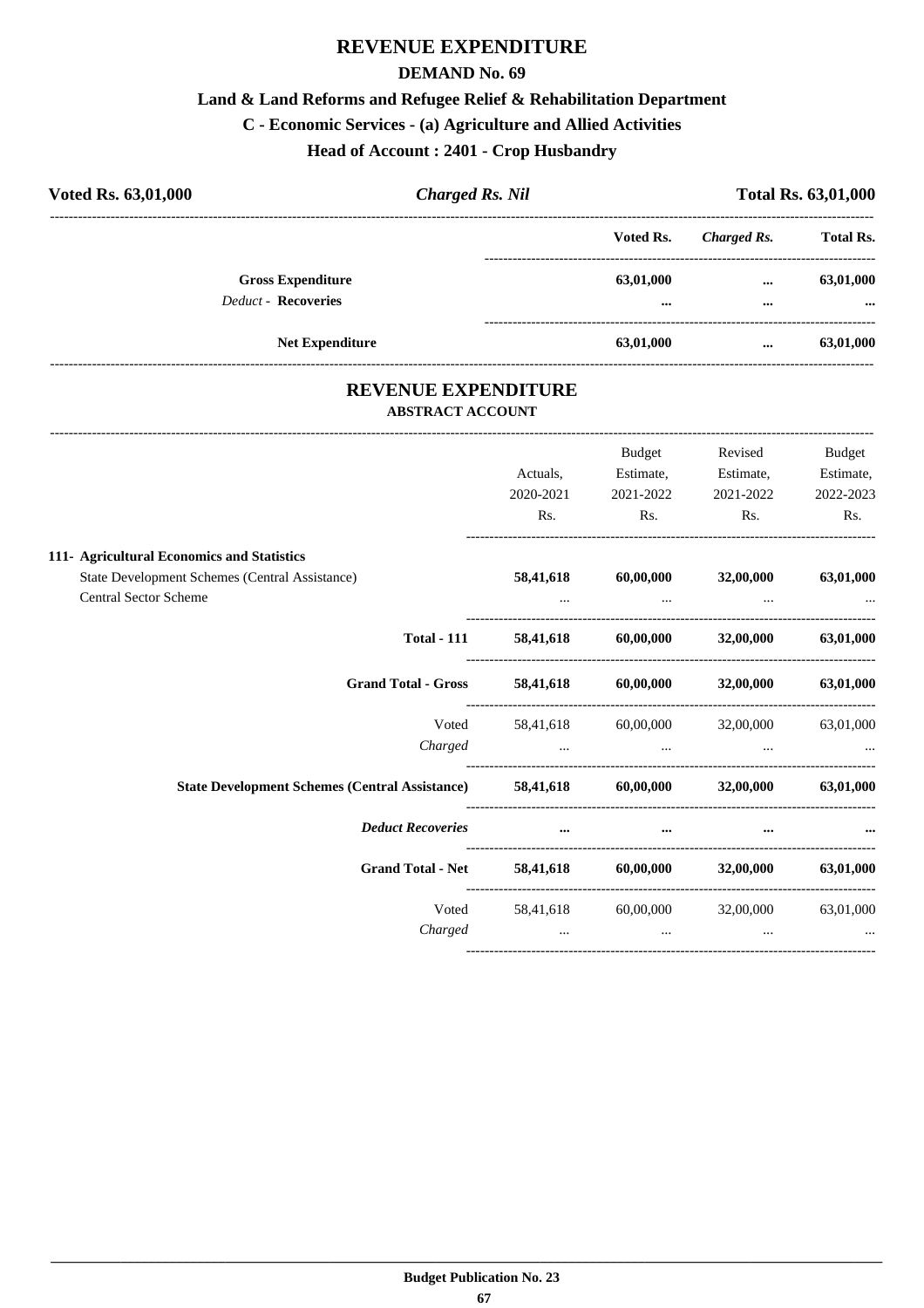# REVENUE EXPENDITURE

## DEMAND No. 69

### Land & Land Reforms and Refugee Relief & Rehabilitation Department

### C - Economic Services - (a) Agriculture and Allied Activities

### Head of Account : 2401 - Crop Husbandry

**Voted Rs. 63,01,000** | ***Charged Rs. Nil*** | **Total Rs. 63,01,000**

| | Voted Rs. | *Charged Rs.* | Total Rs. |
|---|---|---|---|
| **Gross Expenditure** | **63,01,000** | **...** | **63,01,000** |
| *Deduct* - **Recoveries** | **...** | **...** | **...** |
| **Net Expenditure** | **63,01,000** | **...** | **63,01,000** |

## REVENUE EXPENDITURE

### ABSTRACT ACCOUNT

| | Actuals, 2020-2021 Rs. | Budget Estimate, 2021-2022 Rs. | Revised Estimate, 2021-2022 Rs. | Budget Estimate, 2022-2023 Rs. |
|---|---|---|---|---|
| **111- Agricultural Economics and Statistics** | | | | |
| State Development Schemes (Central Assistance) | **58,41,618** | **60,00,000** | **32,00,000** | **63,01,000** |
| Central Sector Scheme | ... | ... | ... | ... |
| **Total - 111** | **58,41,618** | **60,00,000** | **32,00,000** | **63,01,000** |
| **Grand Total - Gross** | **58,41,618** | **60,00,000** | **32,00,000** | **63,01,000** |
| Voted | 58,41,618 | 60,00,000 | 32,00,000 | 63,01,000 |
| *Charged* | ... | ... | ... | ... |
| **State Development Schemes (Central Assistance)** | **58,41,618** | **60,00,000** | **32,00,000** | **63,01,000** |
| ***Deduct Recoveries*** | **...** | **...** | **...** | **...** |
| **Grand Total - Net** | **58,41,618** | **60,00,000** | **32,00,000** | **63,01,000** |
| Voted | 58,41,618 | 60,00,000 | 32,00,000 | 63,01,000 |
| *Charged* | ... | ... | ... | ... |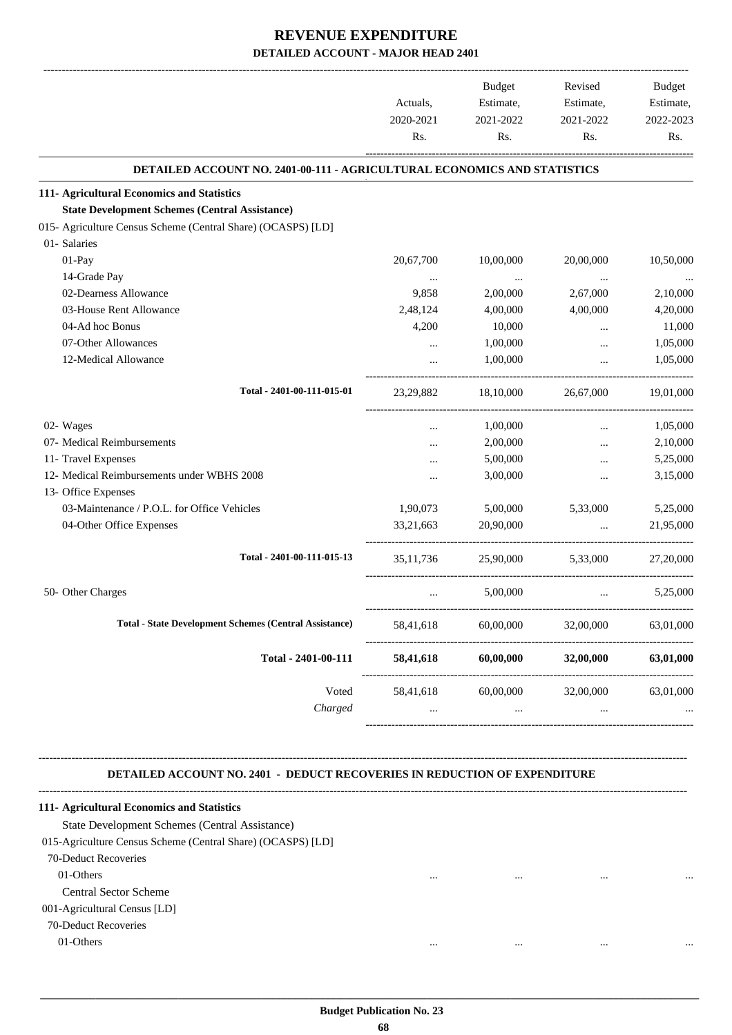# REVENUE EXPENDITURE

## DETAILED ACCOUNT - MAJOR HEAD 2401

| | Actuals, 2020-2021 Rs. | Budget Estimate, 2021-2022 Rs. | Revised Estimate, 2021-2022 Rs. | Budget Estimate, 2022-2023 Rs. |
|---|---|---|---|---|
| **DETAILED ACCOUNT NO. 2401-00-111 - AGRICULTURAL ECONOMICS AND STATISTICS** | | | | |
| **111- Agricultural Economics and Statistics** | | | | |
| **State Development Schemes (Central Assistance)** | | | | |
| 015- Agriculture Census Scheme (Central Share) (OCASPS) [LD] | | | | |
| 01- Salaries | | | | |
| 01-Pay | 20,67,700 | 10,00,000 | 20,00,000 | 10,50,000 |
| 14-Grade Pay | ... | ... | ... | ... |
| 02-Dearness Allowance | 9,858 | 2,00,000 | 2,67,000 | 2,10,000 |
| 03-House Rent Allowance | 2,48,124 | 4,00,000 | 4,00,000 | 4,20,000 |
| 04-Ad hoc Bonus | 4,200 | 10,000 | ... | 11,000 |
| 07-Other Allowances | ... | 1,00,000 | ... | 1,05,000 |
| 12-Medical Allowance | ... | 1,00,000 | ... | 1,05,000 |
| Total - 2401-00-111-015-01 | 23,29,882 | 18,10,000 | 26,67,000 | 19,01,000 |
| 02- Wages | ... | 1,00,000 | ... | 1,05,000 |
| 07- Medical Reimbursements | ... | 2,00,000 | ... | 2,10,000 |
| 11- Travel Expenses | ... | 5,00,000 | ... | 5,25,000 |
| 12- Medical Reimbursements under WBHS 2008 | ... | 3,00,000 | ... | 3,15,000 |
| 13- Office Expenses | | | | |
| 03-Maintenance / P.O.L. for Office Vehicles | 1,90,073 | 5,00,000 | 5,33,000 | 5,25,000 |
| 04-Other Office Expenses | 33,21,663 | 20,90,000 | ... | 21,95,000 |
| Total - 2401-00-111-015-13 | 35,11,736 | 25,90,000 | 5,33,000 | 27,20,000 |
| 50- Other Charges | ... | 5,00,000 | ... | 5,25,000 |
| Total - State Development Schemes (Central Assistance) | 58,41,618 | 60,00,000 | 32,00,000 | 63,01,000 |
| **Total - 2401-00-111** | **58,41,618** | **60,00,000** | **32,00,000** | **63,01,000** |
| Voted | 58,41,618 | 60,00,000 | 32,00,000 | 63,01,000 |
| *Charged* | ... | ... | ... | ... |

**DETAILED ACCOUNT NO. 2401 - DEDUCT RECOVERIES IN REDUCTION OF EXPENDITURE**

| | | | | |
|---|---|---|---|---|
| **111- Agricultural Economics and Statistics** | | | | |
| State Development Schemes (Central Assistance) | | | | |
| 015-Agriculture Census Scheme (Central Share) (OCASPS) [LD] | | | | |
| 70-Deduct Recoveries | | | | |
| 01-Others | ... | ... | ... | ... |
| Central Sector Scheme | | | | |
| 001-Agricultural Census [LD] | | | | |
| 70-Deduct Recoveries | | | | |
| 01-Others | ... | ... | ... | ... |

Budget Publication No. 23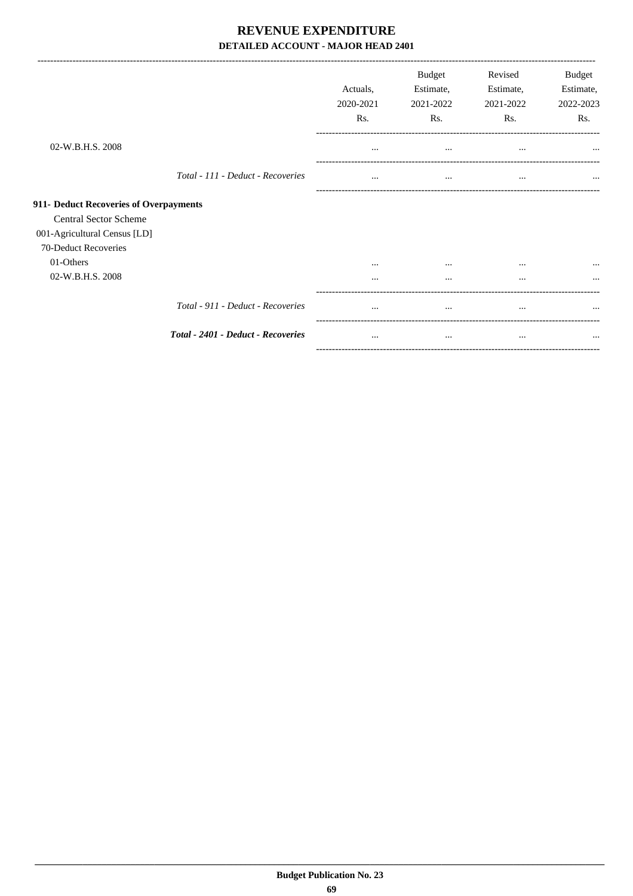# REVENUE EXPENDITURE

## DETAILED ACCOUNT - MAJOR HEAD 2401

| | Actuals, 2020-2021 Rs. | Budget Estimate, 2021-2022 Rs. | Revised Estimate, 2021-2022 Rs. | Budget Estimate, 2022-2023 Rs. |
|---|---|---|---|---|
| 02-W.B.H.S. 2008 | ... | ... | ... | ... |
| *Total - 111 - Deduct - Recoveries* | ... | ... | ... | ... |
| **911- Deduct Recoveries of Overpayments** | | | | |
| Central Sector Scheme | | | | |
| 001-Agricultural Census [LD] | | | | |
| 70-Deduct Recoveries | | | | |
| 01-Others | ... | ... | ... | ... |
| 02-W.B.H.S. 2008 | ... | ... | ... | ... |
| *Total - 911 - Deduct - Recoveries* | ... | ... | ... | ... |
| ***Total - 2401 - Deduct - Recoveries*** | ... | ... | ... | ... |

**Budget Publication No. 23**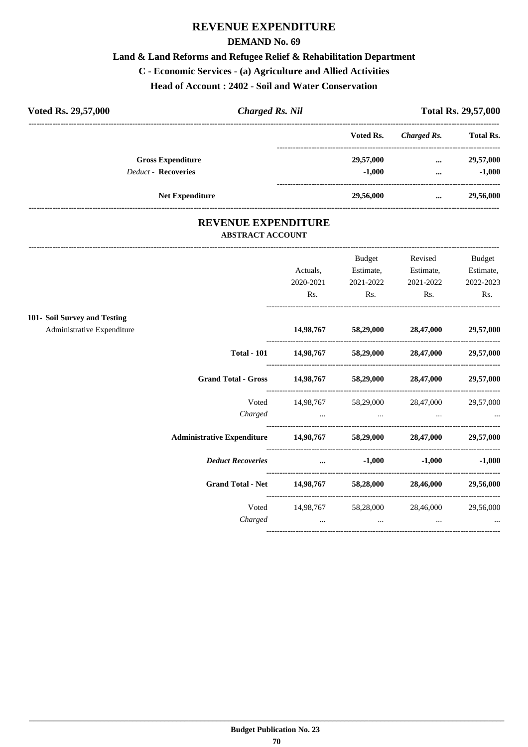# REVENUE EXPENDITURE

## DEMAND No. 69

### Land & Land Reforms and Refugee Relief & Rehabilitation Department

### C - Economic Services - (a) Agriculture and Allied Activities

### Head of Account : 2402 - Soil and Water Conservation

| **Voted Rs. 29,57,000** | ***Charged Rs. Nil*** | **Total Rs. 29,57,000** |
|---|---|---|

| | Voted Rs. | *Charged Rs.* | Total Rs. |
|---|---|---|---|
| **Gross Expenditure** | 29,57,000 | ... | 29,57,000 |
| *Deduct* - **Recoveries** | -1,000 | ... | -1,000 |
| **Net Expenditure** | 29,56,000 | ... | 29,56,000 |

## REVENUE EXPENDITURE

### ABSTRACT ACCOUNT

| | Actuals, 2020-2021 Rs. | Budget Estimate, 2021-2022 Rs. | Revised Estimate, 2021-2022 Rs. | Budget Estimate, 2022-2023 Rs. |
|---|---|---|---|---|
| **101- Soil Survey and Testing** | | | | |
| Administrative Expenditure | **14,98,767** | **58,29,000** | **28,47,000** | **29,57,000** |
| **Total - 101** | **14,98,767** | **58,29,000** | **28,47,000** | **29,57,000** |
| **Grand Total - Gross** | **14,98,767** | **58,29,000** | **28,47,000** | **29,57,000** |
| Voted | 14,98,767 | 58,29,000 | 28,47,000 | 29,57,000 |
| *Charged* | ... | ... | ... | ... |
| **Administrative Expenditure** | **14,98,767** | **58,29,000** | **28,47,000** | **29,57,000** |
| ***Deduct Recoveries*** | **...** | **-1,000** | **-1,000** | **-1,000** |
| **Grand Total - Net** | **14,98,767** | **58,28,000** | **28,46,000** | **29,56,000** |
| Voted | 14,98,767 | 58,28,000 | 28,46,000 | 29,56,000 |
| *Charged* | ... | ... | ... | ... |

**Budget Publication No. 23**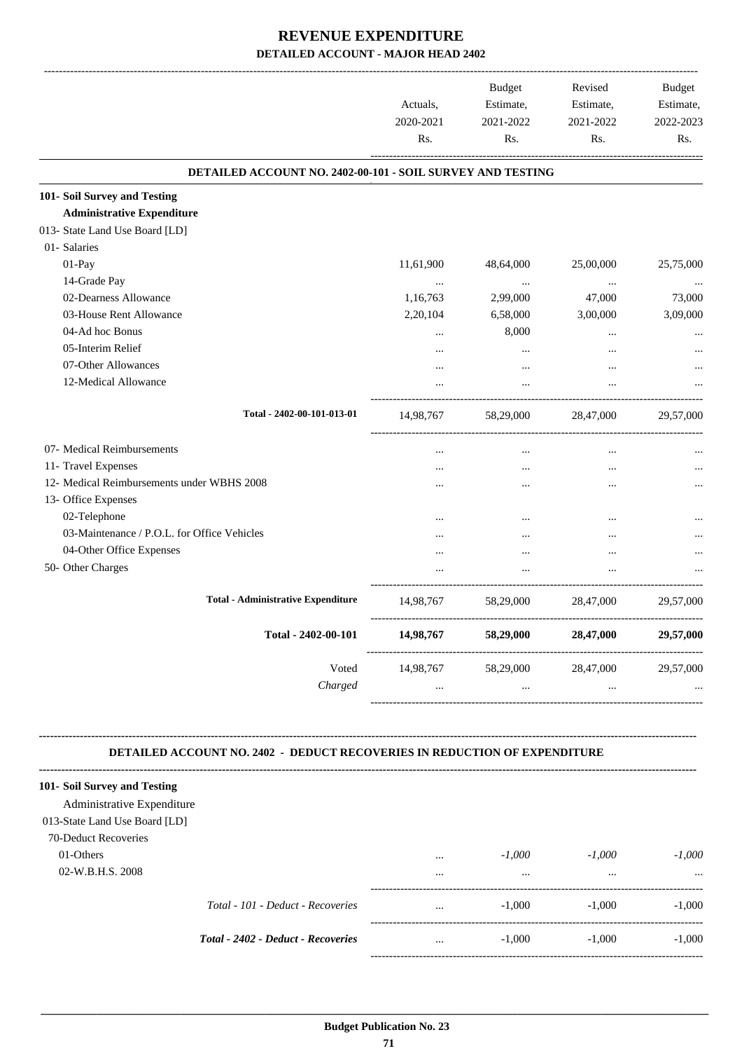# REVENUE EXPENDITURE

## DETAILED ACCOUNT - MAJOR HEAD 2402

| | Actuals, 2020-2021 Rs. | Budget Estimate, 2021-2022 Rs. | Revised Estimate, 2021-2022 Rs. | Budget Estimate, 2022-2023 Rs. |
|---|---|---|---|---|
| **DETAILED ACCOUNT NO. 2402-00-101 - SOIL SURVEY AND TESTING** | | | | |
| **101- Soil Survey and Testing** | | | | |
| **Administrative Expenditure** | | | | |
| 013- State Land Use Board [LD] | | | | |
| 01- Salaries | | | | |
| 01-Pay | 11,61,900 | 48,64,000 | 25,00,000 | 25,75,000 |
| 14-Grade Pay | ... | ... | ... | ... |
| 02-Dearness Allowance | 1,16,763 | 2,99,000 | 47,000 | 73,000 |
| 03-House Rent Allowance | 2,20,104 | 6,58,000 | 3,00,000 | 3,09,000 |
| 04-Ad hoc Bonus | ... | 8,000 | ... | ... |
| 05-Interim Relief | ... | ... | ... | ... |
| 07-Other Allowances | ... | ... | ... | ... |
| 12-Medical Allowance | ... | ... | ... | ... |
| Total - 2402-00-101-013-01 | 14,98,767 | 58,29,000 | 28,47,000 | 29,57,000 |
| 07- Medical Reimbursements | ... | ... | ... | ... |
| 11- Travel Expenses | ... | ... | ... | ... |
| 12- Medical Reimbursements under WBHS 2008 | ... | ... | ... | ... |
| 13- Office Expenses | | | | |
| 02-Telephone | ... | ... | ... | ... |
| 03-Maintenance / P.O.L. for Office Vehicles | ... | ... | ... | ... |
| 04-Other Office Expenses | ... | ... | ... | ... |
| 50- Other Charges | ... | ... | ... | ... |
| **Total - Administrative Expenditure** | 14,98,767 | 58,29,000 | 28,47,000 | 29,57,000 |
| **Total - 2402-00-101** | **14,98,767** | **58,29,000** | **28,47,000** | **29,57,000** |
| Voted | 14,98,767 | 58,29,000 | 28,47,000 | 29,57,000 |
| *Charged* | ... | ... | ... | ... |

**DETAILED ACCOUNT NO. 2402 - DEDUCT RECOVERIES IN REDUCTION OF EXPENDITURE**

| | Actuals, 2020-2021 Rs. | Budget Estimate, 2021-2022 Rs. | Revised Estimate, 2021-2022 Rs. | Budget Estimate, 2022-2023 Rs. |
|---|---|---|---|---|
| **101- Soil Survey and Testing** | | | | |
| Administrative Expenditure | | | | |
| 013-State Land Use Board [LD] | | | | |
| 70-Deduct Recoveries | | | | |
| 01-Others | ... | *-1,000* | *-1,000* | *-1,000* |
| 02-W.B.H.S. 2008 | ... | ... | ... | ... |
| *Total - 101 - Deduct - Recoveries* | ... | -1,000 | -1,000 | -1,000 |
| ***Total - 2402 - Deduct - Recoveries*** | ... | -1,000 | -1,000 | -1,000 |

**Budget Publication No. 23**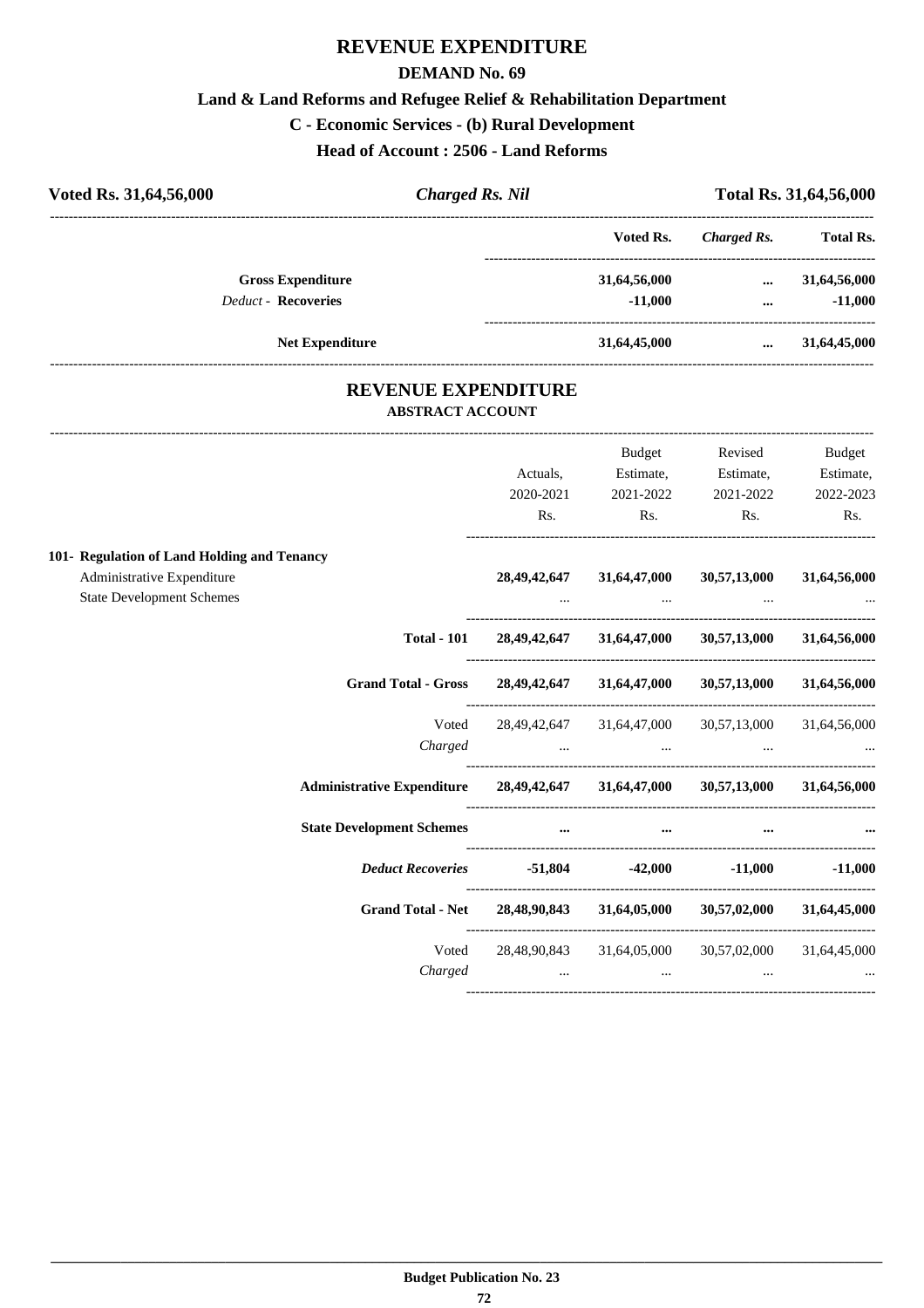# REVENUE EXPENDITURE

## DEMAND No. 69

### Land & Land Reforms and Refugee Relief & Rehabilitation Department

### C - Economic Services - (b) Rural Development

### Head of Account : 2506 - Land Reforms

**Voted Rs. 31,64,56,000** | ***Charged Rs. Nil*** | **Total Rs. 31,64,56,000**

| | Voted Rs. | *Charged Rs.* | Total Rs. |
|---|---|---|---|
| **Gross Expenditure** | **31,64,56,000** | **...** | **31,64,56,000** |
| *Deduct* - **Recoveries** | **-11,000** | **...** | **-11,000** |
| **Net Expenditure** | **31,64,45,000** | **...** | **31,64,45,000** |

## REVENUE EXPENDITURE

### ABSTRACT ACCOUNT

| | Actuals, 2020-2021 Rs. | Budget Estimate, 2021-2022 Rs. | Revised Estimate, 2021-2022 Rs. | Budget Estimate, 2022-2023 Rs. |
|---|---|---|---|---|
| **101- Regulation of Land Holding and Tenancy** | | | | |
| Administrative Expenditure | **28,49,42,647** | **31,64,47,000** | **30,57,13,000** | **31,64,56,000** |
| State Development Schemes | ... | ... | ... | ... |
| **Total - 101** | **28,49,42,647** | **31,64,47,000** | **30,57,13,000** | **31,64,56,000** |
| **Grand Total - Gross** | **28,49,42,647** | **31,64,47,000** | **30,57,13,000** | **31,64,56,000** |
| Voted | 28,49,42,647 | 31,64,47,000 | 30,57,13,000 | 31,64,56,000 |
| *Charged* | ... | ... | ... | ... |
| **Administrative Expenditure** | **28,49,42,647** | **31,64,47,000** | **30,57,13,000** | **31,64,56,000** |
| **State Development Schemes** | **...** | **...** | **...** | **...** |
| ***Deduct Recoveries*** | **-51,804** | **-42,000** | **-11,000** | **-11,000** |
| **Grand Total - Net** | **28,48,90,843** | **31,64,05,000** | **30,57,02,000** | **31,64,45,000** |
| Voted | 28,48,90,843 | 31,64,05,000 | 30,57,02,000 | 31,64,45,000 |
| *Charged* | ... | ... | ... | ... |

**Budget Publication No. 23**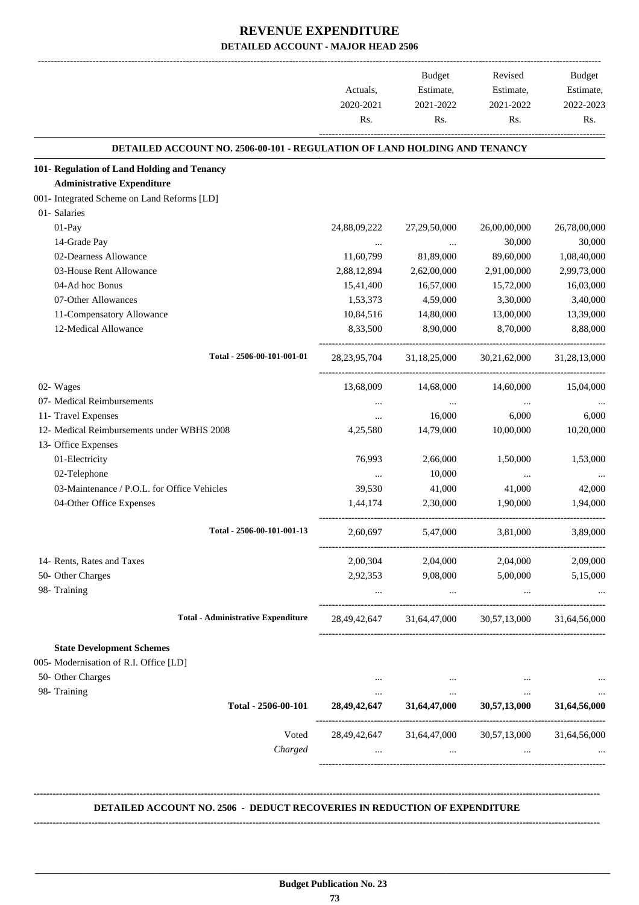# REVENUE EXPENDITURE

## DETAILED ACCOUNT - MAJOR HEAD 2506

| | Actuals, 2020-2021 Rs. | Budget Estimate, 2021-2022 Rs. | Revised Estimate, 2021-2022 Rs. | Budget Estimate, 2022-2023 Rs. |
|---|---|---|---|---|
| **DETAILED ACCOUNT NO. 2506-00-101 - REGULATION OF LAND HOLDING AND TENANCY** | | | | |
| **101- Regulation of Land Holding and Tenancy** | | | | |
| **Administrative Expenditure** | | | | |
| 001- Integrated Scheme on Land Reforms [LD] | | | | |
| 01- Salaries | | | | |
| 01-Pay | 24,88,09,222 | 27,29,50,000 | 26,00,00,000 | 26,78,00,000 |
| 14-Grade Pay | ... | ... | 30,000 | 30,000 |
| 02-Dearness Allowance | 11,60,799 | 81,89,000 | 89,60,000 | 1,08,40,000 |
| 03-House Rent Allowance | 2,88,12,894 | 2,62,00,000 | 2,91,00,000 | 2,99,73,000 |
| 04-Ad hoc Bonus | 15,41,400 | 16,57,000 | 15,72,000 | 16,03,000 |
| 07-Other Allowances | 1,53,373 | 4,59,000 | 3,30,000 | 3,40,000 |
| 11-Compensatory Allowance | 10,84,516 | 14,80,000 | 13,00,000 | 13,39,000 |
| 12-Medical Allowance | 8,33,500 | 8,90,000 | 8,70,000 | 8,88,000 |
| Total - 2506-00-101-001-01 | 28,23,95,704 | 31,18,25,000 | 30,21,62,000 | 31,28,13,000 |
| 02- Wages | 13,68,009 | 14,68,000 | 14,60,000 | 15,04,000 |
| 07- Medical Reimbursements | ... | ... | ... | ... |
| 11- Travel Expenses | ... | 16,000 | 6,000 | 6,000 |
| 12- Medical Reimbursements under WBHS 2008 | 4,25,580 | 14,79,000 | 10,00,000 | 10,20,000 |
| 13- Office Expenses | | | | |
| 01-Electricity | 76,993 | 2,66,000 | 1,50,000 | 1,53,000 |
| 02-Telephone | ... | 10,000 | ... | ... |
| 03-Maintenance / P.O.L. for Office Vehicles | 39,530 | 41,000 | 41,000 | 42,000 |
| 04-Other Office Expenses | 1,44,174 | 2,30,000 | 1,90,000 | 1,94,000 |
| Total - 2506-00-101-001-13 | 2,60,697 | 5,47,000 | 3,81,000 | 3,89,000 |
| 14- Rents, Rates and Taxes | 2,00,304 | 2,04,000 | 2,04,000 | 2,09,000 |
| 50- Other Charges | 2,92,353 | 9,08,000 | 5,00,000 | 5,15,000 |
| 98- Training | ... | ... | ... | ... |
| Total - Administrative Expenditure | 28,49,42,647 | 31,64,47,000 | 30,57,13,000 | 31,64,56,000 |
| **State Development Schemes** | | | | |
| 005- Modernisation of R.I. Office [LD] | | | | |
| 50- Other Charges | ... | ... | ... | ... |
| 98- Training | ... | ... | ... | ... |
| **Total - 2506-00-101** | **28,49,42,647** | **31,64,47,000** | **30,57,13,000** | **31,64,56,000** |
| Voted | 28,49,42,647 | 31,64,47,000 | 30,57,13,000 | 31,64,56,000 |
| *Charged* | ... | ... | ... | ... |

**DETAILED ACCOUNT NO. 2506 - DEDUCT RECOVERIES IN REDUCTION OF EXPENDITURE**

**Budget Publication No. 23**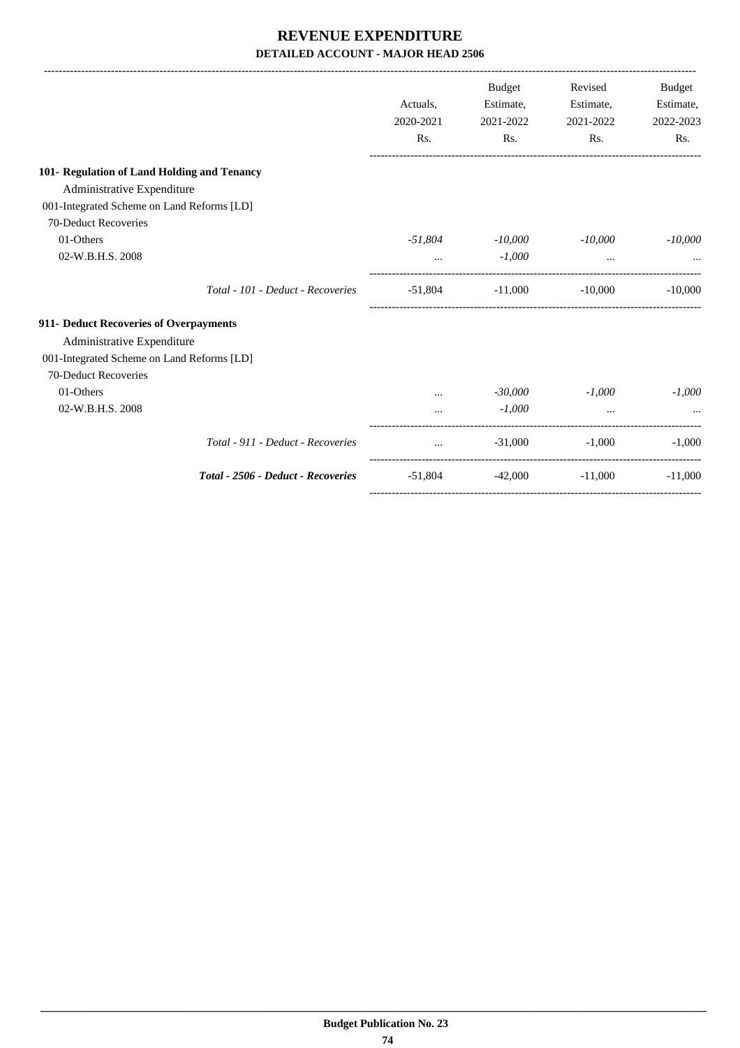# REVENUE EXPENDITURE

## DETAILED ACCOUNT - MAJOR HEAD 2506

| | Actuals, 2020-2021 Rs. | Budget Estimate, 2021-2022 Rs. | Revised Estimate, 2021-2022 Rs. | Budget Estimate, 2022-2023 Rs. |
|---|---|---|---|---|
| **101- Regulation of Land Holding and Tenancy** | | | | |
| Administrative Expenditure | | | | |
| 001-Integrated Scheme on Land Reforms [LD] | | | | |
| 70-Deduct Recoveries | | | | |
| 01-Others | *-51,804* | *-10,000* | *-10,000* | *-10,000* |
| 02-W.B.H.S. 2008 | ... | *-1,000* | ... | ... |
| *Total - 101 - Deduct - Recoveries* | -51,804 | -11,000 | -10,000 | -10,000 |
| **911- Deduct Recoveries of Overpayments** | | | | |
| Administrative Expenditure | | | | |
| 001-Integrated Scheme on Land Reforms [LD] | | | | |
| 70-Deduct Recoveries | | | | |
| 01-Others | ... | *-30,000* | *-1,000* | *-1,000* |
| 02-W.B.H.S. 2008 | ... | *-1,000* | ... | ... |
| *Total - 911 - Deduct - Recoveries* | ... | -31,000 | -1,000 | -1,000 |
| ***Total - 2506 - Deduct - Recoveries*** | -51,804 | -42,000 | -11,000 | -11,000 |

**Budget Publication No. 23**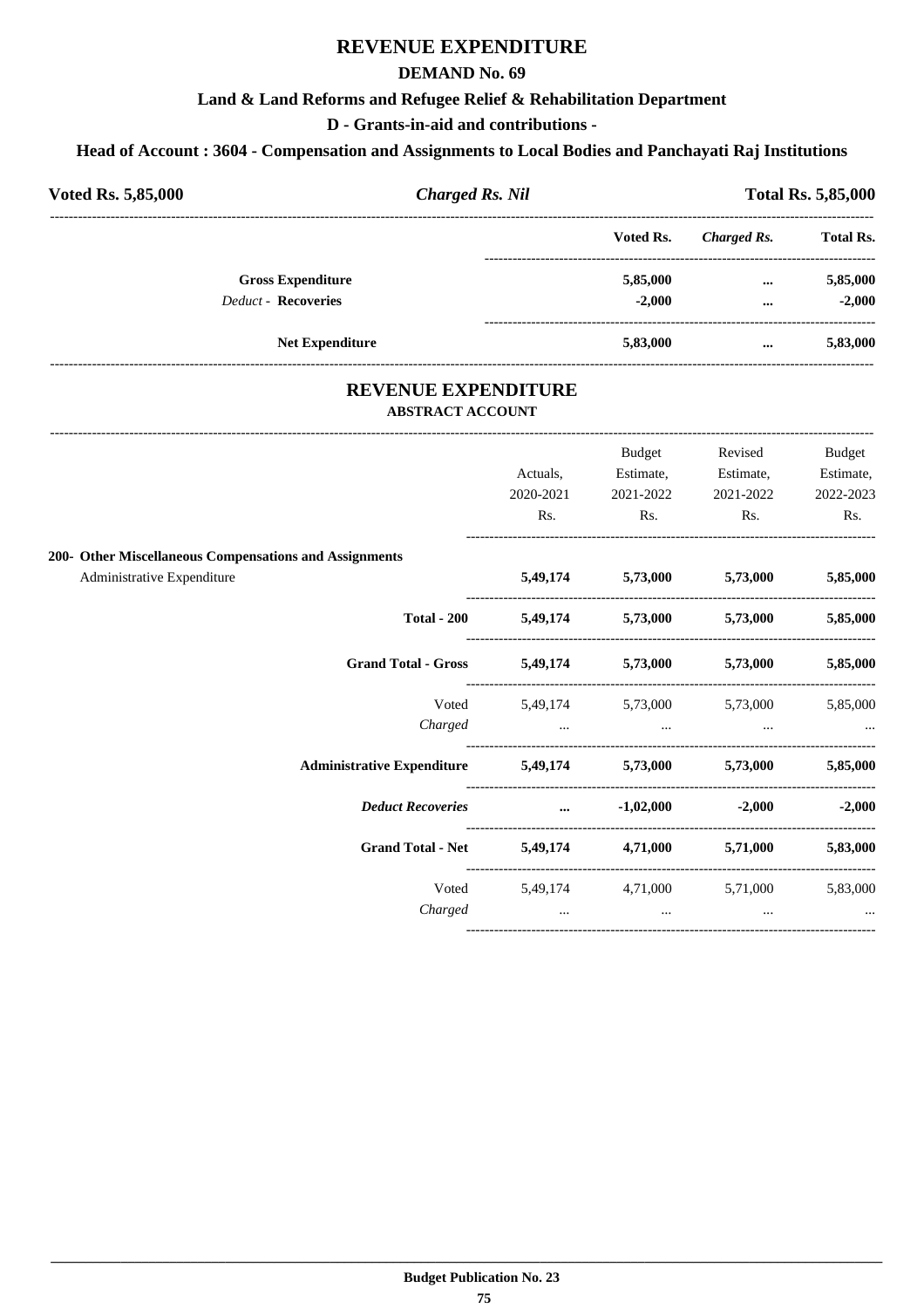# REVENUE EXPENDITURE

## DEMAND No. 69

### Land & Land Reforms and Refugee Relief & Rehabilitation Department

### D - Grants-in-aid and contributions -

### Head of Account : 3604 - Compensation and Assignments to Local Bodies and Panchayati Raj Institutions

**Voted Rs. 5,85,000** | ***Charged Rs. Nil*** | **Total Rs. 5,85,000**

| | Voted Rs. | *Charged Rs.* | Total Rs. |
|---|---|---|---|
| **Gross Expenditure** | **5,85,000** | **...** | **5,85,000** |
| *Deduct* - **Recoveries** | **-2,000** | **...** | **-2,000** |
| **Net Expenditure** | **5,83,000** | **...** | **5,83,000** |

# REVENUE EXPENDITURE

## ABSTRACT ACCOUNT

| | Actuals, 2020-2021 Rs. | Budget Estimate, 2021-2022 Rs. | Revised Estimate, 2021-2022 Rs. | Budget Estimate, 2022-2023 Rs. |
|---|---|---|---|---|
| **200- Other Miscellaneous Compensations and Assignments** | | | | |
| Administrative Expenditure | **5,49,174** | **5,73,000** | **5,73,000** | **5,85,000** |
| **Total - 200** | **5,49,174** | **5,73,000** | **5,73,000** | **5,85,000** |
| **Grand Total - Gross** | **5,49,174** | **5,73,000** | **5,73,000** | **5,85,000** |
| Voted | 5,49,174 | 5,73,000 | 5,73,000 | 5,85,000 |
| *Charged* | ... | ... | ... | ... |
| **Administrative Expenditure** | **5,49,174** | **5,73,000** | **5,73,000** | **5,85,000** |
| ***Deduct Recoveries*** | **...** | **-1,02,000** | **-2,000** | **-2,000** |
| **Grand Total - Net** | **5,49,174** | **4,71,000** | **5,71,000** | **5,83,000** |
| Voted | 5,49,174 | 4,71,000 | 5,71,000 | 5,83,000 |
| *Charged* | ... | ... | ... | ... |

**Budget Publication No. 23**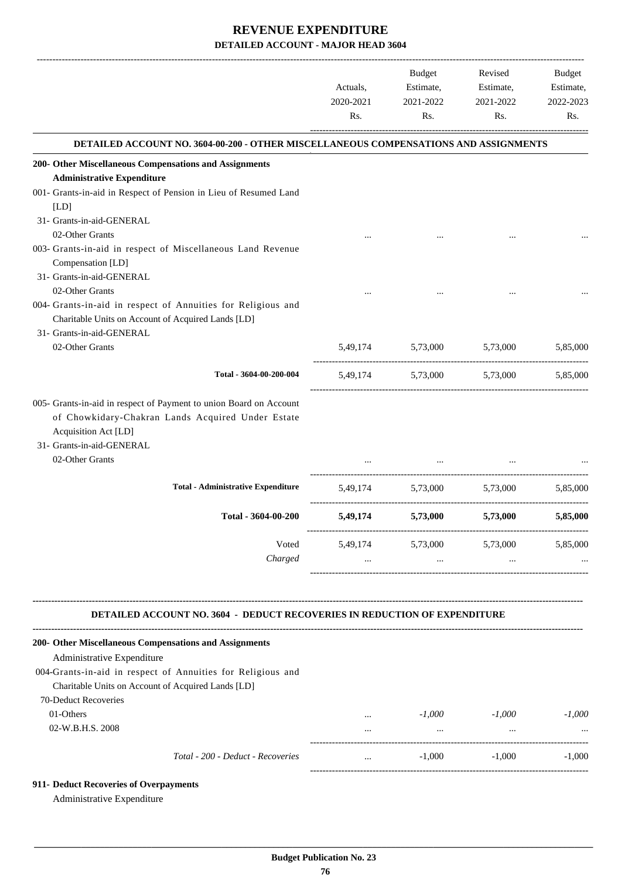# REVENUE EXPENDITURE

## DETAILED ACCOUNT - MAJOR HEAD 3604

| | Actuals, 2020-2021 Rs. | Budget Estimate, 2021-2022 Rs. | Revised Estimate, 2021-2022 Rs. | Budget Estimate, 2022-2023 Rs. |
|---|---|---|---|---|
| **DETAILED ACCOUNT NO. 3604-00-200 - OTHER MISCELLANEOUS COMPENSATIONS AND ASSIGNMENTS** | | | | |
| **200- Other Miscellaneous Compensations and Assignments** | | | | |
| **Administrative Expenditure** | | | | |
| 001- Grants-in-aid in Respect of Pension in Lieu of Resumed Land [LD] | | | | |
| 31- Grants-in-aid-GENERAL | | | | |
| 02-Other Grants | ... | ... | ... | ... |
| 003- Grants-in-aid in respect of Miscellaneous Land Revenue Compensation [LD] | | | | |
| 31- Grants-in-aid-GENERAL | | | | |
| 02-Other Grants | ... | ... | ... | ... |
| 004- Grants-in-aid in respect of Annuities for Religious and Charitable Units on Account of Acquired Lands [LD] | | | | |
| 31- Grants-in-aid-GENERAL | | | | |
| 02-Other Grants | 5,49,174 | 5,73,000 | 5,73,000 | 5,85,000 |
| Total - 3604-00-200-004 | 5,49,174 | 5,73,000 | 5,73,000 | 5,85,000 |
| 005- Grants-in-aid in respect of Payment to union Board on Account of Chowkidary-Chakran Lands Acquired Under Estate Acquisition Act [LD] | | | | |
| 31- Grants-in-aid-GENERAL | | | | |
| 02-Other Grants | ... | ... | ... | ... |
| **Total - Administrative Expenditure** | 5,49,174 | 5,73,000 | 5,73,000 | 5,85,000 |
| **Total - 3604-00-200** | **5,49,174** | **5,73,000** | **5,73,000** | **5,85,000** |
| Voted | 5,49,174 | 5,73,000 | 5,73,000 | 5,85,000 |
| *Charged* | ... | ... | ... | ... |

### DETAILED ACCOUNT NO. 3604 - DEDUCT RECOVERIES IN REDUCTION OF EXPENDITURE

| | Actuals, 2020-2021 Rs. | Budget Estimate, 2021-2022 Rs. | Revised Estimate, 2021-2022 Rs. | Budget Estimate, 2022-2023 Rs. |
|---|---|---|---|---|
| **200- Other Miscellaneous Compensations and Assignments** | | | | |
| Administrative Expenditure | | | | |
| 004-Grants-in-aid in respect of Annuities for Religious and Charitable Units on Account of Acquired Lands [LD] | | | | |
| 70-Deduct Recoveries | | | | |
| 01-Others | ... | *-1,000* | *-1,000* | *-1,000* |
| 02-W.B.H.S. 2008 | ... | ... | ... | ... |
| *Total - 200 - Deduct - Recoveries* | ... | -1,000 | -1,000 | -1,000 |

**911- Deduct Recoveries of Overpayments**

Administrative Expenditure

**Budget Publication No. 23**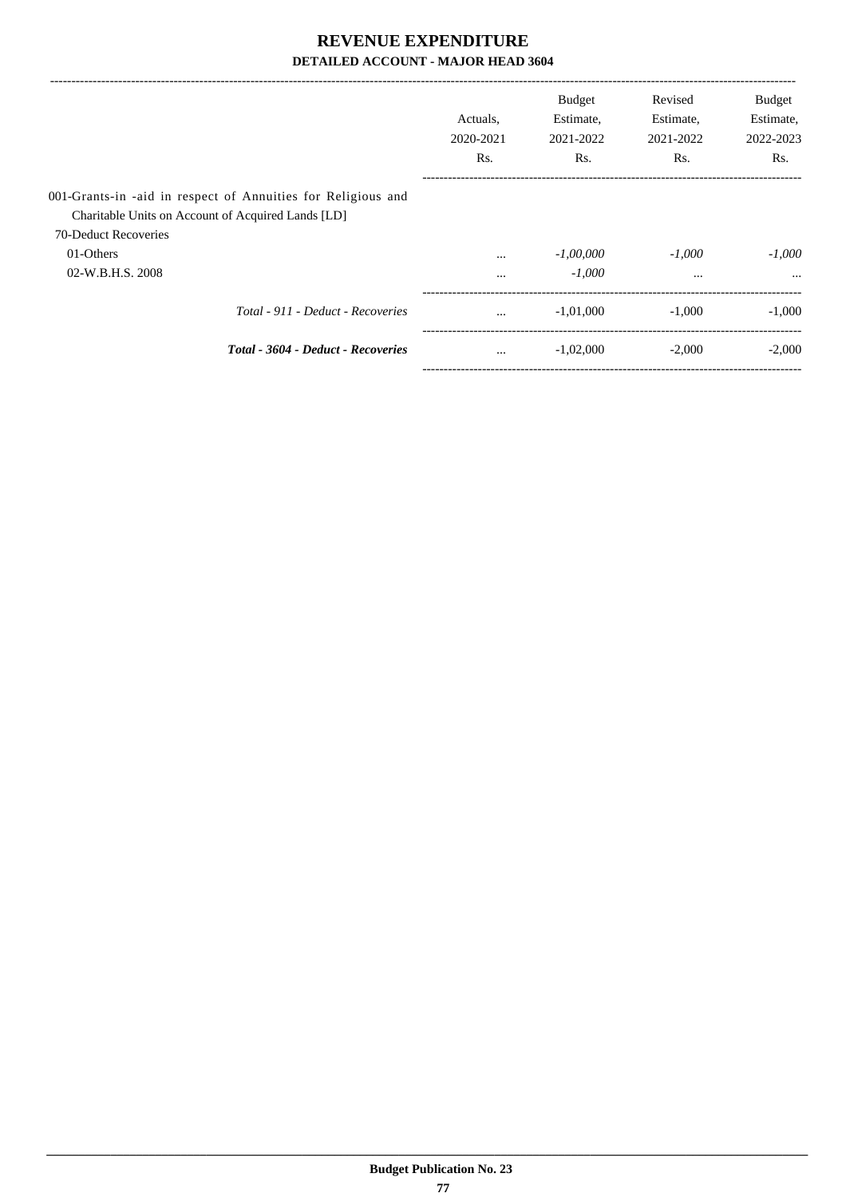# REVENUE EXPENDITURE

**DETAILED ACCOUNT - MAJOR HEAD 3604**

| | Actuals, 2020-2021 Rs. | Budget Estimate, 2021-2022 Rs. | Revised Estimate, 2021-2022 Rs. | Budget Estimate, 2022-2023 Rs. |
|---|---|---|---|---|
| 001-Grants-in -aid in respect of Annuities for Religious and Charitable Units on Account of Acquired Lands [LD] | | | | |
| 70-Deduct Recoveries | | | | |
| 01-Others | ... | *-1,00,000* | *-1,000* | *-1,000* |
| 02-W.B.H.S. 2008 | ... | *-1,000* | ... | ... |
| *Total - 911 - Deduct - Recoveries* | ... | -1,01,000 | -1,000 | -1,000 |
| ***Total - 3604 - Deduct - Recoveries*** | ... | -1,02,000 | -2,000 | -2,000 |

**Budget Publication No. 23**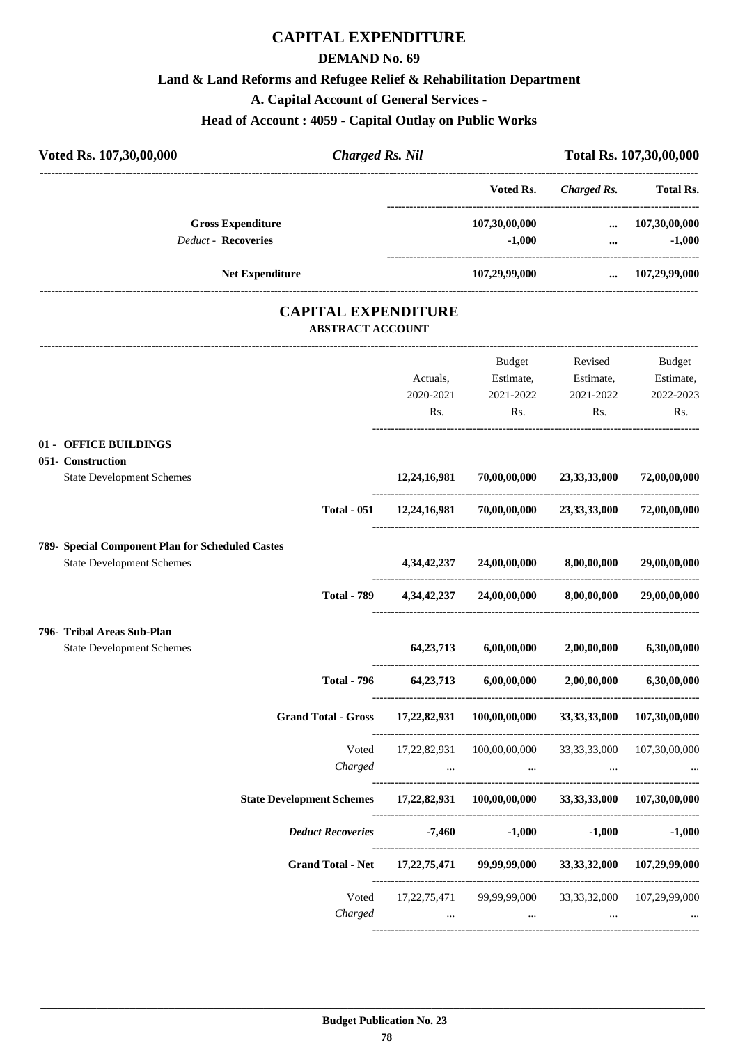# CAPITAL EXPENDITURE

## DEMAND No. 69

### Land & Land Reforms and Refugee Relief & Rehabilitation Department

### A. Capital Account of General Services -

### Head of Account : 4059 - Capital Outlay on Public Works

| Voted Rs. 107,30,00,000 | *Charged Rs. Nil* | Total Rs. 107,30,00,000 |
|---|---|---|

| | Voted Rs. | *Charged Rs.* | Total Rs. |
|---|---|---|---|
| **Gross Expenditure** | 107,30,00,000 | ... | 107,30,00,000 |
| *Deduct* - **Recoveries** | -1,000 | ... | -1,000 |
| **Net Expenditure** | 107,29,99,000 | ... | 107,29,99,000 |

## CAPITAL EXPENDITURE

**ABSTRACT ACCOUNT**

| | Actuals, 2020-2021 Rs. | Budget Estimate, 2021-2022 Rs. | Revised Estimate, 2021-2022 Rs. | Budget Estimate, 2022-2023 Rs. |
|---|---|---|---|---|
| **01 - OFFICE BUILDINGS** | | | | |
| **051- Construction** | | | | |
| State Development Schemes | **12,24,16,981** | **70,00,00,000** | **23,33,33,000** | **72,00,00,000** |
| **Total - 051** | **12,24,16,981** | **70,00,00,000** | **23,33,33,000** | **72,00,00,000** |
| **789- Special Component Plan for Scheduled Castes** | | | | |
| State Development Schemes | **4,34,42,237** | **24,00,00,000** | **8,00,00,000** | **29,00,00,000** |
| **Total - 789** | **4,34,42,237** | **24,00,00,000** | **8,00,00,000** | **29,00,00,000** |
| **796- Tribal Areas Sub-Plan** | | | | |
| State Development Schemes | **64,23,713** | **6,00,00,000** | **2,00,00,000** | **6,30,00,000** |
| **Total - 796** | **64,23,713** | **6,00,00,000** | **2,00,00,000** | **6,30,00,000** |
| **Grand Total - Gross** | **17,22,82,931** | **100,00,00,000** | **33,33,33,000** | **107,30,00,000** |
| Voted | 17,22,82,931 | 100,00,00,000 | 33,33,33,000 | 107,30,00,000 |
| *Charged* | ... | ... | ... | ... |
| **State Development Schemes** | **17,22,82,931** | **100,00,00,000** | **33,33,33,000** | **107,30,00,000** |
| ***Deduct Recoveries*** | **-7,460** | **-1,000** | **-1,000** | **-1,000** |
| **Grand Total - Net** | **17,22,75,471** | **99,99,99,000** | **33,33,32,000** | **107,29,99,000** |
| Voted | 17,22,75,471 | 99,99,99,000 | 33,33,32,000 | 107,29,99,000 |
| *Charged* | ... | ... | ... | ... |

**Budget Publication No. 23**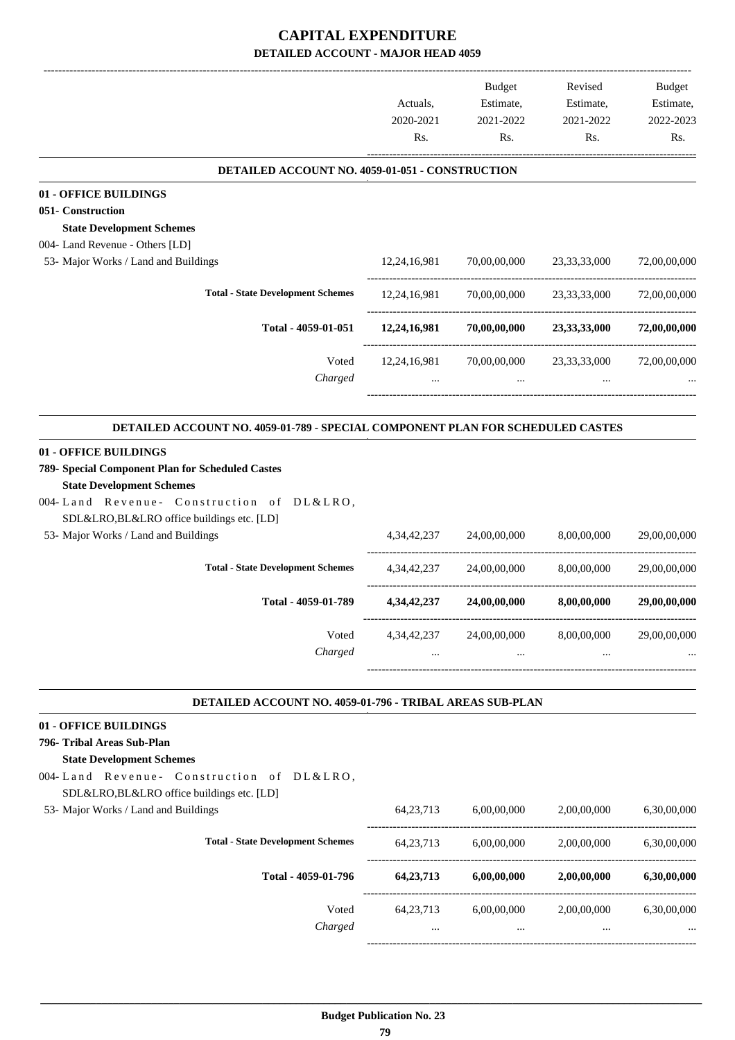# CAPITAL EXPENDITURE

## DETAILED ACCOUNT - MAJOR HEAD 4059

| | Actuals, 2020-2021 Rs. | Budget Estimate, 2021-2022 Rs. | Revised Estimate, 2021-2022 Rs. | Budget Estimate, 2022-2023 Rs. |
|---|---|---|---|---|
| **DETAILED ACCOUNT NO. 4059-01-051 - CONSTRUCTION** | | | | |
| **01 - OFFICE BUILDINGS** | | | | |
| **051- Construction** | | | | |
| **State Development Schemes** | | | | |
| 004- Land Revenue - Others [LD] | | | | |
| 53- Major Works / Land and Buildings | 12,24,16,981 | 70,00,00,000 | 23,33,33,000 | 72,00,00,000 |
| **Total - State Development Schemes** | 12,24,16,981 | 70,00,00,000 | 23,33,33,000 | 72,00,00,000 |
| **Total - 4059-01-051** | **12,24,16,981** | **70,00,00,000** | **23,33,33,000** | **72,00,00,000** |
| Voted | 12,24,16,981 | 70,00,00,000 | 23,33,33,000 | 72,00,00,000 |
| *Charged* | ... | ... | ... | ... |
| **DETAILED ACCOUNT NO. 4059-01-789 - SPECIAL COMPONENT PLAN FOR SCHEDULED CASTES** | | | | |
| **01 - OFFICE BUILDINGS** | | | | |
| **789- Special Component Plan for Scheduled Castes** | | | | |
| **State Development Schemes** | | | | |
| 004- Land Revenue- Construction of DL&LRO, SDL&LRO,BL&LRO office buildings etc. [LD] | | | | |
| 53- Major Works / Land and Buildings | 4,34,42,237 | 24,00,00,000 | 8,00,00,000 | 29,00,00,000 |
| **Total - State Development Schemes** | 4,34,42,237 | 24,00,00,000 | 8,00,00,000 | 29,00,00,000 |
| **Total - 4059-01-789** | **4,34,42,237** | **24,00,00,000** | **8,00,00,000** | **29,00,00,000** |
| Voted | 4,34,42,237 | 24,00,00,000 | 8,00,00,000 | 29,00,00,000 |
| *Charged* | ... | ... | ... | ... |
| **DETAILED ACCOUNT NO. 4059-01-796 - TRIBAL AREAS SUB-PLAN** | | | | |
| **01 - OFFICE BUILDINGS** | | | | |
| **796- Tribal Areas Sub-Plan** | | | | |
| **State Development Schemes** | | | | |
| 004- Land Revenue- Construction of DL&LRO, SDL&LRO,BL&LRO office buildings etc. [LD] | | | | |
| 53- Major Works / Land and Buildings | 64,23,713 | 6,00,00,000 | 2,00,00,000 | 6,30,00,000 |
| **Total - State Development Schemes** | 64,23,713 | 6,00,00,000 | 2,00,00,000 | 6,30,00,000 |
| **Total - 4059-01-796** | **64,23,713** | **6,00,00,000** | **2,00,00,000** | **6,30,00,000** |
| Voted | 64,23,713 | 6,00,00,000 | 2,00,00,000 | 6,30,00,000 |
| *Charged* | ... | ... | ... | ... |

**Budget Publication No. 23**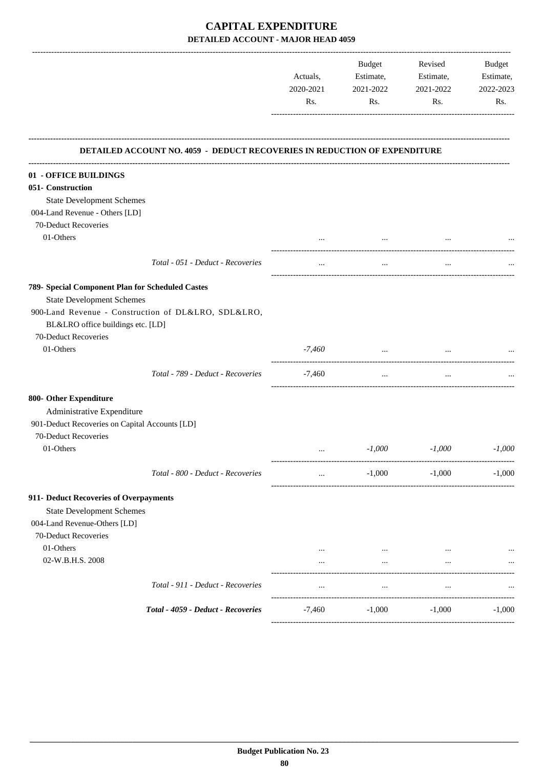# CAPITAL EXPENDITURE

## DETAILED ACCOUNT - MAJOR HEAD 4059

| | Actuals, 2020-2021 Rs. | Budget Estimate, 2021-2022 Rs. | Revised Estimate, 2021-2022 Rs. | Budget Estimate, 2022-2023 Rs. |
|---|---|---|---|---|
| **DETAILED ACCOUNT NO. 4059 - DEDUCT RECOVERIES IN REDUCTION OF EXPENDITURE** | | | | |
| **01 - OFFICE BUILDINGS** | | | | |
| **051- Construction** | | | | |
| State Development Schemes | | | | |
| 004-Land Revenue - Others [LD] | | | | |
| 70-Deduct Recoveries | | | | |
| 01-Others | ... | ... | ... | ... |
| *Total - 051 - Deduct - Recoveries* | ... | ... | ... | ... |
| **789- Special Component Plan for Scheduled Castes** | | | | |
| State Development Schemes | | | | |
| 900-Land Revenue - Construction of DL&LRO, SDL&LRO, BL&LRO office buildings etc. [LD] | | | | |
| 70-Deduct Recoveries | | | | |
| 01-Others | *-7,460* | ... | ... | ... |
| *Total - 789 - Deduct - Recoveries* | -7,460 | ... | ... | ... |
| **800- Other Expenditure** | | | | |
| Administrative Expenditure | | | | |
| 901-Deduct Recoveries on Capital Accounts [LD] | | | | |
| 70-Deduct Recoveries | | | | |
| 01-Others | ... | *-1,000* | *-1,000* | *-1,000* |
| *Total - 800 - Deduct - Recoveries* | ... | -1,000 | -1,000 | -1,000 |
| **911- Deduct Recoveries of Overpayments** | | | | |
| State Development Schemes | | | | |
| 004-Land Revenue-Others [LD] | | | | |
| 70-Deduct Recoveries | | | | |
| 01-Others | ... | ... | ... | ... |
| 02-W.B.H.S. 2008 | ... | ... | ... | ... |
| *Total - 911 - Deduct - Recoveries* | ... | ... | ... | ... |
| ***Total - 4059 - Deduct - Recoveries*** | -7,460 | -1,000 | -1,000 | -1,000 |

**Budget Publication No. 23**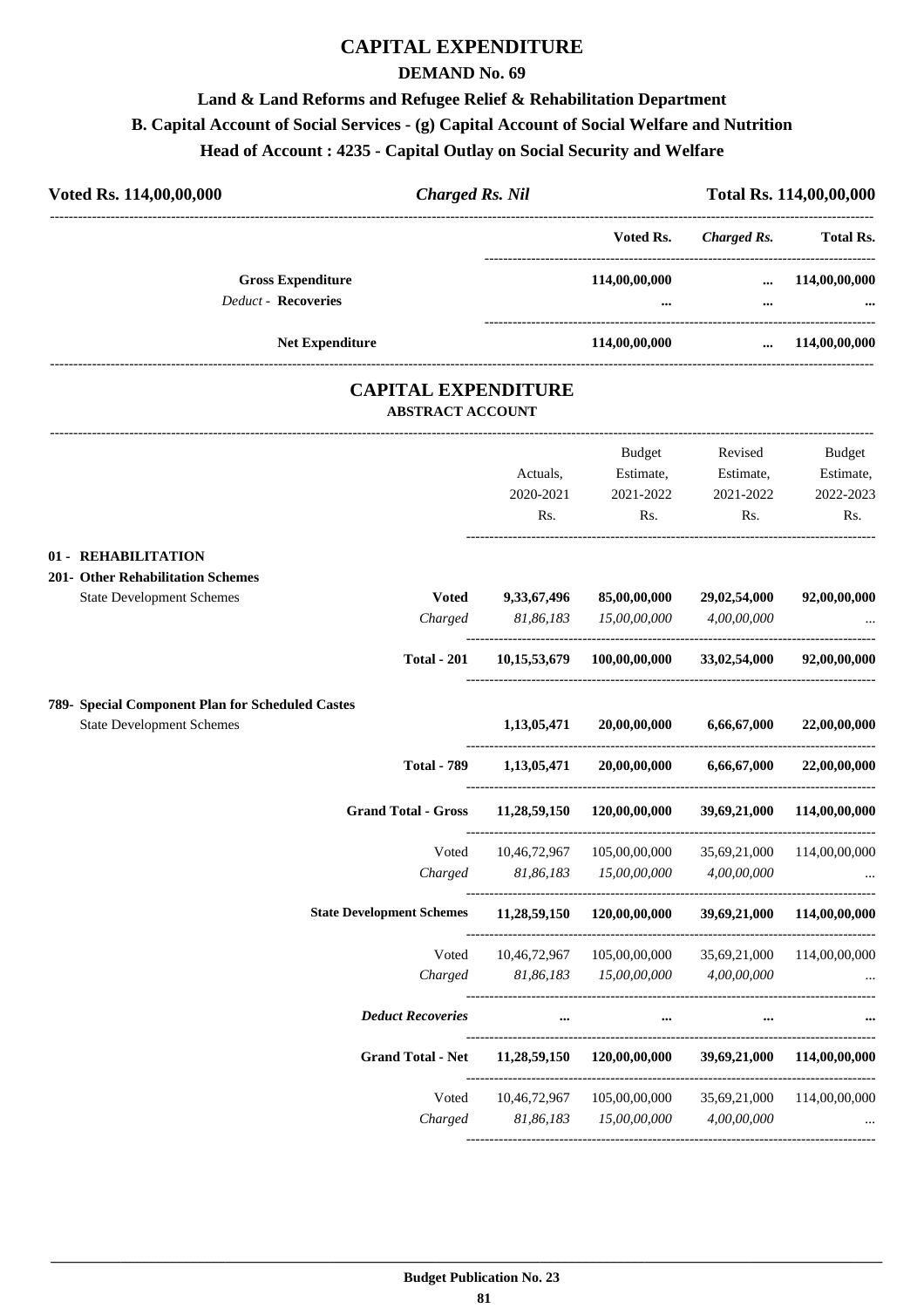# CAPITAL EXPENDITURE

## DEMAND No. 69

### Land & Land Reforms and Refugee Relief & Rehabilitation Department

### B. Capital Account of Social Services - (g) Capital Account of Social Welfare and Nutrition

### Head of Account : 4235 - Capital Outlay on Social Security and Welfare

**Voted Rs. 114,00,00,000** &nbsp;&nbsp;&nbsp; ***Charged Rs. Nil*** &nbsp;&nbsp;&nbsp; **Total Rs. 114,00,00,000**

| | Voted Rs. | *Charged Rs.* | Total Rs. |
|---|---|---|---|
| **Gross Expenditure** | **114,00,00,000** | **...** | **114,00,00,000** |
| *Deduct* - **Recoveries** | **...** | **...** | **...** |
| **Net Expenditure** | **114,00,00,000** | **...** | **114,00,00,000** |

## CAPITAL EXPENDITURE

### ABSTRACT ACCOUNT

| | | Actuals, 2020-2021 Rs. | Budget Estimate, 2021-2022 Rs. | Revised Estimate, 2021-2022 Rs. | Budget Estimate, 2022-2023 Rs. |
|---|---|---|---|---|---|
| **01 - REHABILITATION** | | | | | |
| **201- Other Rehabilitation Schemes** | | | | | |
| State Development Schemes | **Voted** | **9,33,67,496** | **85,00,00,000** | **29,02,54,000** | **92,00,00,000** |
| | *Charged* | *81,86,183* | *15,00,00,000* | *4,00,00,000* | ... |
| | **Total - 201** | **10,15,53,679** | **100,00,00,000** | **33,02,54,000** | **92,00,00,000** |
| **789- Special Component Plan for Scheduled Castes** | | | | | |
| State Development Schemes | | **1,13,05,471** | **20,00,00,000** | **6,66,67,000** | **22,00,00,000** |
| | **Total - 789** | **1,13,05,471** | **20,00,00,000** | **6,66,67,000** | **22,00,00,000** |
| | **Grand Total - Gross** | **11,28,59,150** | **120,00,00,000** | **39,69,21,000** | **114,00,00,000** |
| | Voted | 10,46,72,967 | 105,00,00,000 | 35,69,21,000 | 114,00,00,000 |
| | *Charged* | *81,86,183* | *15,00,00,000* | *4,00,00,000* | ... |
| | **State Development Schemes** | **11,28,59,150** | **120,00,00,000** | **39,69,21,000** | **114,00,00,000** |
| | Voted | 10,46,72,967 | 105,00,00,000 | 35,69,21,000 | 114,00,00,000 |
| | *Charged* | *81,86,183* | *15,00,00,000* | *4,00,00,000* | ... |
| | ***Deduct Recoveries*** | **...** | **...** | **...** | **...** |
| | **Grand Total - Net** | **11,28,59,150** | **120,00,00,000** | **39,69,21,000** | **114,00,00,000** |
| | Voted | 10,46,72,967 | 105,00,00,000 | 35,69,21,000 | 114,00,00,000 |
| | *Charged* | *81,86,183* | *15,00,00,000* | *4,00,00,000* | ... |

**Budget Publication No. 23**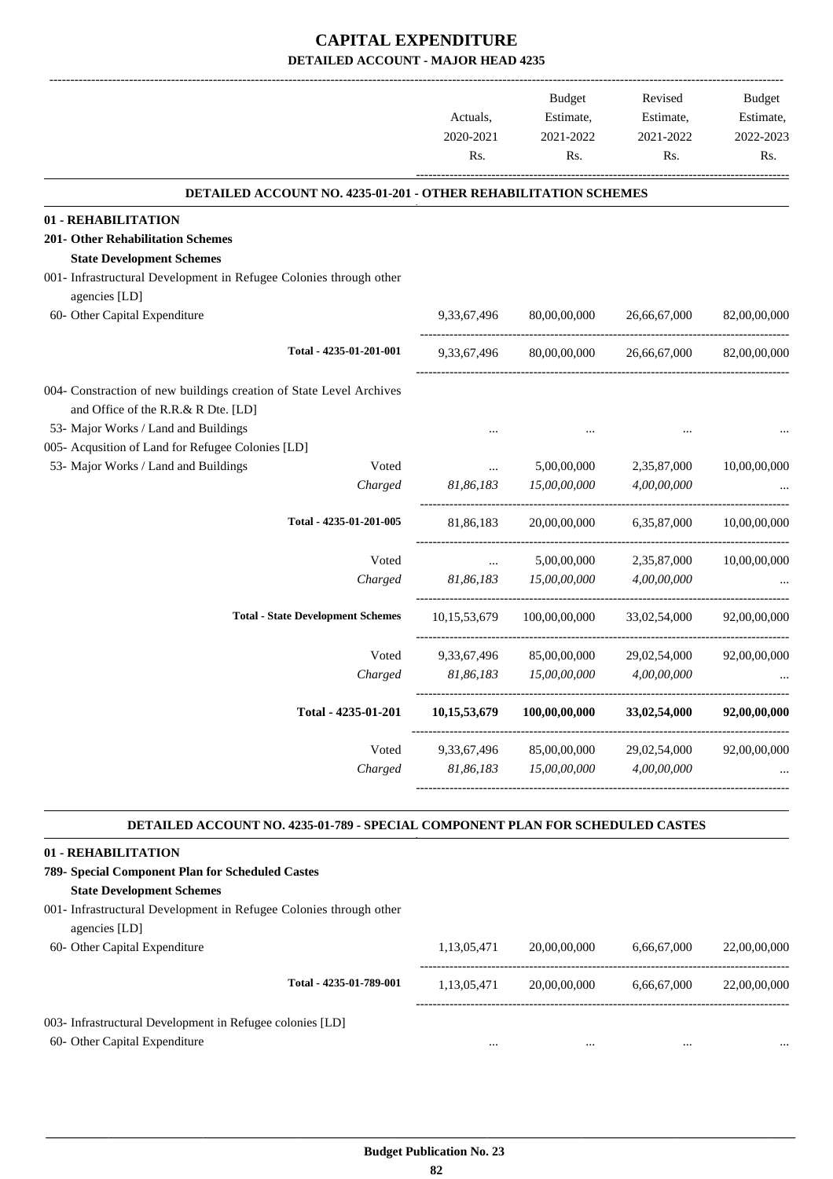# CAPITAL EXPENDITURE

## DETAILED ACCOUNT - MAJOR HEAD 4235

| | | Actuals, 2020-2021 Rs. | Budget Estimate, 2021-2022 Rs. | Revised Estimate, 2021-2022 Rs. | Budget Estimate, 2022-2023 Rs. |
|---|---|---|---|---|---|
| **DETAILED ACCOUNT NO. 4235-01-201 - OTHER REHABILITATION SCHEMES** | | | | | |
| **01 - REHABILITATION** | | | | | |
| **201- Other Rehabilitation Schemes** | | | | | |
| **State Development Schemes** | | | | | |
| 001- Infrastructural Development in Refugee Colonies through other agencies [LD] | | | | | |
| 60- Other Capital Expenditure | | 9,33,67,496 | 80,00,00,000 | 26,66,67,000 | 82,00,00,000 |
| Total - 4235-01-201-001 | | 9,33,67,496 | 80,00,00,000 | 26,66,67,000 | 82,00,00,000 |
| 004- Constraction of new buildings creation of State Level Archives and Office of the R.R.& R Dte. [LD] | | | | | |
| 53- Major Works / Land and Buildings | | ... | ... | ... | ... |
| 005- Acqusition of Land for Refugee Colonies [LD] | | | | | |
| 53- Major Works / Land and Buildings | Voted | ... | 5,00,00,000 | 2,35,87,000 | 10,00,00,000 |
| | *Charged* | *81,86,183* | *15,00,00,000* | *4,00,00,000* | ... |
| Total - 4235-01-201-005 | | 81,86,183 | 20,00,00,000 | 6,35,87,000 | 10,00,00,000 |
| | Voted | ... | 5,00,00,000 | 2,35,87,000 | 10,00,00,000 |
| | *Charged* | *81,86,183* | *15,00,00,000* | *4,00,00,000* | ... |
| **Total - State Development Schemes** | | 10,15,53,679 | 100,00,00,000 | 33,02,54,000 | 92,00,00,000 |
| | Voted | 9,33,67,496 | 85,00,00,000 | 29,02,54,000 | 92,00,00,000 |
| | *Charged* | *81,86,183* | *15,00,00,000* | *4,00,00,000* | ... |
| **Total - 4235-01-201** | | **10,15,53,679** | **100,00,00,000** | **33,02,54,000** | **92,00,00,000** |
| | Voted | 9,33,67,496 | 85,00,00,000 | 29,02,54,000 | 92,00,00,000 |
| | *Charged* | *81,86,183* | *15,00,00,000* | *4,00,00,000* | ... |

| | Actuals, 2020-2021 Rs. | Budget Estimate, 2021-2022 Rs. | Revised Estimate, 2021-2022 Rs. | Budget Estimate, 2022-2023 Rs. |
|---|---|---|---|---|
| **DETAILED ACCOUNT NO. 4235-01-789 - SPECIAL COMPONENT PLAN FOR SCHEDULED CASTES** | | | | |
| **01 - REHABILITATION** | | | | |
| **789- Special Component Plan for Scheduled Castes** | | | | |
| **State Development Schemes** | | | | |
| 001- Infrastructural Development in Refugee Colonies through other agencies [LD] | | | | |
| 60- Other Capital Expenditure | 1,13,05,471 | 20,00,00,000 | 6,66,67,000 | 22,00,00,000 |
| Total - 4235-01-789-001 | 1,13,05,471 | 20,00,00,000 | 6,66,67,000 | 22,00,00,000 |
| 003- Infrastructural Development in Refugee colonies [LD] | | | | |
| 60- Other Capital Expenditure | ... | ... | ... | ... |

**Budget Publication No. 23**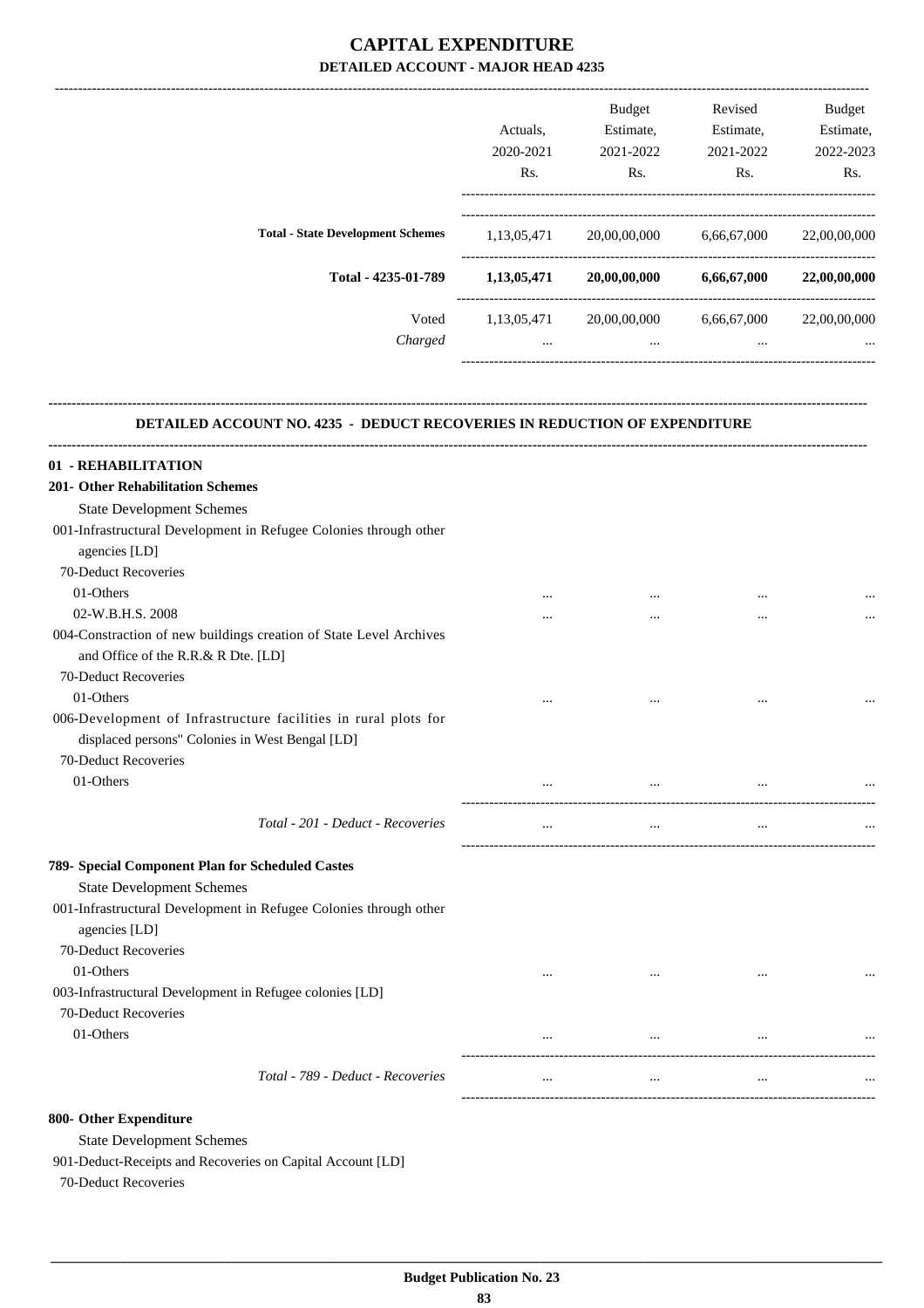# CAPITAL EXPENDITURE

## DETAILED ACCOUNT - MAJOR HEAD 4235

| | Actuals, 2020-2021 Rs. | Budget Estimate, 2021-2022 Rs. | Revised Estimate, 2021-2022 Rs. | Budget Estimate, 2022-2023 Rs. |
|---|---|---|---|---|
| **Total - State Development Schemes** | 1,13,05,471 | 20,00,00,000 | 6,66,67,000 | 22,00,00,000 |
| **Total - 4235-01-789** | **1,13,05,471** | **20,00,00,000** | **6,66,67,000** | **22,00,00,000** |
| Voted | 1,13,05,471 | 20,00,00,000 | 6,66,67,000 | 22,00,00,000 |
| *Charged* | ... | ... | ... | ... |

### DETAILED ACCOUNT NO. 4235 - DEDUCT RECOVERIES IN REDUCTION OF EXPENDITURE

| | Actuals, 2020-2021 Rs. | Budget Estimate, 2021-2022 Rs. | Revised Estimate, 2021-2022 Rs. | Budget Estimate, 2022-2023 Rs. |
|---|---|---|---|---|
| **01 - REHABILITATION** | | | | |
| **201- Other Rehabilitation Schemes** | | | | |
| State Development Schemes | | | | |
| 001-Infrastructural Development in Refugee Colonies through other agencies [LD] | | | | |
| 70-Deduct Recoveries | | | | |
| 01-Others | ... | ... | ... | ... |
| 02-W.B.H.S. 2008 | ... | ... | ... | ... |
| 004-Constraction of new buildings creation of State Level Archives and Office of the R.R.& R Dte. [LD] | | | | |
| 70-Deduct Recoveries | | | | |
| 01-Others | ... | ... | ... | ... |
| 006-Development of Infrastructure facilities in rural plots for displaced persons" Colonies in West Bengal [LD] | | | | |
| 70-Deduct Recoveries | | | | |
| 01-Others | ... | ... | ... | ... |
| *Total - 201 - Deduct - Recoveries* | ... | ... | ... | ... |
| **789- Special Component Plan for Scheduled Castes** | | | | |
| State Development Schemes | | | | |
| 001-Infrastructural Development in Refugee Colonies through other agencies [LD] | | | | |
| 70-Deduct Recoveries | | | | |
| 01-Others | ... | ... | ... | ... |
| 003-Infrastructural Development in Refugee colonies [LD] | | | | |
| 70-Deduct Recoveries | | | | |
| 01-Others | ... | ... | ... | ... |
| *Total - 789 - Deduct - Recoveries* | ... | ... | ... | ... |
| **800- Other Expenditure** | | | | |
| State Development Schemes | | | | |
| 901-Deduct-Receipts and Recoveries on Capital Account [LD] | | | | |
| 70-Deduct Recoveries | | | | |

**Budget Publication No. 23**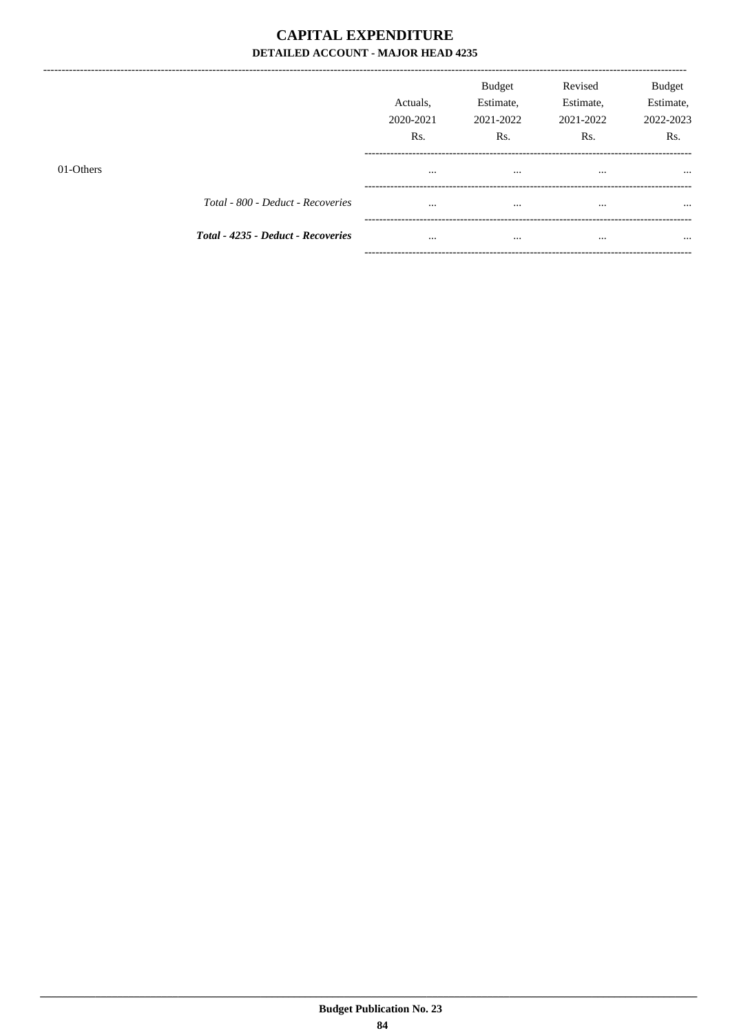# CAPITAL EXPENDITURE

## DETAILED ACCOUNT - MAJOR HEAD 4235

| | Actuals, 2020-2021 Rs. | Budget Estimate, 2021-2022 Rs. | Revised Estimate, 2021-2022 Rs. | Budget Estimate, 2022-2023 Rs. |
|---|---|---|---|---|
| 01-Others | ... | ... | ... | ... |
| *Total - 800 - Deduct - Recoveries* | ... | ... | ... | ... |
| ***Total - 4235 - Deduct - Recoveries*** | ... | ... | ... | ... |

**Budget Publication No. 23**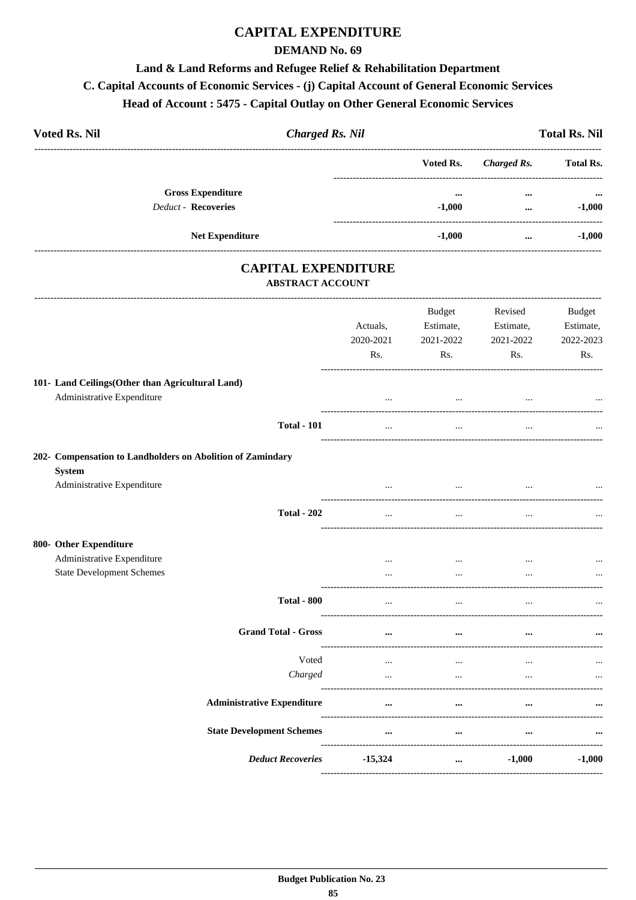# CAPITAL EXPENDITURE

## DEMAND No. 69

### Land & Land Reforms and Refugee Relief & Rehabilitation Department

### C. Capital Accounts of Economic Services - (j) Capital Account of General Economic Services

### Head of Account : 5475 - Capital Outlay on Other General Economic Services

| Voted Rs. Nil | *Charged Rs. Nil* | Total Rs. Nil |
|---|---|---|

| | Voted Rs. | *Charged Rs.* | Total Rs. |
|---|---|---|---|
| **Gross Expenditure** | ... | ... | ... |
| *Deduct* - **Recoveries** | -1,000 | ... | -1,000 |
| **Net Expenditure** | -1,000 | ... | -1,000 |

## CAPITAL EXPENDITURE

### ABSTRACT ACCOUNT

| | Actuals, 2020-2021 Rs. | Budget Estimate, 2021-2022 Rs. | Revised Estimate, 2021-2022 Rs. | Budget Estimate, 2022-2023 Rs. |
|---|---|---|---|---|
| **101- Land Ceilings(Other than Agricultural Land)** | | | | |
| Administrative Expenditure | ... | ... | ... | ... |
| **Total - 101** | ... | ... | ... | ... |
| **202- Compensation to Landholders on Abolition of Zamindary System** | | | | |
| Administrative Expenditure | ... | ... | ... | ... |
| **Total - 202** | ... | ... | ... | ... |
| **800- Other Expenditure** | | | | |
| Administrative Expenditure | ... | ... | ... | ... |
| State Development Schemes | ... | ... | ... | ... |
| **Total - 800** | ... | ... | ... | ... |
| **Grand Total - Gross** | ... | ... | ... | ... |
| Voted | ... | ... | ... | ... |
| *Charged* | ... | ... | ... | ... |
| **Administrative Expenditure** | ... | ... | ... | ... |
| **State Development Schemes** | ... | ... | ... | ... |
| ***Deduct Recoveries*** | -15,324 | ... | -1,000 | -1,000 |

Budget Publication No. 23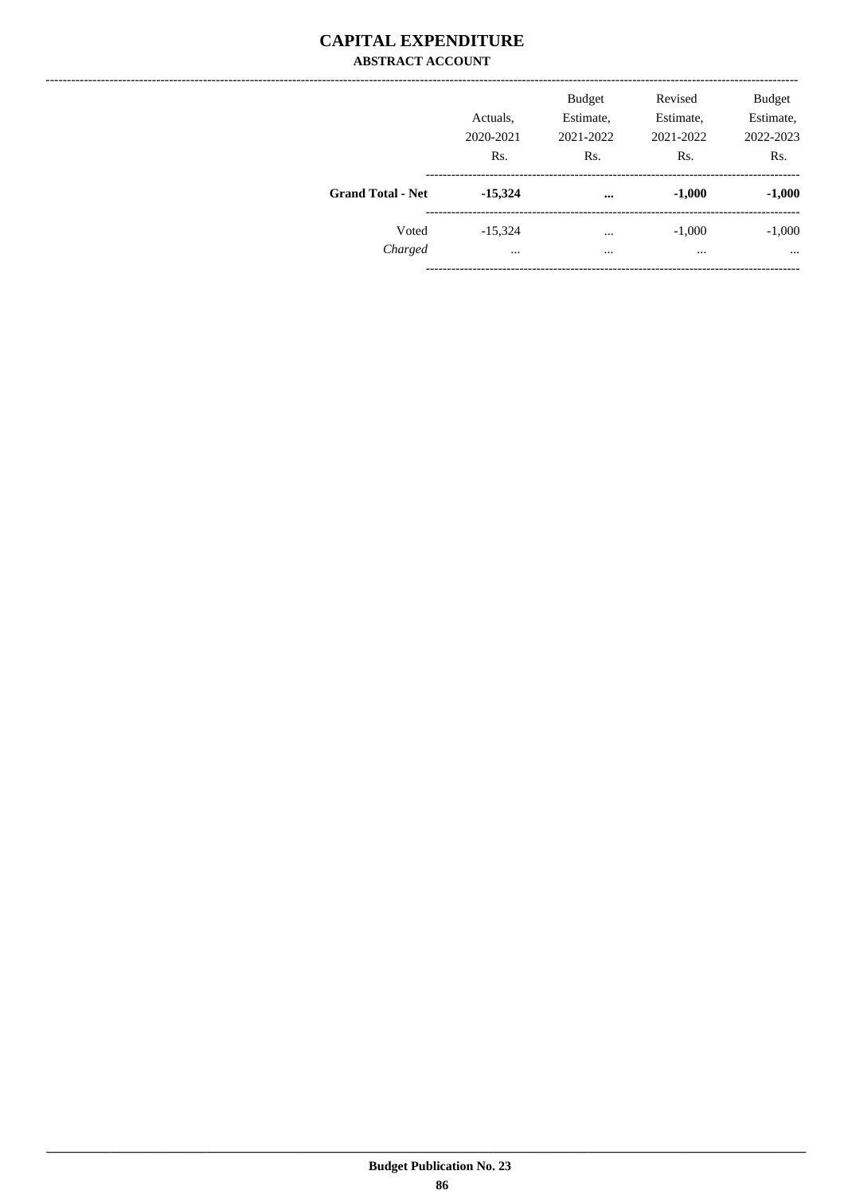# CAPITAL EXPENDITURE

## ABSTRACT ACCOUNT

| | Actuals, 2020-2021 Rs. | Budget Estimate, 2021-2022 Rs. | Revised Estimate, 2021-2022 Rs. | Budget Estimate, 2022-2023 Rs. |
|---|---|---|---|---|
| **Grand Total - Net** | **-15,324** | **...** | **-1,000** | **-1,000** |
| Voted | -15,324 | ... | -1,000 | -1,000 |
| *Charged* | ... | ... | ... | ... |

**Budget Publication No. 23**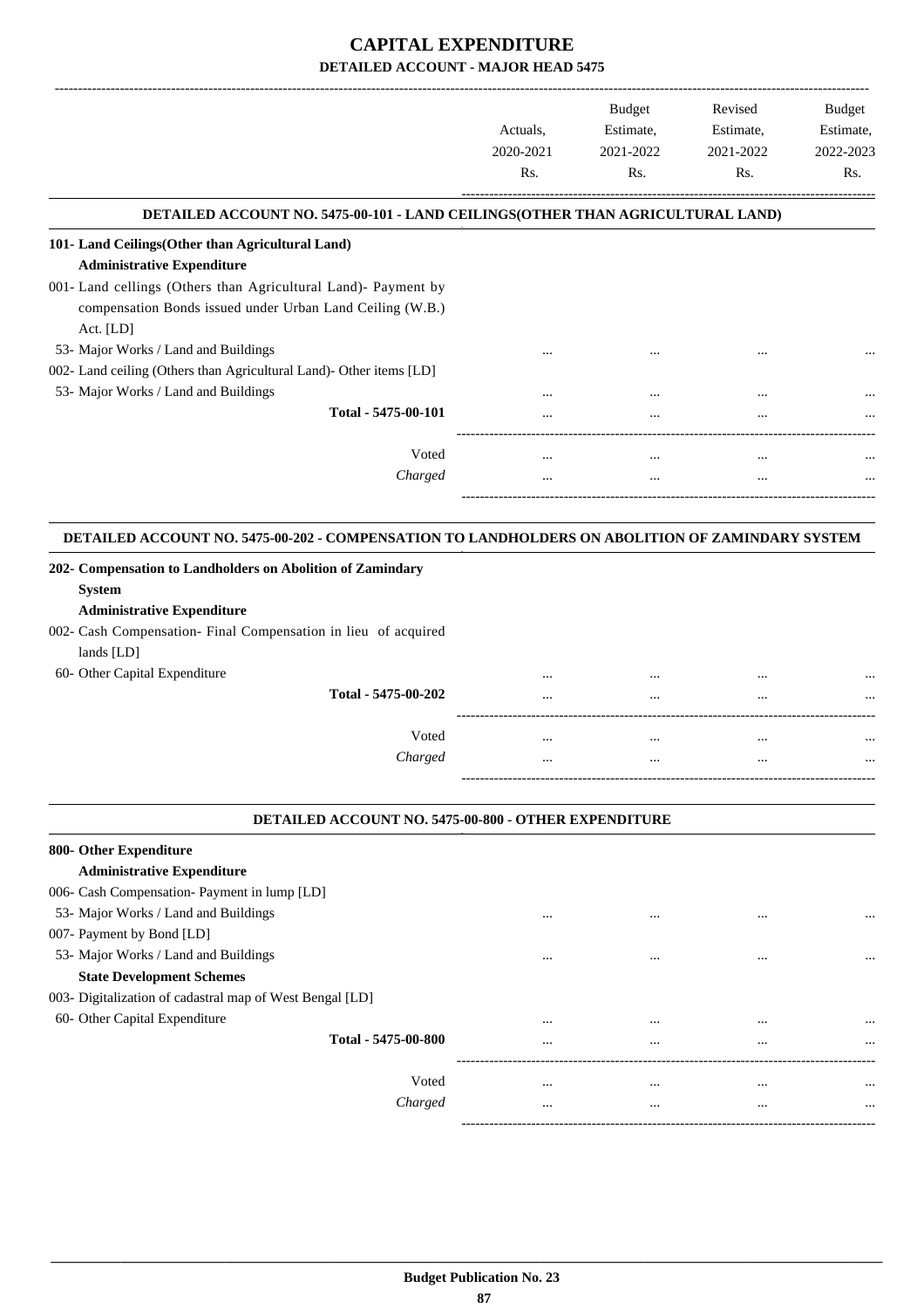# CAPITAL EXPENDITURE

## DETAILED ACCOUNT - MAJOR HEAD 5475

| | Actuals, 2020-2021 Rs. | Budget Estimate, 2021-2022 Rs. | Revised Estimate, 2021-2022 Rs. | Budget Estimate, 2022-2023 Rs. |
|---|---|---|---|---|
| **DETAILED ACCOUNT NO. 5475-00-101 - LAND CEILINGS(OTHER THAN AGRICULTURAL LAND)** | | | | |
| **101- Land Ceilings(Other than Agricultural Land)** | | | | |
| **Administrative Expenditure** | | | | |
| 001- Land cellings (Others than Agricultural Land)- Payment by compensation Bonds issued under Urban Land Ceiling (W.B.) Act. [LD] | | | | |
| 53- Major Works / Land and Buildings | ... | ... | ... | ... |
| 002- Land ceiling (Others than Agricultural Land)- Other items [LD] | | | | |
| 53- Major Works / Land and Buildings | ... | ... | ... | ... |
| **Total - 5475-00-101** | ... | ... | ... | ... |
| Voted | ... | ... | ... | ... |
| *Charged* | ... | ... | ... | ... |
| **DETAILED ACCOUNT NO. 5475-00-202 - COMPENSATION TO LANDHOLDERS ON ABOLITION OF ZAMINDARY SYSTEM** | | | | |
| **202- Compensation to Landholders on Abolition of Zamindary System** | | | | |
| **Administrative Expenditure** | | | | |
| 002- Cash Compensation- Final Compensation in lieu of acquired lands [LD] | | | | |
| 60- Other Capital Expenditure | ... | ... | ... | ... |
| **Total - 5475-00-202** | ... | ... | ... | ... |
| Voted | ... | ... | ... | ... |
| *Charged* | ... | ... | ... | ... |
| **DETAILED ACCOUNT NO. 5475-00-800 - OTHER EXPENDITURE** | | | | |
| **800- Other Expenditure** | | | | |
| **Administrative Expenditure** | | | | |
| 006- Cash Compensation- Payment in lump [LD] | | | | |
| 53- Major Works / Land and Buildings | ... | ... | ... | ... |
| 007- Payment by Bond [LD] | | | | |
| 53- Major Works / Land and Buildings | ... | ... | ... | ... |
| **State Development Schemes** | | | | |
| 003- Digitalization of cadastral map of West Bengal [LD] | | | | |
| 60- Other Capital Expenditure | ... | ... | ... | ... |
| **Total - 5475-00-800** | ... | ... | ... | ... |
| Voted | ... | ... | ... | ... |
| *Charged* | ... | ... | ... | ... |

**Budget Publication No. 23**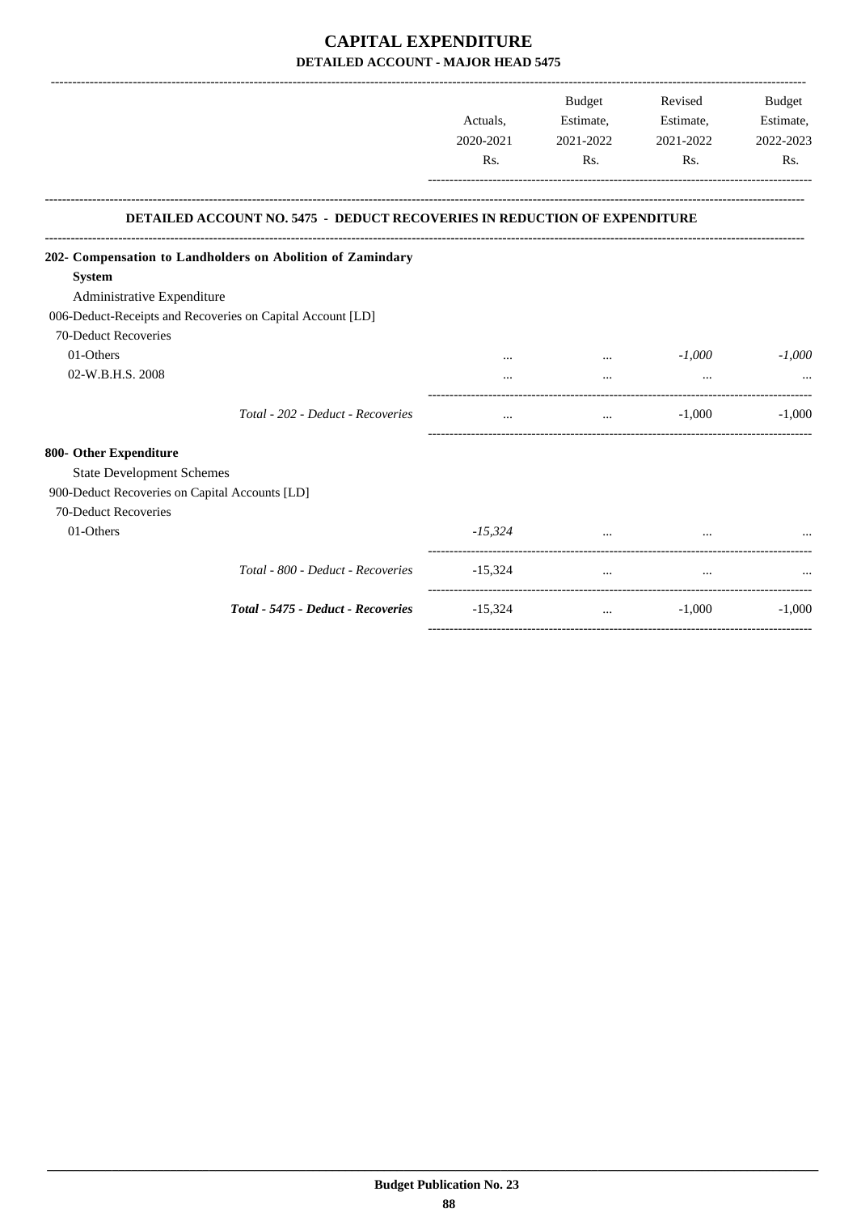# CAPITAL EXPENDITURE

## DETAILED ACCOUNT - MAJOR HEAD 5475

| | Actuals, 2020-2021 Rs. | Budget Estimate, 2021-2022 Rs. | Revised Estimate, 2021-2022 Rs. | Budget Estimate, 2022-2023 Rs. |
|---|---|---|---|---|
| **DETAILED ACCOUNT NO. 5475 - DEDUCT RECOVERIES IN REDUCTION OF EXPENDITURE** | | | | |
| **202- Compensation to Landholders on Abolition of Zamindary System** | | | | |
| Administrative Expenditure | | | | |
| 006-Deduct-Receipts and Recoveries on Capital Account [LD] | | | | |
| 70-Deduct Recoveries | | | | |
| 01-Others | ... | ... | *-1,000* | *-1,000* |
| 02-W.B.H.S. 2008 | ... | ... | ... | ... |
| *Total - 202 - Deduct - Recoveries* | ... | ... | -1,000 | -1,000 |
| **800- Other Expenditure** | | | | |
| State Development Schemes | | | | |
| 900-Deduct Recoveries on Capital Accounts [LD] | | | | |
| 70-Deduct Recoveries | | | | |
| 01-Others | *-15,324* | ... | ... | ... |
| *Total - 800 - Deduct - Recoveries* | -15,324 | ... | ... | ... |
| ***Total - 5475 - Deduct - Recoveries*** | -15,324 | ... | -1,000 | -1,000 |

**Budget Publication No. 23**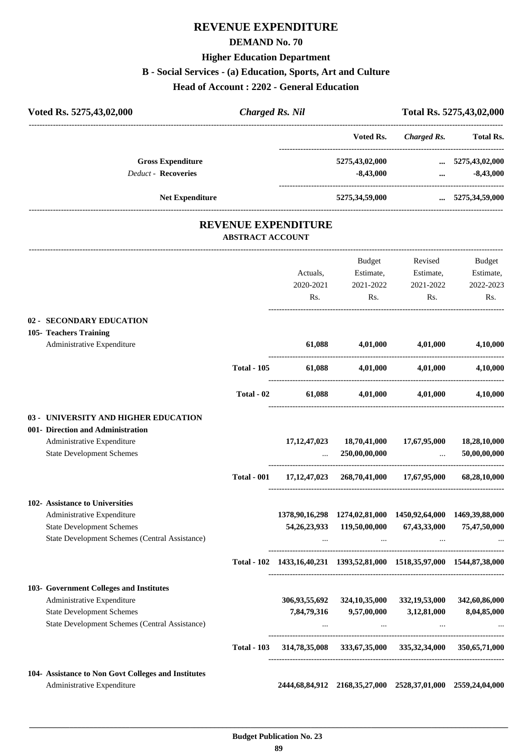# REVENUE EXPENDITURE

## DEMAND No. 70

### Higher Education Department

### B - Social Services - (a) Education, Sports, Art and Culture

### Head of Account : 2202 - General Education

| Voted Rs. 5275,43,02,000 | *Charged Rs. Nil* | Total Rs. 5275,43,02,000 |
|---|---|---|

| | Voted Rs. | *Charged Rs.* | Total Rs. |
|---|---|---|---|
| **Gross Expenditure** | 5275,43,02,000 | ... | 5275,43,02,000 |
| *Deduct* - **Recoveries** | -8,43,000 | ... | -8,43,000 |
| **Net Expenditure** | 5275,34,59,000 | ... | 5275,34,59,000 |

## REVENUE EXPENDITURE

### ABSTRACT ACCOUNT

| | | Actuals, 2020-2021 Rs. | Budget Estimate, 2021-2022 Rs. | Revised Estimate, 2021-2022 Rs. | Budget Estimate, 2022-2023 Rs. |
|---|---|---|---|---|---|
| **02 - SECONDARY EDUCATION** | | | | | |
| **105- Teachers Training** | | | | | |
| Administrative Expenditure | | 61,088 | 4,01,000 | 4,01,000 | 4,10,000 |
| | **Total - 105** | 61,088 | 4,01,000 | 4,01,000 | 4,10,000 |
| | **Total - 02** | 61,088 | 4,01,000 | 4,01,000 | 4,10,000 |
| **03 - UNIVERSITY AND HIGHER EDUCATION** | | | | | |
| **001- Direction and Administration** | | | | | |
| Administrative Expenditure | | 17,12,47,023 | 18,70,41,000 | 17,67,95,000 | 18,28,10,000 |
| State Development Schemes | | ... | 250,00,00,000 | ... | 50,00,00,000 |
| | **Total - 001** | 17,12,47,023 | 268,70,41,000 | 17,67,95,000 | 68,28,10,000 |
| **102- Assistance to Universities** | | | | | |
| Administrative Expenditure | | 1378,90,16,298 | 1274,02,81,000 | 1450,92,64,000 | 1469,39,88,000 |
| State Development Schemes | | 54,26,23,933 | 119,50,00,000 | 67,43,33,000 | 75,47,50,000 |
| State Development Schemes (Central Assistance) | | ... | ... | ... | ... |
| | **Total - 102** | 1433,16,40,231 | 1393,52,81,000 | 1518,35,97,000 | 1544,87,38,000 |
| **103- Government Colleges and Institutes** | | | | | |
| Administrative Expenditure | | 306,93,55,692 | 324,10,35,000 | 332,19,53,000 | 342,60,86,000 |
| State Development Schemes | | 7,84,79,316 | 9,57,00,000 | 3,12,81,000 | 8,04,85,000 |
| State Development Schemes (Central Assistance) | | ... | ... | ... | ... |
| | **Total - 103** | 314,78,35,008 | 333,67,35,000 | 335,32,34,000 | 350,65,71,000 |
| **104- Assistance to Non Govt Colleges and Institutes** | | | | | |
| Administrative Expenditure | | 2444,68,84,912 | 2168,35,27,000 | 2528,37,01,000 | 2559,24,04,000 |

Budget Publication No. 23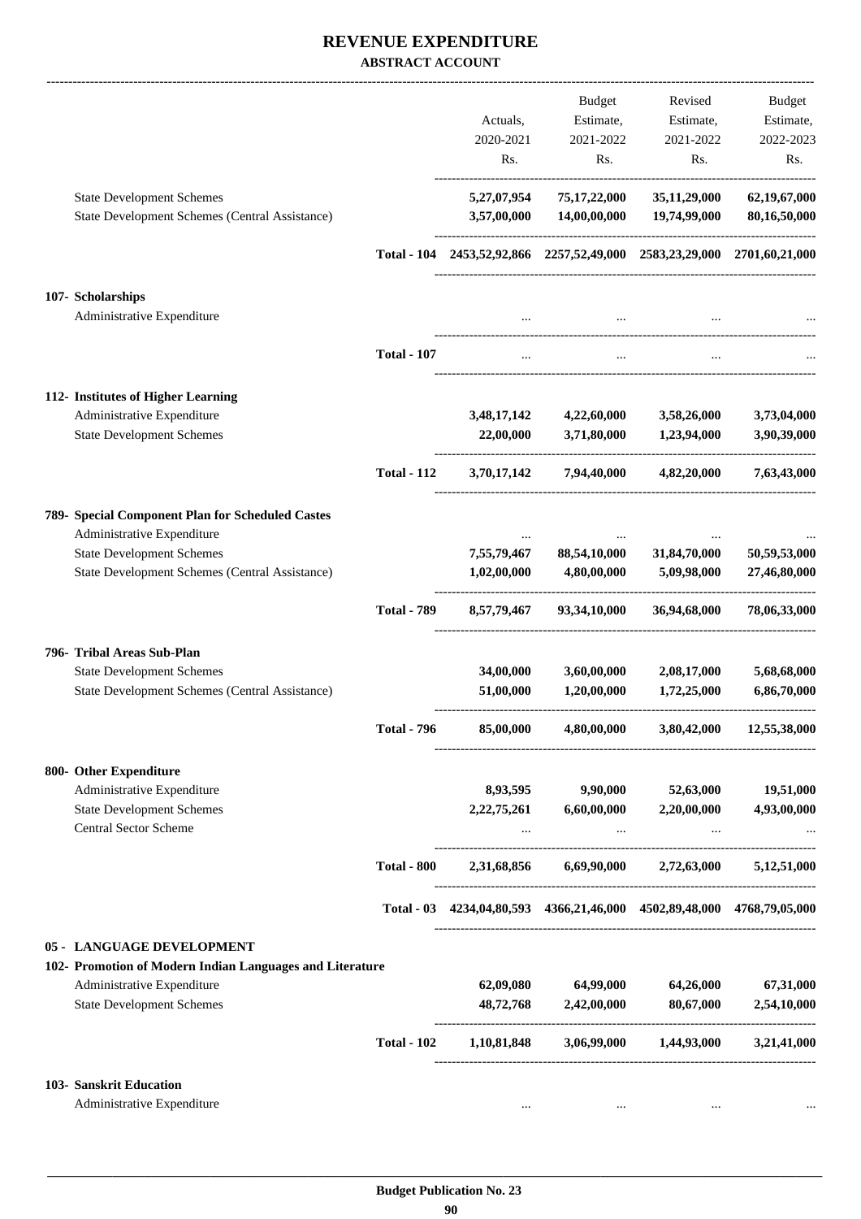# REVENUE EXPENDITURE

### ABSTRACT ACCOUNT

| | | Actuals, 2020-2021 Rs. | Budget Estimate, 2021-2022 Rs. | Revised Estimate, 2021-2022 Rs. | Budget Estimate, 2022-2023 Rs. |
|---|---|---|---|---|---|
| State Development Schemes | | **5,27,07,954** | **75,17,22,000** | **35,11,29,000** | **62,19,67,000** |
| State Development Schemes (Central Assistance) | | **3,57,00,000** | **14,00,00,000** | **19,74,99,000** | **80,16,50,000** |
| | **Total - 104** | **2453,52,92,866** | **2257,52,49,000** | **2583,23,29,000** | **2701,60,21,000** |
| **107- Scholarships** | | | | | |
| Administrative Expenditure | | ... | ... | ... | ... |
| | **Total - 107** | ... | ... | ... | ... |
| **112- Institutes of Higher Learning** | | | | | |
| Administrative Expenditure | | **3,48,17,142** | **4,22,60,000** | **3,58,26,000** | **3,73,04,000** |
| State Development Schemes | | **22,00,000** | **3,71,80,000** | **1,23,94,000** | **3,90,39,000** |
| | **Total - 112** | **3,70,17,142** | **7,94,40,000** | **4,82,20,000** | **7,63,43,000** |
| **789- Special Component Plan for Scheduled Castes** | | | | | |
| Administrative Expenditure | | ... | ... | ... | ... |
| State Development Schemes | | **7,55,79,467** | **88,54,10,000** | **31,84,70,000** | **50,59,53,000** |
| State Development Schemes (Central Assistance) | | **1,02,00,000** | **4,80,00,000** | **5,09,98,000** | **27,46,80,000** |
| | **Total - 789** | **8,57,79,467** | **93,34,10,000** | **36,94,68,000** | **78,06,33,000** |
| **796- Tribal Areas Sub-Plan** | | | | | |
| State Development Schemes | | **34,00,000** | **3,60,00,000** | **2,08,17,000** | **5,68,68,000** |
| State Development Schemes (Central Assistance) | | **51,00,000** | **1,20,00,000** | **1,72,25,000** | **6,86,70,000** |
| | **Total - 796** | **85,00,000** | **4,80,00,000** | **3,80,42,000** | **12,55,38,000** |
| **800- Other Expenditure** | | | | | |
| Administrative Expenditure | | **8,93,595** | **9,90,000** | **52,63,000** | **19,51,000** |
| State Development Schemes | | **2,22,75,261** | **6,60,00,000** | **2,20,00,000** | **4,93,00,000** |
| Central Sector Scheme | | ... | ... | ... | ... |
| | **Total - 800** | **2,31,68,856** | **6,69,90,000** | **2,72,63,000** | **5,12,51,000** |
| | **Total - 03** | **4234,04,80,593** | **4366,21,46,000** | **4502,89,48,000** | **4768,79,05,000** |
| **05 - LANGUAGE DEVELOPMENT** | | | | | |
| **102- Promotion of Modern Indian Languages and Literature** | | | | | |
| Administrative Expenditure | | **62,09,080** | **64,99,000** | **64,26,000** | **67,31,000** |
| State Development Schemes | | **48,72,768** | **2,42,00,000** | **80,67,000** | **2,54,10,000** |
| | **Total - 102** | **1,10,81,848** | **3,06,99,000** | **1,44,93,000** | **3,21,41,000** |
| **103- Sanskrit Education** | | | | | |
| Administrative Expenditure | | ... | ... | ... | ... |

**Budget Publication No. 23**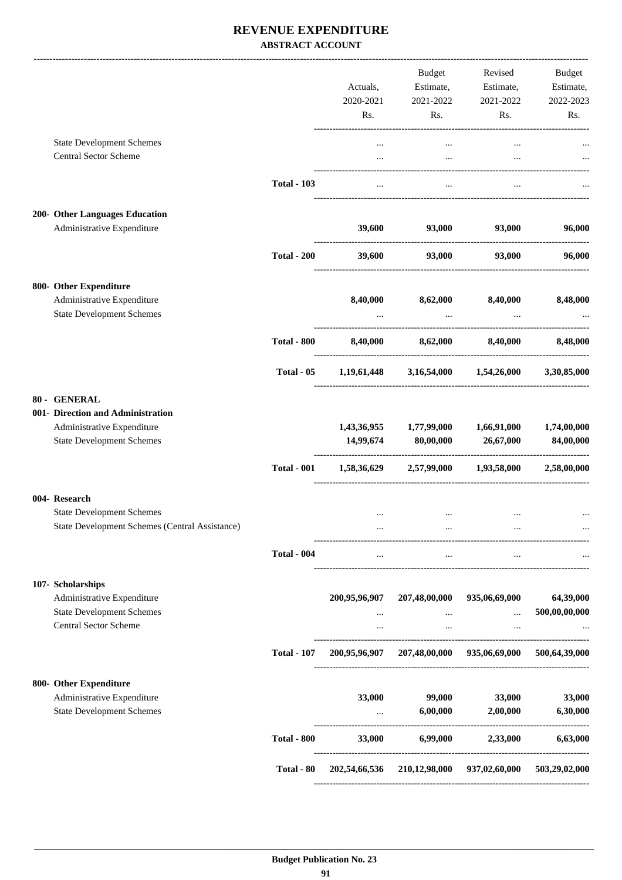# REVENUE EXPENDITURE

**ABSTRACT ACCOUNT**

| | | Actuals, 2020-2021 Rs. | Budget Estimate, 2021-2022 Rs. | Revised Estimate, 2021-2022 Rs. | Budget Estimate, 2022-2023 Rs. |
|---|---|---|---|---|---|
| State Development Schemes | | ... | ... | ... | ... |
| Central Sector Scheme | | ... | ... | ... | ... |
| | **Total - 103** | ... | ... | ... | ... |
| **200- Other Languages Education** | | | | | |
| Administrative Expenditure | | **39,600** | **93,000** | **93,000** | **96,000** |
| | **Total - 200** | **39,600** | **93,000** | **93,000** | **96,000** |
| **800- Other Expenditure** | | | | | |
| Administrative Expenditure | | **8,40,000** | **8,62,000** | **8,40,000** | **8,48,000** |
| State Development Schemes | | ... | ... | ... | ... |
| | **Total - 800** | **8,40,000** | **8,62,000** | **8,40,000** | **8,48,000** |
| | **Total - 05** | **1,19,61,448** | **3,16,54,000** | **1,54,26,000** | **3,30,85,000** |
| **80 - GENERAL** | | | | | |
| **001- Direction and Administration** | | | | | |
| Administrative Expenditure | | **1,43,36,955** | **1,77,99,000** | **1,66,91,000** | **1,74,00,000** |
| State Development Schemes | | **14,99,674** | **80,00,000** | **26,67,000** | **84,00,000** |
| | **Total - 001** | **1,58,36,629** | **2,57,99,000** | **1,93,58,000** | **2,58,00,000** |
| **004- Research** | | | | | |
| State Development Schemes | | ... | ... | ... | ... |
| State Development Schemes (Central Assistance) | | ... | ... | ... | ... |
| | **Total - 004** | ... | ... | ... | ... |
| **107- Scholarships** | | | | | |
| Administrative Expenditure | | **200,95,96,907** | **207,48,00,000** | **935,06,69,000** | **64,39,000** |
| State Development Schemes | | ... | ... | ... | **500,00,00,000** |
| Central Sector Scheme | | ... | ... | ... | ... |
| | **Total - 107** | **200,95,96,907** | **207,48,00,000** | **935,06,69,000** | **500,64,39,000** |
| **800- Other Expenditure** | | | | | |
| Administrative Expenditure | | **33,000** | **99,000** | **33,000** | **33,000** |
| State Development Schemes | | ... | **6,00,000** | **2,00,000** | **6,30,000** |
| | **Total - 800** | **33,000** | **6,99,000** | **2,33,000** | **6,63,000** |
| | **Total - 80** | **202,54,66,536** | **210,12,98,000** | **937,02,60,000** | **503,29,02,000** |

**Budget Publication No. 23**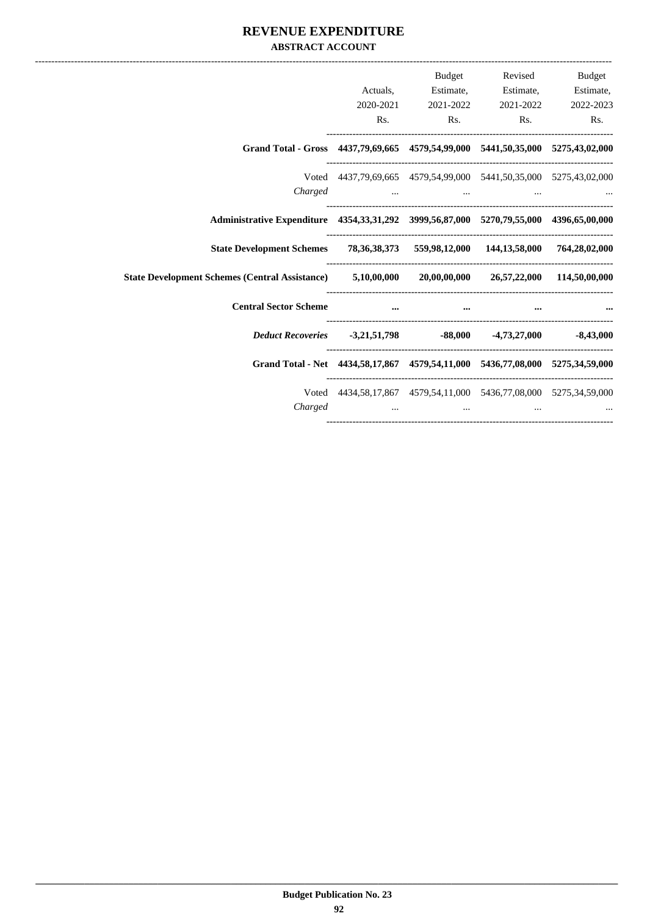# REVENUE EXPENDITURE

## ABSTRACT ACCOUNT

| | Actuals, 2020-2021 Rs. | Budget Estimate, 2021-2022 Rs. | Revised Estimate, 2021-2022 Rs. | Budget Estimate, 2022-2023 Rs. |
|---|---|---|---|---|
| **Grand Total - Gross** | **4437,79,69,665** | **4579,54,99,000** | **5441,50,35,000** | **5275,43,02,000** |
| Voted | 4437,79,69,665 | 4579,54,99,000 | 5441,50,35,000 | 5275,43,02,000 |
| *Charged* | ... | ... | ... | ... |
| **Administrative Expenditure** | **4354,33,31,292** | **3999,56,87,000** | **5270,79,55,000** | **4396,65,00,000** |
| **State Development Schemes** | **78,36,38,373** | **559,98,12,000** | **144,13,58,000** | **764,28,02,000** |
| **State Development Schemes (Central Assistance)** | **5,10,00,000** | **20,00,00,000** | **26,57,22,000** | **114,50,00,000** |
| **Central Sector Scheme** | **...** | **...** | **...** | **...** |
| ***Deduct Recoveries*** | **-3,21,51,798** | **-88,000** | **-4,73,27,000** | **-8,43,000** |
| **Grand Total - Net** | **4434,58,17,867** | **4579,54,11,000** | **5436,77,08,000** | **5275,34,59,000** |
| Voted | 4434,58,17,867 | 4579,54,11,000 | 5436,77,08,000 | 5275,34,59,000 |
| *Charged* | ... | ... | ... | ... |

**Budget Publication No. 23**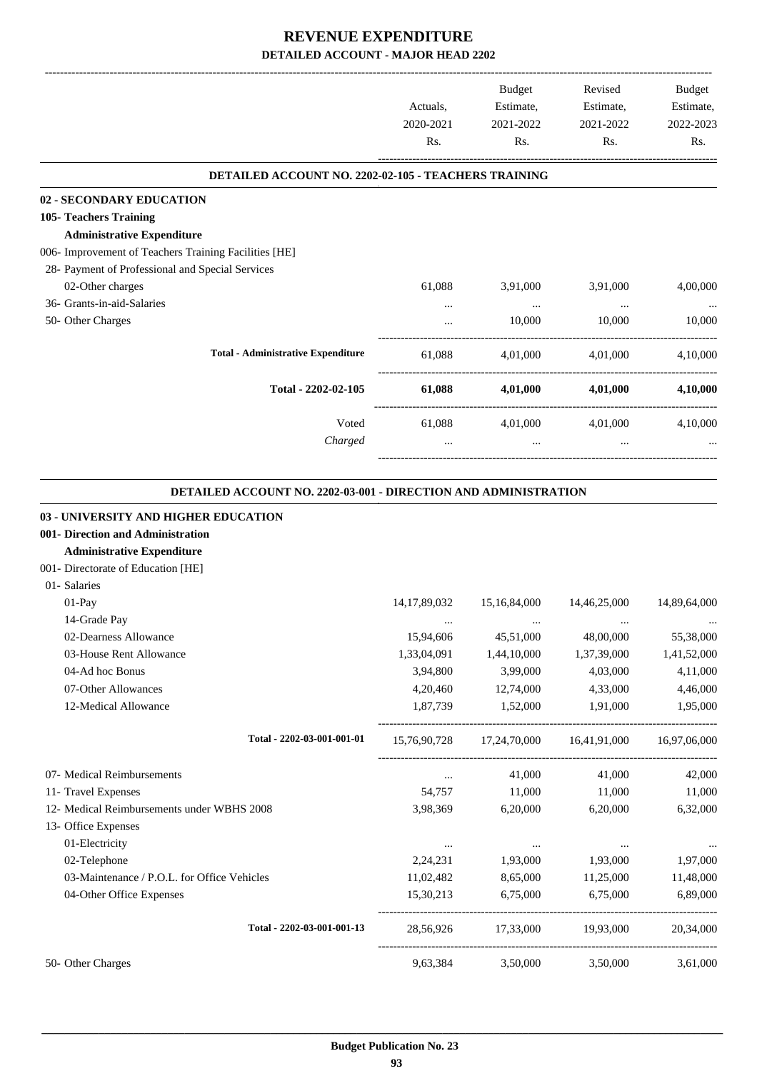# REVENUE EXPENDITURE

## DETAILED ACCOUNT - MAJOR HEAD 2202

| | Actuals, 2020-2021 Rs. | Budget Estimate, 2021-2022 Rs. | Revised Estimate, 2021-2022 Rs. | Budget Estimate, 2022-2023 Rs. |
|---|---|---|---|---|
| **DETAILED ACCOUNT NO. 2202-02-105 - TEACHERS TRAINING** | | | | |
| **02 - SECONDARY EDUCATION** | | | | |
| **105- Teachers Training** | | | | |
| **Administrative Expenditure** | | | | |
| 006- Improvement of Teachers Training Facilities [HE] | | | | |
| 28- Payment of Professional and Special Services | | | | |
| 02-Other charges | 61,088 | 3,91,000 | 3,91,000 | 4,00,000 |
| 36- Grants-in-aid-Salaries | ... | ... | ... | ... |
| 50- Other Charges | ... | 10,000 | 10,000 | 10,000 |
| **Total - Administrative Expenditure** | 61,088 | 4,01,000 | 4,01,000 | 4,10,000 |
| **Total - 2202-02-105** | **61,088** | **4,01,000** | **4,01,000** | **4,10,000** |
| Voted | 61,088 | 4,01,000 | 4,01,000 | 4,10,000 |
| *Charged* | ... | ... | ... | ... |
| **DETAILED ACCOUNT NO. 2202-03-001 - DIRECTION AND ADMINISTRATION** | | | | |
| **03 - UNIVERSITY AND HIGHER EDUCATION** | | | | |
| **001- Direction and Administration** | | | | |
| **Administrative Expenditure** | | | | |
| 001- Directorate of Education [HE] | | | | |
| 01- Salaries | | | | |
| 01-Pay | 14,17,89,032 | 15,16,84,000 | 14,46,25,000 | 14,89,64,000 |
| 14-Grade Pay | ... | ... | ... | ... |
| 02-Dearness Allowance | 15,94,606 | 45,51,000 | 48,00,000 | 55,38,000 |
| 03-House Rent Allowance | 1,33,04,091 | 1,44,10,000 | 1,37,39,000 | 1,41,52,000 |
| 04-Ad hoc Bonus | 3,94,800 | 3,99,000 | 4,03,000 | 4,11,000 |
| 07-Other Allowances | 4,20,460 | 12,74,000 | 4,33,000 | 4,46,000 |
| 12-Medical Allowance | 1,87,739 | 1,52,000 | 1,91,000 | 1,95,000 |
| **Total - 2202-03-001-001-01** | 15,76,90,728 | 17,24,70,000 | 16,41,91,000 | 16,97,06,000 |
| 07- Medical Reimbursements | ... | 41,000 | 41,000 | 42,000 |
| 11- Travel Expenses | 54,757 | 11,000 | 11,000 | 11,000 |
| 12- Medical Reimbursements under WBHS 2008 | 3,98,369 | 6,20,000 | 6,20,000 | 6,32,000 |
| 13- Office Expenses | | | | |
| 01-Electricity | ... | ... | ... | ... |
| 02-Telephone | 2,24,231 | 1,93,000 | 1,93,000 | 1,97,000 |
| 03-Maintenance / P.O.L. for Office Vehicles | 11,02,482 | 8,65,000 | 11,25,000 | 11,48,000 |
| 04-Other Office Expenses | 15,30,213 | 6,75,000 | 6,75,000 | 6,89,000 |
| **Total - 2202-03-001-001-13** | 28,56,926 | 17,33,000 | 19,93,000 | 20,34,000 |
| 50- Other Charges | 9,63,384 | 3,50,000 | 3,50,000 | 3,61,000 |

**Budget Publication No. 23**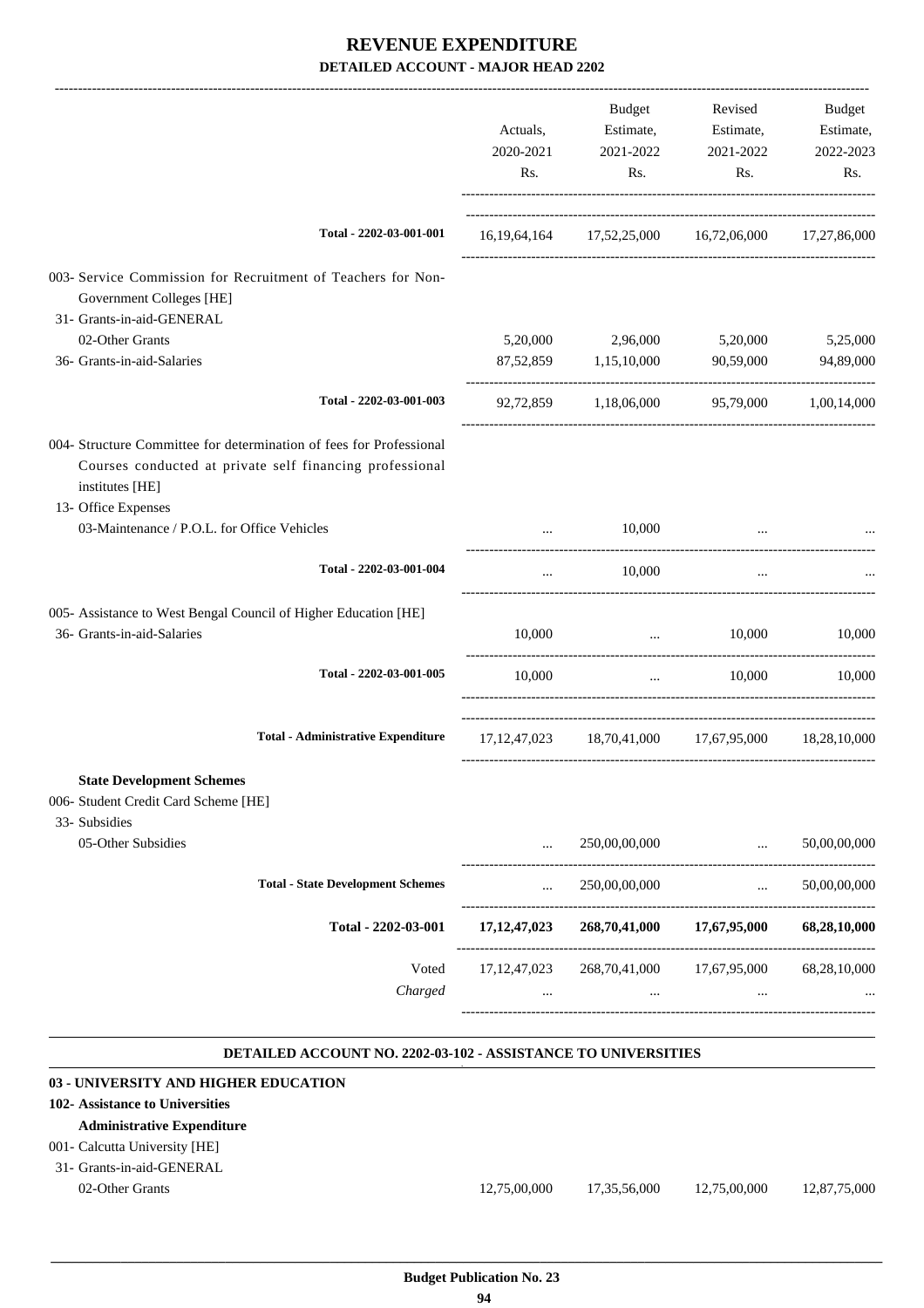# REVENUE EXPENDITURE

## DETAILED ACCOUNT - MAJOR HEAD 2202

| | Actuals, 2020-2021 Rs. | Budget Estimate, 2021-2022 Rs. | Revised Estimate, 2021-2022 Rs. | Budget Estimate, 2022-2023 Rs. |
|---|---|---|---|---|
| **Total - 2202-03-001-001** | 16,19,64,164 | 17,52,25,000 | 16,72,06,000 | 17,27,86,000 |
| 003- Service Commission for Recruitment of Teachers for Non-Government Colleges [HE] | | | | |
| 31- Grants-in-aid-GENERAL | | | | |
| 02-Other Grants | 5,20,000 | 2,96,000 | 5,20,000 | 5,25,000 |
| 36- Grants-in-aid-Salaries | 87,52,859 | 1,15,10,000 | 90,59,000 | 94,89,000 |
| **Total - 2202-03-001-003** | 92,72,859 | 1,18,06,000 | 95,79,000 | 1,00,14,000 |
| 004- Structure Committee for determination of fees for Professional Courses conducted at private self financing professional institutes [HE] | | | | |
| 13- Office Expenses | | | | |
| 03-Maintenance / P.O.L. for Office Vehicles | ... | 10,000 | ... | ... |
| **Total - 2202-03-001-004** | ... | 10,000 | ... | ... |
| 005- Assistance to West Bengal Council of Higher Education [HE] | | | | |
| 36- Grants-in-aid-Salaries | 10,000 | ... | 10,000 | 10,000 |
| **Total - 2202-03-001-005** | 10,000 | ... | 10,000 | 10,000 |
| **Total - Administrative Expenditure** | 17,12,47,023 | 18,70,41,000 | 17,67,95,000 | 18,28,10,000 |
| **State Development Schemes** | | | | |
| 006- Student Credit Card Scheme [HE] | | | | |
| 33- Subsidies | | | | |
| 05-Other Subsidies | ... | 250,00,00,000 | ... | 50,00,00,000 |
| **Total - State Development Schemes** | ... | 250,00,00,000 | ... | 50,00,00,000 |
| **Total - 2202-03-001** | **17,12,47,023** | **268,70,41,000** | **17,67,95,000** | **68,28,10,000** |
| Voted | 17,12,47,023 | 268,70,41,000 | 17,67,95,000 | 68,28,10,000 |
| *Charged* | ... | ... | ... | ... |

### DETAILED ACCOUNT NO. 2202-03-102 - ASSISTANCE TO UNIVERSITIES

**03 - UNIVERSITY AND HIGHER EDUCATION**

**102- Assistance to Universities**

**Administrative Expenditure**

| | Actuals, 2020-2021 Rs. | Budget Estimate, 2021-2022 Rs. | Revised Estimate, 2021-2022 Rs. | Budget Estimate, 2022-2023 Rs. |
|---|---|---|---|---|
| 001- Calcutta University [HE] | | | | |
| 31- Grants-in-aid-GENERAL | | | | |
| 02-Other Grants | 12,75,00,000 | 17,35,56,000 | 12,75,00,000 | 12,87,75,000 |

Budget Publication No. 23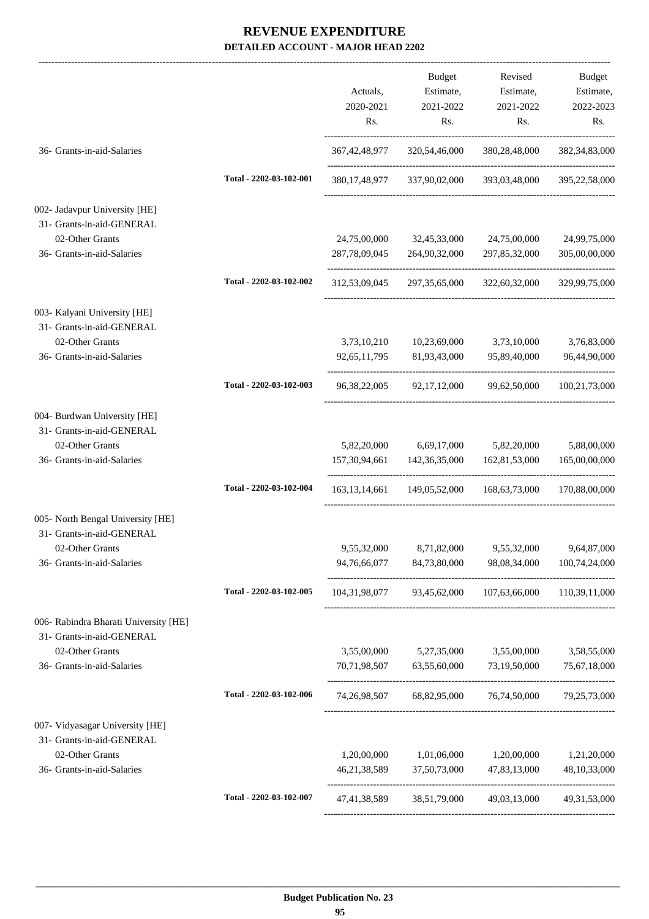# REVENUE EXPENDITURE

**DETAILED ACCOUNT - MAJOR HEAD 2202**

| | | Actuals, 2020-2021 Rs. | Budget Estimate, 2021-2022 Rs. | Revised Estimate, 2021-2022 Rs. | Budget Estimate, 2022-2023 Rs. |
|---|---|---|---|---|---|
| 36- Grants-in-aid-Salaries | | 367,42,48,977 | 320,54,46,000 | 380,28,48,000 | 382,34,83,000 |
| | **Total - 2202-03-102-001** | 380,17,48,977 | 337,90,02,000 | 393,03,48,000 | 395,22,58,000 |
| 002- Jadavpur University [HE] | | | | | |
| 31- Grants-in-aid-GENERAL | | | | | |
| 02-Other Grants | | 24,75,00,000 | 32,45,33,000 | 24,75,00,000 | 24,99,75,000 |
| 36- Grants-in-aid-Salaries | | 287,78,09,045 | 264,90,32,000 | 297,85,32,000 | 305,00,00,000 |
| | **Total - 2202-03-102-002** | 312,53,09,045 | 297,35,65,000 | 322,60,32,000 | 329,99,75,000 |
| 003- Kalyani University [HE] | | | | | |
| 31- Grants-in-aid-GENERAL | | | | | |
| 02-Other Grants | | 3,73,10,210 | 10,23,69,000 | 3,73,10,000 | 3,76,83,000 |
| 36- Grants-in-aid-Salaries | | 92,65,11,795 | 81,93,43,000 | 95,89,40,000 | 96,44,90,000 |
| | **Total - 2202-03-102-003** | 96,38,22,005 | 92,17,12,000 | 99,62,50,000 | 100,21,73,000 |
| 004- Burdwan University [HE] | | | | | |
| 31- Grants-in-aid-GENERAL | | | | | |
| 02-Other Grants | | 5,82,20,000 | 6,69,17,000 | 5,82,20,000 | 5,88,00,000 |
| 36- Grants-in-aid-Salaries | | 157,30,94,661 | 142,36,35,000 | 162,81,53,000 | 165,00,00,000 |
| | **Total - 2202-03-102-004** | 163,13,14,661 | 149,05,52,000 | 168,63,73,000 | 170,88,00,000 |
| 005- North Bengal University [HE] | | | | | |
| 31- Grants-in-aid-GENERAL | | | | | |
| 02-Other Grants | | 9,55,32,000 | 8,71,82,000 | 9,55,32,000 | 9,64,87,000 |
| 36- Grants-in-aid-Salaries | | 94,76,66,077 | 84,73,80,000 | 98,08,34,000 | 100,74,24,000 |
| | **Total - 2202-03-102-005** | 104,31,98,077 | 93,45,62,000 | 107,63,66,000 | 110,39,11,000 |
| 006- Rabindra Bharati University [HE] | | | | | |
| 31- Grants-in-aid-GENERAL | | | | | |
| 02-Other Grants | | 3,55,00,000 | 5,27,35,000 | 3,55,00,000 | 3,58,55,000 |
| 36- Grants-in-aid-Salaries | | 70,71,98,507 | 63,55,60,000 | 73,19,50,000 | 75,67,18,000 |
| | **Total - 2202-03-102-006** | 74,26,98,507 | 68,82,95,000 | 76,74,50,000 | 79,25,73,000 |
| 007- Vidyasagar University [HE] | | | | | |
| 31- Grants-in-aid-GENERAL | | | | | |
| 02-Other Grants | | 1,20,00,000 | 1,01,06,000 | 1,20,00,000 | 1,21,20,000 |
| 36- Grants-in-aid-Salaries | | 46,21,38,589 | 37,50,73,000 | 47,83,13,000 | 48,10,33,000 |
| | **Total - 2202-03-102-007** | 47,41,38,589 | 38,51,79,000 | 49,03,13,000 | 49,31,53,000 |

**Budget Publication No. 23**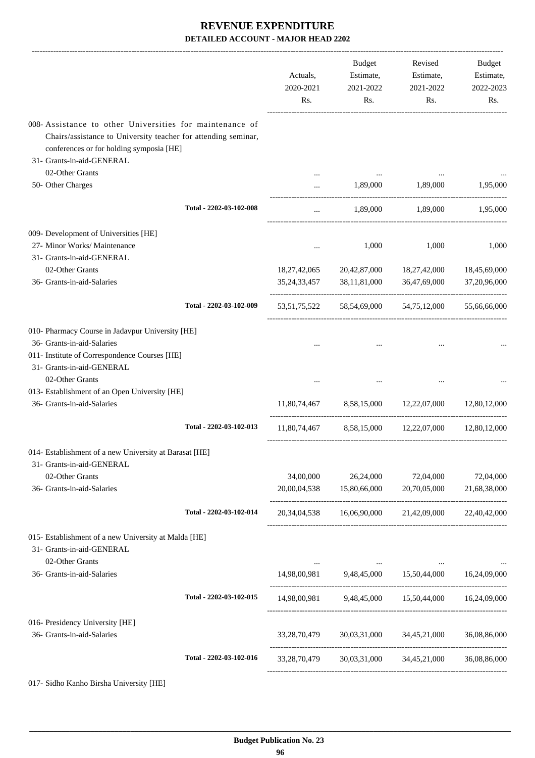# REVENUE EXPENDITURE

**DETAILED ACCOUNT - MAJOR HEAD 2202**

| | Actuals, 2020-2021 Rs. | Budget Estimate, 2021-2022 Rs. | Revised Estimate, 2021-2022 Rs. | Budget Estimate, 2022-2023 Rs. |
|---|---|---|---|---|
| 008- Assistance to other Universities for maintenance of Chairs/assistance to University teacher for attending seminar, conferences or for holding symposia [HE] | | | | |
| 31- Grants-in-aid-GENERAL | | | | |
| 02-Other Grants | ... | ... | ... | ... |
| 50- Other Charges | ... | 1,89,000 | 1,89,000 | 1,95,000 |
| Total - 2202-03-102-008 | ... | 1,89,000 | 1,89,000 | 1,95,000 |
| 009- Development of Universities [HE] | | | | |
| 27- Minor Works/ Maintenance | ... | 1,000 | 1,000 | 1,000 |
| 31- Grants-in-aid-GENERAL | | | | |
| 02-Other Grants | 18,27,42,065 | 20,42,87,000 | 18,27,42,000 | 18,45,69,000 |
| 36- Grants-in-aid-Salaries | 35,24,33,457 | 38,11,81,000 | 36,47,69,000 | 37,20,96,000 |
| Total - 2202-03-102-009 | 53,51,75,522 | 58,54,69,000 | 54,75,12,000 | 55,66,66,000 |
| 010- Pharmacy Course in Jadavpur University [HE] | | | | |
| 36- Grants-in-aid-Salaries | ... | ... | ... | ... |
| 011- Institute of Correspondence Courses [HE] | | | | |
| 31- Grants-in-aid-GENERAL | | | | |
| 02-Other Grants | ... | ... | ... | ... |
| 013- Establishment of an Open University [HE] | | | | |
| 36- Grants-in-aid-Salaries | 11,80,74,467 | 8,58,15,000 | 12,22,07,000 | 12,80,12,000 |
| Total - 2202-03-102-013 | 11,80,74,467 | 8,58,15,000 | 12,22,07,000 | 12,80,12,000 |
| 014- Establishment of a new University at Barasat [HE] | | | | |
| 31- Grants-in-aid-GENERAL | | | | |
| 02-Other Grants | 34,00,000 | 26,24,000 | 72,04,000 | 72,04,000 |
| 36- Grants-in-aid-Salaries | 20,00,04,538 | 15,80,66,000 | 20,70,05,000 | 21,68,38,000 |
| Total - 2202-03-102-014 | 20,34,04,538 | 16,06,90,000 | 21,42,09,000 | 22,40,42,000 |
| 015- Establishment of a new University at Malda [HE] | | | | |
| 31- Grants-in-aid-GENERAL | | | | |
| 02-Other Grants | ... | ... | ... | ... |
| 36- Grants-in-aid-Salaries | 14,98,00,981 | 9,48,45,000 | 15,50,44,000 | 16,24,09,000 |
| Total - 2202-03-102-015 | 14,98,00,981 | 9,48,45,000 | 15,50,44,000 | 16,24,09,000 |
| 016- Presidency University [HE] | | | | |
| 36- Grants-in-aid-Salaries | 33,28,70,479 | 30,03,31,000 | 34,45,21,000 | 36,08,86,000 |
| Total - 2202-03-102-016 | 33,28,70,479 | 30,03,31,000 | 34,45,21,000 | 36,08,86,000 |

017- Sidho Kanho Birsha University [HE]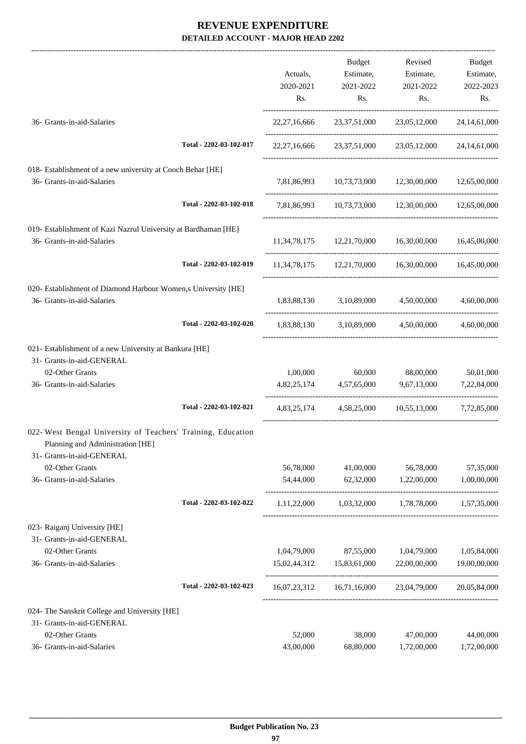# REVENUE EXPENDITURE

## DETAILED ACCOUNT - MAJOR HEAD 2202

| | Actuals, 2020-2021 Rs. | Budget Estimate, 2021-2022 Rs. | Revised Estimate, 2021-2022 Rs. | Budget Estimate, 2022-2023 Rs. |
|---|---|---|---|---|
| 36- Grants-in-aid-Salaries | 22,27,16,666 | 23,37,51,000 | 23,05,12,000 | 24,14,61,000 |
| Total - 2202-03-102-017 | 22,27,16,666 | 23,37,51,000 | 23,05,12,000 | 24,14,61,000 |
| 018- Establishment of a new university at Cooch Behar [HE] | | | | |
| 36- Grants-in-aid-Salaries | 7,81,86,993 | 10,73,73,000 | 12,30,00,000 | 12,65,00,000 |
| Total - 2202-03-102-018 | 7,81,86,993 | 10,73,73,000 | 12,30,00,000 | 12,65,00,000 |
| 019- Establishment of Kazi Nazrul University at Bardhaman [HE] | | | | |
| 36- Grants-in-aid-Salaries | 11,34,78,175 | 12,21,70,000 | 16,30,00,000 | 16,45,00,000 |
| Total - 2202-03-102-019 | 11,34,78,175 | 12,21,70,000 | 16,30,00,000 | 16,45,00,000 |
| 020- Establishment of Diamond Harbour Women,s University [HE] | | | | |
| 36- Grants-in-aid-Salaries | 1,83,88,130 | 3,10,89,000 | 4,50,00,000 | 4,60,00,000 |
| Total - 2202-03-102-020 | 1,83,88,130 | 3,10,89,000 | 4,50,00,000 | 4,60,00,000 |
| 021- Establishment of a new University at Bankura [HE] | | | | |
| 31- Grants-in-aid-GENERAL | | | | |
| 02-Other Grants | 1,00,000 | 60,000 | 88,00,000 | 50,01,000 |
| 36- Grants-in-aid-Salaries | 4,82,25,174 | 4,57,65,000 | 9,67,13,000 | 7,22,84,000 |
| Total - 2202-03-102-021 | 4,83,25,174 | 4,58,25,000 | 10,55,13,000 | 7,72,85,000 |
| 022- West Bengal University of Teachers' Training, Education Planning and Administration [HE] | | | | |
| 31- Grants-in-aid-GENERAL | | | | |
| 02-Other Grants | 56,78,000 | 41,00,000 | 56,78,000 | 57,35,000 |
| 36- Grants-in-aid-Salaries | 54,44,000 | 62,32,000 | 1,22,00,000 | 1,00,00,000 |
| Total - 2202-03-102-022 | 1,11,22,000 | 1,03,32,000 | 1,78,78,000 | 1,57,35,000 |
| 023- Raiganj University [HE] | | | | |
| 31- Grants-in-aid-GENERAL | | | | |
| 02-Other Grants | 1,04,79,000 | 87,55,000 | 1,04,79,000 | 1,05,84,000 |
| 36- Grants-in-aid-Salaries | 15,02,44,312 | 15,83,61,000 | 22,00,00,000 | 19,00,00,000 |
| Total - 2202-03-102-023 | 16,07,23,312 | 16,71,16,000 | 23,04,79,000 | 20,05,84,000 |
| 024- The Sanskrit College and University [HE] | | | | |
| 31- Grants-in-aid-GENERAL | | | | |
| 02-Other Grants | 52,000 | 38,000 | 47,00,000 | 44,00,000 |
| 36- Grants-in-aid-Salaries | 43,00,000 | 68,80,000 | 1,72,00,000 | 1,72,00,000 |

**Budget Publication No. 23**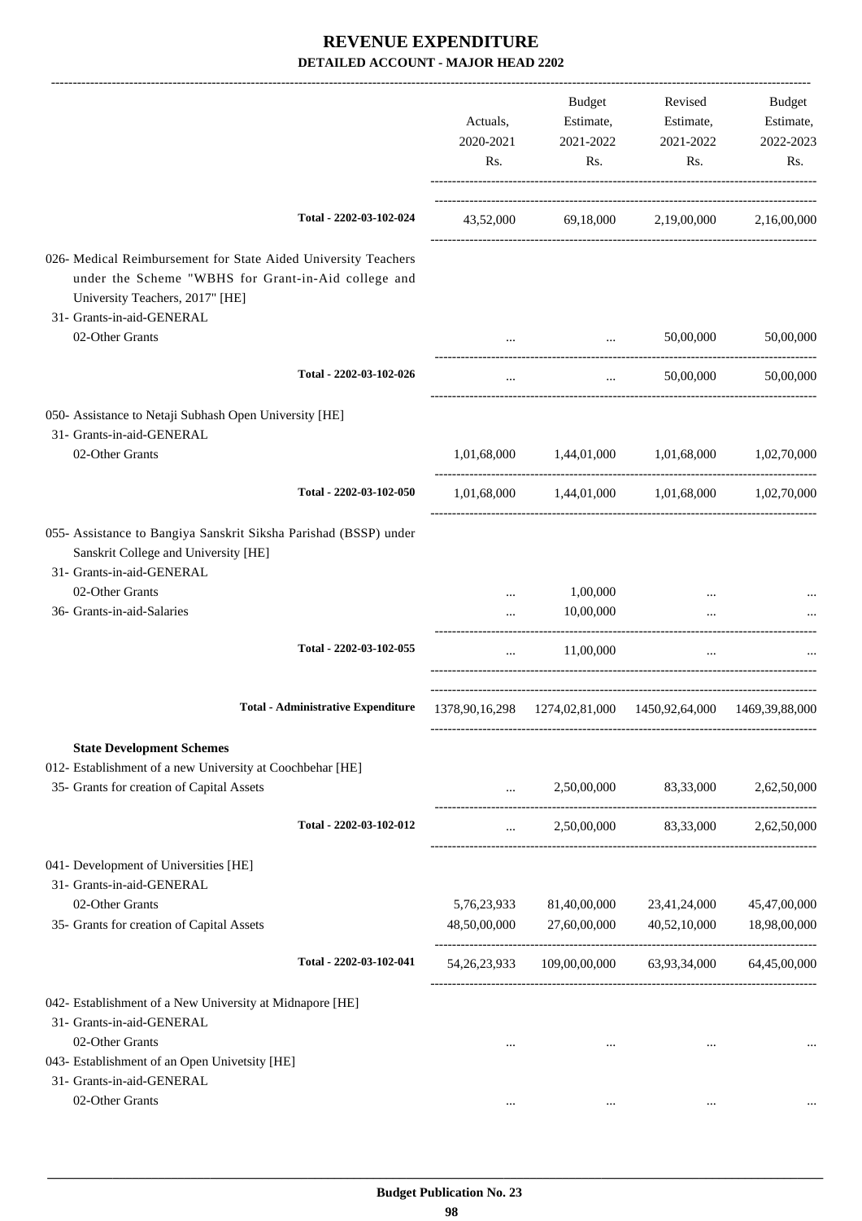# REVENUE EXPENDITURE

## DETAILED ACCOUNT - MAJOR HEAD 2202

| | Actuals, 2020-2021 Rs. | Budget Estimate, 2021-2022 Rs. | Revised Estimate, 2021-2022 Rs. | Budget Estimate, 2022-2023 Rs. |
|---|---|---|---|---|
| Total - 2202-03-102-024 | 43,52,000 | 69,18,000 | 2,19,00,000 | 2,16,00,000 |
| 026- Medical Reimbursement for State Aided University Teachers under the Scheme "WBHS for Grant-in-Aid college and University Teachers, 2017" [HE] | | | | |
| 31- Grants-in-aid-GENERAL | | | | |
| 02-Other Grants | ... | ... | 50,00,000 | 50,00,000 |
| Total - 2202-03-102-026 | ... | ... | 50,00,000 | 50,00,000 |
| 050- Assistance to Netaji Subhash Open University [HE] | | | | |
| 31- Grants-in-aid-GENERAL | | | | |
| 02-Other Grants | 1,01,68,000 | 1,44,01,000 | 1,01,68,000 | 1,02,70,000 |
| Total - 2202-03-102-050 | 1,01,68,000 | 1,44,01,000 | 1,01,68,000 | 1,02,70,000 |
| 055- Assistance to Bangiya Sanskrit Siksha Parishad (BSSP) under Sanskrit College and University [HE] | | | | |
| 31- Grants-in-aid-GENERAL | | | | |
| 02-Other Grants | ... | 1,00,000 | ... | ... |
| 36- Grants-in-aid-Salaries | ... | 10,00,000 | ... | ... |
| Total - 2202-03-102-055 | ... | 11,00,000 | ... | ... |
| **Total - Administrative Expenditure** | 1378,90,16,298 | 1274,02,81,000 | 1450,92,64,000 | 1469,39,88,000 |
| **State Development Schemes** | | | | |
| 012- Establishment of a new University at Coochbehar [HE] | | | | |
| 35- Grants for creation of Capital Assets | ... | 2,50,00,000 | 83,33,000 | 2,62,50,000 |
| Total - 2202-03-102-012 | ... | 2,50,00,000 | 83,33,000 | 2,62,50,000 |
| 041- Development of Universities [HE] | | | | |
| 31- Grants-in-aid-GENERAL | | | | |
| 02-Other Grants | 5,76,23,933 | 81,40,00,000 | 23,41,24,000 | 45,47,00,000 |
| 35- Grants for creation of Capital Assets | 48,50,00,000 | 27,60,00,000 | 40,52,10,000 | 18,98,00,000 |
| Total - 2202-03-102-041 | 54,26,23,933 | 109,00,00,000 | 63,93,34,000 | 64,45,00,000 |
| 042- Establishment of a New University at Midnapore [HE] | | | | |
| 31- Grants-in-aid-GENERAL | | | | |
| 02-Other Grants | ... | ... | ... | ... |
| 043- Establishment of an Open Univetsity [HE] | | | | |
| 31- Grants-in-aid-GENERAL | | | | |
| 02-Other Grants | ... | ... | ... | ... |

Budget Publication No. 23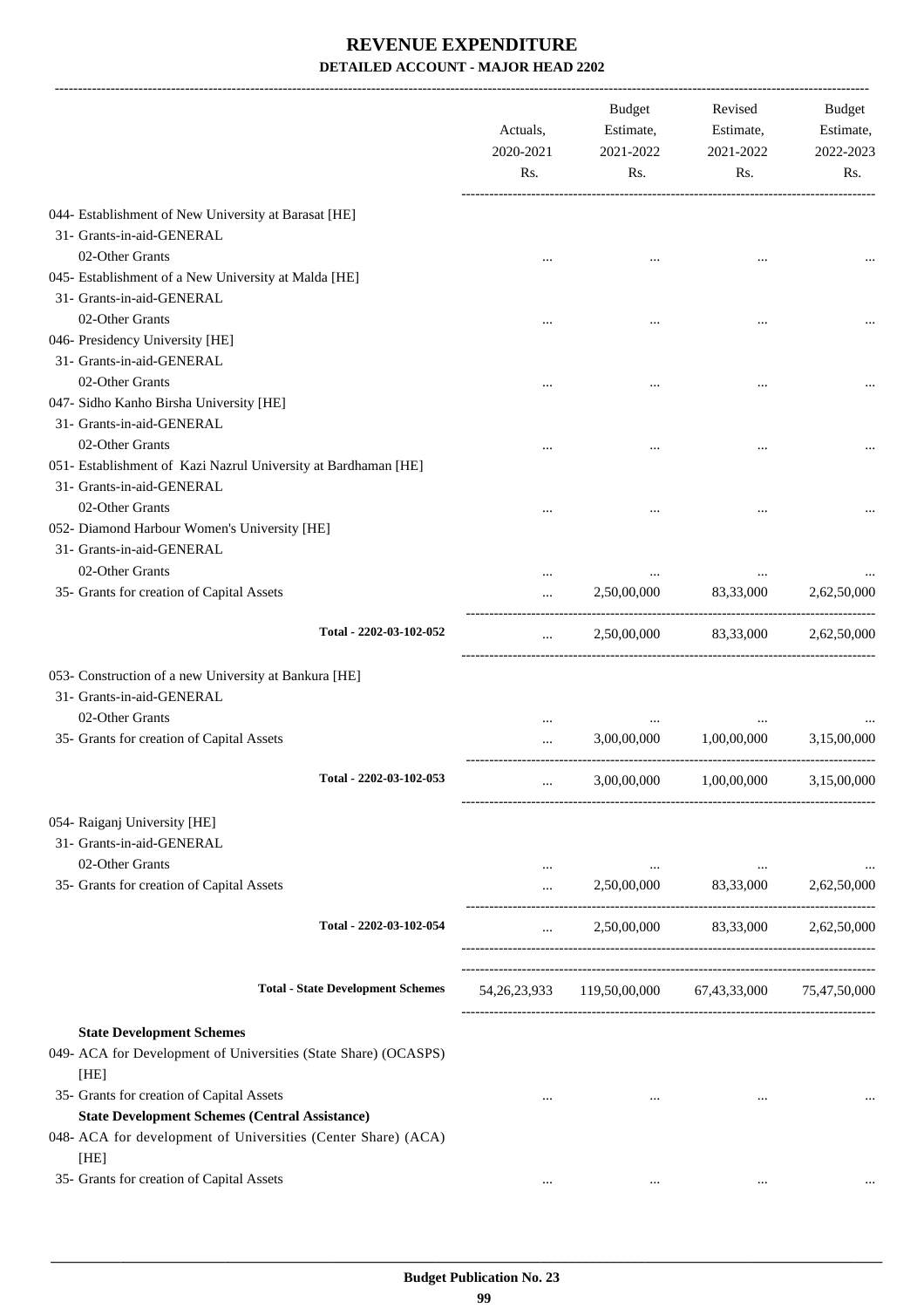# REVENUE EXPENDITURE

**DETAILED ACCOUNT - MAJOR HEAD 2202**

| | Actuals, 2020-2021 Rs. | Budget Estimate, 2021-2022 Rs. | Revised Estimate, 2021-2022 Rs. | Budget Estimate, 2022-2023 Rs. |
|---|---|---|---|---|
| 044- Establishment of New University at Barasat [HE] | | | | |
| 31- Grants-in-aid-GENERAL | | | | |
| 02-Other Grants | ... | ... | ... | ... |
| 045- Establishment of a New University at Malda [HE] | | | | |
| 31- Grants-in-aid-GENERAL | | | | |
| 02-Other Grants | ... | ... | ... | ... |
| 046- Presidency University [HE] | | | | |
| 31- Grants-in-aid-GENERAL | | | | |
| 02-Other Grants | ... | ... | ... | ... |
| 047- Sidho Kanho Birsha University [HE] | | | | |
| 31- Grants-in-aid-GENERAL | | | | |
| 02-Other Grants | ... | ... | ... | ... |
| 051- Establishment of Kazi Nazrul University at Bardhaman [HE] | | | | |
| 31- Grants-in-aid-GENERAL | | | | |
| 02-Other Grants | ... | ... | ... | ... |
| 052- Diamond Harbour Women's University [HE] | | | | |
| 31- Grants-in-aid-GENERAL | | | | |
| 02-Other Grants | ... | ... | ... | ... |
| 35- Grants for creation of Capital Assets | ... | 2,50,00,000 | 83,33,000 | 2,62,50,000 |
| **Total - 2202-03-102-052** | ... | 2,50,00,000 | 83,33,000 | 2,62,50,000 |
| 053- Construction of a new University at Bankura [HE] | | | | |
| 31- Grants-in-aid-GENERAL | | | | |
| 02-Other Grants | ... | ... | ... | ... |
| 35- Grants for creation of Capital Assets | ... | 3,00,00,000 | 1,00,00,000 | 3,15,00,000 |
| **Total - 2202-03-102-053** | ... | 3,00,00,000 | 1,00,00,000 | 3,15,00,000 |
| 054- Raiganj University [HE] | | | | |
| 31- Grants-in-aid-GENERAL | | | | |
| 02-Other Grants | ... | ... | ... | ... |
| 35- Grants for creation of Capital Assets | ... | 2,50,00,000 | 83,33,000 | 2,62,50,000 |
| **Total - 2202-03-102-054** | ... | 2,50,00,000 | 83,33,000 | 2,62,50,000 |
| **Total - State Development Schemes** | 54,26,23,933 | 119,50,00,000 | 67,43,33,000 | 75,47,50,000 |
| **State Development Schemes** | | | | |
| 049- ACA for Development of Universities (State Share) (OCASPS) [HE] | | | | |
| 35- Grants for creation of Capital Assets | ... | ... | ... | ... |
| **State Development Schemes (Central Assistance)** | | | | |
| 048- ACA for development of Universities (Center Share) (ACA) [HE] | | | | |
| 35- Grants for creation of Capital Assets | ... | ... | ... | ... |

**Budget Publication No. 23**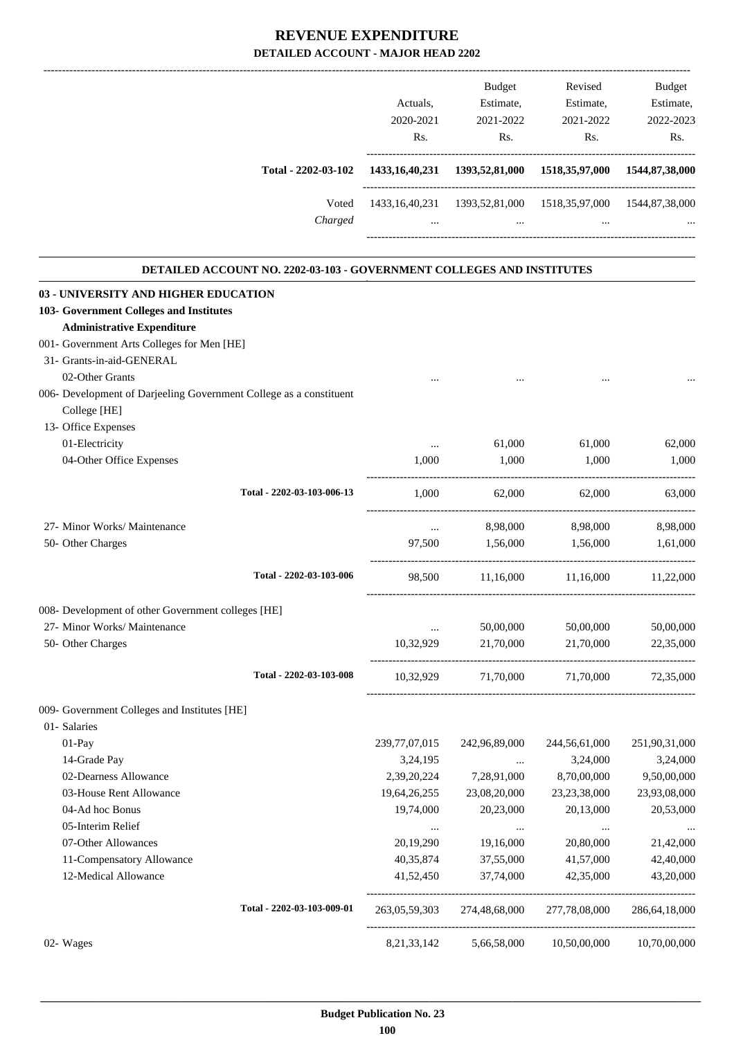# REVENUE EXPENDITURE

## DETAILED ACCOUNT - MAJOR HEAD 2202

| | Actuals, 2020-2021 Rs. | Budget Estimate, 2021-2022 Rs. | Revised Estimate, 2021-2022 Rs. | Budget Estimate, 2022-2023 Rs. |
|---|---|---|---|---|
| **Total - 2202-03-102** | **1433,16,40,231** | **1393,52,81,000** | **1518,35,97,000** | **1544,87,38,000** |
| Voted | 1433,16,40,231 | 1393,52,81,000 | 1518,35,97,000 | 1544,87,38,000 |
| *Charged* | ... | ... | ... | ... |

### DETAILED ACCOUNT NO. 2202-03-103 - GOVERNMENT COLLEGES AND INSTITUTES

| | Actuals, 2020-2021 Rs. | Budget Estimate, 2021-2022 Rs. | Revised Estimate, 2021-2022 Rs. | Budget Estimate, 2022-2023 Rs. |
|---|---|---|---|---|
| **03 - UNIVERSITY AND HIGHER EDUCATION** | | | | |
| **103- Government Colleges and Institutes** | | | | |
| **Administrative Expenditure** | | | | |
| 001- Government Arts Colleges for Men [HE] | | | | |
| 31- Grants-in-aid-GENERAL | | | | |
| 02-Other Grants | ... | ... | ... | ... |
| 006- Development of Darjeeling Government College as a constituent College [HE] | | | | |
| 13- Office Expenses | | | | |
| 01-Electricity | ... | 61,000 | 61,000 | 62,000 |
| 04-Other Office Expenses | 1,000 | 1,000 | 1,000 | 1,000 |
| **Total - 2202-03-103-006-13** | 1,000 | 62,000 | 62,000 | 63,000 |
| 27- Minor Works/ Maintenance | ... | 8,98,000 | 8,98,000 | 8,98,000 |
| 50- Other Charges | 97,500 | 1,56,000 | 1,56,000 | 1,61,000 |
| **Total - 2202-03-103-006** | 98,500 | 11,16,000 | 11,16,000 | 11,22,000 |
| 008- Development of other Government colleges [HE] | | | | |
| 27- Minor Works/ Maintenance | ... | 50,00,000 | 50,00,000 | 50,00,000 |
| 50- Other Charges | 10,32,929 | 21,70,000 | 21,70,000 | 22,35,000 |
| **Total - 2202-03-103-008** | 10,32,929 | 71,70,000 | 71,70,000 | 72,35,000 |
| 009- Government Colleges and Institutes [HE] | | | | |
| 01- Salaries | | | | |
| 01-Pay | 239,77,07,015 | 242,96,89,000 | 244,56,61,000 | 251,90,31,000 |
| 14-Grade Pay | 3,24,195 | ... | 3,24,000 | 3,24,000 |
| 02-Dearness Allowance | 2,39,20,224 | 7,28,91,000 | 8,70,00,000 | 9,50,00,000 |
| 03-House Rent Allowance | 19,64,26,255 | 23,08,20,000 | 23,23,38,000 | 23,93,08,000 |
| 04-Ad hoc Bonus | 19,74,000 | 20,23,000 | 20,13,000 | 20,53,000 |
| 05-Interim Relief | ... | ... | ... | ... |
| 07-Other Allowances | 20,19,290 | 19,16,000 | 20,80,000 | 21,42,000 |
| 11-Compensatory Allowance | 40,35,874 | 37,55,000 | 41,57,000 | 42,40,000 |
| 12-Medical Allowance | 41,52,450 | 37,74,000 | 42,35,000 | 43,20,000 |
| **Total - 2202-03-103-009-01** | 263,05,59,303 | 274,48,68,000 | 277,78,08,000 | 286,64,18,000 |
| 02- Wages | 8,21,33,142 | 5,66,58,000 | 10,50,00,000 | 10,70,00,000 |

**Budget Publication No. 23**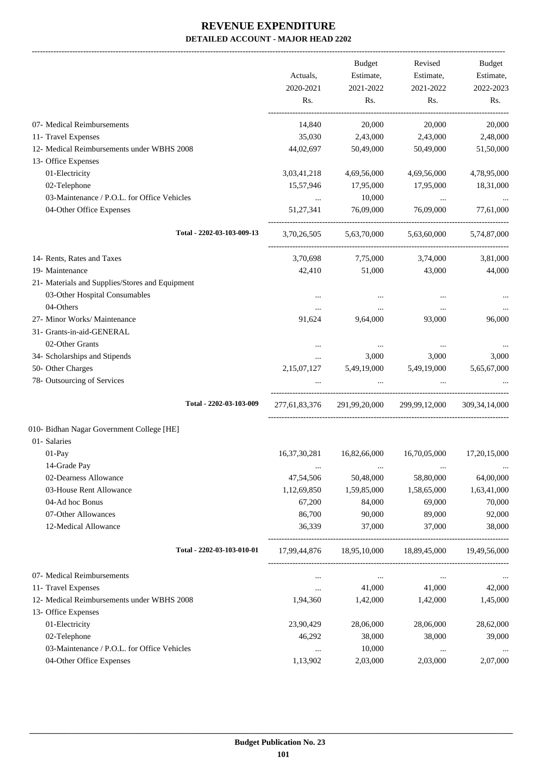# REVENUE EXPENDITURE

**DETAILED ACCOUNT - MAJOR HEAD 2202**

| | Actuals, 2020-2021 Rs. | Budget Estimate, 2021-2022 Rs. | Revised Estimate, 2021-2022 Rs. | Budget Estimate, 2022-2023 Rs. |
|---|---|---|---|---|
| 07- Medical Reimbursements | 14,840 | 20,000 | 20,000 | 20,000 |
| 11- Travel Expenses | 35,030 | 2,43,000 | 2,43,000 | 2,48,000 |
| 12- Medical Reimbursements under WBHS 2008 | 44,02,697 | 50,49,000 | 50,49,000 | 51,50,000 |
| 13- Office Expenses | | | | |
| 01-Electricity | 3,03,41,218 | 4,69,56,000 | 4,69,56,000 | 4,78,95,000 |
| 02-Telephone | 15,57,946 | 17,95,000 | 17,95,000 | 18,31,000 |
| 03-Maintenance / P.O.L. for Office Vehicles | ... | 10,000 | ... | ... |
| 04-Other Office Expenses | 51,27,341 | 76,09,000 | 76,09,000 | 77,61,000 |
| Total - 2202-03-103-009-13 | 3,70,26,505 | 5,63,70,000 | 5,63,60,000 | 5,74,87,000 |
| 14- Rents, Rates and Taxes | 3,70,698 | 7,75,000 | 3,74,000 | 3,81,000 |
| 19- Maintenance | 42,410 | 51,000 | 43,000 | 44,000 |
| 21- Materials and Supplies/Stores and Equipment | | | | |
| 03-Other Hospital Consumables | ... | ... | ... | ... |
| 04-Others | ... | ... | ... | ... |
| 27- Minor Works/ Maintenance | 91,624 | 9,64,000 | 93,000 | 96,000 |
| 31- Grants-in-aid-GENERAL | | | | |
| 02-Other Grants | ... | ... | ... | ... |
| 34- Scholarships and Stipends | ... | 3,000 | 3,000 | 3,000 |
| 50- Other Charges | 2,15,07,127 | 5,49,19,000 | 5,49,19,000 | 5,65,67,000 |
| 78- Outsourcing of Services | ... | ... | ... | ... |
| Total - 2202-03-103-009 | 277,61,83,376 | 291,99,20,000 | 299,99,12,000 | 309,34,14,000 |
| 010- Bidhan Nagar Government College [HE] | | | | |
| 01- Salaries | | | | |
| 01-Pay | 16,37,30,281 | 16,82,66,000 | 16,70,05,000 | 17,20,15,000 |
| 14-Grade Pay | ... | ... | ... | ... |
| 02-Dearness Allowance | 47,54,506 | 50,48,000 | 58,80,000 | 64,00,000 |
| 03-House Rent Allowance | 1,12,69,850 | 1,59,85,000 | 1,58,65,000 | 1,63,41,000 |
| 04-Ad hoc Bonus | 67,200 | 84,000 | 69,000 | 70,000 |
| 07-Other Allowances | 86,700 | 90,000 | 89,000 | 92,000 |
| 12-Medical Allowance | 36,339 | 37,000 | 37,000 | 38,000 |
| Total - 2202-03-103-010-01 | 17,99,44,876 | 18,95,10,000 | 18,89,45,000 | 19,49,56,000 |
| 07- Medical Reimbursements | ... | ... | ... | ... |
| 11- Travel Expenses | ... | 41,000 | 41,000 | 42,000 |
| 12- Medical Reimbursements under WBHS 2008 | 1,94,360 | 1,42,000 | 1,42,000 | 1,45,000 |
| 13- Office Expenses | | | | |
| 01-Electricity | 23,90,429 | 28,06,000 | 28,06,000 | 28,62,000 |
| 02-Telephone | 46,292 | 38,000 | 38,000 | 39,000 |
| 03-Maintenance / P.O.L. for Office Vehicles | ... | 10,000 | ... | ... |
| 04-Other Office Expenses | 1,13,902 | 2,03,000 | 2,03,000 | 2,07,000 |

**Budget Publication No. 23**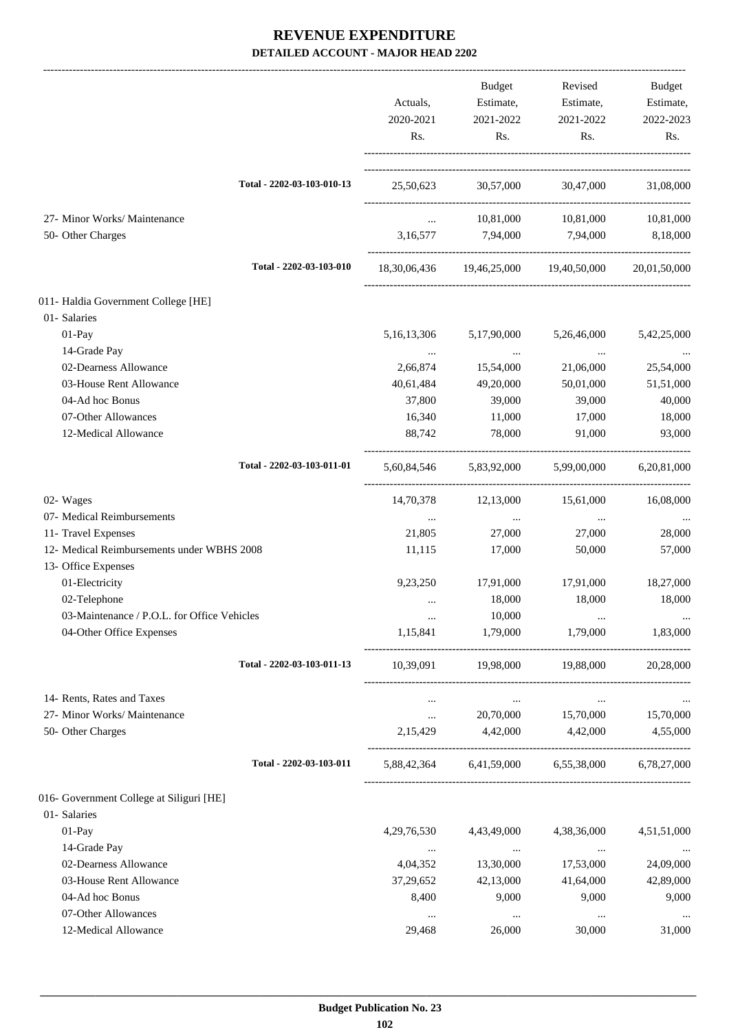# REVENUE EXPENDITURE

## DETAILED ACCOUNT - MAJOR HEAD 2202

| | Actuals, 2020-2021 Rs. | Budget Estimate, 2021-2022 Rs. | Revised Estimate, 2021-2022 Rs. | Budget Estimate, 2022-2023 Rs. |
|---|---|---|---|---|
| Total - 2202-03-103-010-13 | 25,50,623 | 30,57,000 | 30,47,000 | 31,08,000 |
| 27- Minor Works/ Maintenance | ... | 10,81,000 | 10,81,000 | 10,81,000 |
| 50- Other Charges | 3,16,577 | 7,94,000 | 7,94,000 | 8,18,000 |
| Total - 2202-03-103-010 | 18,30,06,436 | 19,46,25,000 | 19,40,50,000 | 20,01,50,000 |
| 011- Haldia Government College [HE] | | | | |
| 01- Salaries | | | | |
| 01-Pay | 5,16,13,306 | 5,17,90,000 | 5,26,46,000 | 5,42,25,000 |
| 14-Grade Pay | ... | ... | ... | ... |
| 02-Dearness Allowance | 2,66,874 | 15,54,000 | 21,06,000 | 25,54,000 |
| 03-House Rent Allowance | 40,61,484 | 49,20,000 | 50,01,000 | 51,51,000 |
| 04-Ad hoc Bonus | 37,800 | 39,000 | 39,000 | 40,000 |
| 07-Other Allowances | 16,340 | 11,000 | 17,000 | 18,000 |
| 12-Medical Allowance | 88,742 | 78,000 | 91,000 | 93,000 |
| Total - 2202-03-103-011-01 | 5,60,84,546 | 5,83,92,000 | 5,99,00,000 | 6,20,81,000 |
| 02- Wages | 14,70,378 | 12,13,000 | 15,61,000 | 16,08,000 |
| 07- Medical Reimbursements | ... | ... | ... | ... |
| 11- Travel Expenses | 21,805 | 27,000 | 27,000 | 28,000 |
| 12- Medical Reimbursements under WBHS 2008 | 11,115 | 17,000 | 50,000 | 57,000 |
| 13- Office Expenses | | | | |
| 01-Electricity | 9,23,250 | 17,91,000 | 17,91,000 | 18,27,000 |
| 02-Telephone | ... | 18,000 | 18,000 | 18,000 |
| 03-Maintenance / P.O.L. for Office Vehicles | ... | 10,000 | ... | ... |
| 04-Other Office Expenses | 1,15,841 | 1,79,000 | 1,79,000 | 1,83,000 |
| Total - 2202-03-103-011-13 | 10,39,091 | 19,98,000 | 19,88,000 | 20,28,000 |
| 14- Rents, Rates and Taxes | ... | ... | ... | ... |
| 27- Minor Works/ Maintenance | ... | 20,70,000 | 15,70,000 | 15,70,000 |
| 50- Other Charges | 2,15,429 | 4,42,000 | 4,42,000 | 4,55,000 |
| Total - 2202-03-103-011 | 5,88,42,364 | 6,41,59,000 | 6,55,38,000 | 6,78,27,000 |
| 016- Government College at Siliguri [HE] | | | | |
| 01- Salaries | | | | |
| 01-Pay | 4,29,76,530 | 4,43,49,000 | 4,38,36,000 | 4,51,51,000 |
| 14-Grade Pay | ... | ... | ... | ... |
| 02-Dearness Allowance | 4,04,352 | 13,30,000 | 17,53,000 | 24,09,000 |
| 03-House Rent Allowance | 37,29,652 | 42,13,000 | 41,64,000 | 42,89,000 |
| 04-Ad hoc Bonus | 8,400 | 9,000 | 9,000 | 9,000 |
| 07-Other Allowances | ... | ... | ... | ... |
| 12-Medical Allowance | 29,468 | 26,000 | 30,000 | 31,000 |

Budget Publication No. 23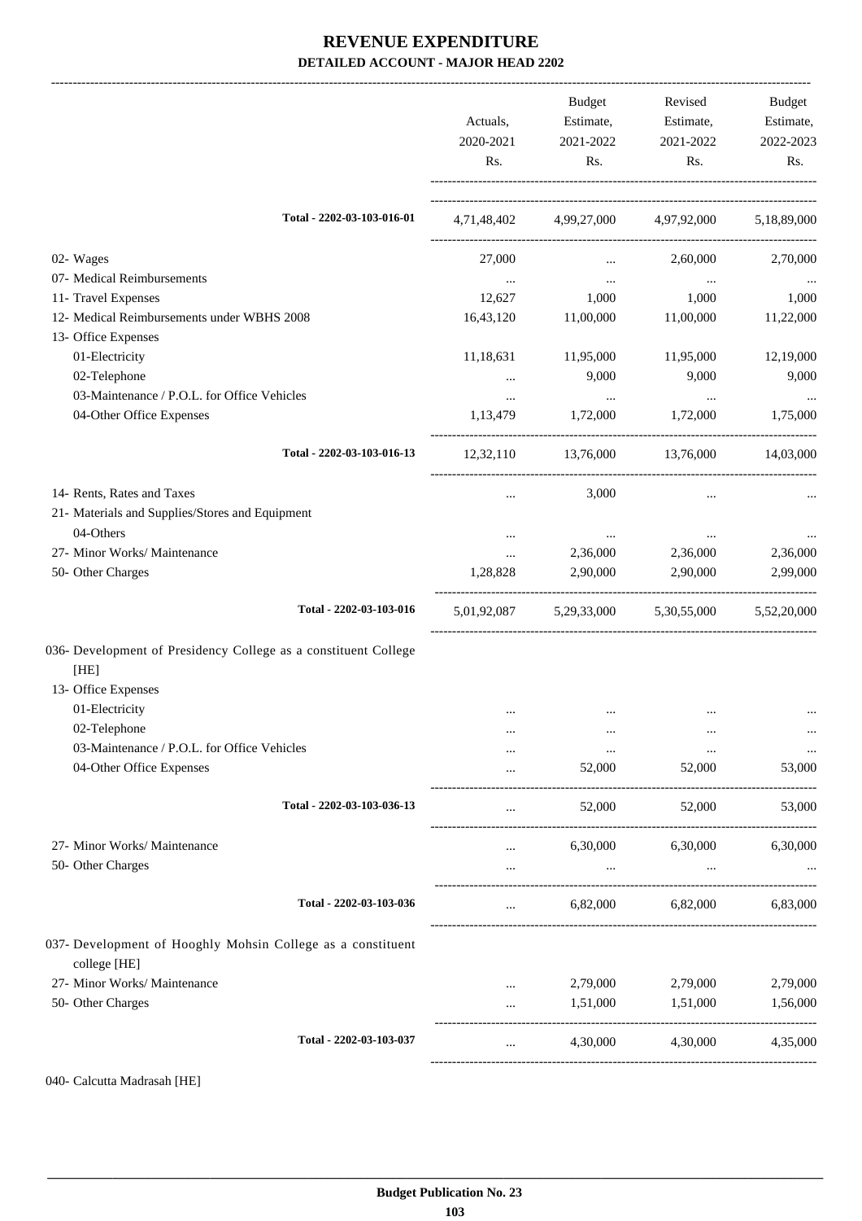# REVENUE EXPENDITURE

**DETAILED ACCOUNT - MAJOR HEAD 2202**

| | Actuals, 2020-2021 Rs. | Budget Estimate, 2021-2022 Rs. | Revised Estimate, 2021-2022 Rs. | Budget Estimate, 2022-2023 Rs. |
|---|---|---|---|---|
| **Total - 2202-03-103-016-01** | 4,71,48,402 | 4,99,27,000 | 4,97,92,000 | 5,18,89,000 |
| 02- Wages | 27,000 | ... | 2,60,000 | 2,70,000 |
| 07- Medical Reimbursements | ... | ... | ... | ... |
| 11- Travel Expenses | 12,627 | 1,000 | 1,000 | 1,000 |
| 12- Medical Reimbursements under WBHS 2008 | 16,43,120 | 11,00,000 | 11,00,000 | 11,22,000 |
| 13- Office Expenses | | | | |
| 01-Electricity | 11,18,631 | 11,95,000 | 11,95,000 | 12,19,000 |
| 02-Telephone | ... | 9,000 | 9,000 | 9,000 |
| 03-Maintenance / P.O.L. for Office Vehicles | ... | ... | ... | ... |
| 04-Other Office Expenses | 1,13,479 | 1,72,000 | 1,72,000 | 1,75,000 |
| **Total - 2202-03-103-016-13** | 12,32,110 | 13,76,000 | 13,76,000 | 14,03,000 |
| 14- Rents, Rates and Taxes | ... | 3,000 | ... | ... |
| 21- Materials and Supplies/Stores and Equipment | | | | |
| 04-Others | ... | ... | ... | ... |
| 27- Minor Works/ Maintenance | ... | 2,36,000 | 2,36,000 | 2,36,000 |
| 50- Other Charges | 1,28,828 | 2,90,000 | 2,90,000 | 2,99,000 |
| **Total - 2202-03-103-016** | 5,01,92,087 | 5,29,33,000 | 5,30,55,000 | 5,52,20,000 |
| 036- Development of Presidency College as a constituent College [HE] | | | | |
| 13- Office Expenses | | | | |
| 01-Electricity | ... | ... | ... | ... |
| 02-Telephone | ... | ... | ... | ... |
| 03-Maintenance / P.O.L. for Office Vehicles | ... | ... | ... | ... |
| 04-Other Office Expenses | ... | 52,000 | 52,000 | 53,000 |
| **Total - 2202-03-103-036-13** | ... | 52,000 | 52,000 | 53,000 |
| 27- Minor Works/ Maintenance | ... | 6,30,000 | 6,30,000 | 6,30,000 |
| 50- Other Charges | ... | ... | ... | ... |
| **Total - 2202-03-103-036** | ... | 6,82,000 | 6,82,000 | 6,83,000 |
| 037- Development of Hooghly Mohsin College as a constituent college [HE] | | | | |
| 27- Minor Works/ Maintenance | ... | 2,79,000 | 2,79,000 | 2,79,000 |
| 50- Other Charges | ... | 1,51,000 | 1,51,000 | 1,56,000 |
| **Total - 2202-03-103-037** | ... | 4,30,000 | 4,30,000 | 4,35,000 |
| 040- Calcutta Madrasah [HE] | | | | |

**Budget Publication No. 23**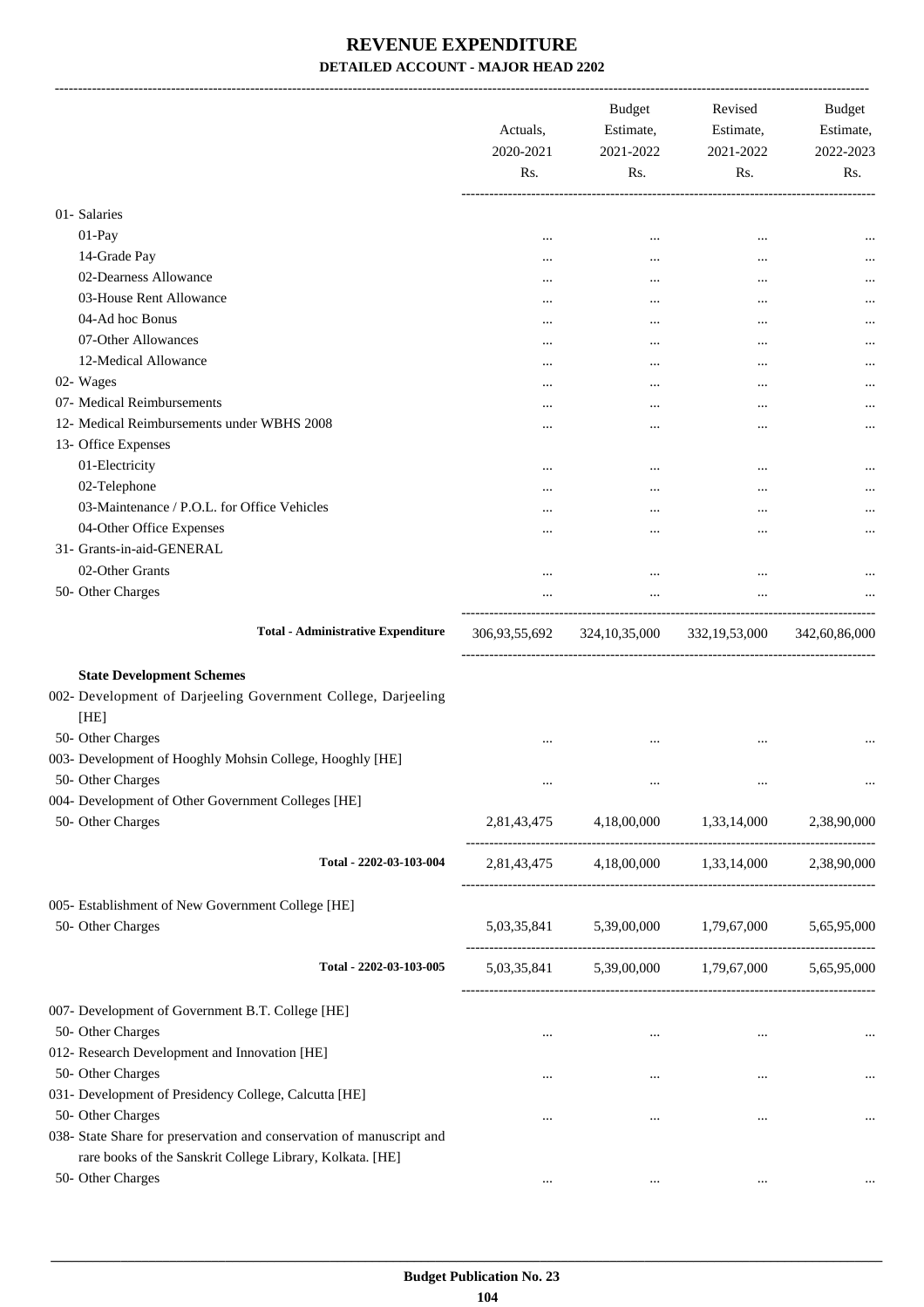# REVENUE EXPENDITURE

## DETAILED ACCOUNT - MAJOR HEAD 2202

| | Actuals, 2020-2021 Rs. | Budget Estimate, 2021-2022 Rs. | Revised Estimate, 2021-2022 Rs. | Budget Estimate, 2022-2023 Rs. |
|---|---|---|---|---|
| 01- Salaries | | | | |
| 01-Pay | ... | ... | ... | ... |
| 14-Grade Pay | ... | ... | ... | ... |
| 02-Dearness Allowance | ... | ... | ... | ... |
| 03-House Rent Allowance | ... | ... | ... | ... |
| 04-Ad hoc Bonus | ... | ... | ... | ... |
| 07-Other Allowances | ... | ... | ... | ... |
| 12-Medical Allowance | ... | ... | ... | ... |
| 02- Wages | ... | ... | ... | ... |
| 07- Medical Reimbursements | ... | ... | ... | ... |
| 12- Medical Reimbursements under WBHS 2008 | ... | ... | ... | ... |
| 13- Office Expenses | | | | |
| 01-Electricity | ... | ... | ... | ... |
| 02-Telephone | ... | ... | ... | ... |
| 03-Maintenance / P.O.L. for Office Vehicles | ... | ... | ... | ... |
| 04-Other Office Expenses | ... | ... | ... | ... |
| 31- Grants-in-aid-GENERAL | | | | |
| 02-Other Grants | ... | ... | ... | ... |
| 50- Other Charges | ... | ... | ... | ... |
| **Total - Administrative Expenditure** | 306,93,55,692 | 324,10,35,000 | 332,19,53,000 | 342,60,86,000 |
| **State Development Schemes** | | | | |
| 002- Development of Darjeeling Government College, Darjeeling [HE] | | | | |
| 50- Other Charges | ... | ... | ... | ... |
| 003- Development of Hooghly Mohsin College, Hooghly [HE] | | | | |
| 50- Other Charges | ... | ... | ... | ... |
| 004- Development of Other Government Colleges [HE] | | | | |
| 50- Other Charges | 2,81,43,475 | 4,18,00,000 | 1,33,14,000 | 2,38,90,000 |
| **Total - 2202-03-103-004** | 2,81,43,475 | 4,18,00,000 | 1,33,14,000 | 2,38,90,000 |
| 005- Establishment of New Government College [HE] | | | | |
| 50- Other Charges | 5,03,35,841 | 5,39,00,000 | 1,79,67,000 | 5,65,95,000 |
| **Total - 2202-03-103-005** | 5,03,35,841 | 5,39,00,000 | 1,79,67,000 | 5,65,95,000 |
| 007- Development of Government B.T. College [HE] | | | | |
| 50- Other Charges | ... | ... | ... | ... |
| 012- Research Development and Innovation [HE] | | | | |
| 50- Other Charges | ... | ... | ... | ... |
| 031- Development of Presidency College, Calcutta [HE] | | | | |
| 50- Other Charges | ... | ... | ... | ... |
| 038- State Share for preservation and conservation of manuscript and rare books of the Sanskrit College Library, Kolkata. [HE] | | | | |
| 50- Other Charges | ... | ... | ... | ... |

Budget Publication No. 23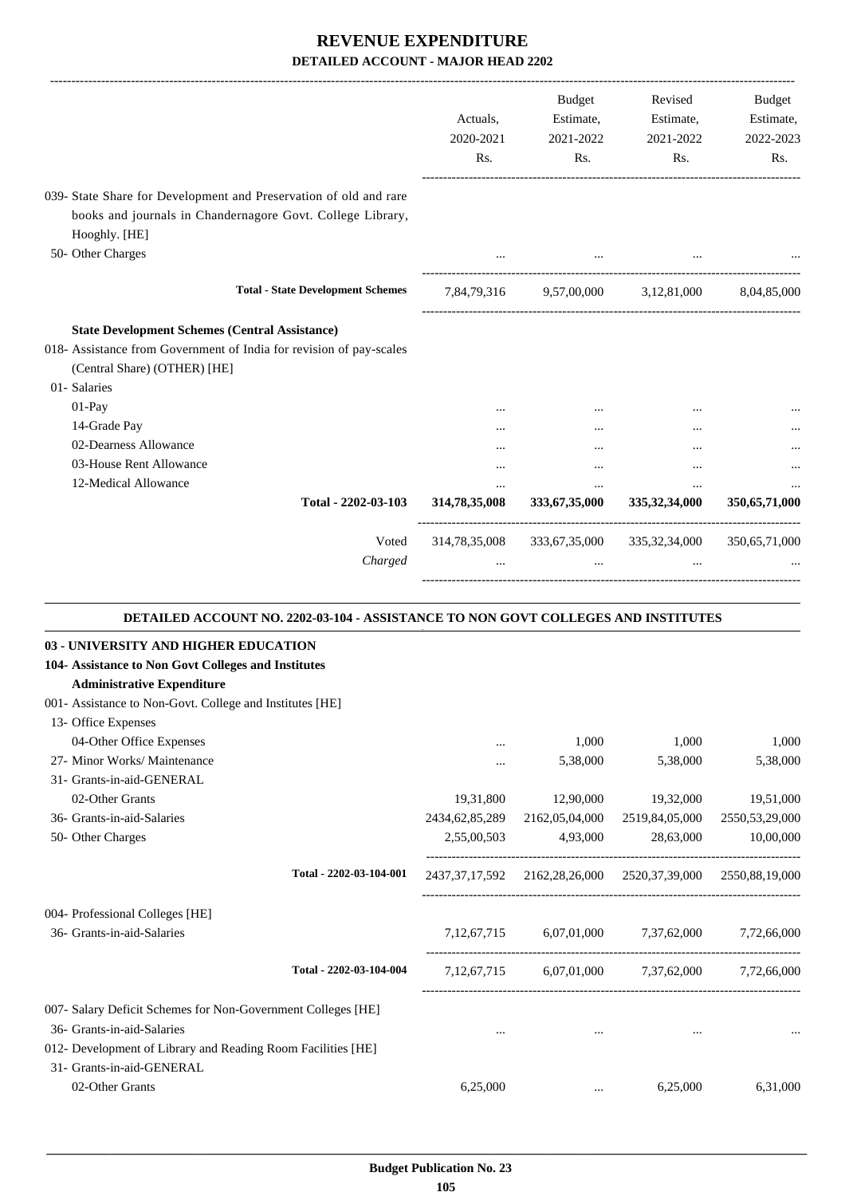# REVENUE EXPENDITURE

## DETAILED ACCOUNT - MAJOR HEAD 2202

| | Actuals, 2020-2021 Rs. | Budget Estimate, 2021-2022 Rs. | Revised Estimate, 2021-2022 Rs. | Budget Estimate, 2022-2023 Rs. |
|---|---|---|---|---|
| 039- State Share for Development and Preservation of old and rare books and journals in Chandernagore Govt. College Library, Hooghly. [HE] | | | | |
| 50- Other Charges | ... | ... | ... | ... |
| **Total - State Development Schemes** | 7,84,79,316 | 9,57,00,000 | 3,12,81,000 | 8,04,85,000 |
| **State Development Schemes (Central Assistance)** | | | | |
| 018- Assistance from Government of India for revision of pay-scales (Central Share) (OTHER) [HE] | | | | |
| 01- Salaries | | | | |
| 01-Pay | ... | ... | ... | ... |
| 14-Grade Pay | ... | ... | ... | ... |
| 02-Dearness Allowance | ... | ... | ... | ... |
| 03-House Rent Allowance | ... | ... | ... | ... |
| 12-Medical Allowance | ... | ... | ... | ... |
| **Total - 2202-03-103** | **314,78,35,008** | **333,67,35,000** | **335,32,34,000** | **350,65,71,000** |
| Voted | 314,78,35,008 | 333,67,35,000 | 335,32,34,000 | 350,65,71,000 |
| *Charged* | ... | ... | ... | ... |

### DETAILED ACCOUNT NO. 2202-03-104 - ASSISTANCE TO NON GOVT COLLEGES AND INSTITUTES

| | Actuals, 2020-2021 Rs. | Budget Estimate, 2021-2022 Rs. | Revised Estimate, 2021-2022 Rs. | Budget Estimate, 2022-2023 Rs. |
|---|---|---|---|---|
| **03 - UNIVERSITY AND HIGHER EDUCATION** | | | | |
| **104- Assistance to Non Govt Colleges and Institutes** | | | | |
| **Administrative Expenditure** | | | | |
| 001- Assistance to Non-Govt. College and Institutes [HE] | | | | |
| 13- Office Expenses | | | | |
| 04-Other Office Expenses | ... | 1,000 | 1,000 | 1,000 |
| 27- Minor Works/ Maintenance | ... | 5,38,000 | 5,38,000 | 5,38,000 |
| 31- Grants-in-aid-GENERAL | | | | |
| 02-Other Grants | 19,31,800 | 12,90,000 | 19,32,000 | 19,51,000 |
| 36- Grants-in-aid-Salaries | 2434,62,85,289 | 2162,05,04,000 | 2519,84,05,000 | 2550,53,29,000 |
| 50- Other Charges | 2,55,00,503 | 4,93,000 | 28,63,000 | 10,00,000 |
| **Total - 2202-03-104-001** | 2437,37,17,592 | 2162,28,26,000 | 2520,37,39,000 | 2550,88,19,000 |
| 004- Professional Colleges [HE] | | | | |
| 36- Grants-in-aid-Salaries | 7,12,67,715 | 6,07,01,000 | 7,37,62,000 | 7,72,66,000 |
| **Total - 2202-03-104-004** | 7,12,67,715 | 6,07,01,000 | 7,37,62,000 | 7,72,66,000 |
| 007- Salary Deficit Schemes for Non-Government Colleges [HE] | | | | |
| 36- Grants-in-aid-Salaries | ... | ... | ... | ... |
| 012- Development of Library and Reading Room Facilities [HE] | | | | |
| 31- Grants-in-aid-GENERAL | | | | |
| 02-Other Grants | 6,25,000 | ... | 6,25,000 | 6,31,000 |

**Budget Publication No. 23**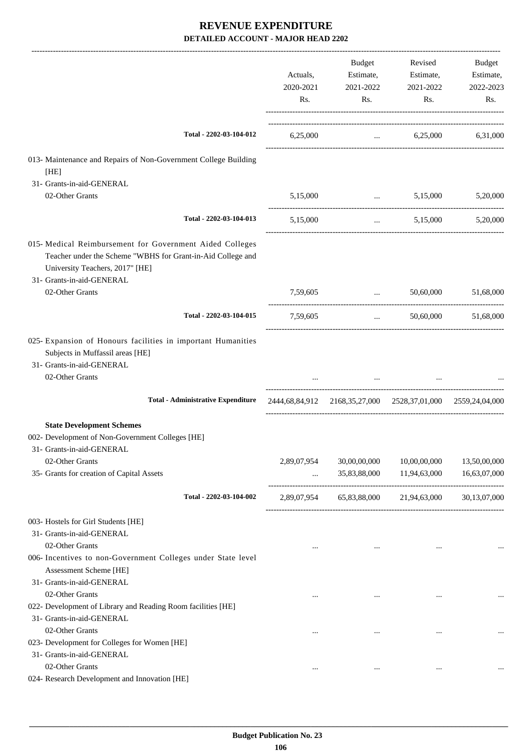# REVENUE EXPENDITURE

## DETAILED ACCOUNT - MAJOR HEAD 2202

| | Actuals, 2020-2021 Rs. | Budget Estimate, 2021-2022 Rs. | Revised Estimate, 2021-2022 Rs. | Budget Estimate, 2022-2023 Rs. |
|---|---|---|---|---|
| **Total - 2202-03-104-012** | 6,25,000 | ... | 6,25,000 | 6,31,000 |
| 013- Maintenance and Repairs of Non-Government College Building [HE] | | | | |
| 31- Grants-in-aid-GENERAL | | | | |
| 02-Other Grants | 5,15,000 | ... | 5,15,000 | 5,20,000 |
| **Total - 2202-03-104-013** | 5,15,000 | ... | 5,15,000 | 5,20,000 |
| 015- Medical Reimbursement for Government Aided Colleges Teacher under the Scheme "WBHS for Grant-in-Aid College and University Teachers, 2017" [HE] | | | | |
| 31- Grants-in-aid-GENERAL | | | | |
| 02-Other Grants | 7,59,605 | ... | 50,60,000 | 51,68,000 |
| **Total - 2202-03-104-015** | 7,59,605 | ... | 50,60,000 | 51,68,000 |
| 025- Expansion of Honours facilities in important Humanities Subjects in Muffassil areas [HE] | | | | |
| 31- Grants-in-aid-GENERAL | | | | |
| 02-Other Grants | ... | ... | ... | ... |
| **Total - Administrative Expenditure** | 2444,68,84,912 | 2168,35,27,000 | 2528,37,01,000 | 2559,24,04,000 |
| **State Development Schemes** | | | | |
| 002- Development of Non-Government Colleges [HE] | | | | |
| 31- Grants-in-aid-GENERAL | | | | |
| 02-Other Grants | 2,89,07,954 | 30,00,00,000 | 10,00,00,000 | 13,50,00,000 |
| 35- Grants for creation of Capital Assets | ... | 35,83,88,000 | 11,94,63,000 | 16,63,07,000 |
| **Total - 2202-03-104-002** | 2,89,07,954 | 65,83,88,000 | 21,94,63,000 | 30,13,07,000 |
| 003- Hostels for Girl Students [HE] | | | | |
| 31- Grants-in-aid-GENERAL | | | | |
| 02-Other Grants | ... | ... | ... | ... |
| 006- Incentives to non-Government Colleges under State level Assessment Scheme [HE] | | | | |
| 31- Grants-in-aid-GENERAL | | | | |
| 02-Other Grants | ... | ... | ... | ... |
| 022- Development of Library and Reading Room facilities [HE] | | | | |
| 31- Grants-in-aid-GENERAL | | | | |
| 02-Other Grants | ... | ... | ... | ... |
| 023- Development for Colleges for Women [HE] | | | | |
| 31- Grants-in-aid-GENERAL | | | | |
| 02-Other Grants | ... | ... | ... | ... |
| 024- Research Development and Innovation [HE] | | | | |

Budget Publication No. 23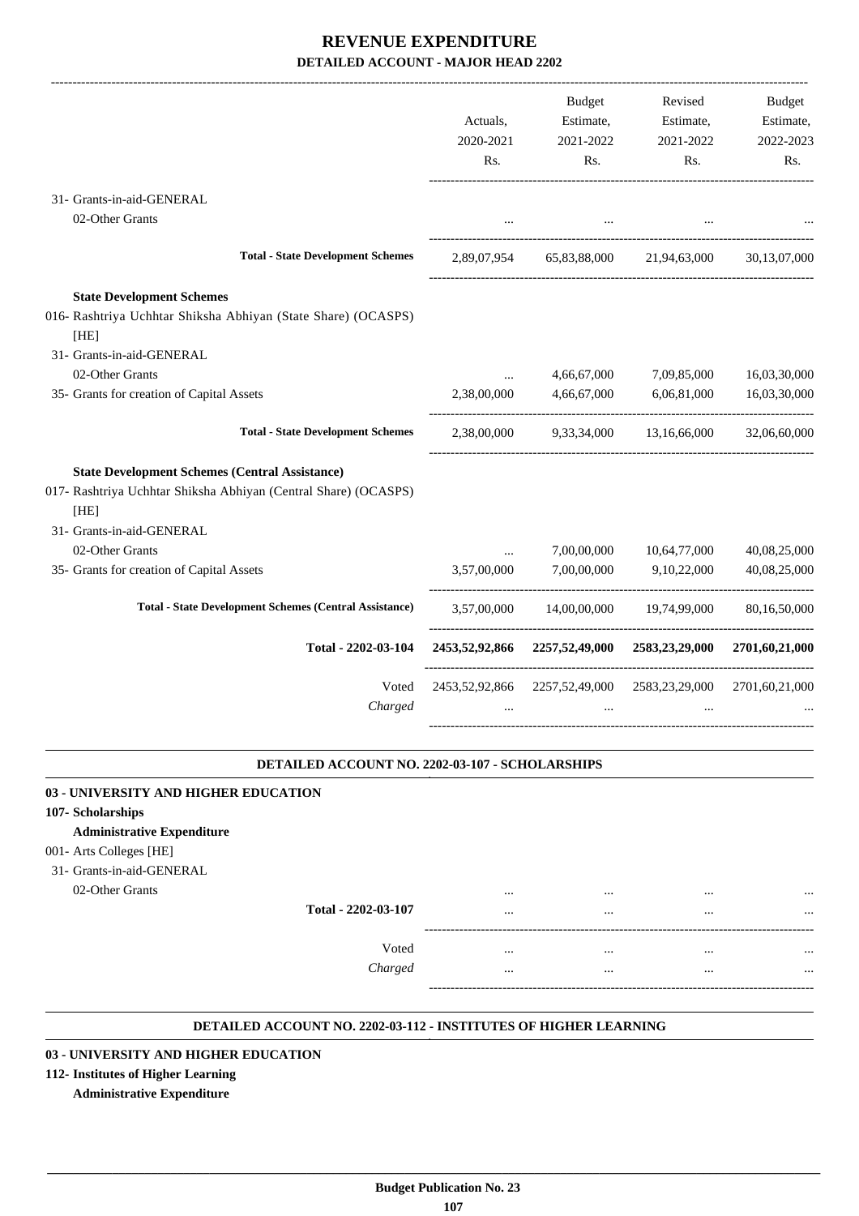# REVENUE EXPENDITURE

## DETAILED ACCOUNT - MAJOR HEAD 2202

| | Actuals, 2020-2021 Rs. | Budget Estimate, 2021-2022 Rs. | Revised Estimate, 2021-2022 Rs. | Budget Estimate, 2022-2023 Rs. |
|---|---|---|---|---|
| 31- Grants-in-aid-GENERAL | | | | |
| 02-Other Grants | ... | ... | ... | ... |
| **Total - State Development Schemes** | 2,89,07,954 | 65,83,88,000 | 21,94,63,000 | 30,13,07,000 |
| **State Development Schemes** | | | | |
| 016- Rashtriya Uchhtar Shiksha Abhiyan (State Share) (OCASPS) [HE] | | | | |
| 31- Grants-in-aid-GENERAL | | | | |
| 02-Other Grants | ... | 4,66,67,000 | 7,09,85,000 | 16,03,30,000 |
| 35- Grants for creation of Capital Assets | 2,38,00,000 | 4,66,67,000 | 6,06,81,000 | 16,03,30,000 |
| **Total - State Development Schemes** | 2,38,00,000 | 9,33,34,000 | 13,16,66,000 | 32,06,60,000 |
| **State Development Schemes (Central Assistance)** | | | | |
| 017- Rashtriya Uchhtar Shiksha Abhiyan (Central Share) (OCASPS) [HE] | | | | |
| 31- Grants-in-aid-GENERAL | | | | |
| 02-Other Grants | ... | 7,00,00,000 | 10,64,77,000 | 40,08,25,000 |
| 35- Grants for creation of Capital Assets | 3,57,00,000 | 7,00,00,000 | 9,10,22,000 | 40,08,25,000 |
| **Total - State Development Schemes (Central Assistance)** | 3,57,00,000 | 14,00,00,000 | 19,74,99,000 | 80,16,50,000 |
| **Total - 2202-03-104** | **2453,52,92,866** | **2257,52,49,000** | **2583,23,29,000** | **2701,60,21,000** |
| Voted | 2453,52,92,866 | 2257,52,49,000 | 2583,23,29,000 | 2701,60,21,000 |
| *Charged* | ... | ... | ... | ... |

### DETAILED ACCOUNT NO. 2202-03-107 - SCHOLARSHIPS

**03 - UNIVERSITY AND HIGHER EDUCATION**

**107- Scholarships**

**Administrative Expenditure**

| | Actuals, 2020-2021 Rs. | Budget Estimate, 2021-2022 Rs. | Revised Estimate, 2021-2022 Rs. | Budget Estimate, 2022-2023 Rs. |
|---|---|---|---|---|
| 001- Arts Colleges [HE] | | | | |
| 31- Grants-in-aid-GENERAL | | | | |
| 02-Other Grants | ... | ... | ... | ... |
| **Total - 2202-03-107** | ... | ... | ... | ... |
| Voted | ... | ... | ... | ... |
| *Charged* | ... | ... | ... | ... |

### DETAILED ACCOUNT NO. 2202-03-112 - INSTITUTES OF HIGHER LEARNING

**03 - UNIVERSITY AND HIGHER EDUCATION**

**112- Institutes of Higher Learning**

**Administrative Expenditure**

**Budget Publication No. 23**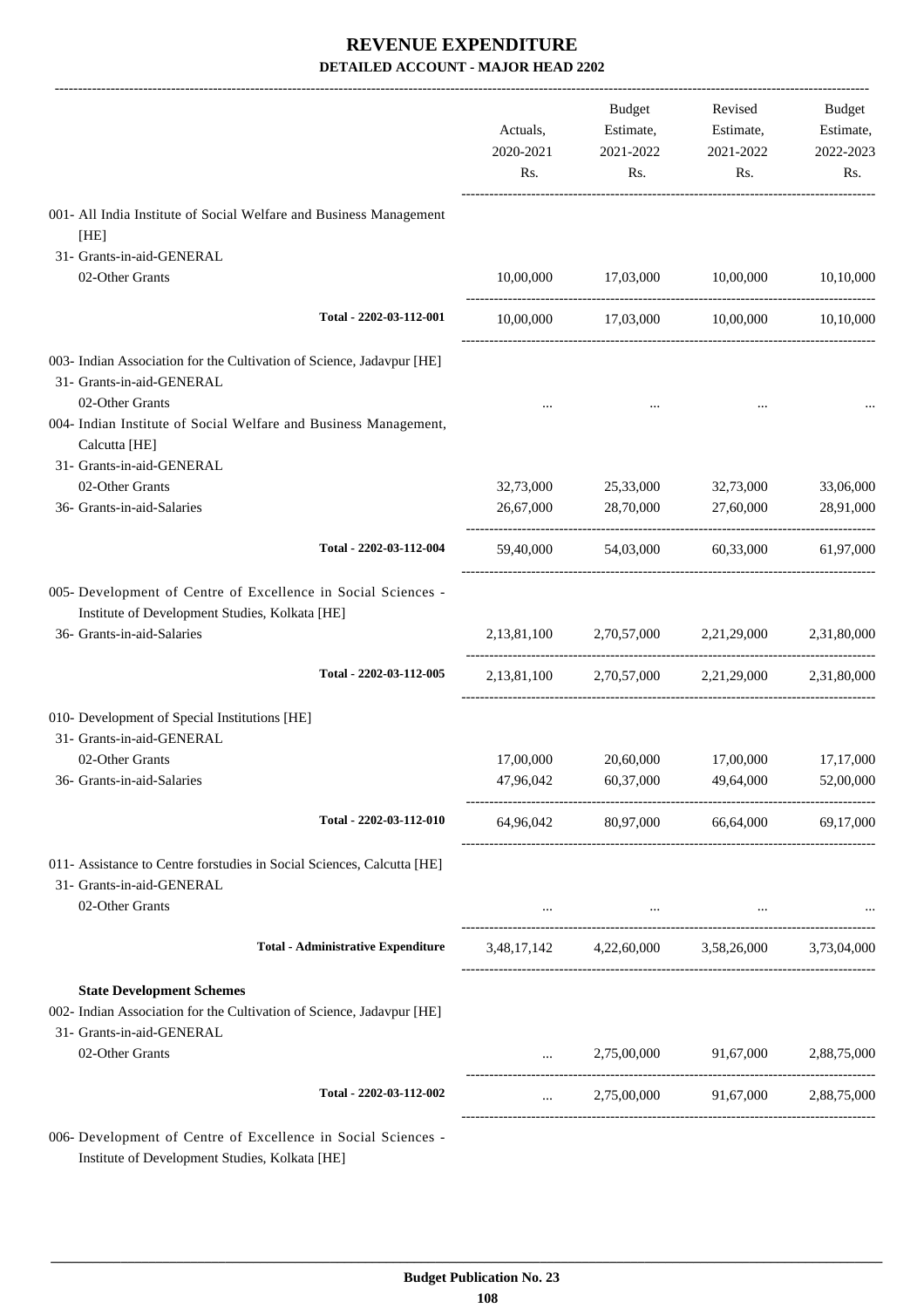# REVENUE EXPENDITURE

### DETAILED ACCOUNT - MAJOR HEAD 2202

| | Actuals, 2020-2021 Rs. | Budget Estimate, 2021-2022 Rs. | Revised Estimate, 2021-2022 Rs. | Budget Estimate, 2022-2023 Rs. |
|---|---|---|---|---|
| 001- All India Institute of Social Welfare and Business Management [HE] | | | | |
| 31- Grants-in-aid-GENERAL | | | | |
| 02-Other Grants | 10,00,000 | 17,03,000 | 10,00,000 | 10,10,000 |
| **Total - 2202-03-112-001** | 10,00,000 | 17,03,000 | 10,00,000 | 10,10,000 |
| 003- Indian Association for the Cultivation of Science, Jadavpur [HE] | | | | |
| 31- Grants-in-aid-GENERAL | | | | |
| 02-Other Grants | ... | ... | ... | ... |
| 004- Indian Institute of Social Welfare and Business Management, Calcutta [HE] | | | | |
| 31- Grants-in-aid-GENERAL | | | | |
| 02-Other Grants | 32,73,000 | 25,33,000 | 32,73,000 | 33,06,000 |
| 36- Grants-in-aid-Salaries | 26,67,000 | 28,70,000 | 27,60,000 | 28,91,000 |
| **Total - 2202-03-112-004** | 59,40,000 | 54,03,000 | 60,33,000 | 61,97,000 |
| 005- Development of Centre of Excellence in Social Sciences - Institute of Development Studies, Kolkata [HE] | | | | |
| 36- Grants-in-aid-Salaries | 2,13,81,100 | 2,70,57,000 | 2,21,29,000 | 2,31,80,000 |
| **Total - 2202-03-112-005** | 2,13,81,100 | 2,70,57,000 | 2,21,29,000 | 2,31,80,000 |
| 010- Development of Special Institutions [HE] | | | | |
| 31- Grants-in-aid-GENERAL | | | | |
| 02-Other Grants | 17,00,000 | 20,60,000 | 17,00,000 | 17,17,000 |
| 36- Grants-in-aid-Salaries | 47,96,042 | 60,37,000 | 49,64,000 | 52,00,000 |
| **Total - 2202-03-112-010** | 64,96,042 | 80,97,000 | 66,64,000 | 69,17,000 |
| 011- Assistance to Centre forstudies in Social Sciences, Calcutta [HE] | | | | |
| 31- Grants-in-aid-GENERAL | | | | |
| 02-Other Grants | ... | ... | ... | ... |
| **Total - Administrative Expenditure** | 3,48,17,142 | 4,22,60,000 | 3,58,26,000 | 3,73,04,000 |
| **State Development Schemes** | | | | |
| 002- Indian Association for the Cultivation of Science, Jadavpur [HE] | | | | |
| 31- Grants-in-aid-GENERAL | | | | |
| 02-Other Grants | ... | 2,75,00,000 | 91,67,000 | 2,88,75,000 |
| **Total - 2202-03-112-002** | ... | 2,75,00,000 | 91,67,000 | 2,88,75,000 |
| 006- Development of Centre of Excellence in Social Sciences - Institute of Development Studies, Kolkata [HE] | | | | |

Budget Publication No. 23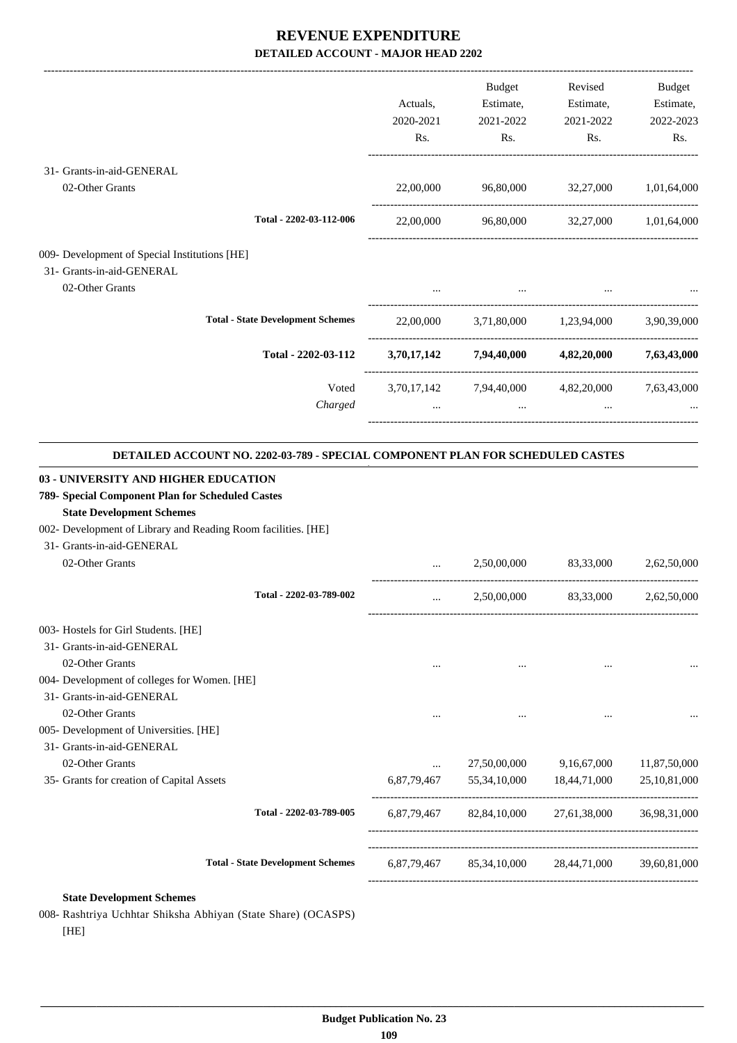# REVENUE EXPENDITURE

**DETAILED ACCOUNT - MAJOR HEAD 2202**

| | Actuals, 2020-2021 Rs. | Budget Estimate, 2021-2022 Rs. | Revised Estimate, 2021-2022 Rs. | Budget Estimate, 2022-2023 Rs. |
|---|---|---|---|---|
| 31- Grants-in-aid-GENERAL | | | | |
| 02-Other Grants | 22,00,000 | 96,80,000 | 32,27,000 | 1,01,64,000 |
| Total - 2202-03-112-006 | 22,00,000 | 96,80,000 | 32,27,000 | 1,01,64,000 |
| 009- Development of Special Institutions [HE] | | | | |
| 31- Grants-in-aid-GENERAL | | | | |
| 02-Other Grants | ... | ... | ... | ... |
| Total - State Development Schemes | 22,00,000 | 3,71,80,000 | 1,23,94,000 | 3,90,39,000 |
| **Total - 2202-03-112** | **3,70,17,142** | **7,94,40,000** | **4,82,20,000** | **7,63,43,000** |
| Voted | 3,70,17,142 | 7,94,40,000 | 4,82,20,000 | 7,63,43,000 |
| *Charged* | ... | ... | ... | ... |

**DETAILED ACCOUNT NO. 2202-03-789 - SPECIAL COMPONENT PLAN FOR SCHEDULED CASTES**

| | Actuals, 2020-2021 Rs. | Budget Estimate, 2021-2022 Rs. | Revised Estimate, 2021-2022 Rs. | Budget Estimate, 2022-2023 Rs. |
|---|---|---|---|---|
| **03 - UNIVERSITY AND HIGHER EDUCATION** | | | | |
| **789- Special Component Plan for Scheduled Castes** | | | | |
| **State Development Schemes** | | | | |
| 002- Development of Library and Reading Room facilities. [HE] | | | | |
| 31- Grants-in-aid-GENERAL | | | | |
| 02-Other Grants | ... | 2,50,00,000 | 83,33,000 | 2,62,50,000 |
| Total - 2202-03-789-002 | ... | 2,50,00,000 | 83,33,000 | 2,62,50,000 |
| 003- Hostels for Girl Students. [HE] | | | | |
| 31- Grants-in-aid-GENERAL | | | | |
| 02-Other Grants | ... | ... | ... | ... |
| 004- Development of colleges for Women. [HE] | | | | |
| 31- Grants-in-aid-GENERAL | | | | |
| 02-Other Grants | ... | ... | ... | ... |
| 005- Development of Universities. [HE] | | | | |
| 31- Grants-in-aid-GENERAL | | | | |
| 02-Other Grants | ... | 27,50,00,000 | 9,16,67,000 | 11,87,50,000 |
| 35- Grants for creation of Capital Assets | 6,87,79,467 | 55,34,10,000 | 18,44,71,000 | 25,10,81,000 |
| Total - 2202-03-789-005 | 6,87,79,467 | 82,84,10,000 | 27,61,38,000 | 36,98,31,000 |
| Total - State Development Schemes | 6,87,79,467 | 85,34,10,000 | 28,44,71,000 | 39,60,81,000 |

**State Development Schemes**

008- Rashtriya Uchhtar Shiksha Abhiyan (State Share) (OCASPS) [HE]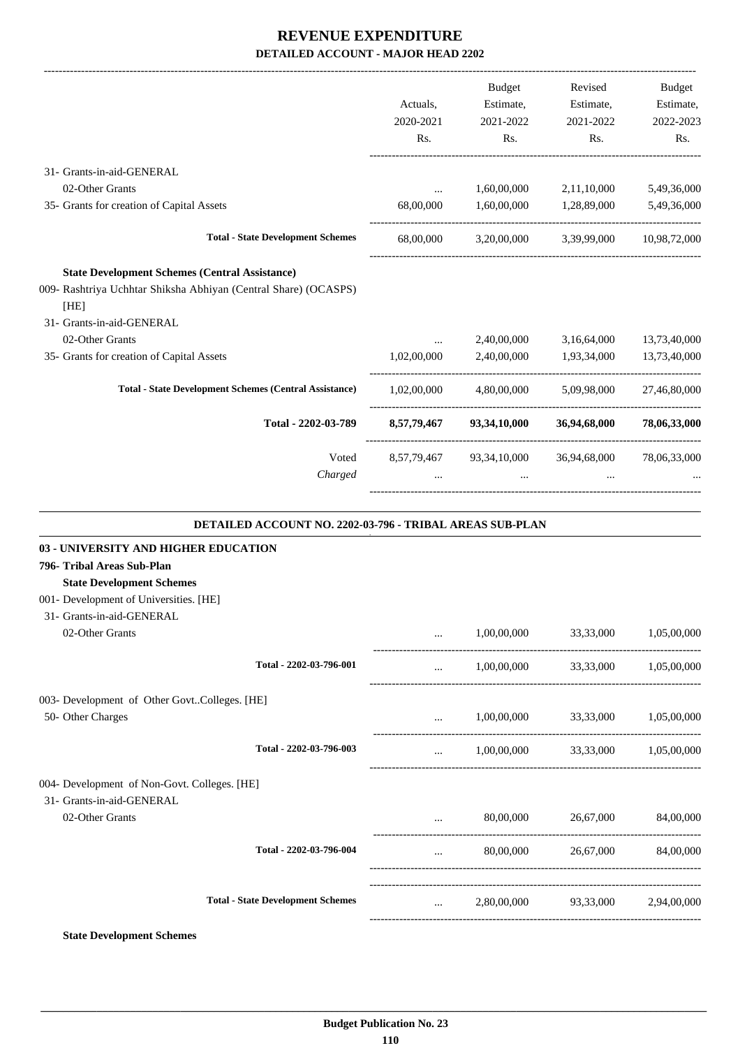# REVENUE EXPENDITURE

## DETAILED ACCOUNT - MAJOR HEAD 2202

| | Actuals, 2020-2021 Rs. | Budget Estimate, 2021-2022 Rs. | Revised Estimate, 2021-2022 Rs. | Budget Estimate, 2022-2023 Rs. |
|---|---|---|---|---|
| 31- Grants-in-aid-GENERAL | | | | |
| 02-Other Grants | ... | 1,60,00,000 | 2,11,10,000 | 5,49,36,000 |
| 35- Grants for creation of Capital Assets | 68,00,000 | 1,60,00,000 | 1,28,89,000 | 5,49,36,000 |
| **Total - State Development Schemes** | 68,00,000 | 3,20,00,000 | 3,39,99,000 | 10,98,72,000 |
| **State Development Schemes (Central Assistance)** | | | | |
| 009- Rashtriya Uchhtar Shiksha Abhiyan (Central Share) (OCASPS) [HE] | | | | |
| 31- Grants-in-aid-GENERAL | | | | |
| 02-Other Grants | ... | 2,40,00,000 | 3,16,64,000 | 13,73,40,000 |
| 35- Grants for creation of Capital Assets | 1,02,00,000 | 2,40,00,000 | 1,93,34,000 | 13,73,40,000 |
| **Total - State Development Schemes (Central Assistance)** | 1,02,00,000 | 4,80,00,000 | 5,09,98,000 | 27,46,80,000 |
| **Total - 2202-03-789** | **8,57,79,467** | **93,34,10,000** | **36,94,68,000** | **78,06,33,000** |
| Voted | 8,57,79,467 | 93,34,10,000 | 36,94,68,000 | 78,06,33,000 |
| *Charged* | ... | ... | ... | ... |

### DETAILED ACCOUNT NO. 2202-03-796 - TRIBAL AREAS SUB-PLAN

| | Actuals, 2020-2021 Rs. | Budget Estimate, 2021-2022 Rs. | Revised Estimate, 2021-2022 Rs. | Budget Estimate, 2022-2023 Rs. |
|---|---|---|---|---|
| **03 - UNIVERSITY AND HIGHER EDUCATION** | | | | |
| **796- Tribal Areas Sub-Plan** | | | | |
| **State Development Schemes** | | | | |
| 001- Development of Universities. [HE] | | | | |
| 31- Grants-in-aid-GENERAL | | | | |
| 02-Other Grants | ... | 1,00,00,000 | 33,33,000 | 1,05,00,000 |
| **Total - 2202-03-796-001** | ... | 1,00,00,000 | 33,33,000 | 1,05,00,000 |
| 003- Development of Other Govt..Colleges. [HE] | | | | |
| 50- Other Charges | ... | 1,00,00,000 | 33,33,000 | 1,05,00,000 |
| **Total - 2202-03-796-003** | ... | 1,00,00,000 | 33,33,000 | 1,05,00,000 |
| 004- Development of Non-Govt. Colleges. [HE] | | | | |
| 31- Grants-in-aid-GENERAL | | | | |
| 02-Other Grants | ... | 80,00,000 | 26,67,000 | 84,00,000 |
| **Total - 2202-03-796-004** | ... | 80,00,000 | 26,67,000 | 84,00,000 |
| **Total - State Development Schemes** | ... | 2,80,00,000 | 93,33,000 | 2,94,00,000 |

**State Development Schemes**

Budget Publication No. 23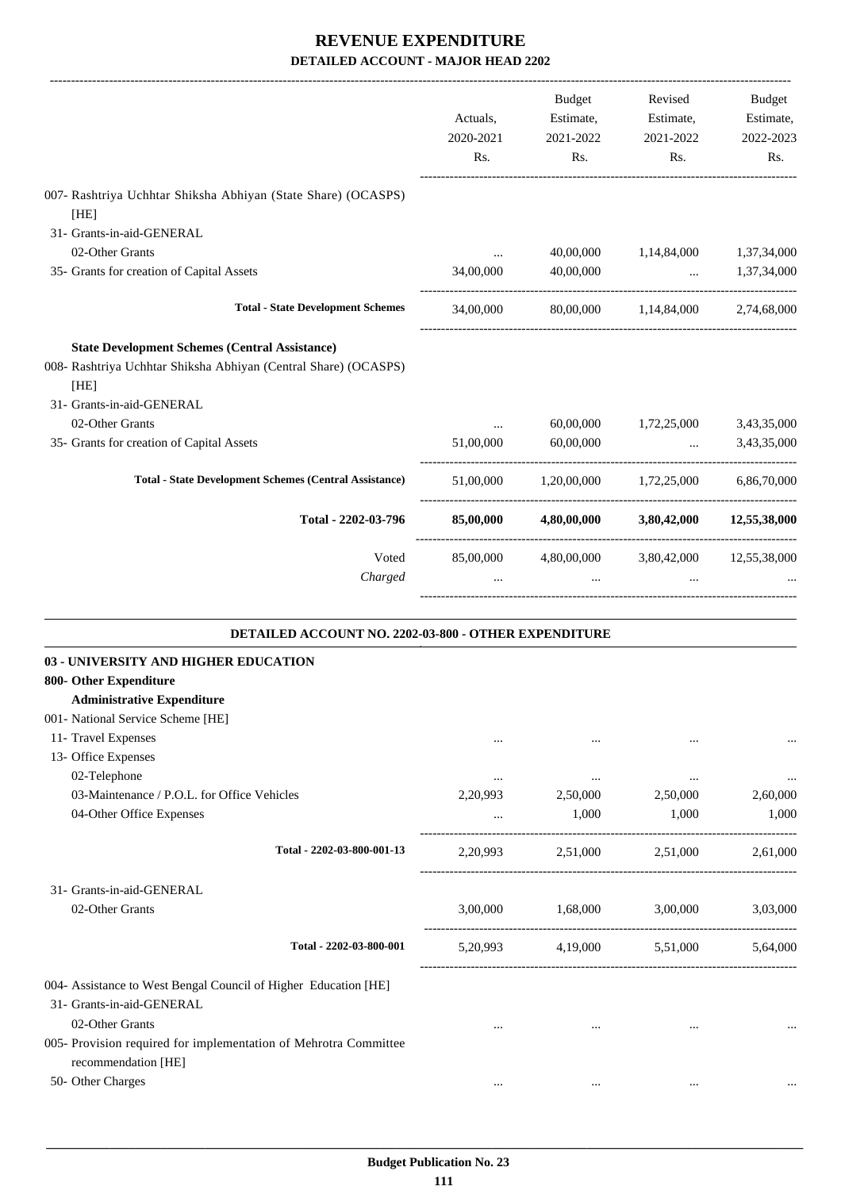# REVENUE EXPENDITURE

## DETAILED ACCOUNT - MAJOR HEAD 2202

| | Actuals, 2020-2021 Rs. | Budget Estimate, 2021-2022 Rs. | Revised Estimate, 2021-2022 Rs. | Budget Estimate, 2022-2023 Rs. |
|---|---|---|---|---|
| 007- Rashtriya Uchhtar Shiksha Abhiyan (State Share) (OCASPS) [HE] | | | | |
| 31- Grants-in-aid-GENERAL | | | | |
| 02-Other Grants | ... | 40,00,000 | 1,14,84,000 | 1,37,34,000 |
| 35- Grants for creation of Capital Assets | 34,00,000 | 40,00,000 | ... | 1,37,34,000 |
| **Total - State Development Schemes** | 34,00,000 | 80,00,000 | 1,14,84,000 | 2,74,68,000 |
| **State Development Schemes (Central Assistance)** | | | | |
| 008- Rashtriya Uchhtar Shiksha Abhiyan (Central Share) (OCASPS) [HE] | | | | |
| 31- Grants-in-aid-GENERAL | | | | |
| 02-Other Grants | ... | 60,00,000 | 1,72,25,000 | 3,43,35,000 |
| 35- Grants for creation of Capital Assets | 51,00,000 | 60,00,000 | ... | 3,43,35,000 |
| **Total - State Development Schemes (Central Assistance)** | 51,00,000 | 1,20,00,000 | 1,72,25,000 | 6,86,70,000 |
| **Total - 2202-03-796** | **85,00,000** | **4,80,00,000** | **3,80,42,000** | **12,55,38,000** |
| Voted | 85,00,000 | 4,80,00,000 | 3,80,42,000 | 12,55,38,000 |
| *Charged* | ... | ... | ... | ... |

### DETAILED ACCOUNT NO. 2202-03-800 - OTHER EXPENDITURE

| | Actuals, 2020-2021 Rs. | Budget Estimate, 2021-2022 Rs. | Revised Estimate, 2021-2022 Rs. | Budget Estimate, 2022-2023 Rs. |
|---|---|---|---|---|
| **03 - UNIVERSITY AND HIGHER EDUCATION** | | | | |
| **800- Other Expenditure** | | | | |
| **Administrative Expenditure** | | | | |
| 001- National Service Scheme [HE] | | | | |
| 11- Travel Expenses | ... | ... | ... | ... |
| 13- Office Expenses | | | | |
| 02-Telephone | ... | ... | ... | ... |
| 03-Maintenance / P.O.L. for Office Vehicles | 2,20,993 | 2,50,000 | 2,50,000 | 2,60,000 |
| 04-Other Office Expenses | ... | 1,000 | 1,000 | 1,000 |
| **Total - 2202-03-800-001-13** | 2,20,993 | 2,51,000 | 2,51,000 | 2,61,000 |
| 31- Grants-in-aid-GENERAL | | | | |
| 02-Other Grants | 3,00,000 | 1,68,000 | 3,00,000 | 3,03,000 |
| **Total - 2202-03-800-001** | 5,20,993 | 4,19,000 | 5,51,000 | 5,64,000 |
| 004- Assistance to West Bengal Council of Higher Education [HE] | | | | |
| 31- Grants-in-aid-GENERAL | | | | |
| 02-Other Grants | ... | ... | ... | ... |
| 005- Provision required for implementation of Mehrotra Committee recommendation [HE] | | | | |
| 50- Other Charges | ... | ... | ... | ... |

Budget Publication No. 23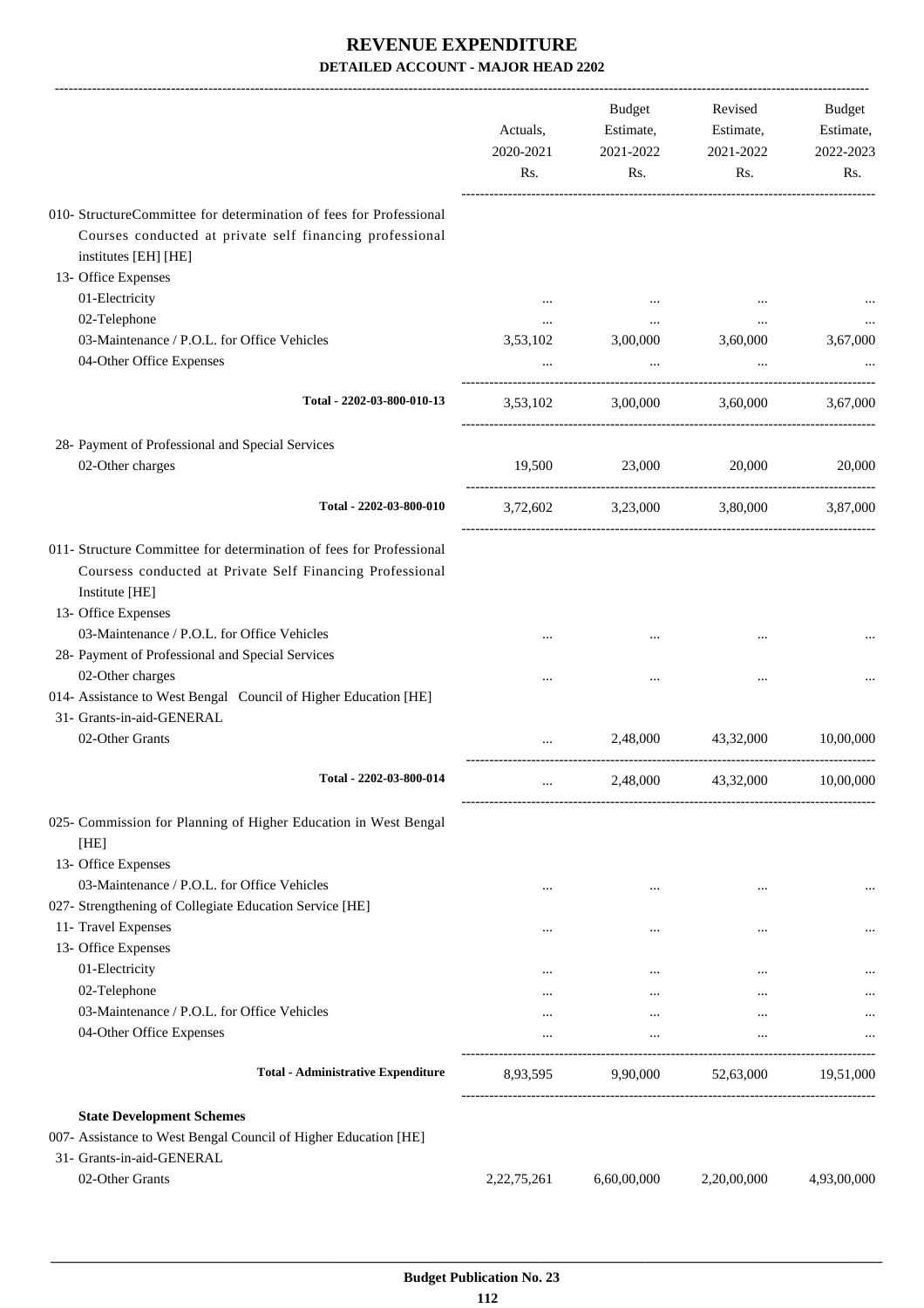# REVENUE EXPENDITURE

## DETAILED ACCOUNT - MAJOR HEAD 2202

| | Actuals, 2020-2021 Rs. | Budget Estimate, 2021-2022 Rs. | Revised Estimate, 2021-2022 Rs. | Budget Estimate, 2022-2023 Rs. |
|---|---|---|---|---|
| 010- StructureCommittee for determination of fees for Professional Courses conducted at private self financing professional institutes [EH] [HE] | | | | |
| 13- Office Expenses | | | | |
| 01-Electricity | ... | ... | ... | ... |
| 02-Telephone | ... | ... | ... | ... |
| 03-Maintenance / P.O.L. for Office Vehicles | 3,53,102 | 3,00,000 | 3,60,000 | 3,67,000 |
| 04-Other Office Expenses | ... | ... | ... | ... |
| **Total - 2202-03-800-010-13** | 3,53,102 | 3,00,000 | 3,60,000 | 3,67,000 |
| 28- Payment of Professional and Special Services | | | | |
| 02-Other charges | 19,500 | 23,000 | 20,000 | 20,000 |
| **Total - 2202-03-800-010** | 3,72,602 | 3,23,000 | 3,80,000 | 3,87,000 |
| 011- Structure Committee for determination of fees for Professional Coursess conducted at Private Self Financing Professional Institute [HE] | | | | |
| 13- Office Expenses | | | | |
| 03-Maintenance / P.O.L. for Office Vehicles | ... | ... | ... | ... |
| 28- Payment of Professional and Special Services | | | | |
| 02-Other charges | ... | ... | ... | ... |
| 014- Assistance to West Bengal Council of Higher Education [HE] | | | | |
| 31- Grants-in-aid-GENERAL | | | | |
| 02-Other Grants | ... | 2,48,000 | 43,32,000 | 10,00,000 |
| **Total - 2202-03-800-014** | ... | 2,48,000 | 43,32,000 | 10,00,000 |
| 025- Commission for Planning of Higher Education in West Bengal [HE] | | | | |
| 13- Office Expenses | | | | |
| 03-Maintenance / P.O.L. for Office Vehicles | ... | ... | ... | ... |
| 027- Strengthening of Collegiate Education Service [HE] | | | | |
| 11- Travel Expenses | ... | ... | ... | ... |
| 13- Office Expenses | | | | |
| 01-Electricity | ... | ... | ... | ... |
| 02-Telephone | ... | ... | ... | ... |
| 03-Maintenance / P.O.L. for Office Vehicles | ... | ... | ... | ... |
| 04-Other Office Expenses | ... | ... | ... | ... |
| **Total - Administrative Expenditure** | 8,93,595 | 9,90,000 | 52,63,000 | 19,51,000 |
| **State Development Schemes** | | | | |
| 007- Assistance to West Bengal Council of Higher Education [HE] | | | | |
| 31- Grants-in-aid-GENERAL | | | | |
| 02-Other Grants | 2,22,75,261 | 6,60,00,000 | 2,20,00,000 | 4,93,00,000 |

**Budget Publication No. 23**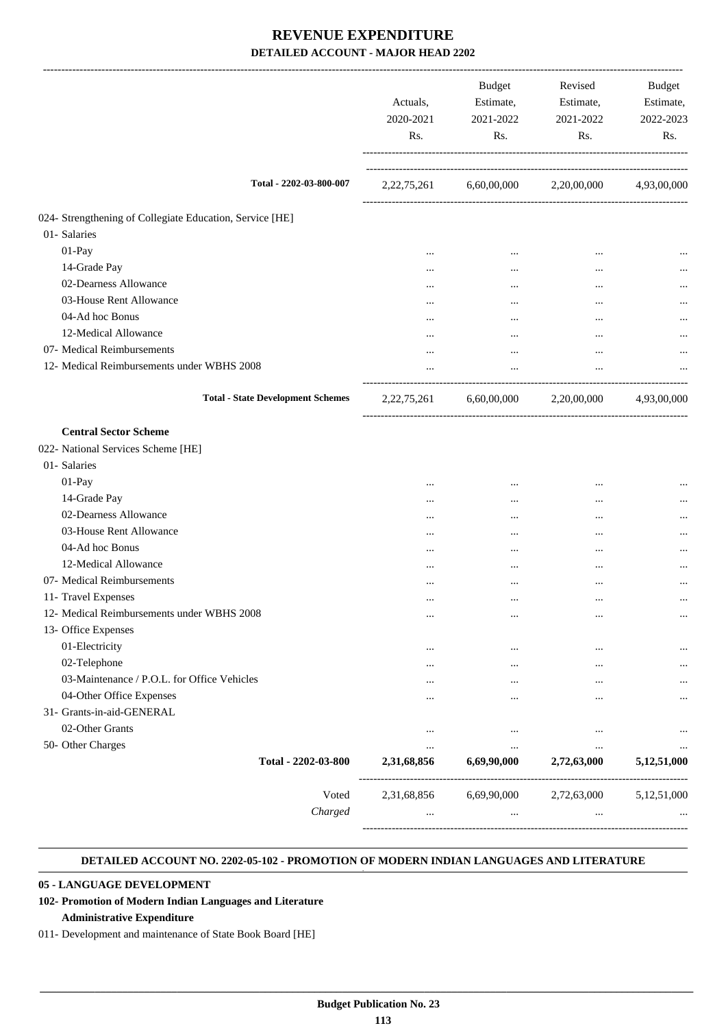# REVENUE EXPENDITURE

## DETAILED ACCOUNT - MAJOR HEAD 2202

| | Actuals, 2020-2021 Rs. | Budget Estimate, 2021-2022 Rs. | Revised Estimate, 2021-2022 Rs. | Budget Estimate, 2022-2023 Rs. |
|---|---|---|---|---|
| Total - 2202-03-800-007 | 2,22,75,261 | 6,60,00,000 | 2,20,00,000 | 4,93,00,000 |
| 024- Strengthening of Collegiate Education, Service [HE] | | | | |
| 01- Salaries | | | | |
| 01-Pay | ... | ... | ... | ... |
| 14-Grade Pay | ... | ... | ... | ... |
| 02-Dearness Allowance | ... | ... | ... | ... |
| 03-House Rent Allowance | ... | ... | ... | ... |
| 04-Ad hoc Bonus | ... | ... | ... | ... |
| 12-Medical Allowance | ... | ... | ... | ... |
| 07- Medical Reimbursements | ... | ... | ... | ... |
| 12- Medical Reimbursements under WBHS 2008 | ... | ... | ... | ... |
| **Total - State Development Schemes** | 2,22,75,261 | 6,60,00,000 | 2,20,00,000 | 4,93,00,000 |
| **Central Sector Scheme** | | | | |
| 022- National Services Scheme [HE] | | | | |
| 01- Salaries | | | | |
| 01-Pay | ... | ... | ... | ... |
| 14-Grade Pay | ... | ... | ... | ... |
| 02-Dearness Allowance | ... | ... | ... | ... |
| 03-House Rent Allowance | ... | ... | ... | ... |
| 04-Ad hoc Bonus | ... | ... | ... | ... |
| 12-Medical Allowance | ... | ... | ... | ... |
| 07- Medical Reimbursements | ... | ... | ... | ... |
| 11- Travel Expenses | ... | ... | ... | ... |
| 12- Medical Reimbursements under WBHS 2008 | ... | ... | ... | ... |
| 13- Office Expenses | | | | |
| 01-Electricity | ... | ... | ... | ... |
| 02-Telephone | ... | ... | ... | ... |
| 03-Maintenance / P.O.L. for Office Vehicles | ... | ... | ... | ... |
| 04-Other Office Expenses | ... | ... | ... | ... |
| 31- Grants-in-aid-GENERAL | | | | |
| 02-Other Grants | ... | ... | ... | ... |
| 50- Other Charges | ... | ... | ... | ... |
| **Total - 2202-03-800** | **2,31,68,856** | **6,69,90,000** | **2,72,63,000** | **5,12,51,000** |
| Voted | 2,31,68,856 | 6,69,90,000 | 2,72,63,000 | 5,12,51,000 |
| *Charged* | ... | ... | ... | ... |

### DETAILED ACCOUNT NO. 2202-05-102 - PROMOTION OF MODERN INDIAN LANGUAGES AND LITERATURE

**05 - LANGUAGE DEVELOPMENT**

**102- Promotion of Modern Indian Languages and Literature**

**Administrative Expenditure**

011- Development and maintenance of State Book Board [HE]

**Budget Publication No. 23**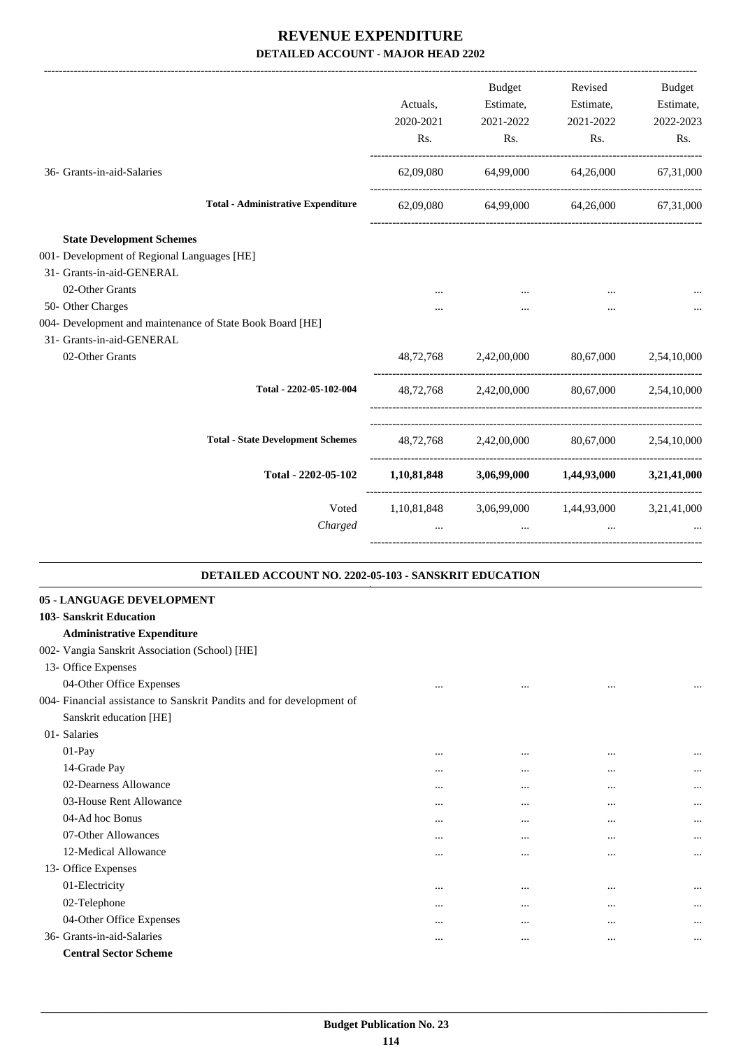# REVENUE EXPENDITURE

## DETAILED ACCOUNT - MAJOR HEAD 2202

| | Actuals, 2020-2021 Rs. | Budget Estimate, 2021-2022 Rs. | Revised Estimate, 2021-2022 Rs. | Budget Estimate, 2022-2023 Rs. |
|---|---|---|---|---|
| 36- Grants-in-aid-Salaries | 62,09,080 | 64,99,000 | 64,26,000 | 67,31,000 |
| **Total - Administrative Expenditure** | 62,09,080 | 64,99,000 | 64,26,000 | 67,31,000 |
| **State Development Schemes** | | | | |
| 001- Development of Regional Languages [HE] | | | | |
| 31- Grants-in-aid-GENERAL | | | | |
| 02-Other Grants | ... | ... | ... | ... |
| 50- Other Charges | ... | ... | ... | ... |
| 004- Development and maintenance of State Book Board [HE] | | | | |
| 31- Grants-in-aid-GENERAL | | | | |
| 02-Other Grants | 48,72,768 | 2,42,00,000 | 80,67,000 | 2,54,10,000 |
| **Total - 2202-05-102-004** | 48,72,768 | 2,42,00,000 | 80,67,000 | 2,54,10,000 |
| **Total - State Development Schemes** | 48,72,768 | 2,42,00,000 | 80,67,000 | 2,54,10,000 |
| **Total - 2202-05-102** | **1,10,81,848** | **3,06,99,000** | **1,44,93,000** | **3,21,41,000** |
| Voted | 1,10,81,848 | 3,06,99,000 | 1,44,93,000 | 3,21,41,000 |
| *Charged* | ... | ... | ... | ... |

### DETAILED ACCOUNT NO. 2202-05-103 - SANSKRIT EDUCATION

| | Actuals, 2020-2021 Rs. | Budget Estimate, 2021-2022 Rs. | Revised Estimate, 2021-2022 Rs. | Budget Estimate, 2022-2023 Rs. |
|---|---|---|---|---|
| **05 - LANGUAGE DEVELOPMENT** | | | | |
| **103- Sanskrit Education** | | | | |
| **Administrative Expenditure** | | | | |
| 002- Vangia Sanskrit Association (School) [HE] | | | | |
| 13- Office Expenses | | | | |
| 04-Other Office Expenses | ... | ... | ... | ... |
| 004- Financial assistance to Sanskrit Pandits and for development of Sanskrit education [HE] | | | | |
| 01- Salaries | | | | |
| 01-Pay | ... | ... | ... | ... |
| 14-Grade Pay | ... | ... | ... | ... |
| 02-Dearness Allowance | ... | ... | ... | ... |
| 03-House Rent Allowance | ... | ... | ... | ... |
| 04-Ad hoc Bonus | ... | ... | ... | ... |
| 07-Other Allowances | ... | ... | ... | ... |
| 12-Medical Allowance | ... | ... | ... | ... |
| 13- Office Expenses | | | | |
| 01-Electricity | ... | ... | ... | ... |
| 02-Telephone | ... | ... | ... | ... |
| 04-Other Office Expenses | ... | ... | ... | ... |
| 36- Grants-in-aid-Salaries | ... | ... | ... | ... |
| **Central Sector Scheme** | | | | |

Budget Publication No. 23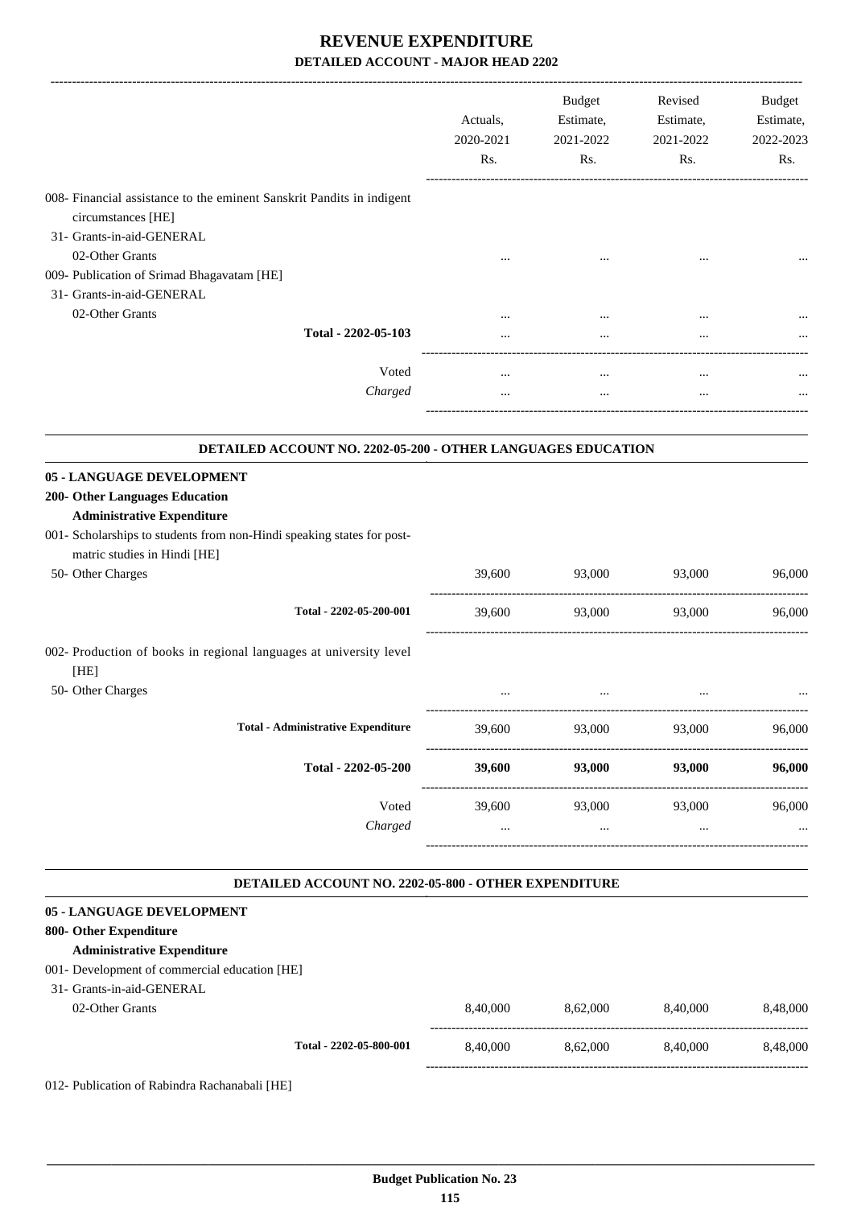# REVENUE EXPENDITURE

## DETAILED ACCOUNT - MAJOR HEAD 2202

| | Actuals, 2020-2021 Rs. | Budget Estimate, 2021-2022 Rs. | Revised Estimate, 2021-2022 Rs. | Budget Estimate, 2022-2023 Rs. |
|---|---|---|---|---|
| 008- Financial assistance to the eminent Sanskrit Pandits in indigent circumstances [HE] | | | | |
| 31- Grants-in-aid-GENERAL | | | | |
| 02-Other Grants | ... | ... | ... | ... |
| 009- Publication of Srimad Bhagavatam [HE] | | | | |
| 31- Grants-in-aid-GENERAL | | | | |
| 02-Other Grants | ... | ... | ... | ... |
| Total - 2202-05-103 | ... | ... | ... | ... |
| Voted | ... | ... | ... | ... |
| *Charged* | ... | ... | ... | ... |

### DETAILED ACCOUNT NO. 2202-05-200 - OTHER LANGUAGES EDUCATION

| | Actuals, 2020-2021 Rs. | Budget Estimate, 2021-2022 Rs. | Revised Estimate, 2021-2022 Rs. | Budget Estimate, 2022-2023 Rs. |
|---|---|---|---|---|
| **05 - LANGUAGE DEVELOPMENT** | | | | |
| **200- Other Languages Education** | | | | |
| **Administrative Expenditure** | | | | |
| 001- Scholarships to students from non-Hindi speaking states for post-matric studies in Hindi [HE] | | | | |
| 50- Other Charges | 39,600 | 93,000 | 93,000 | 96,000 |
| Total - 2202-05-200-001 | 39,600 | 93,000 | 93,000 | 96,000 |
| 002- Production of books in regional languages at university level [HE] | | | | |
| 50- Other Charges | ... | ... | ... | ... |
| **Total - Administrative Expenditure** | 39,600 | 93,000 | 93,000 | 96,000 |
| **Total - 2202-05-200** | **39,600** | **93,000** | **93,000** | **96,000** |
| Voted | 39,600 | 93,000 | 93,000 | 96,000 |
| *Charged* | ... | ... | ... | ... |

### DETAILED ACCOUNT NO. 2202-05-800 - OTHER EXPENDITURE

| | Actuals, 2020-2021 Rs. | Budget Estimate, 2021-2022 Rs. | Revised Estimate, 2021-2022 Rs. | Budget Estimate, 2022-2023 Rs. |
|---|---|---|---|---|
| **05 - LANGUAGE DEVELOPMENT** | | | | |
| **800- Other Expenditure** | | | | |
| **Administrative Expenditure** | | | | |
| 001- Development of commercial education [HE] | | | | |
| 31- Grants-in-aid-GENERAL | | | | |
| 02-Other Grants | 8,40,000 | 8,62,000 | 8,40,000 | 8,48,000 |
| Total - 2202-05-800-001 | 8,40,000 | 8,62,000 | 8,40,000 | 8,48,000 |
| 012- Publication of Rabindra Rachanabali [HE] | | | | |

**Budget Publication No. 23**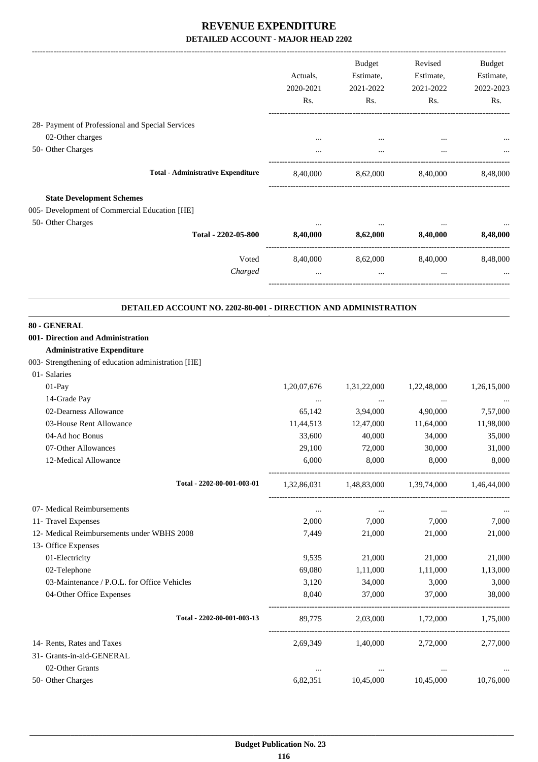# REVENUE EXPENDITURE

## DETAILED ACCOUNT - MAJOR HEAD 2202

| | Actuals, 2020-2021 Rs. | Budget Estimate, 2021-2022 Rs. | Revised Estimate, 2021-2022 Rs. | Budget Estimate, 2022-2023 Rs. |
|---|---|---|---|---|
| 28- Payment of Professional and Special Services | | | | |
| 02-Other charges | ... | ... | ... | ... |
| 50- Other Charges | ... | ... | ... | ... |
| **Total - Administrative Expenditure** | 8,40,000 | 8,62,000 | 8,40,000 | 8,48,000 |
| **State Development Schemes** | | | | |
| 005- Development of Commercial Education [HE] | | | | |
| 50- Other Charges | ... | ... | ... | ... |
| **Total - 2202-05-800** | **8,40,000** | **8,62,000** | **8,40,000** | **8,48,000** |
| Voted | 8,40,000 | 8,62,000 | 8,40,000 | 8,48,000 |
| *Charged* | ... | ... | ... | ... |

### DETAILED ACCOUNT NO. 2202-80-001 - DIRECTION AND ADMINISTRATION

| | Actuals, 2020-2021 Rs. | Budget Estimate, 2021-2022 Rs. | Revised Estimate, 2021-2022 Rs. | Budget Estimate, 2022-2023 Rs. |
|---|---|---|---|---|
| **80 - GENERAL** | | | | |
| **001- Direction and Administration** | | | | |
| **Administrative Expenditure** | | | | |
| 003- Strengthening of education administration [HE] | | | | |
| 01- Salaries | | | | |
| 01-Pay | 1,20,07,676 | 1,31,22,000 | 1,22,48,000 | 1,26,15,000 |
| 14-Grade Pay | ... | ... | ... | ... |
| 02-Dearness Allowance | 65,142 | 3,94,000 | 4,90,000 | 7,57,000 |
| 03-House Rent Allowance | 11,44,513 | 12,47,000 | 11,64,000 | 11,98,000 |
| 04-Ad hoc Bonus | 33,600 | 40,000 | 34,000 | 35,000 |
| 07-Other Allowances | 29,100 | 72,000 | 30,000 | 31,000 |
| 12-Medical Allowance | 6,000 | 8,000 | 8,000 | 8,000 |
| **Total - 2202-80-001-003-01** | 1,32,86,031 | 1,48,83,000 | 1,39,74,000 | 1,46,44,000 |
| 07- Medical Reimbursements | ... | ... | ... | ... |
| 11- Travel Expenses | 2,000 | 7,000 | 7,000 | 7,000 |
| 12- Medical Reimbursements under WBHS 2008 | 7,449 | 21,000 | 21,000 | 21,000 |
| 13- Office Expenses | | | | |
| 01-Electricity | 9,535 | 21,000 | 21,000 | 21,000 |
| 02-Telephone | 69,080 | 1,11,000 | 1,11,000 | 1,13,000 |
| 03-Maintenance / P.O.L. for Office Vehicles | 3,120 | 34,000 | 3,000 | 3,000 |
| 04-Other Office Expenses | 8,040 | 37,000 | 37,000 | 38,000 |
| **Total - 2202-80-001-003-13** | 89,775 | 2,03,000 | 1,72,000 | 1,75,000 |
| 14- Rents, Rates and Taxes | 2,69,349 | 1,40,000 | 2,72,000 | 2,77,000 |
| 31- Grants-in-aid-GENERAL | | | | |
| 02-Other Grants | ... | ... | ... | ... |
| 50- Other Charges | 6,82,351 | 10,45,000 | 10,45,000 | 10,76,000 |

**Budget Publication No. 23**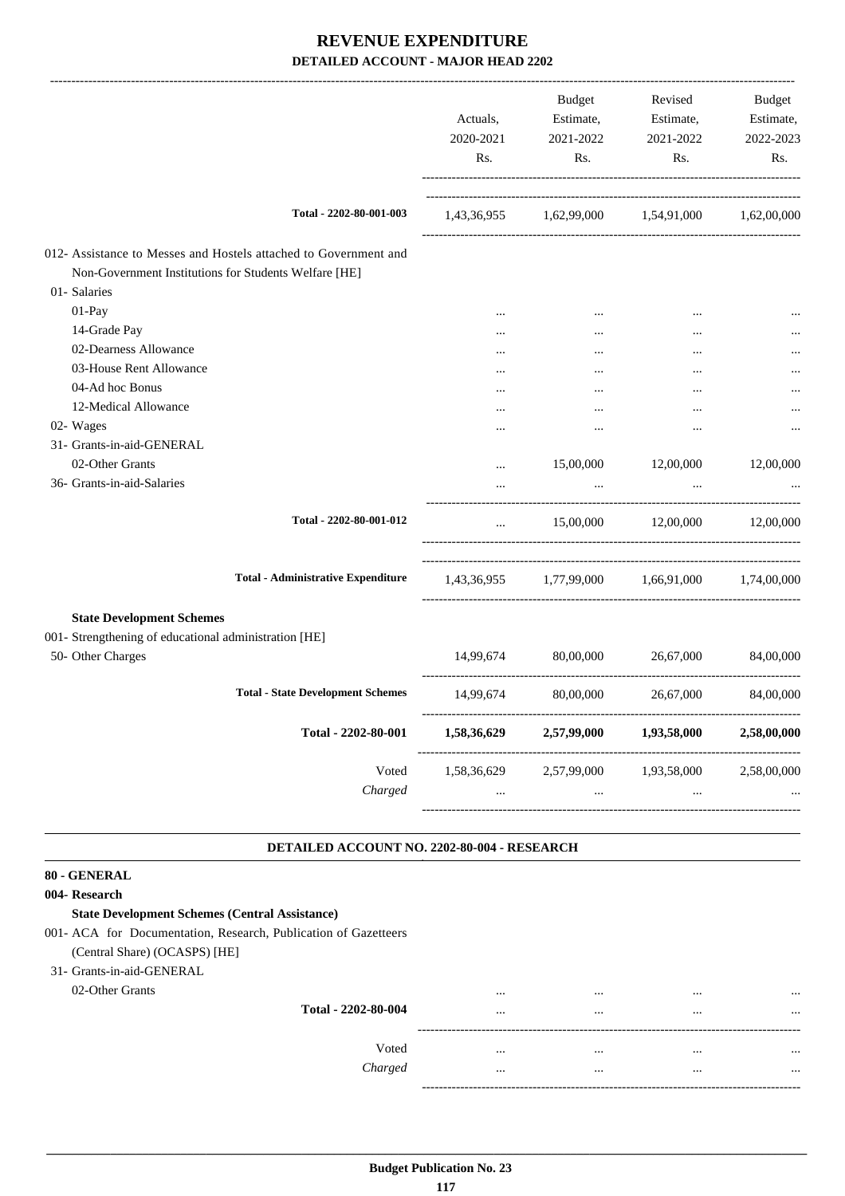# REVENUE EXPENDITURE

## DETAILED ACCOUNT - MAJOR HEAD 2202

| | Actuals, 2020-2021 Rs. | Budget Estimate, 2021-2022 Rs. | Revised Estimate, 2021-2022 Rs. | Budget Estimate, 2022-2023 Rs. |
|---|---|---|---|---|
| Total - 2202-80-001-003 | 1,43,36,955 | 1,62,99,000 | 1,54,91,000 | 1,62,00,000 |
| 012- Assistance to Messes and Hostels attached to Government and Non-Government Institutions for Students Welfare [HE] | | | | |
| 01- Salaries | | | | |
| 01-Pay | ... | ... | ... | ... |
| 14-Grade Pay | ... | ... | ... | ... |
| 02-Dearness Allowance | ... | ... | ... | ... |
| 03-House Rent Allowance | ... | ... | ... | ... |
| 04-Ad hoc Bonus | ... | ... | ... | ... |
| 12-Medical Allowance | ... | ... | ... | ... |
| 02- Wages | ... | ... | ... | ... |
| 31- Grants-in-aid-GENERAL | | | | |
| 02-Other Grants | ... | 15,00,000 | 12,00,000 | 12,00,000 |
| 36- Grants-in-aid-Salaries | ... | ... | ... | ... |
| Total - 2202-80-001-012 | ... | 15,00,000 | 12,00,000 | 12,00,000 |
| Total - Administrative Expenditure | 1,43,36,955 | 1,77,99,000 | 1,66,91,000 | 1,74,00,000 |
| **State Development Schemes** | | | | |
| 001- Strengthening of educational administration [HE] | | | | |
| 50- Other Charges | 14,99,674 | 80,00,000 | 26,67,000 | 84,00,000 |
| Total - State Development Schemes | 14,99,674 | 80,00,000 | 26,67,000 | 84,00,000 |
| **Total - 2202-80-001** | **1,58,36,629** | **2,57,99,000** | **1,93,58,000** | **2,58,00,000** |
| Voted | 1,58,36,629 | 2,57,99,000 | 1,93,58,000 | 2,58,00,000 |
| *Charged* | ... | ... | ... | ... |

### DETAILED ACCOUNT NO. 2202-80-004 - RESEARCH

**80 - GENERAL**

**004- Research**

**State Development Schemes (Central Assistance)**

| | Actuals, 2020-2021 Rs. | Budget Estimate, 2021-2022 Rs. | Revised Estimate, 2021-2022 Rs. | Budget Estimate, 2022-2023 Rs. |
|---|---|---|---|---|
| 001- ACA for Documentation, Research, Publication of Gazetteers (Central Share) (OCASPS) [HE] | | | | |
| 31- Grants-in-aid-GENERAL | | | | |
| 02-Other Grants | ... | ... | ... | ... |
| Total - 2202-80-004 | ... | ... | ... | ... |
| Voted | ... | ... | ... | ... |
| *Charged* | ... | ... | ... | ... |

Budget Publication No. 23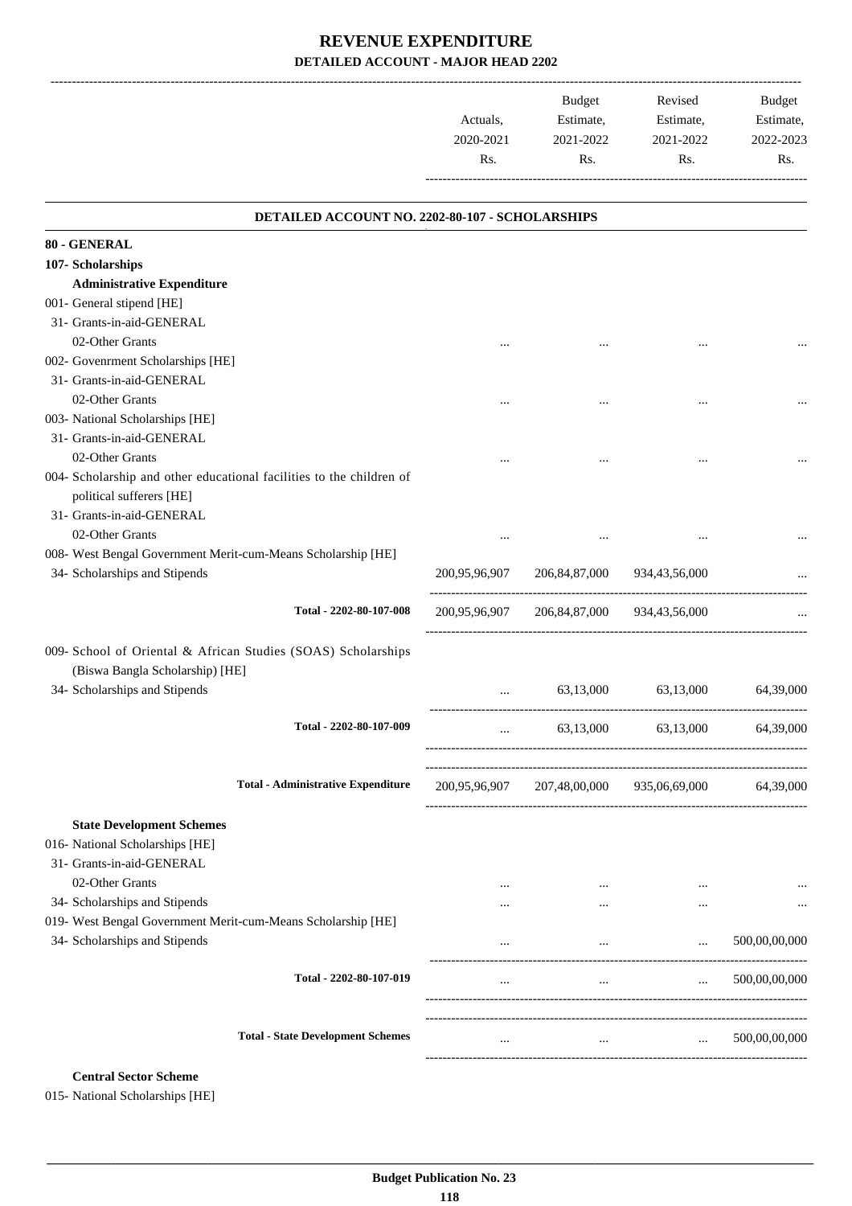# REVENUE EXPENDITURE

## DETAILED ACCOUNT - MAJOR HEAD 2202

| | Actuals, 2020-2021 Rs. | Budget Estimate, 2021-2022 Rs. | Revised Estimate, 2021-2022 Rs. | Budget Estimate, 2022-2023 Rs. |
|---|---|---|---|---|
| **DETAILED ACCOUNT NO. 2202-80-107 - SCHOLARSHIPS** | | | | |
| **80 - GENERAL** | | | | |
| **107- Scholarships** | | | | |
| **Administrative Expenditure** | | | | |
| 001- General stipend [HE] | | | | |
| 31- Grants-in-aid-GENERAL | | | | |
| 02-Other Grants | ... | ... | ... | ... |
| 002- Govenrment Scholarships [HE] | | | | |
| 31- Grants-in-aid-GENERAL | | | | |
| 02-Other Grants | ... | ... | ... | ... |
| 003- National Scholarships [HE] | | | | |
| 31- Grants-in-aid-GENERAL | | | | |
| 02-Other Grants | ... | ... | ... | ... |
| 004- Scholarship and other educational facilities to the children of political sufferers [HE] | | | | |
| 31- Grants-in-aid-GENERAL | | | | |
| 02-Other Grants | ... | ... | ... | ... |
| 008- West Bengal Government Merit-cum-Means Scholarship [HE] | | | | |
| 34- Scholarships and Stipends | 200,95,96,907 | 206,84,87,000 | 934,43,56,000 | ... |
| Total - 2202-80-107-008 | 200,95,96,907 | 206,84,87,000 | 934,43,56,000 | ... |
| 009- School of Oriental & African Studies (SOAS) Scholarships (Biswa Bangla Scholarship) [HE] | | | | |
| 34- Scholarships and Stipends | ... | 63,13,000 | 63,13,000 | 64,39,000 |
| Total - 2202-80-107-009 | ... | 63,13,000 | 63,13,000 | 64,39,000 |
| **Total - Administrative Expenditure** | 200,95,96,907 | 207,48,00,000 | 935,06,69,000 | 64,39,000 |
| **State Development Schemes** | | | | |
| 016- National Scholarships [HE] | | | | |
| 31- Grants-in-aid-GENERAL | | | | |
| 02-Other Grants | ... | ... | ... | ... |
| 34- Scholarships and Stipends | ... | ... | ... | ... |
| 019- West Bengal Government Merit-cum-Means Scholarship [HE] | | | | |
| 34- Scholarships and Stipends | ... | ... | ... | 500,00,00,000 |
| Total - 2202-80-107-019 | ... | ... | ... | 500,00,00,000 |
| **Total - State Development Schemes** | ... | ... | ... | 500,00,00,000 |
| **Central Sector Scheme** | | | | |
| 015- National Scholarships [HE] | | | | |

Budget Publication No. 23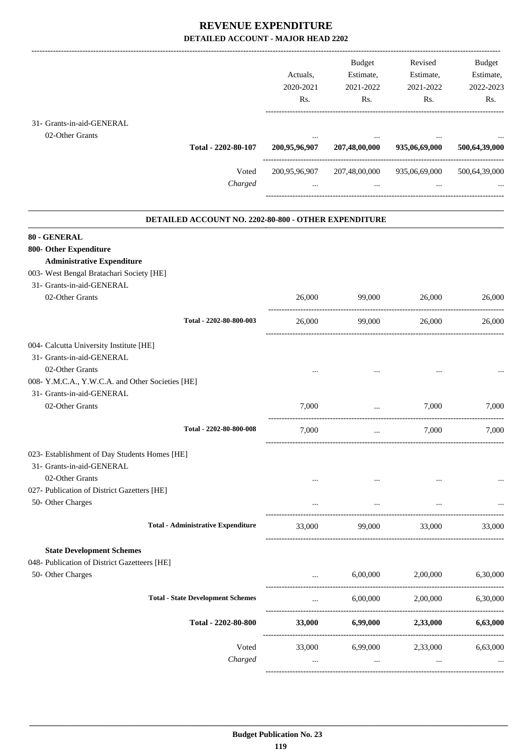# REVENUE EXPENDITURE

## DETAILED ACCOUNT - MAJOR HEAD 2202

| | Actuals, 2020-2021 Rs. | Budget Estimate, 2021-2022 Rs. | Revised Estimate, 2021-2022 Rs. | Budget Estimate, 2022-2023 Rs. |
|---|---|---|---|---|
| 31- Grants-in-aid-GENERAL | | | | |
| 02-Other Grants | ... | ... | ... | ... |
| **Total - 2202-80-107** | **200,95,96,907** | **207,48,00,000** | **935,06,69,000** | **500,64,39,000** |
| Voted | 200,95,96,907 | 207,48,00,000 | 935,06,69,000 | 500,64,39,000 |
| *Charged* | ... | ... | ... | ... |

### DETAILED ACCOUNT NO. 2202-80-800 - OTHER EXPENDITURE

| | Actuals, 2020-2021 Rs. | Budget Estimate, 2021-2022 Rs. | Revised Estimate, 2021-2022 Rs. | Budget Estimate, 2022-2023 Rs. |
|---|---|---|---|---|
| **80 - GENERAL** | | | | |
| **800- Other Expenditure** | | | | |
| **Administrative Expenditure** | | | | |
| 003- West Bengal Bratachari Society [HE] | | | | |
| 31- Grants-in-aid-GENERAL | | | | |
| 02-Other Grants | 26,000 | 99,000 | 26,000 | 26,000 |
| **Total - 2202-80-800-003** | 26,000 | 99,000 | 26,000 | 26,000 |
| 004- Calcutta University Institute [HE] | | | | |
| 31- Grants-in-aid-GENERAL | | | | |
| 02-Other Grants | ... | ... | ... | ... |
| 008- Y.M.C.A., Y.W.C.A. and Other Societies [HE] | | | | |
| 31- Grants-in-aid-GENERAL | | | | |
| 02-Other Grants | 7,000 | ... | 7,000 | 7,000 |
| **Total - 2202-80-800-008** | 7,000 | ... | 7,000 | 7,000 |
| 023- Establishment of Day Students Homes [HE] | | | | |
| 31- Grants-in-aid-GENERAL | | | | |
| 02-Other Grants | ... | ... | ... | ... |
| 027- Publication of District Gazetters [HE] | | | | |
| 50- Other Charges | ... | ... | ... | ... |
| **Total - Administrative Expenditure** | 33,000 | 99,000 | 33,000 | 33,000 |
| **State Development Schemes** | | | | |
| 048- Publication of District Gazetteers [HE] | | | | |
| 50- Other Charges | ... | 6,00,000 | 2,00,000 | 6,30,000 |
| **Total - State Development Schemes** | ... | 6,00,000 | 2,00,000 | 6,30,000 |
| **Total - 2202-80-800** | **33,000** | **6,99,000** | **2,33,000** | **6,63,000** |
| Voted | 33,000 | 6,99,000 | 2,33,000 | 6,63,000 |
| *Charged* | ... | ... | ... | ... |

**Budget Publication No. 23**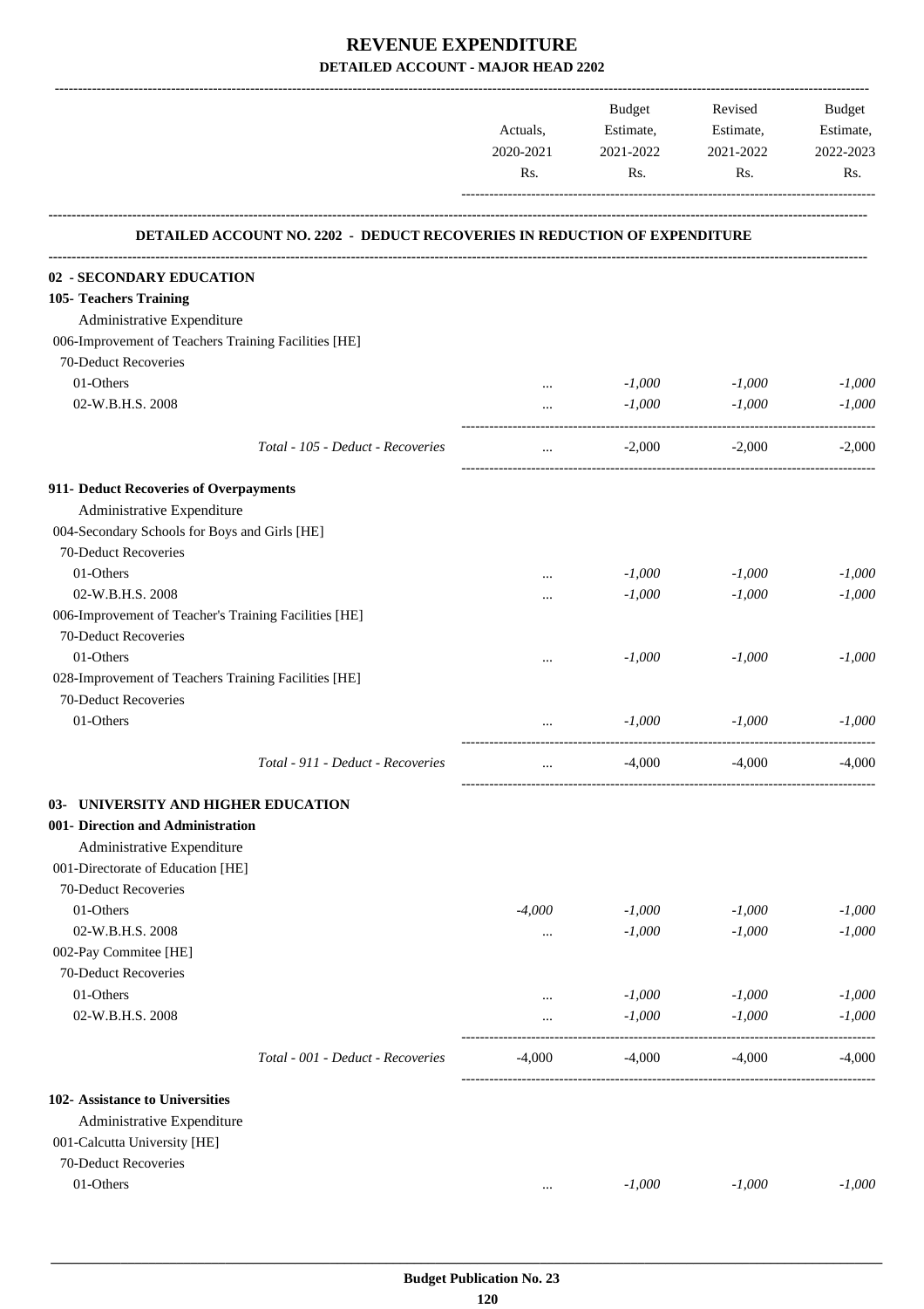# REVENUE EXPENDITURE

**DETAILED ACCOUNT - MAJOR HEAD 2202**

| | Actuals, 2020-2021 Rs. | Budget Estimate, 2021-2022 Rs. | Revised Estimate, 2021-2022 Rs. | Budget Estimate, 2022-2023 Rs. |
|---|---|---|---|---|
| **DETAILED ACCOUNT NO. 2202 - DEDUCT RECOVERIES IN REDUCTION OF EXPENDITURE** | | | | |
| **02 - SECONDARY EDUCATION** | | | | |
| **105- Teachers Training** | | | | |
| Administrative Expenditure | | | | |
| 006-Improvement of Teachers Training Facilities [HE] | | | | |
| 70-Deduct Recoveries | | | | |
| 01-Others | ... | -1,000 | -1,000 | -1,000 |
| 02-W.B.H.S. 2008 | ... | -1,000 | -1,000 | -1,000 |
| Total - 105 - Deduct - Recoveries | ... | -2,000 | -2,000 | -2,000 |
| **911- Deduct Recoveries of Overpayments** | | | | |
| Administrative Expenditure | | | | |
| 004-Secondary Schools for Boys and Girls [HE] | | | | |
| 70-Deduct Recoveries | | | | |
| 01-Others | ... | -1,000 | -1,000 | -1,000 |
| 02-W.B.H.S. 2008 | ... | -1,000 | -1,000 | -1,000 |
| 006-Improvement of Teacher's Training Facilities [HE] | | | | |
| 70-Deduct Recoveries | | | | |
| 01-Others | ... | -1,000 | -1,000 | -1,000 |
| 028-Improvement of Teachers Training Facilities [HE] | | | | |
| 70-Deduct Recoveries | | | | |
| 01-Others | ... | -1,000 | -1,000 | -1,000 |
| Total - 911 - Deduct - Recoveries | ... | -4,000 | -4,000 | -4,000 |
| **03- UNIVERSITY AND HIGHER EDUCATION** | | | | |
| **001- Direction and Administration** | | | | |
| Administrative Expenditure | | | | |
| 001-Directorate of Education [HE] | | | | |
| 70-Deduct Recoveries | | | | |
| 01-Others | -4,000 | -1,000 | -1,000 | -1,000 |
| 02-W.B.H.S. 2008 | ... | -1,000 | -1,000 | -1,000 |
| 002-Pay Commitee [HE] | | | | |
| 70-Deduct Recoveries | | | | |
| 01-Others | ... | -1,000 | -1,000 | -1,000 |
| 02-W.B.H.S. 2008 | ... | -1,000 | -1,000 | -1,000 |
| Total - 001 - Deduct - Recoveries | -4,000 | -4,000 | -4,000 | -4,000 |
| **102- Assistance to Universities** | | | | |
| Administrative Expenditure | | | | |
| 001-Calcutta University [HE] | | | | |
| 70-Deduct Recoveries | | | | |
| 01-Others | ... | -1,000 | -1,000 | -1,000 |

Budget Publication No. 23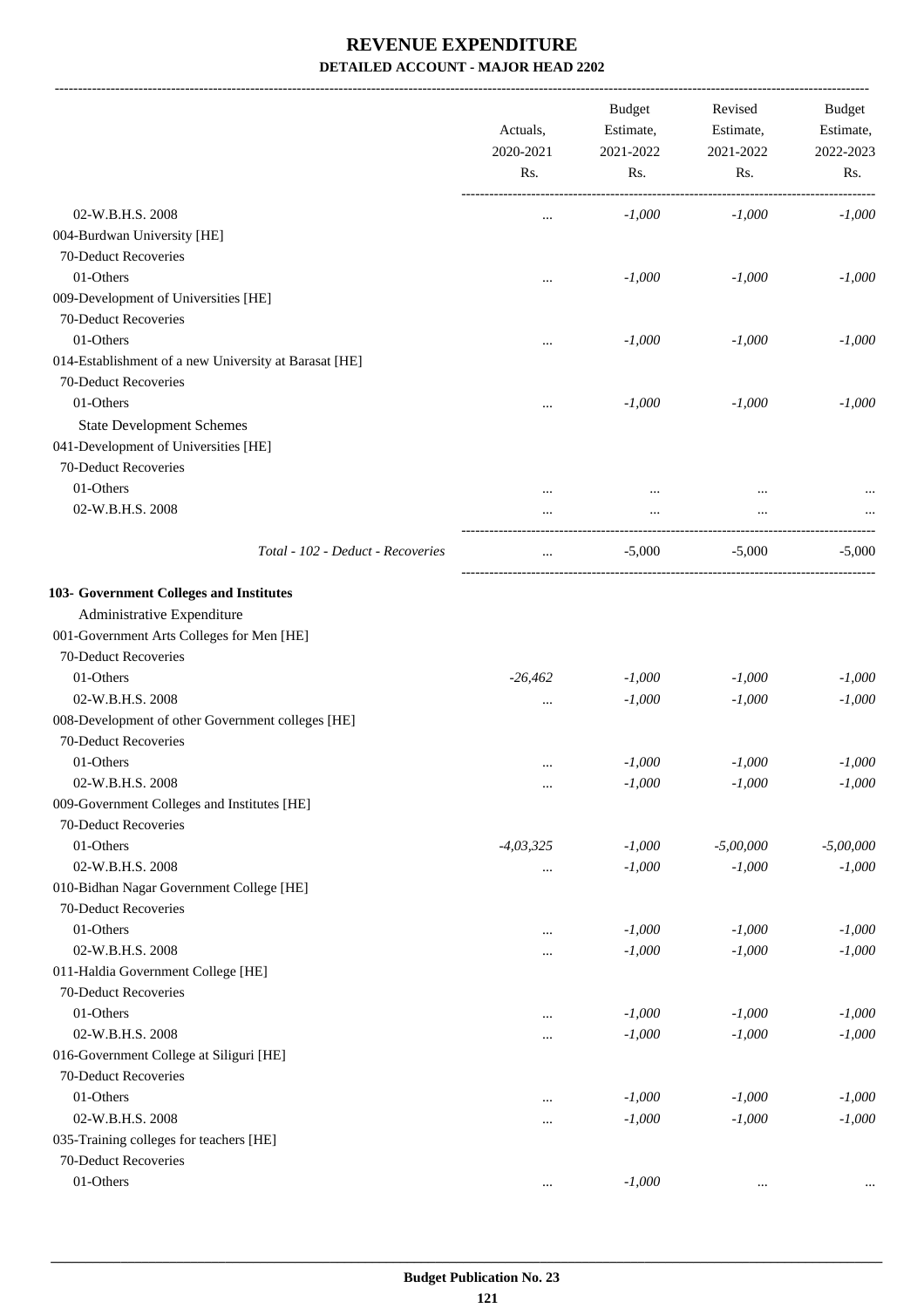# REVENUE EXPENDITURE

## DETAILED ACCOUNT - MAJOR HEAD 2202

| | Actuals, 2020-2021 Rs. | Budget Estimate, 2021-2022 Rs. | Revised Estimate, 2021-2022 Rs. | Budget Estimate, 2022-2023 Rs. |
|---|---|---|---|---|
| 02-W.B.H.S. 2008 | ... | -1,000 | -1,000 | -1,000 |
| 004-Burdwan University [HE] | | | | |
| 70-Deduct Recoveries | | | | |
| 01-Others | ... | -1,000 | -1,000 | -1,000 |
| 009-Development of Universities [HE] | | | | |
| 70-Deduct Recoveries | | | | |
| 01-Others | ... | -1,000 | -1,000 | -1,000 |
| 014-Establishment of a new University at Barasat [HE] | | | | |
| 70-Deduct Recoveries | | | | |
| 01-Others | ... | -1,000 | -1,000 | -1,000 |
| State Development Schemes | | | | |
| 041-Development of Universities [HE] | | | | |
| 70-Deduct Recoveries | | | | |
| 01-Others | ... | ... | ... | ... |
| 02-W.B.H.S. 2008 | ... | ... | ... | ... |
| Total - 102 - Deduct - Recoveries | ... | -5,000 | -5,000 | -5,000 |
| **103- Government Colleges and Institutes** | | | | |
| Administrative Expenditure | | | | |
| 001-Government Arts Colleges for Men [HE] | | | | |
| 70-Deduct Recoveries | | | | |
| 01-Others | -26,462 | -1,000 | -1,000 | -1,000 |
| 02-W.B.H.S. 2008 | ... | -1,000 | -1,000 | -1,000 |
| 008-Development of other Government colleges [HE] | | | | |
| 70-Deduct Recoveries | | | | |
| 01-Others | ... | -1,000 | -1,000 | -1,000 |
| 02-W.B.H.S. 2008 | ... | -1,000 | -1,000 | -1,000 |
| 009-Government Colleges and Institutes [HE] | | | | |
| 70-Deduct Recoveries | | | | |
| 01-Others | -4,03,325 | -1,000 | -5,00,000 | -5,00,000 |
| 02-W.B.H.S. 2008 | ... | -1,000 | -1,000 | -1,000 |
| 010-Bidhan Nagar Government College [HE] | | | | |
| 70-Deduct Recoveries | | | | |
| 01-Others | ... | -1,000 | -1,000 | -1,000 |
| 02-W.B.H.S. 2008 | ... | -1,000 | -1,000 | -1,000 |
| 011-Haldia Government College [HE] | | | | |
| 70-Deduct Recoveries | | | | |
| 01-Others | ... | -1,000 | -1,000 | -1,000 |
| 02-W.B.H.S. 2008 | ... | -1,000 | -1,000 | -1,000 |
| 016-Government College at Siliguri [HE] | | | | |
| 70-Deduct Recoveries | | | | |
| 01-Others | ... | -1,000 | -1,000 | -1,000 |
| 02-W.B.H.S. 2008 | ... | -1,000 | -1,000 | -1,000 |
| 035-Training colleges for teachers [HE] | | | | |
| 70-Deduct Recoveries | | | | |
| 01-Others | ... | -1,000 | ... | ... |

Budget Publication No. 23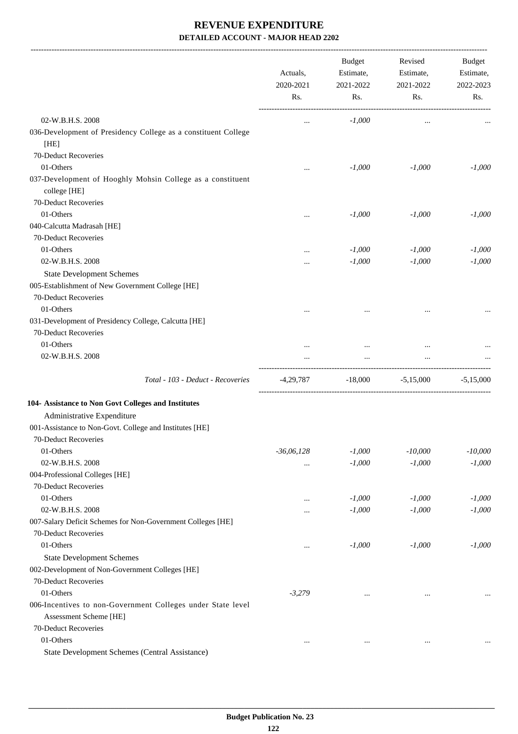# REVENUE EXPENDITURE

**DETAILED ACCOUNT - MAJOR HEAD 2202**

| | Actuals, 2020-2021 Rs. | Budget Estimate, 2021-2022 Rs. | Revised Estimate, 2021-2022 Rs. | Budget Estimate, 2022-2023 Rs. |
|---|---|---|---|---|
| 02-W.B.H.S. 2008 | ... | -1,000 | ... | ... |
| 036-Development of Presidency College as a constituent College [HE] | | | | |
| 70-Deduct Recoveries | | | | |
| 01-Others | ... | -1,000 | -1,000 | -1,000 |
| 037-Development of Hooghly Mohsin College as a constituent college [HE] | | | | |
| 70-Deduct Recoveries | | | | |
| 01-Others | ... | -1,000 | -1,000 | -1,000 |
| 040-Calcutta Madrasah [HE] | | | | |
| 70-Deduct Recoveries | | | | |
| 01-Others | ... | -1,000 | -1,000 | -1,000 |
| 02-W.B.H.S. 2008 | ... | -1,000 | -1,000 | -1,000 |
| State Development Schemes | | | | |
| 005-Establishment of New Government College [HE] | | | | |
| 70-Deduct Recoveries | | | | |
| 01-Others | ... | ... | ... | ... |
| 031-Development of Presidency College, Calcutta [HE] | | | | |
| 70-Deduct Recoveries | | | | |
| 01-Others | ... | ... | ... | ... |
| 02-W.B.H.S. 2008 | ... | ... | ... | ... |
| *Total - 103 - Deduct - Recoveries* | -4,29,787 | -18,000 | -5,15,000 | -5,15,000 |
| **104- Assistance to Non Govt Colleges and Institutes** | | | | |
| Administrative Expenditure | | | | |
| 001-Assistance to Non-Govt. College and Institutes [HE] | | | | |
| 70-Deduct Recoveries | | | | |
| 01-Others | -36,06,128 | -1,000 | -10,000 | -10,000 |
| 02-W.B.H.S. 2008 | ... | -1,000 | -1,000 | -1,000 |
| 004-Professional Colleges [HE] | | | | |
| 70-Deduct Recoveries | | | | |
| 01-Others | ... | -1,000 | -1,000 | -1,000 |
| 02-W.B.H.S. 2008 | ... | -1,000 | -1,000 | -1,000 |
| 007-Salary Deficit Schemes for Non-Government Colleges [HE] | | | | |
| 70-Deduct Recoveries | | | | |
| 01-Others | ... | -1,000 | -1,000 | -1,000 |
| State Development Schemes | | | | |
| 002-Development of Non-Government Colleges [HE] | | | | |
| 70-Deduct Recoveries | | | | |
| 01-Others | -3,279 | ... | ... | ... |
| 006-Incentives to non-Government Colleges under State level Assessment Scheme [HE] | | | | |
| 70-Deduct Recoveries | | | | |
| 01-Others | ... | ... | ... | ... |
| State Development Schemes (Central Assistance) | | | | |

**Budget Publication No. 23**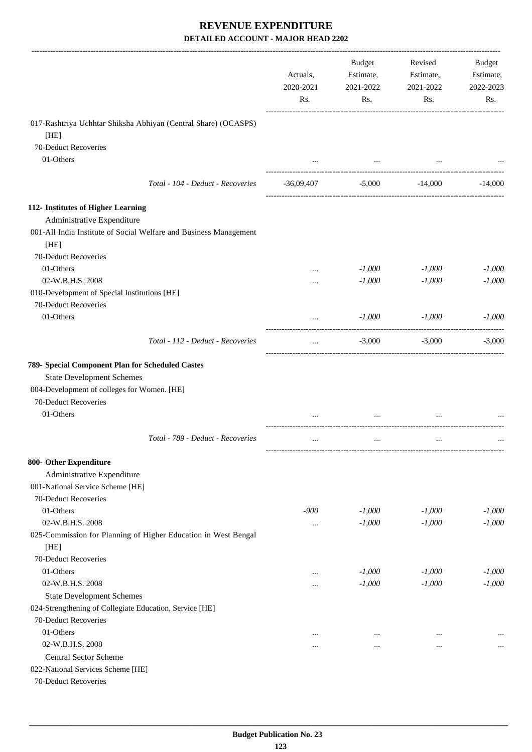# REVENUE EXPENDITURE

**DETAILED ACCOUNT - MAJOR HEAD 2202**

| | Actuals, 2020-2021 Rs. | Budget Estimate, 2021-2022 Rs. | Revised Estimate, 2021-2022 Rs. | Budget Estimate, 2022-2023 Rs. |
|---|---|---|---|---|
| 017-Rashtriya Uchhtar Shiksha Abhiyan (Central Share) (OCASPS) [HE] | | | | |
| 70-Deduct Recoveries | | | | |
| 01-Others | ... | ... | ... | ... |
| *Total - 104 - Deduct - Recoveries* | -36,09,407 | -5,000 | -14,000 | -14,000 |
| **112- Institutes of Higher Learning** | | | | |
| Administrative Expenditure | | | | |
| 001-All India Institute of Social Welfare and Business Management [HE] | | | | |
| 70-Deduct Recoveries | | | | |
| 01-Others | ... | *-1,000* | *-1,000* | *-1,000* |
| 02-W.B.H.S. 2008 | ... | *-1,000* | *-1,000* | *-1,000* |
| 010-Development of Special Institutions [HE] | | | | |
| 70-Deduct Recoveries | | | | |
| 01-Others | ... | *-1,000* | *-1,000* | *-1,000* |
| *Total - 112 - Deduct - Recoveries* | ... | -3,000 | -3,000 | -3,000 |
| **789- Special Component Plan for Scheduled Castes** | | | | |
| State Development Schemes | | | | |
| 004-Development of colleges for Women. [HE] | | | | |
| 70-Deduct Recoveries | | | | |
| 01-Others | ... | ... | ... | ... |
| *Total - 789 - Deduct - Recoveries* | ... | ... | ... | ... |
| **800- Other Expenditure** | | | | |
| Administrative Expenditure | | | | |
| 001-National Service Scheme [HE] | | | | |
| 70-Deduct Recoveries | | | | |
| 01-Others | *-900* | *-1,000* | *-1,000* | *-1,000* |
| 02-W.B.H.S. 2008 | ... | *-1,000* | *-1,000* | *-1,000* |
| 025-Commission for Planning of Higher Education in West Bengal [HE] | | | | |
| 70-Deduct Recoveries | | | | |
| 01-Others | ... | *-1,000* | *-1,000* | *-1,000* |
| 02-W.B.H.S. 2008 | ... | *-1,000* | *-1,000* | *-1,000* |
| State Development Schemes | | | | |
| 024-Strengthening of Collegiate Education, Service [HE] | | | | |
| 70-Deduct Recoveries | | | | |
| 01-Others | ... | ... | ... | ... |
| 02-W.B.H.S. 2008 | ... | ... | ... | ... |
| Central Sector Scheme | | | | |
| 022-National Services Scheme [HE] | | | | |
| 70-Deduct Recoveries | | | | |

**Budget Publication No. 23**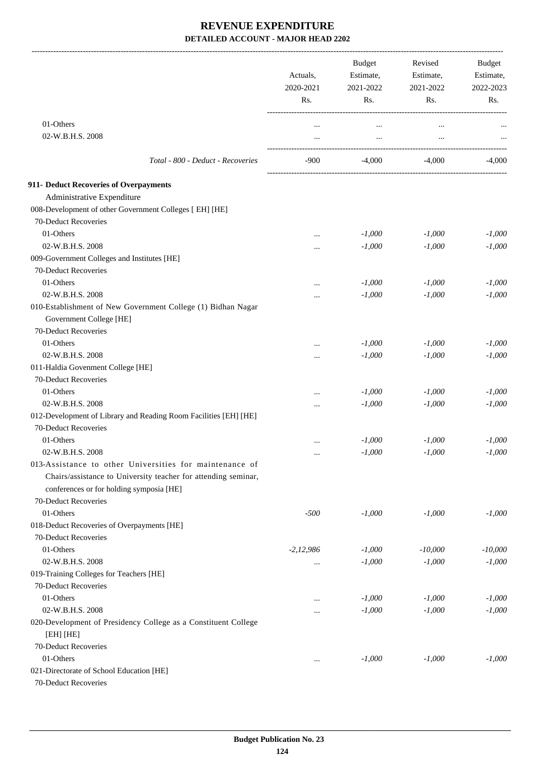# REVENUE EXPENDITURE

**DETAILED ACCOUNT - MAJOR HEAD 2202**

| | Actuals, 2020-2021 Rs. | Budget Estimate, 2021-2022 Rs. | Revised Estimate, 2021-2022 Rs. | Budget Estimate, 2022-2023 Rs. |
|---|---|---|---|---|
| 01-Others | ... | ... | ... | ... |
| 02-W.B.H.S. 2008 | ... | ... | ... | ... |
| *Total - 800 - Deduct - Recoveries* | -900 | -4,000 | -4,000 | -4,000 |
| **911- Deduct Recoveries of Overpayments** | | | | |
| Administrative Expenditure | | | | |
| 008-Development of other Government Colleges [ EH] [HE] | | | | |
| 70-Deduct Recoveries | | | | |
| 01-Others | ... | -1,000 | -1,000 | -1,000 |
| 02-W.B.H.S. 2008 | ... | -1,000 | -1,000 | -1,000 |
| 009-Government Colleges and Institutes [HE] | | | | |
| 70-Deduct Recoveries | | | | |
| 01-Others | ... | -1,000 | -1,000 | -1,000 |
| 02-W.B.H.S. 2008 | ... | -1,000 | -1,000 | -1,000 |
| 010-Establishment of New Government College (1) Bidhan Nagar Government College [HE] | | | | |
| 70-Deduct Recoveries | | | | |
| 01-Others | ... | -1,000 | -1,000 | -1,000 |
| 02-W.B.H.S. 2008 | ... | -1,000 | -1,000 | -1,000 |
| 011-Haldia Govenment College [HE] | | | | |
| 70-Deduct Recoveries | | | | |
| 01-Others | ... | -1,000 | -1,000 | -1,000 |
| 02-W.B.H.S. 2008 | ... | -1,000 | -1,000 | -1,000 |
| 012-Development of Library and Reading Room Facilities [EH] [HE] | | | | |
| 70-Deduct Recoveries | | | | |
| 01-Others | ... | -1,000 | -1,000 | -1,000 |
| 02-W.B.H.S. 2008 | ... | -1,000 | -1,000 | -1,000 |
| 013-Assistance to other Universities for maintenance of Chairs/assistance to University teacher for attending seminar, conferences or for holding symposia [HE] | | | | |
| 70-Deduct Recoveries | | | | |
| 01-Others | -500 | -1,000 | -1,000 | -1,000 |
| 018-Deduct Recoveries of Overpayments [HE] | | | | |
| 70-Deduct Recoveries | | | | |
| 01-Others | -2,12,986 | -1,000 | -10,000 | -10,000 |
| 02-W.B.H.S. 2008 | ... | -1,000 | -1,000 | -1,000 |
| 019-Training Colleges for Teachers [HE] | | | | |
| 70-Deduct Recoveries | | | | |
| 01-Others | ... | -1,000 | -1,000 | -1,000 |
| 02-W.B.H.S. 2008 | ... | -1,000 | -1,000 | -1,000 |
| 020-Development of Presidency College as a Constituent College [EH] [HE] | | | | |
| 70-Deduct Recoveries | | | | |
| 01-Others | ... | -1,000 | -1,000 | -1,000 |
| 021-Directorate of School Education [HE] | | | | |
| 70-Deduct Recoveries | | | | |

Budget Publication No. 23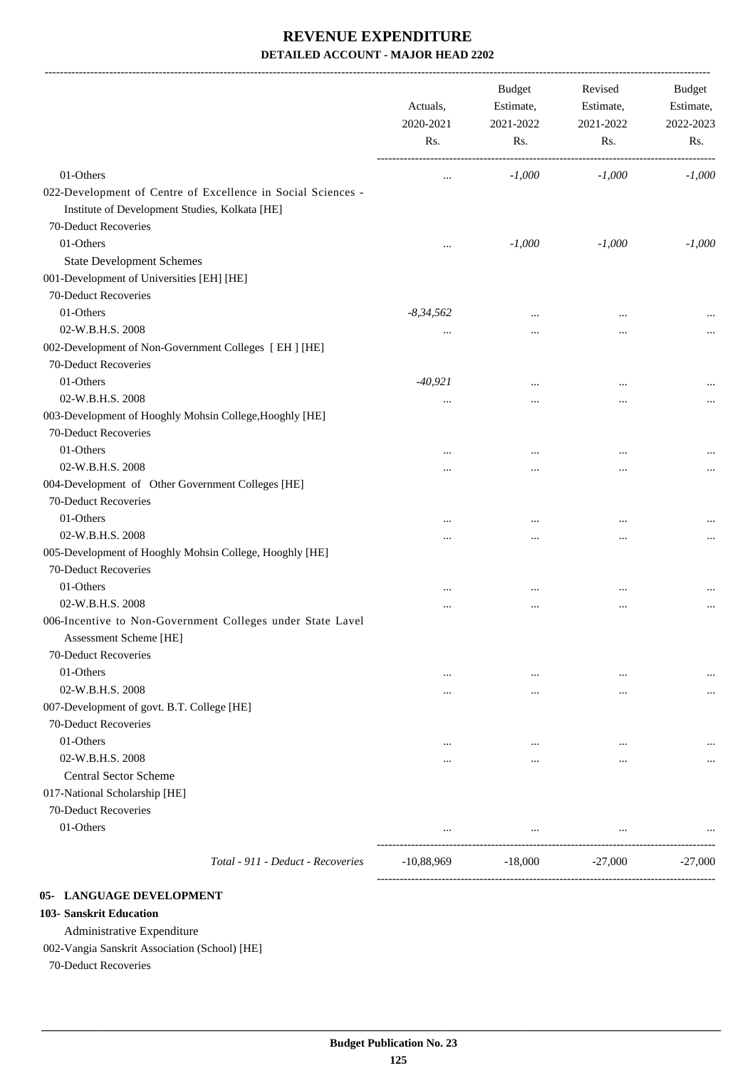# REVENUE EXPENDITURE

### DETAILED ACCOUNT - MAJOR HEAD 2202

| | Actuals, 2020-2021 Rs. | Budget Estimate, 2021-2022 Rs. | Revised Estimate, 2021-2022 Rs. | Budget Estimate, 2022-2023 Rs. |
|---|---|---|---|---|
| 01-Others | ... | *-1,000* | *-1,000* | *-1,000* |
| 022-Development of Centre of Excellence in Social Sciences - Institute of Development Studies, Kolkata [HE] | | | | |
| 70-Deduct Recoveries | | | | |
| 01-Others | ... | *-1,000* | *-1,000* | *-1,000* |
| State Development Schemes | | | | |
| 001-Development of Universities [EH] [HE] | | | | |
| 70-Deduct Recoveries | | | | |
| 01-Others | *-8,34,562* | ... | ... | ... |
| 02-W.B.H.S. 2008 | ... | ... | ... | ... |
| 002-Development of Non-Government Colleges [ EH ] [HE] | | | | |
| 70-Deduct Recoveries | | | | |
| 01-Others | *-40,921* | ... | ... | ... |
| 02-W.B.H.S. 2008 | ... | ... | ... | ... |
| 003-Development of Hooghly Mohsin College,Hooghly [HE] | | | | |
| 70-Deduct Recoveries | | | | |
| 01-Others | ... | ... | ... | ... |
| 02-W.B.H.S. 2008 | ... | ... | ... | ... |
| 004-Development of Other Government Colleges [HE] | | | | |
| 70-Deduct Recoveries | | | | |
| 01-Others | ... | ... | ... | ... |
| 02-W.B.H.S. 2008 | ... | ... | ... | ... |
| 005-Development of Hooghly Mohsin College, Hooghly [HE] | | | | |
| 70-Deduct Recoveries | | | | |
| 01-Others | ... | ... | ... | ... |
| 02-W.B.H.S. 2008 | ... | ... | ... | ... |
| 006-Incentive to Non-Government Colleges under State Lavel Assessment Scheme [HE] | | | | |
| 70-Deduct Recoveries | | | | |
| 01-Others | ... | ... | ... | ... |
| 02-W.B.H.S. 2008 | ... | ... | ... | ... |
| 007-Development of govt. B.T. College [HE] | | | | |
| 70-Deduct Recoveries | | | | |
| 01-Others | ... | ... | ... | ... |
| 02-W.B.H.S. 2008 | ... | ... | ... | ... |
| Central Sector Scheme | | | | |
| 017-National Scholarship [HE] | | | | |
| 70-Deduct Recoveries | | | | |
| 01-Others | ... | ... | ... | ... |
| *Total - 911 - Deduct - Recoveries* | -10,88,969 | -18,000 | -27,000 | -27,000 |

**05- LANGUAGE DEVELOPMENT**

**103- Sanskrit Education**

Administrative Expenditure

002-Vangia Sanskrit Association (School) [HE]

70-Deduct Recoveries

Budget Publication No. 23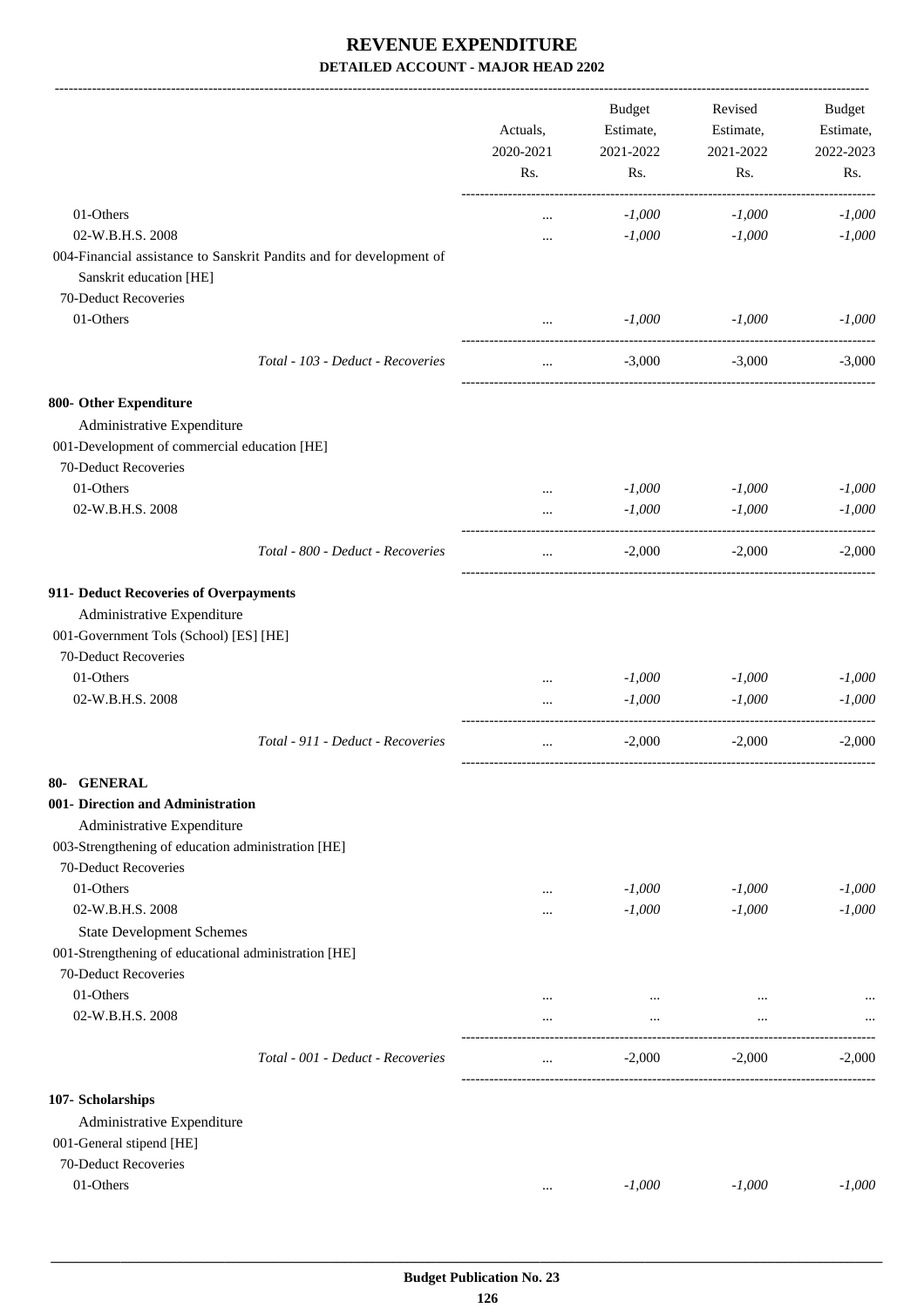# REVENUE EXPENDITURE

## DETAILED ACCOUNT - MAJOR HEAD 2202

| | Actuals, 2020-2021 Rs. | Budget Estimate, 2021-2022 Rs. | Revised Estimate, 2021-2022 Rs. | Budget Estimate, 2022-2023 Rs. |
|---|---|---|---|---|
| 01-Others | ... | -1,000 | -1,000 | -1,000 |
| 02-W.B.H.S. 2008 | ... | -1,000 | -1,000 | -1,000 |
| 004-Financial assistance to Sanskrit Pandits and for development of Sanskrit education [HE] | | | | |
| 70-Deduct Recoveries | | | | |
| 01-Others | ... | -1,000 | -1,000 | -1,000 |
| *Total - 103 - Deduct - Recoveries* | ... | -3,000 | -3,000 | -3,000 |
| **800- Other Expenditure** | | | | |
| Administrative Expenditure | | | | |
| 001-Development of commercial education [HE] | | | | |
| 70-Deduct Recoveries | | | | |
| 01-Others | ... | -1,000 | -1,000 | -1,000 |
| 02-W.B.H.S. 2008 | ... | -1,000 | -1,000 | -1,000 |
| *Total - 800 - Deduct - Recoveries* | ... | -2,000 | -2,000 | -2,000 |
| **911- Deduct Recoveries of Overpayments** | | | | |
| Administrative Expenditure | | | | |
| 001-Government Tols (School) [ES] [HE] | | | | |
| 70-Deduct Recoveries | | | | |
| 01-Others | ... | -1,000 | -1,000 | -1,000 |
| 02-W.B.H.S. 2008 | ... | -1,000 | -1,000 | -1,000 |
| *Total - 911 - Deduct - Recoveries* | ... | -2,000 | -2,000 | -2,000 |
| **80- GENERAL** | | | | |
| **001- Direction and Administration** | | | | |
| Administrative Expenditure | | | | |
| 003-Strengthening of education administration [HE] | | | | |
| 70-Deduct Recoveries | | | | |
| 01-Others | ... | -1,000 | -1,000 | -1,000 |
| 02-W.B.H.S. 2008 | ... | -1,000 | -1,000 | -1,000 |
| State Development Schemes | | | | |
| 001-Strengthening of educational administration [HE] | | | | |
| 70-Deduct Recoveries | | | | |
| 01-Others | ... | ... | ... | ... |
| 02-W.B.H.S. 2008 | ... | ... | ... | ... |
| *Total - 001 - Deduct - Recoveries* | ... | -2,000 | -2,000 | -2,000 |
| **107- Scholarships** | | | | |
| Administrative Expenditure | | | | |
| 001-General stipend [HE] | | | | |
| 70-Deduct Recoveries | | | | |
| 01-Others | ... | -1,000 | -1,000 | -1,000 |

**Budget Publication No. 23**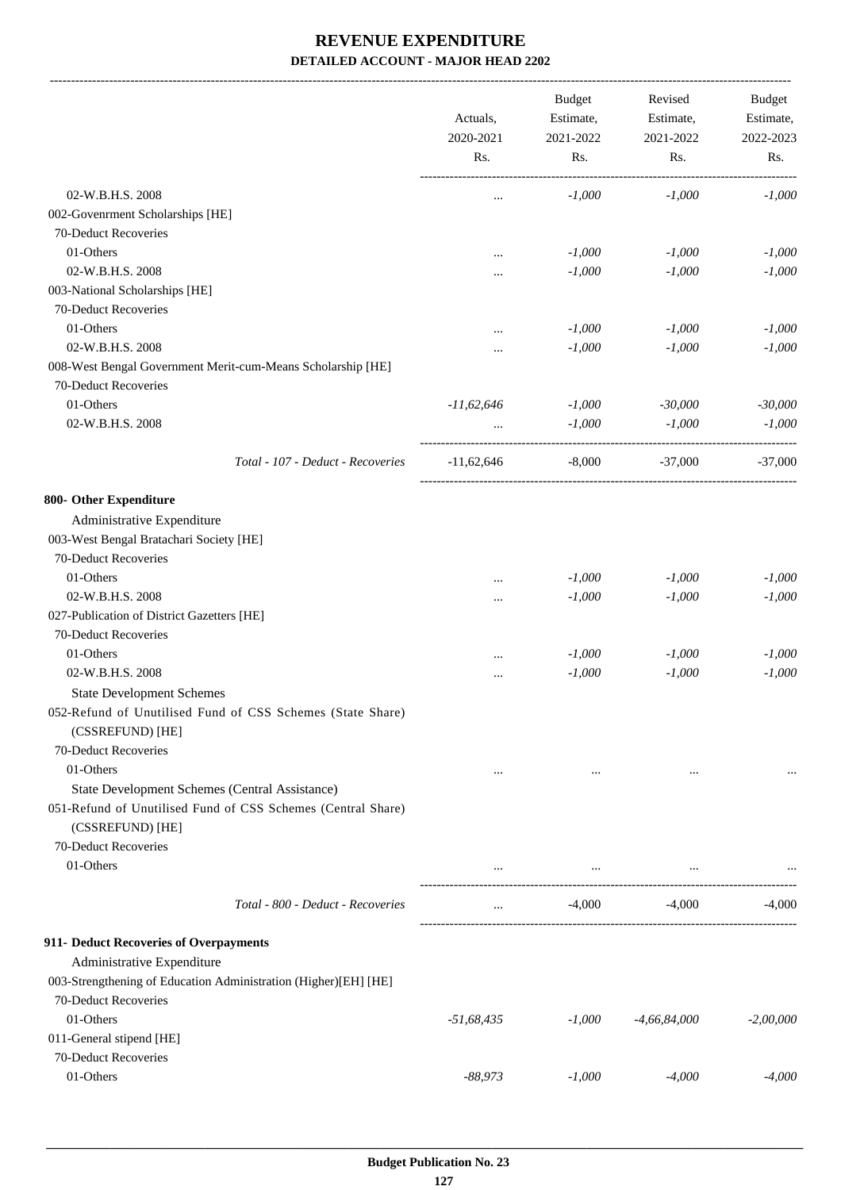# REVENUE EXPENDITURE

**DETAILED ACCOUNT - MAJOR HEAD 2202**

| | Actuals, 2020-2021 Rs. | Budget Estimate, 2021-2022 Rs. | Revised Estimate, 2021-2022 Rs. | Budget Estimate, 2022-2023 Rs. |
|---|---|---|---|---|
| 02-W.B.H.S. 2008 | ... | -1,000 | -1,000 | -1,000 |
| 002-Govenrment Scholarships [HE] | | | | |
| 70-Deduct Recoveries | | | | |
| 01-Others | ... | -1,000 | -1,000 | -1,000 |
| 02-W.B.H.S. 2008 | ... | -1,000 | -1,000 | -1,000 |
| 003-National Scholarships [HE] | | | | |
| 70-Deduct Recoveries | | | | |
| 01-Others | ... | -1,000 | -1,000 | -1,000 |
| 02-W.B.H.S. 2008 | ... | -1,000 | -1,000 | -1,000 |
| 008-West Bengal Government Merit-cum-Means Scholarship [HE] | | | | |
| 70-Deduct Recoveries | | | | |
| 01-Others | -11,62,646 | -1,000 | -30,000 | -30,000 |
| 02-W.B.H.S. 2008 | ... | -1,000 | -1,000 | -1,000 |
| *Total - 107 - Deduct - Recoveries* | -11,62,646 | -8,000 | -37,000 | -37,000 |
| **800- Other Expenditure** | | | | |
| Administrative Expenditure | | | | |
| 003-West Bengal Bratachari Society [HE] | | | | |
| 70-Deduct Recoveries | | | | |
| 01-Others | ... | -1,000 | -1,000 | -1,000 |
| 02-W.B.H.S. 2008 | ... | -1,000 | -1,000 | -1,000 |
| 027-Publication of District Gazetters [HE] | | | | |
| 70-Deduct Recoveries | | | | |
| 01-Others | ... | -1,000 | -1,000 | -1,000 |
| 02-W.B.H.S. 2008 | ... | -1,000 | -1,000 | -1,000 |
| State Development Schemes | | | | |
| 052-Refund of Unutilised Fund of CSS Schemes (State Share) (CSSREFUND) [HE] | | | | |
| 70-Deduct Recoveries | | | | |
| 01-Others | ... | ... | ... | ... |
| State Development Schemes (Central Assistance) | | | | |
| 051-Refund of Unutilised Fund of CSS Schemes (Central Share) (CSSREFUND) [HE] | | | | |
| 70-Deduct Recoveries | | | | |
| 01-Others | ... | ... | ... | ... |
| *Total - 800 - Deduct - Recoveries* | ... | -4,000 | -4,000 | -4,000 |
| **911- Deduct Recoveries of Overpayments** | | | | |
| Administrative Expenditure | | | | |
| 003-Strengthening of Education Administration (Higher)[EH] [HE] | | | | |
| 70-Deduct Recoveries | | | | |
| 01-Others | -51,68,435 | -1,000 | -4,66,84,000 | -2,00,000 |
| 011-General stipend [HE] | | | | |
| 70-Deduct Recoveries | | | | |
| 01-Others | -88,973 | -1,000 | -4,000 | -4,000 |

**Budget Publication No. 23**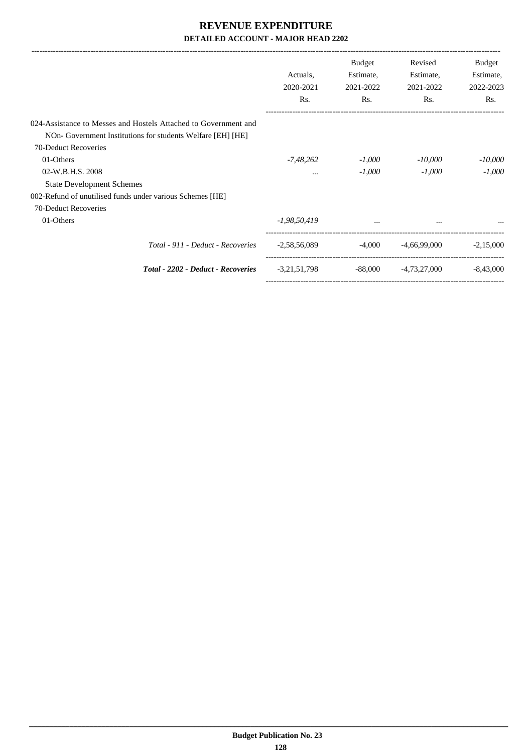# REVENUE EXPENDITURE

## DETAILED ACCOUNT - MAJOR HEAD 2202

| | Actuals, 2020-2021 Rs. | Budget Estimate, 2021-2022 Rs. | Revised Estimate, 2021-2022 Rs. | Budget Estimate, 2022-2023 Rs. |
|---|---|---|---|---|
| 024-Assistance to Messes and Hostels Attached to Government and NOn- Government Institutions for students Welfare [EH] [HE] | | | | |
| 70-Deduct Recoveries | | | | |
| 01-Others | *-7,48,262* | *-1,000* | *-10,000* | *-10,000* |
| 02-W.B.H.S. 2008 | ... | *-1,000* | *-1,000* | *-1,000* |
| State Development Schemes | | | | |
| 002-Refund of unutilised funds under various Schemes [HE] | | | | |
| 70-Deduct Recoveries | | | | |
| 01-Others | *-1,98,50,419* | ... | ... | ... |
| *Total - 911 - Deduct - Recoveries* | -2,58,56,089 | -4,000 | -4,66,99,000 | -2,15,000 |
| ***Total - 2202 - Deduct - Recoveries*** | -3,21,51,798 | -88,000 | -4,73,27,000 | -8,43,000 |

**Budget Publication No. 23**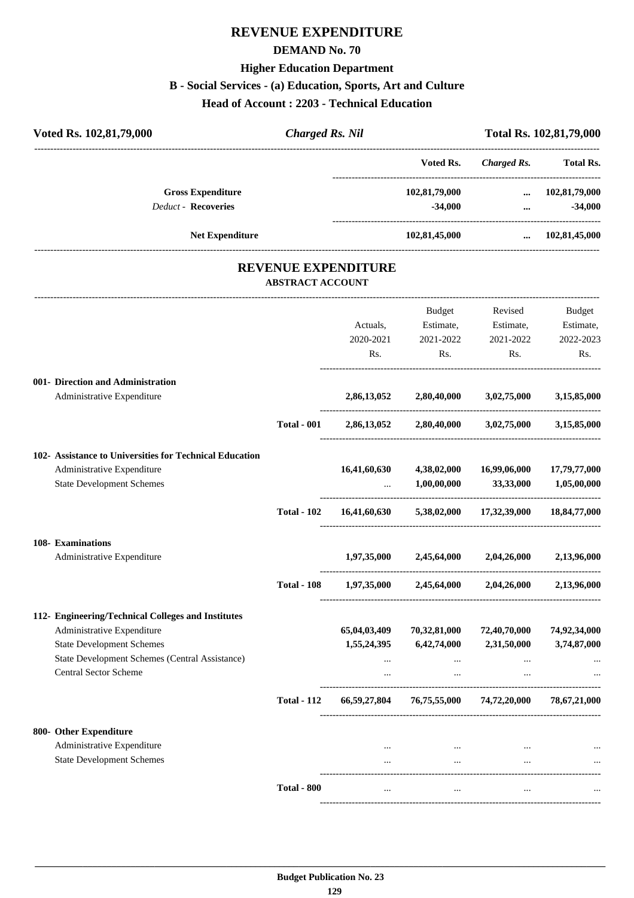# REVENUE EXPENDITURE

## DEMAND No. 70

### Higher Education Department

### B - Social Services - (a) Education, Sports, Art and Culture

### Head of Account : 2203 - Technical Education

| Voted Rs. 102,81,79,000 | *Charged Rs. Nil* | Total Rs. 102,81,79,000 |
|---|---|---|

| | Voted Rs. | *Charged Rs.* | Total Rs. |
|---|---|---|---|
| **Gross Expenditure** | 102,81,79,000 | ... | 102,81,79,000 |
| *Deduct* - **Recoveries** | -34,000 | ... | -34,000 |
| **Net Expenditure** | 102,81,45,000 | ... | 102,81,45,000 |

## REVENUE EXPENDITURE

### ABSTRACT ACCOUNT

| | | Actuals, 2020-2021 Rs. | Budget Estimate, 2021-2022 Rs. | Revised Estimate, 2021-2022 Rs. | Budget Estimate, 2022-2023 Rs. |
|---|---|---|---|---|---|
| **001- Direction and Administration** | | | | | |
| Administrative Expenditure | | 2,86,13,052 | 2,80,40,000 | 3,02,75,000 | 3,15,85,000 |
| | **Total - 001** | 2,86,13,052 | 2,80,40,000 | 3,02,75,000 | 3,15,85,000 |
| **102- Assistance to Universities for Technical Education** | | | | | |
| Administrative Expenditure | | 16,41,60,630 | 4,38,02,000 | 16,99,06,000 | 17,79,77,000 |
| State Development Schemes | | ... | 1,00,00,000 | 33,33,000 | 1,05,00,000 |
| | **Total - 102** | 16,41,60,630 | 5,38,02,000 | 17,32,39,000 | 18,84,77,000 |
| **108- Examinations** | | | | | |
| Administrative Expenditure | | 1,97,35,000 | 2,45,64,000 | 2,04,26,000 | 2,13,96,000 |
| | **Total - 108** | 1,97,35,000 | 2,45,64,000 | 2,04,26,000 | 2,13,96,000 |
| **112- Engineering/Technical Colleges and Institutes** | | | | | |
| Administrative Expenditure | | 65,04,03,409 | 70,32,81,000 | 72,40,70,000 | 74,92,34,000 |
| State Development Schemes | | 1,55,24,395 | 6,42,74,000 | 2,31,50,000 | 3,74,87,000 |
| State Development Schemes (Central Assistance) | | ... | ... | ... | ... |
| Central Sector Scheme | | ... | ... | ... | ... |
| | **Total - 112** | 66,59,27,804 | 76,75,55,000 | 74,72,20,000 | 78,67,21,000 |
| **800- Other Expenditure** | | | | | |
| Administrative Expenditure | | ... | ... | ... | ... |
| State Development Schemes | | ... | ... | ... | ... |
| | **Total - 800** | ... | ... | ... | ... |

**Budget Publication No. 23**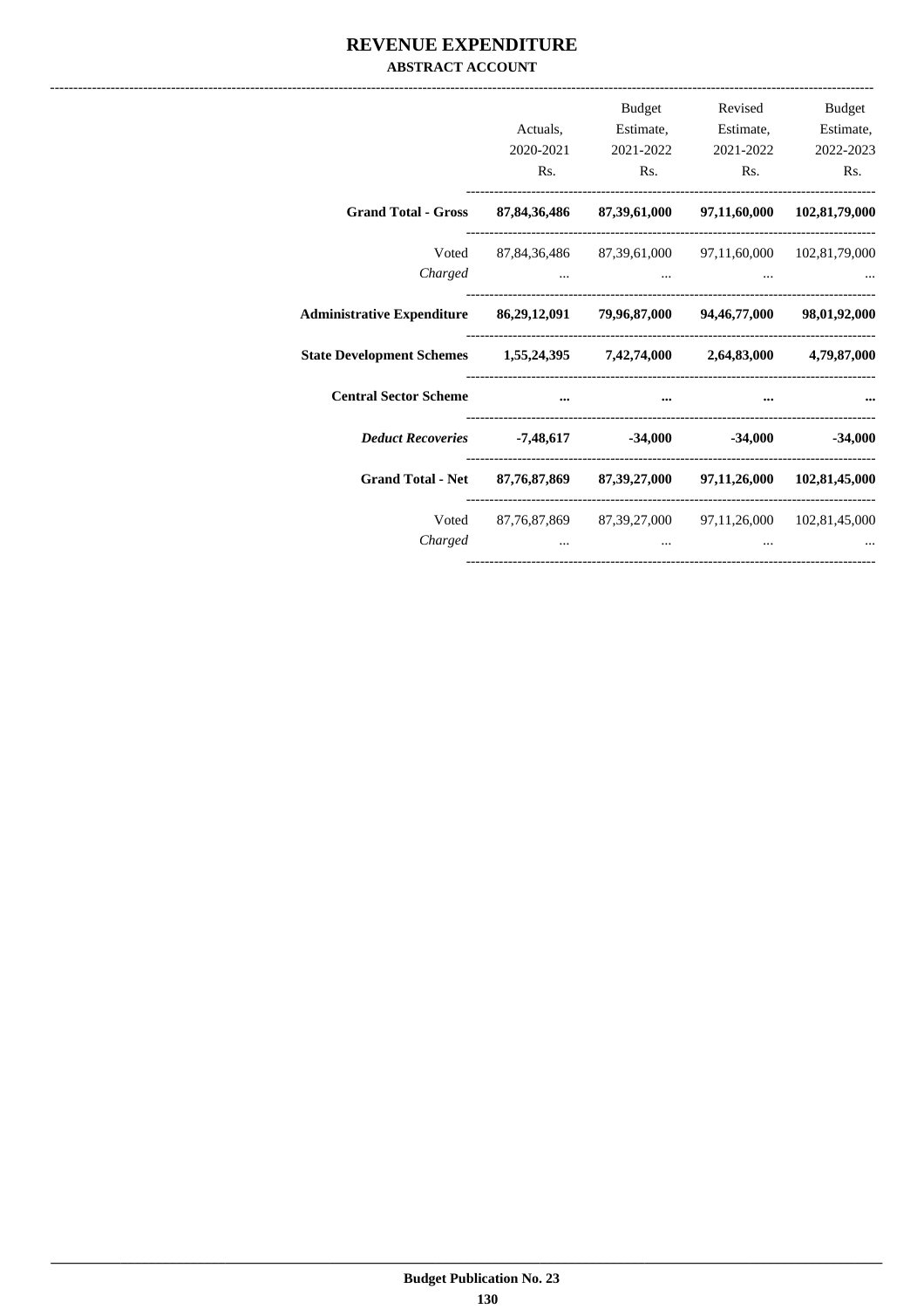# REVENUE EXPENDITURE

## ABSTRACT ACCOUNT

| | Actuals, 2020-2021 Rs. | Budget Estimate, 2021-2022 Rs. | Revised Estimate, 2021-2022 Rs. | Budget Estimate, 2022-2023 Rs. |
|---|---|---|---|---|
| **Grand Total - Gross** | **87,84,36,486** | **87,39,61,000** | **97,11,60,000** | **102,81,79,000** |
| Voted | 87,84,36,486 | 87,39,61,000 | 97,11,60,000 | 102,81,79,000 |
| *Charged* | ... | ... | ... | ... |
| **Administrative Expenditure** | **86,29,12,091** | **79,96,87,000** | **94,46,77,000** | **98,01,92,000** |
| **State Development Schemes** | **1,55,24,395** | **7,42,74,000** | **2,64,83,000** | **4,79,87,000** |
| **Central Sector Scheme** | **...** | **...** | **...** | **...** |
| ***Deduct Recoveries*** | **-7,48,617** | **-34,000** | **-34,000** | **-34,000** |
| **Grand Total - Net** | **87,76,87,869** | **87,39,27,000** | **97,11,26,000** | **102,81,45,000** |
| Voted | 87,76,87,869 | 87,39,27,000 | 97,11,26,000 | 102,81,45,000 |
| *Charged* | ... | ... | ... | ... |

**Budget Publication No. 23**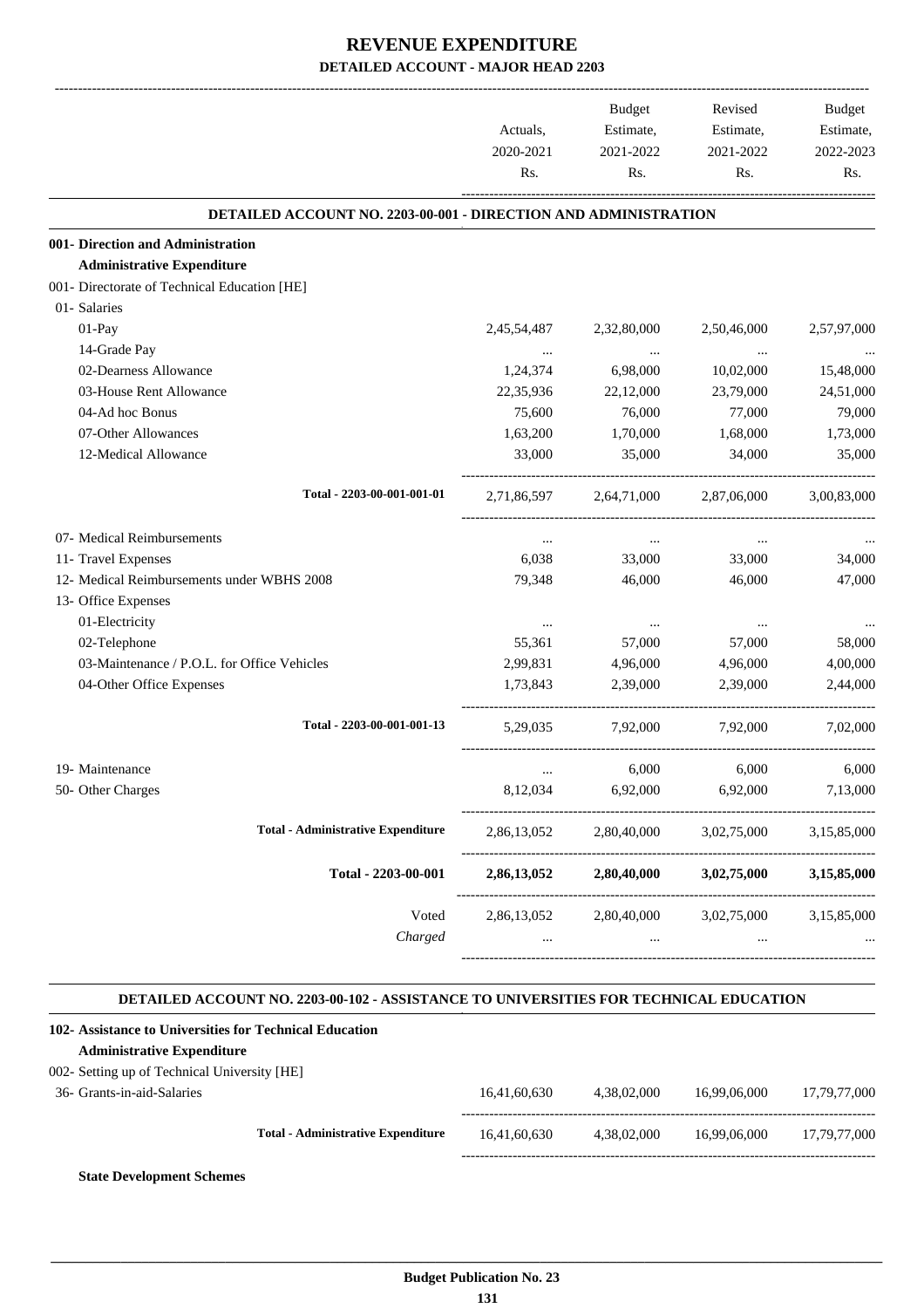# REVENUE EXPENDITURE

## DETAILED ACCOUNT - MAJOR HEAD 2203

| | Actuals, 2020-2021 Rs. | Budget Estimate, 2021-2022 Rs. | Revised Estimate, 2021-2022 Rs. | Budget Estimate, 2022-2023 Rs. |
|---|---|---|---|---|
| **DETAILED ACCOUNT NO. 2203-00-001 - DIRECTION AND ADMINISTRATION** | | | | |
| **001- Direction and Administration** | | | | |
| **Administrative Expenditure** | | | | |
| 001- Directorate of Technical Education [HE] | | | | |
| 01- Salaries | | | | |
| 01-Pay | 2,45,54,487 | 2,32,80,000 | 2,50,46,000 | 2,57,97,000 |
| 14-Grade Pay | ... | ... | ... | ... |
| 02-Dearness Allowance | 1,24,374 | 6,98,000 | 10,02,000 | 15,48,000 |
| 03-House Rent Allowance | 22,35,936 | 22,12,000 | 23,79,000 | 24,51,000 |
| 04-Ad hoc Bonus | 75,600 | 76,000 | 77,000 | 79,000 |
| 07-Other Allowances | 1,63,200 | 1,70,000 | 1,68,000 | 1,73,000 |
| 12-Medical Allowance | 33,000 | 35,000 | 34,000 | 35,000 |
| Total - 2203-00-001-001-01 | 2,71,86,597 | 2,64,71,000 | 2,87,06,000 | 3,00,83,000 |
| 07- Medical Reimbursements | ... | ... | ... | ... |
| 11- Travel Expenses | 6,038 | 33,000 | 33,000 | 34,000 |
| 12- Medical Reimbursements under WBHS 2008 | 79,348 | 46,000 | 46,000 | 47,000 |
| 13- Office Expenses | | | | |
| 01-Electricity | ... | ... | ... | ... |
| 02-Telephone | 55,361 | 57,000 | 57,000 | 58,000 |
| 03-Maintenance / P.O.L. for Office Vehicles | 2,99,831 | 4,96,000 | 4,96,000 | 4,00,000 |
| 04-Other Office Expenses | 1,73,843 | 2,39,000 | 2,39,000 | 2,44,000 |
| Total - 2203-00-001-001-13 | 5,29,035 | 7,92,000 | 7,92,000 | 7,02,000 |
| 19- Maintenance | ... | 6,000 | 6,000 | 6,000 |
| 50- Other Charges | 8,12,034 | 6,92,000 | 6,92,000 | 7,13,000 |
| **Total - Administrative Expenditure** | 2,86,13,052 | 2,80,40,000 | 3,02,75,000 | 3,15,85,000 |
| **Total - 2203-00-001** | **2,86,13,052** | **2,80,40,000** | **3,02,75,000** | **3,15,85,000** |
| Voted | 2,86,13,052 | 2,80,40,000 | 3,02,75,000 | 3,15,85,000 |
| *Charged* | ... | ... | ... | ... |

| | Actuals, 2020-2021 Rs. | Budget Estimate, 2021-2022 Rs. | Revised Estimate, 2021-2022 Rs. | Budget Estimate, 2022-2023 Rs. |
|---|---|---|---|---|
| **DETAILED ACCOUNT NO. 2203-00-102 - ASSISTANCE TO UNIVERSITIES FOR TECHNICAL EDUCATION** | | | | |
| **102- Assistance to Universities for Technical Education** | | | | |
| **Administrative Expenditure** | | | | |
| 002- Setting up of Technical University [HE] | | | | |
| 36- Grants-in-aid-Salaries | 16,41,60,630 | 4,38,02,000 | 16,99,06,000 | 17,79,77,000 |
| **Total - Administrative Expenditure** | 16,41,60,630 | 4,38,02,000 | 16,99,06,000 | 17,79,77,000 |

**State Development Schemes**

Budget Publication No. 23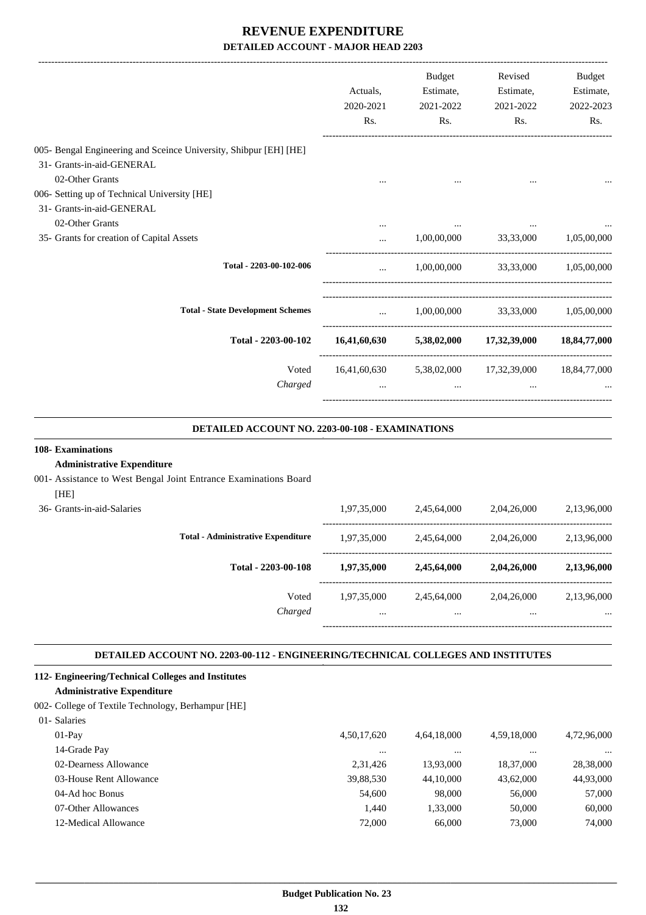# REVENUE EXPENDITURE

## DETAILED ACCOUNT - MAJOR HEAD 2203

| | Actuals, 2020-2021 Rs. | Budget Estimate, 2021-2022 Rs. | Revised Estimate, 2021-2022 Rs. | Budget Estimate, 2022-2023 Rs. |
|---|---|---|---|---|
| 005- Bengal Engineering and Sceince University, Shibpur [EH] [HE] | | | | |
| 31- Grants-in-aid-GENERAL | | | | |
| 02-Other Grants | ... | ... | ... | ... |
| 006- Setting up of Technical University [HE] | | | | |
| 31- Grants-in-aid-GENERAL | | | | |
| 02-Other Grants | ... | ... | ... | ... |
| 35- Grants for creation of Capital Assets | ... | 1,00,00,000 | 33,33,000 | 1,05,00,000 |
| **Total - 2203-00-102-006** | ... | 1,00,00,000 | 33,33,000 | 1,05,00,000 |
| **Total - State Development Schemes** | ... | 1,00,00,000 | 33,33,000 | 1,05,00,000 |
| **Total - 2203-00-102** | **16,41,60,630** | **5,38,02,000** | **17,32,39,000** | **18,84,77,000** |
| Voted | 16,41,60,630 | 5,38,02,000 | 17,32,39,000 | 18,84,77,000 |
| *Charged* | ... | ... | ... | ... |

### DETAILED ACCOUNT NO. 2203-00-108 - EXAMINATIONS

| | Actuals, 2020-2021 Rs. | Budget Estimate, 2021-2022 Rs. | Revised Estimate, 2021-2022 Rs. | Budget Estimate, 2022-2023 Rs. |
|---|---|---|---|---|
| **108- Examinations** | | | | |
| **Administrative Expenditure** | | | | |
| 001- Assistance to West Bengal Joint Entrance Examinations Board [HE] | | | | |
| 36- Grants-in-aid-Salaries | 1,97,35,000 | 2,45,64,000 | 2,04,26,000 | 2,13,96,000 |
| **Total - Administrative Expenditure** | 1,97,35,000 | 2,45,64,000 | 2,04,26,000 | 2,13,96,000 |
| **Total - 2203-00-108** | **1,97,35,000** | **2,45,64,000** | **2,04,26,000** | **2,13,96,000** |
| Voted | 1,97,35,000 | 2,45,64,000 | 2,04,26,000 | 2,13,96,000 |
| *Charged* | ... | ... | ... | ... |

### DETAILED ACCOUNT NO. 2203-00-112 - ENGINEERING/TECHNICAL COLLEGES AND INSTITUTES

| | Actuals, 2020-2021 Rs. | Budget Estimate, 2021-2022 Rs. | Revised Estimate, 2021-2022 Rs. | Budget Estimate, 2022-2023 Rs. |
|---|---|---|---|---|
| **112- Engineering/Technical Colleges and Institutes** | | | | |
| **Administrative Expenditure** | | | | |
| 002- College of Textile Technology, Berhampur [HE] | | | | |
| 01- Salaries | | | | |
| 01-Pay | 4,50,17,620 | 4,64,18,000 | 4,59,18,000 | 4,72,96,000 |
| 14-Grade Pay | ... | ... | ... | ... |
| 02-Dearness Allowance | 2,31,426 | 13,93,000 | 18,37,000 | 28,38,000 |
| 03-House Rent Allowance | 39,88,530 | 44,10,000 | 43,62,000 | 44,93,000 |
| 04-Ad hoc Bonus | 54,600 | 98,000 | 56,000 | 57,000 |
| 07-Other Allowances | 1,440 | 1,33,000 | 50,000 | 60,000 |
| 12-Medical Allowance | 72,000 | 66,000 | 73,000 | 74,000 |

Budget Publication No. 23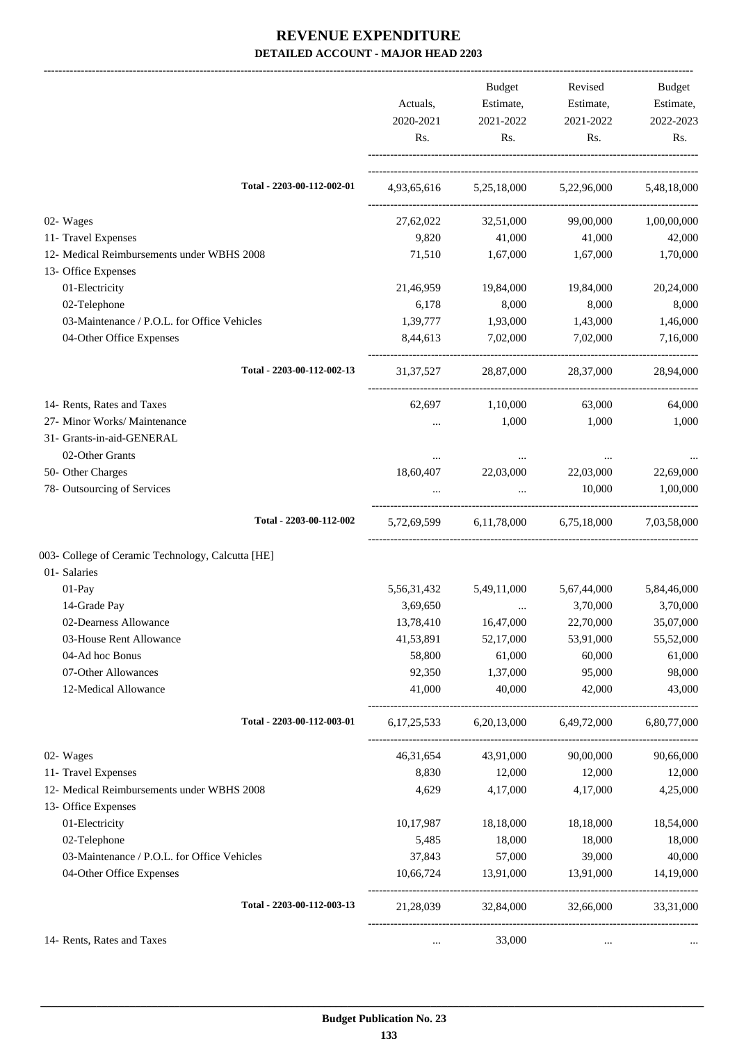# REVENUE EXPENDITURE

## DETAILED ACCOUNT - MAJOR HEAD 2203

| | Actuals, 2020-2021 Rs. | Budget Estimate, 2021-2022 Rs. | Revised Estimate, 2021-2022 Rs. | Budget Estimate, 2022-2023 Rs. |
|---|---|---|---|---|
| **Total - 2203-00-112-002-01** | 4,93,65,616 | 5,25,18,000 | 5,22,96,000 | 5,48,18,000 |
| 02- Wages | 27,62,022 | 32,51,000 | 99,00,000 | 1,00,00,000 |
| 11- Travel Expenses | 9,820 | 41,000 | 41,000 | 42,000 |
| 12- Medical Reimbursements under WBHS 2008 | 71,510 | 1,67,000 | 1,67,000 | 1,70,000 |
| 13- Office Expenses | | | | |
| 01-Electricity | 21,46,959 | 19,84,000 | 19,84,000 | 20,24,000 |
| 02-Telephone | 6,178 | 8,000 | 8,000 | 8,000 |
| 03-Maintenance / P.O.L. for Office Vehicles | 1,39,777 | 1,93,000 | 1,43,000 | 1,46,000 |
| 04-Other Office Expenses | 8,44,613 | 7,02,000 | 7,02,000 | 7,16,000 |
| **Total - 2203-00-112-002-13** | 31,37,527 | 28,87,000 | 28,37,000 | 28,94,000 |
| 14- Rents, Rates and Taxes | 62,697 | 1,10,000 | 63,000 | 64,000 |
| 27- Minor Works/ Maintenance | ... | 1,000 | 1,000 | 1,000 |
| 31- Grants-in-aid-GENERAL | | | | |
| 02-Other Grants | ... | ... | ... | ... |
| 50- Other Charges | 18,60,407 | 22,03,000 | 22,03,000 | 22,69,000 |
| 78- Outsourcing of Services | ... | ... | 10,000 | 1,00,000 |
| **Total - 2203-00-112-002** | 5,72,69,599 | 6,11,78,000 | 6,75,18,000 | 7,03,58,000 |
| 003- College of Ceramic Technology, Calcutta [HE] | | | | |
| 01- Salaries | | | | |
| 01-Pay | 5,56,31,432 | 5,49,11,000 | 5,67,44,000 | 5,84,46,000 |
| 14-Grade Pay | 3,69,650 | ... | 3,70,000 | 3,70,000 |
| 02-Dearness Allowance | 13,78,410 | 16,47,000 | 22,70,000 | 35,07,000 |
| 03-House Rent Allowance | 41,53,891 | 52,17,000 | 53,91,000 | 55,52,000 |
| 04-Ad hoc Bonus | 58,800 | 61,000 | 60,000 | 61,000 |
| 07-Other Allowances | 92,350 | 1,37,000 | 95,000 | 98,000 |
| 12-Medical Allowance | 41,000 | 40,000 | 42,000 | 43,000 |
| **Total - 2203-00-112-003-01** | 6,17,25,533 | 6,20,13,000 | 6,49,72,000 | 6,80,77,000 |
| 02- Wages | 46,31,654 | 43,91,000 | 90,00,000 | 90,66,000 |
| 11- Travel Expenses | 8,830 | 12,000 | 12,000 | 12,000 |
| 12- Medical Reimbursements under WBHS 2008 | 4,629 | 4,17,000 | 4,17,000 | 4,25,000 |
| 13- Office Expenses | | | | |
| 01-Electricity | 10,17,987 | 18,18,000 | 18,18,000 | 18,54,000 |
| 02-Telephone | 5,485 | 18,000 | 18,000 | 18,000 |
| 03-Maintenance / P.O.L. for Office Vehicles | 37,843 | 57,000 | 39,000 | 40,000 |
| 04-Other Office Expenses | 10,66,724 | 13,91,000 | 13,91,000 | 14,19,000 |
| **Total - 2203-00-112-003-13** | 21,28,039 | 32,84,000 | 32,66,000 | 33,31,000 |
| 14- Rents, Rates and Taxes | ... | 33,000 | ... | ... |

**Budget Publication No. 23**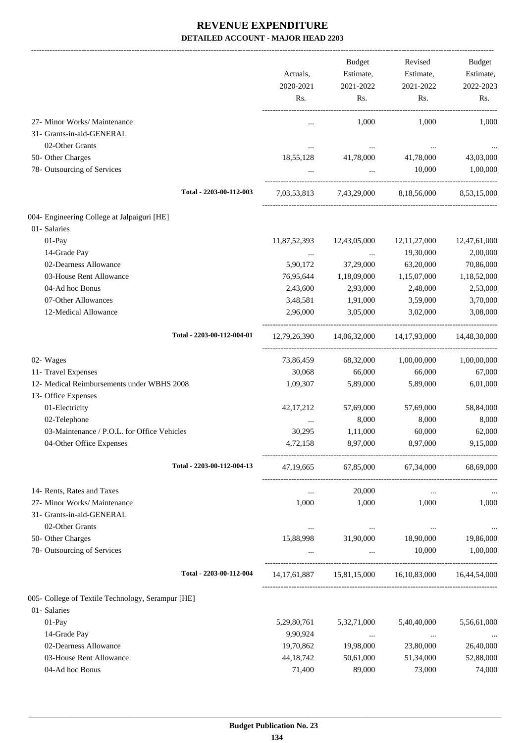# REVENUE EXPENDITURE

**DETAILED ACCOUNT - MAJOR HEAD 2203**

| | Actuals, 2020-2021 Rs. | Budget Estimate, 2021-2022 Rs. | Revised Estimate, 2021-2022 Rs. | Budget Estimate, 2022-2023 Rs. |
|---|---|---|---|---|
| 27- Minor Works/ Maintenance | ... | 1,000 | 1,000 | 1,000 |
| 31- Grants-in-aid-GENERAL | | | | |
| 02-Other Grants | ... | ... | ... | ... |
| 50- Other Charges | 18,55,128 | 41,78,000 | 41,78,000 | 43,03,000 |
| 78- Outsourcing of Services | ... | ... | 10,000 | 1,00,000 |
| Total - 2203-00-112-003 | 7,03,53,813 | 7,43,29,000 | 8,18,56,000 | 8,53,15,000 |
| 004- Engineering College at Jalpaiguri [HE] | | | | |
| 01- Salaries | | | | |
| 01-Pay | 11,87,52,393 | 12,43,05,000 | 12,11,27,000 | 12,47,61,000 |
| 14-Grade Pay | ... | ... | 19,30,000 | 2,00,000 |
| 02-Dearness Allowance | 5,90,172 | 37,29,000 | 63,20,000 | 70,86,000 |
| 03-House Rent Allowance | 76,95,644 | 1,18,09,000 | 1,15,07,000 | 1,18,52,000 |
| 04-Ad hoc Bonus | 2,43,600 | 2,93,000 | 2,48,000 | 2,53,000 |
| 07-Other Allowances | 3,48,581 | 1,91,000 | 3,59,000 | 3,70,000 |
| 12-Medical Allowance | 2,96,000 | 3,05,000 | 3,02,000 | 3,08,000 |
| Total - 2203-00-112-004-01 | 12,79,26,390 | 14,06,32,000 | 14,17,93,000 | 14,48,30,000 |
| 02- Wages | 73,86,459 | 68,32,000 | 1,00,00,000 | 1,00,00,000 |
| 11- Travel Expenses | 30,068 | 66,000 | 66,000 | 67,000 |
| 12- Medical Reimbursements under WBHS 2008 | 1,09,307 | 5,89,000 | 5,89,000 | 6,01,000 |
| 13- Office Expenses | | | | |
| 01-Electricity | 42,17,212 | 57,69,000 | 57,69,000 | 58,84,000 |
| 02-Telephone | ... | 8,000 | 8,000 | 8,000 |
| 03-Maintenance / P.O.L. for Office Vehicles | 30,295 | 1,11,000 | 60,000 | 62,000 |
| 04-Other Office Expenses | 4,72,158 | 8,97,000 | 8,97,000 | 9,15,000 |
| Total - 2203-00-112-004-13 | 47,19,665 | 67,85,000 | 67,34,000 | 68,69,000 |
| 14- Rents, Rates and Taxes | ... | 20,000 | ... | ... |
| 27- Minor Works/ Maintenance | 1,000 | 1,000 | 1,000 | 1,000 |
| 31- Grants-in-aid-GENERAL | | | | |
| 02-Other Grants | ... | ... | ... | ... |
| 50- Other Charges | 15,88,998 | 31,90,000 | 18,90,000 | 19,86,000 |
| 78- Outsourcing of Services | ... | ... | 10,000 | 1,00,000 |
| Total - 2203-00-112-004 | 14,17,61,887 | 15,81,15,000 | 16,10,83,000 | 16,44,54,000 |
| 005- College of Textile Technology, Serampur [HE] | | | | |
| 01- Salaries | | | | |
| 01-Pay | 5,29,80,761 | 5,32,71,000 | 5,40,40,000 | 5,56,61,000 |
| 14-Grade Pay | 9,90,924 | ... | ... | ... |
| 02-Dearness Allowance | 19,70,862 | 19,98,000 | 23,80,000 | 26,40,000 |
| 03-House Rent Allowance | 44,18,742 | 50,61,000 | 51,34,000 | 52,88,000 |
| 04-Ad hoc Bonus | 71,400 | 89,000 | 73,000 | 74,000 |

Budget Publication No. 23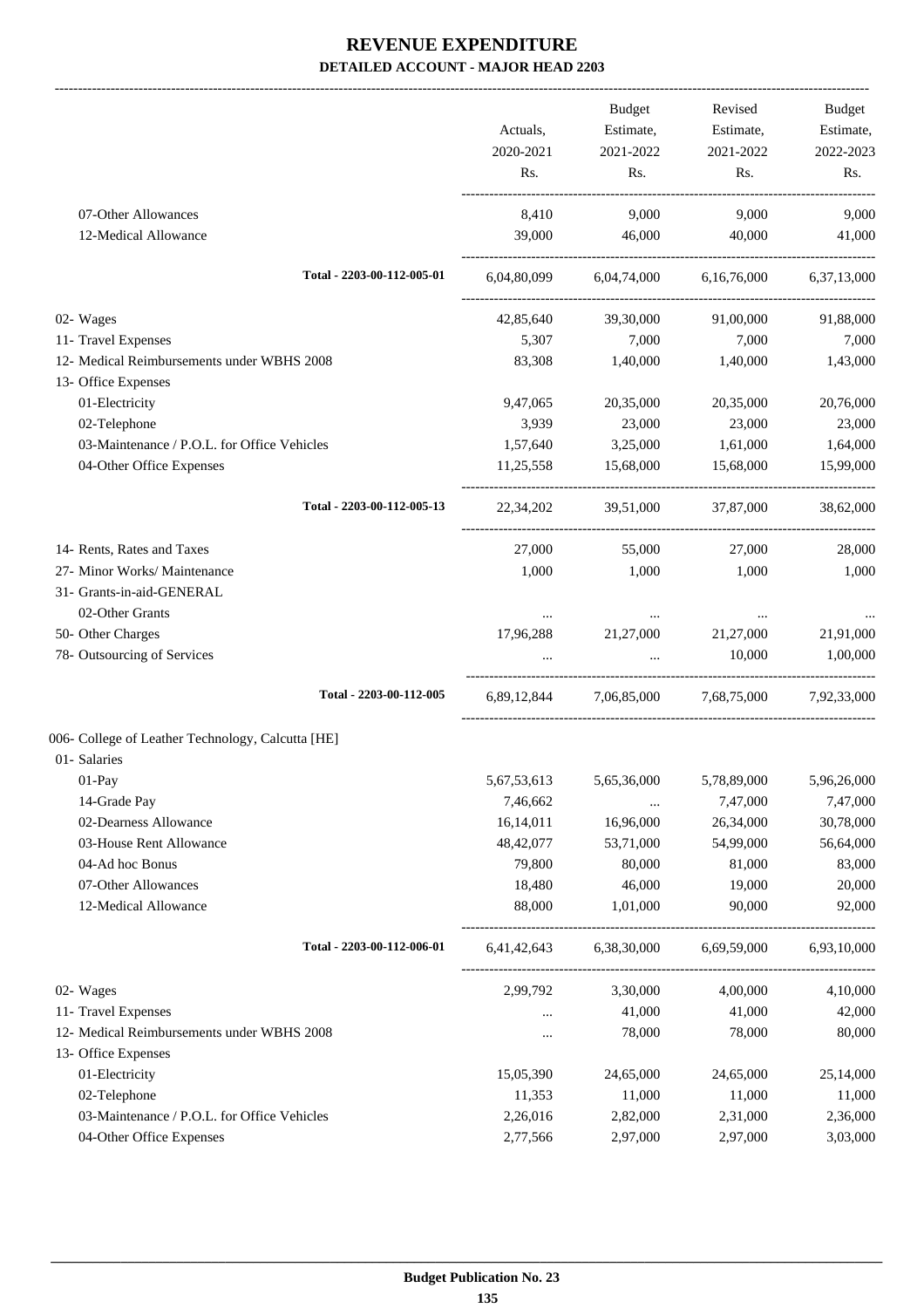# REVENUE EXPENDITURE

**DETAILED ACCOUNT - MAJOR HEAD 2203**

| | Actuals, 2020-2021 Rs. | Budget Estimate, 2021-2022 Rs. | Revised Estimate, 2021-2022 Rs. | Budget Estimate, 2022-2023 Rs. |
|---|---|---|---|---|
| 07-Other Allowances | 8,410 | 9,000 | 9,000 | 9,000 |
| 12-Medical Allowance | 39,000 | 46,000 | 40,000 | 41,000 |
| Total - 2203-00-112-005-01 | 6,04,80,099 | 6,04,74,000 | 6,16,76,000 | 6,37,13,000 |
| 02- Wages | 42,85,640 | 39,30,000 | 91,00,000 | 91,88,000 |
| 11- Travel Expenses | 5,307 | 7,000 | 7,000 | 7,000 |
| 12- Medical Reimbursements under WBHS 2008 | 83,308 | 1,40,000 | 1,40,000 | 1,43,000 |
| 13- Office Expenses | | | | |
| 01-Electricity | 9,47,065 | 20,35,000 | 20,35,000 | 20,76,000 |
| 02-Telephone | 3,939 | 23,000 | 23,000 | 23,000 |
| 03-Maintenance / P.O.L. for Office Vehicles | 1,57,640 | 3,25,000 | 1,61,000 | 1,64,000 |
| 04-Other Office Expenses | 11,25,558 | 15,68,000 | 15,68,000 | 15,99,000 |
| Total - 2203-00-112-005-13 | 22,34,202 | 39,51,000 | 37,87,000 | 38,62,000 |
| 14- Rents, Rates and Taxes | 27,000 | 55,000 | 27,000 | 28,000 |
| 27- Minor Works/ Maintenance | 1,000 | 1,000 | 1,000 | 1,000 |
| 31- Grants-in-aid-GENERAL | | | | |
| 02-Other Grants | ... | ... | ... | ... |
| 50- Other Charges | 17,96,288 | 21,27,000 | 21,27,000 | 21,91,000 |
| 78- Outsourcing of Services | ... | ... | 10,000 | 1,00,000 |
| Total - 2203-00-112-005 | 6,89,12,844 | 7,06,85,000 | 7,68,75,000 | 7,92,33,000 |
| 006- College of Leather Technology, Calcutta [HE] | | | | |
| 01- Salaries | | | | |
| 01-Pay | 5,67,53,613 | 5,65,36,000 | 5,78,89,000 | 5,96,26,000 |
| 14-Grade Pay | 7,46,662 | ... | 7,47,000 | 7,47,000 |
| 02-Dearness Allowance | 16,14,011 | 16,96,000 | 26,34,000 | 30,78,000 |
| 03-House Rent Allowance | 48,42,077 | 53,71,000 | 54,99,000 | 56,64,000 |
| 04-Ad hoc Bonus | 79,800 | 80,000 | 81,000 | 83,000 |
| 07-Other Allowances | 18,480 | 46,000 | 19,000 | 20,000 |
| 12-Medical Allowance | 88,000 | 1,01,000 | 90,000 | 92,000 |
| Total - 2203-00-112-006-01 | 6,41,42,643 | 6,38,30,000 | 6,69,59,000 | 6,93,10,000 |
| 02- Wages | 2,99,792 | 3,30,000 | 4,00,000 | 4,10,000 |
| 11- Travel Expenses | ... | 41,000 | 41,000 | 42,000 |
| 12- Medical Reimbursements under WBHS 2008 | ... | 78,000 | 78,000 | 80,000 |
| 13- Office Expenses | | | | |
| 01-Electricity | 15,05,390 | 24,65,000 | 24,65,000 | 25,14,000 |
| 02-Telephone | 11,353 | 11,000 | 11,000 | 11,000 |
| 03-Maintenance / P.O.L. for Office Vehicles | 2,26,016 | 2,82,000 | 2,31,000 | 2,36,000 |
| 04-Other Office Expenses | 2,77,566 | 2,97,000 | 2,97,000 | 3,03,000 |

**Budget Publication No. 23**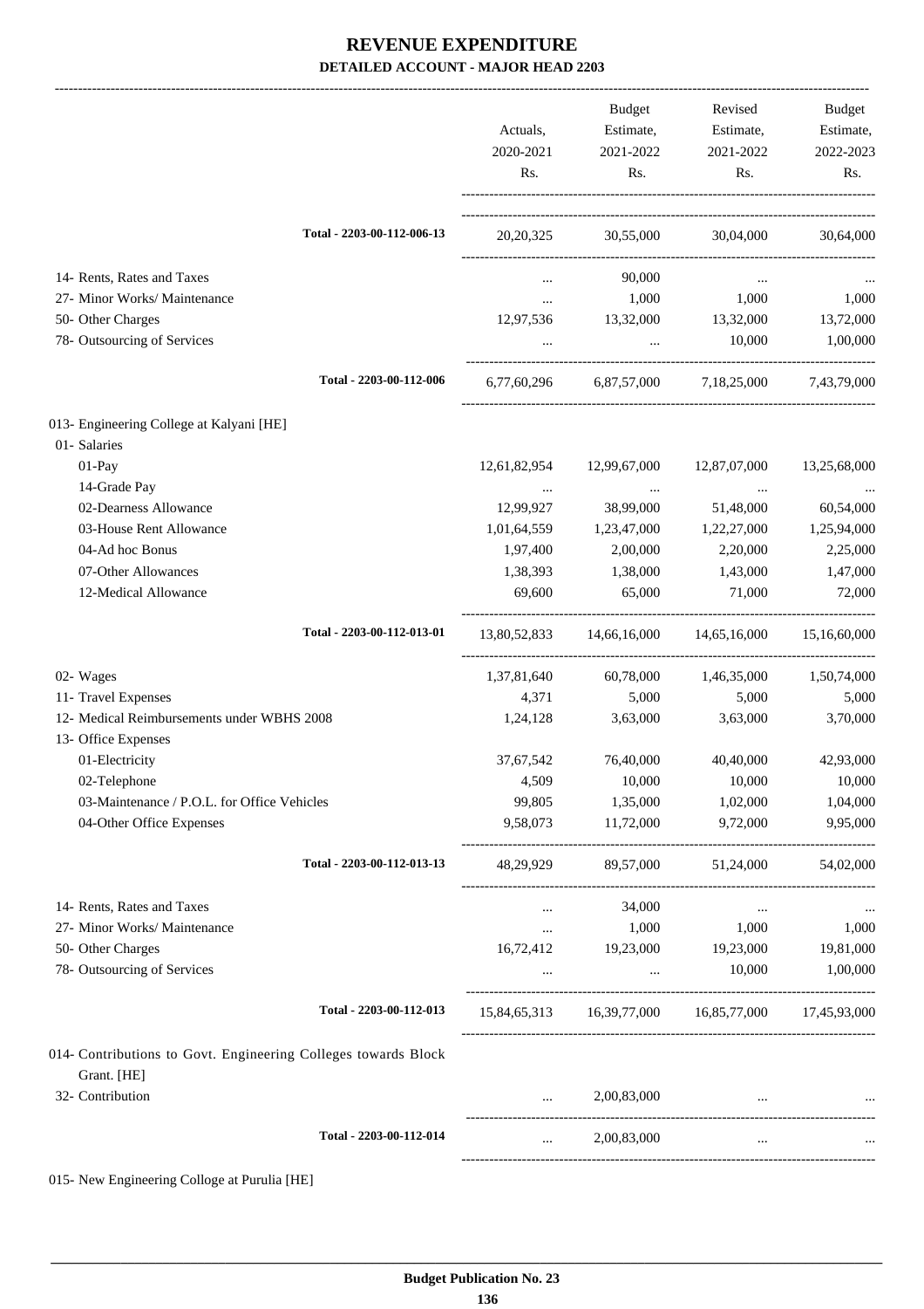# REVENUE EXPENDITURE

**DETAILED ACCOUNT - MAJOR HEAD 2203**

| | Actuals, 2020-2021 Rs. | Budget Estimate, 2021-2022 Rs. | Revised Estimate, 2021-2022 Rs. | Budget Estimate, 2022-2023 Rs. |
|---|---|---|---|---|
| Total - 2203-00-112-006-13 | 20,20,325 | 30,55,000 | 30,04,000 | 30,64,000 |
| 14- Rents, Rates and Taxes | ... | 90,000 | ... | ... |
| 27- Minor Works/ Maintenance | ... | 1,000 | 1,000 | 1,000 |
| 50- Other Charges | 12,97,536 | 13,32,000 | 13,32,000 | 13,72,000 |
| 78- Outsourcing of Services | ... | ... | 10,000 | 1,00,000 |
| Total - 2203-00-112-006 | 6,77,60,296 | 6,87,57,000 | 7,18,25,000 | 7,43,79,000 |
| 013- Engineering College at Kalyani [HE] | | | | |
| 01- Salaries | | | | |
| 01-Pay | 12,61,82,954 | 12,99,67,000 | 12,87,07,000 | 13,25,68,000 |
| 14-Grade Pay | ... | ... | ... | ... |
| 02-Dearness Allowance | 12,99,927 | 38,99,000 | 51,48,000 | 60,54,000 |
| 03-House Rent Allowance | 1,01,64,559 | 1,23,47,000 | 1,22,27,000 | 1,25,94,000 |
| 04-Ad hoc Bonus | 1,97,400 | 2,00,000 | 2,20,000 | 2,25,000 |
| 07-Other Allowances | 1,38,393 | 1,38,000 | 1,43,000 | 1,47,000 |
| 12-Medical Allowance | 69,600 | 65,000 | 71,000 | 72,000 |
| Total - 2203-00-112-013-01 | 13,80,52,833 | 14,66,16,000 | 14,65,16,000 | 15,16,60,000 |
| 02- Wages | 1,37,81,640 | 60,78,000 | 1,46,35,000 | 1,50,74,000 |
| 11- Travel Expenses | 4,371 | 5,000 | 5,000 | 5,000 |
| 12- Medical Reimbursements under WBHS 2008 | 1,24,128 | 3,63,000 | 3,63,000 | 3,70,000 |
| 13- Office Expenses | | | | |
| 01-Electricity | 37,67,542 | 76,40,000 | 40,40,000 | 42,93,000 |
| 02-Telephone | 4,509 | 10,000 | 10,000 | 10,000 |
| 03-Maintenance / P.O.L. for Office Vehicles | 99,805 | 1,35,000 | 1,02,000 | 1,04,000 |
| 04-Other Office Expenses | 9,58,073 | 11,72,000 | 9,72,000 | 9,95,000 |
| Total - 2203-00-112-013-13 | 48,29,929 | 89,57,000 | 51,24,000 | 54,02,000 |
| 14- Rents, Rates and Taxes | ... | 34,000 | ... | ... |
| 27- Minor Works/ Maintenance | ... | 1,000 | 1,000 | 1,000 |
| 50- Other Charges | 16,72,412 | 19,23,000 | 19,23,000 | 19,81,000 |
| 78- Outsourcing of Services | ... | ... | 10,000 | 1,00,000 |
| Total - 2203-00-112-013 | 15,84,65,313 | 16,39,77,000 | 16,85,77,000 | 17,45,93,000 |
| 014- Contributions to Govt. Engineering Colleges towards Block Grant. [HE] | | | | |
| 32- Contribution | ... | 2,00,83,000 | ... | ... |
| Total - 2203-00-112-014 | ... | 2,00,83,000 | ... | ... |

015- New Engineering Colloge at Purulia [HE]

Budget Publication No. 23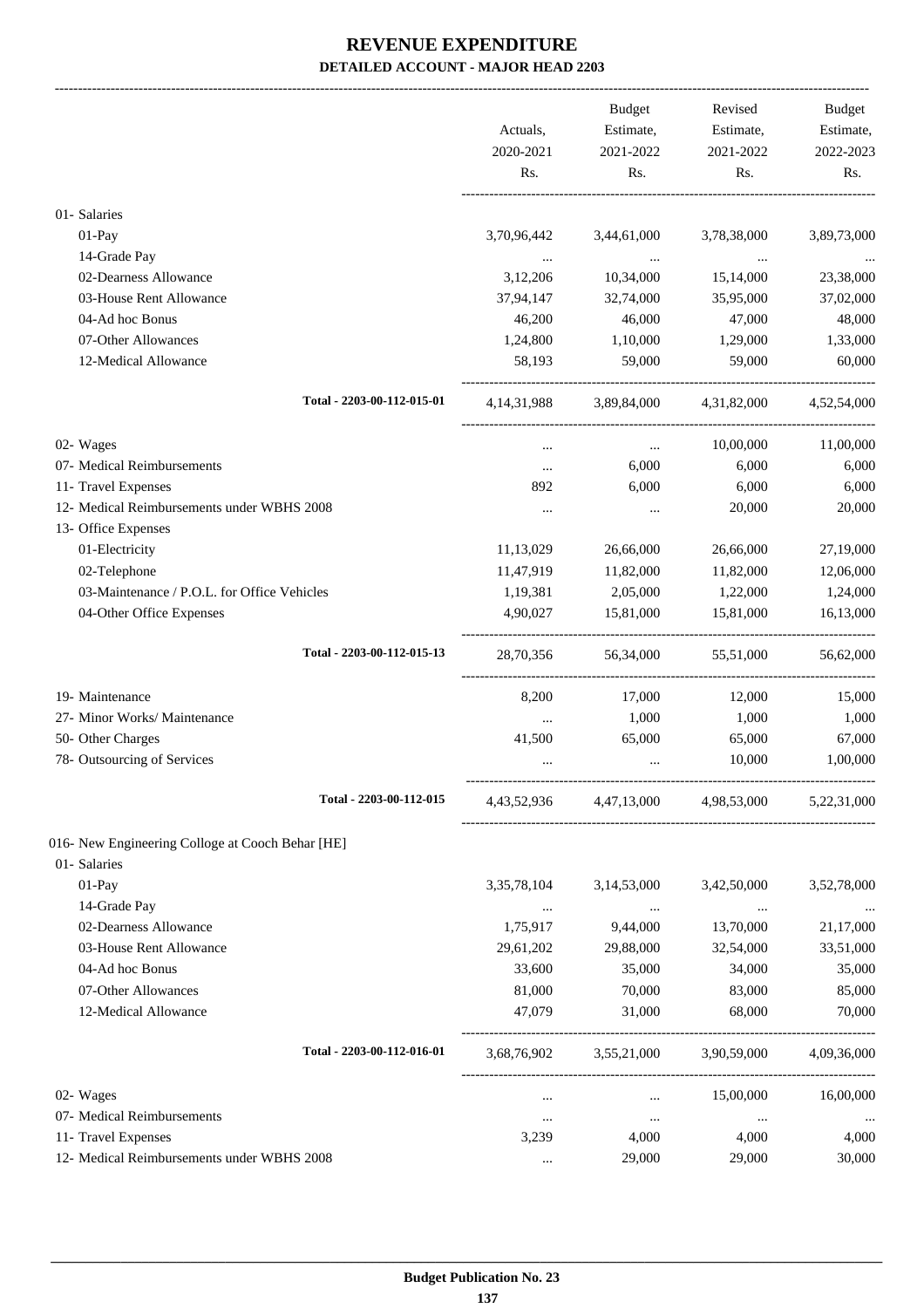# REVENUE EXPENDITURE

**DETAILED ACCOUNT - MAJOR HEAD 2203**

| | Actuals, 2020-2021 Rs. | Budget Estimate, 2021-2022 Rs. | Revised Estimate, 2021-2022 Rs. | Budget Estimate, 2022-2023 Rs. |
|---|---|---|---|---|
| 01- Salaries | | | | |
| 01-Pay | 3,70,96,442 | 3,44,61,000 | 3,78,38,000 | 3,89,73,000 |
| 14-Grade Pay | ... | ... | ... | ... |
| 02-Dearness Allowance | 3,12,206 | 10,34,000 | 15,14,000 | 23,38,000 |
| 03-House Rent Allowance | 37,94,147 | 32,74,000 | 35,95,000 | 37,02,000 |
| 04-Ad hoc Bonus | 46,200 | 46,000 | 47,000 | 48,000 |
| 07-Other Allowances | 1,24,800 | 1,10,000 | 1,29,000 | 1,33,000 |
| 12-Medical Allowance | 58,193 | 59,000 | 59,000 | 60,000 |
| **Total - 2203-00-112-015-01** | 4,14,31,988 | 3,89,84,000 | 4,31,82,000 | 4,52,54,000 |
| 02- Wages | ... | ... | 10,00,000 | 11,00,000 |
| 07- Medical Reimbursements | ... | 6,000 | 6,000 | 6,000 |
| 11- Travel Expenses | 892 | 6,000 | 6,000 | 6,000 |
| 12- Medical Reimbursements under WBHS 2008 | ... | ... | 20,000 | 20,000 |
| 13- Office Expenses | | | | |
| 01-Electricity | 11,13,029 | 26,66,000 | 26,66,000 | 27,19,000 |
| 02-Telephone | 11,47,919 | 11,82,000 | 11,82,000 | 12,06,000 |
| 03-Maintenance / P.O.L. for Office Vehicles | 1,19,381 | 2,05,000 | 1,22,000 | 1,24,000 |
| 04-Other Office Expenses | 4,90,027 | 15,81,000 | 15,81,000 | 16,13,000 |
| **Total - 2203-00-112-015-13** | 28,70,356 | 56,34,000 | 55,51,000 | 56,62,000 |
| 19- Maintenance | 8,200 | 17,000 | 12,000 | 15,000 |
| 27- Minor Works/ Maintenance | ... | 1,000 | 1,000 | 1,000 |
| 50- Other Charges | 41,500 | 65,000 | 65,000 | 67,000 |
| 78- Outsourcing of Services | ... | ... | 10,000 | 1,00,000 |
| **Total - 2203-00-112-015** | 4,43,52,936 | 4,47,13,000 | 4,98,53,000 | 5,22,31,000 |
| 016- New Engineering Colloge at Cooch Behar [HE] | | | | |
| 01- Salaries | | | | |
| 01-Pay | 3,35,78,104 | 3,14,53,000 | 3,42,50,000 | 3,52,78,000 |
| 14-Grade Pay | ... | ... | ... | ... |
| 02-Dearness Allowance | 1,75,917 | 9,44,000 | 13,70,000 | 21,17,000 |
| 03-House Rent Allowance | 29,61,202 | 29,88,000 | 32,54,000 | 33,51,000 |
| 04-Ad hoc Bonus | 33,600 | 35,000 | 34,000 | 35,000 |
| 07-Other Allowances | 81,000 | 70,000 | 83,000 | 85,000 |
| 12-Medical Allowance | 47,079 | 31,000 | 68,000 | 70,000 |
| **Total - 2203-00-112-016-01** | 3,68,76,902 | 3,55,21,000 | 3,90,59,000 | 4,09,36,000 |
| 02- Wages | ... | ... | 15,00,000 | 16,00,000 |
| 07- Medical Reimbursements | ... | ... | ... | ... |
| 11- Travel Expenses | 3,239 | 4,000 | 4,000 | 4,000 |
| 12- Medical Reimbursements under WBHS 2008 | ... | 29,000 | 29,000 | 30,000 |

**Budget Publication No. 23**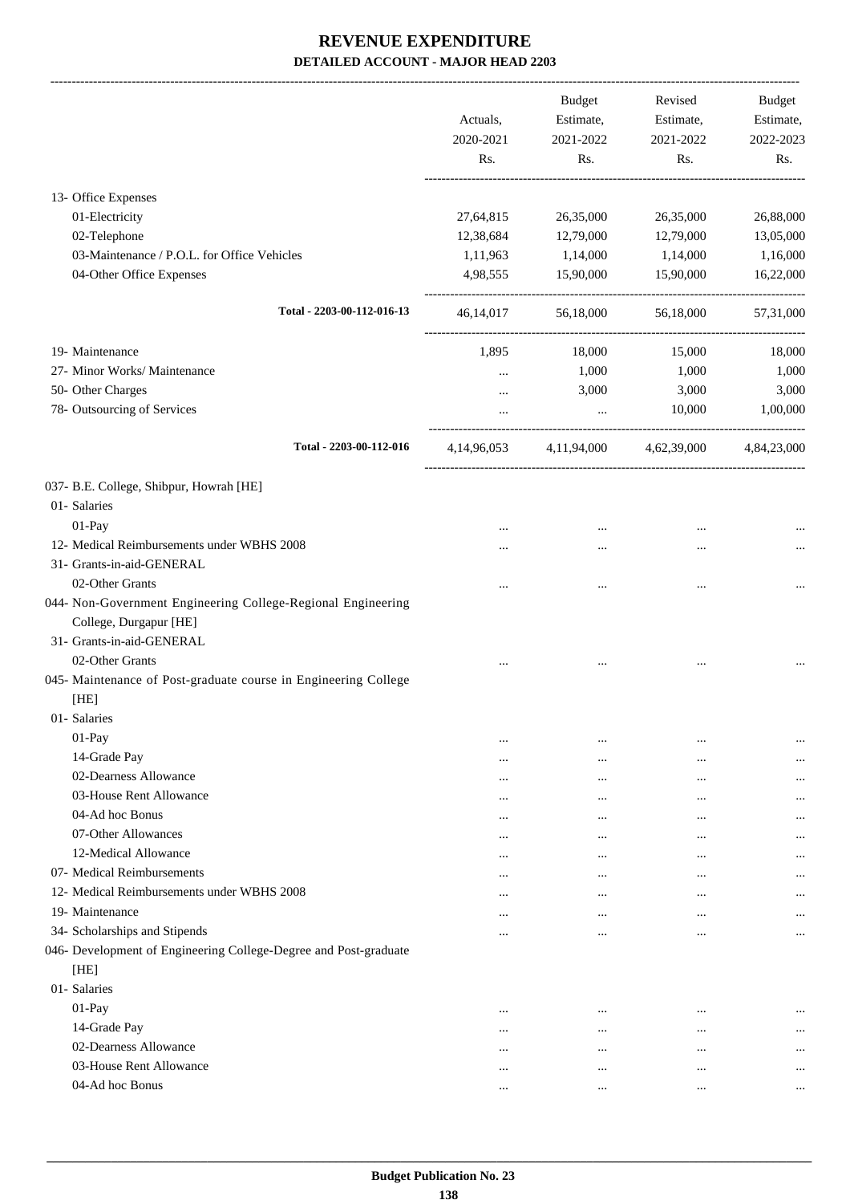# REVENUE EXPENDITURE

## DETAILED ACCOUNT - MAJOR HEAD 2203

| | Actuals, 2020-2021 Rs. | Budget Estimate, 2021-2022 Rs. | Revised Estimate, 2021-2022 Rs. | Budget Estimate, 2022-2023 Rs. |
|---|---|---|---|---|
| 13- Office Expenses | | | | |
| 01-Electricity | 27,64,815 | 26,35,000 | 26,35,000 | 26,88,000 |
| 02-Telephone | 12,38,684 | 12,79,000 | 12,79,000 | 13,05,000 |
| 03-Maintenance / P.O.L. for Office Vehicles | 1,11,963 | 1,14,000 | 1,14,000 | 1,16,000 |
| 04-Other Office Expenses | 4,98,555 | 15,90,000 | 15,90,000 | 16,22,000 |
| **Total - 2203-00-112-016-13** | 46,14,017 | 56,18,000 | 56,18,000 | 57,31,000 |
| 19- Maintenance | 1,895 | 18,000 | 15,000 | 18,000 |
| 27- Minor Works/ Maintenance | ... | 1,000 | 1,000 | 1,000 |
| 50- Other Charges | ... | 3,000 | 3,000 | 3,000 |
| 78- Outsourcing of Services | ... | ... | 10,000 | 1,00,000 |
| **Total - 2203-00-112-016** | 4,14,96,053 | 4,11,94,000 | 4,62,39,000 | 4,84,23,000 |
| 037- B.E. College, Shibpur, Howrah [HE] | | | | |
| 01- Salaries | | | | |
| 01-Pay | ... | ... | ... | ... |
| 12- Medical Reimbursements under WBHS 2008 | ... | ... | ... | ... |
| 31- Grants-in-aid-GENERAL | | | | |
| 02-Other Grants | ... | ... | ... | ... |
| 044- Non-Government Engineering College-Regional Engineering College, Durgapur [HE] | | | | |
| 31- Grants-in-aid-GENERAL | | | | |
| 02-Other Grants | ... | ... | ... | ... |
| 045- Maintenance of Post-graduate course in Engineering College [HE] | | | | |
| 01- Salaries | | | | |
| 01-Pay | ... | ... | ... | ... |
| 14-Grade Pay | ... | ... | ... | ... |
| 02-Dearness Allowance | ... | ... | ... | ... |
| 03-House Rent Allowance | ... | ... | ... | ... |
| 04-Ad hoc Bonus | ... | ... | ... | ... |
| 07-Other Allowances | ... | ... | ... | ... |
| 12-Medical Allowance | ... | ... | ... | ... |
| 07- Medical Reimbursements | ... | ... | ... | ... |
| 12- Medical Reimbursements under WBHS 2008 | ... | ... | ... | ... |
| 19- Maintenance | ... | ... | ... | ... |
| 34- Scholarships and Stipends | ... | ... | ... | ... |
| 046- Development of Engineering College-Degree and Post-graduate [HE] | | | | |
| 01- Salaries | | | | |
| 01-Pay | ... | ... | ... | ... |
| 14-Grade Pay | ... | ... | ... | ... |
| 02-Dearness Allowance | ... | ... | ... | ... |
| 03-House Rent Allowance | ... | ... | ... | ... |
| 04-Ad hoc Bonus | ... | ... | ... | ... |

**Budget Publication No. 23**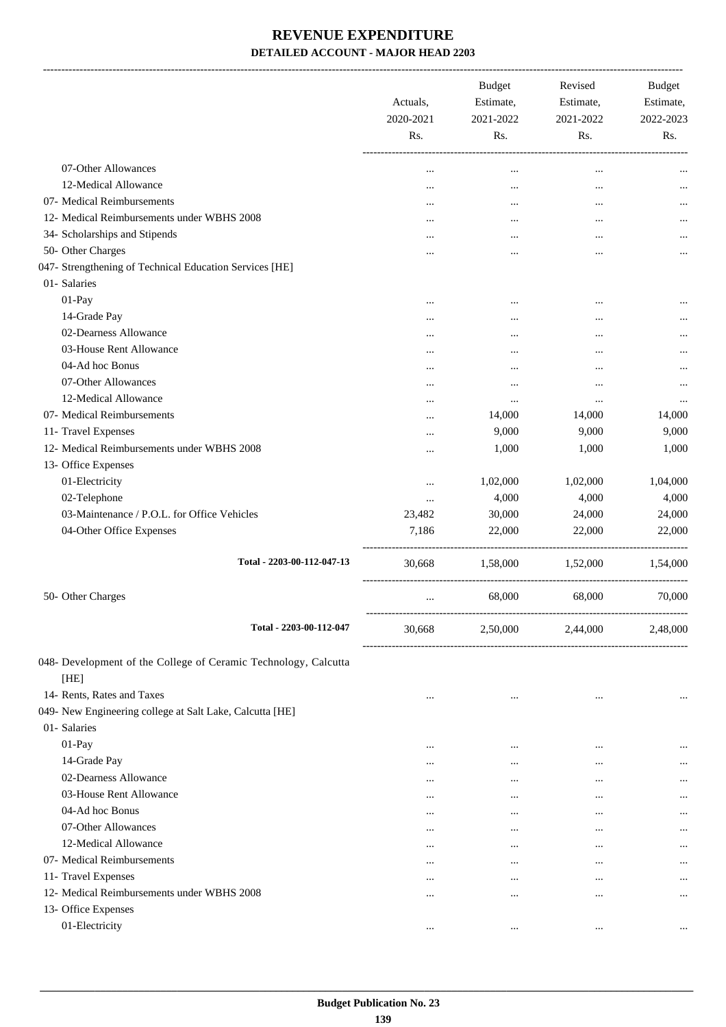# REVENUE EXPENDITURE

**DETAILED ACCOUNT - MAJOR HEAD 2203**

| | Actuals, 2020-2021 Rs. | Budget Estimate, 2021-2022 Rs. | Revised Estimate, 2021-2022 Rs. | Budget Estimate, 2022-2023 Rs. |
|---|---|---|---|---|
| 07-Other Allowances | ... | ... | ... | ... |
| 12-Medical Allowance | ... | ... | ... | ... |
| 07- Medical Reimbursements | ... | ... | ... | ... |
| 12- Medical Reimbursements under WBHS 2008 | ... | ... | ... | ... |
| 34- Scholarships and Stipends | ... | ... | ... | ... |
| 50- Other Charges | ... | ... | ... | ... |
| 047- Strengthening of Technical Education Services [HE] | | | | |
| 01- Salaries | | | | |
| 01-Pay | ... | ... | ... | ... |
| 14-Grade Pay | ... | ... | ... | ... |
| 02-Dearness Allowance | ... | ... | ... | ... |
| 03-House Rent Allowance | ... | ... | ... | ... |
| 04-Ad hoc Bonus | ... | ... | ... | ... |
| 07-Other Allowances | ... | ... | ... | ... |
| 12-Medical Allowance | ... | ... | ... | ... |
| 07- Medical Reimbursements | ... | 14,000 | 14,000 | 14,000 |
| 11- Travel Expenses | ... | 9,000 | 9,000 | 9,000 |
| 12- Medical Reimbursements under WBHS 2008 | ... | 1,000 | 1,000 | 1,000 |
| 13- Office Expenses | | | | |
| 01-Electricity | ... | 1,02,000 | 1,02,000 | 1,04,000 |
| 02-Telephone | ... | 4,000 | 4,000 | 4,000 |
| 03-Maintenance / P.O.L. for Office Vehicles | 23,482 | 30,000 | 24,000 | 24,000 |
| 04-Other Office Expenses | 7,186 | 22,000 | 22,000 | 22,000 |
| **Total - 2203-00-112-047-13** | 30,668 | 1,58,000 | 1,52,000 | 1,54,000 |
| 50- Other Charges | ... | 68,000 | 68,000 | 70,000 |
| **Total - 2203-00-112-047** | 30,668 | 2,50,000 | 2,44,000 | 2,48,000 |
| 048- Development of the College of Ceramic Technology, Calcutta [HE] | | | | |
| 14- Rents, Rates and Taxes | ... | ... | ... | ... |
| 049- New Engineering college at Salt Lake, Calcutta [HE] | | | | |
| 01- Salaries | | | | |
| 01-Pay | ... | ... | ... | ... |
| 14-Grade Pay | ... | ... | ... | ... |
| 02-Dearness Allowance | ... | ... | ... | ... |
| 03-House Rent Allowance | ... | ... | ... | ... |
| 04-Ad hoc Bonus | ... | ... | ... | ... |
| 07-Other Allowances | ... | ... | ... | ... |
| 12-Medical Allowance | ... | ... | ... | ... |
| 07- Medical Reimbursements | ... | ... | ... | ... |
| 11- Travel Expenses | ... | ... | ... | ... |
| 12- Medical Reimbursements under WBHS 2008 | ... | ... | ... | ... |
| 13- Office Expenses | | | | |
| 01-Electricity | ... | ... | ... | ... |

**Budget Publication No. 23**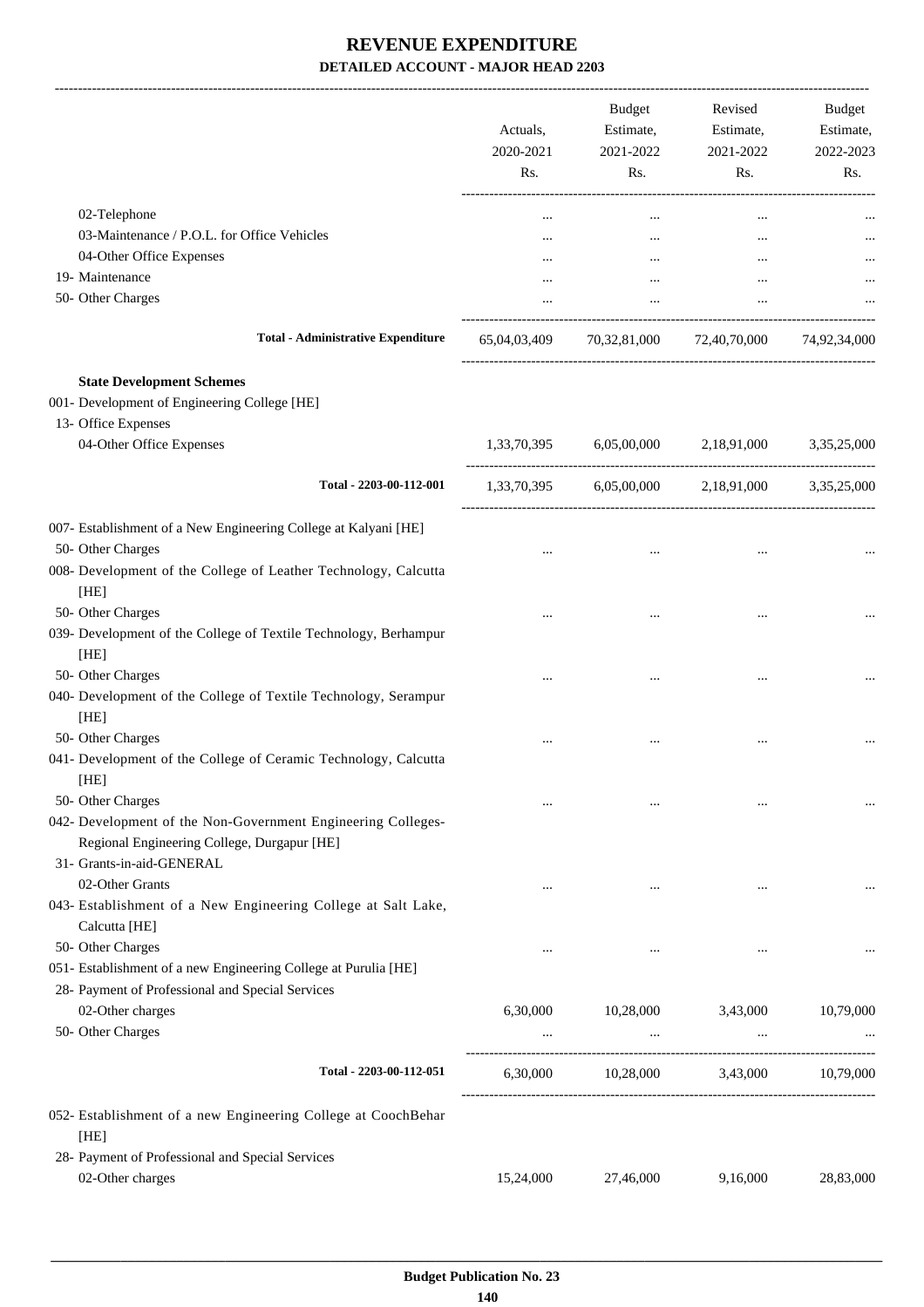# REVENUE EXPENDITURE

**DETAILED ACCOUNT - MAJOR HEAD 2203**

| | Actuals, 2020-2021 Rs. | Budget Estimate, 2021-2022 Rs. | Revised Estimate, 2021-2022 Rs. | Budget Estimate, 2022-2023 Rs. |
|---|---|---|---|---|
| 02-Telephone | ... | ... | ... | ... |
| 03-Maintenance / P.O.L. for Office Vehicles | ... | ... | ... | ... |
| 04-Other Office Expenses | ... | ... | ... | ... |
| 19- Maintenance | ... | ... | ... | ... |
| 50- Other Charges | ... | ... | ... | ... |
| **Total - Administrative Expenditure** | 65,04,03,409 | 70,32,81,000 | 72,40,70,000 | 74,92,34,000 |
| **State Development Schemes** | | | | |
| 001- Development of Engineering College [HE] | | | | |
| 13- Office Expenses | | | | |
| 04-Other Office Expenses | 1,33,70,395 | 6,05,00,000 | 2,18,91,000 | 3,35,25,000 |
| **Total - 2203-00-112-001** | 1,33,70,395 | 6,05,00,000 | 2,18,91,000 | 3,35,25,000 |
| 007- Establishment of a New Engineering College at Kalyani [HE] | | | | |
| 50- Other Charges | ... | ... | ... | ... |
| 008- Development of the College of Leather Technology, Calcutta [HE] | | | | |
| 50- Other Charges | ... | ... | ... | ... |
| 039- Development of the College of Textile Technology, Berhampur [HE] | | | | |
| 50- Other Charges | ... | ... | ... | ... |
| 040- Development of the College of Textile Technology, Serampur [HE] | | | | |
| 50- Other Charges | ... | ... | ... | ... |
| 041- Development of the College of Ceramic Technology, Calcutta [HE] | | | | |
| 50- Other Charges | ... | ... | ... | ... |
| 042- Development of the Non-Government Engineering Colleges-Regional Engineering College, Durgapur [HE] | | | | |
| 31- Grants-in-aid-GENERAL | | | | |
| 02-Other Grants | ... | ... | ... | ... |
| 043- Establishment of a New Engineering College at Salt Lake, Calcutta [HE] | | | | |
| 50- Other Charges | ... | ... | ... | ... |
| 051- Establishment of a new Engineering College at Purulia [HE] | | | | |
| 28- Payment of Professional and Special Services | | | | |
| 02-Other charges | 6,30,000 | 10,28,000 | 3,43,000 | 10,79,000 |
| 50- Other Charges | ... | ... | ... | ... |
| **Total - 2203-00-112-051** | 6,30,000 | 10,28,000 | 3,43,000 | 10,79,000 |
| 052- Establishment of a new Engineering College at CoochBehar [HE] | | | | |
| 28- Payment of Professional and Special Services | | | | |
| 02-Other charges | 15,24,000 | 27,46,000 | 9,16,000 | 28,83,000 |

**Budget Publication No. 23**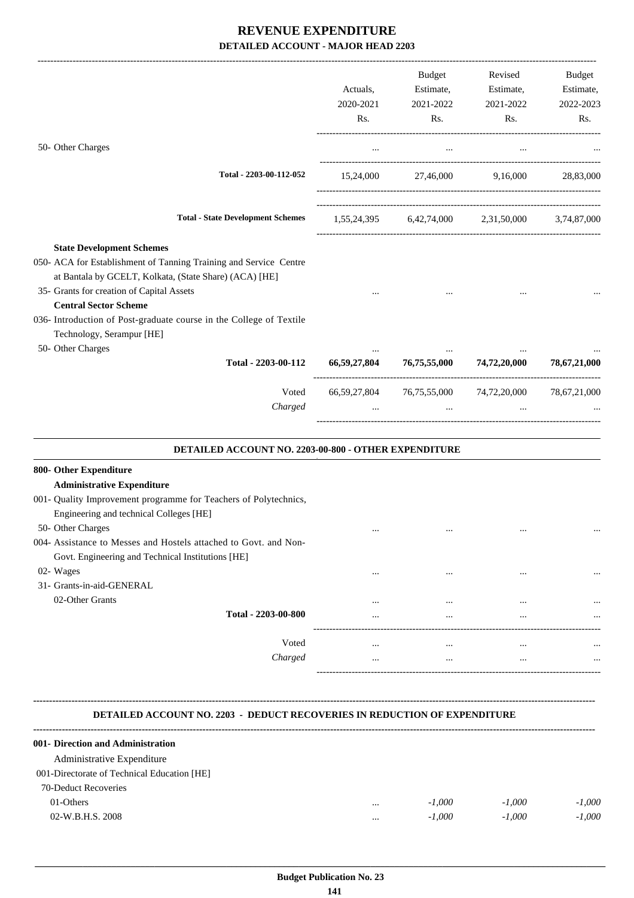# REVENUE EXPENDITURE

## DETAILED ACCOUNT - MAJOR HEAD 2203

| | Actuals, 2020-2021 Rs. | Budget Estimate, 2021-2022 Rs. | Revised Estimate, 2021-2022 Rs. | Budget Estimate, 2022-2023 Rs. |
|---|---|---|---|---|
| 50- Other Charges | ... | ... | ... | ... |
| **Total - 2203-00-112-052** | 15,24,000 | 27,46,000 | 9,16,000 | 28,83,000 |
| **Total - State Development Schemes** | 1,55,24,395 | 6,42,74,000 | 2,31,50,000 | 3,74,87,000 |
| **State Development Schemes** | | | | |
| 050- ACA for Establishment of Tanning Training and Service Centre at Bantala by GCELT, Kolkata, (State Share) (ACA) [HE] | | | | |
| 35- Grants for creation of Capital Assets | ... | ... | ... | ... |
| **Central Sector Scheme** | | | | |
| 036- Introduction of Post-graduate course in the College of Textile Technology, Serampur [HE] | | | | |
| 50- Other Charges | ... | ... | ... | ... |
| **Total - 2203-00-112** | **66,59,27,804** | **76,75,55,000** | **74,72,20,000** | **78,67,21,000** |
| Voted | 66,59,27,804 | 76,75,55,000 | 74,72,20,000 | 78,67,21,000 |
| *Charged* | ... | ... | ... | ... |

### DETAILED ACCOUNT NO. 2203-00-800 - OTHER EXPENDITURE

| | Actuals, 2020-2021 Rs. | Budget Estimate, 2021-2022 Rs. | Revised Estimate, 2021-2022 Rs. | Budget Estimate, 2022-2023 Rs. |
|---|---|---|---|---|
| **800- Other Expenditure** | | | | |
| **Administrative Expenditure** | | | | |
| 001- Quality Improvement programme for Teachers of Polytechnics, Engineering and technical Colleges [HE] | | | | |
| 50- Other Charges | ... | ... | ... | ... |
| 004- Assistance to Messes and Hostels attached to Govt. and Non-Govt. Engineering and Technical Institutions [HE] | | | | |
| 02- Wages | ... | ... | ... | ... |
| 31- Grants-in-aid-GENERAL | | | | |
| 02-Other Grants | ... | ... | ... | ... |
| **Total - 2203-00-800** | ... | ... | ... | ... |
| Voted | ... | ... | ... | ... |
| *Charged* | ... | ... | ... | ... |

### DETAILED ACCOUNT NO. 2203 - DEDUCT RECOVERIES IN REDUCTION OF EXPENDITURE

| | Actuals, 2020-2021 Rs. | Budget Estimate, 2021-2022 Rs. | Revised Estimate, 2021-2022 Rs. | Budget Estimate, 2022-2023 Rs. |
|---|---|---|---|---|
| **001- Direction and Administration** | | | | |
| Administrative Expenditure | | | | |
| 001-Directorate of Technical Education [HE] | | | | |
| 70-Deduct Recoveries | | | | |
| 01-Others | ... | *-1,000* | *-1,000* | *-1,000* |
| 02-W.B.H.S. 2008 | ... | *-1,000* | *-1,000* | *-1,000* |

Budget Publication No. 23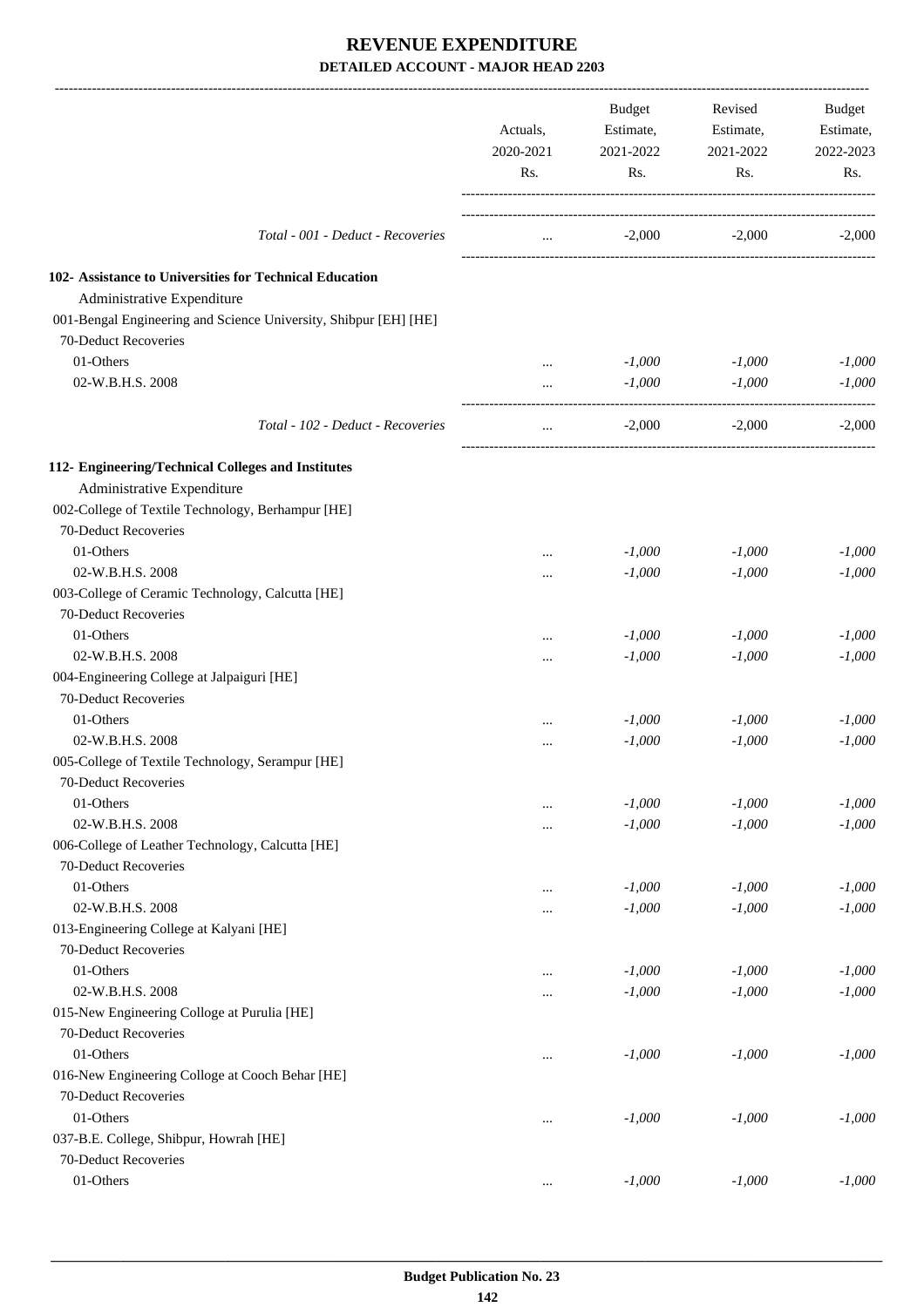# REVENUE EXPENDITURE

## DETAILED ACCOUNT - MAJOR HEAD 2203

| | Actuals, 2020-2021 Rs. | Budget Estimate, 2021-2022 Rs. | Revised Estimate, 2021-2022 Rs. | Budget Estimate, 2022-2023 Rs. |
|---|---|---|---|---|
| *Total - 001 - Deduct - Recoveries* | ... | -2,000 | -2,000 | -2,000 |
| **102- Assistance to Universities for Technical Education** | | | | |
| Administrative Expenditure | | | | |
| 001-Bengal Engineering and Science University, Shibpur [EH] [HE] | | | | |
| 70-Deduct Recoveries | | | | |
| 01-Others | ... | *-1,000* | *-1,000* | *-1,000* |
| 02-W.B.H.S. 2008 | ... | *-1,000* | *-1,000* | *-1,000* |
| *Total - 102 - Deduct - Recoveries* | ... | -2,000 | -2,000 | -2,000 |
| **112- Engineering/Technical Colleges and Institutes** | | | | |
| Administrative Expenditure | | | | |
| 002-College of Textile Technology, Berhampur [HE] | | | | |
| 70-Deduct Recoveries | | | | |
| 01-Others | ... | *-1,000* | *-1,000* | *-1,000* |
| 02-W.B.H.S. 2008 | ... | *-1,000* | *-1,000* | *-1,000* |
| 003-College of Ceramic Technology, Calcutta [HE] | | | | |
| 70-Deduct Recoveries | | | | |
| 01-Others | ... | *-1,000* | *-1,000* | *-1,000* |
| 02-W.B.H.S. 2008 | ... | *-1,000* | *-1,000* | *-1,000* |
| 004-Engineering College at Jalpaiguri [HE] | | | | |
| 70-Deduct Recoveries | | | | |
| 01-Others | ... | *-1,000* | *-1,000* | *-1,000* |
| 02-W.B.H.S. 2008 | ... | *-1,000* | *-1,000* | *-1,000* |
| 005-College of Textile Technology, Serampur [HE] | | | | |
| 70-Deduct Recoveries | | | | |
| 01-Others | ... | *-1,000* | *-1,000* | *-1,000* |
| 02-W.B.H.S. 2008 | ... | *-1,000* | *-1,000* | *-1,000* |
| 006-College of Leather Technology, Calcutta [HE] | | | | |
| 70-Deduct Recoveries | | | | |
| 01-Others | ... | *-1,000* | *-1,000* | *-1,000* |
| 02-W.B.H.S. 2008 | ... | *-1,000* | *-1,000* | *-1,000* |
| 013-Engineering College at Kalyani [HE] | | | | |
| 70-Deduct Recoveries | | | | |
| 01-Others | ... | *-1,000* | *-1,000* | *-1,000* |
| 02-W.B.H.S. 2008 | ... | *-1,000* | *-1,000* | *-1,000* |
| 015-New Engineering Colloge at Purulia [HE] | | | | |
| 70-Deduct Recoveries | | | | |
| 01-Others | ... | *-1,000* | *-1,000* | *-1,000* |
| 016-New Engineering Colloge at Cooch Behar [HE] | | | | |
| 70-Deduct Recoveries | | | | |
| 01-Others | ... | *-1,000* | *-1,000* | *-1,000* |
| 037-B.E. College, Shibpur, Howrah [HE] | | | | |
| 70-Deduct Recoveries | | | | |
| 01-Others | ... | *-1,000* | *-1,000* | *-1,000* |

**Budget Publication No. 23**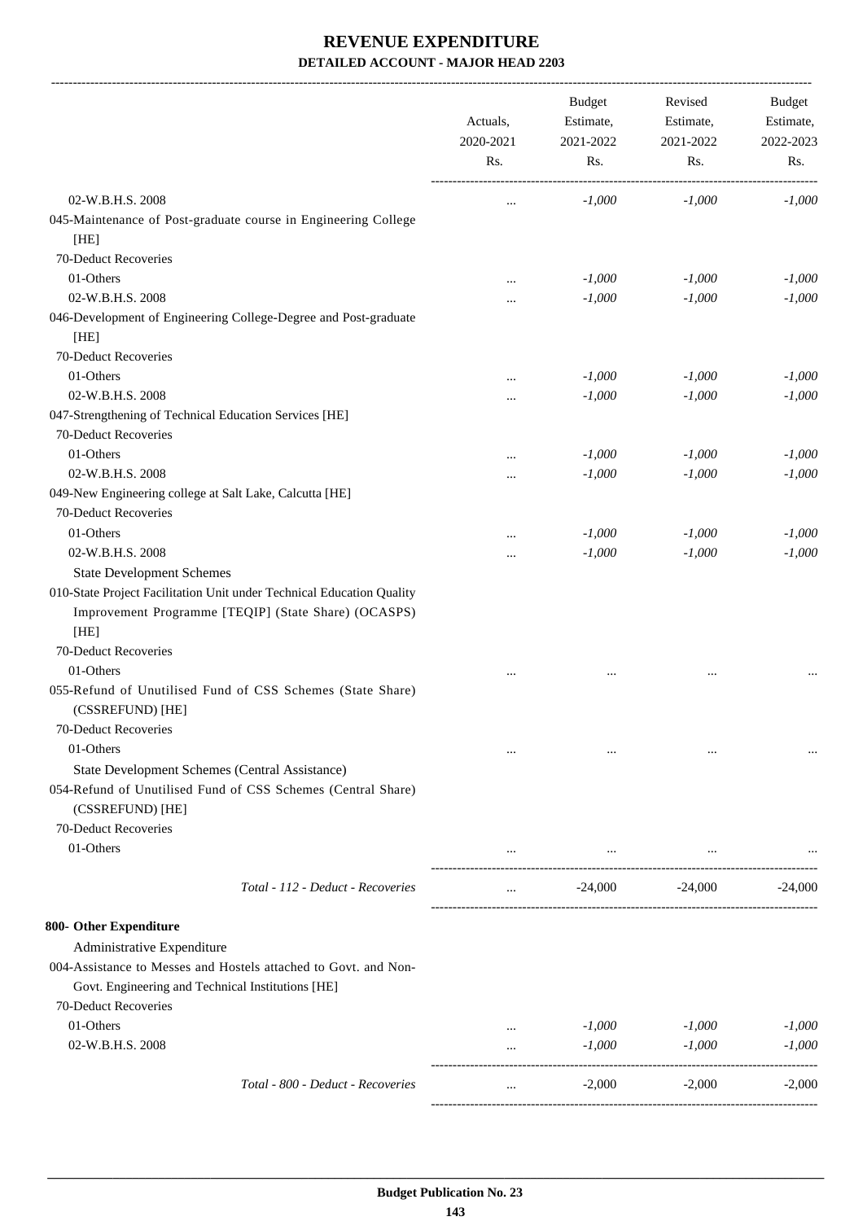# REVENUE EXPENDITURE

## DETAILED ACCOUNT - MAJOR HEAD 2203

| | Actuals, 2020-2021 Rs. | Budget Estimate, 2021-2022 Rs. | Revised Estimate, 2021-2022 Rs. | Budget Estimate, 2022-2023 Rs. |
|---|---|---|---|---|
| 02-W.B.H.S. 2008 | ... | -1,000 | -1,000 | -1,000 |
| 045-Maintenance of Post-graduate course in Engineering College [HE] | | | | |
| 70-Deduct Recoveries | | | | |
| 01-Others | ... | -1,000 | -1,000 | -1,000 |
| 02-W.B.H.S. 2008 | ... | -1,000 | -1,000 | -1,000 |
| 046-Development of Engineering College-Degree and Post-graduate [HE] | | | | |
| 70-Deduct Recoveries | | | | |
| 01-Others | ... | -1,000 | -1,000 | -1,000 |
| 02-W.B.H.S. 2008 | ... | -1,000 | -1,000 | -1,000 |
| 047-Strengthening of Technical Education Services [HE] | | | | |
| 70-Deduct Recoveries | | | | |
| 01-Others | ... | -1,000 | -1,000 | -1,000 |
| 02-W.B.H.S. 2008 | ... | -1,000 | -1,000 | -1,000 |
| 049-New Engineering college at Salt Lake, Calcutta [HE] | | | | |
| 70-Deduct Recoveries | | | | |
| 01-Others | ... | -1,000 | -1,000 | -1,000 |
| 02-W.B.H.S. 2008 | ... | -1,000 | -1,000 | -1,000 |
| State Development Schemes | | | | |
| 010-State Project Facilitation Unit under Technical Education Quality Improvement Programme [TEQIP] (State Share) (OCASPS) [HE] | | | | |
| 70-Deduct Recoveries | | | | |
| 01-Others | ... | ... | ... | ... |
| 055-Refund of Unutilised Fund of CSS Schemes (State Share) (CSSREFUND) [HE] | | | | |
| 70-Deduct Recoveries | | | | |
| 01-Others | ... | ... | ... | ... |
| State Development Schemes (Central Assistance) | | | | |
| 054-Refund of Unutilised Fund of CSS Schemes (Central Share) (CSSREFUND) [HE] | | | | |
| 70-Deduct Recoveries | | | | |
| 01-Others | ... | ... | ... | ... |
| *Total - 112 - Deduct - Recoveries* | ... | -24,000 | -24,000 | -24,000 |
| **800- Other Expenditure** | | | | |
| Administrative Expenditure | | | | |
| 004-Assistance to Messes and Hostels attached to Govt. and Non-Govt. Engineering and Technical Institutions [HE] | | | | |
| 70-Deduct Recoveries | | | | |
| 01-Others | ... | -1,000 | -1,000 | -1,000 |
| 02-W.B.H.S. 2008 | ... | -1,000 | -1,000 | -1,000 |
| *Total - 800 - Deduct - Recoveries* | ... | -2,000 | -2,000 | -2,000 |

**Budget Publication No. 23**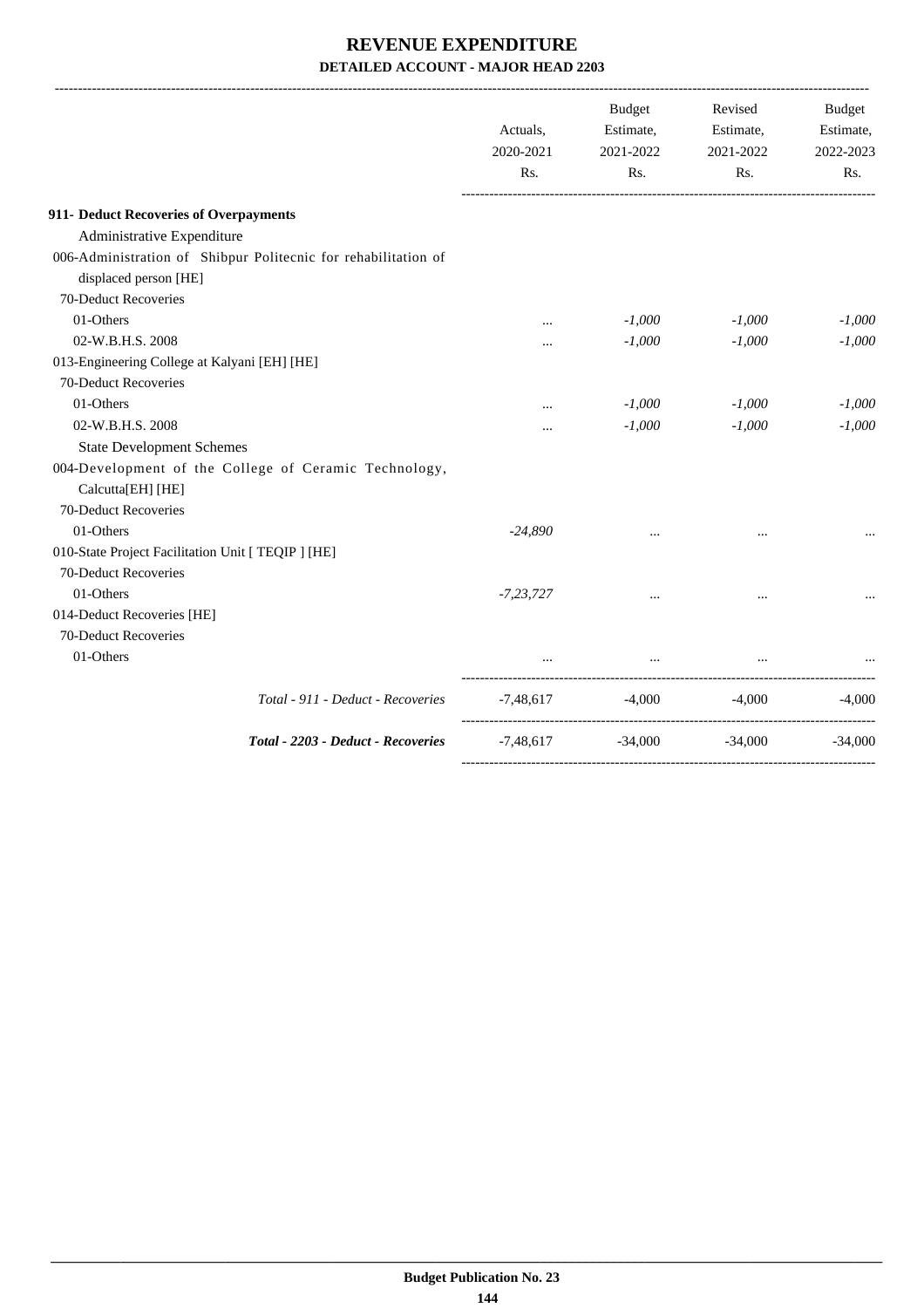# REVENUE EXPENDITURE

## DETAILED ACCOUNT - MAJOR HEAD 2203

| | Actuals, 2020-2021 Rs. | Budget Estimate, 2021-2022 Rs. | Revised Estimate, 2021-2022 Rs. | Budget Estimate, 2022-2023 Rs. |
|---|---|---|---|---|
| **911- Deduct Recoveries of Overpayments** | | | | |
| Administrative Expenditure | | | | |
| 006-Administration of Shibpur Politecnic for rehabilitation of displaced person [HE] | | | | |
| 70-Deduct Recoveries | | | | |
| 01-Others | ... | *-1,000* | *-1,000* | *-1,000* |
| 02-W.B.H.S. 2008 | ... | *-1,000* | *-1,000* | *-1,000* |
| 013-Engineering College at Kalyani [EH] [HE] | | | | |
| 70-Deduct Recoveries | | | | |
| 01-Others | ... | *-1,000* | *-1,000* | *-1,000* |
| 02-W.B.H.S. 2008 | ... | *-1,000* | *-1,000* | *-1,000* |
| State Development Schemes | | | | |
| 004-Development of the College of Ceramic Technology, Calcutta[EH] [HE] | | | | |
| 70-Deduct Recoveries | | | | |
| 01-Others | *-24,890* | ... | ... | ... |
| 010-State Project Facilitation Unit [ TEQIP ] [HE] | | | | |
| 70-Deduct Recoveries | | | | |
| 01-Others | *-7,23,727* | ... | ... | ... |
| 014-Deduct Recoveries [HE] | | | | |
| 70-Deduct Recoveries | | | | |
| 01-Others | ... | ... | ... | ... |
| *Total - 911 - Deduct - Recoveries* | -7,48,617 | -4,000 | -4,000 | -4,000 |
| ***Total - 2203 - Deduct - Recoveries*** | -7,48,617 | -34,000 | -34,000 | -34,000 |

**Budget Publication No. 23**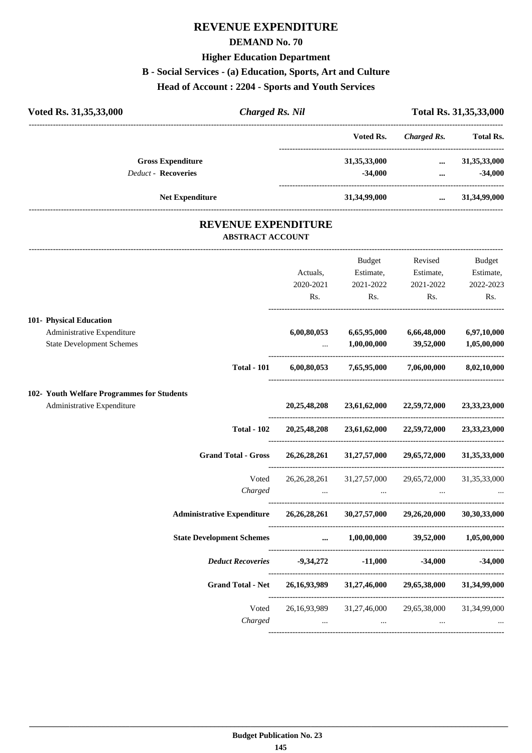# REVENUE EXPENDITURE

## DEMAND No. 70

### Higher Education Department

### B - Social Services - (a) Education, Sports, Art and Culture

### Head of Account : 2204 - Sports and Youth Services

| Voted Rs. 31,35,33,000 | *Charged Rs. Nil* | Total Rs. 31,35,33,000 |
|---|---|---|

| | Voted Rs. | *Charged Rs.* | Total Rs. |
|---|---|---|---|
| **Gross Expenditure** | 31,35,33,000 | ... | 31,35,33,000 |
| *Deduct -* **Recoveries** | -34,000 | ... | -34,000 |
| **Net Expenditure** | 31,34,99,000 | ... | 31,34,99,000 |

## REVENUE EXPENDITURE

### ABSTRACT ACCOUNT

| | Actuals, 2020-2021 Rs. | Budget Estimate, 2021-2022 Rs. | Revised Estimate, 2021-2022 Rs. | Budget Estimate, 2022-2023 Rs. |
|---|---|---|---|---|
| **101- Physical Education** | | | | |
| Administrative Expenditure | **6,00,80,053** | **6,65,95,000** | **6,66,48,000** | **6,97,10,000** |
| State Development Schemes | ... | **1,00,00,000** | **39,52,000** | **1,05,00,000** |
| **Total - 101** | **6,00,80,053** | **7,65,95,000** | **7,06,00,000** | **8,02,10,000** |
| **102- Youth Welfare Programmes for Students** | | | | |
| Administrative Expenditure | **20,25,48,208** | **23,61,62,000** | **22,59,72,000** | **23,33,23,000** |
| **Total - 102** | **20,25,48,208** | **23,61,62,000** | **22,59,72,000** | **23,33,23,000** |
| **Grand Total - Gross** | **26,26,28,261** | **31,27,57,000** | **29,65,72,000** | **31,35,33,000** |
| Voted | 26,26,28,261 | 31,27,57,000 | 29,65,72,000 | 31,35,33,000 |
| *Charged* | ... | ... | ... | ... |
| **Administrative Expenditure** | **26,26,28,261** | **30,27,57,000** | **29,26,20,000** | **30,30,33,000** |
| **State Development Schemes** | **...** | **1,00,00,000** | **39,52,000** | **1,05,00,000** |
| ***Deduct Recoveries*** | **-9,34,272** | **-11,000** | **-34,000** | **-34,000** |
| **Grand Total - Net** | **26,16,93,989** | **31,27,46,000** | **29,65,38,000** | **31,34,99,000** |
| Voted | 26,16,93,989 | 31,27,46,000 | 29,65,38,000 | 31,34,99,000 |
| *Charged* | ... | ... | ... | ... |

**Budget Publication No. 23**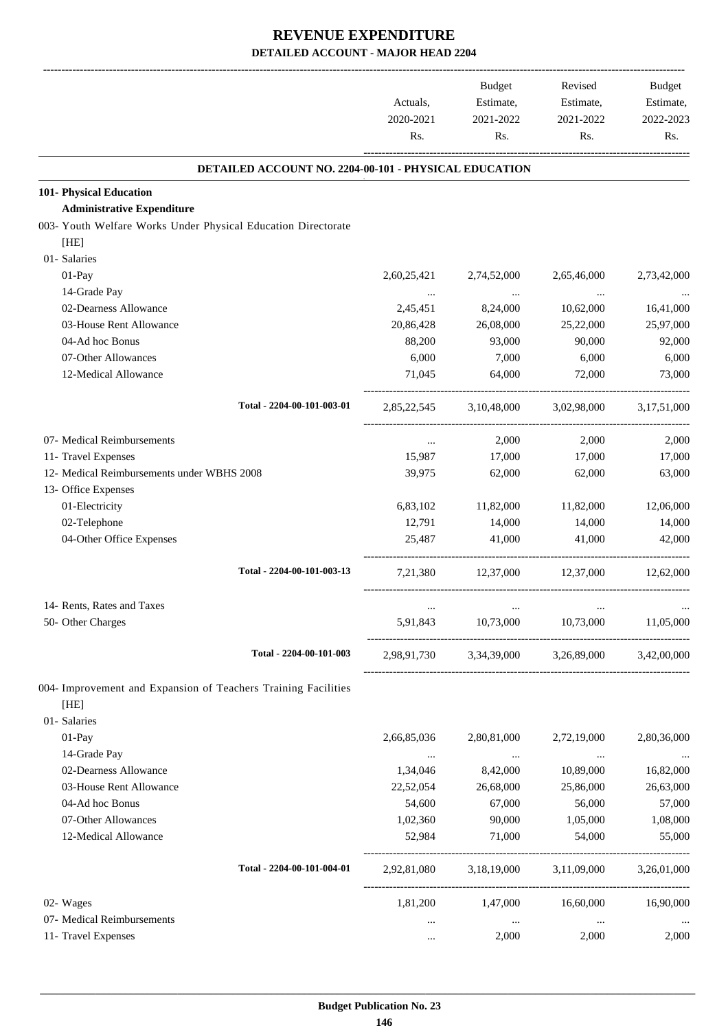# REVENUE EXPENDITURE

## DETAILED ACCOUNT - MAJOR HEAD 2204

| | Actuals, 2020-2021 Rs. | Budget Estimate, 2021-2022 Rs. | Revised Estimate, 2021-2022 Rs. | Budget Estimate, 2022-2023 Rs. |
|---|---|---|---|---|
| **DETAILED ACCOUNT NO. 2204-00-101 - PHYSICAL EDUCATION** | | | | |
| **101- Physical Education** | | | | |
| **Administrative Expenditure** | | | | |
| 003- Youth Welfare Works Under Physical Education Directorate [HE] | | | | |
| 01- Salaries | | | | |
| 01-Pay | 2,60,25,421 | 2,74,52,000 | 2,65,46,000 | 2,73,42,000 |
| 14-Grade Pay | ... | ... | ... | ... |
| 02-Dearness Allowance | 2,45,451 | 8,24,000 | 10,62,000 | 16,41,000 |
| 03-House Rent Allowance | 20,86,428 | 26,08,000 | 25,22,000 | 25,97,000 |
| 04-Ad hoc Bonus | 88,200 | 93,000 | 90,000 | 92,000 |
| 07-Other Allowances | 6,000 | 7,000 | 6,000 | 6,000 |
| 12-Medical Allowance | 71,045 | 64,000 | 72,000 | 73,000 |
| Total - 2204-00-101-003-01 | 2,85,22,545 | 3,10,48,000 | 3,02,98,000 | 3,17,51,000 |
| 07- Medical Reimbursements | ... | 2,000 | 2,000 | 2,000 |
| 11- Travel Expenses | 15,987 | 17,000 | 17,000 | 17,000 |
| 12- Medical Reimbursements under WBHS 2008 | 39,975 | 62,000 | 62,000 | 63,000 |
| 13- Office Expenses | | | | |
| 01-Electricity | 6,83,102 | 11,82,000 | 11,82,000 | 12,06,000 |
| 02-Telephone | 12,791 | 14,000 | 14,000 | 14,000 |
| 04-Other Office Expenses | 25,487 | 41,000 | 41,000 | 42,000 |
| Total - 2204-00-101-003-13 | 7,21,380 | 12,37,000 | 12,37,000 | 12,62,000 |
| 14- Rents, Rates and Taxes | ... | ... | ... | ... |
| 50- Other Charges | 5,91,843 | 10,73,000 | 10,73,000 | 11,05,000 |
| Total - 2204-00-101-003 | 2,98,91,730 | 3,34,39,000 | 3,26,89,000 | 3,42,00,000 |
| 004- Improvement and Expansion of Teachers Training Facilities [HE] | | | | |
| 01- Salaries | | | | |
| 01-Pay | 2,66,85,036 | 2,80,81,000 | 2,72,19,000 | 2,80,36,000 |
| 14-Grade Pay | ... | ... | ... | ... |
| 02-Dearness Allowance | 1,34,046 | 8,42,000 | 10,89,000 | 16,82,000 |
| 03-House Rent Allowance | 22,52,054 | 26,68,000 | 25,86,000 | 26,63,000 |
| 04-Ad hoc Bonus | 54,600 | 67,000 | 56,000 | 57,000 |
| 07-Other Allowances | 1,02,360 | 90,000 | 1,05,000 | 1,08,000 |
| 12-Medical Allowance | 52,984 | 71,000 | 54,000 | 55,000 |
| Total - 2204-00-101-004-01 | 2,92,81,080 | 3,18,19,000 | 3,11,09,000 | 3,26,01,000 |
| 02- Wages | 1,81,200 | 1,47,000 | 16,60,000 | 16,90,000 |
| 07- Medical Reimbursements | ... | ... | ... | ... |
| 11- Travel Expenses | ... | 2,000 | 2,000 | 2,000 |

**Budget Publication No. 23**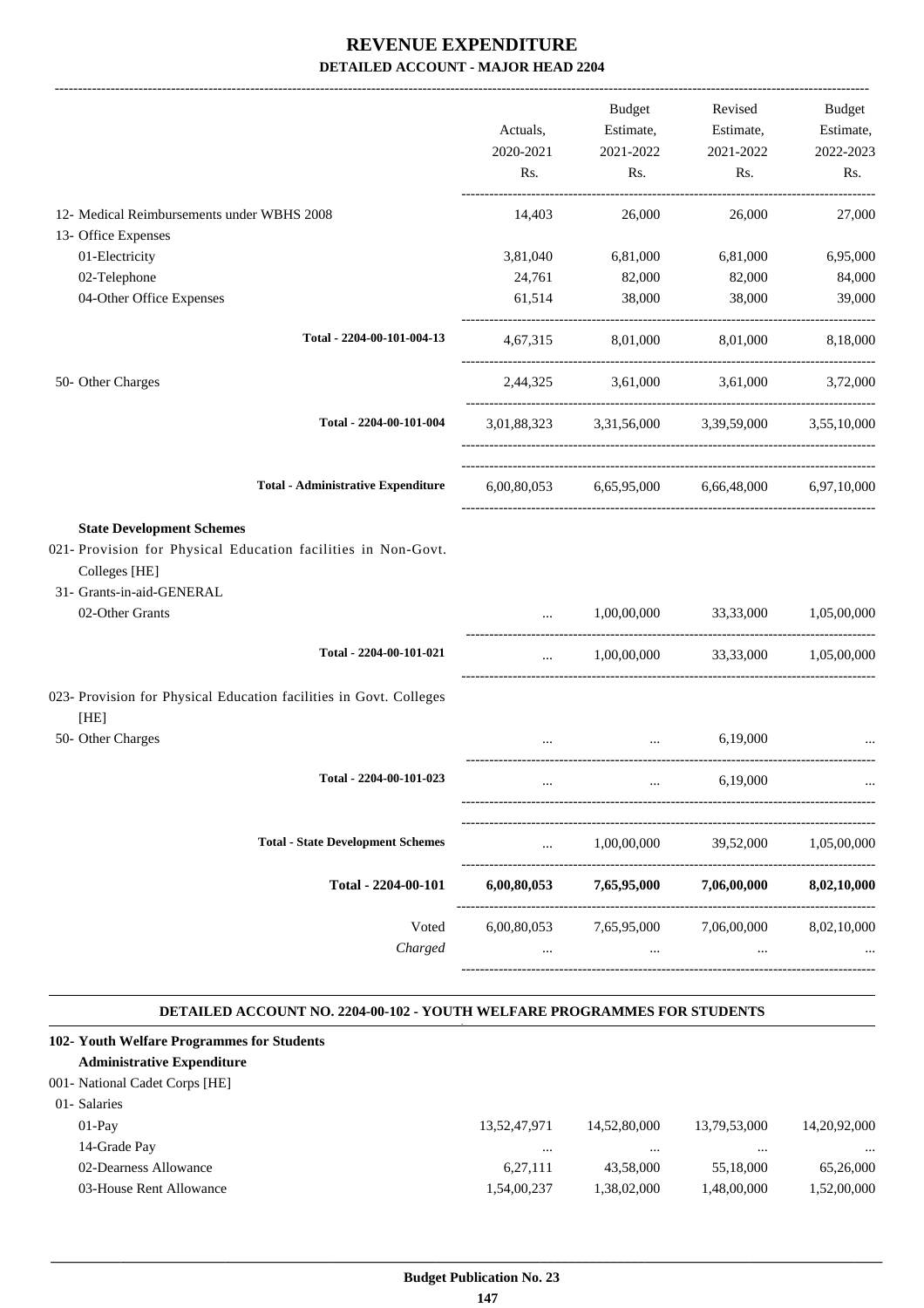# REVENUE EXPENDITURE

**DETAILED ACCOUNT - MAJOR HEAD 2204**

| | Actuals, 2020-2021 Rs. | Budget Estimate, 2021-2022 Rs. | Revised Estimate, 2021-2022 Rs. | Budget Estimate, 2022-2023 Rs. |
|---|---|---|---|---|
| 12- Medical Reimbursements under WBHS 2008 | 14,403 | 26,000 | 26,000 | 27,000 |
| 13- Office Expenses | | | | |
| 01-Electricity | 3,81,040 | 6,81,000 | 6,81,000 | 6,95,000 |
| 02-Telephone | 24,761 | 82,000 | 82,000 | 84,000 |
| 04-Other Office Expenses | 61,514 | 38,000 | 38,000 | 39,000 |
| Total - 2204-00-101-004-13 | 4,67,315 | 8,01,000 | 8,01,000 | 8,18,000 |
| 50- Other Charges | 2,44,325 | 3,61,000 | 3,61,000 | 3,72,000 |
| Total - 2204-00-101-004 | 3,01,88,323 | 3,31,56,000 | 3,39,59,000 | 3,55,10,000 |
| Total - Administrative Expenditure | 6,00,80,053 | 6,65,95,000 | 6,66,48,000 | 6,97,10,000 |
| **State Development Schemes** | | | | |
| 021- Provision for Physical Education facilities in Non-Govt. Colleges [HE] | | | | |
| 31- Grants-in-aid-GENERAL | | | | |
| 02-Other Grants | ... | 1,00,00,000 | 33,33,000 | 1,05,00,000 |
| Total - 2204-00-101-021 | ... | 1,00,00,000 | 33,33,000 | 1,05,00,000 |
| 023- Provision for Physical Education facilities in Govt. Colleges [HE] | | | | |
| 50- Other Charges | ... | ... | 6,19,000 | ... |
| Total - 2204-00-101-023 | ... | ... | 6,19,000 | ... |
| Total - State Development Schemes | ... | 1,00,00,000 | 39,52,000 | 1,05,00,000 |
| **Total - 2204-00-101** | **6,00,80,053** | **7,65,95,000** | **7,06,00,000** | **8,02,10,000** |
| Voted | 6,00,80,053 | 7,65,95,000 | 7,06,00,000 | 8,02,10,000 |
| *Charged* | ... | ... | ... | ... |

**DETAILED ACCOUNT NO. 2204-00-102 - YOUTH WELFARE PROGRAMMES FOR STUDENTS**

| | Actuals, 2020-2021 Rs. | Budget Estimate, 2021-2022 Rs. | Revised Estimate, 2021-2022 Rs. | Budget Estimate, 2022-2023 Rs. |
|---|---|---|---|---|
| **102- Youth Welfare Programmes for Students** | | | | |
| **Administrative Expenditure** | | | | |
| 001- National Cadet Corps [HE] | | | | |
| 01- Salaries | | | | |
| 01-Pay | 13,52,47,971 | 14,52,80,000 | 13,79,53,000 | 14,20,92,000 |
| 14-Grade Pay | ... | ... | ... | ... |
| 02-Dearness Allowance | 6,27,111 | 43,58,000 | 55,18,000 | 65,26,000 |
| 03-House Rent Allowance | 1,54,00,237 | 1,38,02,000 | 1,48,00,000 | 1,52,00,000 |

**Budget Publication No. 23**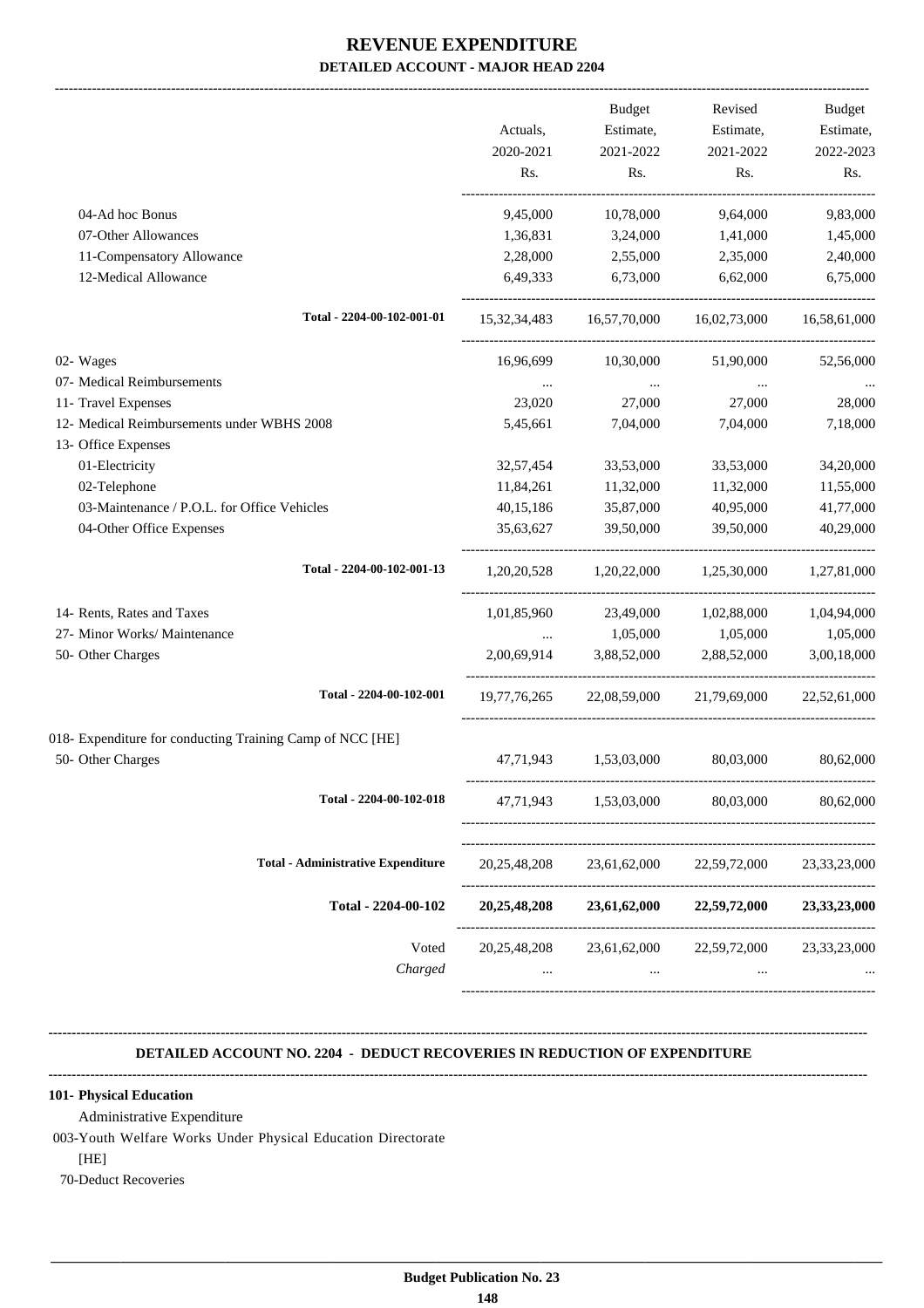# REVENUE EXPENDITURE

## DETAILED ACCOUNT - MAJOR HEAD 2204

| | Actuals, 2020-2021 Rs. | Budget Estimate, 2021-2022 Rs. | Revised Estimate, 2021-2022 Rs. | Budget Estimate, 2022-2023 Rs. |
|---|---|---|---|---|
| 04-Ad hoc Bonus | 9,45,000 | 10,78,000 | 9,64,000 | 9,83,000 |
| 07-Other Allowances | 1,36,831 | 3,24,000 | 1,41,000 | 1,45,000 |
| 11-Compensatory Allowance | 2,28,000 | 2,55,000 | 2,35,000 | 2,40,000 |
| 12-Medical Allowance | 6,49,333 | 6,73,000 | 6,62,000 | 6,75,000 |
| **Total - 2204-00-102-001-01** | 15,32,34,483 | 16,57,70,000 | 16,02,73,000 | 16,58,61,000 |
| 02- Wages | 16,96,699 | 10,30,000 | 51,90,000 | 52,56,000 |
| 07- Medical Reimbursements | ... | ... | ... | ... |
| 11- Travel Expenses | 23,020 | 27,000 | 27,000 | 28,000 |
| 12- Medical Reimbursements under WBHS 2008 | 5,45,661 | 7,04,000 | 7,04,000 | 7,18,000 |
| 13- Office Expenses | | | | |
| 01-Electricity | 32,57,454 | 33,53,000 | 33,53,000 | 34,20,000 |
| 02-Telephone | 11,84,261 | 11,32,000 | 11,32,000 | 11,55,000 |
| 03-Maintenance / P.O.L. for Office Vehicles | 40,15,186 | 35,87,000 | 40,95,000 | 41,77,000 |
| 04-Other Office Expenses | 35,63,627 | 39,50,000 | 39,50,000 | 40,29,000 |
| **Total - 2204-00-102-001-13** | 1,20,20,528 | 1,20,22,000 | 1,25,30,000 | 1,27,81,000 |
| 14- Rents, Rates and Taxes | 1,01,85,960 | 23,49,000 | 1,02,88,000 | 1,04,94,000 |
| 27- Minor Works/ Maintenance | ... | 1,05,000 | 1,05,000 | 1,05,000 |
| 50- Other Charges | 2,00,69,914 | 3,88,52,000 | 2,88,52,000 | 3,00,18,000 |
| **Total - 2204-00-102-001** | 19,77,76,265 | 22,08,59,000 | 21,79,69,000 | 22,52,61,000 |
| 018- Expenditure for conducting Training Camp of NCC [HE] | | | | |
| 50- Other Charges | 47,71,943 | 1,53,03,000 | 80,03,000 | 80,62,000 |
| **Total - 2204-00-102-018** | 47,71,943 | 1,53,03,000 | 80,03,000 | 80,62,000 |
| **Total - Administrative Expenditure** | 20,25,48,208 | 23,61,62,000 | 22,59,72,000 | 23,33,23,000 |
| **Total - 2204-00-102** | **20,25,48,208** | **23,61,62,000** | **22,59,72,000** | **23,33,23,000** |
| Voted | 20,25,48,208 | 23,61,62,000 | 22,59,72,000 | 23,33,23,000 |
| *Charged* | ... | ... | ... | ... |

### DETAILED ACCOUNT NO. 2204 - DEDUCT RECOVERIES IN REDUCTION OF EXPENDITURE

**101- Physical Education**

Administrative Expenditure

003-Youth Welfare Works Under Physical Education Directorate [HE]

70-Deduct Recoveries

**Budget Publication No. 23**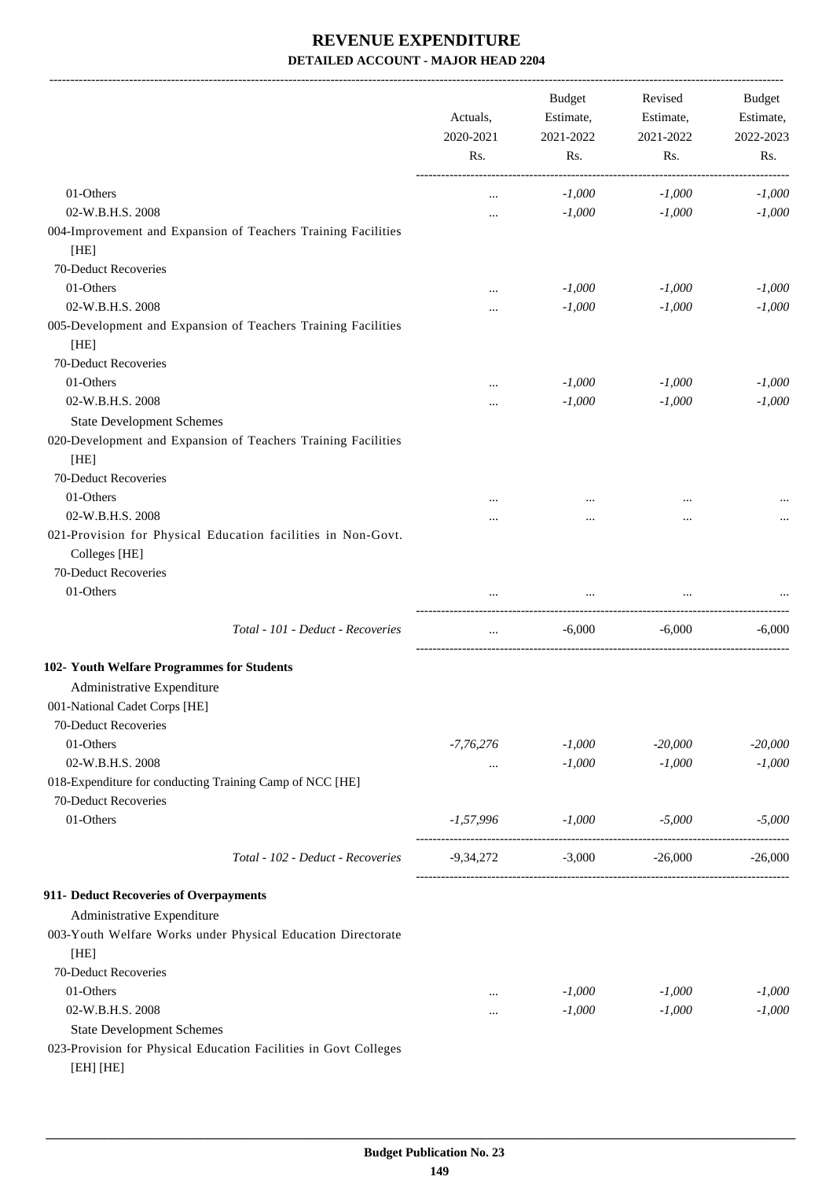# REVENUE EXPENDITURE

## DETAILED ACCOUNT - MAJOR HEAD 2204

| | Actuals, 2020-2021 Rs. | Budget Estimate, 2021-2022 Rs. | Revised Estimate, 2021-2022 Rs. | Budget Estimate, 2022-2023 Rs. |
|---|---|---|---|---|
| 01-Others | ... | -1,000 | -1,000 | -1,000 |
| 02-W.B.H.S. 2008 | ... | -1,000 | -1,000 | -1,000 |
| 004-Improvement and Expansion of Teachers Training Facilities [HE] | | | | |
| 70-Deduct Recoveries | | | | |
| 01-Others | ... | -1,000 | -1,000 | -1,000 |
| 02-W.B.H.S. 2008 | ... | -1,000 | -1,000 | -1,000 |
| 005-Development and Expansion of Teachers Training Facilities [HE] | | | | |
| 70-Deduct Recoveries | | | | |
| 01-Others | ... | -1,000 | -1,000 | -1,000 |
| 02-W.B.H.S. 2008 | ... | -1,000 | -1,000 | -1,000 |
| State Development Schemes | | | | |
| 020-Development and Expansion of Teachers Training Facilities [HE] | | | | |
| 70-Deduct Recoveries | | | | |
| 01-Others | ... | ... | ... | ... |
| 02-W.B.H.S. 2008 | ... | ... | ... | ... |
| 021-Provision for Physical Education facilities in Non-Govt. Colleges [HE] | | | | |
| 70-Deduct Recoveries | | | | |
| 01-Others | ... | ... | ... | ... |
| *Total - 101 - Deduct - Recoveries* | ... | -6,000 | -6,000 | -6,000 |
| **102- Youth Welfare Programmes for Students** | | | | |
| Administrative Expenditure | | | | |
| 001-National Cadet Corps [HE] | | | | |
| 70-Deduct Recoveries | | | | |
| 01-Others | -7,76,276 | -1,000 | -20,000 | -20,000 |
| 02-W.B.H.S. 2008 | ... | -1,000 | -1,000 | -1,000 |
| 018-Expenditure for conducting Training Camp of NCC [HE] | | | | |
| 70-Deduct Recoveries | | | | |
| 01-Others | -1,57,996 | -1,000 | -5,000 | -5,000 |
| *Total - 102 - Deduct - Recoveries* | -9,34,272 | -3,000 | -26,000 | -26,000 |
| **911- Deduct Recoveries of Overpayments** | | | | |
| Administrative Expenditure | | | | |
| 003-Youth Welfare Works under Physical Education Directorate [HE] | | | | |
| 70-Deduct Recoveries | | | | |
| 01-Others | ... | -1,000 | -1,000 | -1,000 |
| 02-W.B.H.S. 2008 | ... | -1,000 | -1,000 | -1,000 |
| State Development Schemes | | | | |
| 023-Provision for Physical Education Facilities in Govt Colleges [EH] [HE] | | | | |

Budget Publication No. 23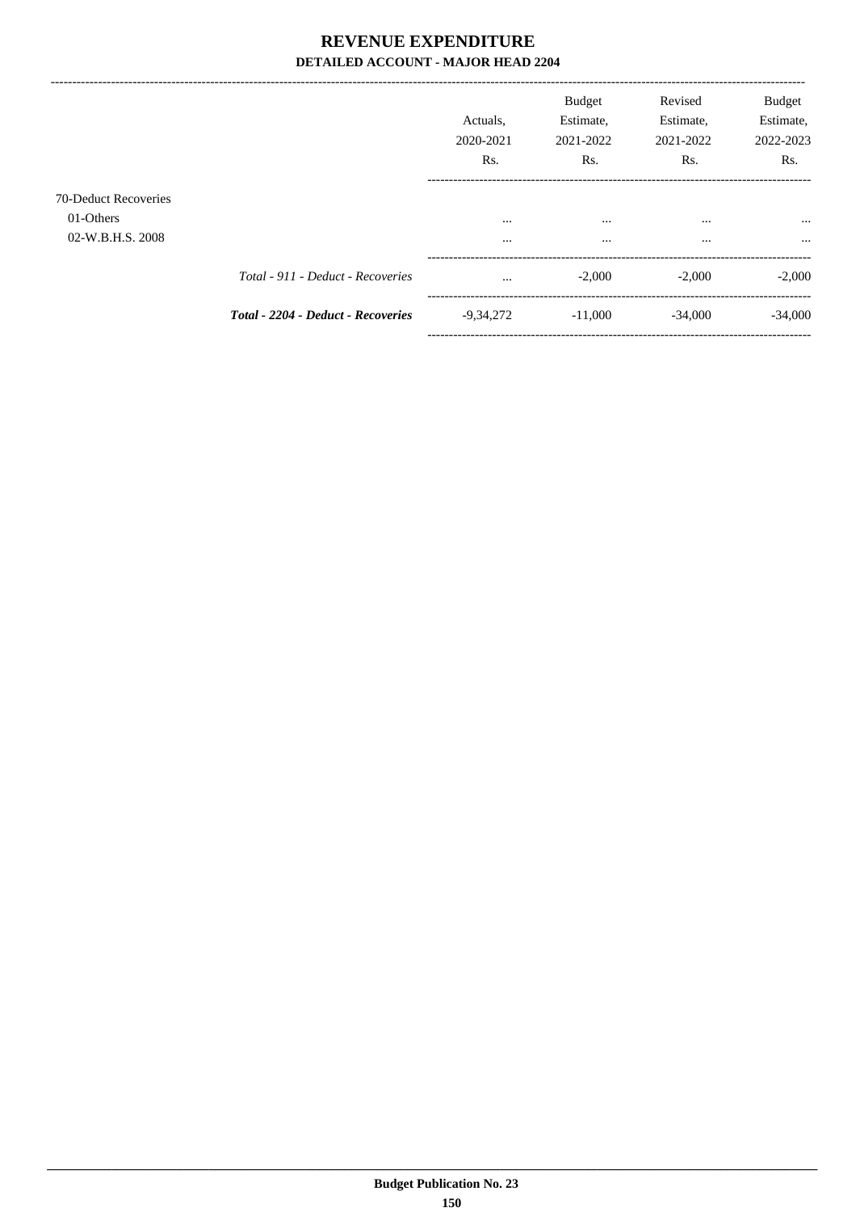# REVENUE EXPENDITURE

## DETAILED ACCOUNT - MAJOR HEAD 2204

| | | Actuals, 2020-2021 Rs. | Budget Estimate, 2021-2022 Rs. | Revised Estimate, 2021-2022 Rs. | Budget Estimate, 2022-2023 Rs. |
|---|---|---|---|---|---|
| 70-Deduct Recoveries | | | | | |
| 01-Others | | ... | ... | ... | ... |
| 02-W.B.H.S. 2008 | | ... | ... | ... | ... |
| | *Total - 911 - Deduct - Recoveries* | ... | -2,000 | -2,000 | -2,000 |
| | ***Total - 2204 - Deduct - Recoveries*** | -9,34,272 | -11,000 | -34,000 | -34,000 |

**Budget Publication No. 23**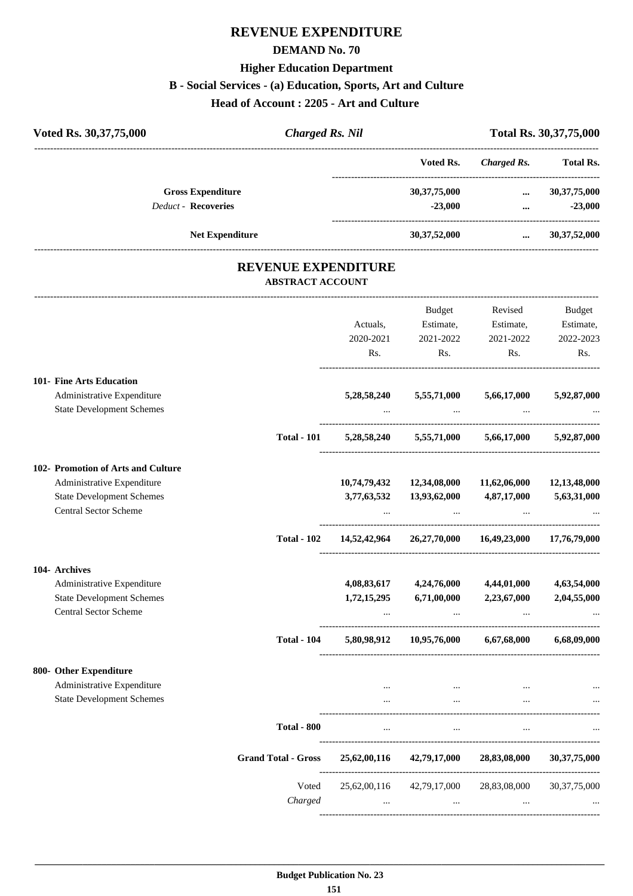# REVENUE EXPENDITURE

## DEMAND No. 70

### Higher Education Department

### B - Social Services - (a) Education, Sports, Art and Culture

### Head of Account : 2205 - Art and Culture

**Voted Rs. 30,37,75,000** | ***Charged Rs. Nil*** | **Total Rs. 30,37,75,000**

| | Voted Rs. | *Charged Rs.* | Total Rs. |
|---|---|---|---|
| **Gross Expenditure** | **30,37,75,000** | **...** | **30,37,75,000** |
| *Deduct* - **Recoveries** | **-23,000** | **...** | **-23,000** |
| **Net Expenditure** | **30,37,52,000** | **...** | **30,37,52,000** |

## REVENUE EXPENDITURE

**ABSTRACT ACCOUNT**

| | Actuals, 2020-2021 Rs. | Budget Estimate, 2021-2022 Rs. | Revised Estimate, 2021-2022 Rs. | Budget Estimate, 2022-2023 Rs. |
|---|---|---|---|---|
| **101- Fine Arts Education** | | | | |
| Administrative Expenditure | **5,28,58,240** | **5,55,71,000** | **5,66,17,000** | **5,92,87,000** |
| State Development Schemes | ... | ... | ... | ... |
| **Total - 101** | **5,28,58,240** | **5,55,71,000** | **5,66,17,000** | **5,92,87,000** |
| **102- Promotion of Arts and Culture** | | | | |
| Administrative Expenditure | **10,74,79,432** | **12,34,08,000** | **11,62,06,000** | **12,13,48,000** |
| State Development Schemes | **3,77,63,532** | **13,93,62,000** | **4,87,17,000** | **5,63,31,000** |
| Central Sector Scheme | ... | ... | ... | ... |
| **Total - 102** | **14,52,42,964** | **26,27,70,000** | **16,49,23,000** | **17,76,79,000** |
| **104- Archives** | | | | |
| Administrative Expenditure | **4,08,83,617** | **4,24,76,000** | **4,44,01,000** | **4,63,54,000** |
| State Development Schemes | **1,72,15,295** | **6,71,00,000** | **2,23,67,000** | **2,04,55,000** |
| Central Sector Scheme | ... | ... | ... | ... |
| **Total - 104** | **5,80,98,912** | **10,95,76,000** | **6,67,68,000** | **6,68,09,000** |
| **800- Other Expenditure** | | | | |
| Administrative Expenditure | ... | ... | ... | ... |
| State Development Schemes | ... | ... | ... | ... |
| **Total - 800** | ... | ... | ... | ... |
| **Grand Total - Gross** | **25,62,00,116** | **42,79,17,000** | **28,83,08,000** | **30,37,75,000** |
| Voted | 25,62,00,116 | 42,79,17,000 | 28,83,08,000 | 30,37,75,000 |
| *Charged* | ... | ... | ... | ... |

**Budget Publication No. 23**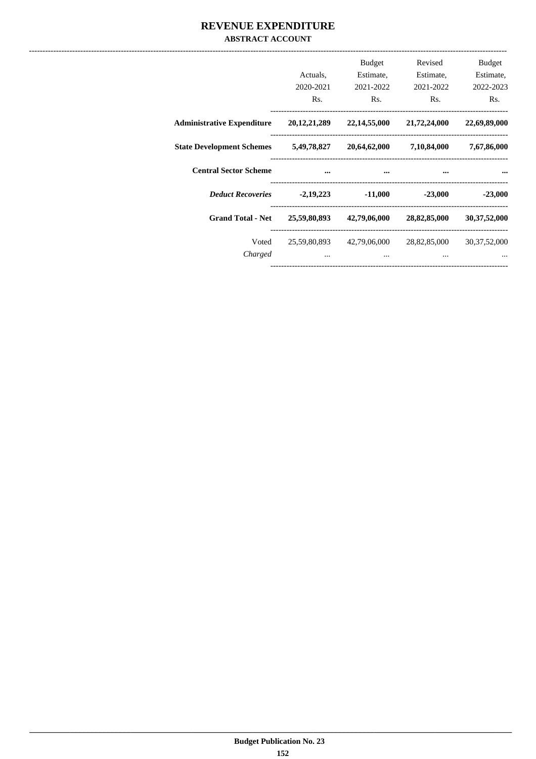# REVENUE EXPENDITURE

## ABSTRACT ACCOUNT

| | Actuals, 2020-2021 Rs. | Budget Estimate, 2021-2022 Rs. | Revised Estimate, 2021-2022 Rs. | Budget Estimate, 2022-2023 Rs. |
|---|---|---|---|---|
| **Administrative Expenditure** | **20,12,21,289** | **22,14,55,000** | **21,72,24,000** | **22,69,89,000** |
| **State Development Schemes** | **5,49,78,827** | **20,64,62,000** | **7,10,84,000** | **7,67,86,000** |
| **Central Sector Scheme** | **...** | **...** | **...** | **...** |
| ***Deduct Recoveries*** | **-2,19,223** | **-11,000** | **-23,000** | **-23,000** |
| **Grand Total - Net** | **25,59,80,893** | **42,79,06,000** | **28,82,85,000** | **30,37,52,000** |
| Voted | 25,59,80,893 | 42,79,06,000 | 28,82,85,000 | 30,37,52,000 |
| *Charged* | ... | ... | ... | ... |

Budget Publication No. 23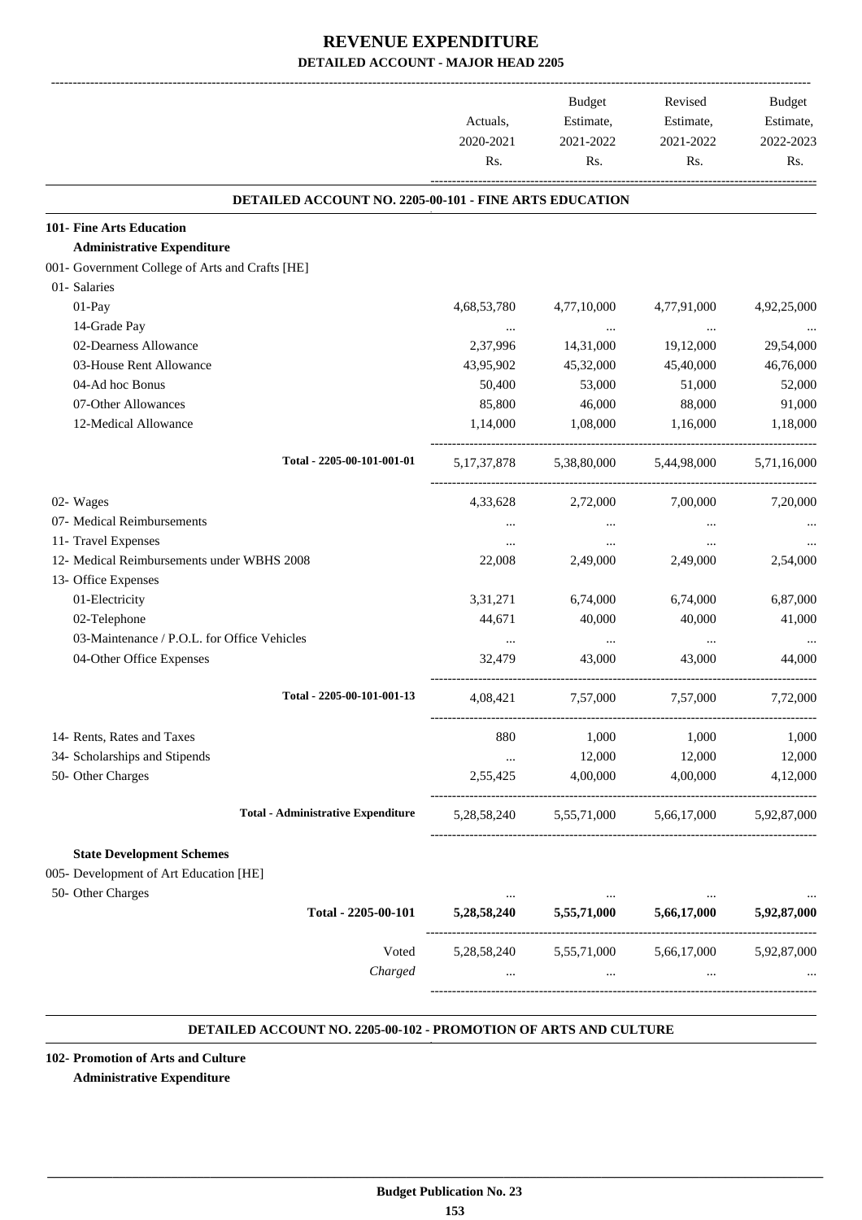# REVENUE EXPENDITURE

## DETAILED ACCOUNT - MAJOR HEAD 2205

| | Actuals, 2020-2021 Rs. | Budget Estimate, 2021-2022 Rs. | Revised Estimate, 2021-2022 Rs. | Budget Estimate, 2022-2023 Rs. |
|---|---|---|---|---|
| **DETAILED ACCOUNT NO. 2205-00-101 - FINE ARTS EDUCATION** | | | | |
| **101- Fine Arts Education** | | | | |
| **Administrative Expenditure** | | | | |
| 001- Government College of Arts and Crafts [HE] | | | | |
| 01- Salaries | | | | |
| 01-Pay | 4,68,53,780 | 4,77,10,000 | 4,77,91,000 | 4,92,25,000 |
| 14-Grade Pay | ... | ... | ... | ... |
| 02-Dearness Allowance | 2,37,996 | 14,31,000 | 19,12,000 | 29,54,000 |
| 03-House Rent Allowance | 43,95,902 | 45,32,000 | 45,40,000 | 46,76,000 |
| 04-Ad hoc Bonus | 50,400 | 53,000 | 51,000 | 52,000 |
| 07-Other Allowances | 85,800 | 46,000 | 88,000 | 91,000 |
| 12-Medical Allowance | 1,14,000 | 1,08,000 | 1,16,000 | 1,18,000 |
| Total - 2205-00-101-001-01 | 5,17,37,878 | 5,38,80,000 | 5,44,98,000 | 5,71,16,000 |
| 02- Wages | 4,33,628 | 2,72,000 | 7,00,000 | 7,20,000 |
| 07- Medical Reimbursements | ... | ... | ... | ... |
| 11- Travel Expenses | ... | ... | ... | ... |
| 12- Medical Reimbursements under WBHS 2008 | 22,008 | 2,49,000 | 2,49,000 | 2,54,000 |
| 13- Office Expenses | | | | |
| 01-Electricity | 3,31,271 | 6,74,000 | 6,74,000 | 6,87,000 |
| 02-Telephone | 44,671 | 40,000 | 40,000 | 41,000 |
| 03-Maintenance / P.O.L. for Office Vehicles | ... | ... | ... | ... |
| 04-Other Office Expenses | 32,479 | 43,000 | 43,000 | 44,000 |
| Total - 2205-00-101-001-13 | 4,08,421 | 7,57,000 | 7,57,000 | 7,72,000 |
| 14- Rents, Rates and Taxes | 880 | 1,000 | 1,000 | 1,000 |
| 34- Scholarships and Stipends | ... | 12,000 | 12,000 | 12,000 |
| 50- Other Charges | 2,55,425 | 4,00,000 | 4,00,000 | 4,12,000 |
| **Total - Administrative Expenditure** | 5,28,58,240 | 5,55,71,000 | 5,66,17,000 | 5,92,87,000 |
| **State Development Schemes** | | | | |
| 005- Development of Art Education [HE] | | | | |
| 50- Other Charges | ... | ... | ... | ... |
| **Total - 2205-00-101** | **5,28,58,240** | **5,55,71,000** | **5,66,17,000** | **5,92,87,000** |
| Voted | 5,28,58,240 | 5,55,71,000 | 5,66,17,000 | 5,92,87,000 |
| *Charged* | ... | ... | ... | ... |

**DETAILED ACCOUNT NO. 2205-00-102 - PROMOTION OF ARTS AND CULTURE**

**102- Promotion of Arts and Culture**

**Administrative Expenditure**

Budget Publication No. 23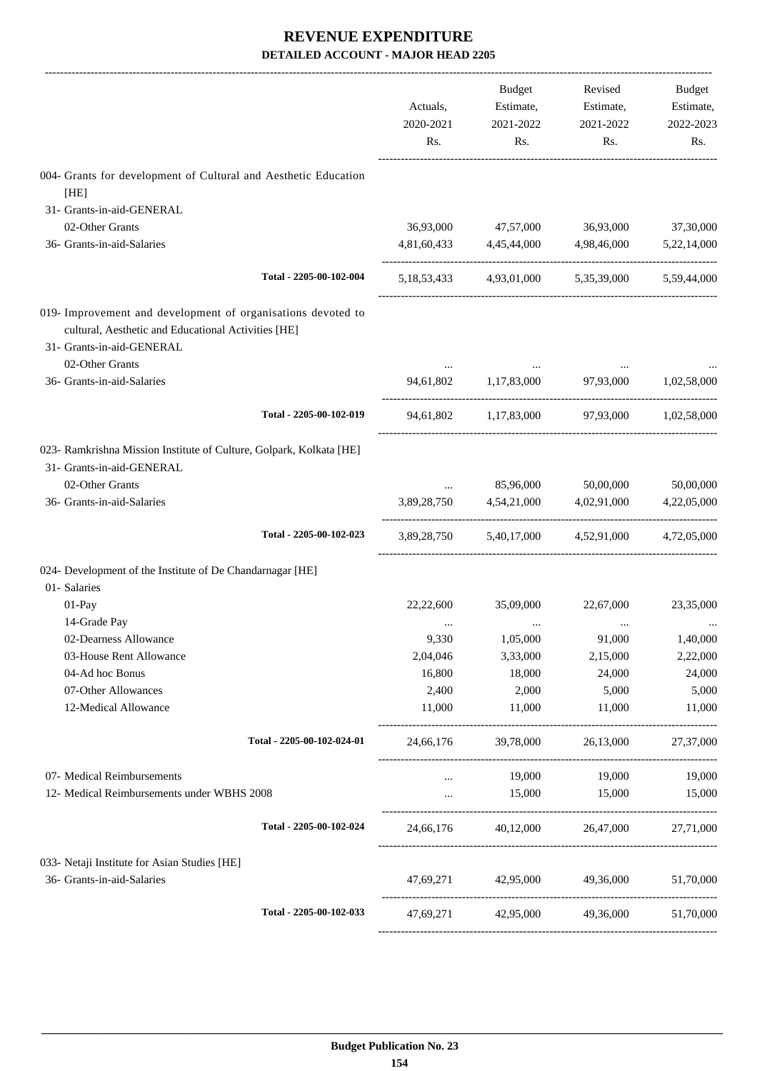# REVENUE EXPENDITURE

## DETAILED ACCOUNT - MAJOR HEAD 2205

| | Actuals, 2020-2021 Rs. | Budget Estimate, 2021-2022 Rs. | Revised Estimate, 2021-2022 Rs. | Budget Estimate, 2022-2023 Rs. |
|---|---|---|---|---|
| 004- Grants for development of Cultural and Aesthetic Education [HE] | | | | |
| 31- Grants-in-aid-GENERAL | | | | |
| 02-Other Grants | 36,93,000 | 47,57,000 | 36,93,000 | 37,30,000 |
| 36- Grants-in-aid-Salaries | 4,81,60,433 | 4,45,44,000 | 4,98,46,000 | 5,22,14,000 |
| Total - 2205-00-102-004 | 5,18,53,433 | 4,93,01,000 | 5,35,39,000 | 5,59,44,000 |
| 019- Improvement and development of organisations devoted to cultural, Aesthetic and Educational Activities [HE] | | | | |
| 31- Grants-in-aid-GENERAL | | | | |
| 02-Other Grants | ... | ... | ... | ... |
| 36- Grants-in-aid-Salaries | 94,61,802 | 1,17,83,000 | 97,93,000 | 1,02,58,000 |
| Total - 2205-00-102-019 | 94,61,802 | 1,17,83,000 | 97,93,000 | 1,02,58,000 |
| 023- Ramkrishna Mission Institute of Culture, Golpark, Kolkata [HE] | | | | |
| 31- Grants-in-aid-GENERAL | | | | |
| 02-Other Grants | ... | 85,96,000 | 50,00,000 | 50,00,000 |
| 36- Grants-in-aid-Salaries | 3,89,28,750 | 4,54,21,000 | 4,02,91,000 | 4,22,05,000 |
| Total - 2205-00-102-023 | 3,89,28,750 | 5,40,17,000 | 4,52,91,000 | 4,72,05,000 |
| 024- Development of the Institute of De Chandarnagar [HE] | | | | |
| 01- Salaries | | | | |
| 01-Pay | 22,22,600 | 35,09,000 | 22,67,000 | 23,35,000 |
| 14-Grade Pay | ... | ... | ... | ... |
| 02-Dearness Allowance | 9,330 | 1,05,000 | 91,000 | 1,40,000 |
| 03-House Rent Allowance | 2,04,046 | 3,33,000 | 2,15,000 | 2,22,000 |
| 04-Ad hoc Bonus | 16,800 | 18,000 | 24,000 | 24,000 |
| 07-Other Allowances | 2,400 | 2,000 | 5,000 | 5,000 |
| 12-Medical Allowance | 11,000 | 11,000 | 11,000 | 11,000 |
| Total - 2205-00-102-024-01 | 24,66,176 | 39,78,000 | 26,13,000 | 27,37,000 |
| 07- Medical Reimbursements | ... | 19,000 | 19,000 | 19,000 |
| 12- Medical Reimbursements under WBHS 2008 | ... | 15,000 | 15,000 | 15,000 |
| Total - 2205-00-102-024 | 24,66,176 | 40,12,000 | 26,47,000 | 27,71,000 |
| 033- Netaji Institute for Asian Studies [HE] | | | | |
| 36- Grants-in-aid-Salaries | 47,69,271 | 42,95,000 | 49,36,000 | 51,70,000 |
| Total - 2205-00-102-033 | 47,69,271 | 42,95,000 | 49,36,000 | 51,70,000 |

Budget Publication No. 23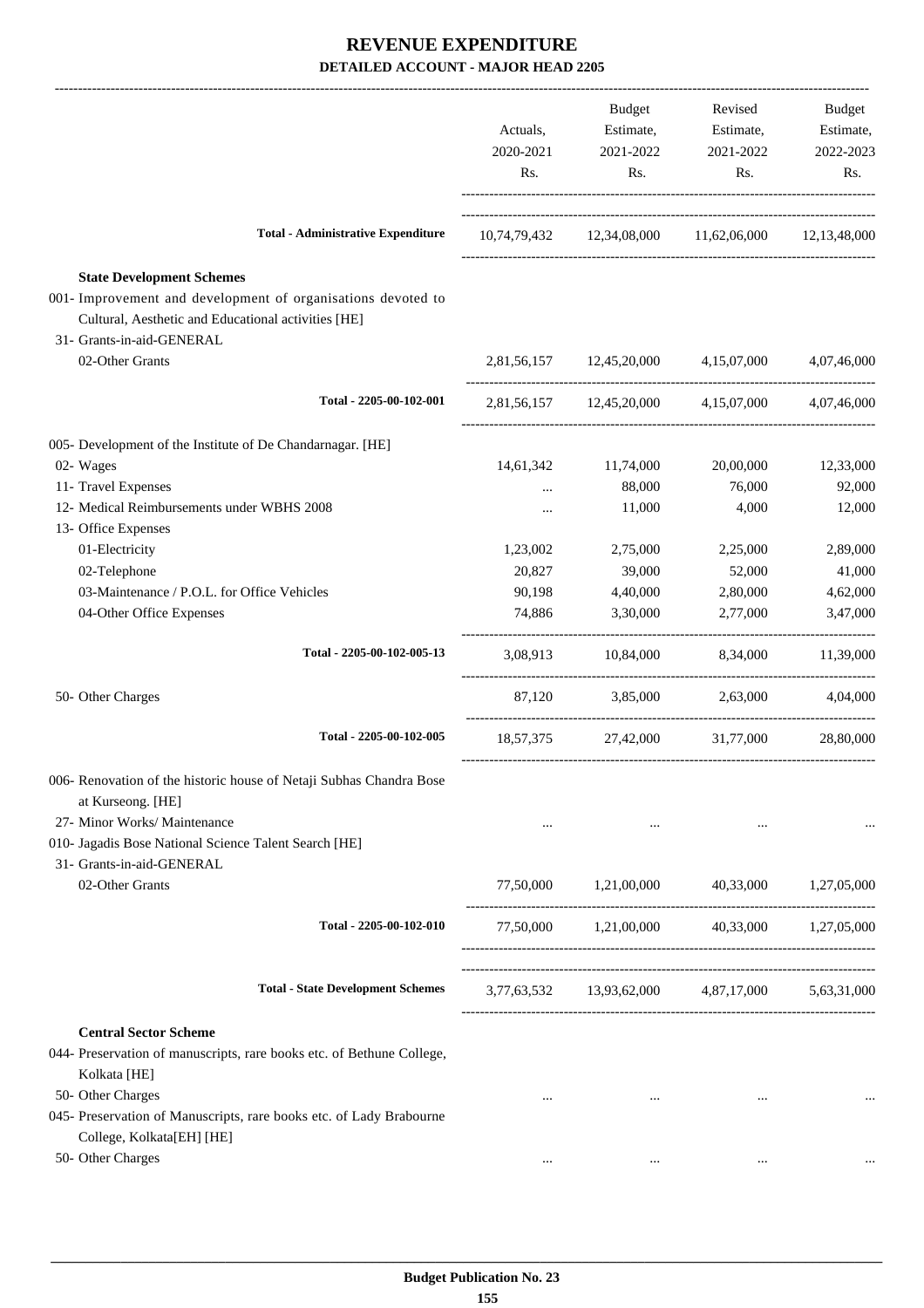# REVENUE EXPENDITURE

## DETAILED ACCOUNT - MAJOR HEAD 2205

| | Actuals, 2020-2021 Rs. | Budget Estimate, 2021-2022 Rs. | Revised Estimate, 2021-2022 Rs. | Budget Estimate, 2022-2023 Rs. |
|---|---|---|---|---|
| **Total - Administrative Expenditure** | 10,74,79,432 | 12,34,08,000 | 11,62,06,000 | 12,13,48,000 |
| **State Development Schemes** | | | | |
| 001- Improvement and development of organisations devoted to Cultural, Aesthetic and Educational activities [HE] | | | | |
| 31- Grants-in-aid-GENERAL | | | | |
| 02-Other Grants | 2,81,56,157 | 12,45,20,000 | 4,15,07,000 | 4,07,46,000 |
| **Total - 2205-00-102-001** | 2,81,56,157 | 12,45,20,000 | 4,15,07,000 | 4,07,46,000 |
| 005- Development of the Institute of De Chandarnagar. [HE] | | | | |
| 02- Wages | 14,61,342 | 11,74,000 | 20,00,000 | 12,33,000 |
| 11- Travel Expenses | ... | 88,000 | 76,000 | 92,000 |
| 12- Medical Reimbursements under WBHS 2008 | ... | 11,000 | 4,000 | 12,000 |
| 13- Office Expenses | | | | |
| 01-Electricity | 1,23,002 | 2,75,000 | 2,25,000 | 2,89,000 |
| 02-Telephone | 20,827 | 39,000 | 52,000 | 41,000 |
| 03-Maintenance / P.O.L. for Office Vehicles | 90,198 | 4,40,000 | 2,80,000 | 4,62,000 |
| 04-Other Office Expenses | 74,886 | 3,30,000 | 2,77,000 | 3,47,000 |
| **Total - 2205-00-102-005-13** | 3,08,913 | 10,84,000 | 8,34,000 | 11,39,000 |
| 50- Other Charges | 87,120 | 3,85,000 | 2,63,000 | 4,04,000 |
| **Total - 2205-00-102-005** | 18,57,375 | 27,42,000 | 31,77,000 | 28,80,000 |
| 006- Renovation of the historic house of Netaji Subhas Chandra Bose at Kurseong. [HE] | | | | |
| 27- Minor Works/ Maintenance | ... | ... | ... | ... |
| 010- Jagadis Bose National Science Talent Search [HE] | | | | |
| 31- Grants-in-aid-GENERAL | | | | |
| 02-Other Grants | 77,50,000 | 1,21,00,000 | 40,33,000 | 1,27,05,000 |
| **Total - 2205-00-102-010** | 77,50,000 | 1,21,00,000 | 40,33,000 | 1,27,05,000 |
| **Total - State Development Schemes** | 3,77,63,532 | 13,93,62,000 | 4,87,17,000 | 5,63,31,000 |
| **Central Sector Scheme** | | | | |
| 044- Preservation of manuscripts, rare books etc. of Bethune College, Kolkata [HE] | | | | |
| 50- Other Charges | ... | ... | ... | ... |
| 045- Preservation of Manuscripts, rare books etc. of Lady Brabourne College, Kolkata[EH] [HE] | | | | |
| 50- Other Charges | ... | ... | ... | ... |

**Budget Publication No. 23**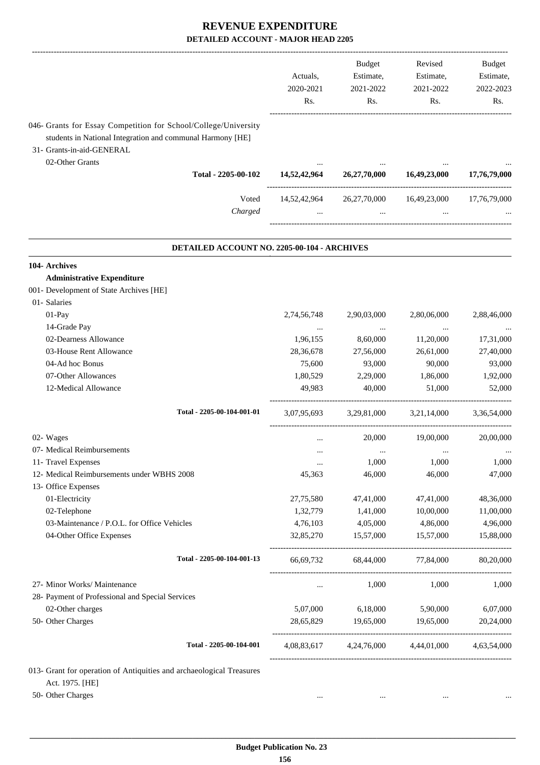# REVENUE EXPENDITURE

## DETAILED ACCOUNT - MAJOR HEAD 2205

| | Actuals, 2020-2021 Rs. | Budget Estimate, 2021-2022 Rs. | Revised Estimate, 2021-2022 Rs. | Budget Estimate, 2022-2023 Rs. |
|---|---|---|---|---|
| 046- Grants for Essay Competition for School/College/University students in National Integration and communal Harmony [HE] | | | | |
| 31- Grants-in-aid-GENERAL | | | | |
| 02-Other Grants | ... | ... | ... | ... |
| **Total - 2205-00-102** | **14,52,42,964** | **26,27,70,000** | **16,49,23,000** | **17,76,79,000** |
| Voted | 14,52,42,964 | 26,27,70,000 | 16,49,23,000 | 17,76,79,000 |
| *Charged* | ... | ... | ... | ... |

### DETAILED ACCOUNT NO. 2205-00-104 - ARCHIVES

| | Actuals, 2020-2021 Rs. | Budget Estimate, 2021-2022 Rs. | Revised Estimate, 2021-2022 Rs. | Budget Estimate, 2022-2023 Rs. |
|---|---|---|---|---|
| **104- Archives** | | | | |
| **Administrative Expenditure** | | | | |
| 001- Development of State Archives [HE] | | | | |
| 01- Salaries | | | | |
| 01-Pay | 2,74,56,748 | 2,90,03,000 | 2,80,06,000 | 2,88,46,000 |
| 14-Grade Pay | ... | ... | ... | ... |
| 02-Dearness Allowance | 1,96,155 | 8,60,000 | 11,20,000 | 17,31,000 |
| 03-House Rent Allowance | 28,36,678 | 27,56,000 | 26,61,000 | 27,40,000 |
| 04-Ad hoc Bonus | 75,600 | 93,000 | 90,000 | 93,000 |
| 07-Other Allowances | 1,80,529 | 2,29,000 | 1,86,000 | 1,92,000 |
| 12-Medical Allowance | 49,983 | 40,000 | 51,000 | 52,000 |
| Total - 2205-00-104-001-01 | 3,07,95,693 | 3,29,81,000 | 3,21,14,000 | 3,36,54,000 |
| 02- Wages | ... | 20,000 | 19,00,000 | 20,00,000 |
| 07- Medical Reimbursements | ... | ... | ... | ... |
| 11- Travel Expenses | ... | 1,000 | 1,000 | 1,000 |
| 12- Medical Reimbursements under WBHS 2008 | 45,363 | 46,000 | 46,000 | 47,000 |
| 13- Office Expenses | | | | |
| 01-Electricity | 27,75,580 | 47,41,000 | 47,41,000 | 48,36,000 |
| 02-Telephone | 1,32,779 | 1,41,000 | 10,00,000 | 11,00,000 |
| 03-Maintenance / P.O.L. for Office Vehicles | 4,76,103 | 4,05,000 | 4,86,000 | 4,96,000 |
| 04-Other Office Expenses | 32,85,270 | 15,57,000 | 15,57,000 | 15,88,000 |
| Total - 2205-00-104-001-13 | 66,69,732 | 68,44,000 | 77,84,000 | 80,20,000 |
| 27- Minor Works/ Maintenance | ... | 1,000 | 1,000 | 1,000 |
| 28- Payment of Professional and Special Services | | | | |
| 02-Other charges | 5,07,000 | 6,18,000 | 5,90,000 | 6,07,000 |
| 50- Other Charges | 28,65,829 | 19,65,000 | 19,65,000 | 20,24,000 |
| Total - 2205-00-104-001 | 4,08,83,617 | 4,24,76,000 | 4,44,01,000 | 4,63,54,000 |
| 013- Grant for operation of Antiquities and archaeological Treasures Act. 1975. [HE] | | | | |
| 50- Other Charges | ... | ... | ... | ... |

**Budget Publication No. 23**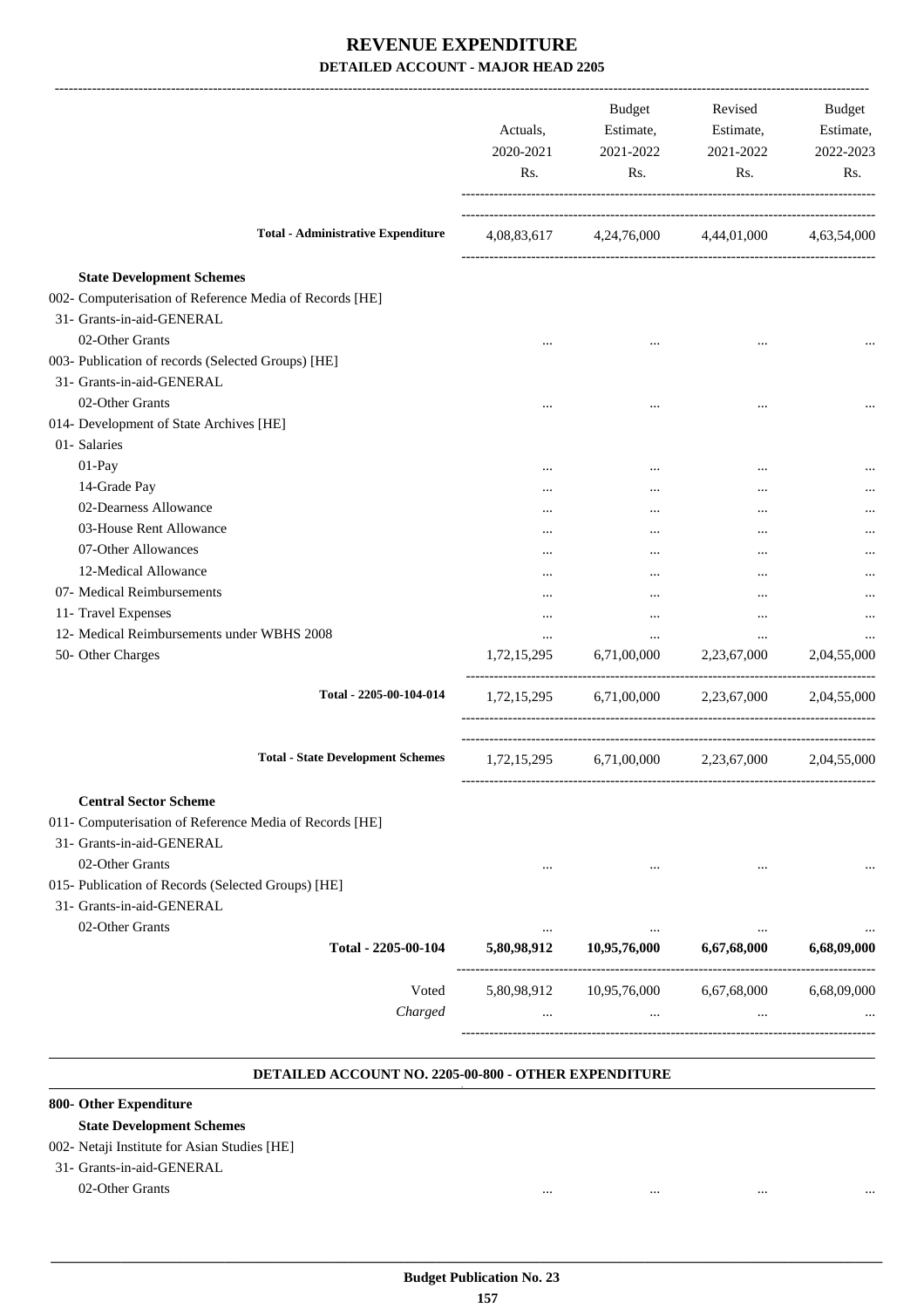# REVENUE EXPENDITURE

**DETAILED ACCOUNT - MAJOR HEAD 2205**

| | Actuals, 2020-2021 Rs. | Budget Estimate, 2021-2022 Rs. | Revised Estimate, 2021-2022 Rs. | Budget Estimate, 2022-2023 Rs. |
|---|---|---|---|---|
| **Total - Administrative Expenditure** | 4,08,83,617 | 4,24,76,000 | 4,44,01,000 | 4,63,54,000 |
| **State Development Schemes** | | | | |
| 002- Computerisation of Reference Media of Records [HE] | | | | |
| 31- Grants-in-aid-GENERAL | | | | |
| 02-Other Grants | ... | ... | ... | ... |
| 003- Publication of records (Selected Groups) [HE] | | | | |
| 31- Grants-in-aid-GENERAL | | | | |
| 02-Other Grants | ... | ... | ... | ... |
| 014- Development of State Archives [HE] | | | | |
| 01- Salaries | | | | |
| 01-Pay | ... | ... | ... | ... |
| 14-Grade Pay | ... | ... | ... | ... |
| 02-Dearness Allowance | ... | ... | ... | ... |
| 03-House Rent Allowance | ... | ... | ... | ... |
| 07-Other Allowances | ... | ... | ... | ... |
| 12-Medical Allowance | ... | ... | ... | ... |
| 07- Medical Reimbursements | ... | ... | ... | ... |
| 11- Travel Expenses | ... | ... | ... | ... |
| 12- Medical Reimbursements under WBHS 2008 | ... | ... | ... | ... |
| 50- Other Charges | 1,72,15,295 | 6,71,00,000 | 2,23,67,000 | 2,04,55,000 |
| **Total - 2205-00-104-014** | 1,72,15,295 | 6,71,00,000 | 2,23,67,000 | 2,04,55,000 |
| **Total - State Development Schemes** | 1,72,15,295 | 6,71,00,000 | 2,23,67,000 | 2,04,55,000 |
| **Central Sector Scheme** | | | | |
| 011- Computerisation of Reference Media of Records [HE] | | | | |
| 31- Grants-in-aid-GENERAL | | | | |
| 02-Other Grants | ... | ... | ... | ... |
| 015- Publication of Records (Selected Groups) [HE] | | | | |
| 31- Grants-in-aid-GENERAL | | | | |
| 02-Other Grants | ... | ... | ... | ... |
| **Total - 2205-00-104** | **5,80,98,912** | **10,95,76,000** | **6,67,68,000** | **6,68,09,000** |
| Voted | 5,80,98,912 | 10,95,76,000 | 6,67,68,000 | 6,68,09,000 |
| *Charged* | ... | ... | ... | ... |

**DETAILED ACCOUNT NO. 2205-00-800 - OTHER EXPENDITURE**

| | | | | |
|---|---|---|---|---|
| **800- Other Expenditure** | | | | |
| **State Development Schemes** | | | | |
| 002- Netaji Institute for Asian Studies [HE] | | | | |
| 31- Grants-in-aid-GENERAL | | | | |
| 02-Other Grants | ... | ... | ... | ... |

**Budget Publication No. 23**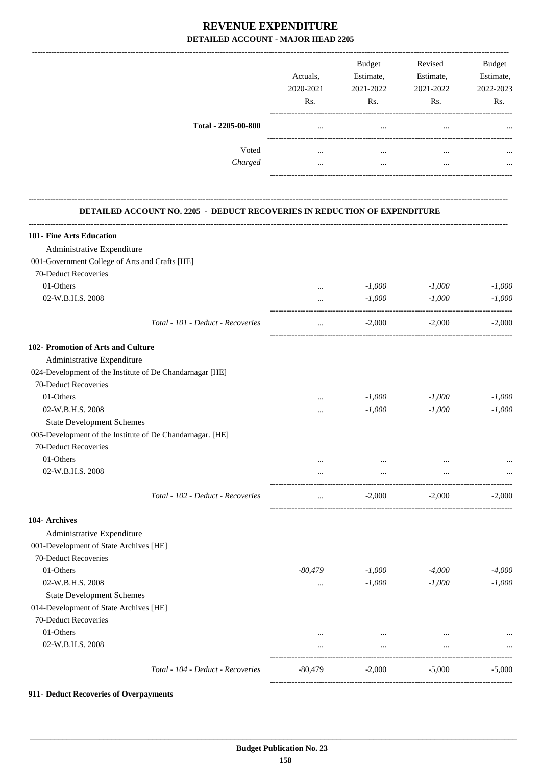# REVENUE EXPENDITURE
## DETAILED ACCOUNT - MAJOR HEAD 2205

| | Actuals, 2020-2021 Rs. | Budget Estimate, 2021-2022 Rs. | Revised Estimate, 2021-2022 Rs. | Budget Estimate, 2022-2023 Rs. |
|---|---|---|---|---|
| **Total - 2205-00-800** | ... | ... | ... | ... |
| Voted | ... | ... | ... | ... |
| *Charged* | ... | ... | ... | ... |

### DETAILED ACCOUNT NO. 2205 - DEDUCT RECOVERIES IN REDUCTION OF EXPENDITURE

| | Actuals, 2020-2021 Rs. | Budget Estimate, 2021-2022 Rs. | Revised Estimate, 2021-2022 Rs. | Budget Estimate, 2022-2023 Rs. |
|---|---|---|---|---|
| **101- Fine Arts Education** | | | | |
| Administrative Expenditure | | | | |
| 001-Government College of Arts and Crafts [HE] | | | | |
| 70-Deduct Recoveries | | | | |
| 01-Others | ... | *-1,000* | *-1,000* | *-1,000* |
| 02-W.B.H.S. 2008 | ... | *-1,000* | *-1,000* | *-1,000* |
| *Total - 101 - Deduct - Recoveries* | ... | -2,000 | -2,000 | -2,000 |
| **102- Promotion of Arts and Culture** | | | | |
| Administrative Expenditure | | | | |
| 024-Development of the Institute of De Chandarnagar [HE] | | | | |
| 70-Deduct Recoveries | | | | |
| 01-Others | ... | *-1,000* | *-1,000* | *-1,000* |
| 02-W.B.H.S. 2008 | ... | *-1,000* | *-1,000* | *-1,000* |
| State Development Schemes | | | | |
| 005-Development of the Institute of De Chandarnagar. [HE] | | | | |
| 70-Deduct Recoveries | | | | |
| 01-Others | ... | ... | ... | ... |
| 02-W.B.H.S. 2008 | ... | ... | ... | ... |
| *Total - 102 - Deduct - Recoveries* | ... | -2,000 | -2,000 | -2,000 |
| **104- Archives** | | | | |
| Administrative Expenditure | | | | |
| 001-Development of State Archives [HE] | | | | |
| 70-Deduct Recoveries | | | | |
| 01-Others | *-80,479* | *-1,000* | *-4,000* | *-4,000* |
| 02-W.B.H.S. 2008 | ... | *-1,000* | *-1,000* | *-1,000* |
| State Development Schemes | | | | |
| 014-Development of State Archives [HE] | | | | |
| 70-Deduct Recoveries | | | | |
| 01-Others | ... | ... | ... | ... |
| 02-W.B.H.S. 2008 | ... | ... | ... | ... |
| *Total - 104 - Deduct - Recoveries* | -80,479 | -2,000 | -5,000 | -5,000 |

**911- Deduct Recoveries of Overpayments**

**Budget Publication No. 23**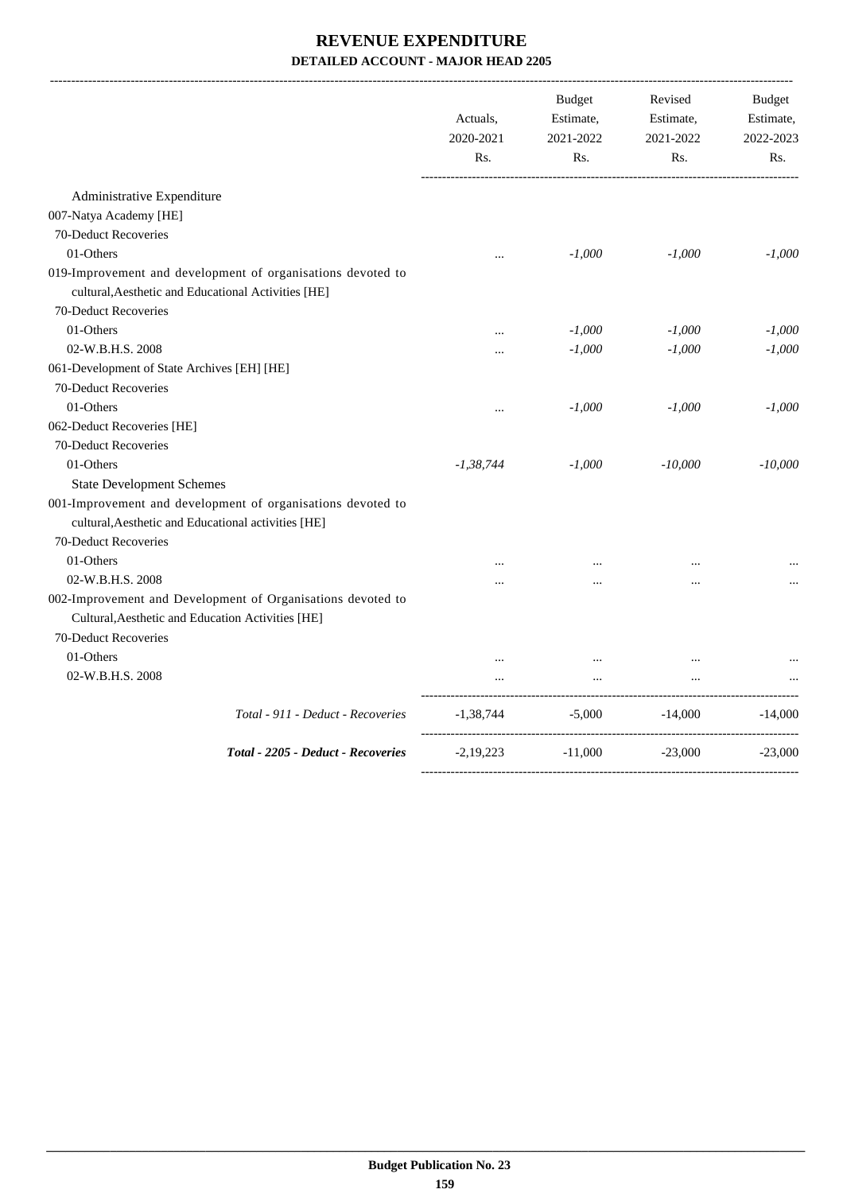# REVENUE EXPENDITURE

**DETAILED ACCOUNT - MAJOR HEAD 2205**

| | Actuals, 2020-2021 Rs. | Budget Estimate, 2021-2022 Rs. | Revised Estimate, 2021-2022 Rs. | Budget Estimate, 2022-2023 Rs. |
|---|---|---|---|---|
| Administrative Expenditure | | | | |
| 007-Natya Academy [HE] | | | | |
| 70-Deduct Recoveries | | | | |
| 01-Others | ... | *-1,000* | *-1,000* | *-1,000* |
| 019-Improvement and development of organisations devoted to cultural,Aesthetic and Educational Activities [HE] | | | | |
| 70-Deduct Recoveries | | | | |
| 01-Others | ... | *-1,000* | *-1,000* | *-1,000* |
| 02-W.B.H.S. 2008 | ... | *-1,000* | *-1,000* | *-1,000* |
| 061-Development of State Archives [EH] [HE] | | | | |
| 70-Deduct Recoveries | | | | |
| 01-Others | ... | *-1,000* | *-1,000* | *-1,000* |
| 062-Deduct Recoveries [HE] | | | | |
| 70-Deduct Recoveries | | | | |
| 01-Others | *-1,38,744* | *-1,000* | *-10,000* | *-10,000* |
| State Development Schemes | | | | |
| 001-Improvement and development of organisations devoted to cultural,Aesthetic and Educational activities [HE] | | | | |
| 70-Deduct Recoveries | | | | |
| 01-Others | ... | ... | ... | ... |
| 02-W.B.H.S. 2008 | ... | ... | ... | ... |
| 002-Improvement and Development of Organisations devoted to Cultural,Aesthetic and Education Activities [HE] | | | | |
| 70-Deduct Recoveries | | | | |
| 01-Others | ... | ... | ... | ... |
| 02-W.B.H.S. 2008 | ... | ... | ... | ... |
| *Total - 911 - Deduct - Recoveries* | -1,38,744 | -5,000 | -14,000 | -14,000 |
| ***Total - 2205 - Deduct - Recoveries*** | -2,19,223 | -11,000 | -23,000 | -23,000 |

**Budget Publication No. 23**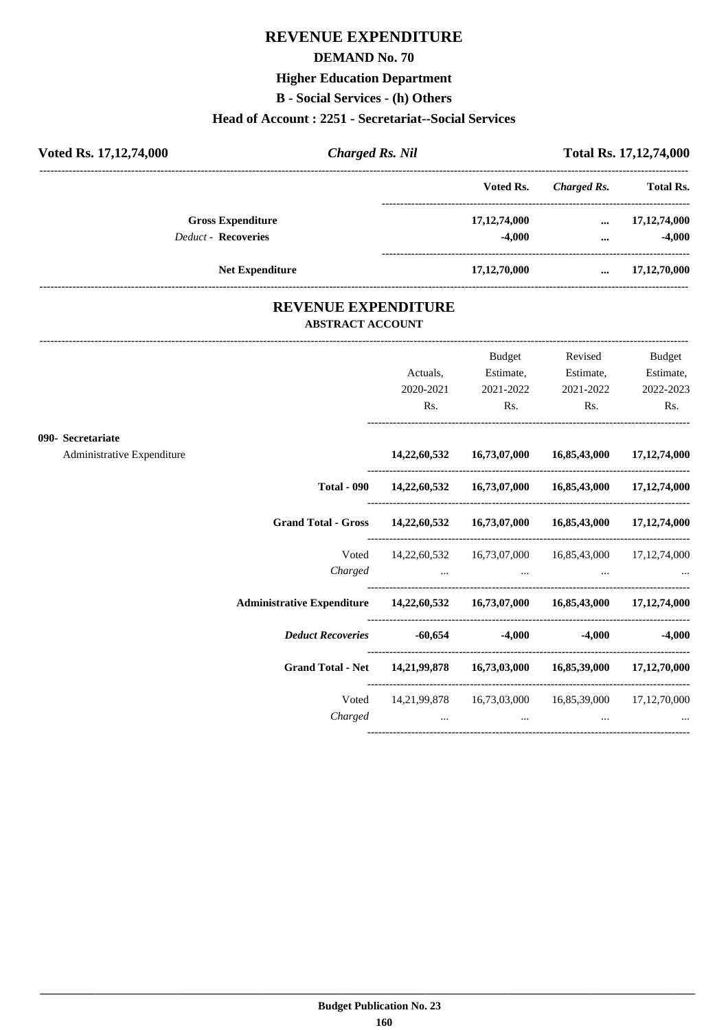# REVENUE EXPENDITURE

## DEMAND No. 70

### Higher Education Department

### B - Social Services - (h) Others

### Head of Account : 2251 - Secretariat--Social Services

**Voted Rs. 17,12,74,000** | ***Charged Rs. Nil*** | **Total Rs. 17,12,74,000**

| | Voted Rs. | Charged Rs. | Total Rs. |
|---|---|---|---|
| **Gross Expenditure** | 17,12,74,000 | ... | 17,12,74,000 |
| *Deduct* - **Recoveries** | -4,000 | ... | -4,000 |
| **Net Expenditure** | 17,12,70,000 | ... | 17,12,70,000 |

## REVENUE EXPENDITURE

### ABSTRACT ACCOUNT

| | Actuals, 2020-2021 Rs. | Budget Estimate, 2021-2022 Rs. | Revised Estimate, 2021-2022 Rs. | Budget Estimate, 2022-2023 Rs. |
|---|---|---|---|---|
| **090- Secretariat** | | | | |
| Administrative Expenditure | **14,22,60,532** | **16,73,07,000** | **16,85,43,000** | **17,12,74,000** |
| **Total - 090** | **14,22,60,532** | **16,73,07,000** | **16,85,43,000** | **17,12,74,000** |
| **Grand Total - Gross** | **14,22,60,532** | **16,73,07,000** | **16,85,43,000** | **17,12,74,000** |
| Voted | 14,22,60,532 | 16,73,07,000 | 16,85,43,000 | 17,12,74,000 |
| *Charged* | ... | ... | ... | ... |
| **Administrative Expenditure** | **14,22,60,532** | **16,73,07,000** | **16,85,43,000** | **17,12,74,000** |
| ***Deduct Recoveries*** | **-60,654** | **-4,000** | **-4,000** | **-4,000** |
| **Grand Total - Net** | **14,21,99,878** | **16,73,03,000** | **16,85,39,000** | **17,12,70,000** |
| Voted | 14,21,99,878 | 16,73,03,000 | 16,85,39,000 | 17,12,70,000 |
| *Charged* | ... | ... | ... | ... |

**Budget Publication No. 23**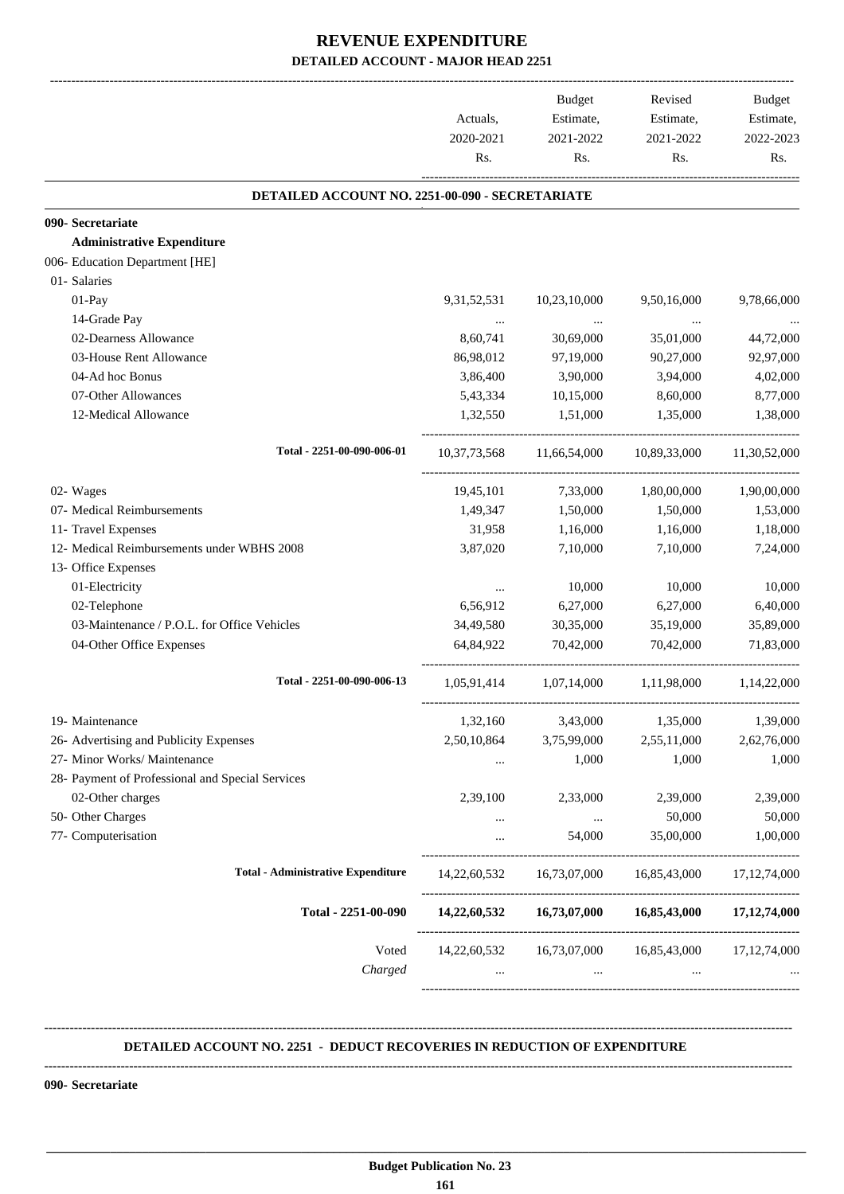# REVENUE EXPENDITURE

## DETAILED ACCOUNT - MAJOR HEAD 2251

| | Actuals, 2020-2021 Rs. | Budget Estimate, 2021-2022 Rs. | Revised Estimate, 2021-2022 Rs. | Budget Estimate, 2022-2023 Rs. |
|---|---|---|---|---|
| **DETAILED ACCOUNT NO. 2251-00-090 - SECRETARIATE** | | | | |
| **090- Secretariate** | | | | |
| **Administrative Expenditure** | | | | |
| 006- Education Department [HE] | | | | |
| 01- Salaries | | | | |
| 01-Pay | 9,31,52,531 | 10,23,10,000 | 9,50,16,000 | 9,78,66,000 |
| 14-Grade Pay | ... | ... | ... | ... |
| 02-Dearness Allowance | 8,60,741 | 30,69,000 | 35,01,000 | 44,72,000 |
| 03-House Rent Allowance | 86,98,012 | 97,19,000 | 90,27,000 | 92,97,000 |
| 04-Ad hoc Bonus | 3,86,400 | 3,90,000 | 3,94,000 | 4,02,000 |
| 07-Other Allowances | 5,43,334 | 10,15,000 | 8,60,000 | 8,77,000 |
| 12-Medical Allowance | 1,32,550 | 1,51,000 | 1,35,000 | 1,38,000 |
| Total - 2251-00-090-006-01 | 10,37,73,568 | 11,66,54,000 | 10,89,33,000 | 11,30,52,000 |
| 02- Wages | 19,45,101 | 7,33,000 | 1,80,00,000 | 1,90,00,000 |
| 07- Medical Reimbursements | 1,49,347 | 1,50,000 | 1,50,000 | 1,53,000 |
| 11- Travel Expenses | 31,958 | 1,16,000 | 1,16,000 | 1,18,000 |
| 12- Medical Reimbursements under WBHS 2008 | 3,87,020 | 7,10,000 | 7,10,000 | 7,24,000 |
| 13- Office Expenses | | | | |
| 01-Electricity | ... | 10,000 | 10,000 | 10,000 |
| 02-Telephone | 6,56,912 | 6,27,000 | 6,27,000 | 6,40,000 |
| 03-Maintenance / P.O.L. for Office Vehicles | 34,49,580 | 30,35,000 | 35,19,000 | 35,89,000 |
| 04-Other Office Expenses | 64,84,922 | 70,42,000 | 70,42,000 | 71,83,000 |
| Total - 2251-00-090-006-13 | 1,05,91,414 | 1,07,14,000 | 1,11,98,000 | 1,14,22,000 |
| 19- Maintenance | 1,32,160 | 3,43,000 | 1,35,000 | 1,39,000 |
| 26- Advertising and Publicity Expenses | 2,50,10,864 | 3,75,99,000 | 2,55,11,000 | 2,62,76,000 |
| 27- Minor Works/ Maintenance | ... | 1,000 | 1,000 | 1,000 |
| 28- Payment of Professional and Special Services | | | | |
| 02-Other charges | 2,39,100 | 2,33,000 | 2,39,000 | 2,39,000 |
| 50- Other Charges | ... | ... | 50,000 | 50,000 |
| 77- Computerisation | ... | 54,000 | 35,00,000 | 1,00,000 |
| Total - Administrative Expenditure | 14,22,60,532 | 16,73,07,000 | 16,85,43,000 | 17,12,74,000 |
| **Total - 2251-00-090** | **14,22,60,532** | **16,73,07,000** | **16,85,43,000** | **17,12,74,000** |
| Voted | 14,22,60,532 | 16,73,07,000 | 16,85,43,000 | 17,12,74,000 |
| *Charged* | ... | ... | ... | ... |

**DETAILED ACCOUNT NO. 2251 - DEDUCT RECOVERIES IN REDUCTION OF EXPENDITURE**

**090- Secretariate**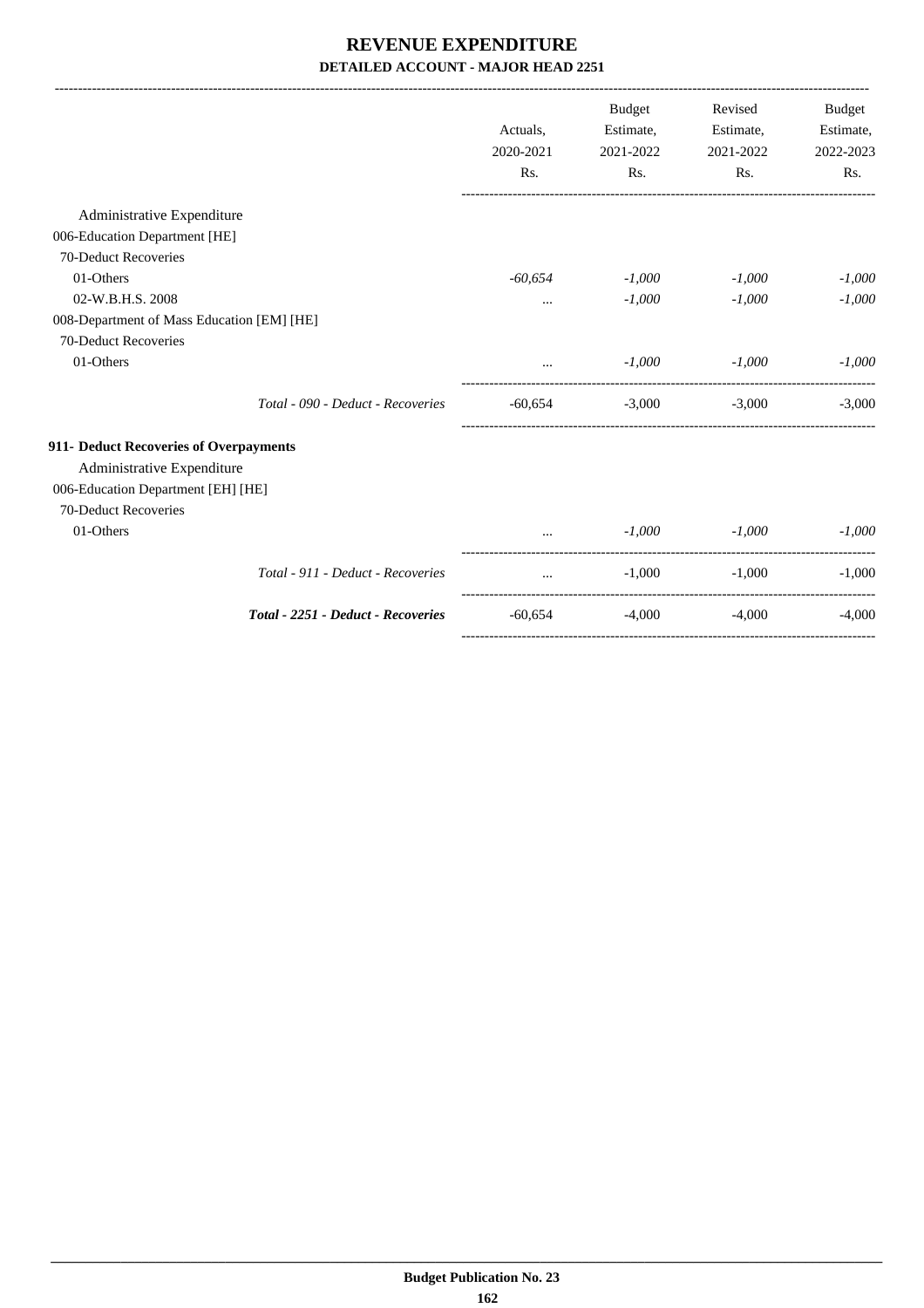# REVENUE EXPENDITURE

## DETAILED ACCOUNT - MAJOR HEAD 2251

| | Actuals, 2020-2021 Rs. | Budget Estimate, 2021-2022 Rs. | Revised Estimate, 2021-2022 Rs. | Budget Estimate, 2022-2023 Rs. |
|---|---|---|---|---|
| Administrative Expenditure | | | | |
| 006-Education Department [HE] | | | | |
| 70-Deduct Recoveries | | | | |
| 01-Others | *-60,654* | *-1,000* | *-1,000* | *-1,000* |
| 02-W.B.H.S. 2008 | ... | *-1,000* | *-1,000* | *-1,000* |
| 008-Department of Mass Education [EM] [HE] | | | | |
| 70-Deduct Recoveries | | | | |
| 01-Others | ... | *-1,000* | *-1,000* | *-1,000* |
| *Total - 090 - Deduct - Recoveries* | -60,654 | -3,000 | -3,000 | -3,000 |
| **911- Deduct Recoveries of Overpayments** | | | | |
| Administrative Expenditure | | | | |
| 006-Education Department [EH] [HE] | | | | |
| 70-Deduct Recoveries | | | | |
| 01-Others | ... | *-1,000* | *-1,000* | *-1,000* |
| *Total - 911 - Deduct - Recoveries* | ... | -1,000 | -1,000 | -1,000 |
| ***Total - 2251 - Deduct - Recoveries*** | -60,654 | -4,000 | -4,000 | -4,000 |

**Budget Publication No. 23**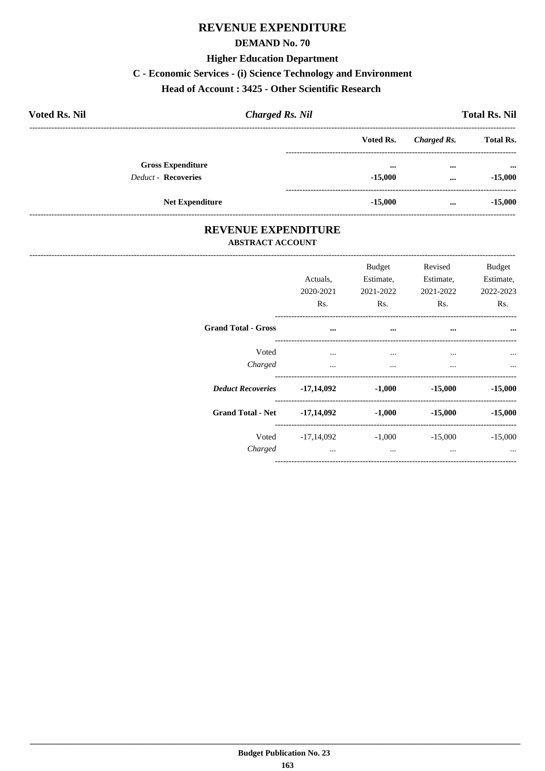# REVENUE EXPENDITURE

## DEMAND No. 70

### Higher Education Department

### C - Economic Services - (i) Science Technology and Environment

### Head of Account : 3425 - Other Scientific Research

**Voted Rs. Nil** | ***Charged Rs. Nil*** | **Total Rs. Nil**

| | Voted Rs. | *Charged Rs.* | Total Rs. |
|---|---|---|---|
| **Gross Expenditure** | ... | ... | ... |
| *Deduct -* **Recoveries** | -15,000 | ... | -15,000 |
| **Net Expenditure** | -15,000 | ... | -15,000 |

## REVENUE EXPENDITURE

### ABSTRACT ACCOUNT

| | Actuals, 2020-2021 Rs. | Budget Estimate, 2021-2022 Rs. | Revised Estimate, 2021-2022 Rs. | Budget Estimate, 2022-2023 Rs. |
|---|---|---|---|---|
| **Grand Total - Gross** | ... | ... | ... | ... |
| Voted | ... | ... | ... | ... |
| *Charged* | ... | ... | ... | ... |
| ***Deduct Recoveries*** | **-17,14,092** | **-1,000** | **-15,000** | **-15,000** |
| **Grand Total - Net** | **-17,14,092** | **-1,000** | **-15,000** | **-15,000** |
| Voted | -17,14,092 | -1,000 | -15,000 | -15,000 |
| *Charged* | ... | ... | ... | ... |

Budget Publication No. 23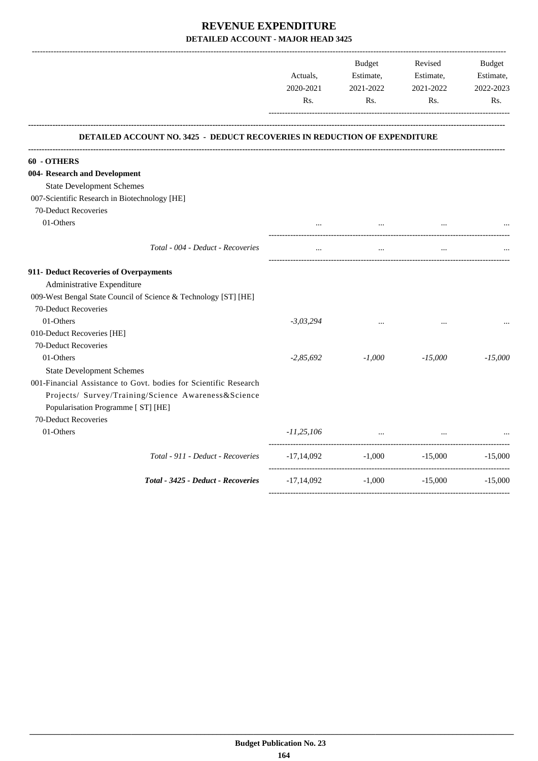# REVENUE EXPENDITURE

## DETAILED ACCOUNT - MAJOR HEAD 3425

| | Actuals, 2020-2021 Rs. | Budget Estimate, 2021-2022 Rs. | Revised Estimate, 2021-2022 Rs. | Budget Estimate, 2022-2023 Rs. |
|---|---|---|---|---|
| **DETAILED ACCOUNT NO. 3425 - DEDUCT RECOVERIES IN REDUCTION OF EXPENDITURE** | | | | |
| **60 - OTHERS** | | | | |
| **004- Research and Development** | | | | |
| State Development Schemes | | | | |
| 007-Scientific Research in Biotechnology [HE] | | | | |
| 70-Deduct Recoveries | | | | |
| 01-Others | ... | ... | ... | ... |
| *Total - 004 - Deduct - Recoveries* | ... | ... | ... | ... |
| **911- Deduct Recoveries of Overpayments** | | | | |
| Administrative Expenditure | | | | |
| 009-West Bengal State Council of Science & Technology [ST] [HE] | | | | |
| 70-Deduct Recoveries | | | | |
| 01-Others | *-3,03,294* | ... | ... | ... |
| 010-Deduct Recoveries [HE] | | | | |
| 70-Deduct Recoveries | | | | |
| 01-Others | *-2,85,692* | *-1,000* | *-15,000* | *-15,000* |
| State Development Schemes | | | | |
| 001-Financial Assistance to Govt. bodies for Scientific Research Projects/ Survey/Training/Science Awareness&Science Popularisation Programme [ ST] [HE] | | | | |
| 70-Deduct Recoveries | | | | |
| 01-Others | *-11,25,106* | ... | ... | ... |
| *Total - 911 - Deduct - Recoveries* | -17,14,092 | -1,000 | -15,000 | -15,000 |
| ***Total - 3425 - Deduct - Recoveries*** | -17,14,092 | -1,000 | -15,000 | -15,000 |

**Budget Publication No. 23**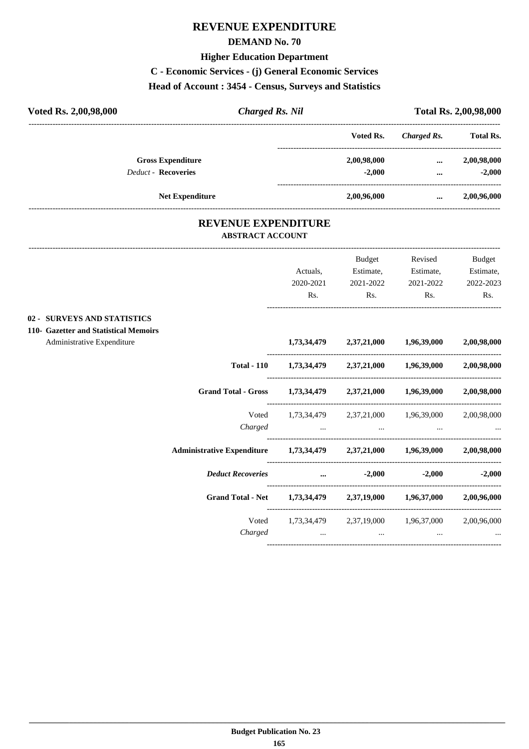# REVENUE EXPENDITURE

## DEMAND No. 70

### Higher Education Department

### C - Economic Services - (j) General Economic Services

### Head of Account : 3454 - Census, Surveys and Statistics

**Voted Rs. 2,00,98,000** | ***Charged Rs. Nil*** | **Total Rs. 2,00,98,000**

| | Voted Rs. | *Charged Rs.* | Total Rs. |
|---|---|---|---|
| **Gross Expenditure** | **2,00,98,000** | **...** | **2,00,98,000** |
| *Deduct* - **Recoveries** | **-2,000** | **...** | **-2,000** |
| **Net Expenditure** | **2,00,96,000** | **...** | **2,00,96,000** |

## REVENUE EXPENDITURE

### ABSTRACT ACCOUNT

| | Actuals, 2020-2021 Rs. | Budget Estimate, 2021-2022 Rs. | Revised Estimate, 2021-2022 Rs. | Budget Estimate, 2022-2023 Rs. |
|---|---|---|---|---|
| **02 - SURVEYS AND STATISTICS** | | | | |
| **110- Gazetter and Statistical Memoirs** | | | | |
| Administrative Expenditure | **1,73,34,479** | **2,37,21,000** | **1,96,39,000** | **2,00,98,000** |
| **Total - 110** | **1,73,34,479** | **2,37,21,000** | **1,96,39,000** | **2,00,98,000** |
| **Grand Total - Gross** | **1,73,34,479** | **2,37,21,000** | **1,96,39,000** | **2,00,98,000** |
| Voted | 1,73,34,479 | 2,37,21,000 | 1,96,39,000 | 2,00,98,000 |
| *Charged* | ... | ... | ... | ... |
| **Administrative Expenditure** | **1,73,34,479** | **2,37,21,000** | **1,96,39,000** | **2,00,98,000** |
| ***Deduct Recoveries*** | **...** | **-2,000** | **-2,000** | **-2,000** |
| **Grand Total - Net** | **1,73,34,479** | **2,37,19,000** | **1,96,37,000** | **2,00,96,000** |
| Voted | 1,73,34,479 | 2,37,19,000 | 1,96,37,000 | 2,00,96,000 |
| *Charged* | ... | ... | ... | ... |

**Budget Publication No. 23**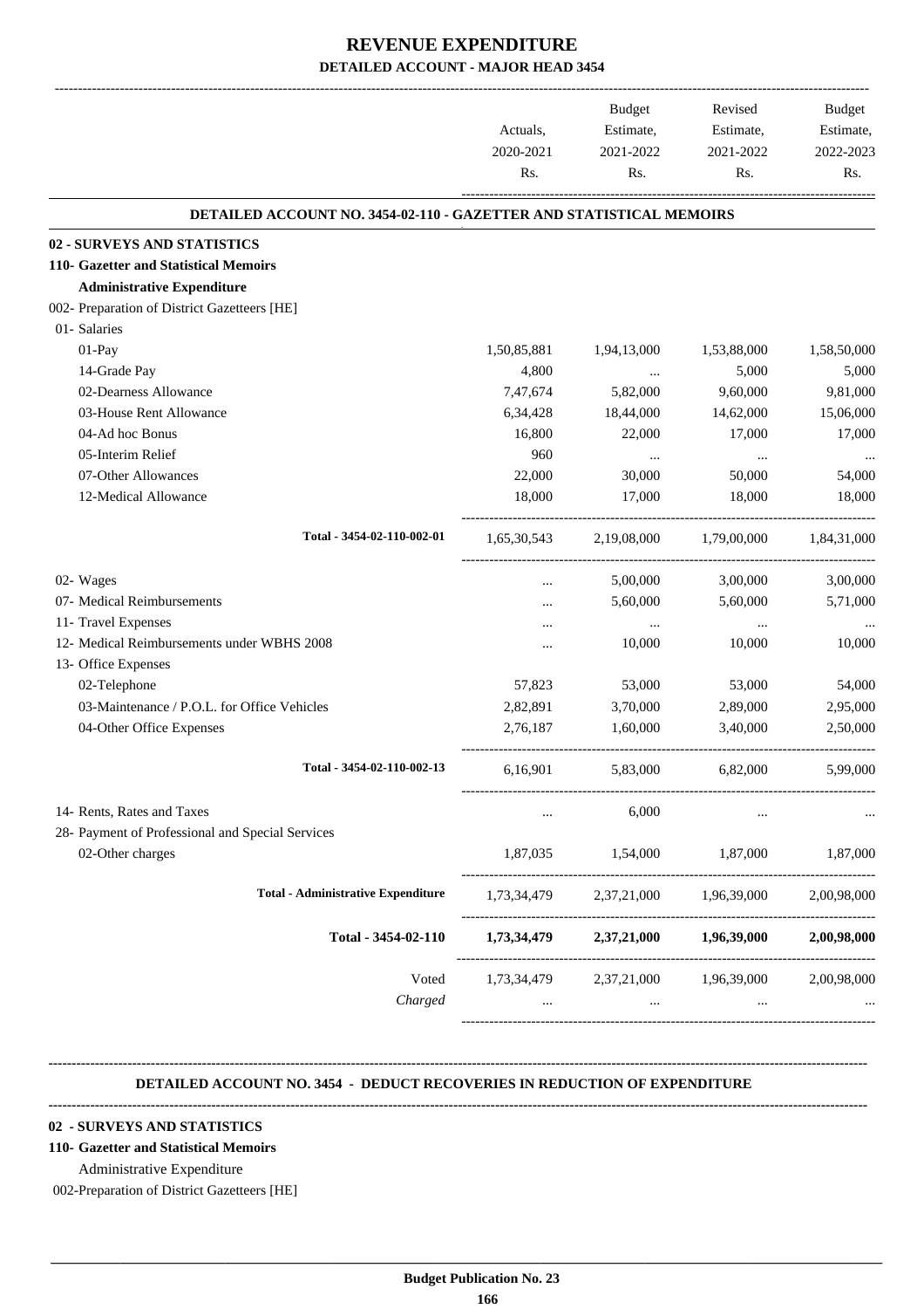# REVENUE EXPENDITURE

## DETAILED ACCOUNT - MAJOR HEAD 3454

| | Actuals, 2020-2021 Rs. | Budget Estimate, 2021-2022 Rs. | Revised Estimate, 2021-2022 Rs. | Budget Estimate, 2022-2023 Rs. |
|---|---|---|---|---|
| **DETAILED ACCOUNT NO. 3454-02-110 - GAZETTER AND STATISTICAL MEMOIRS** | | | | |
| **02 - SURVEYS AND STATISTICS** | | | | |
| **110- Gazetter and Statistical Memoirs** | | | | |
| **Administrative Expenditure** | | | | |
| 002- Preparation of District Gazetteers [HE] | | | | |
| 01- Salaries | | | | |
| 01-Pay | 1,50,85,881 | 1,94,13,000 | 1,53,88,000 | 1,58,50,000 |
| 14-Grade Pay | 4,800 | ... | 5,000 | 5,000 |
| 02-Dearness Allowance | 7,47,674 | 5,82,000 | 9,60,000 | 9,81,000 |
| 03-House Rent Allowance | 6,34,428 | 18,44,000 | 14,62,000 | 15,06,000 |
| 04-Ad hoc Bonus | 16,800 | 22,000 | 17,000 | 17,000 |
| 05-Interim Relief | 960 | ... | ... | ... |
| 07-Other Allowances | 22,000 | 30,000 | 50,000 | 54,000 |
| 12-Medical Allowance | 18,000 | 17,000 | 18,000 | 18,000 |
| Total - 3454-02-110-002-01 | 1,65,30,543 | 2,19,08,000 | 1,79,00,000 | 1,84,31,000 |
| 02- Wages | ... | 5,00,000 | 3,00,000 | 3,00,000 |
| 07- Medical Reimbursements | ... | 5,60,000 | 5,60,000 | 5,71,000 |
| 11- Travel Expenses | ... | ... | ... | ... |
| 12- Medical Reimbursements under WBHS 2008 | ... | 10,000 | 10,000 | 10,000 |
| 13- Office Expenses | | | | |
| 02-Telephone | 57,823 | 53,000 | 53,000 | 54,000 |
| 03-Maintenance / P.O.L. for Office Vehicles | 2,82,891 | 3,70,000 | 2,89,000 | 2,95,000 |
| 04-Other Office Expenses | 2,76,187 | 1,60,000 | 3,40,000 | 2,50,000 |
| Total - 3454-02-110-002-13 | 6,16,901 | 5,83,000 | 6,82,000 | 5,99,000 |
| 14- Rents, Rates and Taxes | ... | 6,000 | ... | ... |
| 28- Payment of Professional and Special Services | | | | |
| 02-Other charges | 1,87,035 | 1,54,000 | 1,87,000 | 1,87,000 |
| Total - Administrative Expenditure | 1,73,34,479 | 2,37,21,000 | 1,96,39,000 | 2,00,98,000 |
| **Total - 3454-02-110** | **1,73,34,479** | **2,37,21,000** | **1,96,39,000** | **2,00,98,000** |
| Voted | 1,73,34,479 | 2,37,21,000 | 1,96,39,000 | 2,00,98,000 |
| *Charged* | ... | ... | ... | ... |

**DETAILED ACCOUNT NO. 3454 - DEDUCT RECOVERIES IN REDUCTION OF EXPENDITURE**

**02 - SURVEYS AND STATISTICS**

**110- Gazetter and Statistical Memoirs**

Administrative Expenditure

002-Preparation of District Gazetteers [HE]

**Budget Publication No. 23**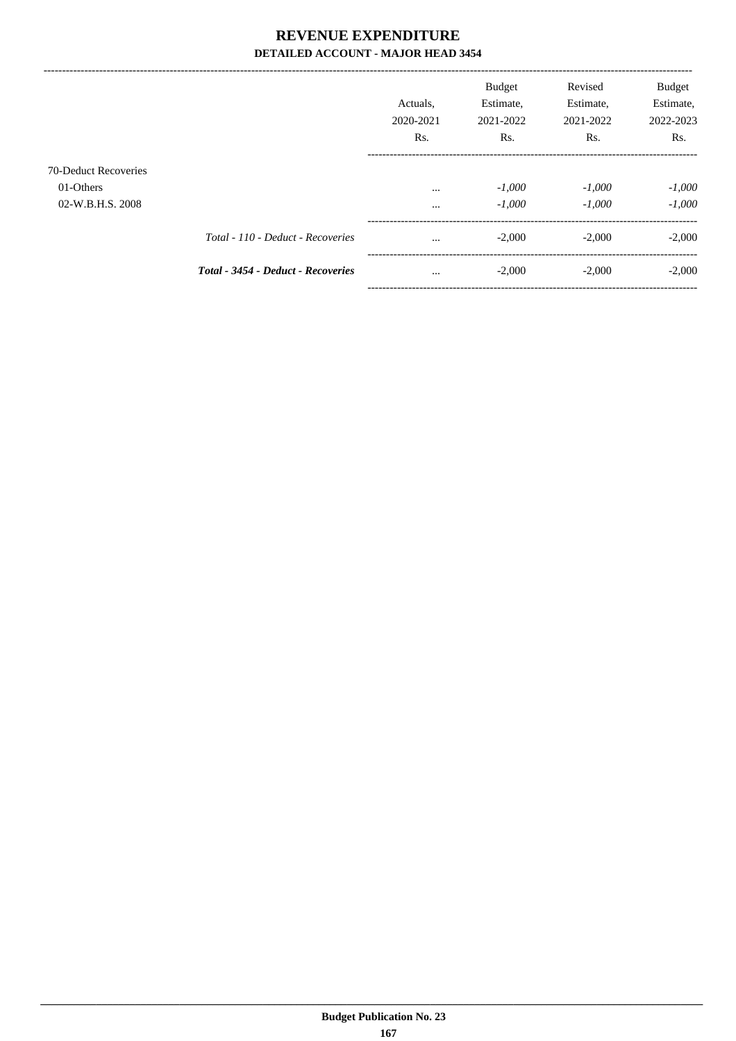# REVENUE EXPENDITURE

### DETAILED ACCOUNT - MAJOR HEAD 3454

| | | Actuals, 2020-2021 Rs. | Budget Estimate, 2021-2022 Rs. | Revised Estimate, 2021-2022 Rs. | Budget Estimate, 2022-2023 Rs. |
|---|---|---|---|---|---|
| 70-Deduct Recoveries | | | | | |
| 01-Others | | ... | *-1,000* | *-1,000* | *-1,000* |
| 02-W.B.H.S. 2008 | | ... | *-1,000* | *-1,000* | *-1,000* |
| | *Total - 110 - Deduct - Recoveries* | ... | -2,000 | -2,000 | -2,000 |
| | ***Total - 3454 - Deduct - Recoveries*** | ... | -2,000 | -2,000 | -2,000 |

**Budget Publication No. 23**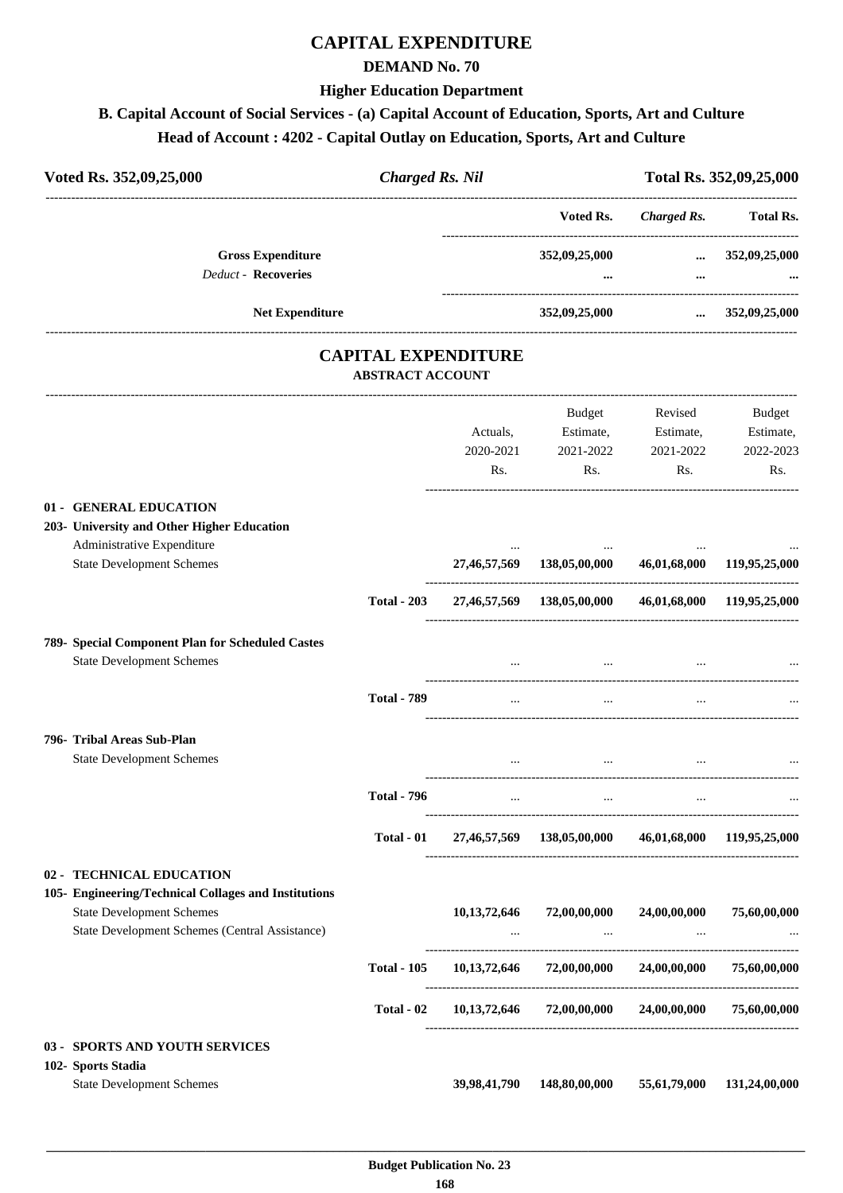# CAPITAL EXPENDITURE

## DEMAND No. 70

### Higher Education Department

### B. Capital Account of Social Services - (a) Capital Account of Education, Sports, Art and Culture

### Head of Account : 4202 - Capital Outlay on Education, Sports, Art and Culture

| Voted Rs. 352,09,25,000 | *Charged Rs. Nil* | Total Rs. 352,09,25,000 |
|---|---|---|

| | Voted Rs. | *Charged Rs.* | Total Rs. |
|---|---|---|---|
| **Gross Expenditure** | 352,09,25,000 | ... | 352,09,25,000 |
| *Deduct* - **Recoveries** | ... | ... | ... |
| **Net Expenditure** | 352,09,25,000 | ... | 352,09,25,000 |

## CAPITAL EXPENDITURE

### ABSTRACT ACCOUNT

| | | Actuals, 2020-2021 Rs. | Budget Estimate, 2021-2022 Rs. | Revised Estimate, 2021-2022 Rs. | Budget Estimate, 2022-2023 Rs. |
|---|---|---|---|---|---|
| **01 - GENERAL EDUCATION** | | | | | |
| **203- University and Other Higher Education** | | | | | |
| Administrative Expenditure | | ... | ... | ... | ... |
| State Development Schemes | | 27,46,57,569 | 138,05,00,000 | 46,01,68,000 | 119,95,25,000 |
| | **Total - 203** | 27,46,57,569 | 138,05,00,000 | 46,01,68,000 | 119,95,25,000 |
| **789- Special Component Plan for Scheduled Castes** | | | | | |
| State Development Schemes | | ... | ... | ... | ... |
| | **Total - 789** | ... | ... | ... | ... |
| **796- Tribal Areas Sub-Plan** | | | | | |
| State Development Schemes | | ... | ... | ... | ... |
| | **Total - 796** | ... | ... | ... | ... |
| | **Total - 01** | 27,46,57,569 | 138,05,00,000 | 46,01,68,000 | 119,95,25,000 |
| **02 - TECHNICAL EDUCATION** | | | | | |
| **105- Engineering/Technical Collages and Institutions** | | | | | |
| State Development Schemes | | 10,13,72,646 | 72,00,00,000 | 24,00,00,000 | 75,60,00,000 |
| State Development Schemes (Central Assistance) | | ... | ... | ... | ... |
| | **Total - 105** | 10,13,72,646 | 72,00,00,000 | 24,00,00,000 | 75,60,00,000 |
| | **Total - 02** | 10,13,72,646 | 72,00,00,000 | 24,00,00,000 | 75,60,00,000 |
| **03 - SPORTS AND YOUTH SERVICES** | | | | | |
| **102- Sports Stadia** | | | | | |
| State Development Schemes | | 39,98,41,790 | 148,80,00,000 | 55,61,79,000 | 131,24,00,000 |

**Budget Publication No. 23**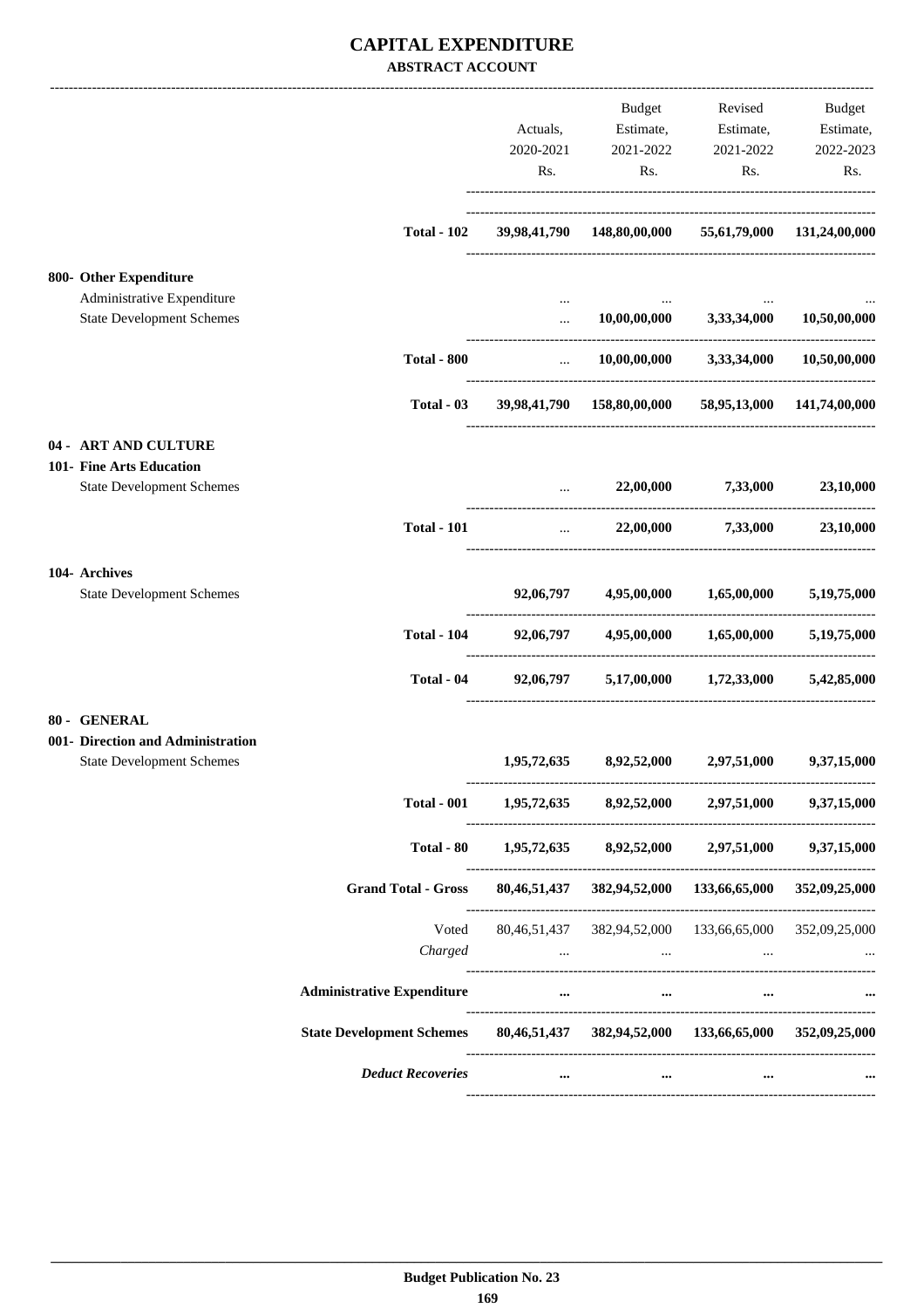# CAPITAL EXPENDITURE

**ABSTRACT ACCOUNT**

| | Actuals, 2020-2021 Rs. | Budget Estimate, 2021-2022 Rs. | Revised Estimate, 2021-2022 Rs. | Budget Estimate, 2022-2023 Rs. |
|---|---|---|---|---|
| **Total - 102** | **39,98,41,790** | **148,80,00,000** | **55,61,79,000** | **131,24,00,000** |
| **800- Other Expenditure** | | | | |
| Administrative Expenditure | ... | ... | ... | ... |
| State Development Schemes | ... | **10,00,00,000** | **3,33,34,000** | **10,50,00,000** |
| **Total - 800** | ... | **10,00,00,000** | **3,33,34,000** | **10,50,00,000** |
| **Total - 03** | **39,98,41,790** | **158,80,00,000** | **58,95,13,000** | **141,74,00,000** |
| **04 - ART AND CULTURE** | | | | |
| **101- Fine Arts Education** | | | | |
| State Development Schemes | ... | **22,00,000** | **7,33,000** | **23,10,000** |
| **Total - 101** | ... | **22,00,000** | **7,33,000** | **23,10,000** |
| **104- Archives** | | | | |
| State Development Schemes | **92,06,797** | **4,95,00,000** | **1,65,00,000** | **5,19,75,000** |
| **Total - 104** | **92,06,797** | **4,95,00,000** | **1,65,00,000** | **5,19,75,000** |
| **Total - 04** | **92,06,797** | **5,17,00,000** | **1,72,33,000** | **5,42,85,000** |
| **80 - GENERAL** | | | | |
| **001- Direction and Administration** | | | | |
| State Development Schemes | **1,95,72,635** | **8,92,52,000** | **2,97,51,000** | **9,37,15,000** |
| **Total - 001** | **1,95,72,635** | **8,92,52,000** | **2,97,51,000** | **9,37,15,000** |
| **Total - 80** | **1,95,72,635** | **8,92,52,000** | **2,97,51,000** | **9,37,15,000** |
| **Grand Total - Gross** | **80,46,51,437** | **382,94,52,000** | **133,66,65,000** | **352,09,25,000** |
| Voted | 80,46,51,437 | 382,94,52,000 | 133,66,65,000 | 352,09,25,000 |
| *Charged* | ... | ... | ... | ... |
| **Administrative Expenditure** | **...** | **...** | **...** | **...** |
| **State Development Schemes** | **80,46,51,437** | **382,94,52,000** | **133,66,65,000** | **352,09,25,000** |
| ***Deduct Recoveries*** | **...** | **...** | **...** | **...** |

**Budget Publication No. 23**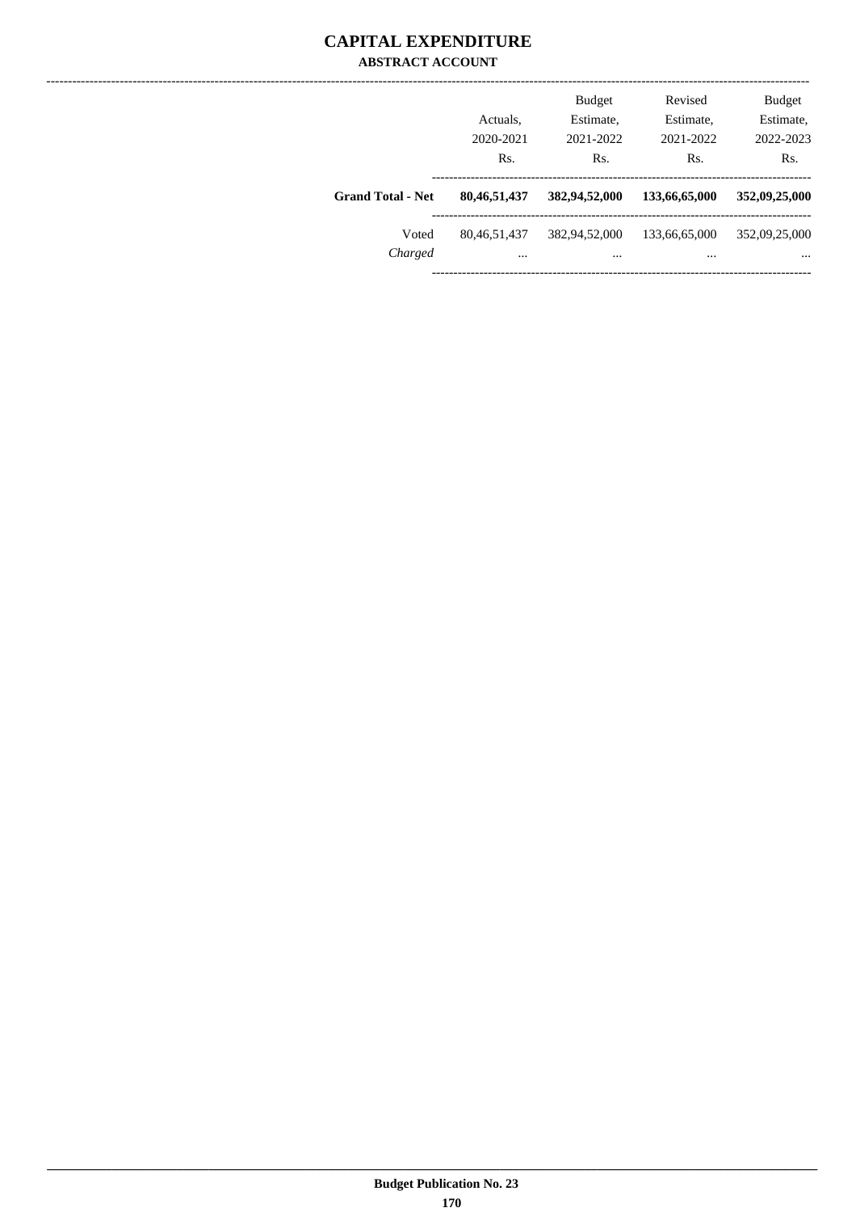# CAPITAL EXPENDITURE

## ABSTRACT ACCOUNT

| | Actuals, 2020-2021 Rs. | Budget Estimate, 2021-2022 Rs. | Revised Estimate, 2021-2022 Rs. | Budget Estimate, 2022-2023 Rs. |
|---|---|---|---|---|
| **Grand Total - Net** | **80,46,51,437** | **382,94,52,000** | **133,66,65,000** | **352,09,25,000** |
| Voted | 80,46,51,437 | 382,94,52,000 | 133,66,65,000 | 352,09,25,000 |
| *Charged* | ... | ... | ... | ... |

Budget Publication No. 23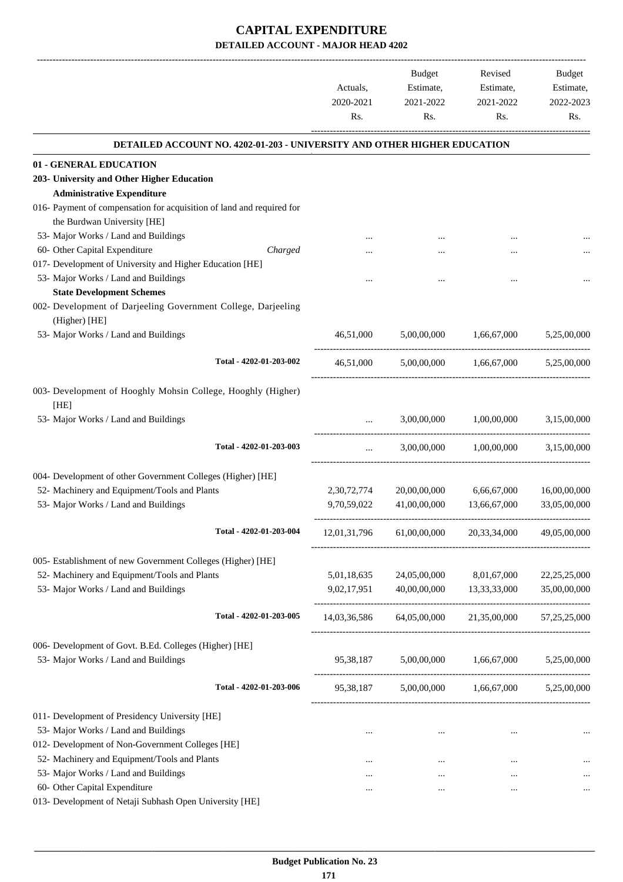# CAPITAL EXPENDITURE

## DETAILED ACCOUNT - MAJOR HEAD 4202

| | Actuals, 2020-2021 Rs. | Budget Estimate, 2021-2022 Rs. | Revised Estimate, 2021-2022 Rs. | Budget Estimate, 2022-2023 Rs. |
|---|---|---|---|---|
| **DETAILED ACCOUNT NO. 4202-01-203 - UNIVERSITY AND OTHER HIGHER EDUCATION** | | | | |
| **01 - GENERAL EDUCATION** | | | | |
| **203- University and Other Higher Education** | | | | |
| **Administrative Expenditure** | | | | |
| 016- Payment of compensation for acquisition of land and required for the Burdwan University [HE] | | | | |
| 53- Major Works / Land and Buildings | ... | ... | ... | ... |
| 60- Other Capital Expenditure *Charged* | ... | ... | ... | ... |
| 017- Development of University and Higher Education [HE] | | | | |
| 53- Major Works / Land and Buildings | ... | ... | ... | ... |
| **State Development Schemes** | | | | |
| 002- Development of Darjeeling Government College, Darjeeling (Higher) [HE] | | | | |
| 53- Major Works / Land and Buildings | 46,51,000 | 5,00,00,000 | 1,66,67,000 | 5,25,00,000 |
| Total - 4202-01-203-002 | 46,51,000 | 5,00,00,000 | 1,66,67,000 | 5,25,00,000 |
| 003- Development of Hooghly Mohsin College, Hooghly (Higher) [HE] | | | | |
| 53- Major Works / Land and Buildings | ... | 3,00,00,000 | 1,00,00,000 | 3,15,00,000 |
| Total - 4202-01-203-003 | ... | 3,00,00,000 | 1,00,00,000 | 3,15,00,000 |
| 004- Development of other Government Colleges (Higher) [HE] | | | | |
| 52- Machinery and Equipment/Tools and Plants | 2,30,72,774 | 20,00,00,000 | 6,66,67,000 | 16,00,00,000 |
| 53- Major Works / Land and Buildings | 9,70,59,022 | 41,00,00,000 | 13,66,67,000 | 33,05,00,000 |
| Total - 4202-01-203-004 | 12,01,31,796 | 61,00,00,000 | 20,33,34,000 | 49,05,00,000 |
| 005- Establishment of new Government Colleges (Higher) [HE] | | | | |
| 52- Machinery and Equipment/Tools and Plants | 5,01,18,635 | 24,05,00,000 | 8,01,67,000 | 22,25,25,000 |
| 53- Major Works / Land and Buildings | 9,02,17,951 | 40,00,00,000 | 13,33,33,000 | 35,00,00,000 |
| Total - 4202-01-203-005 | 14,03,36,586 | 64,05,00,000 | 21,35,00,000 | 57,25,25,000 |
| 006- Development of Govt. B.Ed. Colleges (Higher) [HE] | | | | |
| 53- Major Works / Land and Buildings | 95,38,187 | 5,00,00,000 | 1,66,67,000 | 5,25,00,000 |
| Total - 4202-01-203-006 | 95,38,187 | 5,00,00,000 | 1,66,67,000 | 5,25,00,000 |
| 011- Development of Presidency University [HE] | | | | |
| 53- Major Works / Land and Buildings | ... | ... | ... | ... |
| 012- Development of Non-Government Colleges [HE] | | | | |
| 52- Machinery and Equipment/Tools and Plants | ... | ... | ... | ... |
| 53- Major Works / Land and Buildings | ... | ... | ... | ... |
| 60- Other Capital Expenditure | ... | ... | ... | ... |
| 013- Development of Netaji Subhash Open University [HE] | | | | |

**Budget Publication No. 23**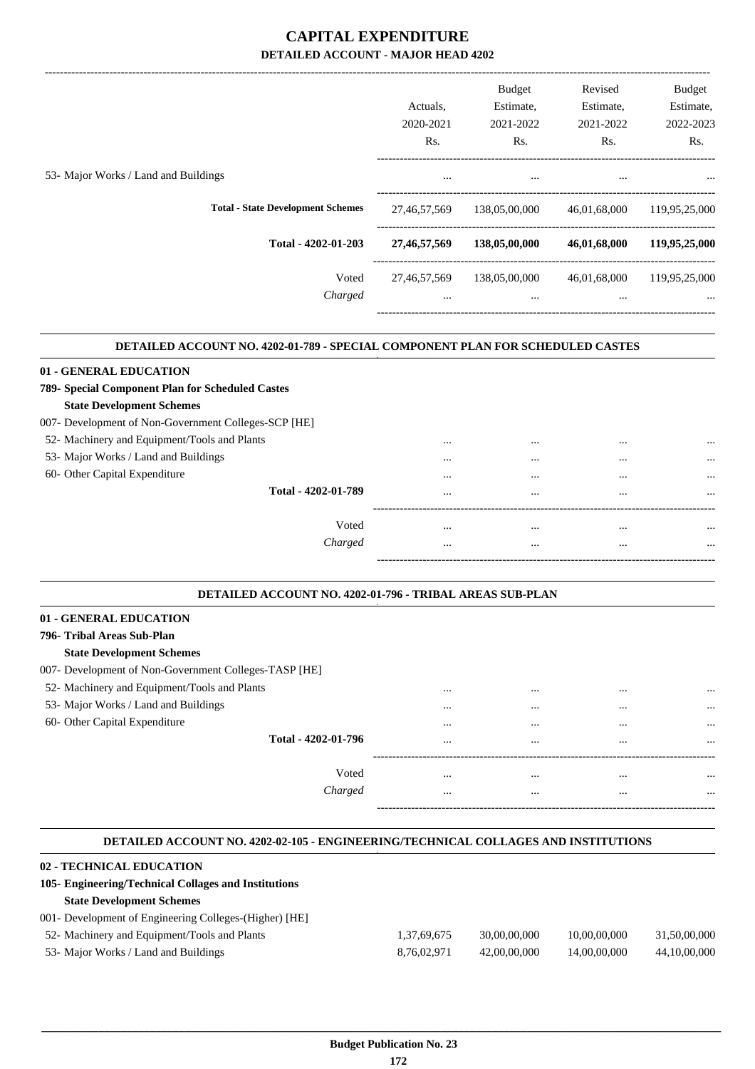# CAPITAL EXPENDITURE

## DETAILED ACCOUNT - MAJOR HEAD 4202

| | Actuals, 2020-2021 Rs. | Budget Estimate, 2021-2022 Rs. | Revised Estimate, 2021-2022 Rs. | Budget Estimate, 2022-2023 Rs. |
|---|---|---|---|---|
| 53- Major Works / Land and Buildings | ... | ... | ... | ... |
| **Total - State Development Schemes** | 27,46,57,569 | 138,05,00,000 | 46,01,68,000 | 119,95,25,000 |
| **Total - 4202-01-203** | **27,46,57,569** | **138,05,00,000** | **46,01,68,000** | **119,95,25,000** |
| Voted | 27,46,57,569 | 138,05,00,000 | 46,01,68,000 | 119,95,25,000 |
| *Charged* | ... | ... | ... | ... |

### DETAILED ACCOUNT NO. 4202-01-789 - SPECIAL COMPONENT PLAN FOR SCHEDULED CASTES

| | Actuals, 2020-2021 Rs. | Budget Estimate, 2021-2022 Rs. | Revised Estimate, 2021-2022 Rs. | Budget Estimate, 2022-2023 Rs. |
|---|---|---|---|---|
| **01 - GENERAL EDUCATION** | | | | |
| **789- Special Component Plan for Scheduled Castes** | | | | |
| **State Development Schemes** | | | | |
| 007- Development of Non-Government Colleges-SCP [HE] | | | | |
| 52- Machinery and Equipment/Tools and Plants | ... | ... | ... | ... |
| 53- Major Works / Land and Buildings | ... | ... | ... | ... |
| 60- Other Capital Expenditure | ... | ... | ... | ... |
| **Total - 4202-01-789** | ... | ... | ... | ... |
| Voted | ... | ... | ... | ... |
| *Charged* | ... | ... | ... | ... |

### DETAILED ACCOUNT NO. 4202-01-796 - TRIBAL AREAS SUB-PLAN

| | Actuals, 2020-2021 Rs. | Budget Estimate, 2021-2022 Rs. | Revised Estimate, 2021-2022 Rs. | Budget Estimate, 2022-2023 Rs. |
|---|---|---|---|---|
| **01 - GENERAL EDUCATION** | | | | |
| **796- Tribal Areas Sub-Plan** | | | | |
| **State Development Schemes** | | | | |
| 007- Development of Non-Government Colleges-TASP [HE] | | | | |
| 52- Machinery and Equipment/Tools and Plants | ... | ... | ... | ... |
| 53- Major Works / Land and Buildings | ... | ... | ... | ... |
| 60- Other Capital Expenditure | ... | ... | ... | ... |
| **Total - 4202-01-796** | ... | ... | ... | ... |
| Voted | ... | ... | ... | ... |
| *Charged* | ... | ... | ... | ... |

### DETAILED ACCOUNT NO. 4202-02-105 - ENGINEERING/TECHNICAL COLLAGES AND INSTITUTIONS

| | Actuals, 2020-2021 Rs. | Budget Estimate, 2021-2022 Rs. | Revised Estimate, 2021-2022 Rs. | Budget Estimate, 2022-2023 Rs. |
|---|---|---|---|---|
| **02 - TECHNICAL EDUCATION** | | | | |
| **105- Engineering/Technical Collages and Institutions** | | | | |
| **State Development Schemes** | | | | |
| 001- Development of Engineering Colleges-(Higher) [HE] | | | | |
| 52- Machinery and Equipment/Tools and Plants | 1,37,69,675 | 30,00,00,000 | 10,00,00,000 | 31,50,00,000 |
| 53- Major Works / Land and Buildings | 8,76,02,971 | 42,00,00,000 | 14,00,00,000 | 44,10,00,000 |

**Budget Publication No. 23**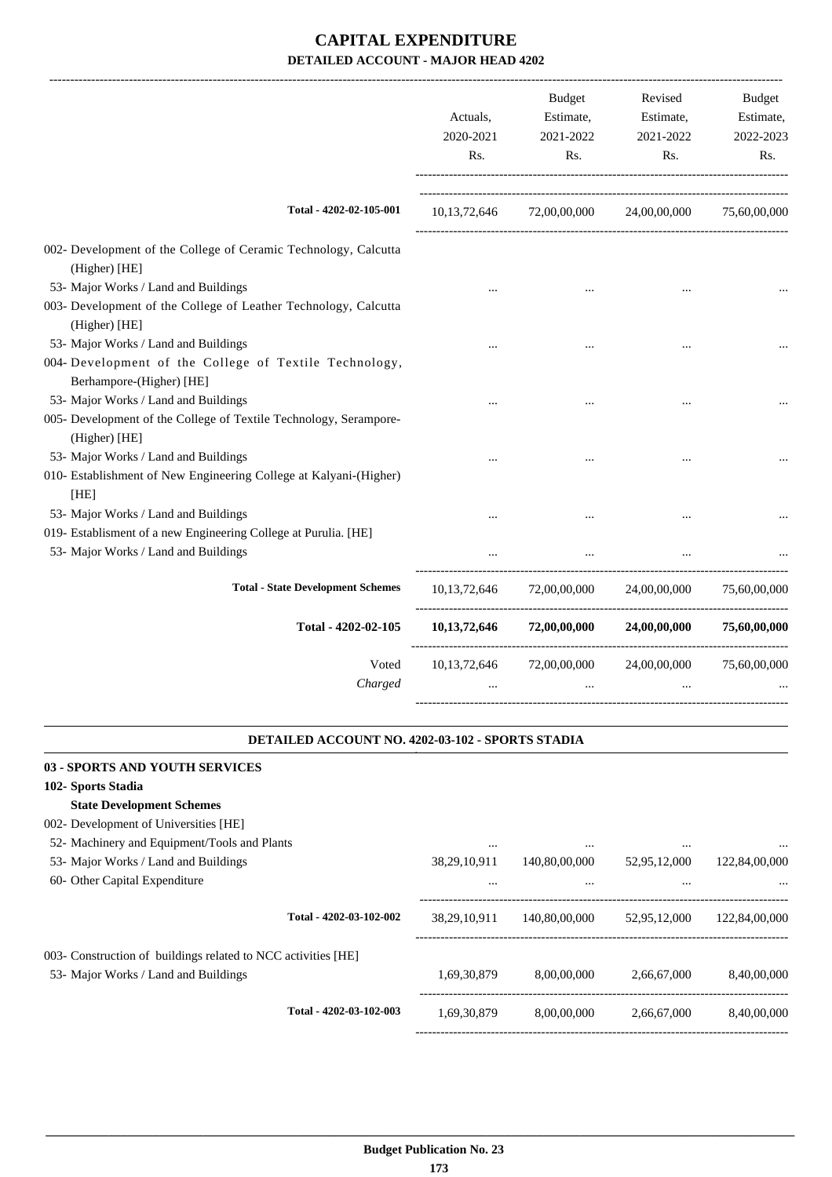# CAPITAL EXPENDITURE
## DETAILED ACCOUNT - MAJOR HEAD 4202

| | Actuals, 2020-2021 Rs. | Budget Estimate, 2021-2022 Rs. | Revised Estimate, 2021-2022 Rs. | Budget Estimate, 2022-2023 Rs. |
|---|---|---|---|---|
| **Total - 4202-02-105-001** | 10,13,72,646 | 72,00,00,000 | 24,00,00,000 | 75,60,00,000 |
| 002- Development of the College of Ceramic Technology, Calcutta (Higher) [HE] | | | | |
| 53- Major Works / Land and Buildings | ... | ... | ... | ... |
| 003- Development of the College of Leather Technology, Calcutta (Higher) [HE] | | | | |
| 53- Major Works / Land and Buildings | ... | ... | ... | ... |
| 004- Development of the College of Textile Technology, Berhampore-(Higher) [HE] | | | | |
| 53- Major Works / Land and Buildings | ... | ... | ... | ... |
| 005- Development of the College of Textile Technology, Serampore-(Higher) [HE] | | | | |
| 53- Major Works / Land and Buildings | ... | ... | ... | ... |
| 010- Establishment of New Engineering College at Kalyani-(Higher) [HE] | | | | |
| 53- Major Works / Land and Buildings | ... | ... | ... | ... |
| 019- Establisment of a new Engineering College at Purulia. [HE] | | | | |
| 53- Major Works / Land and Buildings | ... | ... | ... | ... |
| **Total - State Development Schemes** | 10,13,72,646 | 72,00,00,000 | 24,00,00,000 | 75,60,00,000 |
| **Total - 4202-02-105** | **10,13,72,646** | **72,00,00,000** | **24,00,00,000** | **75,60,00,000** |
| Voted | 10,13,72,646 | 72,00,00,000 | 24,00,00,000 | 75,60,00,000 |
| *Charged* | ... | ... | ... | ... |

### DETAILED ACCOUNT NO. 4202-03-102 - SPORTS STADIA

| | Actuals, 2020-2021 Rs. | Budget Estimate, 2021-2022 Rs. | Revised Estimate, 2021-2022 Rs. | Budget Estimate, 2022-2023 Rs. |
|---|---|---|---|---|
| **03 - SPORTS AND YOUTH SERVICES** | | | | |
| **102- Sports Stadia** | | | | |
| **State Development Schemes** | | | | |
| 002- Development of Universities [HE] | | | | |
| 52- Machinery and Equipment/Tools and Plants | ... | ... | ... | ... |
| 53- Major Works / Land and Buildings | 38,29,10,911 | 140,80,00,000 | 52,95,12,000 | 122,84,00,000 |
| 60- Other Capital Expenditure | ... | ... | ... | ... |
| **Total - 4202-03-102-002** | 38,29,10,911 | 140,80,00,000 | 52,95,12,000 | 122,84,00,000 |
| 003- Construction of buildings related to NCC activities [HE] | | | | |
| 53- Major Works / Land and Buildings | 1,69,30,879 | 8,00,00,000 | 2,66,67,000 | 8,40,00,000 |
| **Total - 4202-03-102-003** | 1,69,30,879 | 8,00,00,000 | 2,66,67,000 | 8,40,00,000 |

**Budget Publication No. 23**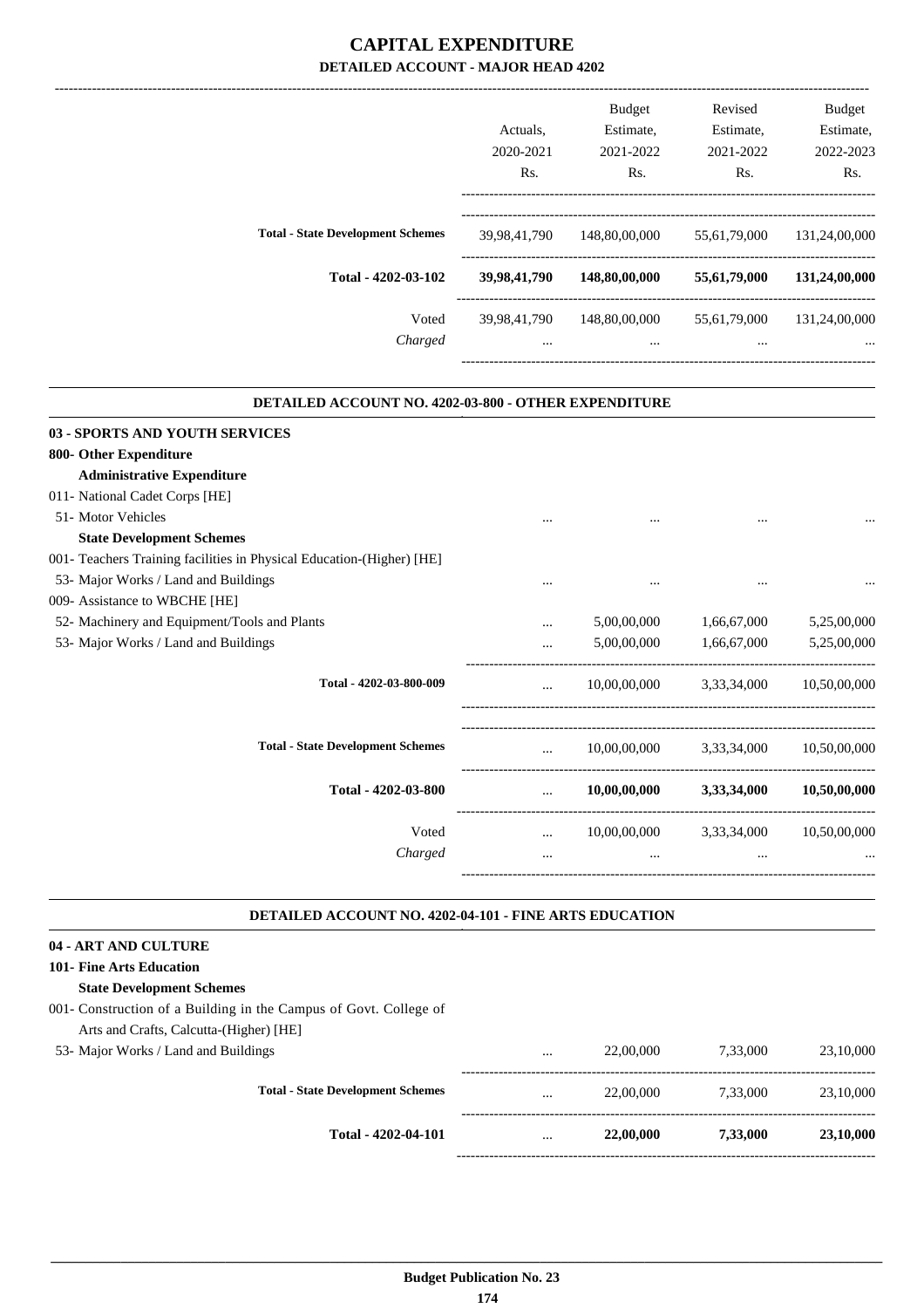# CAPITAL EXPENDITURE

## DETAILED ACCOUNT - MAJOR HEAD 4202

| | Actuals, 2020-2021 Rs. | Budget Estimate, 2021-2022 Rs. | Revised Estimate, 2021-2022 Rs. | Budget Estimate, 2022-2023 Rs. |
|---|---|---|---|---|
| **Total - State Development Schemes** | 39,98,41,790 | 148,80,00,000 | 55,61,79,000 | 131,24,00,000 |
| **Total - 4202-03-102** | **39,98,41,790** | **148,80,00,000** | **55,61,79,000** | **131,24,00,000** |
| Voted | 39,98,41,790 | 148,80,00,000 | 55,61,79,000 | 131,24,00,000 |
| *Charged* | ... | ... | ... | ... |

### DETAILED ACCOUNT NO. 4202-03-800 - OTHER EXPENDITURE

| | Actuals, 2020-2021 Rs. | Budget Estimate, 2021-2022 Rs. | Revised Estimate, 2021-2022 Rs. | Budget Estimate, 2022-2023 Rs. |
|---|---|---|---|---|
| **03 - SPORTS AND YOUTH SERVICES** | | | | |
| **800- Other Expenditure** | | | | |
| **Administrative Expenditure** | | | | |
| 011- National Cadet Corps [HE] | | | | |
| 51- Motor Vehicles | ... | ... | ... | ... |
| **State Development Schemes** | | | | |
| 001- Teachers Training facilities in Physical Education-(Higher) [HE] | | | | |
| 53- Major Works / Land and Buildings | ... | ... | ... | ... |
| 009- Assistance to WBCHE [HE] | | | | |
| 52- Machinery and Equipment/Tools and Plants | ... | 5,00,00,000 | 1,66,67,000 | 5,25,00,000 |
| 53- Major Works / Land and Buildings | ... | 5,00,00,000 | 1,66,67,000 | 5,25,00,000 |
| **Total - 4202-03-800-009** | ... | 10,00,00,000 | 3,33,34,000 | 10,50,00,000 |
| **Total - State Development Schemes** | ... | 10,00,00,000 | 3,33,34,000 | 10,50,00,000 |
| **Total - 4202-03-800** | ... | **10,00,00,000** | **3,33,34,000** | **10,50,00,000** |
| Voted | ... | 10,00,00,000 | 3,33,34,000 | 10,50,00,000 |
| *Charged* | ... | ... | ... | ... |

### DETAILED ACCOUNT NO. 4202-04-101 - FINE ARTS EDUCATION

| | Actuals, 2020-2021 Rs. | Budget Estimate, 2021-2022 Rs. | Revised Estimate, 2021-2022 Rs. | Budget Estimate, 2022-2023 Rs. |
|---|---|---|---|---|
| **04 - ART AND CULTURE** | | | | |
| **101- Fine Arts Education** | | | | |
| **State Development Schemes** | | | | |
| 001- Construction of a Building in the Campus of Govt. College of Arts and Crafts, Calcutta-(Higher) [HE] | | | | |
| 53- Major Works / Land and Buildings | ... | 22,00,000 | 7,33,000 | 23,10,000 |
| **Total - State Development Schemes** | ... | 22,00,000 | 7,33,000 | 23,10,000 |
| **Total - 4202-04-101** | ... | **22,00,000** | **7,33,000** | **23,10,000** |

**Budget Publication No. 23**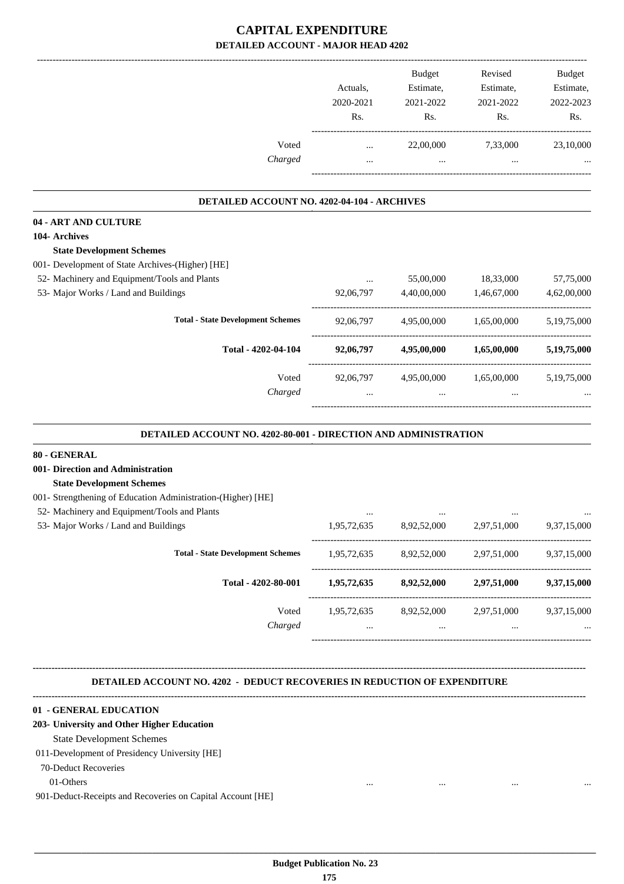# CAPITAL EXPENDITURE

## DETAILED ACCOUNT - MAJOR HEAD 4202

| | Actuals, 2020-2021 Rs. | Budget Estimate, 2021-2022 Rs. | Revised Estimate, 2021-2022 Rs. | Budget Estimate, 2022-2023 Rs. |
|---|---|---|---|---|
| Voted | ... | 22,00,000 | 7,33,000 | 23,10,000 |
| *Charged* | ... | ... | ... | ... |

### DETAILED ACCOUNT NO. 4202-04-104 - ARCHIVES

**04 - ART AND CULTURE**

**104- Archives**

**State Development Schemes**

| | Actuals, 2020-2021 Rs. | Budget Estimate, 2021-2022 Rs. | Revised Estimate, 2021-2022 Rs. | Budget Estimate, 2022-2023 Rs. |
|---|---|---|---|---|
| 001- Development of State Archives-(Higher) [HE] | | | | |
| 52- Machinery and Equipment/Tools and Plants | ... | 55,00,000 | 18,33,000 | 57,75,000 |
| 53- Major Works / Land and Buildings | 92,06,797 | 4,40,00,000 | 1,46,67,000 | 4,62,00,000 |
| **Total - State Development Schemes** | 92,06,797 | 4,95,00,000 | 1,65,00,000 | 5,19,75,000 |
| **Total - 4202-04-104** | **92,06,797** | **4,95,00,000** | **1,65,00,000** | **5,19,75,000** |
| Voted | 92,06,797 | 4,95,00,000 | 1,65,00,000 | 5,19,75,000 |
| *Charged* | ... | ... | ... | ... |

### DETAILED ACCOUNT NO. 4202-80-001 - DIRECTION AND ADMINISTRATION

**80 - GENERAL**

**001- Direction and Administration**

**State Development Schemes**

| | Actuals, 2020-2021 Rs. | Budget Estimate, 2021-2022 Rs. | Revised Estimate, 2021-2022 Rs. | Budget Estimate, 2022-2023 Rs. |
|---|---|---|---|---|
| 001- Strengthening of Education Administration-(Higher) [HE] | | | | |
| 52- Machinery and Equipment/Tools and Plants | ... | ... | ... | ... |
| 53- Major Works / Land and Buildings | 1,95,72,635 | 8,92,52,000 | 2,97,51,000 | 9,37,15,000 |
| **Total - State Development Schemes** | 1,95,72,635 | 8,92,52,000 | 2,97,51,000 | 9,37,15,000 |
| **Total - 4202-80-001** | **1,95,72,635** | **8,92,52,000** | **2,97,51,000** | **9,37,15,000** |
| Voted | 1,95,72,635 | 8,92,52,000 | 2,97,51,000 | 9,37,15,000 |
| *Charged* | ... | ... | ... | ... |

### DETAILED ACCOUNT NO. 4202 - DEDUCT RECOVERIES IN REDUCTION OF EXPENDITURE

**01 - GENERAL EDUCATION**

**203- University and Other Higher Education**

State Development Schemes

| | Actuals, 2020-2021 Rs. | Budget Estimate, 2021-2022 Rs. | Revised Estimate, 2021-2022 Rs. | Budget Estimate, 2022-2023 Rs. |
|---|---|---|---|---|
| 011-Development of Presidency University [HE] | | | | |
| 70-Deduct Recoveries | | | | |
| 01-Others | ... | ... | ... | ... |
| 901-Deduct-Receipts and Recoveries on Capital Account [HE] | | | | |

**Budget Publication No. 23**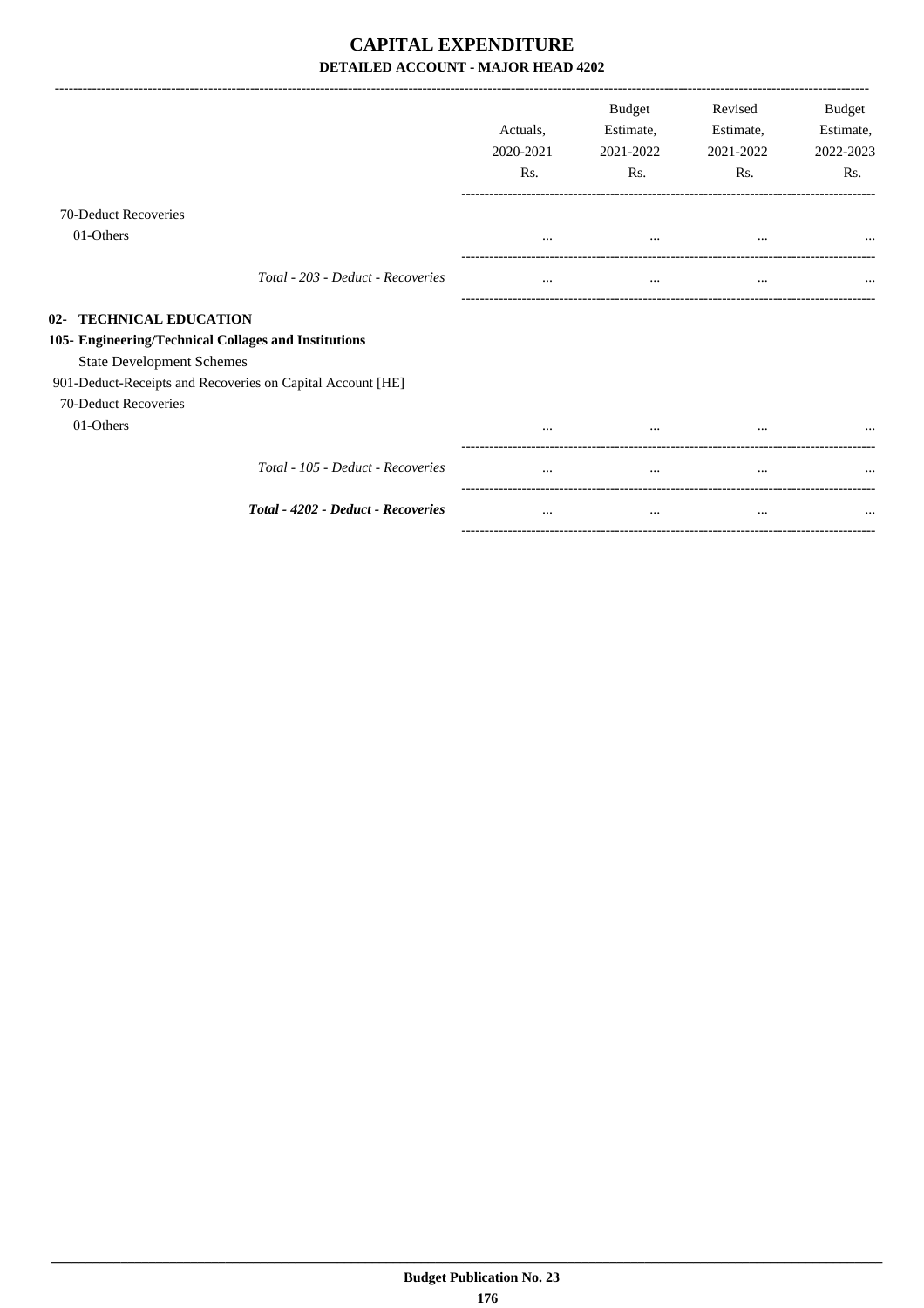# CAPITAL EXPENDITURE

## DETAILED ACCOUNT - MAJOR HEAD 4202

| | Actuals, 2020-2021 Rs. | Budget Estimate, 2021-2022 Rs. | Revised Estimate, 2021-2022 Rs. | Budget Estimate, 2022-2023 Rs. |
|---|---|---|---|---|
| 70-Deduct Recoveries | | | | |
| 01-Others | ... | ... | ... | ... |
| *Total - 203 - Deduct - Recoveries* | ... | ... | ... | ... |
| **02- TECHNICAL EDUCATION** | | | | |
| **105- Engineering/Technical Collages and Institutions** | | | | |
| State Development Schemes | | | | |
| 901-Deduct-Receipts and Recoveries on Capital Account [HE] | | | | |
| 70-Deduct Recoveries | | | | |
| 01-Others | ... | ... | ... | ... |
| *Total - 105 - Deduct - Recoveries* | ... | ... | ... | ... |
| ***Total - 4202 - Deduct - Recoveries*** | ... | ... | ... | ... |

**Budget Publication No. 23**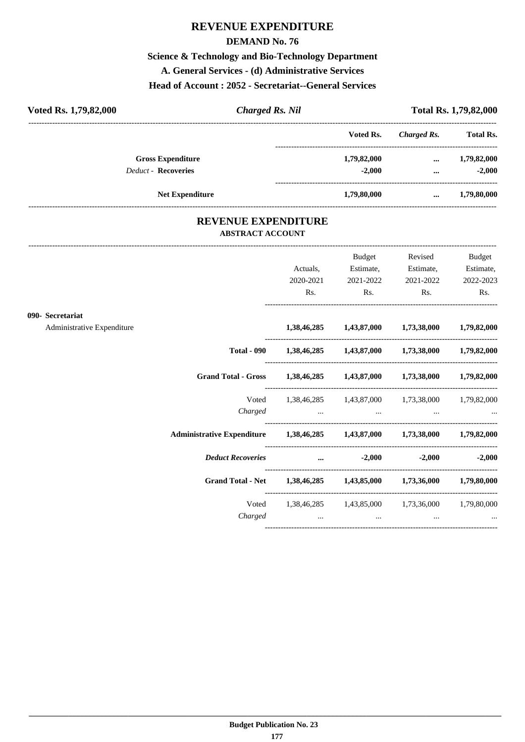# REVENUE EXPENDITURE

## DEMAND No. 76

### Science & Technology and Bio-Technology Department

### A. General Services - (d) Administrative Services

### Head of Account : 2052 - Secretariat--General Services

| Voted Rs. 1,79,82,000 | *Charged Rs. Nil* | Total Rs. 1,79,82,000 |
|---|---|---|

| | Voted Rs. | *Charged Rs.* | Total Rs. |
|---|---|---|---|
| **Gross Expenditure** | 1,79,82,000 | ... | 1,79,82,000 |
| *Deduct* - **Recoveries** | -2,000 | ... | -2,000 |
| **Net Expenditure** | 1,79,80,000 | ... | 1,79,80,000 |

# REVENUE EXPENDITURE

**ABSTRACT ACCOUNT**

| | Actuals, 2020-2021 Rs. | Budget Estimate, 2021-2022 Rs. | Revised Estimate, 2021-2022 Rs. | Budget Estimate, 2022-2023 Rs. |
|---|---|---|---|---|
| **090- Secretariat** | | | | |
| Administrative Expenditure | 1,38,46,285 | 1,43,87,000 | 1,73,38,000 | 1,79,82,000 |
| **Total - 090** | 1,38,46,285 | 1,43,87,000 | 1,73,38,000 | 1,79,82,000 |
| **Grand Total - Gross** | 1,38,46,285 | 1,43,87,000 | 1,73,38,000 | 1,79,82,000 |
| Voted | 1,38,46,285 | 1,43,87,000 | 1,73,38,000 | 1,79,82,000 |
| *Charged* | ... | ... | ... | ... |
| **Administrative Expenditure** | 1,38,46,285 | 1,43,87,000 | 1,73,38,000 | 1,79,82,000 |
| ***Deduct Recoveries*** | ... | -2,000 | -2,000 | -2,000 |
| **Grand Total - Net** | 1,38,46,285 | 1,43,85,000 | 1,73,36,000 | 1,79,80,000 |
| Voted | 1,38,46,285 | 1,43,85,000 | 1,73,36,000 | 1,79,80,000 |
| *Charged* | ... | ... | ... | ... |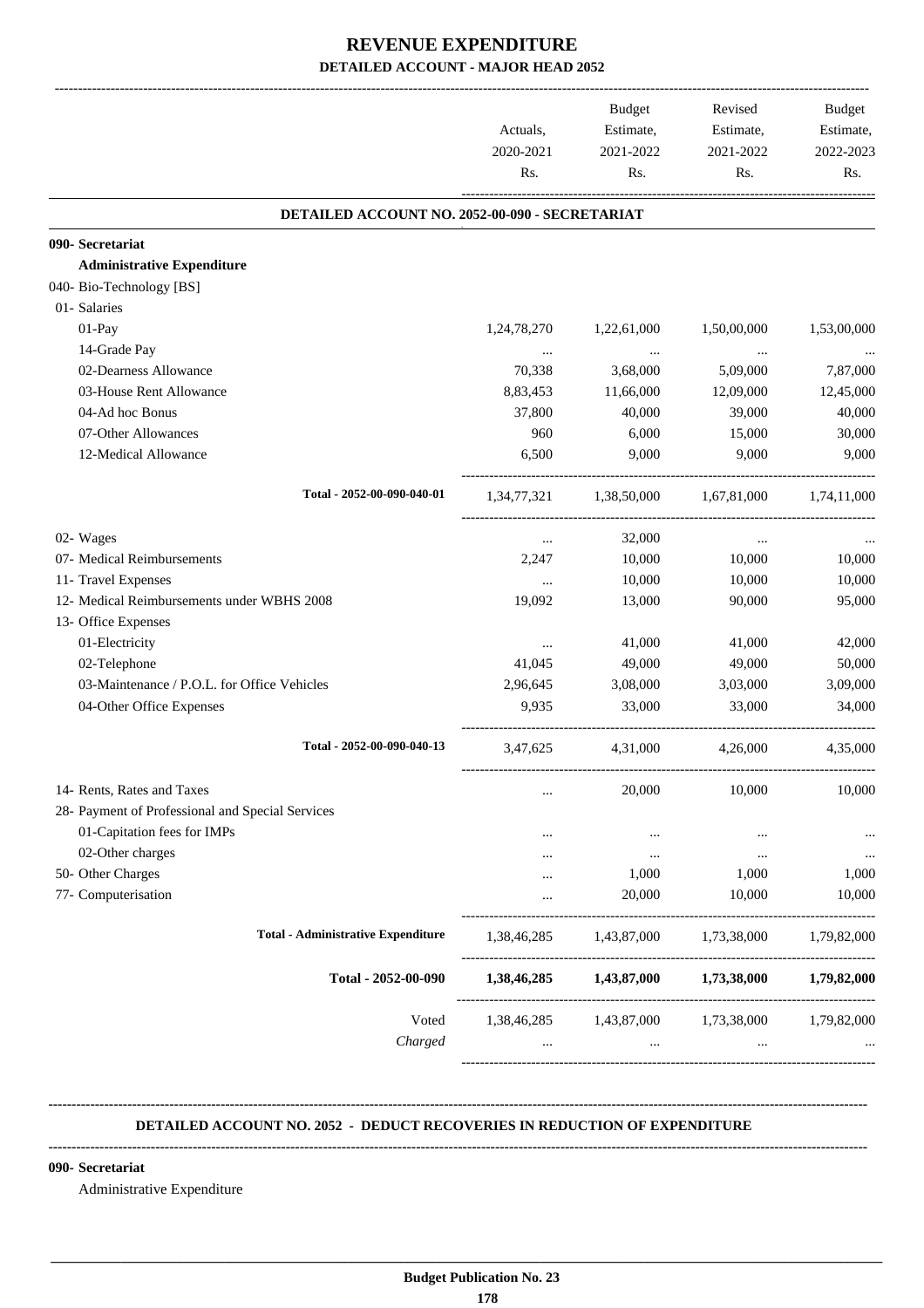# REVENUE EXPENDITURE

## DETAILED ACCOUNT - MAJOR HEAD 2052

| | Actuals, 2020-2021 Rs. | Budget Estimate, 2021-2022 Rs. | Revised Estimate, 2021-2022 Rs. | Budget Estimate, 2022-2023 Rs. |
|---|---|---|---|---|
| **DETAILED ACCOUNT NO. 2052-00-090 - SECRETARIAT** | | | | |
| **090- Secretariat** | | | | |
| **Administrative Expenditure** | | | | |
| 040- Bio-Technology [BS] | | | | |
| 01- Salaries | | | | |
| 01-Pay | 1,24,78,270 | 1,22,61,000 | 1,50,00,000 | 1,53,00,000 |
| 14-Grade Pay | ... | ... | ... | ... |
| 02-Dearness Allowance | 70,338 | 3,68,000 | 5,09,000 | 7,87,000 |
| 03-House Rent Allowance | 8,83,453 | 11,66,000 | 12,09,000 | 12,45,000 |
| 04-Ad hoc Bonus | 37,800 | 40,000 | 39,000 | 40,000 |
| 07-Other Allowances | 960 | 6,000 | 15,000 | 30,000 |
| 12-Medical Allowance | 6,500 | 9,000 | 9,000 | 9,000 |
| Total - 2052-00-090-040-01 | 1,34,77,321 | 1,38,50,000 | 1,67,81,000 | 1,74,11,000 |
| 02- Wages | ... | 32,000 | ... | ... |
| 07- Medical Reimbursements | 2,247 | 10,000 | 10,000 | 10,000 |
| 11- Travel Expenses | ... | 10,000 | 10,000 | 10,000 |
| 12- Medical Reimbursements under WBHS 2008 | 19,092 | 13,000 | 90,000 | 95,000 |
| 13- Office Expenses | | | | |
| 01-Electricity | ... | 41,000 | 41,000 | 42,000 |
| 02-Telephone | 41,045 | 49,000 | 49,000 | 50,000 |
| 03-Maintenance / P.O.L. for Office Vehicles | 2,96,645 | 3,08,000 | 3,03,000 | 3,09,000 |
| 04-Other Office Expenses | 9,935 | 33,000 | 33,000 | 34,000 |
| Total - 2052-00-090-040-13 | 3,47,625 | 4,31,000 | 4,26,000 | 4,35,000 |
| 14- Rents, Rates and Taxes | ... | 20,000 | 10,000 | 10,000 |
| 28- Payment of Professional and Special Services | | | | |
| 01-Capitation fees for IMPs | ... | ... | ... | ... |
| 02-Other charges | ... | ... | ... | ... |
| 50- Other Charges | ... | 1,000 | 1,000 | 1,000 |
| 77- Computerisation | ... | 20,000 | 10,000 | 10,000 |
| **Total - Administrative Expenditure** | 1,38,46,285 | 1,43,87,000 | 1,73,38,000 | 1,79,82,000 |
| **Total - 2052-00-090** | **1,38,46,285** | **1,43,87,000** | **1,73,38,000** | **1,79,82,000** |
| Voted | 1,38,46,285 | 1,43,87,000 | 1,73,38,000 | 1,79,82,000 |
| *Charged* | ... | ... | ... | ... |

**DETAILED ACCOUNT NO. 2052 - DEDUCT RECOVERIES IN REDUCTION OF EXPENDITURE**

**090- Secretariat**

Administrative Expenditure

Budget Publication No. 23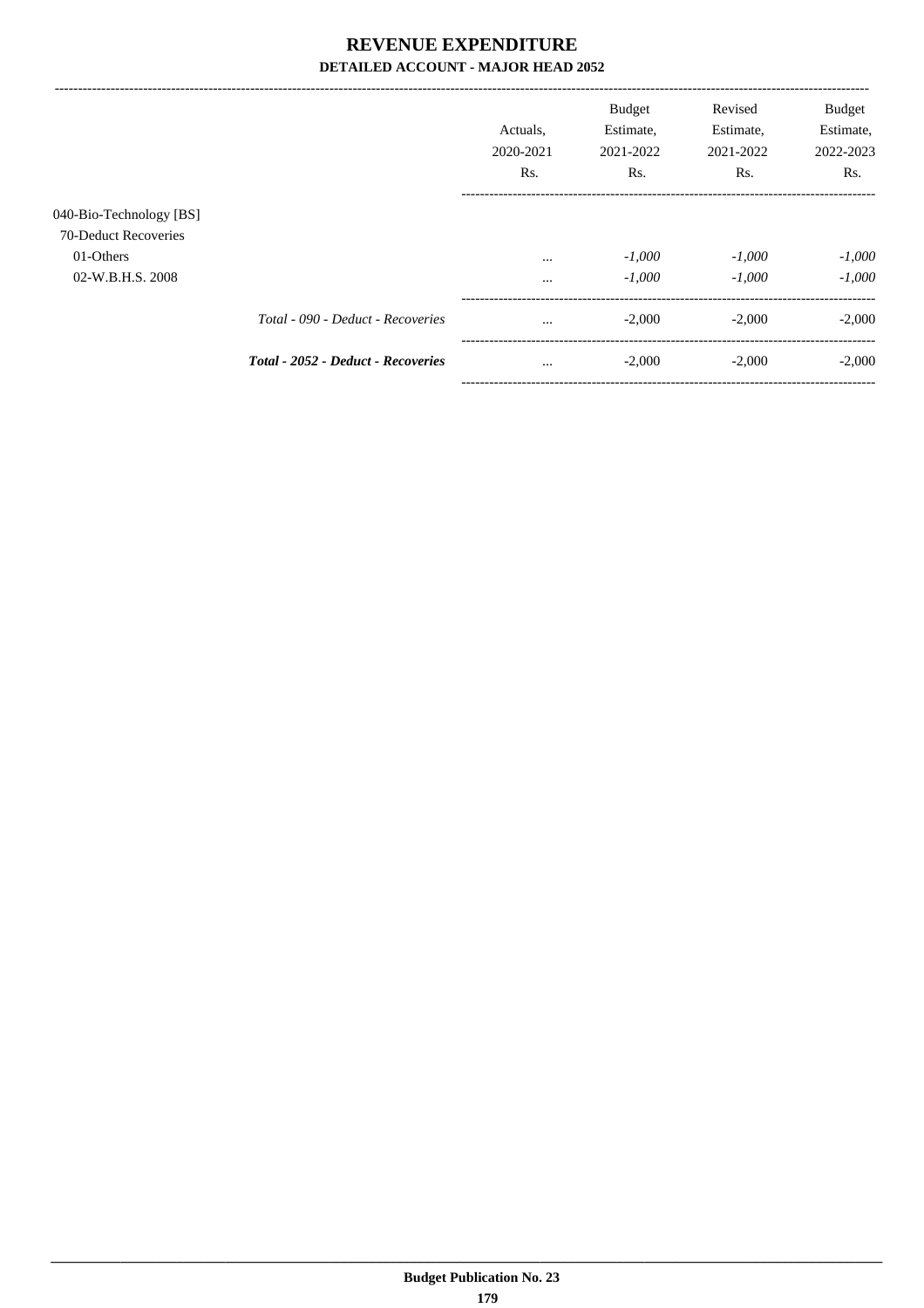# REVENUE EXPENDITURE

**DETAILED ACCOUNT - MAJOR HEAD 2052**

| | Actuals, 2020-2021 Rs. | Budget Estimate, 2021-2022 Rs. | Revised Estimate, 2021-2022 Rs. | Budget Estimate, 2022-2023 Rs. |
|---|---|---|---|---|
| 040-Bio-Technology [BS] | | | | |
| 70-Deduct Recoveries | | | | |
| 01-Others | ... | *-1,000* | *-1,000* | *-1,000* |
| 02-W.B.H.S. 2008 | ... | *-1,000* | *-1,000* | *-1,000* |
| *Total - 090 - Deduct - Recoveries* | ... | -2,000 | -2,000 | -2,000 |
| ***Total - 2052 - Deduct - Recoveries*** | ... | -2,000 | -2,000 | -2,000 |

**Budget Publication No. 23**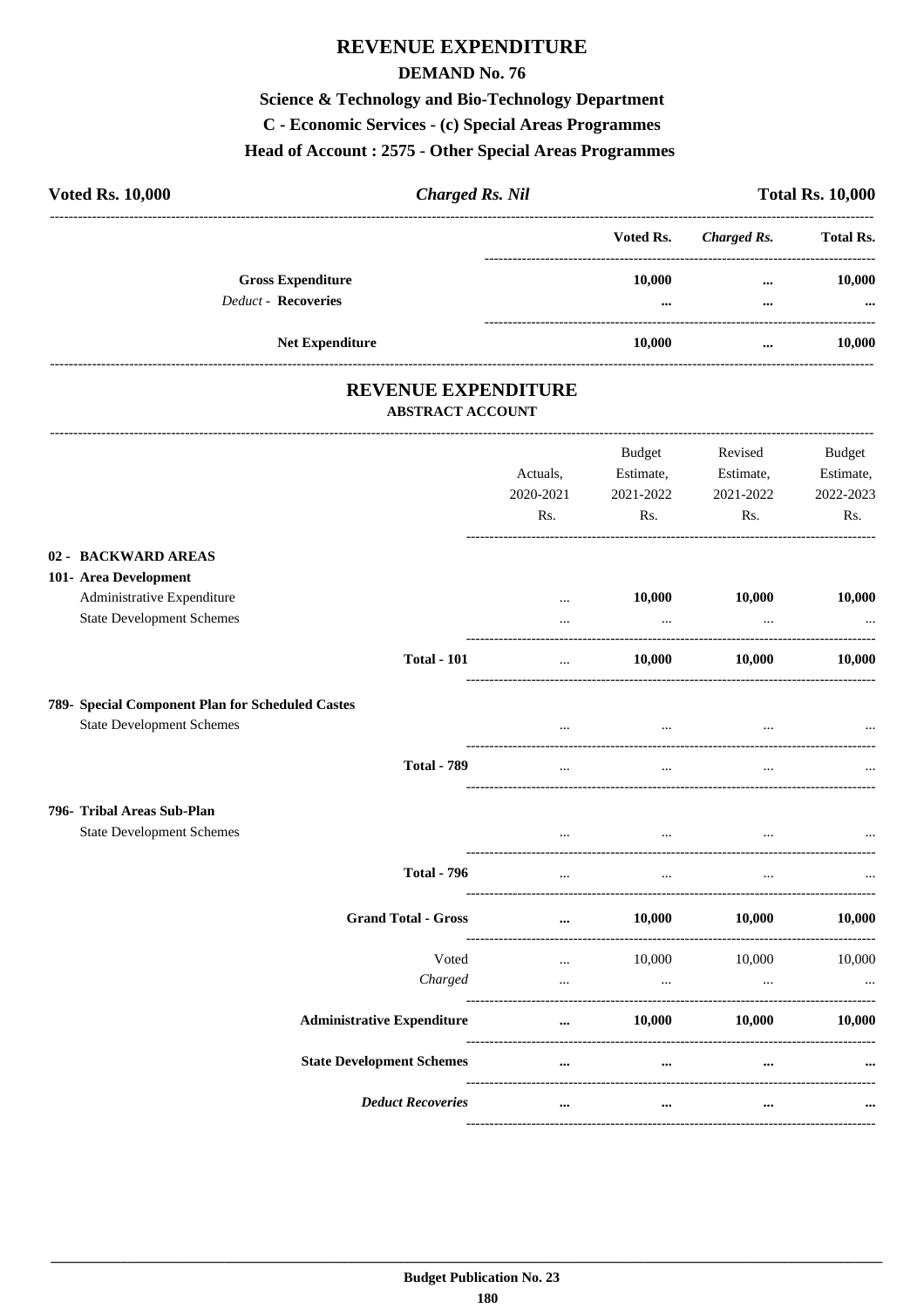# REVENUE EXPENDITURE

## DEMAND No. 76

### Science & Technology and Bio-Technology Department

### C - Economic Services - (c) Special Areas Programmes

### Head of Account : 2575 - Other Special Areas Programmes

**Voted Rs. 10,000** | ***Charged Rs. Nil*** | **Total Rs. 10,000**

| | Voted Rs. | *Charged Rs.* | Total Rs. |
|---|---|---|---|
| **Gross Expenditure** | **10,000** | **...** | **10,000** |
| *Deduct* - **Recoveries** | **...** | **...** | **...** |
| **Net Expenditure** | **10,000** | **...** | **10,000** |

## REVENUE EXPENDITURE

### ABSTRACT ACCOUNT

| | Actuals, 2020-2021 Rs. | Budget Estimate, 2021-2022 Rs. | Revised Estimate, 2021-2022 Rs. | Budget Estimate, 2022-2023 Rs. |
|---|---|---|---|---|
| **02 - BACKWARD AREAS** | | | | |
| **101- Area Development** | | | | |
| Administrative Expenditure | ... | **10,000** | **10,000** | **10,000** |
| State Development Schemes | ... | ... | ... | ... |
| **Total - 101** | ... | **10,000** | **10,000** | **10,000** |
| **789- Special Component Plan for Scheduled Castes** | | | | |
| State Development Schemes | ... | ... | ... | ... |
| **Total - 789** | ... | ... | ... | ... |
| **796- Tribal Areas Sub-Plan** | | | | |
| State Development Schemes | ... | ... | ... | ... |
| **Total - 796** | ... | ... | ... | ... |
| **Grand Total - Gross** | **...** | **10,000** | **10,000** | **10,000** |
| Voted | ... | 10,000 | 10,000 | 10,000 |
| *Charged* | ... | ... | ... | ... |
| **Administrative Expenditure** | **...** | **10,000** | **10,000** | **10,000** |
| **State Development Schemes** | **...** | **...** | **...** | **...** |
| ***Deduct Recoveries*** | **...** | **...** | **...** | **...** |

**Budget Publication No. 23**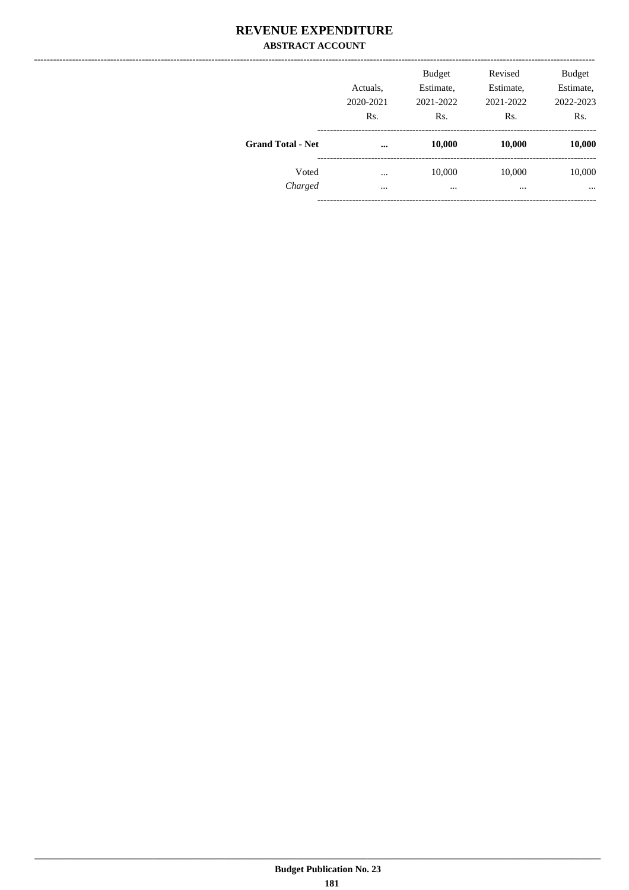# REVENUE EXPENDITURE

## ABSTRACT ACCOUNT

| | Actuals, 2020-2021 Rs. | Budget Estimate, 2021-2022 Rs. | Revised Estimate, 2021-2022 Rs. | Budget Estimate, 2022-2023 Rs. |
|---|---|---|---|---|
| **Grand Total - Net** | **...** | **10,000** | **10,000** | **10,000** |
| Voted | ... | 10,000 | 10,000 | 10,000 |
| *Charged* | ... | ... | ... | ... |

**Budget Publication No. 23**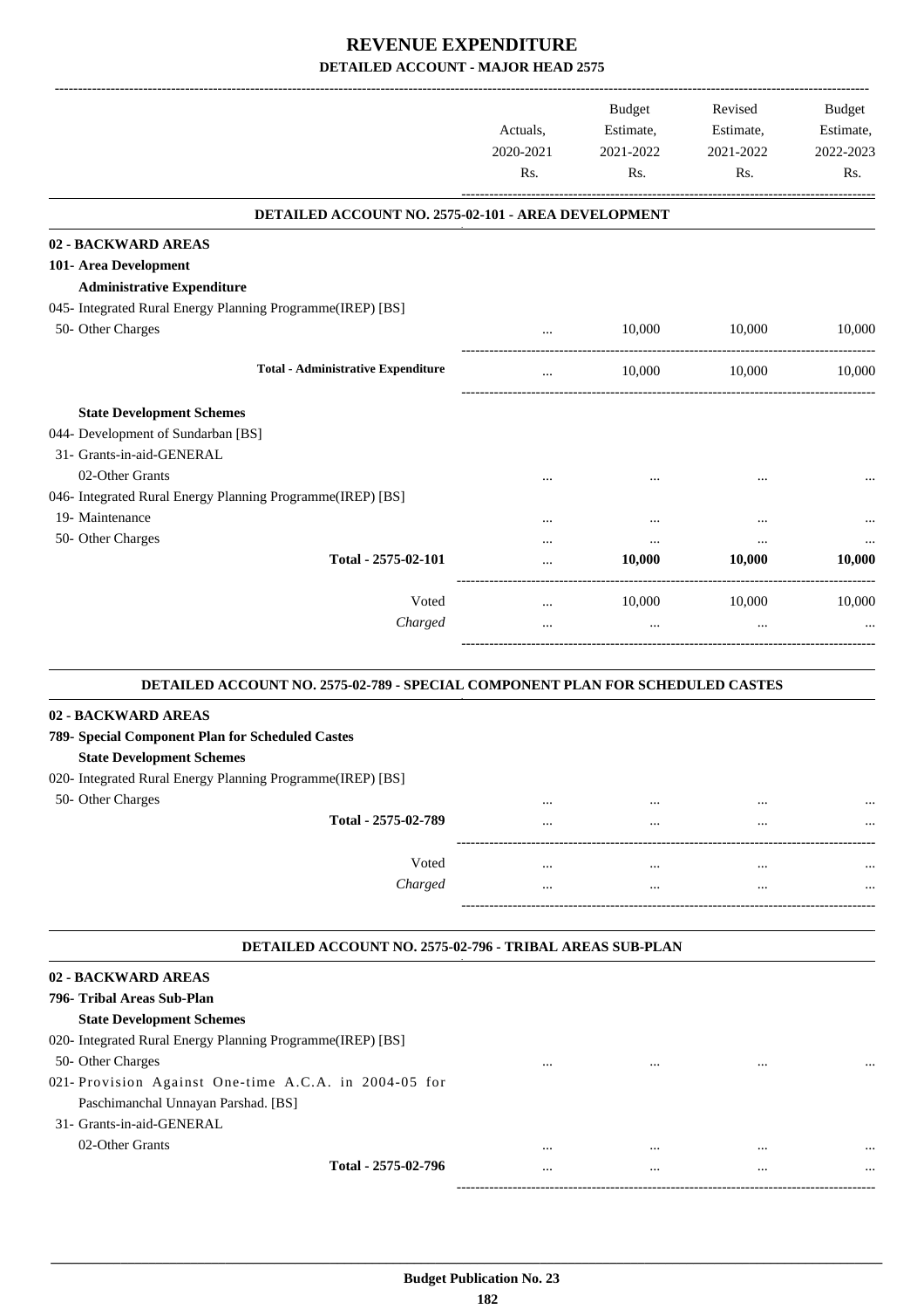# REVENUE EXPENDITURE

## DETAILED ACCOUNT - MAJOR HEAD 2575

| | Actuals, 2020-2021 Rs. | Budget Estimate, 2021-2022 Rs. | Revised Estimate, 2021-2022 Rs. | Budget Estimate, 2022-2023 Rs. |
|---|---|---|---|---|

### DETAILED ACCOUNT NO. 2575-02-101 - AREA DEVELOPMENT

| | Actuals, 2020-2021 Rs. | Budget Estimate, 2021-2022 Rs. | Revised Estimate, 2021-2022 Rs. | Budget Estimate, 2022-2023 Rs. |
|---|---|---|---|---|
| **02 - BACKWARD AREAS** | | | | |
| **101- Area Development** | | | | |
| **Administrative Expenditure** | | | | |
| 045- Integrated Rural Energy Planning Programme(IREP) [BS] | | | | |
| 50- Other Charges | ... | 10,000 | 10,000 | 10,000 |
| **Total - Administrative Expenditure** | ... | 10,000 | 10,000 | 10,000 |
| **State Development Schemes** | | | | |
| 044- Development of Sundarban [BS] | | | | |
| 31- Grants-in-aid-GENERAL | | | | |
| 02-Other Grants | ... | ... | ... | ... |
| 046- Integrated Rural Energy Planning Programme(IREP) [BS] | | | | |
| 19- Maintenance | ... | ... | ... | ... |
| 50- Other Charges | ... | ... | ... | ... |
| **Total - 2575-02-101** | ... | **10,000** | **10,000** | **10,000** |
| Voted | ... | 10,000 | 10,000 | 10,000 |
| *Charged* | ... | ... | ... | ... |

### DETAILED ACCOUNT NO. 2575-02-789 - SPECIAL COMPONENT PLAN FOR SCHEDULED CASTES

| | Actuals, 2020-2021 Rs. | Budget Estimate, 2021-2022 Rs. | Revised Estimate, 2021-2022 Rs. | Budget Estimate, 2022-2023 Rs. |
|---|---|---|---|---|
| **02 - BACKWARD AREAS** | | | | |
| **789- Special Component Plan for Scheduled Castes** | | | | |
| **State Development Schemes** | | | | |
| 020- Integrated Rural Energy Planning Programme(IREP) [BS] | | | | |
| 50- Other Charges | ... | ... | ... | ... |
| **Total - 2575-02-789** | ... | ... | ... | ... |
| Voted | ... | ... | ... | ... |
| *Charged* | ... | ... | ... | ... |

### DETAILED ACCOUNT NO. 2575-02-796 - TRIBAL AREAS SUB-PLAN

| | Actuals, 2020-2021 Rs. | Budget Estimate, 2021-2022 Rs. | Revised Estimate, 2021-2022 Rs. | Budget Estimate, 2022-2023 Rs. |
|---|---|---|---|---|
| **02 - BACKWARD AREAS** | | | | |
| **796- Tribal Areas Sub-Plan** | | | | |
| **State Development Schemes** | | | | |
| 020- Integrated Rural Energy Planning Programme(IREP) [BS] | | | | |
| 50- Other Charges | ... | ... | ... | ... |
| 021- Provision Against One-time A.C.A. in 2004-05 for Paschimanchal Unnayan Parshad. [BS] | | | | |
| 31- Grants-in-aid-GENERAL | | | | |
| 02-Other Grants | ... | ... | ... | ... |
| **Total - 2575-02-796** | ... | ... | ... | ... |

**Budget Publication No. 23**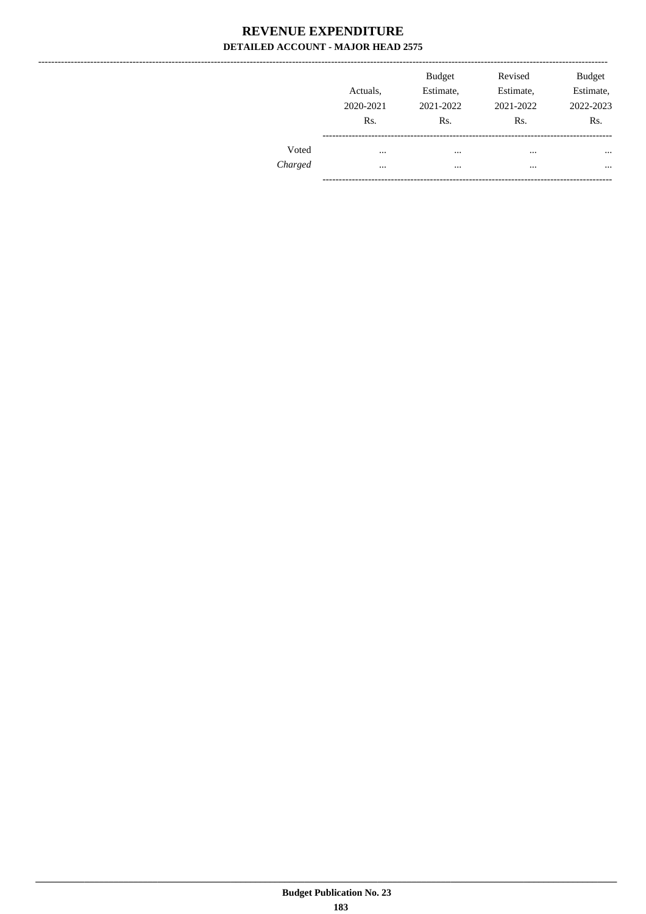# REVENUE EXPENDITURE

### DETAILED ACCOUNT - MAJOR HEAD 2575

| | Actuals, 2020-2021 Rs. | Budget Estimate, 2021-2022 Rs. | Revised Estimate, 2021-2022 Rs. | Budget Estimate, 2022-2023 Rs. |
|---|---|---|---|---|
| Voted | ... | ... | ... | ... |
| *Charged* | ... | ... | ... | ... |

**Budget Publication No. 23**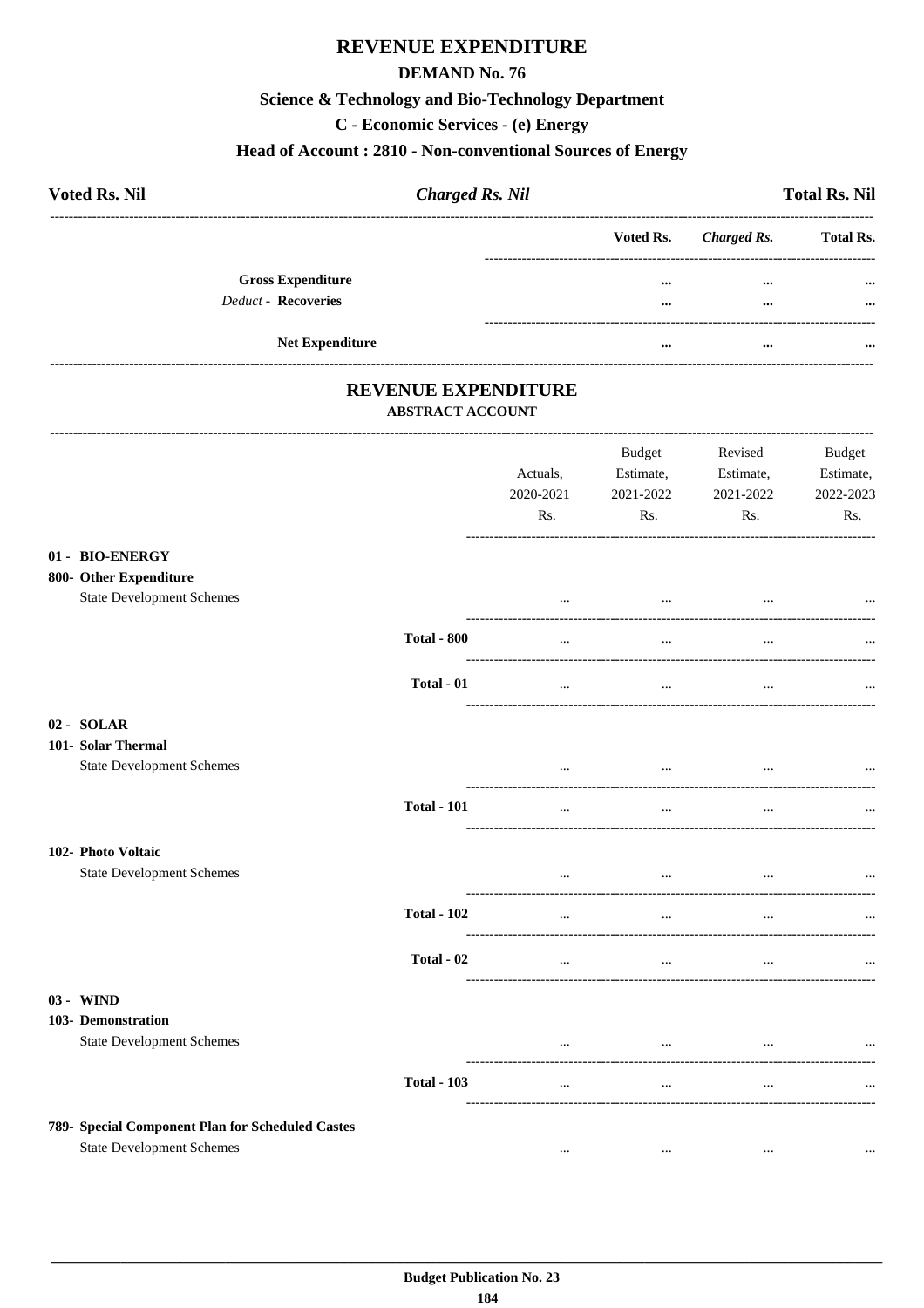# REVENUE EXPENDITURE

## DEMAND No. 76

### Science & Technology and Bio-Technology Department

### C - Economic Services - (e) Energy

### Head of Account : 2810 - Non-conventional Sources of Energy

**Voted Rs. Nil** | ***Charged Rs. Nil*** | **Total Rs. Nil**

| | Voted Rs. | *Charged Rs.* | Total Rs. |
|---|---|---|---|
| **Gross Expenditure** | ... | ... | ... |
| *Deduct* - **Recoveries** | ... | ... | ... |
| **Net Expenditure** | ... | ... | ... |

## REVENUE EXPENDITURE

### ABSTRACT ACCOUNT

| | | Actuals, 2020-2021 Rs. | Budget Estimate, 2021-2022 Rs. | Revised Estimate, 2021-2022 Rs. | Budget Estimate, 2022-2023 Rs. |
|---|---|---|---|---|---|
| **01 - BIO-ENERGY** | | | | | |
| **800- Other Expenditure** | | | | | |
| State Development Schemes | | ... | ... | ... | ... |
| | **Total - 800** | ... | ... | ... | ... |
| | **Total - 01** | ... | ... | ... | ... |
| **02 - SOLAR** | | | | | |
| **101- Solar Thermal** | | | | | |
| State Development Schemes | | ... | ... | ... | ... |
| | **Total - 101** | ... | ... | ... | ... |
| **102- Photo Voltaic** | | | | | |
| State Development Schemes | | ... | ... | ... | ... |
| | **Total - 102** | ... | ... | ... | ... |
| | **Total - 02** | ... | ... | ... | ... |
| **03 - WIND** | | | | | |
| **103- Demonstration** | | | | | |
| State Development Schemes | | ... | ... | ... | ... |
| | **Total - 103** | ... | ... | ... | ... |
| **789- Special Component Plan for Scheduled Castes** | | | | | |
| State Development Schemes | | ... | ... | ... | ... |

**Budget Publication No. 23**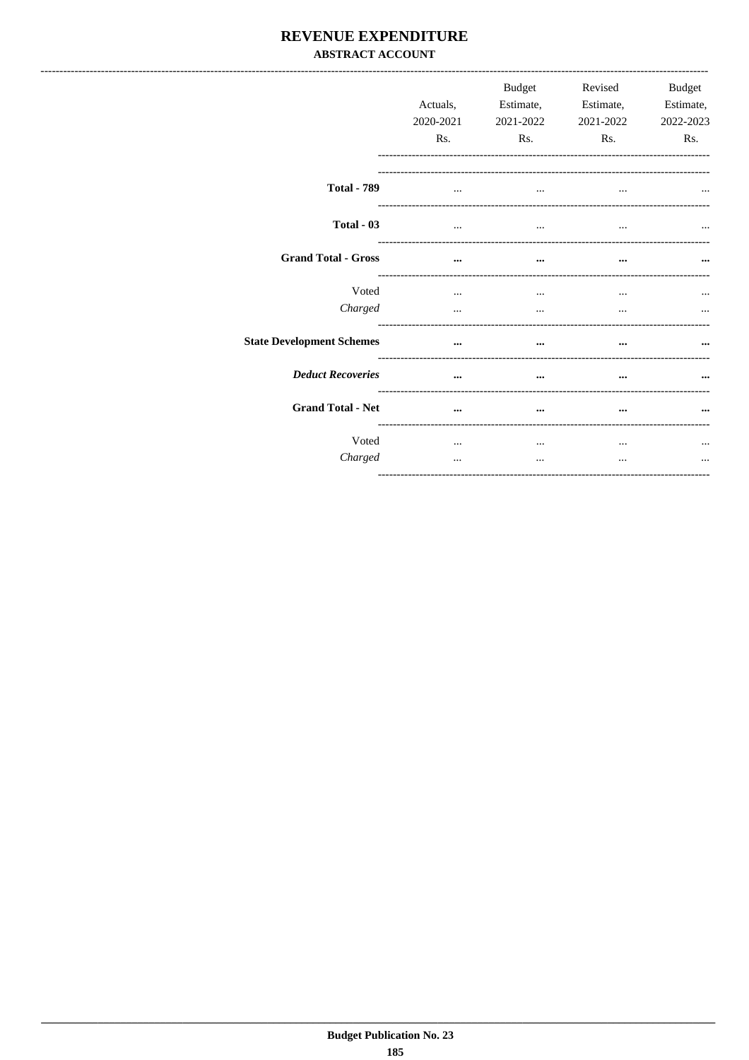# REVENUE EXPENDITURE

## ABSTRACT ACCOUNT

| | Actuals, 2020-2021 Rs. | Budget Estimate, 2021-2022 Rs. | Revised Estimate, 2021-2022 Rs. | Budget Estimate, 2022-2023 Rs. |
|---|---|---|---|---|
| **Total - 789** | ... | ... | ... | ... |
| **Total - 03** | ... | ... | ... | ... |
| **Grand Total - Gross** | **...** | **...** | **...** | **...** |
| Voted | ... | ... | ... | ... |
| *Charged* | ... | ... | ... | ... |
| **State Development Schemes** | **...** | **...** | **...** | **...** |
| ***Deduct Recoveries*** | **...** | **...** | **...** | **...** |
| **Grand Total - Net** | **...** | **...** | **...** | **...** |
| Voted | ... | ... | ... | ... |
| *Charged* | ... | ... | ... | ... |

**Budget Publication No. 23**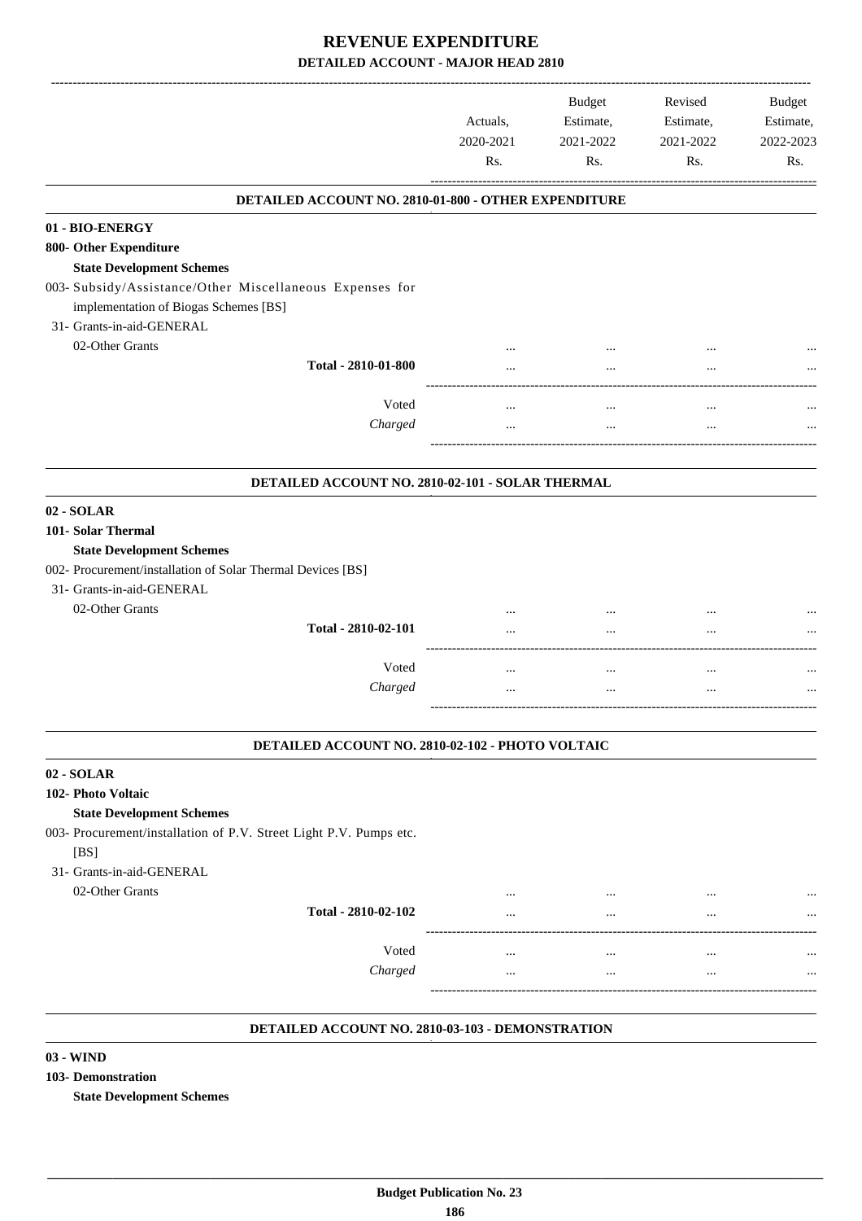# REVENUE EXPENDITURE

## DETAILED ACCOUNT - MAJOR HEAD 2810

| | Actuals, 2020-2021 Rs. | Budget Estimate, 2021-2022 Rs. | Revised Estimate, 2021-2022 Rs. | Budget Estimate, 2022-2023 Rs. |
|---|---|---|---|---|
| **DETAILED ACCOUNT NO. 2810-01-800 - OTHER EXPENDITURE** | | | | |
| **01 - BIO-ENERGY** | | | | |
| **800- Other Expenditure** | | | | |
| **State Development Schemes** | | | | |
| 003- Subsidy/Assistance/Other Miscellaneous Expenses for implementation of Biogas Schemes [BS] | | | | |
| 31- Grants-in-aid-GENERAL | | | | |
| 02-Other Grants | ... | ... | ... | ... |
| **Total - 2810-01-800** | ... | ... | ... | ... |
| Voted | ... | ... | ... | ... |
| *Charged* | ... | ... | ... | ... |
| **DETAILED ACCOUNT NO. 2810-02-101 - SOLAR THERMAL** | | | | |
| **02 - SOLAR** | | | | |
| **101- Solar Thermal** | | | | |
| **State Development Schemes** | | | | |
| 002- Procurement/installation of Solar Thermal Devices [BS] | | | | |
| 31- Grants-in-aid-GENERAL | | | | |
| 02-Other Grants | ... | ... | ... | ... |
| **Total - 2810-02-101** | ... | ... | ... | ... |
| Voted | ... | ... | ... | ... |
| *Charged* | ... | ... | ... | ... |
| **DETAILED ACCOUNT NO. 2810-02-102 - PHOTO VOLTAIC** | | | | |
| **02 - SOLAR** | | | | |
| **102- Photo Voltaic** | | | | |
| **State Development Schemes** | | | | |
| 003- Procurement/installation of P.V. Street Light P.V. Pumps etc. [BS] | | | | |
| 31- Grants-in-aid-GENERAL | | | | |
| 02-Other Grants | ... | ... | ... | ... |
| **Total - 2810-02-102** | ... | ... | ... | ... |
| Voted | ... | ... | ... | ... |
| *Charged* | ... | ... | ... | ... |
| **DETAILED ACCOUNT NO. 2810-03-103 - DEMONSTRATION** | | | | |
| **03 - WIND** | | | | |
| **103- Demonstration** | | | | |
| **State Development Schemes** | | | | |

Budget Publication No. 23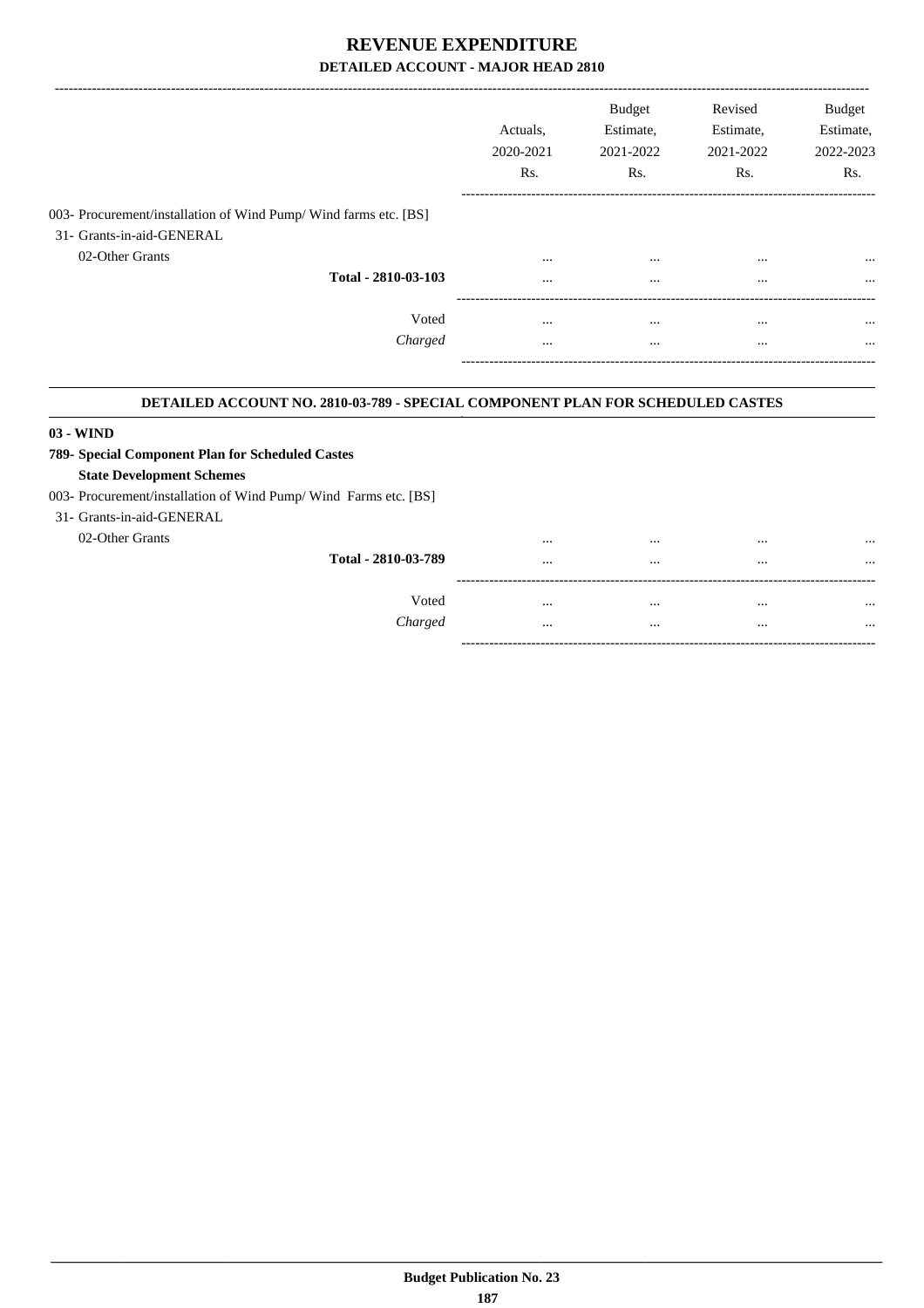# REVENUE EXPENDITURE

## DETAILED ACCOUNT - MAJOR HEAD 2810

| | Actuals, 2020-2021 Rs. | Budget Estimate, 2021-2022 Rs. | Revised Estimate, 2021-2022 Rs. | Budget Estimate, 2022-2023 Rs. |
|---|---|---|---|---|
| 003- Procurement/installation of Wind Pump/ Wind farms etc. [BS] | | | | |
| 31- Grants-in-aid-GENERAL | | | | |
| 02-Other Grants | ... | ... | ... | ... |
| **Total - 2810-03-103** | ... | ... | ... | ... |
| Voted | ... | ... | ... | ... |
| *Charged* | ... | ... | ... | ... |

### DETAILED ACCOUNT NO. 2810-03-789 - SPECIAL COMPONENT PLAN FOR SCHEDULED CASTES

**03 - WIND**

**789- Special Component Plan for Scheduled Castes**

**State Development Schemes**

| | Actuals, 2020-2021 Rs. | Budget Estimate, 2021-2022 Rs. | Revised Estimate, 2021-2022 Rs. | Budget Estimate, 2022-2023 Rs. |
|---|---|---|---|---|
| 003- Procurement/installation of Wind Pump/ Wind Farms etc. [BS] | | | | |
| 31- Grants-in-aid-GENERAL | | | | |
| 02-Other Grants | ... | ... | ... | ... |
| **Total - 2810-03-789** | ... | ... | ... | ... |
| Voted | ... | ... | ... | ... |
| *Charged* | ... | ... | ... | ... |

**Budget Publication No. 23**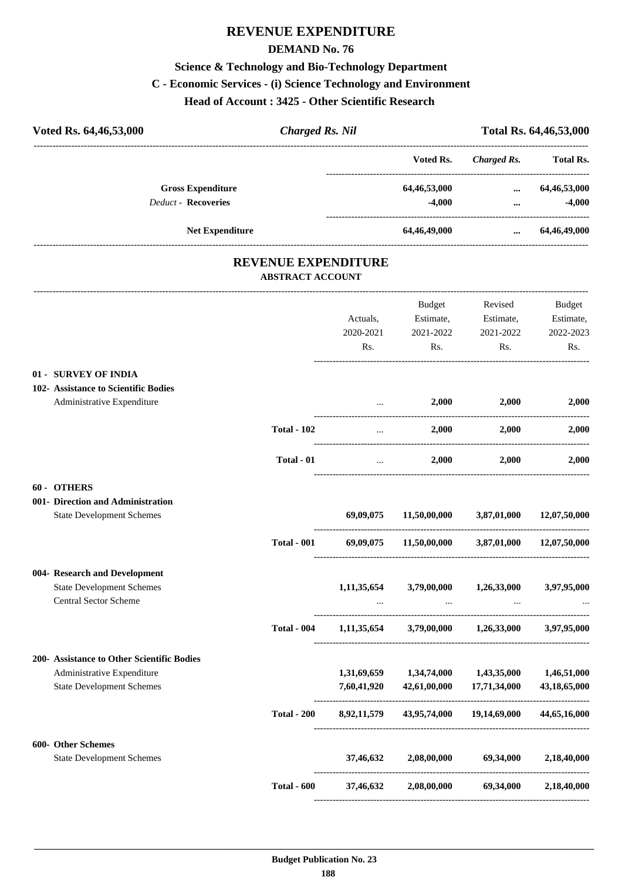# REVENUE EXPENDITURE

## DEMAND No. 76

### Science & Technology and Bio-Technology Department

### C - Economic Services - (i) Science Technology and Environment

### Head of Account : 3425 - Other Scientific Research

| Voted Rs. 64,46,53,000 | *Charged Rs. Nil* | Total Rs. 64,46,53,000 |
|---|---|---|

| | Voted Rs. | *Charged Rs.* | Total Rs. |
|---|---|---|---|
| **Gross Expenditure** | 64,46,53,000 | ... | 64,46,53,000 |
| *Deduct* - **Recoveries** | -4,000 | ... | -4,000 |
| **Net Expenditure** | 64,46,49,000 | ... | 64,46,49,000 |

## REVENUE EXPENDITURE

### ABSTRACT ACCOUNT

| | | Actuals, 2020-2021 Rs. | Budget Estimate, 2021-2022 Rs. | Revised Estimate, 2021-2022 Rs. | Budget Estimate, 2022-2023 Rs. |
|---|---|---|---|---|---|
| **01 - SURVEY OF INDIA** | | | | | |
| **102- Assistance to Scientific Bodies** | | | | | |
| Administrative Expenditure | | ... | 2,000 | 2,000 | 2,000 |
| | **Total - 102** | ... | 2,000 | 2,000 | 2,000 |
| | **Total - 01** | ... | 2,000 | 2,000 | 2,000 |
| **60 - OTHERS** | | | | | |
| **001- Direction and Administration** | | | | | |
| State Development Schemes | | 69,09,075 | 11,50,00,000 | 3,87,01,000 | 12,07,50,000 |
| | **Total - 001** | 69,09,075 | 11,50,00,000 | 3,87,01,000 | 12,07,50,000 |
| **004- Research and Development** | | | | | |
| State Development Schemes | | 1,11,35,654 | 3,79,00,000 | 1,26,33,000 | 3,97,95,000 |
| Central Sector Scheme | | ... | ... | ... | ... |
| | **Total - 004** | 1,11,35,654 | 3,79,00,000 | 1,26,33,000 | 3,97,95,000 |
| **200- Assistance to Other Scientific Bodies** | | | | | |
| Administrative Expenditure | | 1,31,69,659 | 1,34,74,000 | 1,43,35,000 | 1,46,51,000 |
| State Development Schemes | | 7,60,41,920 | 42,61,00,000 | 17,71,34,000 | 43,18,65,000 |
| | **Total - 200** | 8,92,11,579 | 43,95,74,000 | 19,14,69,000 | 44,65,16,000 |
| **600- Other Schemes** | | | | | |
| State Development Schemes | | 37,46,632 | 2,08,00,000 | 69,34,000 | 2,18,40,000 |
| | **Total - 600** | 37,46,632 | 2,08,00,000 | 69,34,000 | 2,18,40,000 |

**Budget Publication No. 23**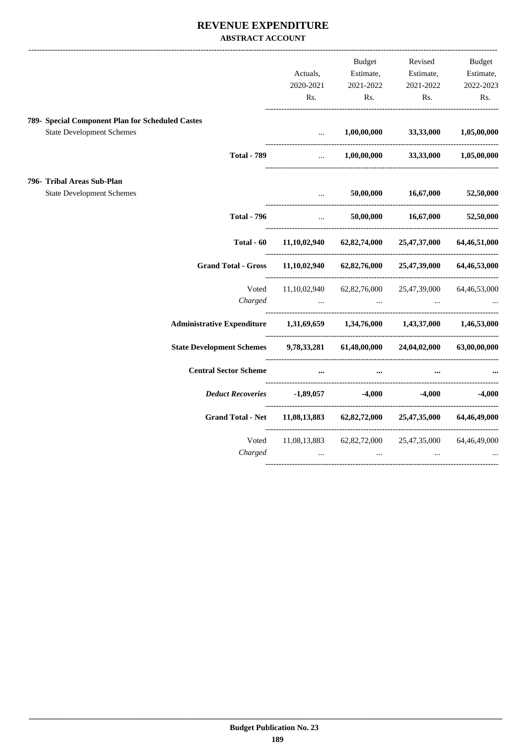# REVENUE EXPENDITURE

**ABSTRACT ACCOUNT**

| | Actuals, 2020-2021 Rs. | Budget Estimate, 2021-2022 Rs. | Revised Estimate, 2021-2022 Rs. | Budget Estimate, 2022-2023 Rs. |
|---|---|---|---|---|
| **789- Special Component Plan for Scheduled Castes** | | | | |
| State Development Schemes | ... | **1,00,00,000** | **33,33,000** | **1,05,00,000** |
| **Total - 789** | ... | **1,00,00,000** | **33,33,000** | **1,05,00,000** |
| **796- Tribal Areas Sub-Plan** | | | | |
| State Development Schemes | ... | **50,00,000** | **16,67,000** | **52,50,000** |
| **Total - 796** | ... | **50,00,000** | **16,67,000** | **52,50,000** |
| **Total - 60** | **11,10,02,940** | **62,82,74,000** | **25,47,37,000** | **64,46,51,000** |
| **Grand Total - Gross** | **11,10,02,940** | **62,82,76,000** | **25,47,39,000** | **64,46,53,000** |
| Voted | 11,10,02,940 | 62,82,76,000 | 25,47,39,000 | 64,46,53,000 |
| *Charged* | ... | ... | ... | ... |
| **Administrative Expenditure** | **1,31,69,659** | **1,34,76,000** | **1,43,37,000** | **1,46,53,000** |
| **State Development Schemes** | **9,78,33,281** | **61,48,00,000** | **24,04,02,000** | **63,00,00,000** |
| **Central Sector Scheme** | **...** | **...** | **...** | **...** |
| ***Deduct Recoveries*** | **-1,89,057** | **-4,000** | **-4,000** | **-4,000** |
| **Grand Total - Net** | **11,08,13,883** | **62,82,72,000** | **25,47,35,000** | **64,46,49,000** |
| Voted | 11,08,13,883 | 62,82,72,000 | 25,47,35,000 | 64,46,49,000 |
| *Charged* | ... | ... | ... | ... |

**Budget Publication No. 23**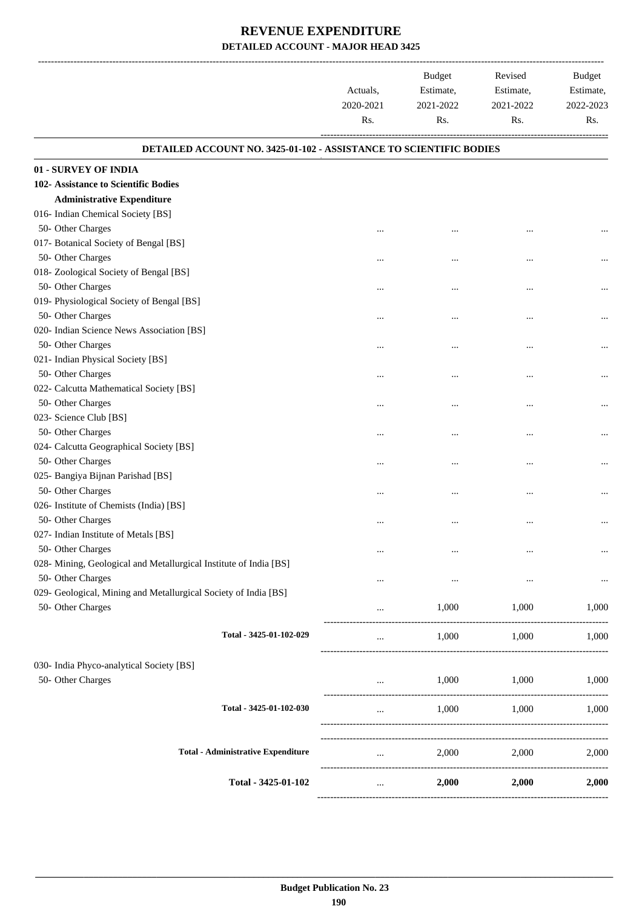# REVENUE EXPENDITURE

## DETAILED ACCOUNT - MAJOR HEAD 3425

| | Actuals, 2020-2021 Rs. | Budget Estimate, 2021-2022 Rs. | Revised Estimate, 2021-2022 Rs. | Budget Estimate, 2022-2023 Rs. |
|---|---|---|---|---|
| **DETAILED ACCOUNT NO. 3425-01-102 - ASSISTANCE TO SCIENTIFIC BODIES** | | | | |
| **01 - SURVEY OF INDIA** | | | | |
| **102- Assistance to Scientific Bodies** | | | | |
| **Administrative Expenditure** | | | | |
| 016- Indian Chemical Society [BS] | | | | |
| 50- Other Charges | ... | ... | ... | ... |
| 017- Botanical Society of Bengal [BS] | | | | |
| 50- Other Charges | ... | ... | ... | ... |
| 018- Zoological Society of Bengal [BS] | | | | |
| 50- Other Charges | ... | ... | ... | ... |
| 019- Physiological Society of Bengal [BS] | | | | |
| 50- Other Charges | ... | ... | ... | ... |
| 020- Indian Science News Association [BS] | | | | |
| 50- Other Charges | ... | ... | ... | ... |
| 021- Indian Physical Society [BS] | | | | |
| 50- Other Charges | ... | ... | ... | ... |
| 022- Calcutta Mathematical Society [BS] | | | | |
| 50- Other Charges | ... | ... | ... | ... |
| 023- Science Club [BS] | | | | |
| 50- Other Charges | ... | ... | ... | ... |
| 024- Calcutta Geographical Society [BS] | | | | |
| 50- Other Charges | ... | ... | ... | ... |
| 025- Bangiya Bijnan Parishad [BS] | | | | |
| 50- Other Charges | ... | ... | ... | ... |
| 026- Institute of Chemists (India) [BS] | | | | |
| 50- Other Charges | ... | ... | ... | ... |
| 027- Indian Institute of Metals [BS] | | | | |
| 50- Other Charges | ... | ... | ... | ... |
| 028- Mining, Geological and Metallurgical Institute of India [BS] | | | | |
| 50- Other Charges | ... | ... | ... | ... |
| 029- Geological, Mining and Metallurgical Society of India [BS] | | | | |
| 50- Other Charges | ... | 1,000 | 1,000 | 1,000 |
| Total - 3425-01-102-029 | ... | 1,000 | 1,000 | 1,000 |
| 030- India Phyco-analytical Society [BS] | | | | |
| 50- Other Charges | ... | 1,000 | 1,000 | 1,000 |
| Total - 3425-01-102-030 | ... | 1,000 | 1,000 | 1,000 |
| **Total - Administrative Expenditure** | ... | 2,000 | 2,000 | 2,000 |
| **Total - 3425-01-102** | ... | **2,000** | **2,000** | **2,000** |

**Budget Publication No. 23**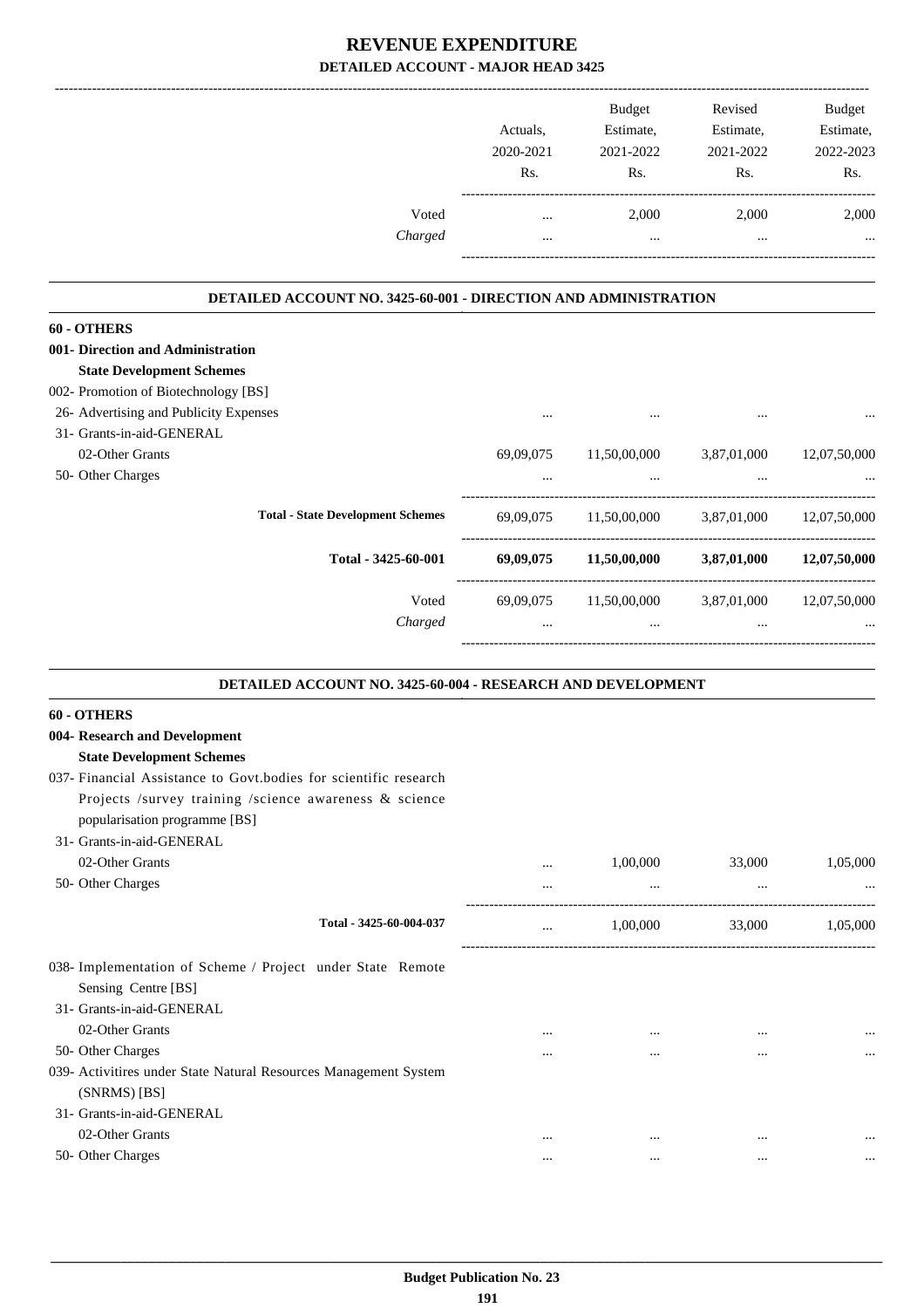# REVENUE EXPENDITURE

## DETAILED ACCOUNT - MAJOR HEAD 3425

| | Actuals, 2020-2021 Rs. | Budget Estimate, 2021-2022 Rs. | Revised Estimate, 2021-2022 Rs. | Budget Estimate, 2022-2023 Rs. |
|---|---|---|---|---|
| Voted | ... | 2,000 | 2,000 | 2,000 |
| *Charged* | ... | ... | ... | ... |

### DETAILED ACCOUNT NO. 3425-60-001 - DIRECTION AND ADMINISTRATION

| | Actuals, 2020-2021 Rs. | Budget Estimate, 2021-2022 Rs. | Revised Estimate, 2021-2022 Rs. | Budget Estimate, 2022-2023 Rs. |
|---|---|---|---|---|
| **60 - OTHERS** | | | | |
| **001- Direction and Administration** | | | | |
| **State Development Schemes** | | | | |
| 002- Promotion of Biotechnology [BS] | | | | |
| 26- Advertising and Publicity Expenses | ... | ... | ... | ... |
| 31- Grants-in-aid-GENERAL | | | | |
| 02-Other Grants | 69,09,075 | 11,50,00,000 | 3,87,01,000 | 12,07,50,000 |
| 50- Other Charges | ... | ... | ... | ... |
| **Total - State Development Schemes** | 69,09,075 | 11,50,00,000 | 3,87,01,000 | 12,07,50,000 |
| **Total - 3425-60-001** | **69,09,075** | **11,50,00,000** | **3,87,01,000** | **12,07,50,000** |
| Voted | 69,09,075 | 11,50,00,000 | 3,87,01,000 | 12,07,50,000 |
| *Charged* | ... | ... | ... | ... |

### DETAILED ACCOUNT NO. 3425-60-004 - RESEARCH AND DEVELOPMENT

| | Actuals, 2020-2021 Rs. | Budget Estimate, 2021-2022 Rs. | Revised Estimate, 2021-2022 Rs. | Budget Estimate, 2022-2023 Rs. |
|---|---|---|---|---|
| **60 - OTHERS** | | | | |
| **004- Research and Development** | | | | |
| **State Development Schemes** | | | | |
| 037- Financial Assistance to Govt.bodies for scientific research Projects /survey training /science awareness & science popularisation programme [BS] | | | | |
| 31- Grants-in-aid-GENERAL | | | | |
| 02-Other Grants | ... | 1,00,000 | 33,000 | 1,05,000 |
| 50- Other Charges | ... | ... | ... | ... |
| **Total - 3425-60-004-037** | ... | 1,00,000 | 33,000 | 1,05,000 |
| 038- Implementation of Scheme / Project under State Remote Sensing Centre [BS] | | | | |
| 31- Grants-in-aid-GENERAL | | | | |
| 02-Other Grants | ... | ... | ... | ... |
| 50- Other Charges | ... | ... | ... | ... |
| 039- Activitires under State Natural Resources Management System (SNRMS) [BS] | | | | |
| 31- Grants-in-aid-GENERAL | | | | |
| 02-Other Grants | ... | ... | ... | ... |
| 50- Other Charges | ... | ... | ... | ... |

**Budget Publication No. 23**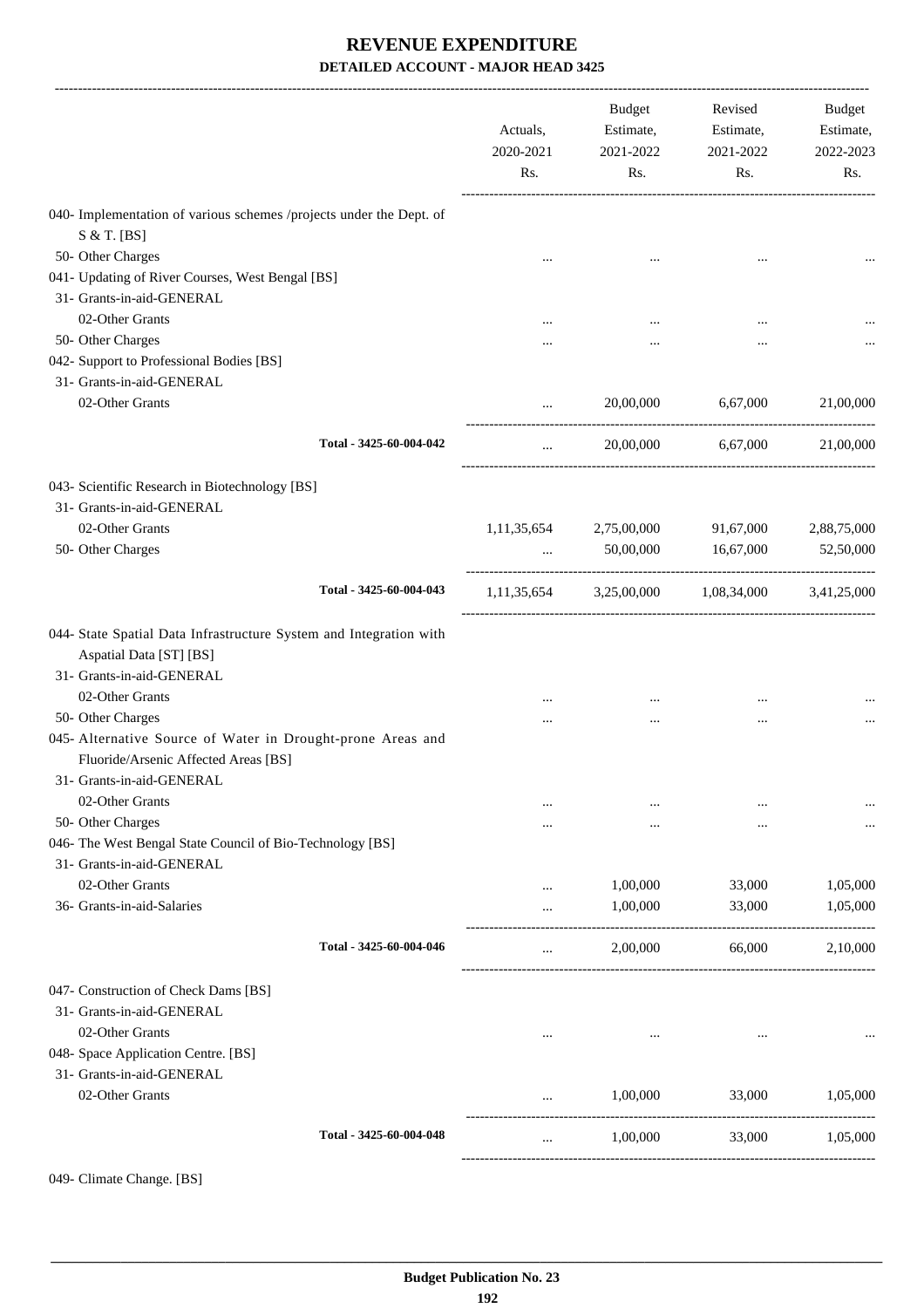# REVENUE EXPENDITURE

## DETAILED ACCOUNT - MAJOR HEAD 3425

| | Actuals, 2020-2021 Rs. | Budget Estimate, 2021-2022 Rs. | Revised Estimate, 2021-2022 Rs. | Budget Estimate, 2022-2023 Rs. |
|---|---|---|---|---|
| 040- Implementation of various schemes /projects under the Dept. of S & T. [BS] | | | | |
| 50- Other Charges | ... | ... | ... | ... |
| 041- Updating of River Courses, West Bengal [BS] | | | | |
| 31- Grants-in-aid-GENERAL | | | | |
| 02-Other Grants | ... | ... | ... | ... |
| 50- Other Charges | ... | ... | ... | ... |
| 042- Support to Professional Bodies [BS] | | | | |
| 31- Grants-in-aid-GENERAL | | | | |
| 02-Other Grants | ... | 20,00,000 | 6,67,000 | 21,00,000 |
| Total - 3425-60-004-042 | ... | 20,00,000 | 6,67,000 | 21,00,000 |
| 043- Scientific Research in Biotechnology [BS] | | | | |
| 31- Grants-in-aid-GENERAL | | | | |
| 02-Other Grants | 1,11,35,654 | 2,75,00,000 | 91,67,000 | 2,88,75,000 |
| 50- Other Charges | ... | 50,00,000 | 16,67,000 | 52,50,000 |
| Total - 3425-60-004-043 | 1,11,35,654 | 3,25,00,000 | 1,08,34,000 | 3,41,25,000 |
| 044- State Spatial Data Infrastructure System and Integration with Aspatial Data [ST] [BS] | | | | |
| 31- Grants-in-aid-GENERAL | | | | |
| 02-Other Grants | ... | ... | ... | ... |
| 50- Other Charges | ... | ... | ... | ... |
| 045- Alternative Source of Water in Drought-prone Areas and Fluoride/Arsenic Affected Areas [BS] | | | | |
| 31- Grants-in-aid-GENERAL | | | | |
| 02-Other Grants | ... | ... | ... | ... |
| 50- Other Charges | ... | ... | ... | ... |
| 046- The West Bengal State Council of Bio-Technology [BS] | | | | |
| 31- Grants-in-aid-GENERAL | | | | |
| 02-Other Grants | ... | 1,00,000 | 33,000 | 1,05,000 |
| 36- Grants-in-aid-Salaries | ... | 1,00,000 | 33,000 | 1,05,000 |
| Total - 3425-60-004-046 | ... | 2,00,000 | 66,000 | 2,10,000 |
| 047- Construction of Check Dams [BS] | | | | |
| 31- Grants-in-aid-GENERAL | | | | |
| 02-Other Grants | ... | ... | ... | ... |
| 048- Space Application Centre. [BS] | | | | |
| 31- Grants-in-aid-GENERAL | | | | |
| 02-Other Grants | ... | 1,00,000 | 33,000 | 1,05,000 |
| Total - 3425-60-004-048 | ... | 1,00,000 | 33,000 | 1,05,000 |

049- Climate Change. [BS]

Budget Publication No. 23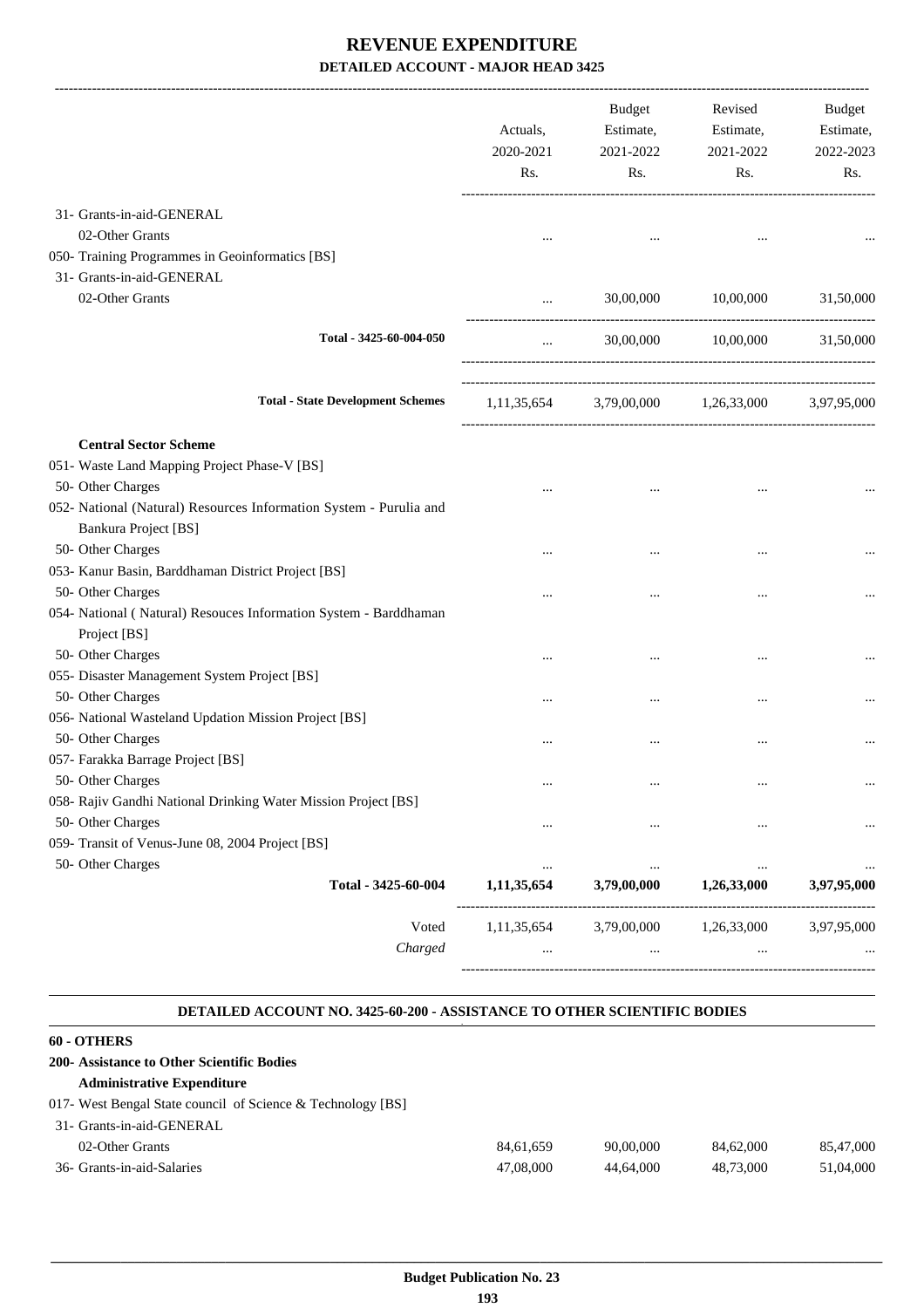# REVENUE EXPENDITURE

**DETAILED ACCOUNT - MAJOR HEAD 3425**

| | Actuals, 2020-2021 Rs. | Budget Estimate, 2021-2022 Rs. | Revised Estimate, 2021-2022 Rs. | Budget Estimate, 2022-2023 Rs. |
|---|---|---|---|---|
| 31- Grants-in-aid-GENERAL | | | | |
| 02-Other Grants | ... | ... | ... | ... |
| 050- Training Programmes in Geoinformatics [BS] | | | | |
| 31- Grants-in-aid-GENERAL | | | | |
| 02-Other Grants | ... | 30,00,000 | 10,00,000 | 31,50,000 |
| Total - 3425-60-004-050 | ... | 30,00,000 | 10,00,000 | 31,50,000 |
| Total - State Development Schemes | 1,11,35,654 | 3,79,00,000 | 1,26,33,000 | 3,97,95,000 |
| **Central Sector Scheme** | | | | |
| 051- Waste Land Mapping Project Phase-V [BS] | | | | |
| 50- Other Charges | ... | ... | ... | ... |
| 052- National (Natural) Resources Information System - Purulia and Bankura Project [BS] | | | | |
| 50- Other Charges | ... | ... | ... | ... |
| 053- Kanur Basin, Barddhaman District Project [BS] | | | | |
| 50- Other Charges | ... | ... | ... | ... |
| 054- National ( Natural) Resouces Information System - Barddhaman Project [BS] | | | | |
| 50- Other Charges | ... | ... | ... | ... |
| 055- Disaster Management System Project [BS] | | | | |
| 50- Other Charges | ... | ... | ... | ... |
| 056- National Wasteland Updation Mission Project [BS] | | | | |
| 50- Other Charges | ... | ... | ... | ... |
| 057- Farakka Barrage Project [BS] | | | | |
| 50- Other Charges | ... | ... | ... | ... |
| 058- Rajiv Gandhi National Drinking Water Mission Project [BS] | | | | |
| 50- Other Charges | ... | ... | ... | ... |
| 059- Transit of Venus-June 08, 2004 Project [BS] | | | | |
| 50- Other Charges | ... | ... | ... | ... |
| **Total - 3425-60-004** | **1,11,35,654** | **3,79,00,000** | **1,26,33,000** | **3,97,95,000** |
| Voted | 1,11,35,654 | 3,79,00,000 | 1,26,33,000 | 3,97,95,000 |
| *Charged* | ... | ... | ... | ... |

**DETAILED ACCOUNT NO. 3425-60-200 - ASSISTANCE TO OTHER SCIENTIFIC BODIES**

| | Actuals, 2020-2021 Rs. | Budget Estimate, 2021-2022 Rs. | Revised Estimate, 2021-2022 Rs. | Budget Estimate, 2022-2023 Rs. |
|---|---|---|---|---|
| **60 - OTHERS** | | | | |
| **200- Assistance to Other Scientific Bodies** | | | | |
| **Administrative Expenditure** | | | | |
| 017- West Bengal State council of Science & Technology [BS] | | | | |
| 31- Grants-in-aid-GENERAL | | | | |
| 02-Other Grants | 84,61,659 | 90,00,000 | 84,62,000 | 85,47,000 |
| 36- Grants-in-aid-Salaries | 47,08,000 | 44,64,000 | 48,73,000 | 51,04,000 |

Budget Publication No. 23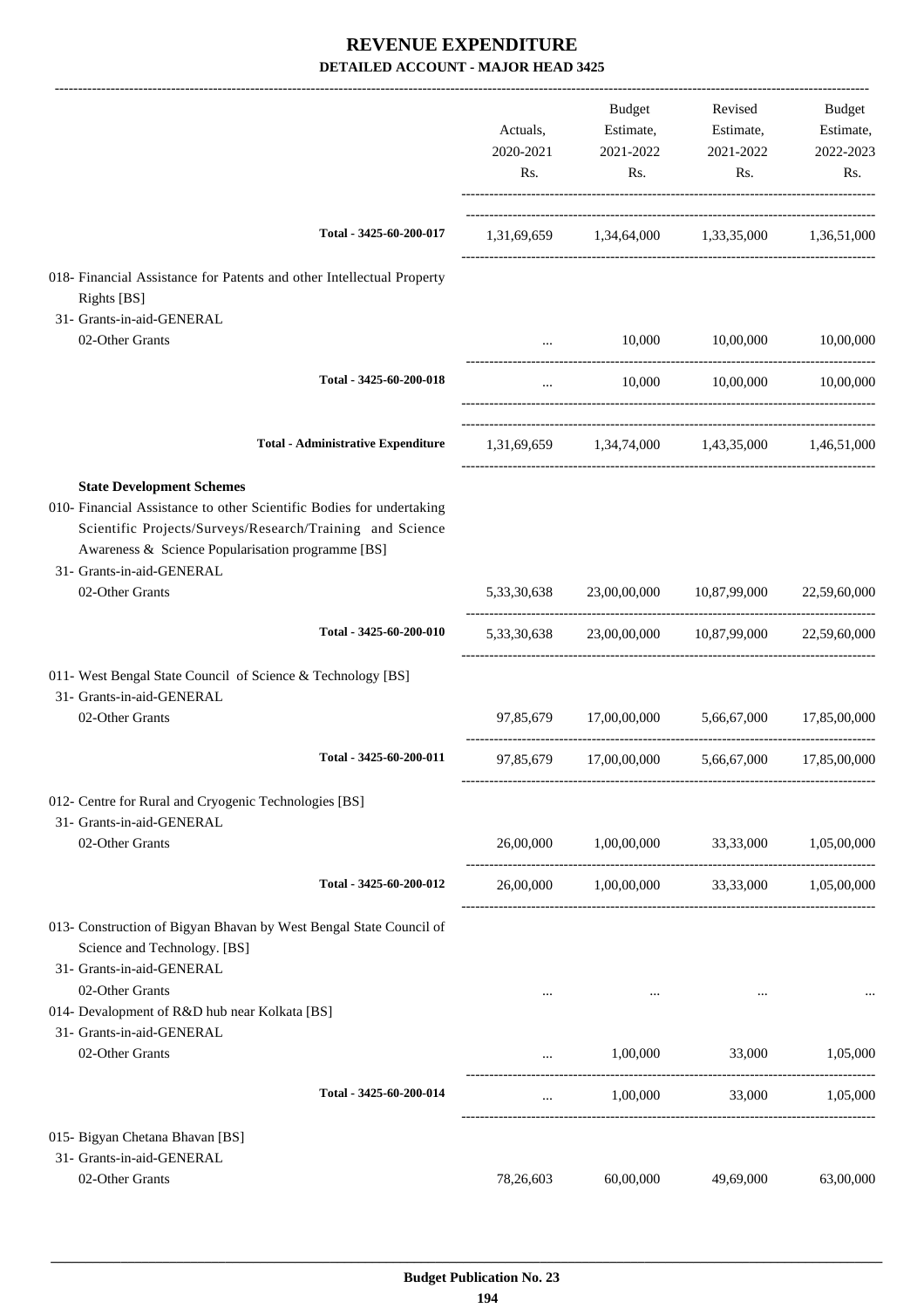# REVENUE EXPENDITURE

**DETAILED ACCOUNT - MAJOR HEAD 3425**

| | Actuals, 2020-2021 Rs. | Budget Estimate, 2021-2022 Rs. | Revised Estimate, 2021-2022 Rs. | Budget Estimate, 2022-2023 Rs. |
|---|---|---|---|---|
| **Total - 3425-60-200-017** | 1,31,69,659 | 1,34,64,000 | 1,33,35,000 | 1,36,51,000 |
| 018- Financial Assistance for Patents and other Intellectual Property Rights [BS] | | | | |
| 31- Grants-in-aid-GENERAL | | | | |
| 02-Other Grants | ... | 10,000 | 10,00,000 | 10,00,000 |
| **Total - 3425-60-200-018** | ... | 10,000 | 10,00,000 | 10,00,000 |
| **Total - Administrative Expenditure** | 1,31,69,659 | 1,34,74,000 | 1,43,35,000 | 1,46,51,000 |
| **State Development Schemes** | | | | |
| 010- Financial Assistance to other Scientific Bodies for undertaking Scientific Projects/Surveys/Research/Training and Science Awareness & Science Popularisation programme [BS] | | | | |
| 31- Grants-in-aid-GENERAL | | | | |
| 02-Other Grants | 5,33,30,638 | 23,00,00,000 | 10,87,99,000 | 22,59,60,000 |
| **Total - 3425-60-200-010** | 5,33,30,638 | 23,00,00,000 | 10,87,99,000 | 22,59,60,000 |
| 011- West Bengal State Council of Science & Technology [BS] | | | | |
| 31- Grants-in-aid-GENERAL | | | | |
| 02-Other Grants | 97,85,679 | 17,00,00,000 | 5,66,67,000 | 17,85,00,000 |
| **Total - 3425-60-200-011** | 97,85,679 | 17,00,00,000 | 5,66,67,000 | 17,85,00,000 |
| 012- Centre for Rural and Cryogenic Technologies [BS] | | | | |
| 31- Grants-in-aid-GENERAL | | | | |
| 02-Other Grants | 26,00,000 | 1,00,00,000 | 33,33,000 | 1,05,00,000 |
| **Total - 3425-60-200-012** | 26,00,000 | 1,00,00,000 | 33,33,000 | 1,05,00,000 |
| 013- Construction of Bigyan Bhavan by West Bengal State Council of Science and Technology. [BS] | | | | |
| 31- Grants-in-aid-GENERAL | | | | |
| 02-Other Grants | ... | ... | ... | ... |
| 014- Devalopment of R&D hub near Kolkata [BS] | | | | |
| 31- Grants-in-aid-GENERAL | | | | |
| 02-Other Grants | ... | 1,00,000 | 33,000 | 1,05,000 |
| **Total - 3425-60-200-014** | ... | 1,00,000 | 33,000 | 1,05,000 |
| 015- Bigyan Chetana Bhavan [BS] | | | | |
| 31- Grants-in-aid-GENERAL | | | | |
| 02-Other Grants | 78,26,603 | 60,00,000 | 49,69,000 | 63,00,000 |

**Budget Publication No. 23**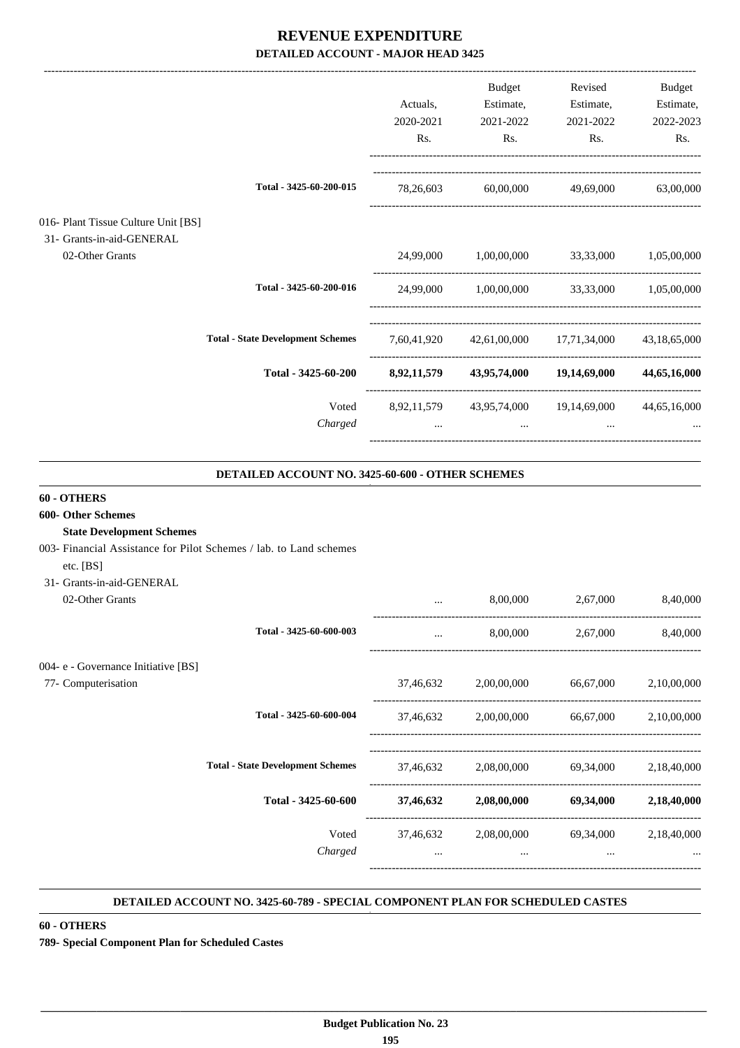# REVENUE EXPENDITURE

## DETAILED ACCOUNT - MAJOR HEAD 3425

| | Actuals, 2020-2021 Rs. | Budget Estimate, 2021-2022 Rs. | Revised Estimate, 2021-2022 Rs. | Budget Estimate, 2022-2023 Rs. |
|---|---|---|---|---|
| Total - 3425-60-200-015 | 78,26,603 | 60,00,000 | 49,69,000 | 63,00,000 |
| 016- Plant Tissue Culture Unit [BS] | | | | |
| 31- Grants-in-aid-GENERAL | | | | |
| 02-Other Grants | 24,99,000 | 1,00,00,000 | 33,33,000 | 1,05,00,000 |
| Total - 3425-60-200-016 | 24,99,000 | 1,00,00,000 | 33,33,000 | 1,05,00,000 |
| Total - State Development Schemes | 7,60,41,920 | 42,61,00,000 | 17,71,34,000 | 43,18,65,000 |
| **Total - 3425-60-200** | **8,92,11,579** | **43,95,74,000** | **19,14,69,000** | **44,65,16,000** |
| Voted | 8,92,11,579 | 43,95,74,000 | 19,14,69,000 | 44,65,16,000 |
| *Charged* | ... | ... | ... | ... |

### DETAILED ACCOUNT NO. 3425-60-600 - OTHER SCHEMES

**60 - OTHERS**

**600- Other Schemes**

**State Development Schemes**

| | Actuals, 2020-2021 Rs. | Budget Estimate, 2021-2022 Rs. | Revised Estimate, 2021-2022 Rs. | Budget Estimate, 2022-2023 Rs. |
|---|---|---|---|---|
| 003- Financial Assistance for Pilot Schemes / lab. to Land schemes etc. [BS] | | | | |
| 31- Grants-in-aid-GENERAL | | | | |
| 02-Other Grants | ... | 8,00,000 | 2,67,000 | 8,40,000 |
| Total - 3425-60-600-003 | ... | 8,00,000 | 2,67,000 | 8,40,000 |
| 004- e - Governance Initiative [BS] | | | | |
| 77- Computerisation | 37,46,632 | 2,00,00,000 | 66,67,000 | 2,10,00,000 |
| Total - 3425-60-600-004 | 37,46,632 | 2,00,00,000 | 66,67,000 | 2,10,00,000 |
| Total - State Development Schemes | 37,46,632 | 2,08,00,000 | 69,34,000 | 2,18,40,000 |
| **Total - 3425-60-600** | **37,46,632** | **2,08,00,000** | **69,34,000** | **2,18,40,000** |
| Voted | 37,46,632 | 2,08,00,000 | 69,34,000 | 2,18,40,000 |
| *Charged* | ... | ... | ... | ... |

### DETAILED ACCOUNT NO. 3425-60-789 - SPECIAL COMPONENT PLAN FOR SCHEDULED CASTES

**60 - OTHERS**

**789- Special Component Plan for Scheduled Castes**

Budget Publication No. 23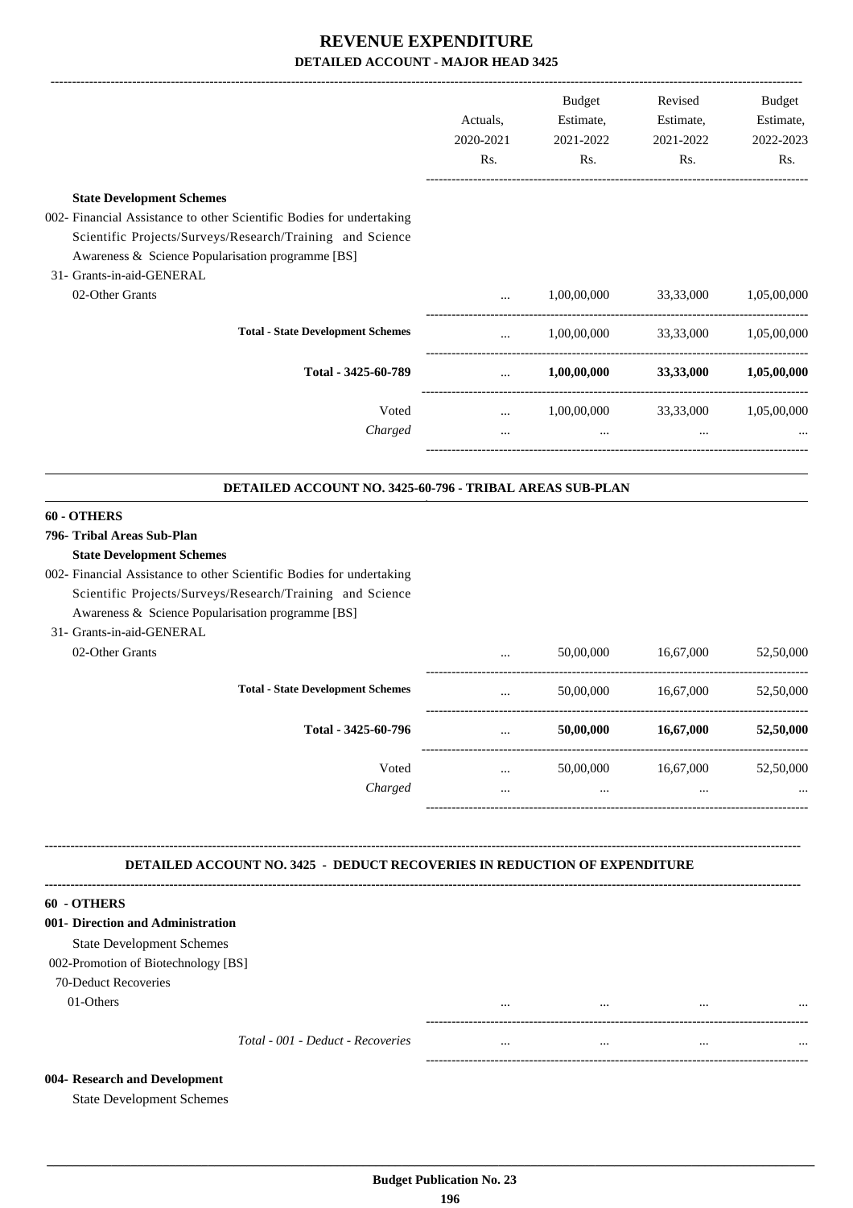# REVENUE EXPENDITURE

## DETAILED ACCOUNT - MAJOR HEAD 3425

| | Actuals, 2020-2021 Rs. | Budget Estimate, 2021-2022 Rs. | Revised Estimate, 2021-2022 Rs. | Budget Estimate, 2022-2023 Rs. |
|---|---|---|---|---|
| **State Development Schemes** | | | | |
| 002- Financial Assistance to other Scientific Bodies for undertaking Scientific Projects/Surveys/Research/Training and Science Awareness & Science Popularisation programme [BS] | | | | |
| 31- Grants-in-aid-GENERAL | | | | |
| 02-Other Grants | ... | 1,00,00,000 | 33,33,000 | 1,05,00,000 |
| **Total - State Development Schemes** | ... | 1,00,00,000 | 33,33,000 | 1,05,00,000 |
| **Total - 3425-60-789** | ... | **1,00,00,000** | **33,33,000** | **1,05,00,000** |
| Voted | ... | 1,00,00,000 | 33,33,000 | 1,05,00,000 |
| *Charged* | ... | ... | ... | ... |

### DETAILED ACCOUNT NO. 3425-60-796 - TRIBAL AREAS SUB-PLAN

| | Actuals, 2020-2021 Rs. | Budget Estimate, 2021-2022 Rs. | Revised Estimate, 2021-2022 Rs. | Budget Estimate, 2022-2023 Rs. |
|---|---|---|---|---|
| **60 - OTHERS** | | | | |
| **796- Tribal Areas Sub-Plan** | | | | |
| **State Development Schemes** | | | | |
| 002- Financial Assistance to other Scientific Bodies for undertaking Scientific Projects/Surveys/Research/Training and Science Awareness & Science Popularisation programme [BS] | | | | |
| 31- Grants-in-aid-GENERAL | | | | |
| 02-Other Grants | ... | 50,00,000 | 16,67,000 | 52,50,000 |
| **Total - State Development Schemes** | ... | 50,00,000 | 16,67,000 | 52,50,000 |
| **Total - 3425-60-796** | ... | **50,00,000** | **16,67,000** | **52,50,000** |
| Voted | ... | 50,00,000 | 16,67,000 | 52,50,000 |
| *Charged* | ... | ... | ... | ... |

### DETAILED ACCOUNT NO. 3425 - DEDUCT RECOVERIES IN REDUCTION OF EXPENDITURE

| | Actuals, 2020-2021 Rs. | Budget Estimate, 2021-2022 Rs. | Revised Estimate, 2021-2022 Rs. | Budget Estimate, 2022-2023 Rs. |
|---|---|---|---|---|
| **60 - OTHERS** | | | | |
| **001- Direction and Administration** | | | | |
| State Development Schemes | | | | |
| 002-Promotion of Biotechnology [BS] | | | | |
| 70-Deduct Recoveries | | | | |
| 01-Others | ... | ... | ... | ... |
| *Total - 001 - Deduct - Recoveries* | ... | ... | ... | ... |
| **004- Research and Development** | | | | |
| State Development Schemes | | | | |

Budget Publication No. 23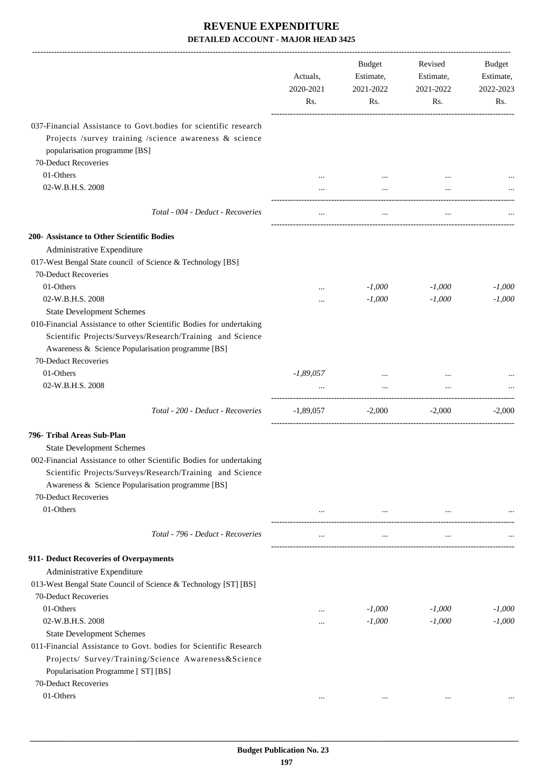# REVENUE EXPENDITURE

## DETAILED ACCOUNT - MAJOR HEAD 3425

| | Actuals, 2020-2021 Rs. | Budget Estimate, 2021-2022 Rs. | Revised Estimate, 2021-2022 Rs. | Budget Estimate, 2022-2023 Rs. |
|---|---|---|---|---|
| 037-Financial Assistance to Govt.bodies for scientific research Projects /survey training /science awareness & science popularisation programme [BS] | | | | |
| 70-Deduct Recoveries | | | | |
| 01-Others | ... | ... | ... | ... |
| 02-W.B.H.S. 2008 | ... | ... | ... | ... |
| *Total - 004 - Deduct - Recoveries* | ... | ... | ... | ... |
| **200- Assistance to Other Scientific Bodies** | | | | |
| Administrative Expenditure | | | | |
| 017-West Bengal State council of Science & Technology [BS] | | | | |
| 70-Deduct Recoveries | | | | |
| 01-Others | ... | *-1,000* | *-1,000* | *-1,000* |
| 02-W.B.H.S. 2008 | ... | *-1,000* | *-1,000* | *-1,000* |
| State Development Schemes | | | | |
| 010-Financial Assistance to other Scientific Bodies for undertaking Scientific Projects/Surveys/Research/Training and Science Awareness & Science Popularisation programme [BS] | | | | |
| 70-Deduct Recoveries | | | | |
| 01-Others | *-1,89,057* | ... | ... | ... |
| 02-W.B.H.S. 2008 | ... | ... | ... | ... |
| *Total - 200 - Deduct - Recoveries* | -1,89,057 | -2,000 | -2,000 | -2,000 |
| **796- Tribal Areas Sub-Plan** | | | | |
| State Development Schemes | | | | |
| 002-Financial Assistance to other Scientific Bodies for undertaking Scientific Projects/Surveys/Research/Training and Science Awareness & Science Popularisation programme [BS] | | | | |
| 70-Deduct Recoveries | | | | |
| 01-Others | ... | ... | ... | ... |
| *Total - 796 - Deduct - Recoveries* | ... | ... | ... | ... |
| **911- Deduct Recoveries of Overpayments** | | | | |
| Administrative Expenditure | | | | |
| 013-West Bengal State Council of Science & Technology [ST] [BS] | | | | |
| 70-Deduct Recoveries | | | | |
| 01-Others | ... | *-1,000* | *-1,000* | *-1,000* |
| 02-W.B.H.S. 2008 | ... | *-1,000* | *-1,000* | *-1,000* |
| State Development Schemes | | | | |
| 011-Financial Assistance to Govt. bodies for Scientific Research Projects/ Survey/Training/Science Awareness&Science Popularisation Programme [ ST] [BS] | | | | |
| 70-Deduct Recoveries | | | | |
| 01-Others | ... | ... | ... | ... |

**Budget Publication No. 23**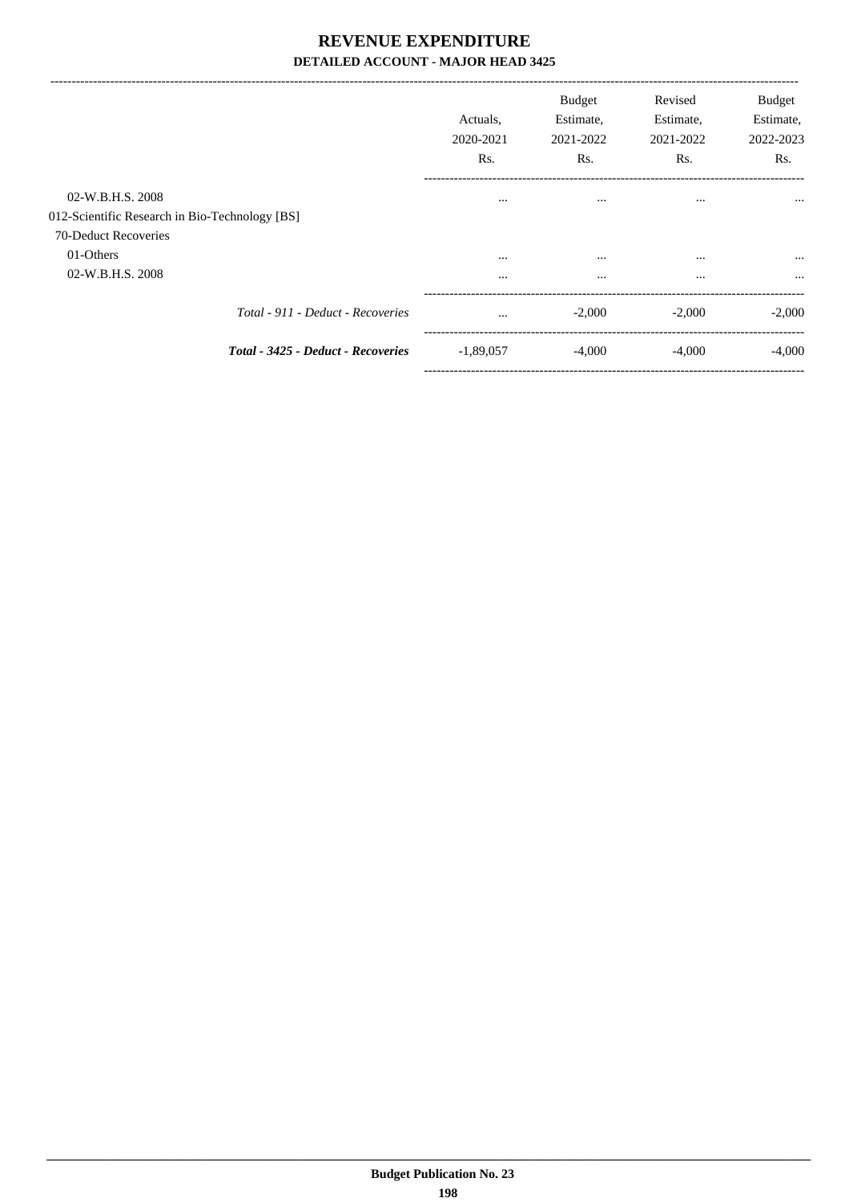# REVENUE EXPENDITURE

**DETAILED ACCOUNT - MAJOR HEAD 3425**

| | Actuals, 2020-2021 Rs. | Budget Estimate, 2021-2022 Rs. | Revised Estimate, 2021-2022 Rs. | Budget Estimate, 2022-2023 Rs. |
|---|---|---|---|---|
| 02-W.B.H.S. 2008 | ... | ... | ... | ... |
| 012-Scientific Research in Bio-Technology [BS] | | | | |
| 70-Deduct Recoveries | | | | |
| 01-Others | ... | ... | ... | ... |
| 02-W.B.H.S. 2008 | ... | ... | ... | ... |
| *Total - 911 - Deduct - Recoveries* | ... | -2,000 | -2,000 | -2,000 |
| ***Total - 3425 - Deduct - Recoveries*** | -1,89,057 | -4,000 | -4,000 | -4,000 |

Budget Publication No. 23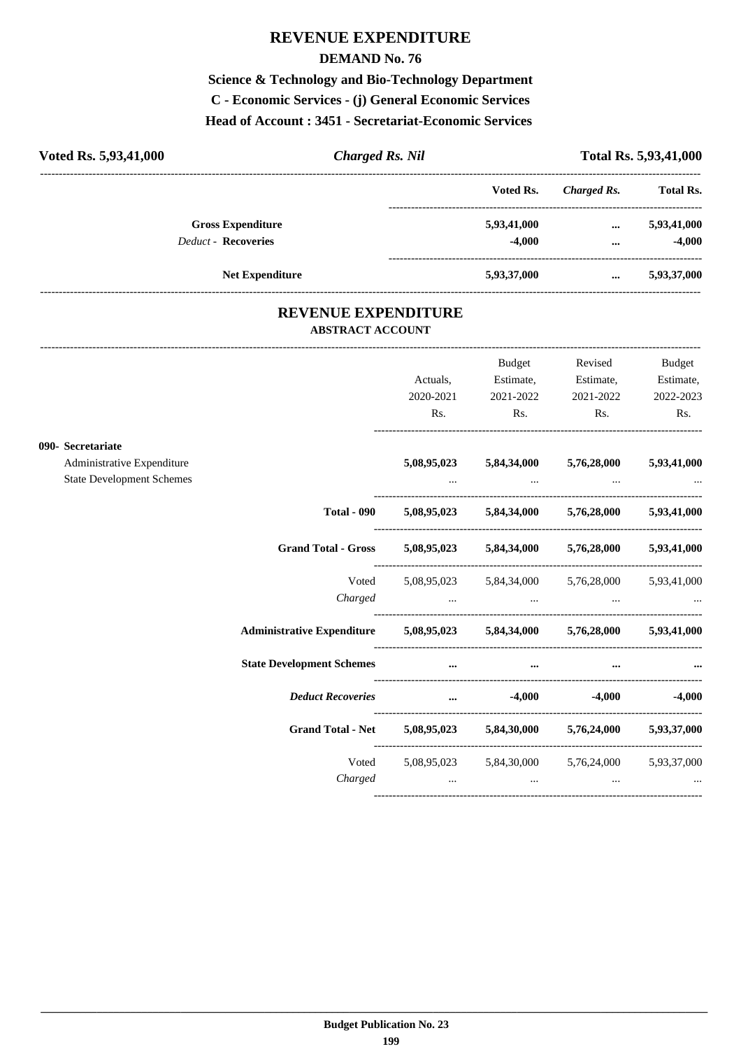# REVENUE EXPENDITURE

## DEMAND No. 76

### Science & Technology and Bio-Technology Department

### C - Economic Services - (j) General Economic Services

### Head of Account : 3451 - Secretariat-Economic Services

**Voted Rs. 5,93,41,000** | ***Charged Rs. Nil*** | **Total Rs. 5,93,41,000**

| | Voted Rs. | *Charged Rs.* | Total Rs. |
|---|---|---|---|
| **Gross Expenditure** | 5,93,41,000 | ... | 5,93,41,000 |
| *Deduct* - **Recoveries** | -4,000 | ... | -4,000 |
| **Net Expenditure** | 5,93,37,000 | ... | 5,93,37,000 |

## REVENUE EXPENDITURE

### ABSTRACT ACCOUNT

| | Actuals, 2020-2021 Rs. | Budget Estimate, 2021-2022 Rs. | Revised Estimate, 2021-2022 Rs. | Budget Estimate, 2022-2023 Rs. |
|---|---|---|---|---|
| **090- Secretariat** | | | | |
| Administrative Expenditure | 5,08,95,023 | 5,84,34,000 | 5,76,28,000 | 5,93,41,000 |
| State Development Schemes | ... | ... | ... | ... |
| **Total - 090** | 5,08,95,023 | 5,84,34,000 | 5,76,28,000 | 5,93,41,000 |
| **Grand Total - Gross** | 5,08,95,023 | 5,84,34,000 | 5,76,28,000 | 5,93,41,000 |
| Voted | 5,08,95,023 | 5,84,34,000 | 5,76,28,000 | 5,93,41,000 |
| *Charged* | ... | ... | ... | ... |
| **Administrative Expenditure** | 5,08,95,023 | 5,84,34,000 | 5,76,28,000 | 5,93,41,000 |
| **State Development Schemes** | ... | ... | ... | ... |
| ***Deduct Recoveries*** | ... | -4,000 | -4,000 | -4,000 |
| **Grand Total - Net** | 5,08,95,023 | 5,84,30,000 | 5,76,24,000 | 5,93,37,000 |
| Voted | 5,08,95,023 | 5,84,30,000 | 5,76,24,000 | 5,93,37,000 |
| *Charged* | ... | ... | ... | ... |

**Budget Publication No. 23**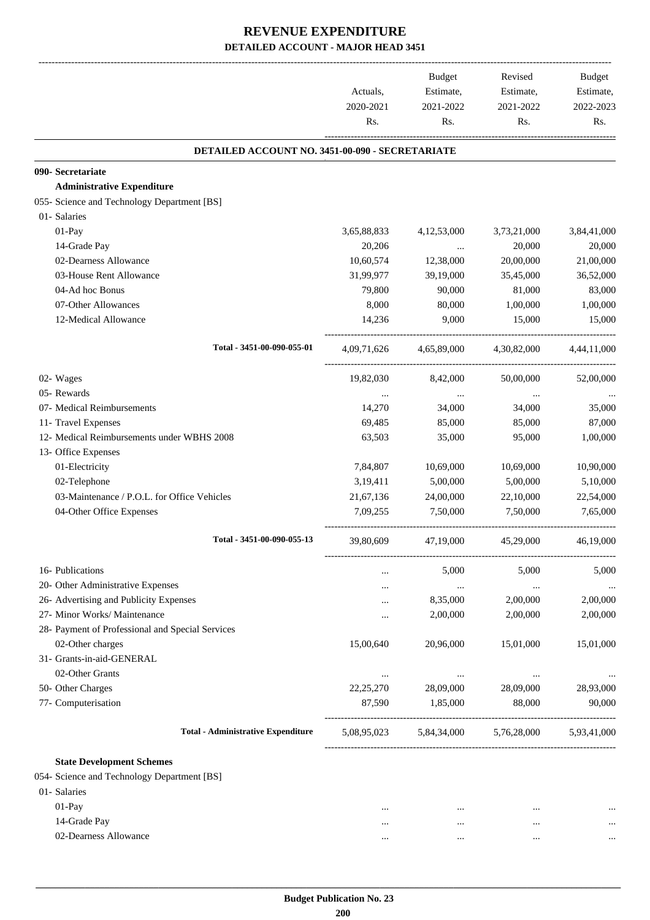# REVENUE EXPENDITURE

## DETAILED ACCOUNT - MAJOR HEAD 3451

| | Actuals, 2020-2021 Rs. | Budget Estimate, 2021-2022 Rs. | Revised Estimate, 2021-2022 Rs. | Budget Estimate, 2022-2023 Rs. |
|---|---|---|---|---|
| **DETAILED ACCOUNT NO. 3451-00-090 - SECRETARIATE** | | | | |
| **090- Secretariate** | | | | |
| **Administrative Expenditure** | | | | |
| 055- Science and Technology Department [BS] | | | | |
| 01- Salaries | | | | |
| 01-Pay | 3,65,88,833 | 4,12,53,000 | 3,73,21,000 | 3,84,41,000 |
| 14-Grade Pay | 20,206 | ... | 20,000 | 20,000 |
| 02-Dearness Allowance | 10,60,574 | 12,38,000 | 20,00,000 | 21,00,000 |
| 03-House Rent Allowance | 31,99,977 | 39,19,000 | 35,45,000 | 36,52,000 |
| 04-Ad hoc Bonus | 79,800 | 90,000 | 81,000 | 83,000 |
| 07-Other Allowances | 8,000 | 80,000 | 1,00,000 | 1,00,000 |
| 12-Medical Allowance | 14,236 | 9,000 | 15,000 | 15,000 |
| **Total - 3451-00-090-055-01** | 4,09,71,626 | 4,65,89,000 | 4,30,82,000 | 4,44,11,000 |
| 02- Wages | 19,82,030 | 8,42,000 | 50,00,000 | 52,00,000 |
| 05- Rewards | ... | ... | ... | ... |
| 07- Medical Reimbursements | 14,270 | 34,000 | 34,000 | 35,000 |
| 11- Travel Expenses | 69,485 | 85,000 | 85,000 | 87,000 |
| 12- Medical Reimbursements under WBHS 2008 | 63,503 | 35,000 | 95,000 | 1,00,000 |
| 13- Office Expenses | | | | |
| 01-Electricity | 7,84,807 | 10,69,000 | 10,69,000 | 10,90,000 |
| 02-Telephone | 3,19,411 | 5,00,000 | 5,00,000 | 5,10,000 |
| 03-Maintenance / P.O.L. for Office Vehicles | 21,67,136 | 24,00,000 | 22,10,000 | 22,54,000 |
| 04-Other Office Expenses | 7,09,255 | 7,50,000 | 7,50,000 | 7,65,000 |
| **Total - 3451-00-090-055-13** | 39,80,609 | 47,19,000 | 45,29,000 | 46,19,000 |
| 16- Publications | ... | 5,000 | 5,000 | 5,000 |
| 20- Other Administrative Expenses | ... | ... | ... | ... |
| 26- Advertising and Publicity Expenses | ... | 8,35,000 | 2,00,000 | 2,00,000 |
| 27- Minor Works/ Maintenance | ... | 2,00,000 | 2,00,000 | 2,00,000 |
| 28- Payment of Professional and Special Services | | | | |
| 02-Other charges | 15,00,640 | 20,96,000 | 15,01,000 | 15,01,000 |
| 31- Grants-in-aid-GENERAL | | | | |
| 02-Other Grants | ... | ... | ... | ... |
| 50- Other Charges | 22,25,270 | 28,09,000 | 28,09,000 | 28,93,000 |
| 77- Computerisation | 87,590 | 1,85,000 | 88,000 | 90,000 |
| **Total - Administrative Expenditure** | 5,08,95,023 | 5,84,34,000 | 5,76,28,000 | 5,93,41,000 |
| **State Development Schemes** | | | | |
| 054- Science and Technology Department [BS] | | | | |
| 01- Salaries | | | | |
| 01-Pay | ... | ... | ... | ... |
| 14-Grade Pay | ... | ... | ... | ... |
| 02-Dearness Allowance | ... | ... | ... | ... |

**Budget Publication No. 23**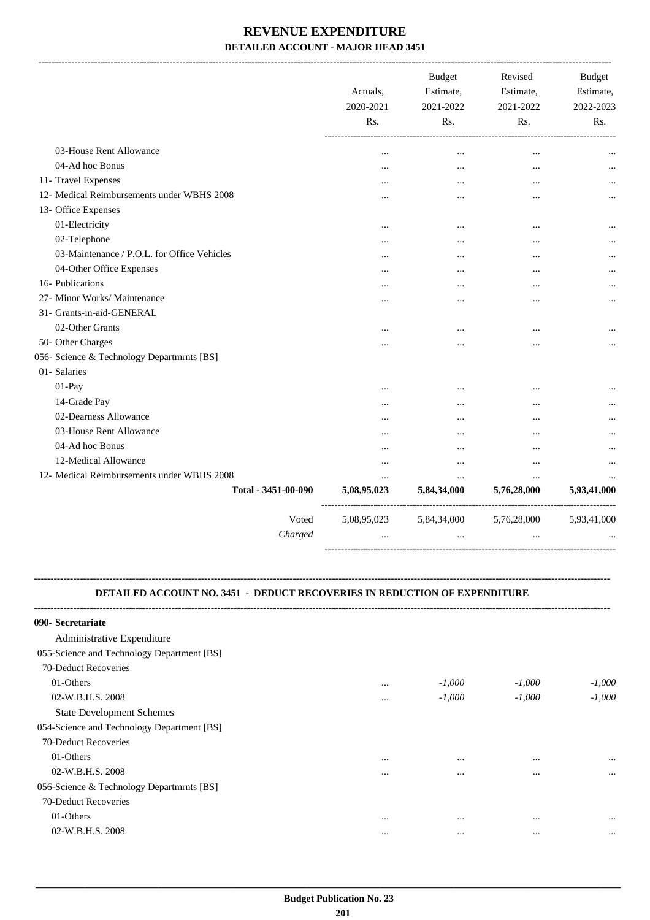# REVENUE EXPENDITURE

### DETAILED ACCOUNT - MAJOR HEAD 3451

| | Actuals, 2020-2021 Rs. | Budget Estimate, 2021-2022 Rs. | Revised Estimate, 2021-2022 Rs. | Budget Estimate, 2022-2023 Rs. |
|---|---|---|---|---|
| 03-House Rent Allowance | ... | ... | ... | ... |
| 04-Ad hoc Bonus | ... | ... | ... | ... |
| 11- Travel Expenses | ... | ... | ... | ... |
| 12- Medical Reimbursements under WBHS 2008 | ... | ... | ... | ... |
| 13- Office Expenses | | | | |
| 01-Electricity | ... | ... | ... | ... |
| 02-Telephone | ... | ... | ... | ... |
| 03-Maintenance / P.O.L. for Office Vehicles | ... | ... | ... | ... |
| 04-Other Office Expenses | ... | ... | ... | ... |
| 16- Publications | ... | ... | ... | ... |
| 27- Minor Works/ Maintenance | ... | ... | ... | ... |
| 31- Grants-in-aid-GENERAL | | | | |
| 02-Other Grants | ... | ... | ... | ... |
| 50- Other Charges | ... | ... | ... | ... |
| 056- Science & Technology Departmrnts [BS] | | | | |
| 01- Salaries | | | | |
| 01-Pay | ... | ... | ... | ... |
| 14-Grade Pay | ... | ... | ... | ... |
| 02-Dearness Allowance | ... | ... | ... | ... |
| 03-House Rent Allowance | ... | ... | ... | ... |
| 04-Ad hoc Bonus | ... | ... | ... | ... |
| 12-Medical Allowance | ... | ... | ... | ... |
| 12- Medical Reimbursements under WBHS 2008 | ... | ... | ... | ... |
| **Total - 3451-00-090** | **5,08,95,023** | **5,84,34,000** | **5,76,28,000** | **5,93,41,000** |
| Voted | 5,08,95,023 | 5,84,34,000 | 5,76,28,000 | 5,93,41,000 |
| *Charged* | ... | ... | ... | ... |

### DETAILED ACCOUNT NO. 3451 - DEDUCT RECOVERIES IN REDUCTION OF EXPENDITURE

| | Actuals, 2020-2021 Rs. | Budget Estimate, 2021-2022 Rs. | Revised Estimate, 2021-2022 Rs. | Budget Estimate, 2022-2023 Rs. |
|---|---|---|---|---|
| **090- Secretariate** | | | | |
| Administrative Expenditure | | | | |
| 055-Science and Technology Department [BS] | | | | |
| 70-Deduct Recoveries | | | | |
| 01-Others | ... | *-1,000* | *-1,000* | *-1,000* |
| 02-W.B.H.S. 2008 | ... | *-1,000* | *-1,000* | *-1,000* |
| State Development Schemes | | | | |
| 054-Science and Technology Department [BS] | | | | |
| 70-Deduct Recoveries | | | | |
| 01-Others | ... | ... | ... | ... |
| 02-W.B.H.S. 2008 | ... | ... | ... | ... |
| 056-Science & Technology Departmrnts [BS] | | | | |
| 70-Deduct Recoveries | | | | |
| 01-Others | ... | ... | ... | ... |
| 02-W.B.H.S. 2008 | ... | ... | ... | ... |

**Budget Publication No. 23**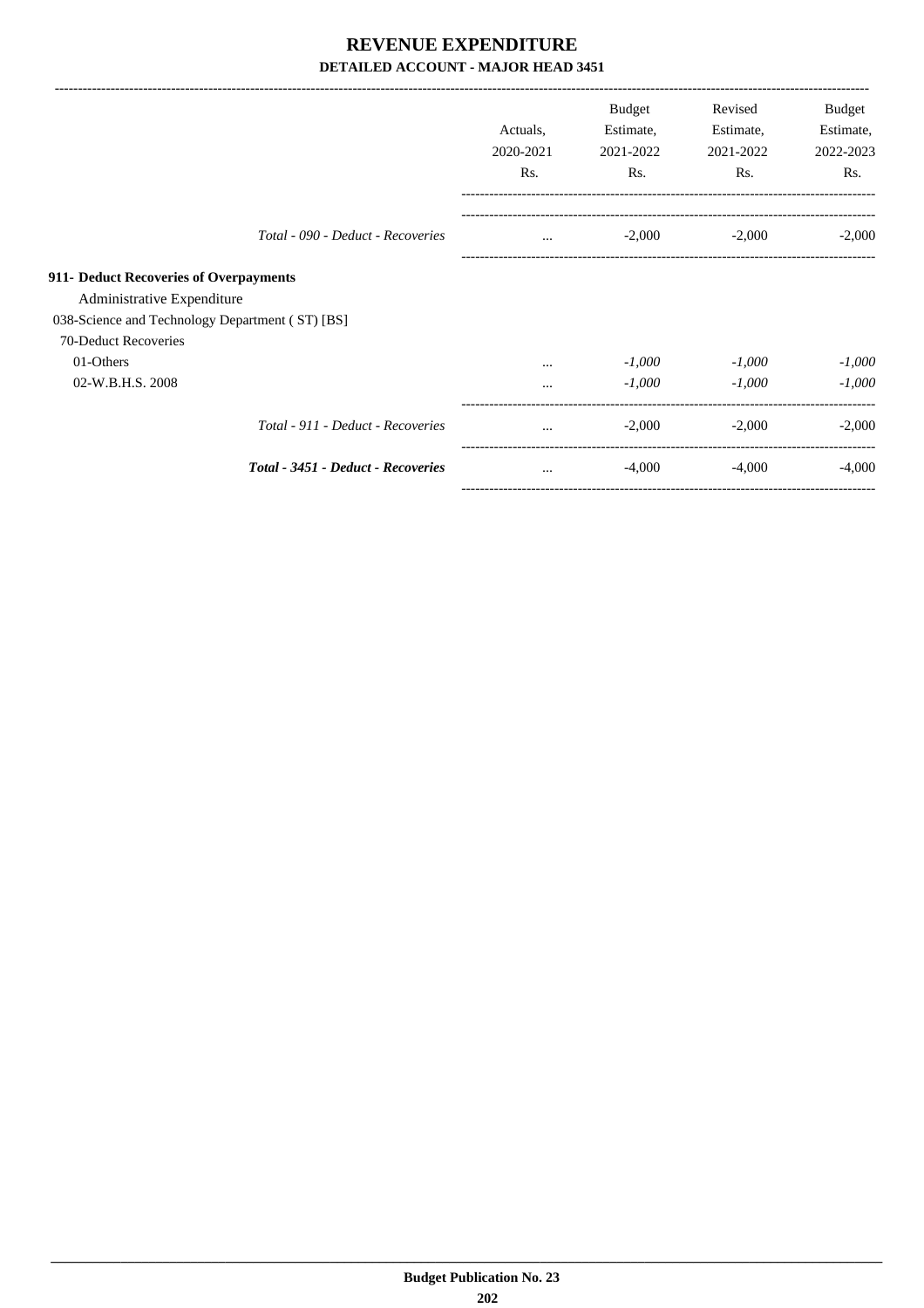# REVENUE EXPENDITURE

## DETAILED ACCOUNT - MAJOR HEAD 3451

| | Actuals, 2020-2021 Rs. | Budget Estimate, 2021-2022 Rs. | Revised Estimate, 2021-2022 Rs. | Budget Estimate, 2022-2023 Rs. |
|---|---|---|---|---|
| *Total - 090 - Deduct - Recoveries* | ... | -2,000 | -2,000 | -2,000 |
| **911- Deduct Recoveries of Overpayments** | | | | |
| Administrative Expenditure | | | | |
| 038-Science and Technology Department ( ST) [BS] | | | | |
| 70-Deduct Recoveries | | | | |
| 01-Others | ... | *-1,000* | *-1,000* | *-1,000* |
| 02-W.B.H.S. 2008 | ... | *-1,000* | *-1,000* | *-1,000* |
| *Total - 911 - Deduct - Recoveries* | ... | -2,000 | -2,000 | -2,000 |
| ***Total - 3451 - Deduct - Recoveries*** | ... | -4,000 | -4,000 | -4,000 |

**Budget Publication No. 23**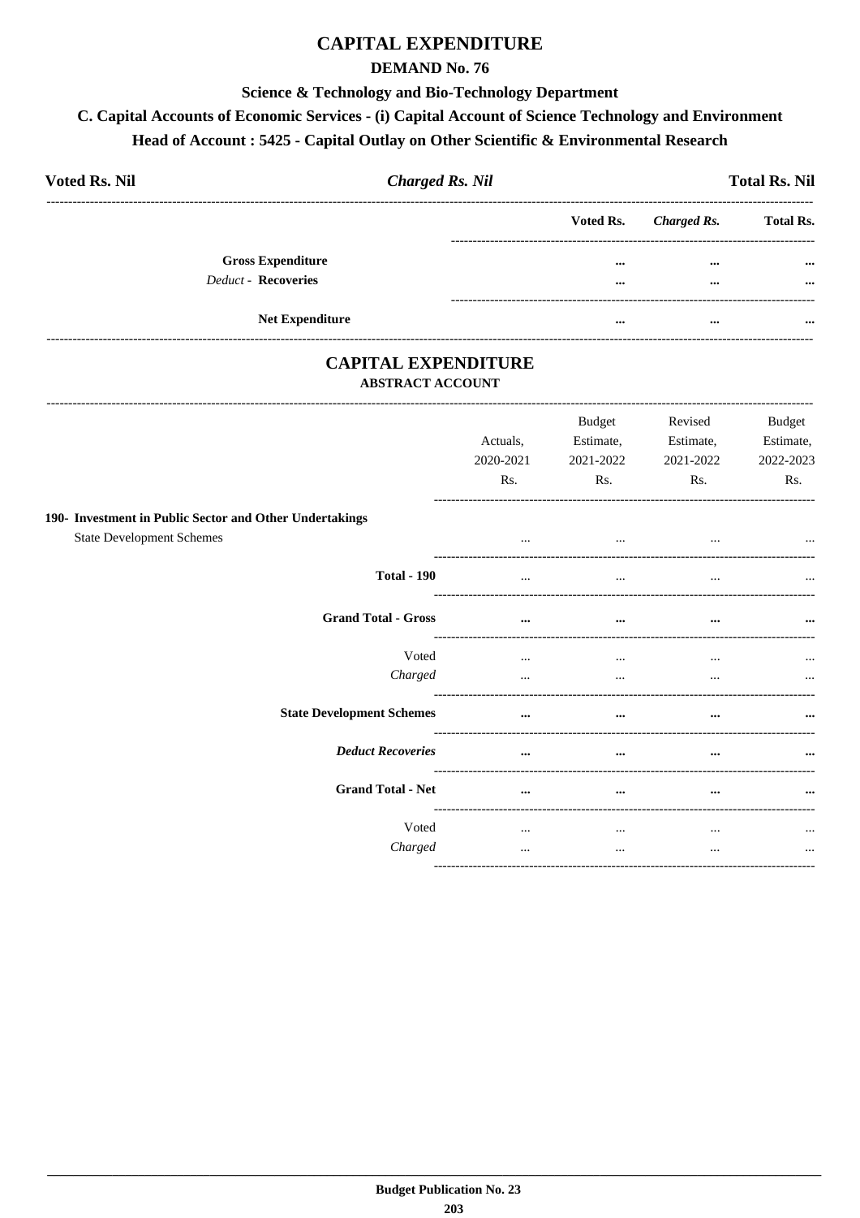# CAPITAL EXPENDITURE

## DEMAND No. 76

### Science & Technology and Bio-Technology Department

### C. Capital Accounts of Economic Services - (i) Capital Account of Science Technology and Environment

### Head of Account : 5425 - Capital Outlay on Other Scientific & Environmental Research

**Voted Rs. Nil** | ***Charged Rs. Nil*** | **Total Rs. Nil**

| | Voted Rs. | *Charged Rs.* | Total Rs. |
|---|---|---|---|
| **Gross Expenditure** | ... | ... | ... |
| *Deduct* - **Recoveries** | ... | ... | ... |
| **Net Expenditure** | ... | ... | ... |

## CAPITAL EXPENDITURE

### ABSTRACT ACCOUNT

| | Actuals, 2020-2021 Rs. | Budget Estimate, 2021-2022 Rs. | Revised Estimate, 2021-2022 Rs. | Budget Estimate, 2022-2023 Rs. |
|---|---|---|---|---|
| **190- Investment in Public Sector and Other Undertakings** | | | | |
| State Development Schemes | ... | ... | ... | ... |
| **Total - 190** | ... | ... | ... | ... |
| **Grand Total - Gross** | ... | ... | ... | ... |
| Voted | ... | ... | ... | ... |
| *Charged* | ... | ... | ... | ... |
| **State Development Schemes** | ... | ... | ... | ... |
| ***Deduct Recoveries*** | ... | ... | ... | ... |
| **Grand Total - Net** | ... | ... | ... | ... |
| Voted | ... | ... | ... | ... |
| *Charged* | ... | ... | ... | ... |

**Budget Publication No. 23**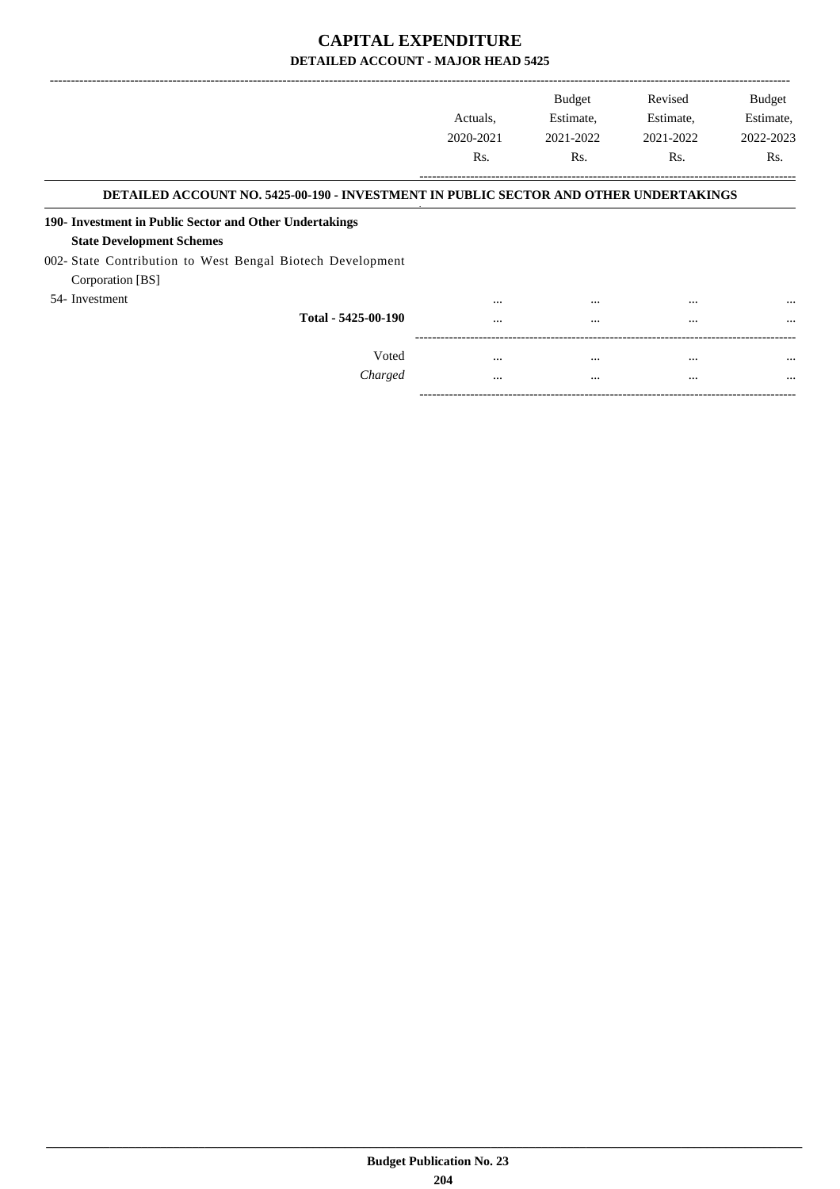# CAPITAL EXPENDITURE

## DETAILED ACCOUNT - MAJOR HEAD 5425

| | Actuals, 2020-2021 Rs. | Budget Estimate, 2021-2022 Rs. | Revised Estimate, 2021-2022 Rs. | Budget Estimate, 2022-2023 Rs. |
|---|---|---|---|---|
| **DETAILED ACCOUNT NO. 5425-00-190 - INVESTMENT IN PUBLIC SECTOR AND OTHER UNDERTAKINGS** | | | | |
| **190- Investment in Public Sector and Other Undertakings** | | | | |
| **State Development Schemes** | | | | |
| 002- State Contribution to West Bengal Biotech Development Corporation [BS] | | | | |
| 54- Investment | ... | ... | ... | ... |
| **Total - 5425-00-190** | ... | ... | ... | ... |
| Voted | ... | ... | ... | ... |
| *Charged* | ... | ... | ... | ... |

**Budget Publication No. 23**